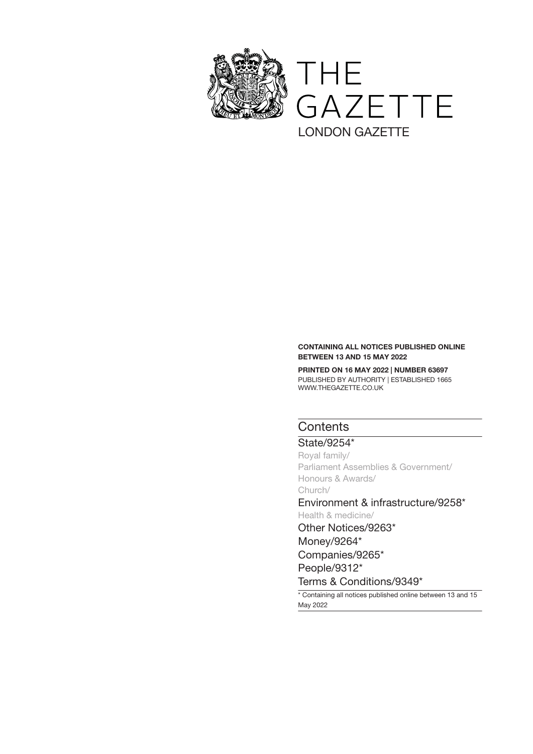# THE GAZETTE

## LONDON GAZETTE

**CONTAINING ALL NOTICES PUBLISHED ONLINE BETWEEN 13 AND 15 MAY 2022**

**PRINTED ON 16 MAY 2022 | NUMBER 63697**

PUBLISHED BY AUTHORITY | ESTABLISHED 1665

WWW.THEGAZETTE.CO.UK

## Contents

State/9254*

- Royal family/
- Parliament Assemblies & Government/
- Honours & Awards/
- Church/

Environment & infrastructure/9258*

- Health & medicine/

Other Notices/9263*

Money/9264*

Companies/9265*

People/9312*

Terms & Conditions/9349*

* Containing all notices published online between 13 and 15 May 2022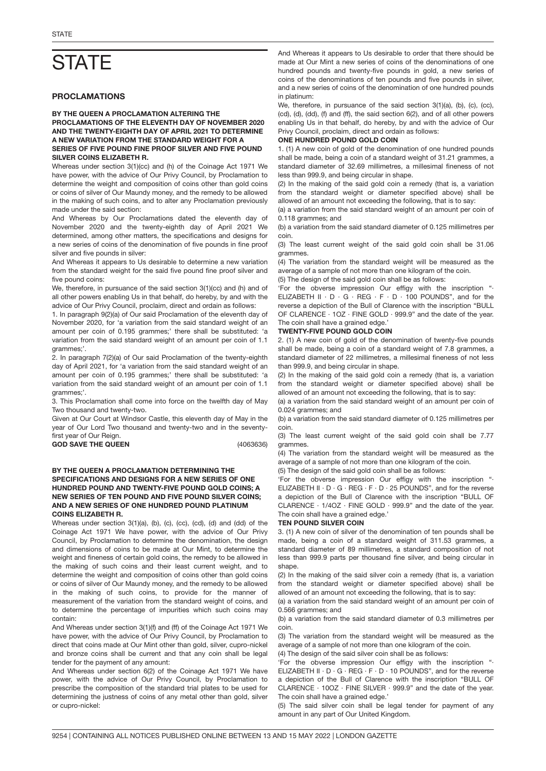# STATE

## PROCLAMATIONS

**BY THE QUEEN A PROCLAMATION ALTERING THE PROCLAMATIONS OF THE ELEVENTH DAY OF NOVEMBER 2020 AND THE TWENTY-EIGHTH DAY OF APRIL 2021 TO DETERMINE A NEW VARIATION FROM THE STANDARD WEIGHT FOR A SERIES OF FIVE POUND FINE PROOF SILVER AND FIVE POUND SILVER COINS ELIZABETH R.**

Whereas under section 3(1)(cc) and (h) of the Coinage Act 1971 We have power, with the advice of Our Privy Council, by Proclamation to determine the weight and composition of coins other than gold coins or coins of silver of Our Maundy money, and the remedy to be allowed in the making of such coins, and to alter any Proclamation previously made under the said section:

And Whereas by Our Proclamations dated the eleventh day of November 2020 and the twenty-eighth day of April 2021 We determined, among other matters, the specifications and designs for a new series of coins of the denomination of five pounds in fine proof silver and five pounds in silver:

And Whereas it appears to Us desirable to determine a new variation from the standard weight for the said five pound fine proof silver and five pound coins:

We, therefore, in pursuance of the said section 3(1)(cc) and (h) and of all other powers enabling Us in that behalf, do hereby, by and with the advice of Our Privy Council, proclaim, direct and ordain as follows:

1. In paragraph 9(2)(a) of Our said Proclamation of the eleventh day of November 2020, for 'a variation from the said standard weight of an amount per coin of 0.195 grammes;' there shall be substituted: 'a variation from the said standard weight of an amount per coin of 1.1 grammes;'.

2. In paragraph 7(2)(a) of Our said Proclamation of the twenty-eighth day of April 2021, for 'a variation from the said standard weight of an amount per coin of 0.195 grammes;' there shall be substituted: 'a variation from the said standard weight of an amount per coin of 1.1 grammes;'.

3. This Proclamation shall come into force on the twelfth day of May Two thousand and twenty-two.

Given at Our Court at Windsor Castle, this eleventh day of May in the year of Our Lord Two thousand and twenty-two and in the seventy-first year of Our Reign.

**GOD SAVE THE QUEEN** (4063636)

**BY THE QUEEN A PROCLAMATION DETERMINING THE SPECIFICATIONS AND DESIGNS FOR A NEW SERIES OF ONE HUNDRED POUND AND TWENTY-FIVE POUND GOLD COINS; A NEW SERIES OF TEN POUND AND FIVE POUND SILVER COINS; AND A NEW SERIES OF ONE HUNDRED POUND PLATINUM COINS ELIZABETH R.**

Whereas under section 3(1)(a), (b), (c), (cc), (cd), (d) and (dd) of the Coinage Act 1971 We have power, with the advice of Our Privy Council, by Proclamation to determine the denomination, the design and dimensions of coins to be made at Our Mint, to determine the weight and fineness of certain gold coins, the remedy to be allowed in the making of such coins and their least current weight, and to determine the weight and composition of coins other than gold coins or coins of silver of Our Maundy money, and the remedy to be allowed in the making of such coins, to provide for the manner of measurement of the variation from the standard weight of coins, and to determine the percentage of impurities which such coins may contain:

And Whereas under section 3(1)(f) and (ff) of the Coinage Act 1971 We have power, with the advice of Our Privy Council, by Proclamation to direct that coins made at Our Mint other than gold, silver, cupro-nickel and bronze coins shall be current and that any coin shall be legal tender for the payment of any amount:

And Whereas under section 6(2) of the Coinage Act 1971 We have power, with the advice of Our Privy Council, by Proclamation to prescribe the composition of the standard trial plates to be used for determining the justness of coins of any metal other than gold, silver or cupro-nickel:

And Whereas it appears to Us desirable to order that there should be made at Our Mint a new series of coins of the denominations of one hundred pounds and twenty-five pounds in gold, a new series of coins of the denominations of ten pounds and five pounds in silver, and a new series of coins of the denomination of one hundred pounds in platinum:

We, therefore, in pursuance of the said section 3(1)(a), (b), (c), (cc), (cd), (d), (dd), (f) and (ff), the said section 6(2), and of all other powers enabling Us in that behalf, do hereby, by and with the advice of Our Privy Council, proclaim, direct and ordain as follows:

**ONE HUNDRED POUND GOLD COIN**

1. (1) A new coin of gold of the denomination of one hundred pounds shall be made, being a coin of a standard weight of 31.21 grammes, a standard diameter of 32.69 millimetres, a millesimal fineness of not less than 999.9, and being circular in shape.

(2) In the making of the said gold coin a remedy (that is, a variation from the standard weight or diameter specified above) shall be allowed of an amount not exceeding the following, that is to say:

(a) a variation from the said standard weight of an amount per coin of 0.118 grammes; and

(b) a variation from the said standard diameter of 0.125 millimetres per coin.

(3) The least current weight of the said gold coin shall be 31.06 grammes.

(4) The variation from the standard weight will be measured as the average of a sample of not more than one kilogram of the coin.

(5) The design of the said gold coin shall be as follows:

'For the obverse impression Our effigy with the inscription "· ELIZABETH II · D · G · REG · F · D · 100 POUNDS", and for the reverse a depiction of the Bull of Clarence with the inscription "BULL OF CLARENCE · 1OZ · FINE GOLD · 999.9" and the date of the year. The coin shall have a grained edge.'

**TWENTY-FIVE POUND GOLD COIN**

2. (1) A new coin of gold of the denomination of twenty-five pounds shall be made, being a coin of a standard weight of 7.8 grammes, a standard diameter of 22 millimetres, a millesimal fineness of not less than 999.9, and being circular in shape.

(2) In the making of the said gold coin a remedy (that is, a variation from the standard weight or diameter specified above) shall be allowed of an amount not exceeding the following, that is to say:

(a) a variation from the said standard weight of an amount per coin of 0.024 grammes; and

(b) a variation from the said standard diameter of 0.125 millimetres per coin.

(3) The least current weight of the said gold coin shall be 7.77 grammes.

(4) The variation from the standard weight will be measured as the average of a sample of not more than one kilogram of the coin.

(5) The design of the said gold coin shall be as follows:

'For the obverse impression Our effigy with the inscription "· ELIZABETH II · D · G · REG · F · D · 25 POUNDS", and for the reverse a depiction of the Bull of Clarence with the inscription "BULL OF CLARENCE · 1/4OZ · FINE GOLD · 999.9" and the date of the year. The coin shall have a grained edge.'

**TEN POUND SILVER COIN**

3. (1) A new coin of silver of the denomination of ten pounds shall be made, being a coin of a standard weight of 311.53 grammes, a standard diameter of 89 millimetres, a standard composition of not less than 999.9 parts per thousand fine silver, and being circular in shape.

(2) In the making of the said silver coin a remedy (that is, a variation from the standard weight or diameter specified above) shall be allowed of an amount not exceeding the following, that is to say:

(a) a variation from the said standard weight of an amount per coin of 0.566 grammes; and

(b) a variation from the said standard diameter of 0.3 millimetres per coin.

(3) The variation from the standard weight will be measured as the average of a sample of not more than one kilogram of the coin.

(4) The design of the said silver coin shall be as follows:

'For the obverse impression Our effigy with the inscription "· ELIZABETH II · D · G · REG · F · D · 10 POUNDS", and for the reverse a depiction of the Bull of Clarence with the inscription "BULL OF CLARENCE · 10OZ · FINE SILVER · 999.9" and the date of the year. The coin shall have a grained edge.'

(5) The said silver coin shall be legal tender for payment of any amount in any part of Our United Kingdom.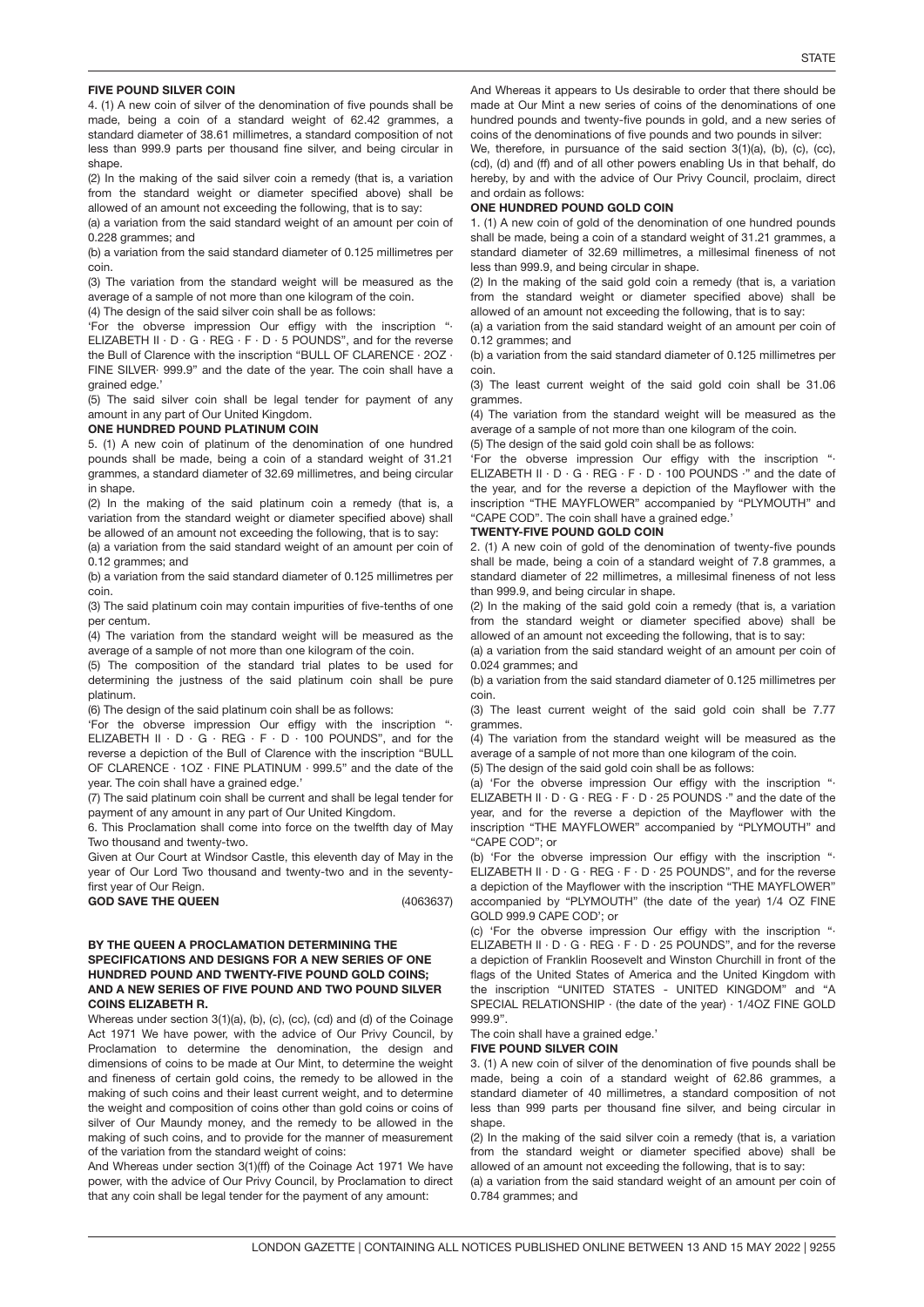**FIVE POUND SILVER COIN**

4. (1) A new coin of silver of the denomination of five pounds shall be made, being a coin of a standard weight of 62.42 grammes, a standard diameter of 38.61 millimetres, a standard composition of not less than 999.9 parts per thousand fine silver, and being circular in shape.

(2) In the making of the said silver coin a remedy (that is, a variation from the standard weight or diameter specified above) shall be allowed of an amount not exceeding the following, that is to say:

(a) a variation from the said standard weight of an amount per coin of 0.228 grammes; and

(b) a variation from the said standard diameter of 0.125 millimetres per coin.

(3) The variation from the standard weight will be measured as the average of a sample of not more than one kilogram of the coin.

(4) The design of the said silver coin shall be as follows:

'For the obverse impression Our effigy with the inscription "· ELIZABETH II · D · G · REG · F · D · 5 POUNDS", and for the reverse the Bull of Clarence with the inscription "BULL OF CLARENCE · 2OZ · FINE SILVER· 999.9" and the date of the year. The coin shall have a grained edge.'

(5) The said silver coin shall be legal tender for payment of any amount in any part of Our United Kingdom.

**ONE HUNDRED POUND PLATINUM COIN**

5. (1) A new coin of platinum of the denomination of one hundred pounds shall be made, being a coin of a standard weight of 31.21 grammes, a standard diameter of 32.69 millimetres, and being circular in shape.

(2) In the making of the said platinum coin a remedy (that is, a variation from the standard weight or diameter specified above) shall be allowed of an amount not exceeding the following, that is to say:

(a) a variation from the said standard weight of an amount per coin of 0.12 grammes; and

(b) a variation from the said standard diameter of 0.125 millimetres per coin.

(3) The said platinum coin may contain impurities of five-tenths of one per centum.

(4) The variation from the standard weight will be measured as the average of a sample of not more than one kilogram of the coin.

(5) The composition of the standard trial plates to be used for determining the justness of the said platinum coin shall be pure platinum.

(6) The design of the said platinum coin shall be as follows:

'For the obverse impression Our effigy with the inscription "· ELIZABETH II · D · G · REG · F · D · 100 POUNDS", and for the reverse a depiction of the Bull of Clarence with the inscription "BULL OF CLARENCE · 1OZ · FINE PLATINUM · 999.5" and the date of the year. The coin shall have a grained edge.'

(7) The said platinum coin shall be current and shall be legal tender for payment of any amount in any part of Our United Kingdom.

6. This Proclamation shall come into force on the twelfth day of May Two thousand and twenty-two.

Given at Our Court at Windsor Castle, this eleventh day of May in the year of Our Lord Two thousand and twenty-two and in the seventy-first year of Our Reign.

**GOD SAVE THE QUEEN** (4063637)

**BY THE QUEEN A PROCLAMATION DETERMINING THE SPECIFICATIONS AND DESIGNS FOR A NEW SERIES OF ONE HUNDRED POUND AND TWENTY-FIVE POUND GOLD COINS; AND A NEW SERIES OF FIVE POUND AND TWO POUND SILVER COINS ELIZABETH R.**

Whereas under section 3(1)(a), (b), (c), (cc), (cd) and (d) of the Coinage Act 1971 We have power, with the advice of Our Privy Council, by Proclamation to determine the denomination, the design and dimensions of coins to be made at Our Mint, to determine the weight and fineness of certain gold coins, the remedy to be allowed in the making of such coins and their least current weight, and to determine the weight and composition of coins other than gold coins or coins of silver of Our Maundy money, and the remedy to be allowed in the making of such coins, and to provide for the manner of measurement of the variation from the standard weight of coins:

And Whereas under section 3(1)(ff) of the Coinage Act 1971 We have power, with the advice of Our Privy Council, by Proclamation to direct that any coin shall be legal tender for the payment of any amount:

And Whereas it appears to Us desirable to order that there should be made at Our Mint a new series of coins of the denominations of one hundred pounds and twenty-five pounds in gold, and a new series of coins of the denominations of five pounds and two pounds in silver:

We, therefore, in pursuance of the said section 3(1)(a), (b), (c), (cc), (cd), (d) and (ff) and of all other powers enabling Us in that behalf, do hereby, by and with the advice of Our Privy Council, proclaim, direct and ordain as follows:

**ONE HUNDRED POUND GOLD COIN**

1. (1) A new coin of gold of the denomination of one hundred pounds shall be made, being a coin of a standard weight of 31.21 grammes, a standard diameter of 32.69 millimetres, a millesimal fineness of not less than 999.9, and being circular in shape.

(2) In the making of the said gold coin a remedy (that is, a variation from the standard weight or diameter specified above) shall be allowed of an amount not exceeding the following, that is to say:

(a) a variation from the said standard weight of an amount per coin of 0.12 grammes; and

(b) a variation from the said standard diameter of 0.125 millimetres per coin.

(3) The least current weight of the said gold coin shall be 31.06 grammes.

(4) The variation from the standard weight will be measured as the average of a sample of not more than one kilogram of the coin.

(5) The design of the said gold coin shall be as follows:

'For the obverse impression Our effigy with the inscription "· ELIZABETH II · D · G · REG · F · D · 100 POUNDS ·" and the date of the year, and for the reverse a depiction of the Mayflower with the inscription "THE MAYFLOWER" accompanied by "PLYMOUTH" and "CAPE COD". The coin shall have a grained edge.'

**TWENTY-FIVE POUND GOLD COIN**

2. (1) A new coin of gold of the denomination of twenty-five pounds shall be made, being a coin of a standard weight of 7.8 grammes, a standard diameter of 22 millimetres, a millesimal fineness of not less than 999.9, and being circular in shape.

(2) In the making of the said gold coin a remedy (that is, a variation from the standard weight or diameter specified above) shall be allowed of an amount not exceeding the following, that is to say:

(a) a variation from the said standard weight of an amount per coin of 0.024 grammes; and

(b) a variation from the said standard diameter of 0.125 millimetres per coin.

(3) The least current weight of the said gold coin shall be 7.77 grammes.

(4) The variation from the standard weight will be measured as the average of a sample of not more than one kilogram of the coin.

(5) The design of the said gold coin shall be as follows:

(a) 'For the obverse impression Our effigy with the inscription "· ELIZABETH II · D · G · REG · F · D · 25 POUNDS ·" and the date of the year, and for the reverse a depiction of the Mayflower with the inscription "THE MAYFLOWER" accompanied by "PLYMOUTH" and "CAPE COD"; or

(b) 'For the obverse impression Our effigy with the inscription "· ELIZABETH II · D · G · REG · F · D · 25 POUNDS", and for the reverse a depiction of the Mayflower with the inscription "THE MAYFLOWER" accompanied by "PLYMOUTH" (the date of the year) 1/4 OZ FINE GOLD 999.9 CAPE COD'; or

(c) 'For the obverse impression Our effigy with the inscription "· ELIZABETH II · D · G · REG · F · D · 25 POUNDS", and for the reverse a depiction of Franklin Roosevelt and Winston Churchill in front of the flags of the United States of America and the United Kingdom with the inscription "UNITED STATES - UNITED KINGDOM" and "A SPECIAL RELATIONSHIP · (the date of the year) · 1/4OZ FINE GOLD 999.9".

The coin shall have a grained edge.'

**FIVE POUND SILVER COIN**

3. (1) A new coin of silver of the denomination of five pounds shall be made, being a coin of a standard weight of 62.86 grammes, a standard diameter of 40 millimetres, a standard composition of not less than 999 parts per thousand fine silver, and being circular in shape.

(2) In the making of the said silver coin a remedy (that is, a variation from the standard weight or diameter specified above) shall be allowed of an amount not exceeding the following, that is to say:

(a) a variation from the said standard weight of an amount per coin of 0.784 grammes; and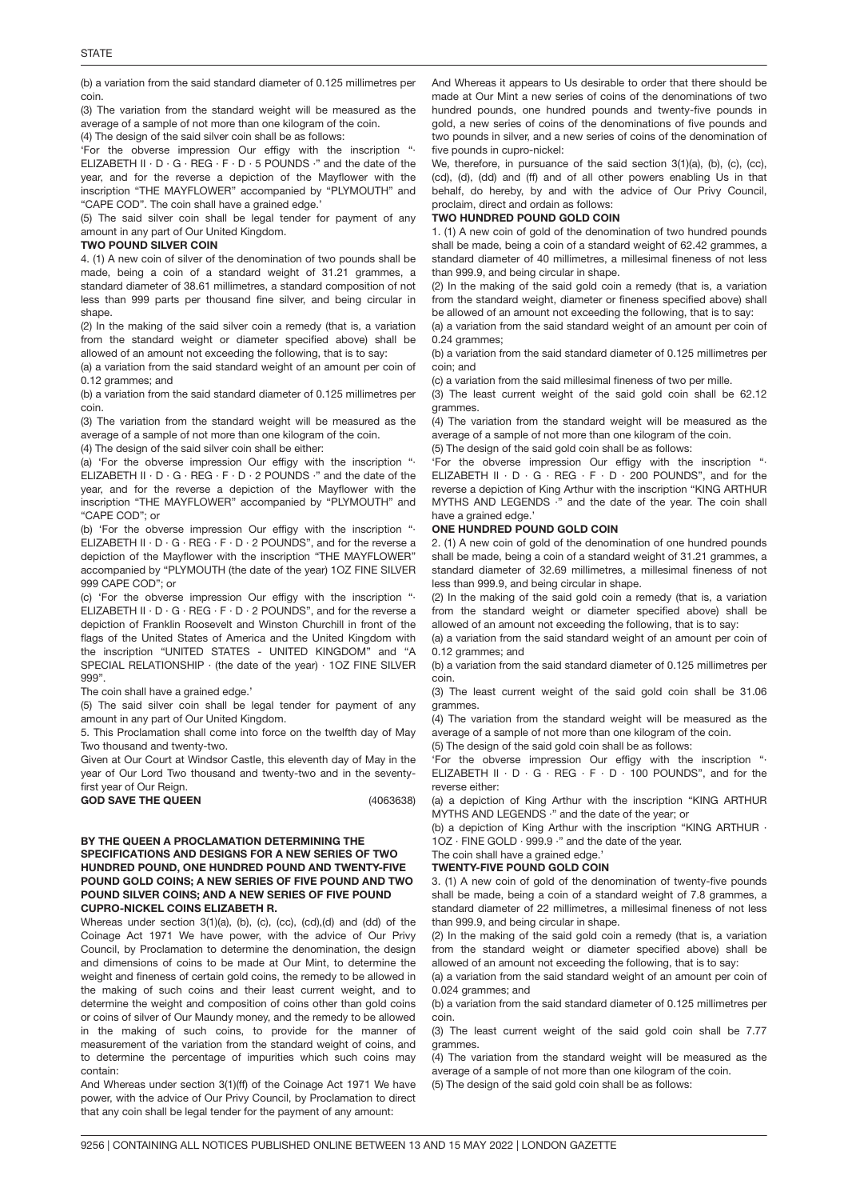(b) a variation from the said standard diameter of 0.125 millimetres per coin.

(3) The variation from the standard weight will be measured as the average of a sample of not more than one kilogram of the coin.

(4) The design of the said silver coin shall be as follows:

'For the obverse impression Our effigy with the inscription "· ELIZABETH II · D · G · REG · F · D · 5 POUNDS ·" and the date of the year, and for the reverse a depiction of the Mayflower with the inscription "THE MAYFLOWER" accompanied by "PLYMOUTH" and "CAPE COD". The coin shall have a grained edge.'

(5) The said silver coin shall be legal tender for payment of any amount in any part of Our United Kingdom.

**TWO POUND SILVER COIN**

4. (1) A new coin of silver of the denomination of two pounds shall be made, being a coin of a standard weight of 31.21 grammes, a standard diameter of 38.61 millimetres, a standard composition of not less than 999 parts per thousand fine silver, and being circular in shape.

(2) In the making of the said silver coin a remedy (that is, a variation from the standard weight or diameter specified above) shall be allowed of an amount not exceeding the following, that is to say:

(a) a variation from the said standard weight of an amount per coin of 0.12 grammes; and

(b) a variation from the said standard diameter of 0.125 millimetres per coin.

(3) The variation from the standard weight will be measured as the average of a sample of not more than one kilogram of the coin.

(4) The design of the said silver coin shall be either:

(a) 'For the obverse impression Our effigy with the inscription "· ELIZABETH II · D · G · REG · F · D · 2 POUNDS ·" and the date of the year, and for the reverse a depiction of the Mayflower with the inscription "THE MAYFLOWER" accompanied by "PLYMOUTH" and "CAPE COD"; or

(b) 'For the obverse impression Our effigy with the inscription "· ELIZABETH II · D · G · REG · F · D · 2 POUNDS", and for the reverse a depiction of the Mayflower with the inscription "THE MAYFLOWER" accompanied by "PLYMOUTH (the date of the year) 1OZ FINE SILVER 999 CAPE COD"; or

(c) 'For the obverse impression Our effigy with the inscription "· ELIZABETH II · D · G · REG · F · D · 2 POUNDS", and for the reverse a depiction of Franklin Roosevelt and Winston Churchill in front of the flags of the United States of America and the United Kingdom with the inscription "UNITED STATES - UNITED KINGDOM" and "A SPECIAL RELATIONSHIP · (the date of the year) · 1OZ FINE SILVER 999".

The coin shall have a grained edge.'

(5) The said silver coin shall be legal tender for payment of any amount in any part of Our United Kingdom.

5. This Proclamation shall come into force on the twelfth day of May Two thousand and twenty-two.

Given at Our Court at Windsor Castle, this eleventh day of May in the year of Our Lord Two thousand and twenty-two and in the seventy-first year of Our Reign.

**GOD SAVE THE QUEEN** (4063638)

**BY THE QUEEN A PROCLAMATION DETERMINING THE SPECIFICATIONS AND DESIGNS FOR A NEW SERIES OF TWO HUNDRED POUND, ONE HUNDRED POUND AND TWENTY-FIVE POUND GOLD COINS; A NEW SERIES OF FIVE POUND AND TWO POUND SILVER COINS; AND A NEW SERIES OF FIVE POUND CUPRO-NICKEL COINS ELIZABETH R.**

Whereas under section 3(1)(a), (b), (c), (cc), (cd),(d) and (dd) of the Coinage Act 1971 We have power, with the advice of Our Privy Council, by Proclamation to determine the denomination, the design and dimensions of coins to be made at Our Mint, to determine the weight and fineness of certain gold coins, the remedy to be allowed in the making of such coins and their least current weight, and to determine the weight and composition of coins other than gold coins or coins of silver of Our Maundy money, and the remedy to be allowed in the making of such coins, to provide for the manner of measurement of the variation from the standard weight of coins, and to determine the percentage of impurities which such coins may contain:

And Whereas under section 3(1)(ff) of the Coinage Act 1971 We have power, with the advice of Our Privy Council, by Proclamation to direct that any coin shall be legal tender for the payment of any amount:

And Whereas it appears to Us desirable to order that there should be made at Our Mint a new series of coins of the denominations of two hundred pounds, one hundred pounds and twenty-five pounds in gold, a new series of coins of the denominations of five pounds and two pounds in silver, and a new series of coins of the denomination of five pounds in cupro-nickel:

We, therefore, in pursuance of the said section 3(1)(a), (b), (c), (cc), (cd), (d), (dd) and (ff) and of all other powers enabling Us in that behalf, do hereby, by and with the advice of Our Privy Council, proclaim, direct and ordain as follows:

**TWO HUNDRED POUND GOLD COIN**

1. (1) A new coin of gold of the denomination of two hundred pounds shall be made, being a coin of a standard weight of 62.42 grammes, a standard diameter of 40 millimetres, a millesimal fineness of not less than 999.9, and being circular in shape.

(2) In the making of the said gold coin a remedy (that is, a variation from the standard weight, diameter or fineness specified above) shall be allowed of an amount not exceeding the following, that is to say:

(a) a variation from the said standard weight of an amount per coin of 0.24 grammes;

(b) a variation from the said standard diameter of 0.125 millimetres per coin; and

(c) a variation from the said millesimal fineness of two per mille.

(3) The least current weight of the said gold coin shall be 62.12 grammes.

(4) The variation from the standard weight will be measured as the average of a sample of not more than one kilogram of the coin.

(5) The design of the said gold coin shall be as follows:

'For the obverse impression Our effigy with the inscription "· ELIZABETH II · D · G · REG · F · D · 200 POUNDS", and for the reverse a depiction of King Arthur with the inscription "KING ARTHUR MYTHS AND LEGENDS ·" and the date of the year. The coin shall have a grained edge.'

**ONE HUNDRED POUND GOLD COIN**

2. (1) A new coin of gold of the denomination of one hundred pounds shall be made, being a coin of a standard weight of 31.21 grammes, a standard diameter of 32.69 millimetres, a millesimal fineness of not less than 999.9, and being circular in shape.

(2) In the making of the said gold coin a remedy (that is, a variation from the standard weight or diameter specified above) shall be allowed of an amount not exceeding the following, that is to say:

(a) a variation from the said standard weight of an amount per coin of 0.12 grammes; and

(b) a variation from the said standard diameter of 0.125 millimetres per coin.

(3) The least current weight of the said gold coin shall be 31.06 grammes.

(4) The variation from the standard weight will be measured as the average of a sample of not more than one kilogram of the coin.

(5) The design of the said gold coin shall be as follows:

'For the obverse impression Our effigy with the inscription "· ELIZABETH II · D · G · REG · F · D · 100 POUNDS", and for the reverse either:

(a) a depiction of King Arthur with the inscription "KING ARTHUR MYTHS AND LEGENDS ·" and the date of the year; or

(b) a depiction of King Arthur with the inscription "KING ARTHUR · 1OZ · FINE GOLD · 999.9 ·" and the date of the year.

The coin shall have a grained edge.'

**TWENTY-FIVE POUND GOLD COIN**

3. (1) A new coin of gold of the denomination of twenty-five pounds shall be made, being a coin of a standard weight of 7.8 grammes, a standard diameter of 22 millimetres, a millesimal fineness of not less than 999.9, and being circular in shape.

(2) In the making of the said gold coin a remedy (that is, a variation from the standard weight or diameter specified above) shall be allowed of an amount not exceeding the following, that is to say:

(a) a variation from the said standard weight of an amount per coin of 0.024 grammes; and

(b) a variation from the said standard diameter of 0.125 millimetres per coin.

(3) The least current weight of the said gold coin shall be 7.77 grammes.

(4) The variation from the standard weight will be measured as the average of a sample of not more than one kilogram of the coin.

(5) The design of the said gold coin shall be as follows: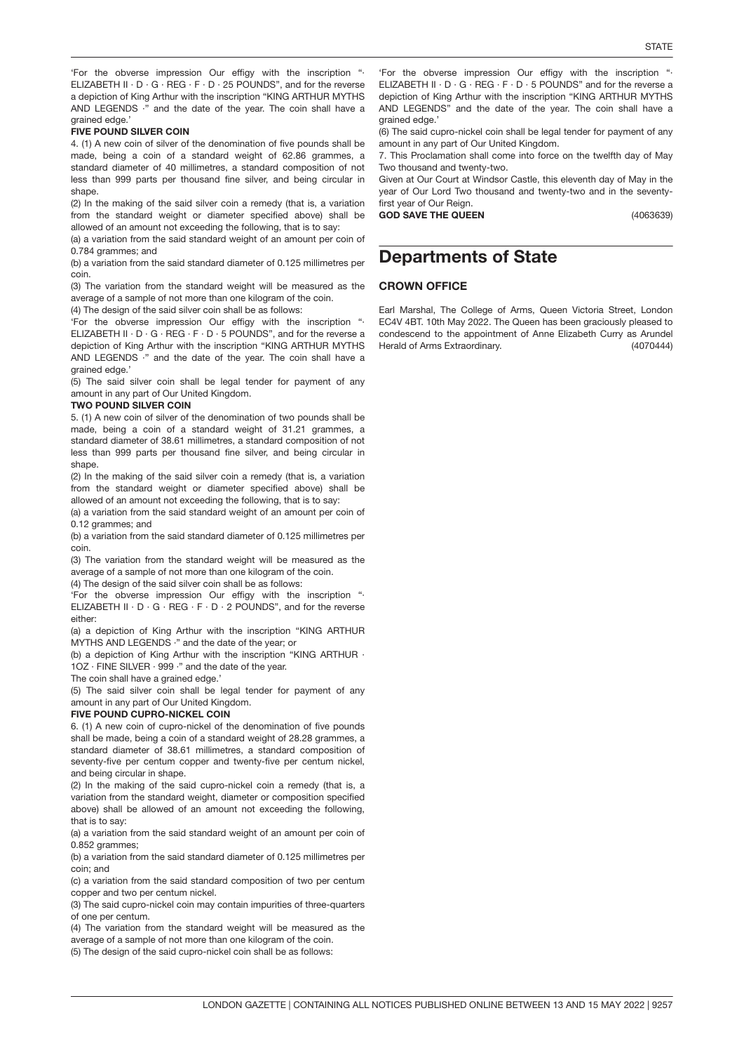'For the obverse impression Our effigy with the inscription "· ELIZABETH II · D · G · REG · F · D · 25 POUNDS", and for the reverse a depiction of King Arthur with the inscription "KING ARTHUR MYTHS AND LEGENDS ·" and the date of the year. The coin shall have a grained edge.'

**FIVE POUND SILVER COIN**

4. (1) A new coin of silver of the denomination of five pounds shall be made, being a coin of a standard weight of 62.86 grammes, a standard diameter of 40 millimetres, a standard composition of not less than 999 parts per thousand fine silver, and being circular in shape.

(2) In the making of the said silver coin a remedy (that is, a variation from the standard weight or diameter specified above) shall be allowed of an amount not exceeding the following, that is to say:

(a) a variation from the said standard weight of an amount per coin of 0.784 grammes; and

(b) a variation from the said standard diameter of 0.125 millimetres per coin.

(3) The variation from the standard weight will be measured as the average of a sample of not more than one kilogram of the coin.

(4) The design of the said silver coin shall be as follows:

'For the obverse impression Our effigy with the inscription "· ELIZABETH II · D · G · REG · F · D · 5 POUNDS", and for the reverse a depiction of King Arthur with the inscription "KING ARTHUR MYTHS AND LEGENDS ·" and the date of the year. The coin shall have a grained edge.'

(5) The said silver coin shall be legal tender for payment of any amount in any part of Our United Kingdom.

**TWO POUND SILVER COIN**

5. (1) A new coin of silver of the denomination of two pounds shall be made, being a coin of a standard weight of 31.21 grammes, a standard diameter of 38.61 millimetres, a standard composition of not less than 999 parts per thousand fine silver, and being circular in shape.

(2) In the making of the said silver coin a remedy (that is, a variation from the standard weight or diameter specified above) shall be allowed of an amount not exceeding the following, that is to say:

(a) a variation from the said standard weight of an amount per coin of 0.12 grammes; and

(b) a variation from the said standard diameter of 0.125 millimetres per coin.

(3) The variation from the standard weight will be measured as the average of a sample of not more than one kilogram of the coin.

(4) The design of the said silver coin shall be as follows:

'For the obverse impression Our effigy with the inscription "· ELIZABETH II · D · G · REG · F · D · 2 POUNDS", and for the reverse either:

(a) a depiction of King Arthur with the inscription "KING ARTHUR MYTHS AND LEGENDS ·" and the date of the year; or

(b) a depiction of King Arthur with the inscription "KING ARTHUR · 1OZ · FINE SILVER · 999 ·" and the date of the year.

The coin shall have a grained edge.'

(5) The said silver coin shall be legal tender for payment of any amount in any part of Our United Kingdom.

**FIVE POUND CUPRO-NICKEL COIN**

6. (1) A new coin of cupro-nickel of the denomination of five pounds shall be made, being a coin of a standard weight of 28.28 grammes, a standard diameter of 38.61 millimetres, a standard composition of seventy-five per centum copper and twenty-five per centum nickel, and being circular in shape.

(2) In the making of the said cupro-nickel coin a remedy (that is, a variation from the standard weight, diameter or composition specified above) shall be allowed of an amount not exceeding the following, that is to say:

(a) a variation from the said standard weight of an amount per coin of 0.852 grammes;

(b) a variation from the said standard diameter of 0.125 millimetres per coin; and

(c) a variation from the said standard composition of two per centum copper and two per centum nickel.

(3) The said cupro-nickel coin may contain impurities of three-quarters of one per centum.

(4) The variation from the standard weight will be measured as the average of a sample of not more than one kilogram of the coin.

(5) The design of the said cupro-nickel coin shall be as follows:

'For the obverse impression Our effigy with the inscription "· ELIZABETH II · D · G · REG · F · D · 5 POUNDS" and for the reverse a depiction of King Arthur with the inscription "KING ARTHUR MYTHS AND LEGENDS" and the date of the year. The coin shall have a grained edge.'

(6) The said cupro-nickel coin shall be legal tender for payment of any amount in any part of Our United Kingdom.

7. This Proclamation shall come into force on the twelfth day of May Two thousand and twenty-two.

Given at Our Court at Windsor Castle, this eleventh day of May in the year of Our Lord Two thousand and twenty-two and in the seventy-first year of Our Reign.

**GOD SAVE THE QUEEN** (4063639)

# Departments of State

## CROWN OFFICE

Earl Marshal, The College of Arms, Queen Victoria Street, London EC4V 4BT. 10th May 2022. The Queen has been graciously pleased to condescend to the appointment of Anne Elizabeth Curry as Arundel Herald of Arms Extraordinary. (4070444)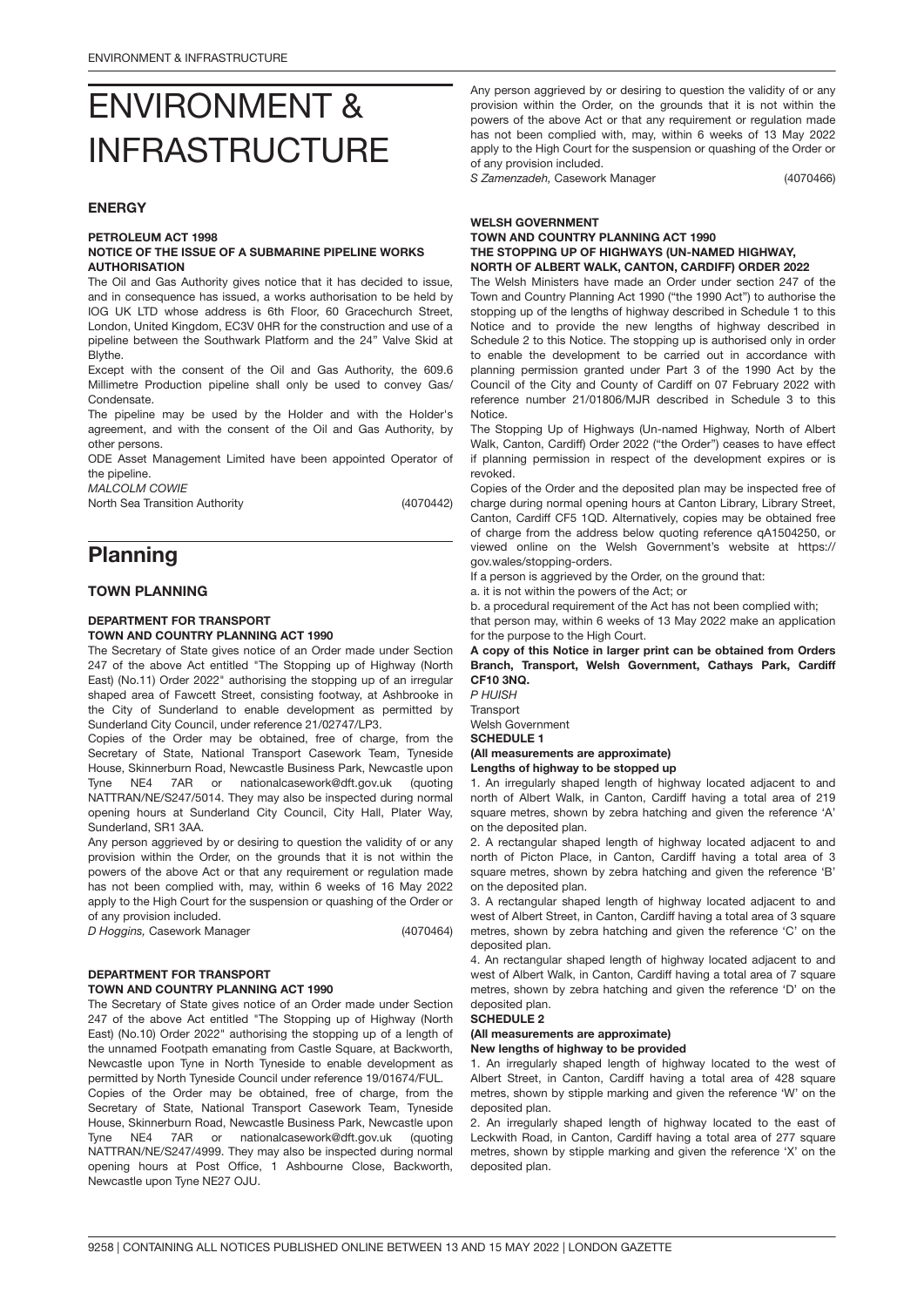# ENVIRONMENT & INFRASTRUCTURE

## ENERGY

**PETROLEUM ACT 1998**
**NOTICE OF THE ISSUE OF A SUBMARINE PIPELINE WORKS AUTHORISATION**

The Oil and Gas Authority gives notice that it has decided to issue, and in consequence has issued, a works authorisation to be held by IOG UK LTD whose address is 6th Floor, 60 Gracechurch Street, London, United Kingdom, EC3V 0HR for the construction and use of a pipeline between the Southwark Platform and the 24" Valve Skid at Blythe.

Except with the consent of the Oil and Gas Authority, the 609.6 Millimetre Production pipeline shall only be used to convey Gas/ Condensate.

The pipeline may be used by the Holder and with the Holder's agreement, and with the consent of the Oil and Gas Authority, by other persons.

ODE Asset Management Limited have been appointed Operator of the pipeline.

*MALCOLM COWIE*
North Sea Transition Authority (4070442)

# Planning

## TOWN PLANNING

**DEPARTMENT FOR TRANSPORT**
**TOWN AND COUNTRY PLANNING ACT 1990**

The Secretary of State gives notice of an Order made under Section 247 of the above Act entitled "The Stopping up of Highway (North East) (No.11) Order 2022" authorising the stopping up of an irregular shaped area of Fawcett Street, consisting footway, at Ashbrooke in the City of Sunderland to enable development as permitted by Sunderland City Council, under reference 21/02747/LP3.

Copies of the Order may be obtained, free of charge, from the Secretary of State, National Transport Casework Team, Tyneside House, Skinnerburn Road, Newcastle Business Park, Newcastle upon Tyne NE4 7AR or nationalcasework@dft.gov.uk (quoting NATTRAN/NE/S247/5014. They may also be inspected during normal opening hours at Sunderland City Council, City Hall, Plater Way, Sunderland, SR1 3AA.

Any person aggrieved by or desiring to question the validity of or any provision within the Order, on the grounds that it is not within the powers of the above Act or that any requirement or regulation made has not been complied with, may, within 6 weeks of 16 May 2022 apply to the High Court for the suspension or quashing of the Order or of any provision included.

*D Hoggins,* Casework Manager (4070464)

**DEPARTMENT FOR TRANSPORT**
**TOWN AND COUNTRY PLANNING ACT 1990**

The Secretary of State gives notice of an Order made under Section 247 of the above Act entitled "The Stopping up of Highway (North East) (No.10) Order 2022" authorising the stopping up of a length of the unnamed Footpath emanating from Castle Square, at Backworth, Newcastle upon Tyne in North Tyneside to enable development as permitted by North Tyneside Council under reference 19/01674/FUL.

Copies of the Order may be obtained, free of charge, from the Secretary of State, National Transport Casework Team, Tyneside House, Skinnerburn Road, Newcastle Business Park, Newcastle upon Tyne NE4 7AR or nationalcasework@dft.gov.uk (quoting NATTRAN/NE/S247/4999. They may also be inspected during normal opening hours at Post Office, 1 Ashbourne Close, Backworth, Newcastle upon Tyne NE27 OJU.

Any person aggrieved by or desiring to question the validity of or any provision within the Order, on the grounds that it is not within the powers of the above Act or that any requirement or regulation made has not been complied with, may, within 6 weeks of 13 May 2022 apply to the High Court for the suspension or quashing of the Order or of any provision included.

*S Zamenzadeh,* Casework Manager (4070466)

**WELSH GOVERNMENT**
**TOWN AND COUNTRY PLANNING ACT 1990**
**THE STOPPING UP OF HIGHWAYS (UN-NAMED HIGHWAY, NORTH OF ALBERT WALK, CANTON, CARDIFF) ORDER 2022**

The Welsh Ministers have made an Order under section 247 of the Town and Country Planning Act 1990 ("the 1990 Act") to authorise the stopping up of the lengths of highway described in Schedule 1 to this Notice and to provide the new lengths of highway described in Schedule 2 to this Notice. The stopping up is authorised only in order to enable the development to be carried out in accordance with planning permission granted under Part 3 of the 1990 Act by the Council of the City and County of Cardiff on 07 February 2022 with reference number 21/01806/MJR described in Schedule 3 to this Notice.

The Stopping Up of Highways (Un-named Highway, North of Albert Walk, Canton, Cardiff) Order 2022 ("the Order") ceases to have effect if planning permission in respect of the development expires or is revoked.

Copies of the Order and the deposited plan may be inspected free of charge during normal opening hours at Canton Library, Library Street, Canton, Cardiff CF5 1QD. Alternatively, copies may be obtained free of charge from the address below quoting reference qA1504250, or viewed online on the Welsh Government's website at https://gov.wales/stopping-orders.

If a person is aggrieved by the Order, on the ground that:

a. it is not within the powers of the Act; or

b. a procedural requirement of the Act has not been complied with;

that person may, within 6 weeks of 13 May 2022 make an application for the purpose to the High Court.

**A copy of this Notice in larger print can be obtained from Orders Branch, Transport, Welsh Government, Cathays Park, Cardiff CF10 3NQ.**

*P HUISH*
Transport
Welsh Government

**SCHEDULE 1**
**(All measurements are approximate)**
**Lengths of highway to be stopped up**

1. An irregularly shaped length of highway located adjacent to and north of Albert Walk, in Canton, Cardiff having a total area of 219 square metres, shown by zebra hatching and given the reference 'A' on the deposited plan.
2. A rectangular shaped length of highway located adjacent to and north of Picton Place, in Canton, Cardiff having a total area of 3 square metres, shown by zebra hatching and given the reference 'B' on the deposited plan.
3. A rectangular shaped length of highway located adjacent to and west of Albert Street, in Canton, Cardiff having a total area of 3 square metres, shown by zebra hatching and given the reference 'C' on the deposited plan.
4. An rectangular shaped length of highway located adjacent to and west of Albert Walk, in Canton, Cardiff having a total area of 7 square metres, shown by zebra hatching and given the reference 'D' on the deposited plan.

**SCHEDULE 2**
**(All measurements are approximate)**
**New lengths of highway to be provided**

1. An irregularly shaped length of highway located to the west of Albert Street, in Canton, Cardiff having a total area of 428 square metres, shown by stipple marking and given the reference 'W' on the deposited plan.
2. An irregularly shaped length of highway located to the east of Leckwith Road, in Canton, Cardiff having a total area of 277 square metres, shown by stipple marking and given the reference 'X' on the deposited plan.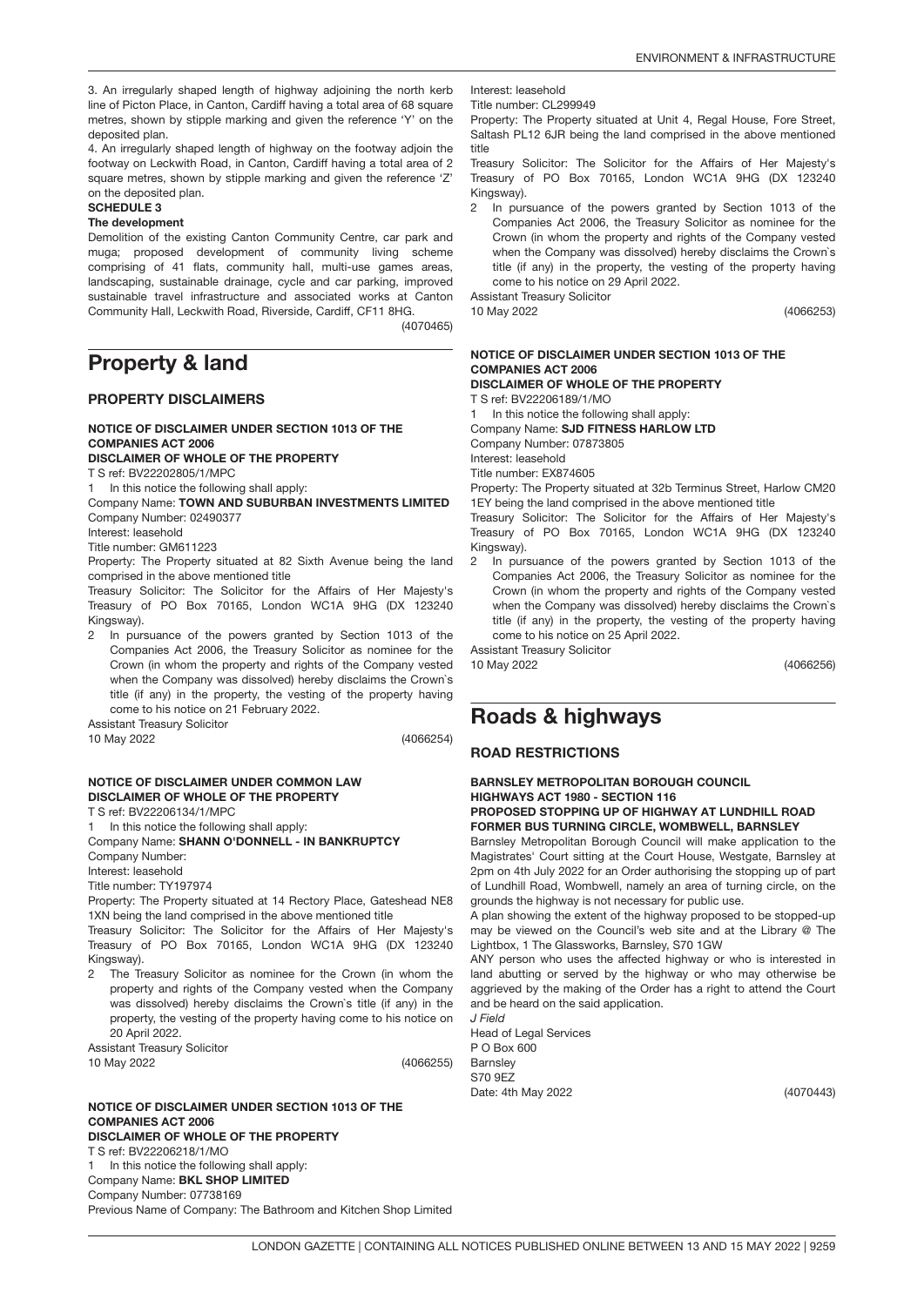3. An irregularly shaped length of highway adjoining the north kerb line of Picton Place, in Canton, Cardiff having a total area of 68 square metres, shown by stipple marking and given the reference 'Y' on the deposited plan.

4. An irregularly shaped length of highway on the footway adjoin the footway on Leckwith Road, in Canton, Cardiff having a total area of 2 square metres, shown by stipple marking and given the reference 'Z' on the deposited plan.

**SCHEDULE 3**

**The development**

Demolition of the existing Canton Community Centre, car park and muga; proposed development of community living scheme comprising of 41 flats, community hall, multi-use games areas, landscaping, sustainable drainage, cycle and car parking, improved sustainable travel infrastructure and associated works at Canton Community Hall, Leckwith Road, Riverside, Cardiff, CF11 8HG.

(4070465)

# Property & land

## PROPERTY DISCLAIMERS

**NOTICE OF DISCLAIMER UNDER SECTION 1013 OF THE COMPANIES ACT 2006**

**DISCLAIMER OF WHOLE OF THE PROPERTY**

T S ref: BV22202805/1/MPC

1 In this notice the following shall apply:

Company Name: **TOWN AND SUBURBAN INVESTMENTS LIMITED**

Company Number: 02490377

Interest: leasehold

Title number: GM611223

Property: The Property situated at 82 Sixth Avenue being the land comprised in the above mentioned title

Treasury Solicitor: The Solicitor for the Affairs of Her Majesty's Treasury of PO Box 70165, London WC1A 9HG (DX 123240 Kingsway).

2 In pursuance of the powers granted by Section 1013 of the Companies Act 2006, the Treasury Solicitor as nominee for the Crown (in whom the property and rights of the Company vested when the Company was dissolved) hereby disclaims the Crown`s title (if any) in the property, the vesting of the property having come to his notice on 21 February 2022.

Assistant Treasury Solicitor

10 May 2022

(4066254)

**NOTICE OF DISCLAIMER UNDER COMMON LAW**

**DISCLAIMER OF WHOLE OF THE PROPERTY**

T S ref: BV22206134/1/MPC

1 In this notice the following shall apply:

Company Name: **SHANN O'DONNELL - IN BANKRUPTCY**

Company Number:

Interest: leasehold

Title number: TY197974

Property: The Property situated at 14 Rectory Place, Gateshead NE8 1XN being the land comprised in the above mentioned title

Treasury Solicitor: The Solicitor for the Affairs of Her Majesty's Treasury of PO Box 70165, London WC1A 9HG (DX 123240 Kingsway).

2 The Treasury Solicitor as nominee for the Crown (in whom the property and rights of the Company vested when the Company was dissolved) hereby disclaims the Crown`s title (if any) in the property, the vesting of the property having come to his notice on 20 April 2022.

Assistant Treasury Solicitor

10 May 2022

(4066255)

**NOTICE OF DISCLAIMER UNDER SECTION 1013 OF THE COMPANIES ACT 2006**

**DISCLAIMER OF WHOLE OF THE PROPERTY**

T S ref: BV22206218/1/MO

1 In this notice the following shall apply:

Company Name: **BKL SHOP LIMITED**

Company Number: 07738169

Previous Name of Company: The Bathroom and Kitchen Shop Limited

Interest: leasehold

Title number: CL299949

Property: The Property situated at Unit 4, Regal House, Fore Street, Saltash PL12 6JR being the land comprised in the above mentioned title

Treasury Solicitor: The Solicitor for the Affairs of Her Majesty's Treasury of PO Box 70165, London WC1A 9HG (DX 123240 Kingsway).

2 In pursuance of the powers granted by Section 1013 of the Companies Act 2006, the Treasury Solicitor as nominee for the Crown (in whom the property and rights of the Company vested when the Company was dissolved) hereby disclaims the Crown`s title (if any) in the property, the vesting of the property having come to his notice on 29 April 2022.

Assistant Treasury Solicitor

10 May 2022

(4066253)

**NOTICE OF DISCLAIMER UNDER SECTION 1013 OF THE COMPANIES ACT 2006**

**DISCLAIMER OF WHOLE OF THE PROPERTY**

T S ref: BV22206189/1/MO

1 In this notice the following shall apply:

Company Name: **SJD FITNESS HARLOW LTD**

Company Number: 07873805

Interest: leasehold

Title number: EX874605

Property: The Property situated at 32b Terminus Street, Harlow CM20 1EY being the land comprised in the above mentioned title

Treasury Solicitor: The Solicitor for the Affairs of Her Majesty's Treasury of PO Box 70165, London WC1A 9HG (DX 123240 Kingsway).

2 In pursuance of the powers granted by Section 1013 of the Companies Act 2006, the Treasury Solicitor as nominee for the Crown (in whom the property and rights of the Company vested when the Company was dissolved) hereby disclaims the Crown`s title (if any) in the property, the vesting of the property having come to his notice on 25 April 2022.

Assistant Treasury Solicitor

10 May 2022

(4066256)

# Roads & highways

## ROAD RESTRICTIONS

**BARNSLEY METROPOLITAN BOROUGH COUNCIL**

**HIGHWAYS ACT 1980 - SECTION 116**

**PROPOSED STOPPING UP OF HIGHWAY AT LUNDHILL ROAD FORMER BUS TURNING CIRCLE, WOMBWELL, BARNSLEY**

Barnsley Metropolitan Borough Council will make application to the Magistrates' Court sitting at the Court House, Westgate, Barnsley at 2pm on 4th July 2022 for an Order authorising the stopping up of part of Lundhill Road, Wombwell, namely an area of turning circle, on the grounds the highway is not necessary for public use.

A plan showing the extent of the highway proposed to be stopped-up may be viewed on the Council's web site and at the Library @ The Lightbox, 1 The Glassworks, Barnsley, S70 1GW

ANY person who uses the affected highway or who is interested in land abutting or served by the highway or who may otherwise be aggrieved by the making of the Order has a right to attend the Court and be heard on the said application.

*J Field*

Head of Legal Services

P O Box 600

Barnsley

S70 9EZ

Date: 4th May 2022

(4070443)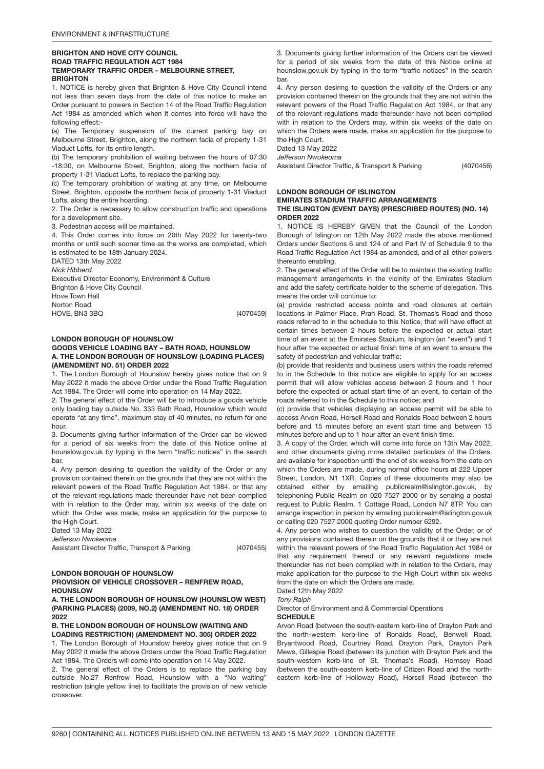**BRIGHTON AND HOVE CITY COUNCIL**
**ROAD TRAFFIC REGULATION ACT 1984**
**TEMPORARY TRAFFIC ORDER – MELBOURNE STREET, BRIGHTON**

1. NOTICE is hereby given that Brighton & Hove City Council intend not less than seven days from the date of this notice to make an Order pursuant to powers in Section 14 of the Road Traffic Regulation Act 1984 as amended which when it comes into force will have the following effect:-

(a) The Temporary suspension of the current parking bay on Melbourne Street, Brighton, along the northern facia of property 1-31 Viaduct Lofts, for its entire length.

(b) The temporary prohibition of waiting between the hours of 07:30 -18:30, on Melbourne Street, Brighton, along the northern facia of property 1-31 Viaduct Lofts, to replace the parking bay.

(c) The temporary prohibition of waiting at any time, on Melbourne Street, Brighton, opposite the northern facia of property 1-31 Viaduct Lofts, along the entire hoarding.

2. The Order is necessary to allow construction traffic and operations for a development site.

3. Pedestrian access will be maintained.

4. This Order comes into force on 20th May 2022 for twenty-two months or until such sooner time as the works are completed, which is estimated to be 18th January 2024.

DATED 13th May 2022

*Nick Hibberd*

Executive Director Economy, Environment & Culture
Brighton & Hove City Council
Hove Town Hall
Norton Road
HOVE, BN3 3BQ (4070459)

**LONDON BOROUGH OF HOUNSLOW**
**GOODS VEHICLE LOADING BAY – BATH ROAD, HOUNSLOW**
**A. THE LONDON BOROUGH OF HOUNSLOW (LOADING PLACES) (AMENDMENT NO. 51) ORDER 2022**

1. The London Borough of Hounslow hereby gives notice that on 9 May 2022 it made the above Order under the Road Traffic Regulation Act 1984. The Order will come into operation on 14 May 2022.

2. The general effect of the Order will be to introduce a goods vehicle only loading bay outside No. 333 Bath Road, Hounslow which would operate "at any time", maximum stay of 40 minutes, no return for one hour.

3. Documents giving further information of the Order can be viewed for a period of six weeks from the date of this Notice online at hounslow.gov.uk by typing in the term "traffic notices" in the search bar.

4. Any person desiring to question the validity of the Order or any provision contained therein on the grounds that they are not within the relevant powers of the Road Traffic Regulation Act 1984, or that any of the relevant regulations made thereunder have not been complied with in relation to the Order may, within six weeks of the date on which the Order was made, make an application for the purpose to the High Court.

Dated 13 May 2022

*Jefferson Nwokeoma*

Assistant Director Traffic, Transport & Parking (4070455)

**LONDON BOROUGH OF HOUNSLOW**
**PROVISION OF VEHICLE CROSSOVER – RENFREW ROAD, HOUNSLOW**
**A. THE LONDON BOROUGH OF HOUNSLOW (HOUNSLOW WEST) (PARKING PLACES) (2009, NO.2) (AMENDMENT NO. 18) ORDER 2022**
**B. THE LONDON BOROUGH OF HOUNSLOW (WAITING AND LOADING RESTRICTION) (AMENDMENT NO. 305) ORDER 2022**

1. The London Borough of Hounslow hereby gives notice that on 9 May 2022 it made the above Orders under the Road Traffic Regulation Act 1984. The Orders will come into operation on 14 May 2022.

2. The general effect of the Orders is to replace the parking bay outside No.27 Renfrew Road, Hounslow with a "No waiting" restriction (single yellow line) to facilitate the provision of new vehicle crossover.

3. Documents giving further information of the Orders can be viewed for a period of six weeks from the date of this Notice online at hounslow.gov.uk by typing in the term "traffic notices" in the search bar.

4. Any person desiring to question the validity of the Orders or any provision contained therein on the grounds that they are not within the relevant powers of the Road Traffic Regulation Act 1984, or that any of the relevant regulations made thereunder have not been complied with in relation to the Orders may, within six weeks of the date on which the Orders were made, make an application for the purpose to the High Court.

Dated 13 May 2022

*Jefferson Nwokeoma*

Assistant Director Traffic, & Transport & Parking (4070456)

**LONDON BOROUGH OF ISLINGTON**
**EMIRATES STADIUM TRAFFIC ARRANGEMENTS**
**THE ISLINGTON (EVENT DAYS) (PRESCRIBED ROUTES) (NO. 14) ORDER 2022**

1. NOTICE IS HEREBY GIVEN that the Council of the London Borough of Islington on 12th May 2022 made the above mentioned Orders under Sections 6 and 124 of and Part IV of Schedule 9 to the Road Traffic Regulation Act 1984 as amended, and of all other powers thereunto enabling.

2. The general effect of the Order will be to maintain the existing traffic management arrangements in the vicinity of the Emirates Stadium and add the safety certificate holder to the scheme of delegation. This means the order will continue to:

(a) provide restricted access points and road closures at certain locations in Palmer Place, Prah Road, St. Thomas's Road and those roads referred to in the schedule to this Notice, that will have effect at certain times between 2 hours before the expected or actual start time of an event at the Emirates Stadium, Islington (an "event") and 1 hour after the expected or actual finish time of an event to ensure the safety of pedestrian and vehicular traffic;

(b) provide that residents and business users within the roads referred to in the Schedule to this notice are eligible to apply for an access permit that will allow vehicles access between 2 hours and 1 hour before the expected or actual start time of an event, to certain of the roads referred to in the Schedule to this notice; and

(c) provide that vehicles displaying an access permit will be able to access Arvon Road, Horsell Road and Ronalds Road between 2 hours before and 15 minutes before an event start time and between 15 minutes before and up to 1 hour after an event finish time.

3. A copy of the Order, which will come into force on 13th May 2022, and other documents giving more detailed particulars of the Orders, are available for inspection until the end of six weeks from the date on which the Orders are made, during normal office hours at 222 Upper Street, London, N1 1XR. Copies of these documents may also be obtained either by emailing publicrealm@islington.gov.uk, by telephoning Public Realm on 020 7527 2000 or by sending a postal request to Public Realm, 1 Cottage Road, London N7 8TP. You can arrange inspection in person by emailing publicrealm@islington.gov.uk or calling 020 7527 2000 quoting Order number 6292.

4. Any person who wishes to question the validity of the Order, or of any provisions contained therein on the grounds that it or they are not within the relevant powers of the Road Traffic Regulation Act 1984 or that any requirement thereof or any relevant regulations made thereunder has not been complied with in relation to the Orders, may make application for the purpose to the High Court within six weeks from the date on which the Orders are made.

Dated 12th May 2022

*Tony Ralph*

Director of Environment and & Commercial Operations

**SCHEDULE**

Arvon Road (between the south-eastern kerb-line of Drayton Park and the north-western kerb-line of Ronalds Road), Benwell Road, Bryantwood Road, Courtney Road, Drayton Park, Drayton Park Mews, Gillespie Road (between its junction with Drayton Park and the south-western kerb-line of St. Thomas's Road), Hornsey Road (between the south-eastern kerb-line of Citizen Road and the north-eastern kerb-line of Holloway Road), Horsell Road (between the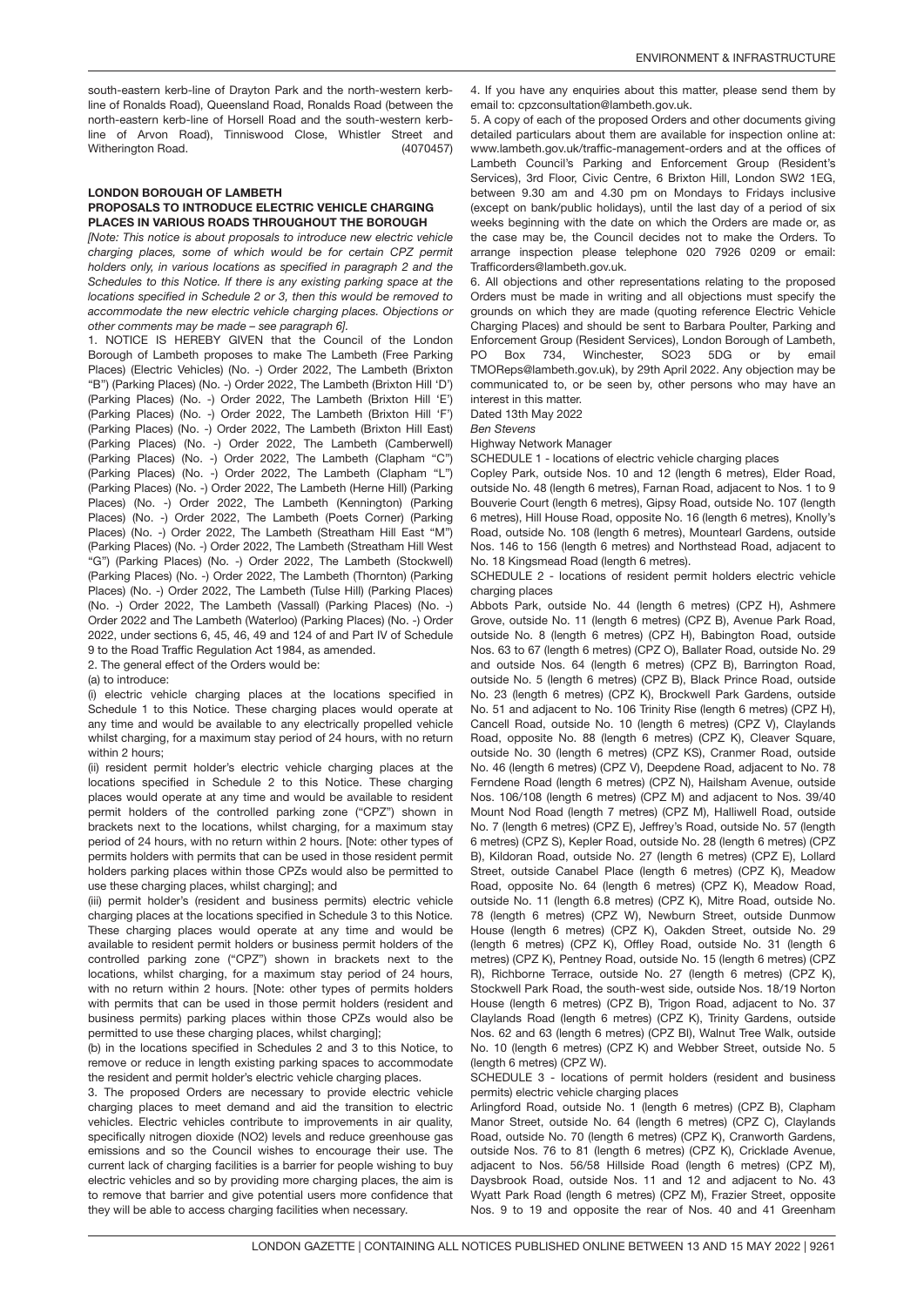south-eastern kerb-line of Drayton Park and the north-western kerb-line of Ronalds Road), Queensland Road, Ronalds Road (between the north-eastern kerb-line of Horsell Road and the south-western kerb-line of Arvon Road), Tinniswood Close, Whistler Street and Witherington Road. (4070457)

## LONDON BOROUGH OF LAMBETH

### PROPOSALS TO INTRODUCE ELECTRIC VEHICLE CHARGING PLACES IN VARIOUS ROADS THROUGHOUT THE BOROUGH

*[Note: This notice is about proposals to introduce new electric vehicle charging places, some of which would be for certain CPZ permit holders only, in various locations as specified in paragraph 2 and the Schedules to this Notice. If there is any existing parking space at the locations specified in Schedule 2 or 3, then this would be removed to accommodate the new electric vehicle charging places. Objections or other comments may be made – see paragraph 6].*

1. NOTICE IS HEREBY GIVEN that the Council of the London Borough of Lambeth proposes to make The Lambeth (Free Parking Places) (Electric Vehicles) (No. -) Order 2022, The Lambeth (Brixton "B") (Parking Places) (No. -) Order 2022, The Lambeth (Brixton Hill 'D') (Parking Places) (No. -) Order 2022, The Lambeth (Brixton Hill 'E') (Parking Places) (No. -) Order 2022, The Lambeth (Brixton Hill 'F') (Parking Places) (No. -) Order 2022, The Lambeth (Brixton Hill East) (Parking Places) (No. -) Order 2022, The Lambeth (Camberwell) (Parking Places) (No. -) Order 2022, The Lambeth (Clapham "C") (Parking Places) (No. -) Order 2022, The Lambeth (Clapham "L") (Parking Places) (No. -) Order 2022, The Lambeth (Herne Hill) (Parking Places) (No. -) Order 2022, The Lambeth (Kennington) (Parking Places) (No. -) Order 2022, The Lambeth (Poets Corner) (Parking Places) (No. -) Order 2022, The Lambeth (Streatham Hill East "M") (Parking Places) (No. -) Order 2022, The Lambeth (Streatham Hill West "G") (Parking Places) (No. -) Order 2022, The Lambeth (Stockwell) (Parking Places) (No. -) Order 2022, The Lambeth (Thornton) (Parking Places) (No. -) Order 2022, The Lambeth (Tulse Hill) (Parking Places) (No. -) Order 2022, The Lambeth (Vassall) (Parking Places) (No. -) Order 2022 and The Lambeth (Waterloo) (Parking Places) (No. -) Order 2022, under sections 6, 45, 46, 49 and 124 of and Part IV of Schedule 9 to the Road Traffic Regulation Act 1984, as amended.

2. The general effect of the Orders would be:

(a) to introduce:

(i) electric vehicle charging places at the locations specified in Schedule 1 to this Notice. These charging places would operate at any time and would be available to any electrically propelled vehicle whilst charging, for a maximum stay period of 24 hours, with no return within 2 hours;

(ii) resident permit holder's electric vehicle charging places at the locations specified in Schedule 2 to this Notice. These charging places would operate at any time and would be available to resident permit holders of the controlled parking zone ("CPZ") shown in brackets next to the locations, whilst charging, for a maximum stay period of 24 hours, with no return within 2 hours. [Note: other types of permits holders with permits that can be used in those resident permit holders parking places within those CPZs would also be permitted to use these charging places, whilst charging]; and

(iii) permit holder's (resident and business permits) electric vehicle charging places at the locations specified in Schedule 3 to this Notice. These charging places would operate at any time and would be available to resident permit holders or business permit holders of the controlled parking zone ("CPZ") shown in brackets next to the locations, whilst charging, for a maximum stay period of 24 hours, with no return within 2 hours. [Note: other types of permits holders with permits that can be used in those permit holders (resident and business permits) parking places within those CPZs would also be permitted to use these charging places, whilst charging];

(b) in the locations specified in Schedules 2 and 3 to this Notice, to remove or reduce in length existing parking spaces to accommodate the resident and permit holder's electric vehicle charging places.

3. The proposed Orders are necessary to provide electric vehicle charging places to meet demand and aid the transition to electric vehicles. Electric vehicles contribute to improvements in air quality, specifically nitrogen dioxide ($NO_2$) levels and reduce greenhouse gas emissions and so the Council wishes to encourage their use. The current lack of charging facilities is a barrier for people wishing to buy electric vehicles and so by providing more charging places, the aim is to remove that barrier and give potential users more confidence that they will be able to access charging facilities when necessary.

4. If you have any enquiries about this matter, please send them by email to: cpzconsultation@lambeth.gov.uk.

5. A copy of each of the proposed Orders and other documents giving detailed particulars about them are available for inspection online at: www.lambeth.gov.uk/traffic-management-orders and at the offices of Lambeth Council's Parking and Enforcement Group (Resident's Services), 3rd Floor, Civic Centre, 6 Brixton Hill, London SW2 1EG, between 9.30 am and 4.30 pm on Mondays to Fridays inclusive (except on bank/public holidays), until the last day of a period of six weeks beginning with the date on which the Orders are made or, as the case may be, the Council decides not to make the Orders. To arrange inspection please telephone 020 7926 0209 or email: Trafficorders@lambeth.gov.uk.

6. All objections and other representations relating to the proposed Orders must be made in writing and all objections must specify the grounds on which they are made (quoting reference Electric Vehicle Charging Places) and should be sent to Barbara Poulter, Parking and Enforcement Group (Resident Services), London Borough of Lambeth, PO Box 734, Winchester, SO23 5DG or by email TMOReps@lambeth.gov.uk, by 29th April 2022. Any objection may be communicated to, or be seen by, other persons who may have an interest in this matter.

Dated 13th May 2022

*Ben Stevens*

Highway Network Manager

SCHEDULE 1 - locations of electric vehicle charging places

Copley Park, outside Nos. 10 and 12 (length 6 metres), Elder Road, outside No. 48 (length 6 metres), Farnan Road, adjacent to Nos. 1 to 9 Bouverie Court (length 6 metres), Gipsy Road, outside No. 107 (length 6 metres), Hill House Road, opposite No. 16 (length 6 metres), Knolly's Road, outside No. 108 (length 6 metres), Mountearl Gardens, outside Nos. 146 to 156 (length 6 metres) and Northstead Road, adjacent to No. 18 Kingsmead Road (length 6 metres).

SCHEDULE 2 - locations of resident permit holders electric vehicle charging places

Abbots Park, outside No. 44 (length 6 metres) (CPZ H), Ashmere Grove, outside No. 11 (length 6 metres) (CPZ B), Avenue Park Road, outside No. 8 (length 6 metres) (CPZ H), Babington Road, outside Nos. 63 to 67 (length 6 metres) (CPZ O), Ballater Road, outside No. 29 and outside Nos. 64 (length 6 metres) (CPZ B), Barrington Road, outside No. 5 (length 6 metres) (CPZ B), Black Prince Road, outside No. 23 (length 6 metres) (CPZ K), Brockwell Park Gardens, outside No. 51 and adjacent to No. 106 Trinity Rise (length 6 metres) (CPZ H), Cancell Road, outside No. 10 (length 6 metres) (CPZ V), Claylands Road, opposite No. 88 (length 6 metres) (CPZ K), Cleaver Square, outside No. 30 (length 6 metres) (CPZ KS), Cranmer Road, outside No. 46 (length 6 metres) (CPZ V), Deepdene Road, adjacent to No. 78 Ferndene Road (length 6 metres) (CPZ N), Hailsham Avenue, outside Nos. 106/108 (length 6 metres) (CPZ M) and adjacent to Nos. 39/40 Mount Nod Road (length 7 metres) (CPZ M), Halliwell Road, outside No. 7 (length 6 metres) (CPZ E), Jeffrey's Road, outside No. 57 (length 6 metres) (CPZ S), Kepler Road, outside No. 28 (length 6 metres) (CPZ B), Kildoran Road, outside No. 27 (length 6 metres) (CPZ E), Lollard Street, outside Canabel Place (length 6 metres) (CPZ K), Meadow Road, opposite No. 64 (length 6 metres) (CPZ K), Meadow Road, outside No. 11 (length 6.8 metres) (CPZ K), Mitre Road, outside No. 78 (length 6 metres) (CPZ W), Newburn Street, outside Dunmow House (length 6 metres) (CPZ K), Oakden Street, outside No. 29 (length 6 metres) (CPZ K), Offley Road, outside No. 31 (length 6 metres) (CPZ K), Pentney Road, outside No. 15 (length 6 metres) (CPZ R), Richborne Terrace, outside No. 27 (length 6 metres) (CPZ K), Stockwell Park Road, the south-west side, outside Nos. 18/19 Norton House (length 6 metres) (CPZ B), Trigon Road, adjacent to No. 37 Claylands Road (length 6 metres) (CPZ K), Trinity Gardens, outside Nos. 62 and 63 (length 6 metres) (CPZ BI), Walnut Tree Walk, outside No. 10 (length 6 metres) (CPZ K) and Webber Street, outside No. 5 (length 6 metres) (CPZ W).

SCHEDULE 3 - locations of permit holders (resident and business permits) electric vehicle charging places

Arlingford Road, outside No. 1 (length 6 metres) (CPZ B), Clapham Manor Street, outside No. 64 (length 6 metres) (CPZ C), Claylands Road, outside No. 70 (length 6 metres) (CPZ K), Cranworth Gardens, outside Nos. 76 to 81 (length 6 metres) (CPZ K), Cricklade Avenue, adjacent to Nos. 56/58 Hillside Road (length 6 metres) (CPZ M), Daysbrook Road, outside Nos. 11 and 12 and adjacent to No. 43 Wyatt Park Road (length 6 metres) (CPZ M), Frazier Street, opposite Nos. 9 to 19 and opposite the rear of Nos. 40 and 41 Greenham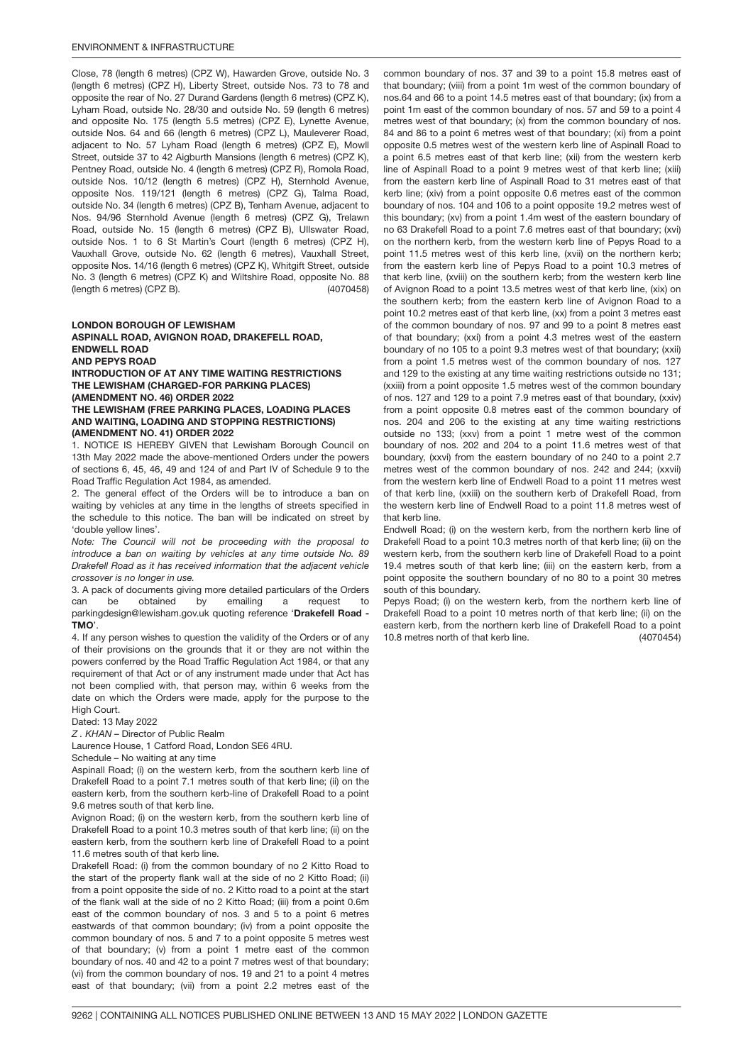Close, 78 (length 6 metres) (CPZ W), Hawarden Grove, outside No. 3 (length 6 metres) (CPZ H), Liberty Street, outside Nos. 73 to 78 and opposite the rear of No. 27 Durand Gardens (length 6 metres) (CPZ K), Lyham Road, outside No. 28/30 and outside No. 59 (length 6 metres) and opposite No. 175 (length 5.5 metres) (CPZ E), Lynette Avenue, outside Nos. 64 and 66 (length 6 metres) (CPZ L), Mauleverer Road, adjacent to No. 57 Lyham Road (length 6 metres) (CPZ E), Mowll Street, outside 37 to 42 Aigburth Mansions (length 6 metres) (CPZ K), Pentney Road, outside No. 4 (length 6 metres) (CPZ R), Romola Road, outside Nos. 10/12 (length 6 metres) (CPZ H), Sternhold Avenue, opposite Nos. 119/121 (length 6 metres) (CPZ G), Talma Road, outside No. 34 (length 6 metres) (CPZ B), Tenham Avenue, adjacent to Nos. 94/96 Sternhold Avenue (length 6 metres) (CPZ G), Trelawn Road, outside No. 15 (length 6 metres) (CPZ B), Ullswater Road, outside Nos. 1 to 6 St Martin's Court (length 6 metres) (CPZ H), Vauxhall Grove, outside No. 62 (length 6 metres), Vauxhall Street, opposite Nos. 14/16 (length 6 metres) (CPZ K), Whitgift Street, outside No. 3 (length 6 metres) (CPZ K) and Wiltshire Road, opposite No. 88 (length 6 metres) (CPZ B). (4070458)

**LONDON BOROUGH OF LEWISHAM**
**ASPINALL ROAD, AVIGNON ROAD, DRAKEFELL ROAD, ENDWELL ROAD AND PEPYS ROAD**
**INTRODUCTION OF AT ANY TIME WAITING RESTRICTIONS**
**THE LEWISHAM (CHARGED-FOR PARKING PLACES) (AMENDMENT NO. 46) ORDER 2022**
**THE LEWISHAM (FREE PARKING PLACES, LOADING PLACES AND WAITING, LOADING AND STOPPING RESTRICTIONS) (AMENDMENT NO. 41) ORDER 2022**

1. NOTICE IS HEREBY GIVEN that Lewisham Borough Council on 13th May 2022 made the above-mentioned Orders under the powers of sections 6, 45, 46, 49 and 124 of and Part IV of Schedule 9 to the Road Traffic Regulation Act 1984, as amended.

2. The general effect of the Orders will be to introduce a ban on waiting by vehicles at any time in the lengths of streets specified in the schedule to this notice. The ban will be indicated on street by 'double yellow lines'.

*Note: The Council will not be proceeding with the proposal to introduce a ban on waiting by vehicles at any time outside No. 89 Drakefell Road as it has received information that the adjacent vehicle crossover is no longer in use.*

3. A pack of documents giving more detailed particulars of the Orders can be obtained by emailing a request to parkingdesign@lewisham.gov.uk quoting reference '**Drakefell Road - TMO**'.

4. If any person wishes to question the validity of the Orders or of any of their provisions on the grounds that it or they are not within the powers conferred by the Road Traffic Regulation Act 1984, or that any requirement of that Act or of any instrument made under that Act has not been complied with, that person may, within 6 weeks from the date on which the Orders were made, apply for the purpose to the High Court.

Dated: 13 May 2022

*Z . KHAN* – Director of Public Realm

Laurence House, 1 Catford Road, London SE6 4RU.

Schedule – No waiting at any time

Aspinall Road; (i) on the western kerb, from the southern kerb line of Drakefell Road to a point 7.1 metres south of that kerb line; (ii) on the eastern kerb, from the southern kerb-line of Drakefell Road to a point 9.6 metres south of that kerb line.

Avignon Road; (i) on the western kerb, from the southern kerb line of Drakefell Road to a point 10.3 metres south of that kerb line; (ii) on the eastern kerb, from the southern kerb line of Drakefell Road to a point 11.6 metres south of that kerb line.

Drakefell Road: (i) from the common boundary of no 2 Kitto Road to the start of the property flank wall at the side of no 2 Kitto Road; (ii) from a point opposite the side of no. 2 Kitto road to a point at the start of the flank wall at the side of no 2 Kitto Road; (iii) from a point 0.6m east of the common boundary of nos. 3 and 5 to a point 6 metres eastwards of that common boundary; (iv) from a point opposite the common boundary of nos. 5 and 7 to a point opposite 5 metres west of that boundary; (v) from a point 1 metre east of the common boundary of nos. 40 and 42 to a point 7 metres west of that boundary; (vi) from the common boundary of nos. 19 and 21 to a point 4 metres east of that boundary; (vii) from a point 2.2 metres east of the common boundary of nos. 37 and 39 to a point 15.8 metres east of that boundary; (viii) from a point 1m west of the common boundary of nos.64 and 66 to a point 14.5 metres east of that boundary; (ix) from a point 1m east of the common boundary of nos. 57 and 59 to a point 4 metres west of that boundary; (x) from the common boundary of nos. 84 and 86 to a point 6 metres west of that boundary; (xi) from a point opposite 0.5 metres west of the western kerb line of Aspinall Road to a point 6.5 metres east of that kerb line; (xii) from the western kerb line of Aspinall Road to a point 9 metres west of that kerb line; (xiii) from the eastern kerb line of Aspinall Road to 31 metres east of that kerb line; (xiv) from a point opposite 0.6 metres east of the common boundary of nos. 104 and 106 to a point opposite 19.2 metres west of this boundary; (xv) from a point 1.4m west of the eastern boundary of no 63 Drakefell Road to a point 7.6 metres east of that boundary; (xvi) on the northern kerb, from the western kerb line of Pepys Road to a point 11.5 metres west of this kerb line, (xvii) on the northern kerb; from the eastern kerb line of Pepys Road to a point 10.3 metres of that kerb line, (xviii) on the southern kerb; from the western kerb line of Avignon Road to a point 13.5 metres west of that kerb line, (xix) on the southern kerb; from the eastern kerb line of Avignon Road to a point 10.2 metres east of that kerb line, (xx) from a point 3 metres east of the common boundary of nos. 97 and 99 to a point 8 metres east of that boundary; (xxi) from a point 4.3 metres west of the eastern boundary of no 105 to a point 9.3 metres west of that boundary; (xxii) from a point 1.5 metres west of the common boundary of nos. 127 and 129 to the existing at any time waiting restrictions outside no 131; (xxiii) from a point opposite 1.5 metres west of the common boundary of nos. 127 and 129 to a point 7.9 metres east of that boundary, (xxiv) from a point opposite 0.8 metres east of the common boundary of nos. 204 and 206 to the existing at any time waiting restrictions outside no 133; (xxv) from a point 1 metre west of the common boundary of nos. 202 and 204 to a point 11.6 metres west of that boundary, (xxvi) from the eastern boundary of no 240 to a point 2.7 metres west of the common boundary of nos. 242 and 244; (xxvii) from the western kerb line of Endwell Road to a point 11 metres west of that kerb line, (xxiii) on the southern kerb of Drakefell Road, from the western kerb line of Endwell Road to a point 11.8 metres west of that kerb line.

Endwell Road; (i) on the western kerb, from the northern kerb line of Drakefell Road to a point 10.3 metres north of that kerb line; (ii) on the western kerb, from the southern kerb line of Drakefell Road to a point 19.4 metres south of that kerb line; (iii) on the eastern kerb, from a point opposite the southern boundary of no 80 to a point 30 metres south of this boundary.

Pepys Road; (i) on the western kerb, from the northern kerb line of Drakefell Road to a point 10 metres north of that kerb line; (ii) on the eastern kerb, from the northern kerb line of Drakefell Road to a point 10.8 metres north of that kerb line. (4070454)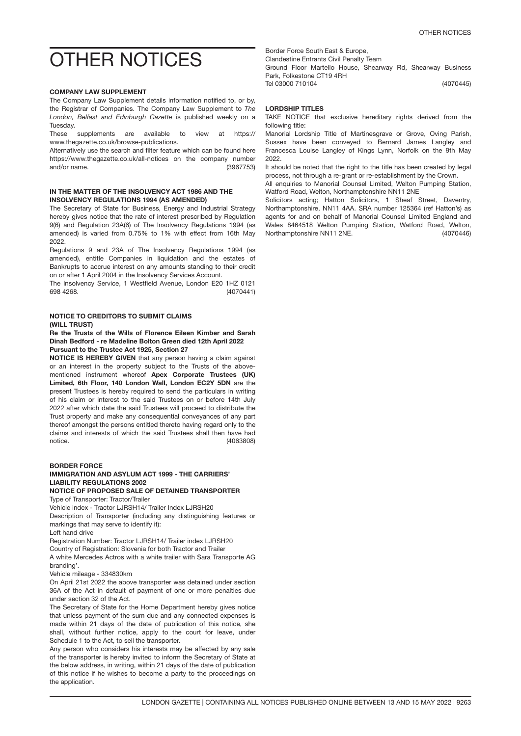# OTHER NOTICES

### COMPANY LAW SUPPLEMENT

The Company Law Supplement details information notified to, or by, the Registrar of Companies. The Company Law Supplement to *The London, Belfast and Edinburgh Gazette* is published weekly on a Tuesday.

These supplements are available to view at https://www.thegazette.co.uk/browse-publications.

Alternatively use the search and filter feature which can be found here https://www.thegazette.co.uk/all-notices on the company number and/or name. (3967753)

### IN THE MATTER OF THE INSOLVENCY ACT 1986 AND THE INSOLVENCY REGULATIONS 1994 (AS AMENDED)

The Secretary of State for Business, Energy and Industrial Strategy hereby gives notice that the rate of interest prescribed by Regulation 9(6) and Regulation 23A(6) of The Insolvency Regulations 1994 (as amended) is varied from 0.75% to 1% with effect from 16th May 2022.

Regulations 9 and 23A of The Insolvency Regulations 1994 (as amended), entitle Companies in liquidation and the estates of Bankrupts to accrue interest on any amounts standing to their credit on or after 1 April 2004 in the Insolvency Services Account.

The Insolvency Service, 1 Westfield Avenue, London E20 1HZ 0121 698 4268. (4070441)

### NOTICE TO CREDITORS TO SUBMIT CLAIMS (WILL TRUST)

**Re the Trusts of the Wills of Florence Eileen Kimber and Sarah Dinah Bedford - re Madeline Bolton Green died 12th April 2022**

**Pursuant to the Trustee Act 1925, Section 27**

**NOTICE IS HEREBY GIVEN** that any person having a claim against or an interest in the property subject to the Trusts of the above-mentioned instrument whereof **Apex Corporate Trustees (UK) Limited, 6th Floor, 140 London Wall, London EC2Y 5DN** are the present Trustees is hereby required to send the particulars in writing of his claim or interest to the said Trustees on or before 14th July 2022 after which date the said Trustees will proceed to distribute the Trust property and make any consequential conveyances of any part thereof amongst the persons entitled thereto having regard only to the claims and interests of which the said Trustees shall then have had notice. (4063808)

### BORDER FORCE

### IMMIGRATION AND ASYLUM ACT 1999 - THE CARRIERS' LIABILITY REGULATIONS 2002

### NOTICE OF PROPOSED SALE OF DETAINED TRANSPORTER

Type of Transporter: Tractor/Trailer

Vehicle index - Tractor LJRSH14/ Trailer Index LJRSH20

Description of Transporter (including any distinguishing features or markings that may serve to identify it):

Left hand drive

Registration Number: Tractor LJRSH14/ Trailer index LJRSH20

Country of Registration: Slovenia for both Tractor and Trailer

A white Mercedes Actros with a white trailer with Sara Transporte AG branding'.

Vehicle mileage - 334830km

On April 21st 2022 the above transporter was detained under section 36A of the Act in default of payment of one or more penalties due under section 32 of the Act.

The Secretary of State for the Home Department hereby gives notice that unless payment of the sum due and any connected expenses is made within 21 days of the date of publication of this notice, she shall, without further notice, apply to the court for leave, under Schedule 1 to the Act, to sell the transporter.

Any person who considers his interests may be affected by any sale of the transporter is hereby invited to inform the Secretary of State at the below address, in writing, within 21 days of the date of publication of this notice if he wishes to become a party to the proceedings on the application.

Border Force South East & Europe,
Clandestine Entrants Civil Penalty Team
Ground Floor Martello House, Shearway Rd, Shearway Business Park, Folkestone CT19 4RH
Tel 03000 710104 (4070445)

### LORDSHIP TITLES

TAKE NOTICE that exclusive hereditary rights derived from the following title:

Manorial Lordship Title of Martinesgrave or Grove, Oving Parish, Sussex have been conveyed to Bernard James Langley and Francesca Louise Langley of Kings Lynn, Norfolk on the 9th May 2022.

It should be noted that the right to the title has been created by legal process, not through a re-grant or re-establishment by the Crown.

All enquiries to Manorial Counsel Limited, Welton Pumping Station, Watford Road, Welton, Northamptonshire NN11 2NE

Solicitors acting; Hatton Solicitors, 1 Sheaf Street, Daventry, Northamptonshire, NN11 4AA. SRA number 125364 (ref Hatton's) as agents for and on behalf of Manorial Counsel Limited England and Wales 8464518 Welton Pumping Station, Watford Road, Welton, Northamptonshire NN11 2NE. (4070446)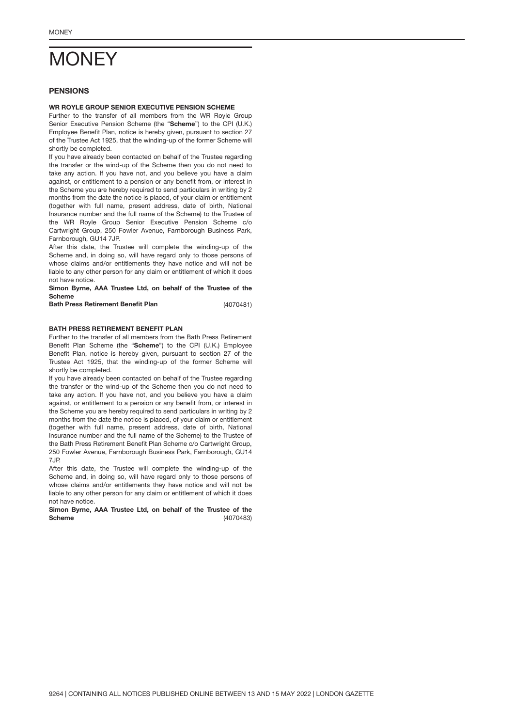# MONEY

## PENSIONS

### WR ROYLE GROUP SENIOR EXECUTIVE PENSION SCHEME

Further to the transfer of all members from the WR Royle Group Senior Executive Pension Scheme (the "**Scheme**") to the CPI (U.K.) Employee Benefit Plan, notice is hereby given, pursuant to section 27 of the Trustee Act 1925, that the winding-up of the former Scheme will shortly be completed.

If you have already been contacted on behalf of the Trustee regarding the transfer or the wind-up of the Scheme then you do not need to take any action. If you have not, and you believe you have a claim against, or entitlement to a pension or any benefit from, or interest in the Scheme you are hereby required to send particulars in writing by 2 months from the date the notice is placed, of your claim or entitlement (together with full name, present address, date of birth, National Insurance number and the full name of the Scheme) to the Trustee of the WR Royle Group Senior Executive Pension Scheme c/o Cartwright Group, 250 Fowler Avenue, Farnborough Business Park, Farnborough, GU14 7JP.

After this date, the Trustee will complete the winding-up of the Scheme and, in doing so, will have regard only to those persons of whose claims and/or entitlements they have notice and will not be liable to any other person for any claim or entitlement of which it does not have notice.

**Simon Byrne, AAA Trustee Ltd, on behalf of the Trustee of the Scheme**
**Bath Press Retirement Benefit Plan** (4070481)

### BATH PRESS RETIREMENT BENEFIT PLAN

Further to the transfer of all members from the Bath Press Retirement Benefit Plan Scheme (the "**Scheme**") to the CPI (U.K.) Employee Benefit Plan, notice is hereby given, pursuant to section 27 of the Trustee Act 1925, that the winding-up of the former Scheme will shortly be completed.

If you have already been contacted on behalf of the Trustee regarding the transfer or the wind-up of the Scheme then you do not need to take any action. If you have not, and you believe you have a claim against, or entitlement to a pension or any benefit from, or interest in the Scheme you are hereby required to send particulars in writing by 2 months from the date the notice is placed, of your claim or entitlement (together with full name, present address, date of birth, National Insurance number and the full name of the Scheme) to the Trustee of the Bath Press Retirement Benefit Plan Scheme c/o Cartwright Group, 250 Fowler Avenue, Farnborough Business Park, Farnborough, GU14 7JP.

After this date, the Trustee will complete the winding-up of the Scheme and, in doing so, will have regard only to those persons of whose claims and/or entitlements they have notice and will not be liable to any other person for any claim or entitlement of which it does not have notice.

**Simon Byrne, AAA Trustee Ltd, on behalf of the Trustee of the Scheme** (4070483)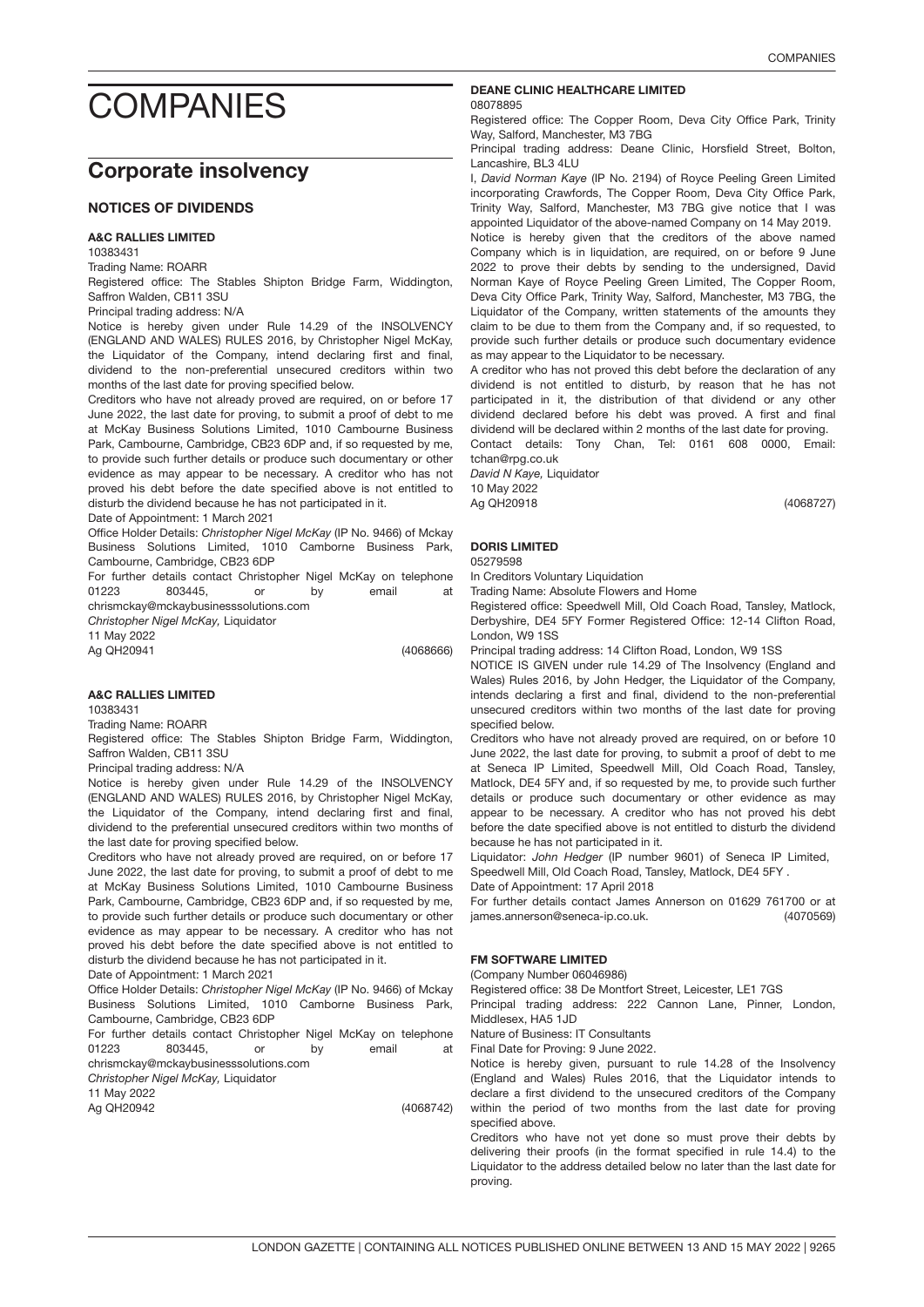# COMPANIES

## Corporate insolvency

### NOTICES OF DIVIDENDS

#### A&C RALLIES LIMITED

10383431

Trading Name: ROARR

Registered office: The Stables Shipton Bridge Farm, Widdington, Saffron Walden, CB11 3SU

Principal trading address: N/A

Notice is hereby given under Rule 14.29 of the INSOLVENCY (ENGLAND AND WALES) RULES 2016, by Christopher Nigel McKay, the Liquidator of the Company, intend declaring first and final, dividend to the non-preferential unsecured creditors within two months of the last date for proving specified below.

Creditors who have not already proved are required, on or before 17 June 2022, the last date for proving, to submit a proof of debt to me at McKay Business Solutions Limited, 1010 Cambourne Business Park, Cambourne, Cambridge, CB23 6DP and, if so requested by me, to provide such further details or produce such documentary or other evidence as may appear to be necessary. A creditor who has not proved his debt before the date specified above is not entitled to disturb the dividend because he has not participated in it.

Date of Appointment: 1 March 2021

Office Holder Details: *Christopher Nigel McKay* (IP No. 9466) of Mckay Business Solutions Limited, 1010 Camborne Business Park, Cambourne, Cambridge, CB23 6DP

For further details contact Christopher Nigel McKay on telephone 01223 803445, or by email at chrismckay@mckaybusinesssolutions.com

*Christopher Nigel McKay,* Liquidator

11 May 2022

Ag QH20941 (4068666)

#### A&C RALLIES LIMITED

10383431

Trading Name: ROARR

Registered office: The Stables Shipton Bridge Farm, Widdington, Saffron Walden, CB11 3SU

Principal trading address: N/A

Notice is hereby given under Rule 14.29 of the INSOLVENCY (ENGLAND AND WALES) RULES 2016, by Christopher Nigel McKay, the Liquidator of the Company, intend declaring first and final, dividend to the preferential unsecured creditors within two months of the last date for proving specified below.

Creditors who have not already proved are required, on or before 17 June 2022, the last date for proving, to submit a proof of debt to me at McKay Business Solutions Limited, 1010 Cambourne Business Park, Cambourne, Cambridge, CB23 6DP and, if so requested by me, to provide such further details or produce such documentary or other evidence as may appear to be necessary. A creditor who has not proved his debt before the date specified above is not entitled to disturb the dividend because he has not participated in it.

Date of Appointment: 1 March 2021

Office Holder Details: *Christopher Nigel McKay* (IP No. 9466) of Mckay Business Solutions Limited, 1010 Camborne Business Park, Cambourne, Cambridge, CB23 6DP

For further details contact Christopher Nigel McKay on telephone 01223 803445, or by email at chrismckay@mckaybusinesssolutions.com

*Christopher Nigel McKay,* Liquidator

11 May 2022

Ag QH20942 (4068742)

#### DEANE CLINIC HEALTHCARE LIMITED

08078895

Registered office: The Copper Room, Deva City Office Park, Trinity Way, Salford, Manchester, M3 7BG

Principal trading address: Deane Clinic, Horsfield Street, Bolton, Lancashire, BL3 4LU

I, *David Norman Kaye* (IP No. 2194) of Royce Peeling Green Limited incorporating Crawfords, The Copper Room, Deva City Office Park, Trinity Way, Salford, Manchester, M3 7BG give notice that I was appointed Liquidator of the above-named Company on 14 May 2019.

Notice is hereby given that the creditors of the above named Company which is in liquidation, are required, on or before 9 June 2022 to prove their debts by sending to the undersigned, David Norman Kaye of Royce Peeling Green Limited, The Copper Room, Deva City Office Park, Trinity Way, Salford, Manchester, M3 7BG, the Liquidator of the Company, written statements of the amounts they claim to be due to them from the Company and, if so requested, to provide such further details or produce such documentary evidence as may appear to the Liquidator to be necessary.

A creditor who has not proved this debt before the declaration of any dividend is not entitled to disturb, by reason that he has not participated in it, the distribution of that dividend or any other dividend declared before his debt was proved. A first and final dividend will be declared within 2 months of the last date for proving.

Contact details: Tony Chan, Tel: 0161 608 0000, Email: tchan@rpg.co.uk

*David N Kaye,* Liquidator

10 May 2022

Ag QH20918 (4068727)

#### DORIS LIMITED

05279598

In Creditors Voluntary Liquidation

Trading Name: Absolute Flowers and Home

Registered office: Speedwell Mill, Old Coach Road, Tansley, Matlock, Derbyshire, DE4 5FY Former Registered Office: 12-14 Clifton Road, London, W9 1SS

Principal trading address: 14 Clifton Road, London, W9 1SS

NOTICE IS GIVEN under rule 14.29 of The Insolvency (England and Wales) Rules 2016, by John Hedger, the Liquidator of the Company, intends declaring a first and final, dividend to the non-preferential unsecured creditors within two months of the last date for proving specified below.

Creditors who have not already proved are required, on or before 10 June 2022, the last date for proving, to submit a proof of debt to me at Seneca IP Limited, Speedwell Mill, Old Coach Road, Tansley, Matlock, DE4 5FY and, if so requested by me, to provide such further details or produce such documentary or other evidence as may appear to be necessary. A creditor who has not proved his debt before the date specified above is not entitled to disturb the dividend because he has not participated in it.

Liquidator: *John Hedger* (IP number 9601) of Seneca IP Limited, Speedwell Mill, Old Coach Road, Tansley, Matlock, DE4 5FY .

Date of Appointment: 17 April 2018

For further details contact James Annerson on 01629 761700 or at james.annerson@seneca-ip.co.uk. (4070569)

#### FM SOFTWARE LIMITED

(Company Number 06046986)

Registered office: 38 De Montfort Street, Leicester, LE1 7GS

Principal trading address: 222 Cannon Lane, Pinner, London, Middlesex, HA5 1JD

Nature of Business: IT Consultants

Final Date for Proving: 9 June 2022.

Notice is hereby given, pursuant to rule 14.28 of the Insolvency (England and Wales) Rules 2016, that the Liquidator intends to declare a first dividend to the unsecured creditors of the Company within the period of two months from the last date for proving specified above.

Creditors who have not yet done so must prove their debts by delivering their proofs (in the format specified in rule 14.4) to the Liquidator to the address detailed below no later than the last date for proving.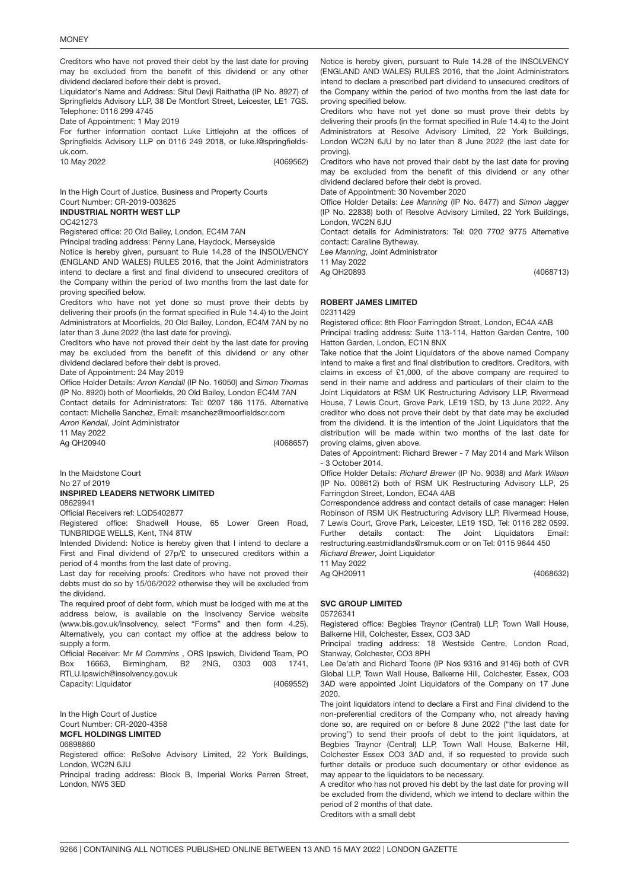Creditors who have not proved their debt by the last date for proving may be excluded from the benefit of this dividend or any other dividend declared before their debt is proved.

Liquidator's Name and Address: Situl Devji Raithatha (IP No. 8927) of Springfields Advisory LLP, 38 De Montfort Street, Leicester, LE1 7GS. Telephone: 0116 299 4745

Date of Appointment: 1 May 2019

For further information contact Luke Littlejohn at the offices of Springfields Advisory LLP on 0116 249 2018, or luke.l@springfields-uk.com.

10 May 2022 (4069562)

In the High Court of Justice, Business and Property Courts
Court Number: CR-2019-003625

**INDUSTRIAL NORTH WEST LLP**

OC421273

Registered office: 20 Old Bailey, London, EC4M 7AN

Principal trading address: Penny Lane, Haydock, Merseyside

Notice is hereby given, pursuant to Rule 14.28 of the INSOLVENCY (ENGLAND AND WALES) RULES 2016, that the Joint Administrators intend to declare a first and final dividend to unsecured creditors of the Company within the period of two months from the last date for proving specified below.

Creditors who have not yet done so must prove their debts by delivering their proofs (in the format specified in Rule 14.4) to the Joint Administrators at Moorfields, 20 Old Bailey, London, EC4M 7AN by no later than 3 June 2022 (the last date for proving).

Creditors who have not proved their debt by the last date for proving may be excluded from the benefit of this dividend or any other dividend declared before their debt is proved.

Date of Appointment: 24 May 2019

Office Holder Details: *Arron Kendall* (IP No. 16050) and *Simon Thomas* (IP No. 8920) both of Moorfields, 20 Old Bailey, London EC4M 7AN

Contact details for Administrators: Tel: 0207 186 1175. Alternative contact: Michelle Sanchez, Email: msanchez@moorfieldscr.com

*Arron Kendall,* Joint Administrator

11 May 2022

Ag QH20940 (4068657)

In the Maidstone Court
No 27 of 2019

**INSPIRED LEADERS NETWORK LIMITED**

08629941

Official Receivers ref: LQD5402877

Registered office: Shadwell House, 65 Lower Green Road, TUNBRIDGE WELLS, Kent, TN4 8TW

Intended Dividend: Notice is hereby given that I intend to declare a First and Final dividend of 27p/£ to unsecured creditors within a period of 4 months from the last date of proving.

Last day for receiving proofs: Creditors who have not proved their debts must do so by 15/06/2022 otherwise they will be excluded from the dividend.

The required proof of debt form, which must be lodged with me at the address below, is available on the Insolvency Service website (www.bis.gov.uk/insolvency, select "Forms" and then form 4.25). Alternatively, you can contact my office at the address below to supply a form.

Official Receiver: Mr *M Commins* , ORS Ipswich, Dividend Team, PO Box 16663, Birmingham, B2 2NG, 0303 003 1741, RTLU.Ipswich@insolvency.gov.uk

Capacity: Liquidator (4069552)

In the High Court of Justice
Court Number: CR-2020-4358

**MCFL HOLDINGS LIMITED**

06898860

Registered office: ReSolve Advisory Limited, 22 York Buildings, London, WC2N 6JU

Principal trading address: Block B, Imperial Works Perren Street, London, NW5 3ED

Notice is hereby given, pursuant to Rule 14.28 of the INSOLVENCY (ENGLAND AND WALES) RULES 2016, that the Joint Administrators intend to declare a prescribed part dividend to unsecured creditors of the Company within the period of two months from the last date for proving specified below.

Creditors who have not yet done so must prove their debts by delivering their proofs (in the format specified in Rule 14.4) to the Joint Administrators at Resolve Advisory Limited, 22 York Buildings, London WC2N 6JU by no later than 8 June 2022 (the last date for proving).

Creditors who have not proved their debt by the last date for proving may be excluded from the benefit of this dividend or any other dividend declared before their debt is proved.

Date of Appointment: 30 November 2020

Office Holder Details: *Lee Manning* (IP No. 6477) and *Simon Jagger* (IP No. 22838) both of Resolve Advisory Limited, 22 York Buildings, London, WC2N 6JU

Contact details for Administrators: Tel: 020 7702 9775 Alternative contact: Caraline Bytheway.

*Lee Manning,* Joint Administrator

11 May 2022

Ag QH20893 (4068713)

**ROBERT JAMES LIMITED**

02311429

Registered office: 8th Floor Farringdon Street, London, EC4A 4AB

Principal trading address: Suite 113-114, Hatton Garden Centre, 100 Hatton Garden, London, EC1N 8NX

Take notice that the Joint Liquidators of the above named Company intend to make a first and final distribution to creditors. Creditors, with claims in excess of £1,000, of the above company are required to send in their name and address and particulars of their claim to the Joint Liquidators at RSM UK Restructuring Advisory LLP, Rivermead House, 7 Lewis Court, Grove Park, LE19 1SD, by 13 June 2022. Any creditor who does not prove their debt by that date may be excluded from the dividend. It is the intention of the Joint Liquidators that the distribution will be made within two months of the last date for proving claims, given above.

Dates of Appointment: Richard Brewer - 7 May 2014 and Mark Wilson - 3 October 2014.

Office Holder Details: *Richard Brewer* (IP No. 9038) and *Mark Wilson* (IP No. 008612) both of RSM UK Restructuring Advisory LLP, 25 Farringdon Street, London, EC4A 4AB

Correspondence address and contact details of case manager: Helen Robinson of RSM UK Restructuring Advisory LLP, Rivermead House, 7 Lewis Court, Grove Park, Leicester, LE19 1SD, Tel: 0116 282 0599. Further details contact: The Joint Liquidators Email: restructuring.eastmidlands@rsmuk.com or on Tel: 0115 9644 450

*Richard Brewer,* Joint Liquidator

11 May 2022

Ag QH20911 (4068632)

**SVC GROUP LIMITED**

05726341

Registered office: Begbies Traynor (Central) LLP, Town Wall House, Balkerne Hill, Colchester, Essex, CO3 3AD

Principal trading address: 18 Westside Centre, London Road, Stanway, Colchester, CO3 8PH

Lee De'ath and Richard Toone (IP Nos 9316 and 9146) both of CVR Global LLP, Town Wall House, Balkerne Hill, Colchester, Essex, CO3 3AD were appointed Joint Liquidators of the Company on 17 June 2020.

The joint liquidators intend to declare a First and Final dividend to the non-preferential creditors of the Company who, not already having done so, are required on or before 8 June 2022 ("the last date for proving") to send their proofs of debt to the joint liquidators, at Begbies Traynor (Central) LLP, Town Wall House, Balkerne Hill, Colchester Essex CO3 3AD and, if so requested to provide such further details or produce such documentary or other evidence as may appear to the liquidators to be necessary.

A creditor who has not proved his debt by the last date for proving will be excluded from the dividend, which we intend to declare within the period of 2 months of that date.

Creditors with a small debt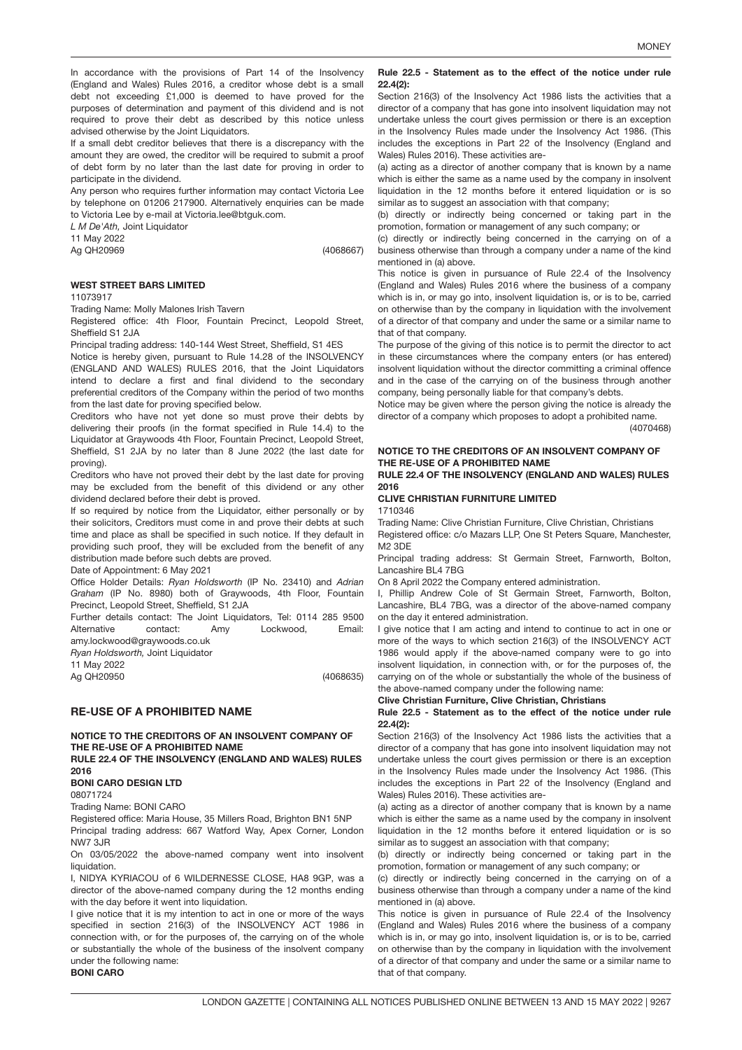In accordance with the provisions of Part 14 of the Insolvency (England and Wales) Rules 2016, a creditor whose debt is a small debt not exceeding £1,000 is deemed to have proved for the purposes of determination and payment of this dividend and is not required to prove their debt as described by this notice unless advised otherwise by the Joint Liquidators.

If a small debt creditor believes that there is a discrepancy with the amount they are owed, the creditor will be required to submit a proof of debt form by no later than the last date for proving in order to participate in the dividend.

Any person who requires further information may contact Victoria Lee by telephone on 01206 217900. Alternatively enquiries can be made to Victoria Lee by e-mail at Victoria.lee@btguk.com.

*L M De'Ath,* Joint Liquidator

11 May 2022

Ag QH20969 (4068667)

**WEST STREET BARS LIMITED**

11073917

Trading Name: Molly Malones Irish Tavern

Registered office: 4th Floor, Fountain Precinct, Leopold Street, Sheffield S1 2JA

Principal trading address: 140-144 West Street, Sheffield, S1 4ES

Notice is hereby given, pursuant to Rule 14.28 of the INSOLVENCY (ENGLAND AND WALES) RULES 2016, that the Joint Liquidators intend to declare a first and final dividend to the secondary preferential creditors of the Company within the period of two months from the last date for proving specified below.

Creditors who have not yet done so must prove their debts by delivering their proofs (in the format specified in Rule 14.4) to the Liquidator at Graywoods 4th Floor, Fountain Precinct, Leopold Street, Sheffield, S1 2JA by no later than 8 June 2022 (the last date for proving).

Creditors who have not proved their debt by the last date for proving may be excluded from the benefit of this dividend or any other dividend declared before their debt is proved.

If so required by notice from the Liquidator, either personally or by their solicitors, Creditors must come in and prove their debts at such time and place as shall be specified in such notice. If they default in providing such proof, they will be excluded from the benefit of any distribution made before such debts are proved.

Date of Appointment: 6 May 2021

Office Holder Details: *Ryan Holdsworth* (IP No. 23410) and *Adrian Graham* (IP No. 8980) both of Graywoods, 4th Floor, Fountain Precinct, Leopold Street, Sheffield, S1 2JA

Further details contact: The Joint Liquidators, Tel: 0114 285 9500 Alternative contact: Amy Lockwood, Email: amy.lockwood@graywoods.co.uk

*Ryan Holdsworth,* Joint Liquidator

11 May 2022

Ag QH20950 (4068635)

## RE-USE OF A PROHIBITED NAME

**NOTICE TO THE CREDITORS OF AN INSOLVENT COMPANY OF THE RE-USE OF A PROHIBITED NAME**

**RULE 22.4 OF THE INSOLVENCY (ENGLAND AND WALES) RULES 2016**

**BONI CARO DESIGN LTD**

08071724

Trading Name: BONI CARO

Registered office: Maria House, 35 Millers Road, Brighton BN1 5NP

Principal trading address: 667 Watford Way, Apex Corner, London NW7 3JR

On 03/05/2022 the above-named company went into insolvent liquidation.

I, NIDYA KYRIACOU of 6 WILDERNESSE CLOSE, HA8 9GP, was a director of the above-named company during the 12 months ending with the day before it went into liquidation.

I give notice that it is my intention to act in one or more of the ways specified in section 216(3) of the INSOLVENCY ACT 1986 in connection with, or for the purposes of, the carrying on of the whole or substantially the whole of the business of the insolvent company under the following name:

**BONI CARO**

**Rule 22.5 - Statement as to the effect of the notice under rule 22.4(2):**

Section 216(3) of the Insolvency Act 1986 lists the activities that a director of a company that has gone into insolvent liquidation may not undertake unless the court gives permission or there is an exception in the Insolvency Rules made under the Insolvency Act 1986. (This includes the exceptions in Part 22 of the Insolvency (England and Wales) Rules 2016). These activities are-

(a) acting as a director of another company that is known by a name which is either the same as a name used by the company in insolvent liquidation in the 12 months before it entered liquidation or is so similar as to suggest an association with that company;

(b) directly or indirectly being concerned or taking part in the promotion, formation or management of any such company; or

(c) directly or indirectly being concerned in the carrying on of a business otherwise than through a company under a name of the kind mentioned in (a) above.

This notice is given in pursuance of Rule 22.4 of the Insolvency (England and Wales) Rules 2016 where the business of a company which is in, or may go into, insolvent liquidation is, or is to be, carried on otherwise than by the company in liquidation with the involvement of a director of that company and under the same or a similar name to that of that company.

The purpose of the giving of this notice is to permit the director to act in these circumstances where the company enters (or has entered) insolvent liquidation without the director committing a criminal offence and in the case of the carrying on of the business through another company, being personally liable for that company's debts.

Notice may be given where the person giving the notice is already the director of a company which proposes to adopt a prohibited name.

(4070468)

**NOTICE TO THE CREDITORS OF AN INSOLVENT COMPANY OF THE RE-USE OF A PROHIBITED NAME**

**RULE 22.4 OF THE INSOLVENCY (ENGLAND AND WALES) RULES 2016**

**CLIVE CHRISTIAN FURNITURE LIMITED**

1710346

Trading Name: Clive Christian Furniture, Clive Christian, Christians

Registered office: c/o Mazars LLP, One St Peters Square, Manchester, M2 3DE

Principal trading address: St Germain Street, Farnworth, Bolton, Lancashire BL4 7BG

On 8 April 2022 the Company entered administration.

I, Phillip Andrew Cole of St Germain Street, Farnworth, Bolton, Lancashire, BL4 7BG, was a director of the above-named company on the day it entered administration.

I give notice that I am acting and intend to continue to act in one or more of the ways to which section 216(3) of the INSOLVENCY ACT 1986 would apply if the above-named company were to go into insolvent liquidation, in connection with, or for the purposes of, the carrying on of the whole or substantially the whole of the business of the above-named company under the following name:

**Clive Christian Furniture, Clive Christian, Christians**

**Rule 22.5 - Statement as to the effect of the notice under rule 22.4(2):**

Section 216(3) of the Insolvency Act 1986 lists the activities that a director of a company that has gone into insolvent liquidation may not undertake unless the court gives permission or there is an exception in the Insolvency Rules made under the Insolvency Act 1986. (This includes the exceptions in Part 22 of the Insolvency (England and Wales) Rules 2016). These activities are-

(a) acting as a director of another company that is known by a name which is either the same as a name used by the company in insolvent liquidation in the 12 months before it entered liquidation or is so similar as to suggest an association with that company;

(b) directly or indirectly being concerned or taking part in the promotion, formation or management of any such company; or

(c) directly or indirectly being concerned in the carrying on of a business otherwise than through a company under a name of the kind mentioned in (a) above.

This notice is given in pursuance of Rule 22.4 of the Insolvency (England and Wales) Rules 2016 where the business of a company which is in, or may go into, insolvent liquidation is, or is to be, carried on otherwise than by the company in liquidation with the involvement of a director of that company and under the same or a similar name to that of that company.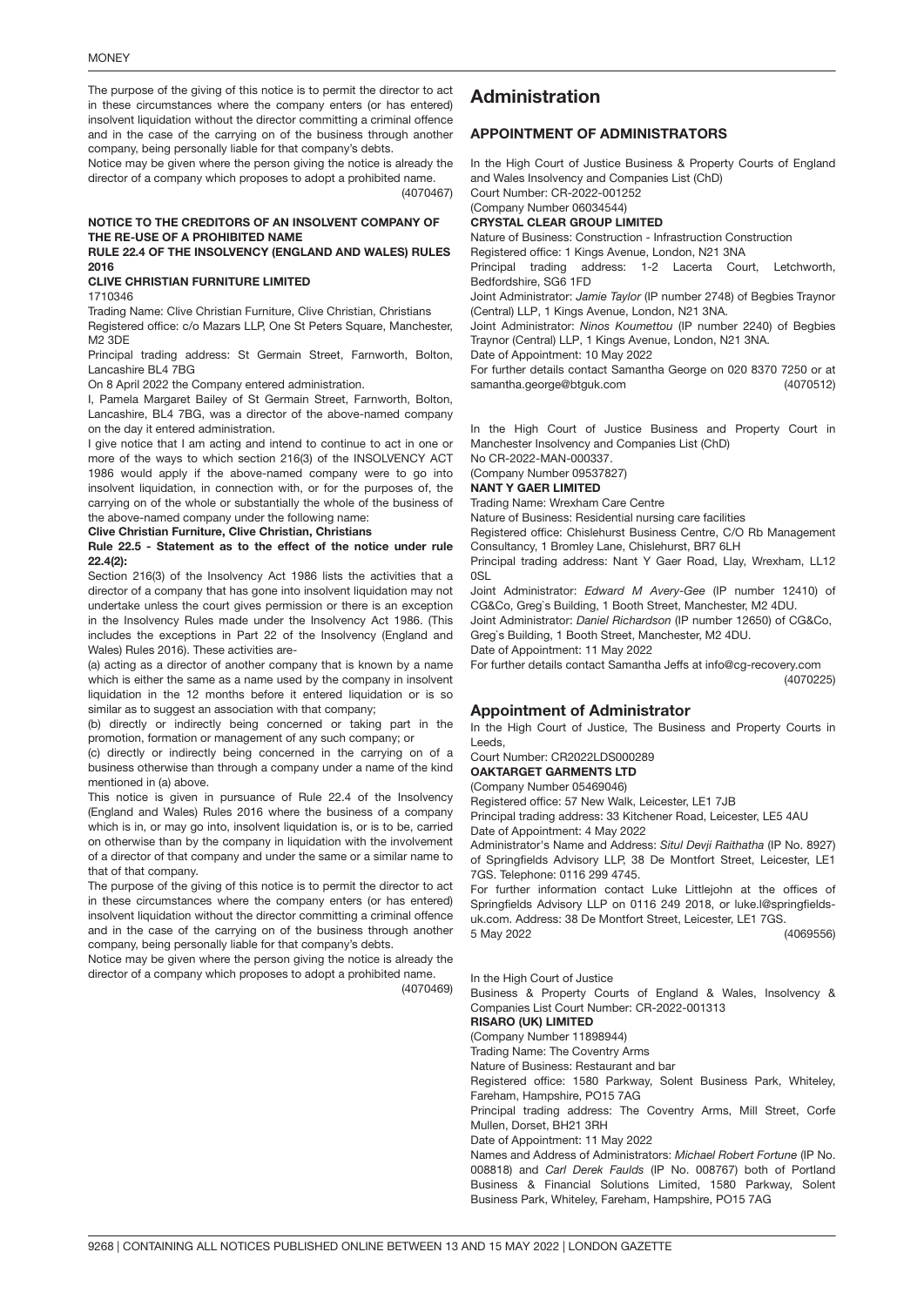The purpose of the giving of this notice is to permit the director to act in these circumstances where the company enters (or has entered) insolvent liquidation without the director committing a criminal offence and in the case of the carrying on of the business through another company, being personally liable for that company's debts.

Notice may be given where the person giving the notice is already the director of a company which proposes to adopt a prohibited name.

(4070467)

**NOTICE TO THE CREDITORS OF AN INSOLVENT COMPANY OF THE RE-USE OF A PROHIBITED NAME**

**RULE 22.4 OF THE INSOLVENCY (ENGLAND AND WALES) RULES 2016**

**CLIVE CHRISTIAN FURNITURE LIMITED**

1710346

Trading Name: Clive Christian Furniture, Clive Christian, Christians

Registered office: c/o Mazars LLP, One St Peters Square, Manchester, M2 3DE

Principal trading address: St Germain Street, Farnworth, Bolton, Lancashire BL4 7BG

On 8 April 2022 the Company entered administration.

I, Pamela Margaret Bailey of St Germain Street, Farnworth, Bolton, Lancashire, BL4 7BG, was a director of the above-named company on the day it entered administration.

I give notice that I am acting and intend to continue to act in one or more of the ways to which section 216(3) of the INSOLVENCY ACT 1986 would apply if the above-named company were to go into insolvent liquidation, in connection with, or for the purposes of, the carrying on of the whole or substantially the whole of the business of the above-named company under the following name:

**Clive Christian Furniture, Clive Christian, Christians**

**Rule 22.5 - Statement as to the effect of the notice under rule 22.4(2):**

Section 216(3) of the Insolvency Act 1986 lists the activities that a director of a company that has gone into insolvent liquidation may not undertake unless the court gives permission or there is an exception in the Insolvency Rules made under the Insolvency Act 1986. (This includes the exceptions in Part 22 of the Insolvency (England and Wales) Rules 2016). These activities are-

(a) acting as a director of another company that is known by a name which is either the same as a name used by the company in insolvent liquidation in the 12 months before it entered liquidation or is so similar as to suggest an association with that company;

(b) directly or indirectly being concerned or taking part in the promotion, formation or management of any such company; or

(c) directly or indirectly being concerned in the carrying on of a business otherwise than through a company under a name of the kind mentioned in (a) above.

This notice is given in pursuance of Rule 22.4 of the Insolvency (England and Wales) Rules 2016 where the business of a company which is in, or may go into, insolvent liquidation is, or is to be, carried on otherwise than by the company in liquidation with the involvement of a director of that company and under the same or a similar name to that of that company.

The purpose of the giving of this notice is to permit the director to act in these circumstances where the company enters (or has entered) insolvent liquidation without the director committing a criminal offence and in the case of the carrying on of the business through another company, being personally liable for that company's debts.

Notice may be given where the person giving the notice is already the director of a company which proposes to adopt a prohibited name.

(4070469)

# Administration

## APPOINTMENT OF ADMINISTRATORS

In the High Court of Justice Business & Property Courts of England and Wales Insolvency and Companies List (ChD)

Court Number: CR-2022-001252

(Company Number 06034544)

**CRYSTAL CLEAR GROUP LIMITED**

Nature of Business: Construction - Infrastruction Construction

Registered office: 1 Kings Avenue, London, N21 3NA

Principal trading address: 1-2 Lacerta Court, Letchworth, Bedfordshire, SG6 1FD

Joint Administrator: *Jamie Taylor* (IP number 2748) of Begbies Traynor (Central) LLP, 1 Kings Avenue, London, N21 3NA.

Joint Administrator: *Ninos Koumettou* (IP number 2240) of Begbies Traynor (Central) LLP, 1 Kings Avenue, London, N21 3NA.

Date of Appointment: 10 May 2022

For further details contact Samantha George on 020 8370 7250 or at samantha.george@btguk.com

(4070512)

In the High Court of Justice Business and Property Court in Manchester Insolvency and Companies List (ChD)

No CR-2022-MAN-000337.

(Company Number 09537827)

**NANT Y GAER LIMITED**

Trading Name: Wrexham Care Centre

Nature of Business: Residential nursing care facilities

Registered office: Chislehurst Business Centre, C/O Rb Management Consultancy, 1 Bromley Lane, Chislehurst, BR7 6LH

Principal trading address: Nant Y Gaer Road, Llay, Wrexham, LL12 0SL

Joint Administrator: *Edward M Avery-Gee* (IP number 12410) of CG&Co, Greg`s Building, 1 Booth Street, Manchester, M2 4DU.

Joint Administrator: *Daniel Richardson* (IP number 12650) of CG&Co, Greg`s Building, 1 Booth Street, Manchester, M2 4DU.

Date of Appointment: 11 May 2022

For further details contact Samantha Jeffs at info@cg-recovery.com

(4070225)

## Appointment of Administrator

In the High Court of Justice, The Business and Property Courts in Leeds,

Court Number: CR2022LDS000289

**OAKTARGET GARMENTS LTD**

(Company Number 05469046)

Registered office: 57 New Walk, Leicester, LE1 7JB

Principal trading address: 33 Kitchener Road, Leicester, LE5 4AU

Date of Appointment: 4 May 2022

Administrator's Name and Address: *Situl Devji Raithatha* (IP No. 8927) of Springfields Advisory LLP, 38 De Montfort Street, Leicester, LE1 7GS. Telephone: 0116 299 4745.

For further information contact Luke Littlejohn at the offices of Springfields Advisory LLP on 0116 249 2018, or luke.l@springfields-uk.com. Address: 38 De Montfort Street, Leicester, LE1 7GS.

5 May 2022

(4069556)

In the High Court of Justice

Business & Property Courts of England & Wales, Insolvency & Companies List Court Number: CR-2022-001313

**RISARO (UK) LIMITED**

(Company Number 11898944)

Trading Name: The Coventry Arms

Nature of Business: Restaurant and bar

Registered office: 1580 Parkway, Solent Business Park, Whiteley, Fareham, Hampshire, PO15 7AG

Principal trading address: The Coventry Arms, Mill Street, Corfe Mullen, Dorset, BH21 3RH

Date of Appointment: 11 May 2022

Names and Address of Administrators: *Michael Robert Fortune* (IP No. 008818) and *Carl Derek Faulds* (IP No. 008767) both of Portland Business & Financial Solutions Limited, 1580 Parkway, Solent Business Park, Whiteley, Fareham, Hampshire, PO15 7AG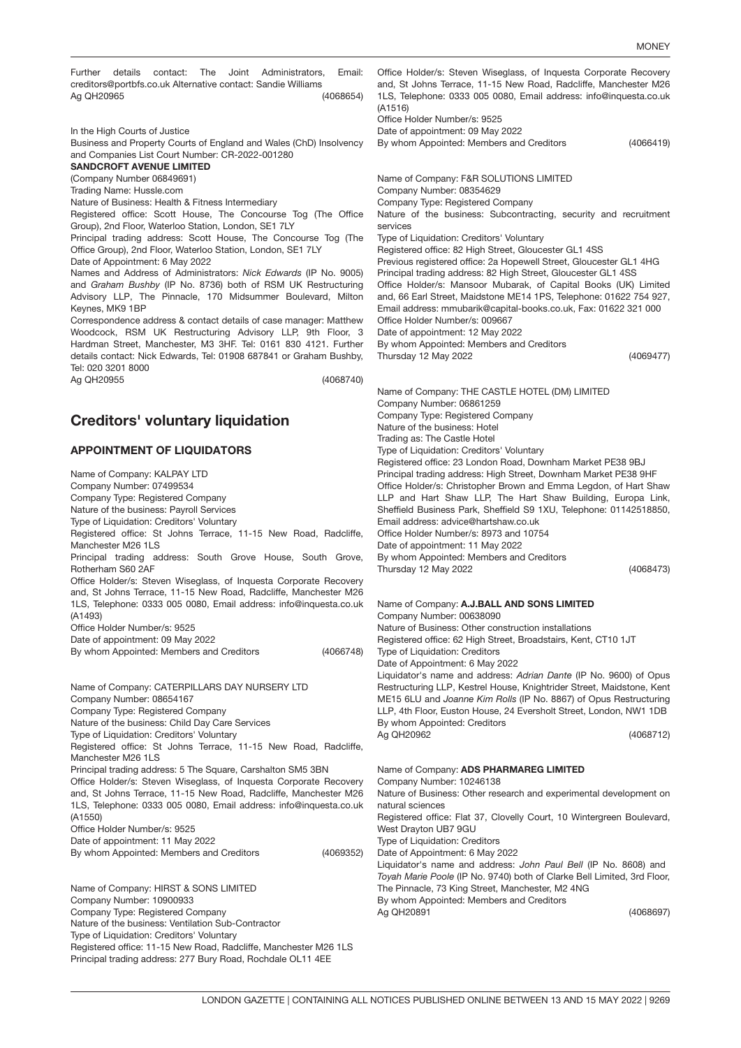Further details contact: The Joint Administrators, Email: creditors@portbfs.co.uk Alternative contact: Sandie Williams
Ag QH20965 (4068654)

In the High Courts of Justice
Business and Property Courts of England and Wales (ChD) Insolvency and Companies List Court Number: CR-2022-001280
**SANDCROFT AVENUE LIMITED**
(Company Number 06849691)
Trading Name: Hussle.com
Nature of Business: Health & Fitness Intermediary
Registered office: Scott House, The Concourse Tog (The Office Group), 2nd Floor, Waterloo Station, London, SE1 7LY
Principal trading address: Scott House, The Concourse Tog (The Office Group), 2nd Floor, Waterloo Station, London, SE1 7LY
Date of Appointment: 6 May 2022
Names and Address of Administrators: *Nick Edwards* (IP No. 9005) and *Graham Bushby* (IP No. 8736) both of RSM UK Restructuring Advisory LLP, The Pinnacle, 170 Midsummer Boulevard, Milton Keynes, MK9 1BP
Correspondence address & contact details of case manager: Matthew Woodcock, RSM UK Restructuring Advisory LLP, 9th Floor, 3 Hardman Street, Manchester, M3 3HF. Tel: 0161 830 4121. Further details contact: Nick Edwards, Tel: 01908 687841 or Graham Bushby, Tel: 020 3201 8000
Ag QH20955 (4068740)

## Creditors' voluntary liquidation

### APPOINTMENT OF LIQUIDATORS

Name of Company: KALPAY LTD
Company Number: 07499534
Company Type: Registered Company
Nature of the business: Payroll Services
Type of Liquidation: Creditors' Voluntary
Registered office: St Johns Terrace, 11-15 New Road, Radcliffe, Manchester M26 1LS
Principal trading address: South Grove House, South Grove, Rotherham S60 2AF
Office Holder/s: Steven Wiseglass, of Inquesta Corporate Recovery and, St Johns Terrace, 11-15 New Road, Radcliffe, Manchester M26 1LS, Telephone: 0333 005 0080, Email address: info@inquesta.co.uk (A1493)
Office Holder Number/s: 9525
Date of appointment: 09 May 2022
By whom Appointed: Members and Creditors (4066748)

Name of Company: CATERPILLARS DAY NURSERY LTD
Company Number: 08654167
Company Type: Registered Company
Nature of the business: Child Day Care Services
Type of Liquidation: Creditors' Voluntary
Registered office: St Johns Terrace, 11-15 New Road, Radcliffe, Manchester M26 1LS
Principal trading address: 5 The Square, Carshalton SM5 3BN
Office Holder/s: Steven Wiseglass, of Inquesta Corporate Recovery and, St Johns Terrace, 11-15 New Road, Radcliffe, Manchester M26 1LS, Telephone: 0333 005 0080, Email address: info@inquesta.co.uk (A1550)
Office Holder Number/s: 9525
Date of appointment: 11 May 2022
By whom Appointed: Members and Creditors (4069352)

Name of Company: HIRST & SONS LIMITED
Company Number: 10900933
Company Type: Registered Company
Nature of the business: Ventilation Sub-Contractor
Type of Liquidation: Creditors' Voluntary
Registered office: 11-15 New Road, Radcliffe, Manchester M26 1LS
Principal trading address: 277 Bury Road, Rochdale OL11 4EE
Office Holder/s: Steven Wiseglass, of Inquesta Corporate Recovery and, St Johns Terrace, 11-15 New Road, Radcliffe, Manchester M26 1LS, Telephone: 0333 005 0080, Email address: info@inquesta.co.uk (A1516)
Office Holder Number/s: 9525
Date of appointment: 09 May 2022
By whom Appointed: Members and Creditors (4066419)

Name of Company: F&R SOLUTIONS LIMITED
Company Number: 08354629
Company Type: Registered Company
Nature of the business: Subcontracting, security and recruitment services
Type of Liquidation: Creditors' Voluntary
Registered office: 82 High Street, Gloucester GL1 4SS
Previous registered office: 2a Hopewell Street, Gloucester GL1 4HG
Principal trading address: 82 High Street, Gloucester GL1 4SS
Office Holder/s: Mansoor Mubarak, of Capital Books (UK) Limited and, 66 Earl Street, Maidstone ME14 1PS, Telephone: 01622 754 927, Email address: mmubarik@capital-books.co.uk, Fax: 01622 321 000
Office Holder Number/s: 009667
Date of appointment: 12 May 2022
By whom Appointed: Members and Creditors
Thursday 12 May 2022 (4069477)

Name of Company: THE CASTLE HOTEL (DM) LIMITED
Company Number: 06861259
Company Type: Registered Company
Nature of the business: Hotel
Trading as: The Castle Hotel
Type of Liquidation: Creditors' Voluntary
Registered office: 23 London Road, Downham Market PE38 9BJ
Principal trading address: High Street, Downham Market PE38 9HF
Office Holder/s: Christopher Brown and Emma Legdon, of Hart Shaw LLP and Hart Shaw LLP, The Hart Shaw Building, Europa Link, Sheffield Business Park, Sheffield S9 1XU, Telephone: 01142518850, Email address: advice@hartshaw.co.uk
Office Holder Number/s: 8973 and 10754
Date of appointment: 11 May 2022
By whom Appointed: Members and Creditors
Thursday 12 May 2022 (4068473)

Name of Company: **A.J.BALL AND SONS LIMITED**
Company Number: 00638090
Nature of Business: Other construction installations
Registered office: 62 High Street, Broadstairs, Kent, CT10 1JT
Type of Liquidation: Creditors
Date of Appointment: 6 May 2022
Liquidator's name and address: *Adrian Dante* (IP No. 9600) of Opus Restructuring LLP, Kestrel House, Knightrider Street, Maidstone, Kent ME15 6LU and *Joanne Kim Rolls* (IP No. 8867) of Opus Restructuring LLP, 4th Floor, Euston House, 24 Eversholt Street, London, NW1 1DB
By whom Appointed: Creditors
Ag QH20962 (4068712)

Name of Company: **ADS PHARMAREG LIMITED**
Company Number: 10246138
Nature of Business: Other research and experimental development on natural sciences
Registered office: Flat 37, Clovelly Court, 10 Wintergreen Boulevard, West Drayton UB7 9GU
Type of Liquidation: Creditors
Date of Appointment: 6 May 2022
Liquidator's name and address: *John Paul Bell* (IP No. 8608) and *Toyah Marie Poole* (IP No. 9740) both of Clarke Bell Limited, 3rd Floor, The Pinnacle, 73 King Street, Manchester, M2 4NG
By whom Appointed: Members and Creditors
Ag QH20891 (4068697)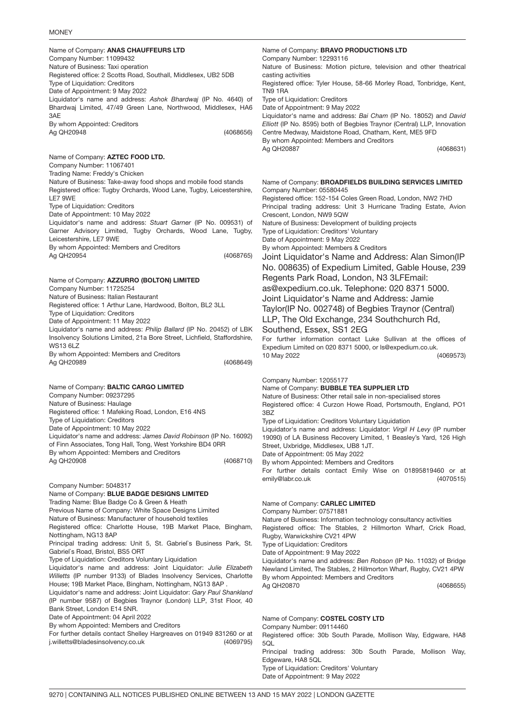Name of Company: **ANAS CHAUFFEURS LTD**
Company Number: 11099432
Nature of Business: Taxi operation
Registered office: 2 Scotts Road, Southall, Middlesex, UB2 5DB
Type of Liquidation: Creditors
Date of Appointment: 9 May 2022
Liquidator's name and address: *Ashok Bhardwaj* (IP No. 4640) of Bhardwaj Limited, 47/49 Green Lane, Northwood, Middlesex, HA6 3AE
By whom Appointed: Creditors
Ag QH20948 (4068656)

Name of Company: **AZTEC FOOD LTD.**
Company Number: 11067401
Trading Name: Freddy's Chicken
Nature of Business: Take-away food shops and mobile food stands
Registered office: Tugby Orchards, Wood Lane, Tugby, Leicestershire, LE7 9WE
Type of Liquidation: Creditors
Date of Appointment: 10 May 2022
Liquidator's name and address: *Stuart Garner* (IP No. 009531) of Garner Advisory Limited, Tugby Orchards, Wood Lane, Tugby, Leicestershire, LE7 9WE
By whom Appointed: Members and Creditors
Ag QH20954 (4068765)

Name of Company: **AZZURRO (BOLTON) LIMITED**
Company Number: 11725254
Nature of Business: Italian Restaurant
Registered office: 1 Arthur Lane, Hardwood, Bolton, BL2 3LL
Type of Liquidation: Creditors
Date of Appointment: 11 May 2022
Liquidator's name and address: *Philip Ballard* (IP No. 20452) of LBK Insolvency Solutions Limited, 21a Bore Street, Lichfield, Staffordshire, WS13 6LZ
By whom Appointed: Members and Creditors
Ag QH20989 (4068649)

Name of Company: **BALTIC CARGO LIMITED**
Company Number: 09237295
Nature of Business: Haulage
Registered office: 1 Mafeking Road, London, E16 4NS
Type of Liquidation: Creditors
Date of Appointment: 10 May 2022
Liquidator's name and address: *James David Robinson* (IP No. 16092) of Finn Associates, Tong Hall, Tong, West Yorkshire BD4 0RR
By whom Appointed: Members and Creditors
Ag QH20908 (4068710)

Company Number: 5048317
Name of Company: **BLUE BADGE DESIGNS LIMITED**
Trading Name: Blue Badge Co & Green & Heath
Previous Name of Company: White Space Designs Limited
Nature of Business: Manufacturer of household textiles
Registered office: Charlotte House, 19B Market Place, Bingham, Nottingham, NG13 8AP
Principal trading address: Unit 5, St. Gabriel`s Business Park, St. Gabriel`s Road, Bristol, BS5 ORT
Type of Liquidation: Creditors Voluntary Liquidation
Liquidator's name and address: Joint Liquidator: *Julie Elizabeth Willetts* (IP number 9133) of Blades Insolvency Services, Charlotte House; 19B Market Place, Bingham, Nottingham, NG13 8AP .
Liquidator's name and address: Joint Liquidator: *Gary Paul Shankland* (IP number 9587) of Begbies Traynor (London) LLP, 31st Floor, 40 Bank Street, London E14 5NR.
Date of Appointment: 04 April 2022
By whom Appointed: Members and Creditors
For further details contact Shelley Hargreaves on 01949 831260 or at j.willetts@bladesinsolvency.co.uk (4069795)

Name of Company: **BRAVO PRODUCTIONS LTD**
Company Number: 12293116
Nature of Business: Motion picture, television and other theatrical casting activities
Registered office: Tyler House, 58-66 Morley Road, Tonbridge, Kent, TN9 1RA
Type of Liquidation: Creditors
Date of Appointment: 9 May 2022
Liquidator's name and address: *Bai Cham* (IP No. 18052) and *David Elliott* (IP No. 8595) both of Begbies Traynor (Central) LLP, Innovation Centre Medway, Maidstone Road, Chatham, Kent, ME5 9FD
By whom Appointed: Members and Creditors
Ag QH20887 (4068631)

Name of Company: **BROADFIELDS BUILDING SERVICES LIMITED**
Company Number: 05580445
Registered office: 152-154 Coles Green Road, London, NW2 7HD
Principal trading address: Unit 3 Hurricane Trading Estate, Avion Crescent, London, NW9 5QW
Nature of Business: Development of building projects
Type of Liquidation: Creditors' Voluntary
Date of Appointment: 9 May 2022
By whom Appointed: Members & Creditors
Joint Liquidator's Name and Address: Alan Simon(IP No. 008635) of Expedium Limited, Gable House, 239 Regents Park Road, London, N3 3LFEmail: as@expedium.co.uk. Telephone: 020 8371 5000. Joint Liquidator's Name and Address: Jamie Taylor(IP No. 002748) of Begbies Traynor (Central) LLP, The Old Exchange, 234 Southchurch Rd, Southend, Essex, SS1 2EG
For further information contact Luke Sullivan at the offices of Expedium Limited on 020 8371 5000, or ls@expedium.co.uk.
10 May 2022 (4069573)

Company Number: 12055177
Name of Company: **BUBBLE TEA SUPPLIER LTD**
Nature of Business: Other retail sale in non-specialised stores
Registered office: 4 Curzon Howe Road, Portsmouth, England, PO1 3BZ
Type of Liquidation: Creditors Voluntary Liquidation
Liquidator's name and address: Liquidator: *Virgil H Levy* (IP number 19090) of LA Business Recovery Limited, 1 Beasley's Yard, 126 High Street, Uxbridge, Middlesex, UB8 1JT.
Date of Appointment: 05 May 2022
By whom Appointed: Members and Creditors
For further details contact Emily Wise on 01895819460 or at emily@labr.co.uk (4070515)

Name of Company: **CARLEC LIMITED**
Company Number: 07571881
Nature of Business: Information technology consultancy activities
Registered office: The Stables, 2 Hillmorton Wharf, Crick Road, Rugby, Warwickshire CV21 4PW
Type of Liquidation: Creditors
Date of Appointment: 9 May 2022
Liquidator's name and address: *Ben Robson* (IP No. 11032) of Bridge Newland Limited, The Stables, 2 Hillmorton Wharf, Rugby, CV21 4PW
By whom Appointed: Members and Creditors
Ag QH20870 (4068655)

Name of Company: **COSTEL COSTY LTD**
Company Number: 09114460
Registered office: 30b South Parade, Mollison Way, Edgware, HA8 5QL
Principal trading address: 30b South Parade, Mollison Way, Edgeware, HA8 5QL
Type of Liquidation: Creditors' Voluntary
Date of Appointment: 9 May 2022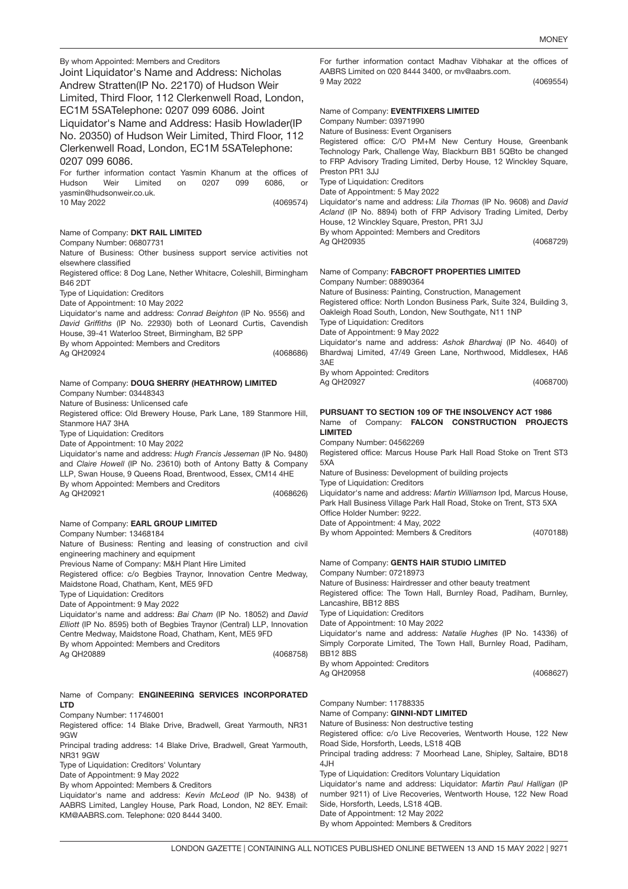By whom Appointed: Members and Creditors

Joint Liquidator's Name and Address: Nicholas Andrew Stratten(IP No. 22170) of Hudson Weir Limited, Third Floor, 112 Clerkenwell Road, London, EC1M 5SATelephone: 0207 099 6086. Joint Liquidator's Name and Address: Hasib Howlader(IP No. 20350) of Hudson Weir Limited, Third Floor, 112 Clerkenwell Road, London, EC1M 5SATelephone: 0207 099 6086.

For further information contact Yasmin Khanum at the offices of Hudson Weir Limited on 0207 099 6086, or yasmin@hudsonweir.co.uk.

10 May 2022

(4069574)

Name of Company: **DKT RAIL LIMITED**

Company Number: 06807731

Nature of Business: Other business support service activities not elsewhere classified

Registered office: 8 Dog Lane, Nether Whitacre, Coleshill, Birmingham B46 2DT

Type of Liquidation: Creditors

Date of Appointment: 10 May 2022

Liquidator's name and address: *Conrad Beighton* (IP No. 9556) and *David Griffiths* (IP No. 22930) both of Leonard Curtis, Cavendish House, 39-41 Waterloo Street, Birmingham, B2 5PP

By whom Appointed: Members and Creditors

Ag QH20924

(4068686)

Name of Company: **DOUG SHERRY (HEATHROW) LIMITED**

Company Number: 03448343

Nature of Business: Unlicensed cafe

Registered office: Old Brewery House, Park Lane, 189 Stanmore Hill, Stanmore HA7 3HA

Type of Liquidation: Creditors

Date of Appointment: 10 May 2022

Liquidator's name and address: *Hugh Francis Jesseman* (IP No. 9480) and *Claire Howell* (IP No. 23610) both of Antony Batty & Company LLP, Swan House, 9 Queens Road, Brentwood, Essex, CM14 4HE

By whom Appointed: Members and Creditors

Ag QH20921

(4068626)

Name of Company: **EARL GROUP LIMITED**

Company Number: 13468184

Nature of Business: Renting and leasing of construction and civil engineering machinery and equipment

Previous Name of Company: M&H Plant Hire Limited

Registered office: c/o Begbies Traynor, Innovation Centre Medway, Maidstone Road, Chatham, Kent, ME5 9FD

Type of Liquidation: Creditors

Date of Appointment: 9 May 2022

Liquidator's name and address: *Bai Cham* (IP No. 18052) and *David Elliott* (IP No. 8595) both of Begbies Traynor (Central) LLP, Innovation Centre Medway, Maidstone Road, Chatham, Kent, ME5 9FD

By whom Appointed: Members and Creditors

Ag QH20889

(4068758)

Name of Company: **ENGINEERING SERVICES INCORPORATED LTD**

Company Number: 11746001

Registered office: 14 Blake Drive, Bradwell, Great Yarmouth, NR31 9GW

Principal trading address: 14 Blake Drive, Bradwell, Great Yarmouth, NR31 9GW

Type of Liquidation: Creditors' Voluntary

Date of Appointment: 9 May 2022

By whom Appointed: Members & Creditors

Liquidator's name and address: *Kevin McLeod* (IP No. 9438) of AABRS Limited, Langley House, Park Road, London, N2 8EY. Email: KM@AABRS.com. Telephone: 020 8444 3400.

For further information contact Madhav Vibhakar at the offices of AABRS Limited on 020 8444 3400, or mv@aabrs.com.

9 May 2022

(4069554)

Name of Company: **EVENTFIXERS LIMITED**

Company Number: 03971990

Nature of Business: Event Organisers

Registered office: C/O PM+M New Century House, Greenbank Technology Park, Challenge Way, Blackburn BB1 5QBto be changed to FRP Advisory Trading Limited, Derby House, 12 Winckley Square, Preston PR1 3JJ

Type of Liquidation: Creditors

Date of Appointment: 5 May 2022

Liquidator's name and address: *Lila Thomas* (IP No. 9608) and *David Acland* (IP No. 8894) both of FRP Advisory Trading Limited, Derby House, 12 Winckley Square, Preston, PR1 3JJ

By whom Appointed: Members and Creditors

Ag QH20935

(4068729)

Name of Company: **FABCROFT PROPERTIES LIMITED**

Company Number: 08890364

Nature of Business: Painting, Construction, Management

Registered office: North London Business Park, Suite 324, Building 3, Oakleigh Road South, London, New Southgate, N11 1NP

Type of Liquidation: Creditors

Date of Appointment: 9 May 2022

Liquidator's name and address: *Ashok Bhardwaj* (IP No. 4640) of Bhardwaj Limited, 47/49 Green Lane, Northwood, Middlesex, HA6 3AE

By whom Appointed: Creditors

Ag QH20927

(4068700)

**PURSUANT TO SECTION 109 OF THE INSOLVENCY ACT 1986**

Name of Company: **FALCON CONSTRUCTION PROJECTS LIMITED**

Company Number: 04562269

Registered office: Marcus House Park Hall Road Stoke on Trent ST3 5XA

Nature of Business: Development of building projects

Type of Liquidation: Creditors

Liquidator's name and address: *Martin Williamson* Ipd, Marcus House, Park Hall Business Village Park Hall Road, Stoke on Trent, ST3 5XA

Office Holder Number: 9222.

Date of Appointment: 4 May, 2022

By whom Appointed: Members & Creditors

(4070188)

Name of Company: **GENTS HAIR STUDIO LIMITED**

Company Number: 07218973

Nature of Business: Hairdresser and other beauty treatment

Registered office: The Town Hall, Burnley Road, Padiham, Burnley, Lancashire, BB12 8BS

Type of Liquidation: Creditors

Date of Appointment: 10 May 2022

Liquidator's name and address: *Natalie Hughes* (IP No. 14336) of Simply Corporate Limited, The Town Hall, Burnley Road, Padiham, BB12 8BS

By whom Appointed: Creditors

Ag QH20958

(4068627)

Company Number: 11788335

Name of Company: **GINNI-NDT LIMITED**

Nature of Business: Non destructive testing

Registered office: c/o Live Recoveries, Wentworth House, 122 New Road Side, Horsforth, Leeds, LS18 4QB

Principal trading address: 7 Moorhead Lane, Shipley, Saltaire, BD18 4JH

Type of Liquidation: Creditors Voluntary Liquidation

Liquidator's name and address: Liquidator: *Martin Paul Halligan* (IP number 9211) of Live Recoveries, Wentworth House, 122 New Road Side, Horsforth, Leeds, LS18 4QB.

Date of Appointment: 12 May 2022

By whom Appointed: Members & Creditors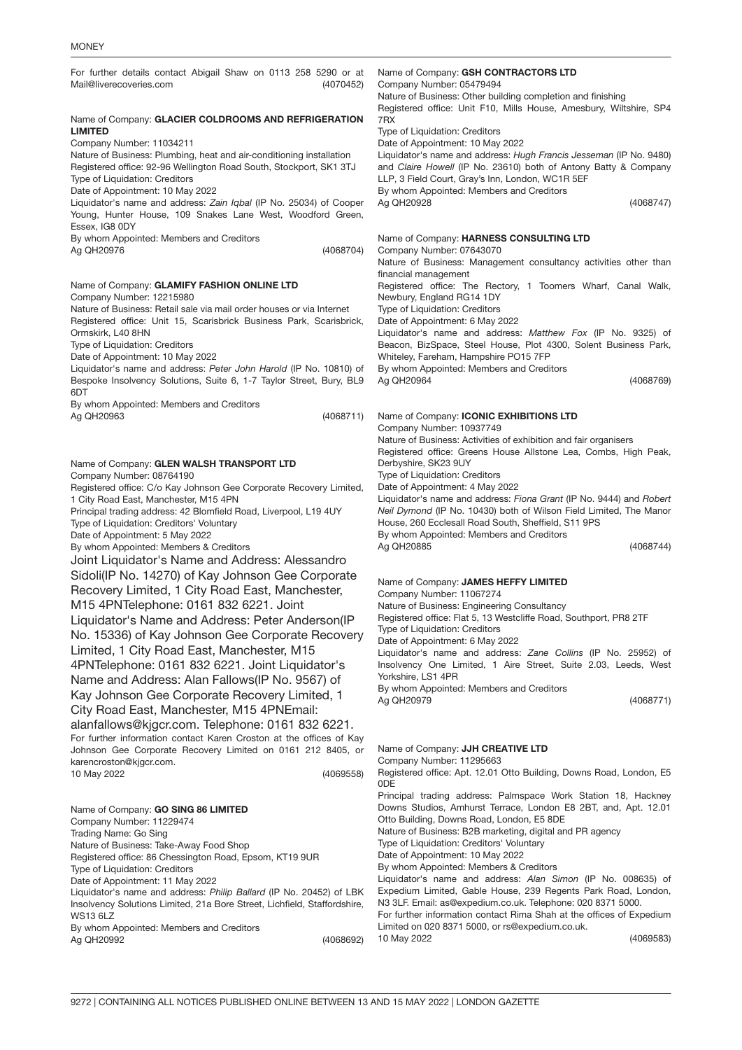For further details contact Abigail Shaw on 0113 258 5290 or at Mail@liverecoveries.com (4070452)

Name of Company: **GLACIER COLDROOMS AND REFRIGERATION LIMITED**
Company Number: 11034211
Nature of Business: Plumbing, heat and air-conditioning installation
Registered office: 92-96 Wellington Road South, Stockport, SK1 3TJ
Type of Liquidation: Creditors
Date of Appointment: 10 May 2022
Liquidator's name and address: *Zain Iqbal* (IP No. 25034) of Cooper Young, Hunter House, 109 Snakes Lane West, Woodford Green, Essex, IG8 0DY
By whom Appointed: Members and Creditors
Ag QH20976 (4068704)

Name of Company: **GLAMIFY FASHION ONLINE LTD**
Company Number: 12215980
Nature of Business: Retail sale via mail order houses or via Internet
Registered office: Unit 15, Scarisbrick Business Park, Scarisbrick, Ormskirk, L40 8HN
Type of Liquidation: Creditors
Date of Appointment: 10 May 2022
Liquidator's name and address: *Peter John Harold* (IP No. 10810) of Bespoke Insolvency Solutions, Suite 6, 1-7 Taylor Street, Bury, BL9 6DT
By whom Appointed: Members and Creditors
Ag QH20963 (4068711)

Name of Company: **GLEN WALSH TRANSPORT LTD**
Company Number: 08764190
Registered office: C/o Kay Johnson Gee Corporate Recovery Limited, 1 City Road East, Manchester, M15 4PN
Principal trading address: 42 Blomfield Road, Liverpool, L19 4UY
Type of Liquidation: Creditors' Voluntary
Date of Appointment: 5 May 2022
By whom Appointed: Members & Creditors
Joint Liquidator's Name and Address: Alessandro Sidoli(IP No. 14270) of Kay Johnson Gee Corporate Recovery Limited, 1 City Road East, Manchester, M15 4PNTelephone: 0161 832 6221. Joint Liquidator's Name and Address: Peter Anderson(IP No. 15336) of Kay Johnson Gee Corporate Recovery Limited, 1 City Road East, Manchester, M15 4PNTelephone: 0161 832 6221. Joint Liquidator's Name and Address: Alan Fallows(IP No. 9567) of Kay Johnson Gee Corporate Recovery Limited, 1 City Road East, Manchester, M15 4PNEmail: alanfallows@kjgcr.com. Telephone: 0161 832 6221.
For further information contact Karen Croston at the offices of Kay Johnson Gee Corporate Recovery Limited on 0161 212 8405, or karencroston@kjgcr.com.
10 May 2022 (4069558)

Name of Company: **GO SING 86 LIMITED**
Company Number: 11229474
Trading Name: Go Sing
Nature of Business: Take-Away Food Shop
Registered office: 86 Chessington Road, Epsom, KT19 9UR
Type of Liquidation: Creditors
Date of Appointment: 11 May 2022
Liquidator's name and address: *Philip Ballard* (IP No. 20452) of LBK Insolvency Solutions Limited, 21a Bore Street, Lichfield, Staffordshire, WS13 6LZ
By whom Appointed: Members and Creditors
Ag QH20992 (4068692)

Name of Company: **GSH CONTRACTORS LTD**
Company Number: 05479494
Nature of Business: Other building completion and finishing
Registered office: Unit F10, Mills House, Amesbury, Wiltshire, SP4 7RX
Type of Liquidation: Creditors
Date of Appointment: 10 May 2022
Liquidator's name and address: *Hugh Francis Jesseman* (IP No. 9480) and *Claire Howell* (IP No. 23610) both of Antony Batty & Company LLP, 3 Field Court, Gray's Inn, London, WC1R 5EF
By whom Appointed: Members and Creditors
Ag QH20928 (4068747)

Name of Company: **HARNESS CONSULTING LTD**
Company Number: 07643070
Nature of Business: Management consultancy activities other than financial management
Registered office: The Rectory, 1 Toomers Wharf, Canal Walk, Newbury, England RG14 1DY
Type of Liquidation: Creditors
Date of Appointment: 6 May 2022
Liquidator's name and address: *Matthew Fox* (IP No. 9325) of Beacon, BizSpace, Steel House, Plot 4300, Solent Business Park, Whiteley, Fareham, Hampshire PO15 7FP
By whom Appointed: Members and Creditors
Ag QH20964 (4068769)

Name of Company: **ICONIC EXHIBITIONS LTD**
Company Number: 10937749
Nature of Business: Activities of exhibition and fair organisers
Registered office: Greens House Allstone Lea, Combs, High Peak, Derbyshire, SK23 9UY
Type of Liquidation: Creditors
Date of Appointment: 4 May 2022
Liquidator's name and address: *Fiona Grant* (IP No. 9444) and *Robert Neil Dymond* (IP No. 10430) both of Wilson Field Limited, The Manor House, 260 Ecclesall Road South, Sheffield, S11 9PS
By whom Appointed: Members and Creditors
Ag QH20885 (4068744)

Name of Company: **JAMES HEFFY LIMITED**
Company Number: 11067274
Nature of Business: Engineering Consultancy
Registered office: Flat 5, 13 Westcliffe Road, Southport, PR8 2TF
Type of Liquidation: Creditors
Date of Appointment: 6 May 2022
Liquidator's name and address: *Zane Collins* (IP No. 25952) of Insolvency One Limited, 1 Aire Street, Suite 2.03, Leeds, West Yorkshire, LS1 4PR
By whom Appointed: Members and Creditors
Ag QH20979 (4068771)

Name of Company: **JJH CREATIVE LTD**
Company Number: 11295663
Registered office: Apt. 12.01 Otto Building, Downs Road, London, E5 0DE
Principal trading address: Palmspace Work Station 18, Hackney Downs Studios, Amhurst Terrace, London E8 2BT, and, Apt. 12.01 Otto Building, Downs Road, London, E5 8DE
Nature of Business: B2B marketing, digital and PR agency
Type of Liquidation: Creditors' Voluntary
Date of Appointment: 10 May 2022
By whom Appointed: Members & Creditors
Liquidator's name and address: *Alan Simon* (IP No. 008635) of Expedium Limited, Gable House, 239 Regents Park Road, London, N3 3LF. Email: as@expedium.co.uk. Telephone: 020 8371 5000.
For further information contact Rima Shah at the offices of Expedium Limited on 020 8371 5000, or rs@expedium.co.uk.
10 May 2022 (4069583)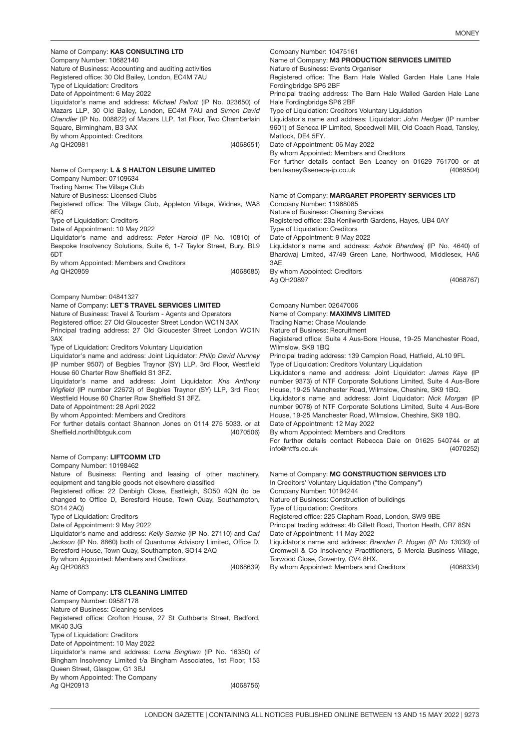Name of Company: **KAS CONSULTING LTD**
Company Number: 10682140
Nature of Business: Accounting and auditing activities
Registered office: 30 Old Bailey, London, EC4M 7AU
Type of Liquidation: Creditors
Date of Appointment: 6 May 2022
Liquidator's name and address: *Michael Pallott* (IP No. 023650) of Mazars LLP, 30 Old Bailey, London, EC4M 7AU and *Simon David Chandler* (IP No. 008822) of Mazars LLP, 1st Floor, Two Chamberlain Square, Birmingham, B3 3AX
By whom Appointed: Creditors
Ag QH20981 (4068651)

Name of Company: **L & S HALTON LEISURE LIMITED**
Company Number: 07109634
Trading Name: The Village Club
Nature of Business: Licensed Clubs
Registered office: The Village Club, Appleton Village, Widnes, WA8 6EQ
Type of Liquidation: Creditors
Date of Appointment: 10 May 2022
Liquidator's name and address: *Peter Harold* (IP No. 10810) of Bespoke Insolvency Solutions, Suite 6, 1-7 Taylor Street, Bury, BL9 6DT
By whom Appointed: Members and Creditors
Ag QH20959 (4068685)

Company Number: 04841327
Name of Company: **LET`S TRAVEL SERVICES LIMITED**
Nature of Business: Travel & Tourism - Agents and Operators
Registered office: 27 Old Gloucester Street London WC1N 3AX
Principal trading address: 27 Old Gloucester Street London WC1N 3AX
Type of Liquidation: Creditors Voluntary Liquidation
Liquidator's name and address: Joint Liquidator: *Philip David Nunney* (IP number 9507) of Begbies Traynor (SY) LLP, 3rd Floor, Westfield House 60 Charter Row Sheffield S1 3FZ.
Liquidator's name and address: Joint Liquidator: *Kris Anthony Wigfield* (IP number 22672) of Begbies Traynor (SY) LLP, 3rd Floor, Westfield House 60 Charter Row Sheffield S1 3FZ.
Date of Appointment: 28 April 2022
By whom Appointed: Members and Creditors
For further details contact Shannon Jones on 0114 275 5033. or at Sheffield.north@btguk.com (4070506)

Name of Company: **LIFTCOMM LTD**
Company Number: 10198462
Nature of Business: Renting and leasing of other machinery, equipment and tangible goods not elsewhere classified
Registered office: 22 Denbigh Close, Eastleigh, SO50 4QN (to be changed to Office D, Beresford House, Town Quay, Southampton, SO14 2AQ)
Type of Liquidation: Creditors
Date of Appointment: 9 May 2022
Liquidator's name and address: *Kelly Semke* (IP No. 27110) and *Carl Jackson* (IP No. 8860) both of Quantuma Advisory Limited, Office D, Beresford House, Town Quay, Southampton, SO14 2AQ
By whom Appointed: Members and Creditors
Ag QH20883 (4068639)

Name of Company: **LTS CLEANING LIMITED**
Company Number: 09587178
Nature of Business: Cleaning services
Registered office: Crofton House, 27 St Cuthberts Street, Bedford, MK40 3JG
Type of Liquidation: Creditors
Date of Appointment: 10 May 2022
Liquidator's name and address: *Lorna Bingham* (IP No. 16350) of Bingham Insolvency Limited t/a Bingham Associates, 1st Floor, 153 Queen Street, Glasgow, G1 3BJ
By whom Appointed: The Company
Ag QH20913 (4068756)

Company Number: 10475161
Name of Company: **M3 PRODUCTION SERVICES LIMITED**
Nature of Business: Events Organiser
Registered office: The Barn Hale Walled Garden Hale Lane Hale Fordingbridge SP6 2BF
Principal trading address: The Barn Hale Walled Garden Hale Lane Hale Fordingbridge SP6 2BF
Type of Liquidation: Creditors Voluntary Liquidation
Liquidator's name and address: Liquidator: *John Hedger* (IP number 9601) of Seneca IP Limited, Speedwell Mill, Old Coach Road, Tansley, Matlock, DE4 5FY.
Date of Appointment: 06 May 2022
By whom Appointed: Members and Creditors
For further details contact Ben Leaney on 01629 761700 or at ben.leaney@seneca-ip.co.uk (4069504)

Name of Company: **MARGARET PROPERTY SERVICES LTD**
Company Number: 11968085
Nature of Business: Cleaning Services
Registered office: 23a Kenilworth Gardens, Hayes, UB4 0AY
Type of Liquidation: Creditors
Date of Appointment: 9 May 2022
Liquidator's name and address: *Ashok Bhardwaj* (IP No. 4640) of Bhardwaj Limited, 47/49 Green Lane, Northwood, Middlesex, HA6 3AE
By whom Appointed: Creditors
Ag QH20897 (4068767)

Company Number: 02647006
Name of Company: **MAXIMVS LIMITED**
Trading Name: Chase Moulande
Nature of Business: Recruitment
Registered office: Suite 4 Aus-Bore House, 19-25 Manchester Road, Wilmslow, SK9 1BQ
Principal trading address: 139 Campion Road, Hatfield, AL10 9FL
Type of Liquidation: Creditors Voluntary Liquidation
Liquidator's name and address: Joint Liquidator: *James Kaye* (IP number 9373) of NTF Corporate Solutions Limited, Suite 4 Aus-Bore House, 19-25 Manchester Road, Wilmslow, Cheshire, SK9 1BQ.
Liquidator's name and address: Joint Liquidator: *Nick Morgan* (IP number 9078) of NTF Corporate Solutions Limited, Suite 4 Aus-Bore House, 19-25 Manchester Road, Wilmslow, Cheshire, SK9 1BQ.
Date of Appointment: 12 May 2022
By whom Appointed: Members and Creditors
For further details contact Rebecca Dale on 01625 540744 or at info@ntffs.co.uk (4070252)

Name of Company: **MC CONSTRUCTION SERVICES LTD**
In Creditors' Voluntary Liquidation ("the Company")
Company Number: 10194244
Nature of Business: Construction of buildings
Type of Liquidation: Creditors
Registered office: 225 Clapham Road, London, SW9 9BE
Principal trading address: 4b Gillett Road, Thorton Heath, CR7 8SN
Date of Appointment: 11 May 2022
Liquidator's name and address: *Brendan P. Hogan (IP No 13030)* of Cromwell & Co Insolvency Practitioners, 5 Mercia Business Village, Torwood Close, Coventry, CV4 8HX.
By whom Appointed: Members and Creditors (4068334)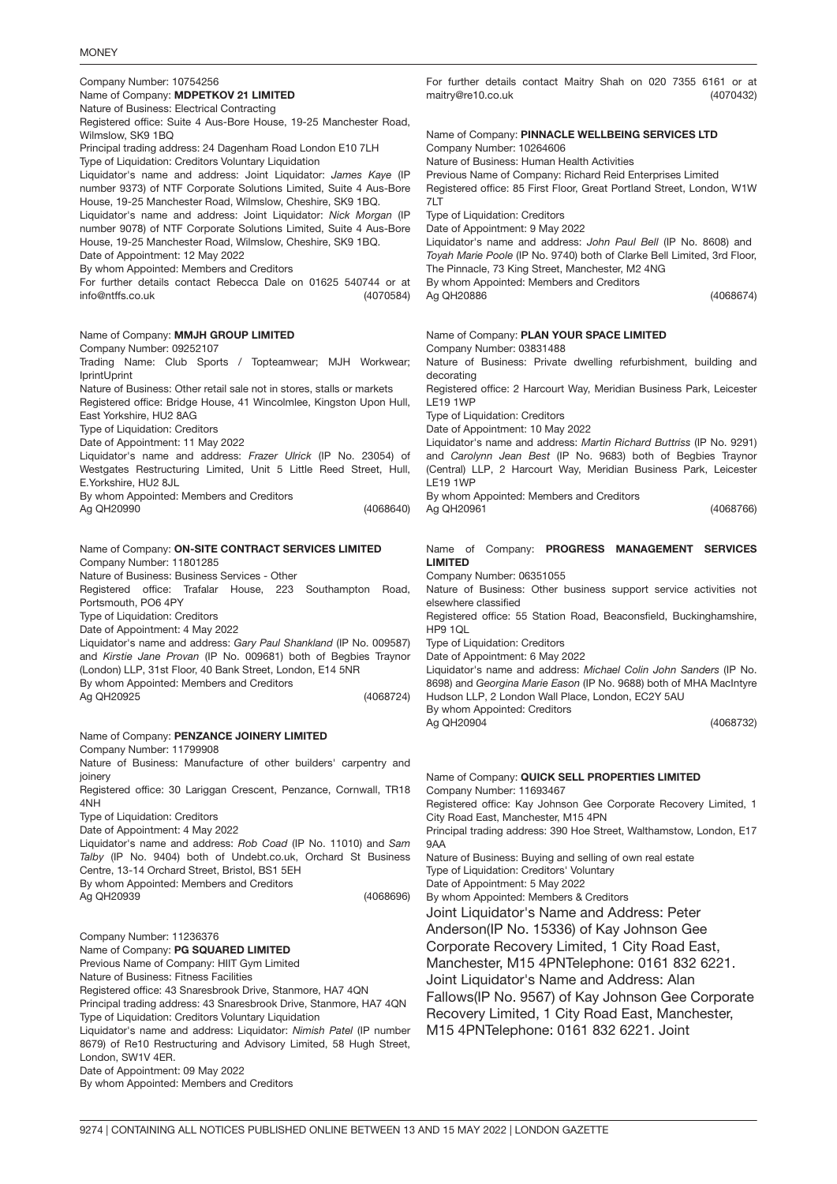Company Number: 10754256
Name of Company: **MDPETKOV 21 LIMITED**
Nature of Business: Electrical Contracting
Registered office: Suite 4 Aus-Bore House, 19-25 Manchester Road, Wilmslow, SK9 1BQ
Principal trading address: 24 Dagenham Road London E10 7LH
Type of Liquidation: Creditors Voluntary Liquidation
Liquidator's name and address: Joint Liquidator: *James Kaye* (IP number 9373) of NTF Corporate Solutions Limited, Suite 4 Aus-Bore House, 19-25 Manchester Road, Wilmslow, Cheshire, SK9 1BQ.
Liquidator's name and address: Joint Liquidator: *Nick Morgan* (IP number 9078) of NTF Corporate Solutions Limited, Suite 4 Aus-Bore House, 19-25 Manchester Road, Wilmslow, Cheshire, SK9 1BQ.
Date of Appointment: 12 May 2022
By whom Appointed: Members and Creditors
For further details contact Rebecca Dale on 01625 540744 or at info@ntffs.co.uk (4070584)

Name of Company: **MMJH GROUP LIMITED**
Company Number: 09252107
Trading Name: Club Sports / Topteamwear; MJH Workwear; IprintUprint
Nature of Business: Other retail sale not in stores, stalls or markets
Registered office: Bridge House, 41 Wincolmlee, Kingston Upon Hull, East Yorkshire, HU2 8AG
Type of Liquidation: Creditors
Date of Appointment: 11 May 2022
Liquidator's name and address: *Frazer Ulrick* (IP No. 23054) of Westgates Restructuring Limited, Unit 5 Little Reed Street, Hull, E.Yorkshire, HU2 8JL
By whom Appointed: Members and Creditors
Ag QH20990 (4068640)

Name of Company: **ON-SITE CONTRACT SERVICES LIMITED**
Company Number: 11801285
Nature of Business: Business Services - Other
Registered office: Trafalar House, 223 Southampton Road, Portsmouth, PO6 4PY
Type of Liquidation: Creditors
Date of Appointment: 4 May 2022
Liquidator's name and address: *Gary Paul Shankland* (IP No. 009587) and *Kirstie Jane Provan* (IP No. 009681) both of Begbies Traynor (London) LLP, 31st Floor, 40 Bank Street, London, E14 5NR
By whom Appointed: Members and Creditors
Ag QH20925 (4068724)

Name of Company: **PENZANCE JOINERY LIMITED**
Company Number: 11799908
Nature of Business: Manufacture of other builders' carpentry and joinery
Registered office: 30 Lariggan Crescent, Penzance, Cornwall, TR18 4NH
Type of Liquidation: Creditors
Date of Appointment: 4 May 2022
Liquidator's name and address: *Rob Coad* (IP No. 11010) and *Sam Talby* (IP No. 9404) both of Undebt.co.uk, Orchard St Business Centre, 13-14 Orchard Street, Bristol, BS1 5EH
By whom Appointed: Members and Creditors
Ag QH20939 (4068696)

Company Number: 11236376
Name of Company: **PG SQUARED LIMITED**
Previous Name of Company: HIIT Gym Limited
Nature of Business: Fitness Facilities
Registered office: 43 Snaresbrook Drive, Stanmore, HA7 4QN
Principal trading address: 43 Snaresbrook Drive, Stanmore, HA7 4QN
Type of Liquidation: Creditors Voluntary Liquidation
Liquidator's name and address: Liquidator: *Nimish Patel* (IP number 8679) of Re10 Restructuring and Advisory Limited, 58 Hugh Street, London, SW1V 4ER.
Date of Appointment: 09 May 2022
By whom Appointed: Members and Creditors
For further details contact Maitry Shah on 020 7355 6161 or at maitry@re10.co.uk (4070432)

Name of Company: **PINNACLE WELLBEING SERVICES LTD**
Company Number: 10264606
Nature of Business: Human Health Activities
Previous Name of Company: Richard Reid Enterprises Limited
Registered office: 85 First Floor, Great Portland Street, London, W1W 7LT
Type of Liquidation: Creditors
Date of Appointment: 9 May 2022
Liquidator's name and address: *John Paul Bell* (IP No. 8608) and *Toyah Marie Poole* (IP No. 9740) both of Clarke Bell Limited, 3rd Floor, The Pinnacle, 73 King Street, Manchester, M2 4NG
By whom Appointed: Members and Creditors
Ag QH20886 (4068674)

Name of Company: **PLAN YOUR SPACE LIMITED**
Company Number: 03831488
Nature of Business: Private dwelling refurbishment, building and decorating
Registered office: 2 Harcourt Way, Meridian Business Park, Leicester LE19 1WP
Type of Liquidation: Creditors
Date of Appointment: 10 May 2022
Liquidator's name and address: *Martin Richard Buttriss* (IP No. 9291) and *Carolynn Jean Best* (IP No. 9683) both of Begbies Traynor (Central) LLP, 2 Harcourt Way, Meridian Business Park, Leicester LE19 1WP
By whom Appointed: Members and Creditors
Ag QH20961 (4068766)

Name of Company: **PROGRESS MANAGEMENT SERVICES LIMITED**
Company Number: 06351055
Nature of Business: Other business support service activities not elsewhere classified
Registered office: 55 Station Road, Beaconsfield, Buckinghamshire, HP9 1QL
Type of Liquidation: Creditors
Date of Appointment: 6 May 2022
Liquidator's name and address: *Michael Colin John Sanders* (IP No. 8698) and *Georgina Marie Eason* (IP No. 9688) both of MHA MacIntyre Hudson LLP, 2 London Wall Place, London, EC2Y 5AU
By whom Appointed: Creditors
Ag QH20904 (4068732)

Name of Company: **QUICK SELL PROPERTIES LIMITED**
Company Number: 11693467
Registered office: Kay Johnson Gee Corporate Recovery Limited, 1 City Road East, Manchester, M15 4PN
Principal trading address: 390 Hoe Street, Walthamstow, London, E17 9AA
Nature of Business: Buying and selling of own real estate
Type of Liquidation: Creditors' Voluntary
Date of Appointment: 5 May 2022
By whom Appointed: Members & Creditors
Joint Liquidator's Name and Address: Peter Anderson(IP No. 15336) of Kay Johnson Gee Corporate Recovery Limited, 1 City Road East, Manchester, M15 4PNTelephone: 0161 832 6221. Joint Liquidator's Name and Address: Alan Fallows(IP No. 9567) of Kay Johnson Gee Corporate Recovery Limited, 1 City Road East, Manchester, M15 4PNTelephone: 0161 832 6221. Joint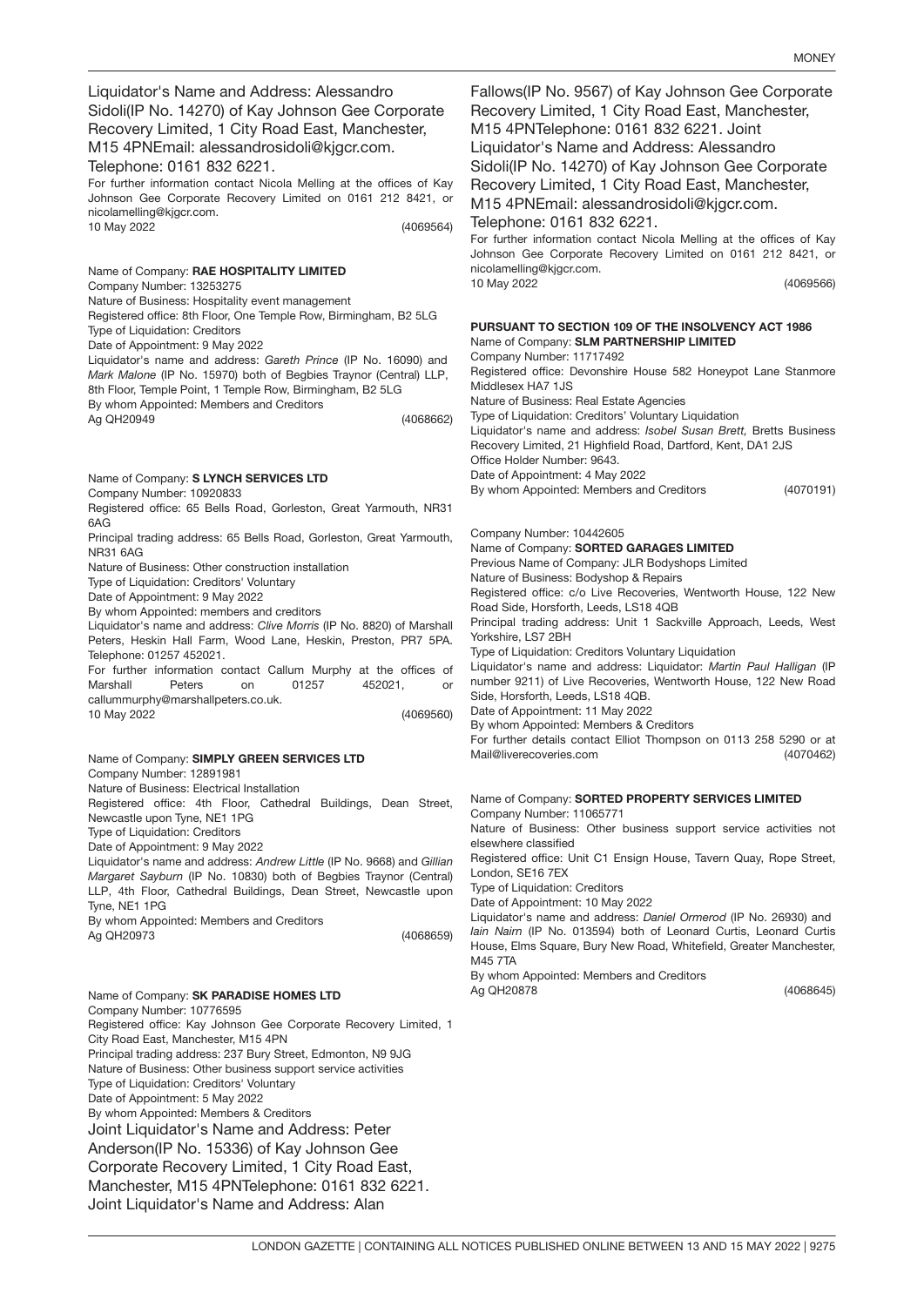Liquidator's Name and Address: Alessandro Sidoli(IP No. 14270) of Kay Johnson Gee Corporate Recovery Limited, 1 City Road East, Manchester, M15 4PNEmail: alessandrosidoli@kjgcr.com. Telephone: 0161 832 6221.

For further information contact Nicola Melling at the offices of Kay Johnson Gee Corporate Recovery Limited on 0161 212 8421, or nicolamelling@kjgcr.com.

10 May 2022 (4069564)

Name of Company: **RAE HOSPITALITY LIMITED**
Company Number: 13253275
Nature of Business: Hospitality event management
Registered office: 8th Floor, One Temple Row, Birmingham, B2 5LG
Type of Liquidation: Creditors
Date of Appointment: 9 May 2022
Liquidator's name and address: *Gareth Prince* (IP No. 16090) and *Mark Malone* (IP No. 15970) both of Begbies Traynor (Central) LLP, 8th Floor, Temple Point, 1 Temple Row, Birmingham, B2 5LG
By whom Appointed: Members and Creditors
Ag QH20949 (4068662)

Name of Company: **S LYNCH SERVICES LTD**
Company Number: 10920833
Registered office: 65 Bells Road, Gorleston, Great Yarmouth, NR31 6AG
Principal trading address: 65 Bells Road, Gorleston, Great Yarmouth, NR31 6AG
Nature of Business: Other construction installation
Type of Liquidation: Creditors' Voluntary
Date of Appointment: 9 May 2022
By whom Appointed: members and creditors
Liquidator's name and address: *Clive Morris* (IP No. 8820) of Marshall Peters, Heskin Hall Farm, Wood Lane, Heskin, Preston, PR7 5PA. Telephone: 01257 452021.
For further information contact Callum Murphy at the offices of Marshall Peters on 01257 452021, or callummurphy@marshallpeters.co.uk.
10 May 2022 (4069560)

Name of Company: **SIMPLY GREEN SERVICES LTD**
Company Number: 12891981
Nature of Business: Electrical Installation
Registered office: 4th Floor, Cathedral Buildings, Dean Street, Newcastle upon Tyne, NE1 1PG
Type of Liquidation: Creditors
Date of Appointment: 9 May 2022
Liquidator's name and address: *Andrew Little* (IP No. 9668) and *Gillian Margaret Sayburn* (IP No. 10830) both of Begbies Traynor (Central) LLP, 4th Floor, Cathedral Buildings, Dean Street, Newcastle upon Tyne, NE1 1PG
By whom Appointed: Members and Creditors
Ag QH20973 (4068659)

Name of Company: **SK PARADISE HOMES LTD**
Company Number: 10776595
Registered office: Kay Johnson Gee Corporate Recovery Limited, 1 City Road East, Manchester, M15 4PN
Principal trading address: 237 Bury Street, Edmonton, N9 9JG
Nature of Business: Other business support service activities
Type of Liquidation: Creditors' Voluntary
Date of Appointment: 5 May 2022
By whom Appointed: Members & Creditors
Joint Liquidator's Name and Address: Peter Anderson(IP No. 15336) of Kay Johnson Gee Corporate Recovery Limited, 1 City Road East, Manchester, M15 4PNTelephone: 0161 832 6221. Joint Liquidator's Name and Address: Alan Fallows(IP No. 9567) of Kay Johnson Gee Corporate Recovery Limited, 1 City Road East, Manchester, M15 4PNTelephone: 0161 832 6221. Joint Liquidator's Name and Address: Alessandro Sidoli(IP No. 14270) of Kay Johnson Gee Corporate Recovery Limited, 1 City Road East, Manchester, M15 4PNEmail: alessandrosidoli@kjgcr.com. Telephone: 0161 832 6221.
For further information contact Nicola Melling at the offices of Kay Johnson Gee Corporate Recovery Limited on 0161 212 8421, or nicolamelling@kjgcr.com.
10 May 2022 (4069566)

**PURSUANT TO SECTION 109 OF THE INSOLVENCY ACT 1986**
Name of Company: **SLM PARTNERSHIP LIMITED**
Company Number: 11717492
Registered office: Devonshire House 582 Honeypot Lane Stanmore Middlesex HA7 1JS
Nature of Business: Real Estate Agencies
Type of Liquidation: Creditors' Voluntary Liquidation
Liquidator's name and address: *Isobel Susan Brett,* Bretts Business Recovery Limited, 21 Highfield Road, Dartford, Kent, DA1 2JS
Office Holder Number: 9643.
Date of Appointment: 4 May 2022
By whom Appointed: Members and Creditors (4070191)

Company Number: 10442605
Name of Company: **SORTED GARAGES LIMITED**
Previous Name of Company: JLR Bodyshops Limited
Nature of Business: Bodyshop & Repairs
Registered office: c/o Live Recoveries, Wentworth House, 122 New Road Side, Horsforth, Leeds, LS18 4QB
Principal trading address: Unit 1 Sackville Approach, Leeds, West Yorkshire, LS7 2BH
Type of Liquidation: Creditors Voluntary Liquidation
Liquidator's name and address: Liquidator: *Martin Paul Halligan* (IP number 9211) of Live Recoveries, Wentworth House, 122 New Road Side, Horsforth, Leeds, LS18 4QB.
Date of Appointment: 11 May 2022
By whom Appointed: Members & Creditors
For further details contact Elliot Thompson on 0113 258 5290 or at Mail@liverecoveries.com (4070462)

Name of Company: **SORTED PROPERTY SERVICES LIMITED**
Company Number: 11065771
Nature of Business: Other business support service activities not elsewhere classified
Registered office: Unit C1 Ensign House, Tavern Quay, Rope Street, London, SE16 7EX
Type of Liquidation: Creditors
Date of Appointment: 10 May 2022
Liquidator's name and address: *Daniel Ormerod* (IP No. 26930) and *Iain Nairn* (IP No. 013594) both of Leonard Curtis, Leonard Curtis House, Elms Square, Bury New Road, Whitefield, Greater Manchester, M45 7TA
By whom Appointed: Members and Creditors
Ag QH20878 (4068645)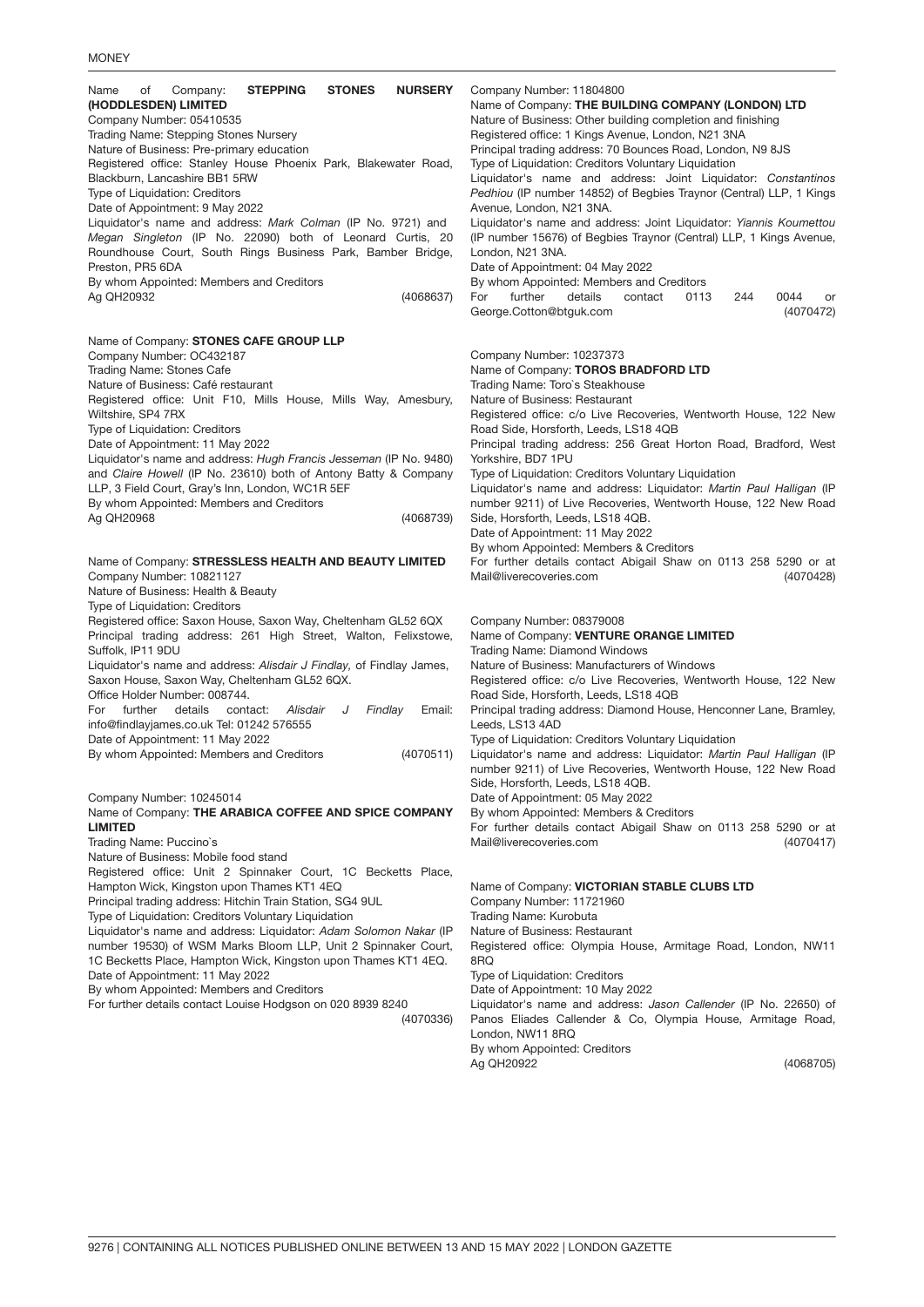Name of Company: **STEPPING STONES NURSERY (HODDLESDEN) LIMITED**
Company Number: 05410535
Trading Name: Stepping Stones Nursery
Nature of Business: Pre-primary education
Registered office: Stanley House Phoenix Park, Blakewater Road, Blackburn, Lancashire BB1 5RW
Type of Liquidation: Creditors
Date of Appointment: 9 May 2022
Liquidator's name and address: *Mark Colman* (IP No. 9721) and *Megan Singleton* (IP No. 22090) both of Leonard Curtis, 20 Roundhouse Court, South Rings Business Park, Bamber Bridge, Preston, PR5 6DA
By whom Appointed: Members and Creditors
Ag QH20932 (4068637)

Name of Company: **STONES CAFE GROUP LLP**
Company Number: OC432187
Trading Name: Stones Cafe
Nature of Business: Café restaurant
Registered office: Unit F10, Mills House, Mills Way, Amesbury, Wiltshire, SP4 7RX
Type of Liquidation: Creditors
Date of Appointment: 11 May 2022
Liquidator's name and address: *Hugh Francis Jesseman* (IP No. 9480) and *Claire Howell* (IP No. 23610) both of Antony Batty & Company LLP, 3 Field Court, Gray's Inn, London, WC1R 5EF
By whom Appointed: Members and Creditors
Ag QH20968 (4068739)

Name of Company: **STRESSLESS HEALTH AND BEAUTY LIMITED**
Company Number: 10821127
Nature of Business: Health & Beauty
Type of Liquidation: Creditors
Registered office: Saxon House, Saxon Way, Cheltenham GL52 6QX
Principal trading address: 261 High Street, Walton, Felixstowe, Suffolk, IP11 9DU
Liquidator's name and address: *Alisdair J Findlay*, of Findlay James, Saxon House, Saxon Way, Cheltenham GL52 6QX.
Office Holder Number: 008744.
For further details contact: *Alisdair J Findlay* Email: info@findlayjames.co.uk Tel: 01242 576555
Date of Appointment: 11 May 2022
By whom Appointed: Members and Creditors (4070511)

Company Number: 10245014
Name of Company: **THE ARABICA COFFEE AND SPICE COMPANY LIMITED**
Trading Name: Puccino`s
Nature of Business: Mobile food stand
Registered office: Unit 2 Spinnaker Court, 1C Becketts Place, Hampton Wick, Kingston upon Thames KT1 4EQ
Principal trading address: Hitchin Train Station, SG4 9UL
Type of Liquidation: Creditors Voluntary Liquidation
Liquidator's name and address: Liquidator: *Adam Solomon Nakar* (IP number 19530) of WSM Marks Bloom LLP, Unit 2 Spinnaker Court, 1C Becketts Place, Hampton Wick, Kingston upon Thames KT1 4EQ.
Date of Appointment: 11 May 2022
By whom Appointed: Members and Creditors
For further details contact Louise Hodgson on 020 8939 8240
(4070336)

Company Number: 11804800
Name of Company: **THE BUILDING COMPANY (LONDON) LTD**
Nature of Business: Other building completion and finishing
Registered office: 1 Kings Avenue, London, N21 3NA
Principal trading address: 70 Bounces Road, London, N9 8JS
Type of Liquidation: Creditors Voluntary Liquidation
Liquidator's name and address: Joint Liquidator: *Constantinos Pedhiou* (IP number 14852) of Begbies Traynor (Central) LLP, 1 Kings Avenue, London, N21 3NA.
Liquidator's name and address: Joint Liquidator: *Yiannis Koumettou* (IP number 15676) of Begbies Traynor (Central) LLP, 1 Kings Avenue, London, N21 3NA.
Date of Appointment: 04 May 2022
By whom Appointed: Members and Creditors
For further details contact 0113 244 0044 or George.Cotton@btguk.com (4070472)

Company Number: 10237373
Name of Company: **TOROS BRADFORD LTD**
Trading Name: Toro`s Steakhouse
Nature of Business: Restaurant
Registered office: c/o Live Recoveries, Wentworth House, 122 New Road Side, Horsforth, Leeds, LS18 4QB
Principal trading address: 256 Great Horton Road, Bradford, West Yorkshire, BD7 1PU
Type of Liquidation: Creditors Voluntary Liquidation
Liquidator's name and address: Liquidator: *Martin Paul Halligan* (IP number 9211) of Live Recoveries, Wentworth House, 122 New Road Side, Horsforth, Leeds, LS18 4QB.
Date of Appointment: 11 May 2022
By whom Appointed: Members & Creditors
For further details contact Abigail Shaw on 0113 258 5290 or at Mail@liverecoveries.com (4070428)

Company Number: 08379008
Name of Company: **VENTURE ORANGE LIMITED**
Trading Name: Diamond Windows
Nature of Business: Manufacturers of Windows
Registered office: c/o Live Recoveries, Wentworth House, 122 New Road Side, Horsforth, Leeds, LS18 4QB
Principal trading address: Diamond House, Henconner Lane, Bramley, Leeds, LS13 4AD
Type of Liquidation: Creditors Voluntary Liquidation
Liquidator's name and address: Liquidator: *Martin Paul Halligan* (IP number 9211) of Live Recoveries, Wentworth House, 122 New Road Side, Horsforth, Leeds, LS18 4QB.
Date of Appointment: 05 May 2022
By whom Appointed: Members & Creditors
For further details contact Abigail Shaw on 0113 258 5290 or at Mail@liverecoveries.com (4070417)

Name of Company: **VICTORIAN STABLE CLUBS LTD**
Company Number: 11721960
Trading Name: Kurobuta
Nature of Business: Restaurant
Registered office: Olympia House, Armitage Road, London, NW11 8RQ
Type of Liquidation: Creditors
Date of Appointment: 10 May 2022
Liquidator's name and address: *Jason Callender* (IP No. 22650) of Panos Eliades Callender & Co, Olympia House, Armitage Road, London, NW11 8RQ
By whom Appointed: Creditors
Ag QH20922 (4068705)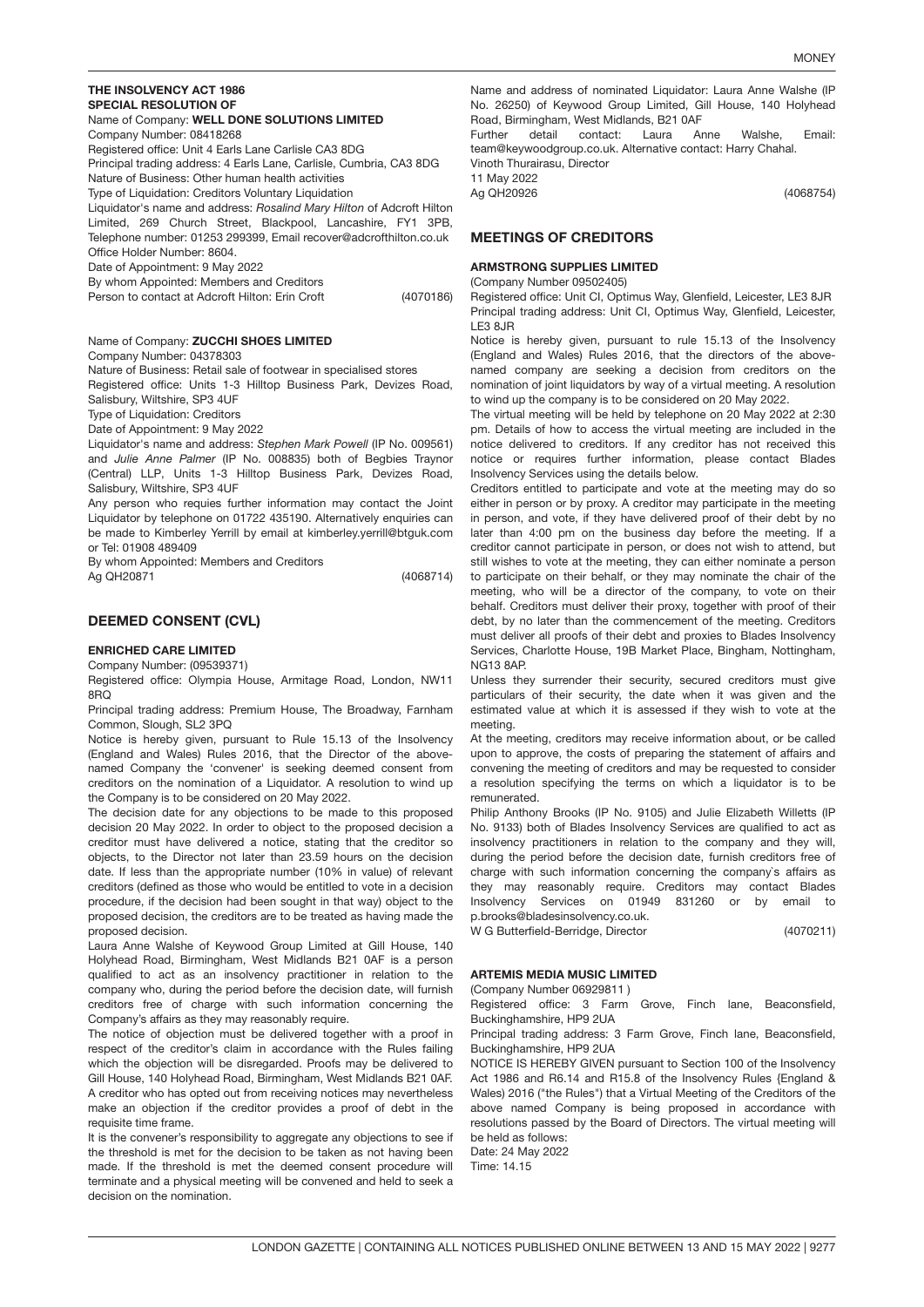### THE INSOLVENCY ACT 1986
### SPECIAL RESOLUTION OF

Name of Company: **WELL DONE SOLUTIONS LIMITED**
Company Number: 08418268
Registered office: Unit 4 Earls Lane Carlisle CA3 8DG
Principal trading address: 4 Earls Lane, Carlisle, Cumbria, CA3 8DG
Nature of Business: Other human health activities
Type of Liquidation: Creditors Voluntary Liquidation
Liquidator's name and address: *Rosalind Mary Hilton* of Adcroft Hilton Limited, 269 Church Street, Blackpool, Lancashire, FY1 3PB, Telephone number: 01253 299399, Email recover@adcrofthilton.co.uk
Office Holder Number: 8604.
Date of Appointment: 9 May 2022
By whom Appointed: Members and Creditors
Person to contact at Adcroft Hilton: Erin Croft (4070186)

Name of Company: **ZUCCHI SHOES LIMITED**
Company Number: 04378303
Nature of Business: Retail sale of footwear in specialised stores
Registered office: Units 1-3 Hilltop Business Park, Devizes Road, Salisbury, Wiltshire, SP3 4UF
Type of Liquidation: Creditors
Date of Appointment: 9 May 2022
Liquidator's name and address: *Stephen Mark Powell* (IP No. 009561) and *Julie Anne Palmer* (IP No. 008835) both of Begbies Traynor (Central) LLP, Units 1-3 Hilltop Business Park, Devizes Road, Salisbury, Wiltshire, SP3 4UF
Any person who requies further information may contact the Joint Liquidator by telephone on 01722 435190. Alternatively enquiries can be made to Kimberley Yerrill by email at kimberley.yerrill@btguk.com or Tel: 01908 489409
By whom Appointed: Members and Creditors
Ag QH20871 (4068714)

## DEEMED CONSENT (CVL)

### ENRICHED CARE LIMITED

Company Number: (09539371)
Registered office: Olympia House, Armitage Road, London, NW11 8RQ
Principal trading address: Premium House, The Broadway, Farnham Common, Slough, SL2 3PQ
Notice is hereby given, pursuant to Rule 15.13 of the Insolvency (England and Wales) Rules 2016, that the Director of the above-named Company the 'convener' is seeking deemed consent from creditors on the nomination of a Liquidator. A resolution to wind up the Company is to be considered on 20 May 2022.
The decision date for any objections to be made to this proposed decision 20 May 2022. In order to object to the proposed decision a creditor must have delivered a notice, stating that the creditor so objects, to the Director not later than 23.59 hours on the decision date. If less than the appropriate number (10% in value) of relevant creditors (defined as those who would be entitled to vote in a decision procedure, if the decision had been sought in that way) object to the proposed decision, the creditors are to be treated as having made the proposed decision.
Laura Anne Walshe of Keywood Group Limited at Gill House, 140 Holyhead Road, Birmingham, West Midlands B21 0AF is a person qualified to act as an insolvency practitioner in relation to the company who, during the period before the decision date, will furnish creditors free of charge with such information concerning the Company's affairs as they may reasonably require.
The notice of objection must be delivered together with a proof in respect of the creditor's claim in accordance with the Rules failing which the objection will be disregarded. Proofs may be delivered to Gill House, 140 Holyhead Road, Birmingham, West Midlands B21 0AF. A creditor who has opted out from receiving notices may nevertheless make an objection if the creditor provides a proof of debt in the requisite time frame.
It is the convener's responsibility to aggregate any objections to see if the threshold is met for the decision to be taken as not having been made. If the threshold is met the deemed consent procedure will terminate and a physical meeting will be convened and held to seek a decision on the nomination.
Name and address of nominated Liquidator: Laura Anne Walshe (IP No. 26250) of Keywood Group Limited, Gill House, 140 Holyhead Road, Birmingham, West Midlands, B21 0AF
Further detail contact: Laura Anne Walshe, Email: team@keywoodgroup.co.uk. Alternative contact: Harry Chahal.
Vinoth Thurairasu, Director
11 May 2022
Ag QH20926 (4068754)

## MEETINGS OF CREDITORS

### ARMSTRONG SUPPLIES LIMITED

(Company Number 09502405)
Registered office: Unit CI, Optimus Way, Glenfield, Leicester, LE3 8JR
Principal trading address: Unit CI, Optimus Way, Glenfield, Leicester, LE3 8JR
Notice is hereby given, pursuant to rule 15.13 of the Insolvency (England and Wales) Rules 2016, that the directors of the above-named company are seeking a decision from creditors on the nomination of joint liquidators by way of a virtual meeting. A resolution to wind up the company is to be considered on 20 May 2022.
The virtual meeting will be held by telephone on 20 May 2022 at 2:30 pm. Details of how to access the virtual meeting are included in the notice delivered to creditors. If any creditor has not received this notice or requires further information, please contact Blades Insolvency Services using the details below.
Creditors entitled to participate and vote at the meeting may do so either in person or by proxy. A creditor may participate in the meeting in person, and vote, if they have delivered proof of their debt by no later than 4:00 pm on the business day before the meeting. If a creditor cannot participate in person, or does not wish to attend, but still wishes to vote at the meeting, they can either nominate a person to participate on their behalf, or they may nominate the chair of the meeting, who will be a director of the company, to vote on their behalf. Creditors must deliver their proxy, together with proof of their debt, by no later than the commencement of the meeting. Creditors must deliver all proofs of their debt and proxies to Blades Insolvency Services, Charlotte House, 19B Market Place, Bingham, Nottingham, NG13 8AP.
Unless they surrender their security, secured creditors must give particulars of their security, the date when it was given and the estimated value at which it is assessed if they wish to vote at the meeting.
At the meeting, creditors may receive information about, or be called upon to approve, the costs of preparing the statement of affairs and convening the meeting of creditors and may be requested to consider a resolution specifying the terms on which a liquidator is to be remunerated.
Philip Anthony Brooks (IP No. 9105) and Julie Elizabeth Willetts (IP No. 9133) both of Blades Insolvency Services are qualified to act as insolvency practitioners in relation to the company and they will, during the period before the decision date, furnish creditors free of charge with such information concerning the company`s affairs as they may reasonably require. Creditors may contact Blades Insolvency Services on 01949 831260 or by email to p.brooks@bladesinsolvency.co.uk.
W G Butterfield-Berridge, Director (4070211)

### ARTEMIS MEDIA MUSIC LIMITED

(Company Number 06929811 )
Registered office: 3 Farm Grove, Finch lane, Beaconsfield, Buckinghamshire, HP9 2UA
Principal trading address: 3 Farm Grove, Finch lane, Beaconsfield, Buckinghamshire, HP9 2UA
NOTICE IS HEREBY GIVEN pursuant to Section 100 of the Insolvency Act 1986 and R6.14 and R15.8 of the Insolvency Rules {England & Wales) 2016 ("the Rules") that a Virtual Meeting of the Creditors of the above named Company is being proposed in accordance with resolutions passed by the Board of Directors. The virtual meeting will be held as follows:
Date: 24 May 2022
Time: 14.15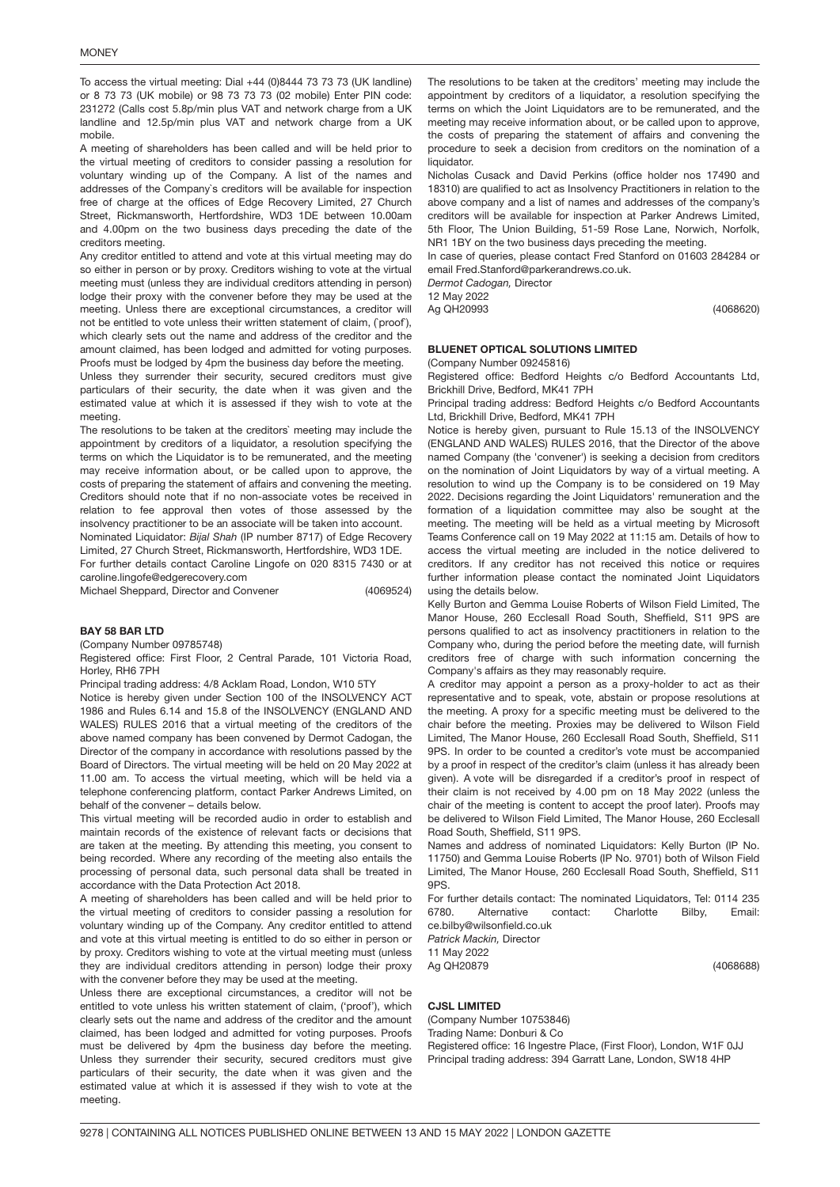To access the virtual meeting: Dial +44 (0)8444 73 73 73 (UK landline) or 8 73 73 73 (UK mobile) or 98 73 73 73 (02 mobile) Enter PIN code: 231272 (Calls cost 5.8p/min plus VAT and network charge from a UK landline and 12.5p/min plus VAT and network charge from a UK mobile.

A meeting of shareholders has been called and will be held prior to the virtual meeting of creditors to consider passing a resolution for voluntary winding up of the Company. A list of the names and addresses of the Company`s creditors will be available for inspection free of charge at the offices of Edge Recovery Limited, 27 Church Street, Rickmansworth, Hertfordshire, WD3 1DE between 10.00am and 4.00pm on the two business days preceding the date of the creditors meeting.

Any creditor entitled to attend and vote at this virtual meeting may do so either in person or by proxy. Creditors wishing to vote at the virtual meeting must (unless they are individual creditors attending in person) lodge their proxy with the convener before they may be used at the meeting. Unless there are exceptional circumstances, a creditor will not be entitled to vote unless their written statement of claim, (`proof`), which clearly sets out the name and address of the creditor and the amount claimed, has been lodged and admitted for voting purposes. Proofs must be lodged by 4pm the business day before the meeting.

Unless they surrender their security, secured creditors must give particulars of their security, the date when it was given and the estimated value at which it is assessed if they wish to vote at the meeting.

The resolutions to be taken at the creditors` meeting may include the appointment by creditors of a liquidator, a resolution specifying the terms on which the Liquidator is to be remunerated, and the meeting may receive information about, or be called upon to approve, the costs of preparing the statement of affairs and convening the meeting. Creditors should note that if no non-associate votes be received in relation to fee approval then votes of those assessed by the insolvency practitioner to be an associate will be taken into account.

Nominated Liquidator: *Bijal Shah* (IP number 8717) of Edge Recovery Limited, 27 Church Street, Rickmansworth, Hertfordshire, WD3 1DE.

For further details contact Caroline Lingofe on 020 8315 7430 or at caroline.lingofe@edgerecovery.com

Michael Sheppard, Director and Convener (4069524)

### BAY 58 BAR LTD

(Company Number 09785748)

Registered office: First Floor, 2 Central Parade, 101 Victoria Road, Horley, RH6 7PH

Principal trading address: 4/8 Acklam Road, London, W10 5TY

Notice is hereby given under Section 100 of the INSOLVENCY ACT 1986 and Rules 6.14 and 15.8 of the INSOLVENCY (ENGLAND AND WALES) RULES 2016 that a virtual meeting of the creditors of the above named company has been convened by Dermot Cadogan, the Director of the company in accordance with resolutions passed by the Board of Directors. The virtual meeting will be held on 20 May 2022 at 11.00 am. To access the virtual meeting, which will be held via a telephone conferencing platform, contact Parker Andrews Limited, on behalf of the convener – details below.

This virtual meeting will be recorded audio in order to establish and maintain records of the existence of relevant facts or decisions that are taken at the meeting. By attending this meeting, you consent to being recorded. Where any recording of the meeting also entails the processing of personal data, such personal data shall be treated in accordance with the Data Protection Act 2018.

A meeting of shareholders has been called and will be held prior to the virtual meeting of creditors to consider passing a resolution for voluntary winding up of the Company. Any creditor entitled to attend and vote at this virtual meeting is entitled to do so either in person or by proxy. Creditors wishing to vote at the virtual meeting must (unless they are individual creditors attending in person) lodge their proxy with the convener before they may be used at the meeting.

Unless there are exceptional circumstances, a creditor will not be entitled to vote unless his written statement of claim, ('proof'), which clearly sets out the name and address of the creditor and the amount claimed, has been lodged and admitted for voting purposes. Proofs must be delivered by 4pm the business day before the meeting. Unless they surrender their security, secured creditors must give particulars of their security, the date when it was given and the estimated value at which it is assessed if they wish to vote at the meeting.

The resolutions to be taken at the creditors' meeting may include the appointment by creditors of a liquidator, a resolution specifying the terms on which the Joint Liquidators are to be remunerated, and the meeting may receive information about, or be called upon to approve, the costs of preparing the statement of affairs and convening the procedure to seek a decision from creditors on the nomination of a liquidator.

Nicholas Cusack and David Perkins (office holder nos 17490 and 18310) are qualified to act as Insolvency Practitioners in relation to the above company and a list of names and addresses of the company's creditors will be available for inspection at Parker Andrews Limited, 5th Floor, The Union Building, 51-59 Rose Lane, Norwich, Norfolk, NR1 1BY on the two business days preceding the meeting.

In case of queries, please contact Fred Stanford on 01603 284284 or email Fred.Stanford@parkerandrews.co.uk.

*Dermot Cadogan,* Director

12 May 2022

Ag QH20993 (4068620)

### BLUENET OPTICAL SOLUTIONS LIMITED

(Company Number 09245816)

Registered office: Bedford Heights c/o Bedford Accountants Ltd, Brickhill Drive, Bedford, MK41 7PH

Principal trading address: Bedford Heights c/o Bedford Accountants Ltd, Brickhill Drive, Bedford, MK41 7PH

Notice is hereby given, pursuant to Rule 15.13 of the INSOLVENCY (ENGLAND AND WALES) RULES 2016, that the Director of the above named Company (the 'convener') is seeking a decision from creditors on the nomination of Joint Liquidators by way of a virtual meeting. A resolution to wind up the Company is to be considered on 19 May 2022. Decisions regarding the Joint Liquidators' remuneration and the formation of a liquidation committee may also be sought at the meeting. The meeting will be held as a virtual meeting by Microsoft Teams Conference call on 19 May 2022 at 11:15 am. Details of how to access the virtual meeting are included in the notice delivered to creditors. If any creditor has not received this notice or requires further information please contact the nominated Joint Liquidators using the details below.

Kelly Burton and Gemma Louise Roberts of Wilson Field Limited, The Manor House, 260 Ecclesall Road South, Sheffield, S11 9PS are persons qualified to act as insolvency practitioners in relation to the Company who, during the period before the meeting date, will furnish creditors free of charge with such information concerning the Company's affairs as they may reasonably require.

A creditor may appoint a person as a proxy-holder to act as their representative and to speak, vote, abstain or propose resolutions at the meeting. A proxy for a specific meeting must be delivered to the chair before the meeting. Proxies may be delivered to Wilson Field Limited, The Manor House, 260 Ecclesall Road South, Sheffield, S11 9PS. In order to be counted a creditor's vote must be accompanied by a proof in respect of the creditor's claim (unless it has already been given). A vote will be disregarded if a creditor's proof in respect of their claim is not received by 4.00 pm on 18 May 2022 (unless the chair of the meeting is content to accept the proof later). Proofs may be delivered to Wilson Field Limited, The Manor House, 260 Ecclesall Road South, Sheffield, S11 9PS.

Names and address of nominated Liquidators: Kelly Burton (IP No. 11750) and Gemma Louise Roberts (IP No. 9701) both of Wilson Field Limited, The Manor House, 260 Ecclesall Road South, Sheffield, S11 9PS.

For further details contact: The nominated Liquidators, Tel: 0114 235 6780. Alternative contact: Charlotte Bilby, Email: ce.bilby@wilsonfield.co.uk

*Patrick Mackin,* Director

11 May 2022

Ag QH20879 (4068688)

### CJSL LIMITED

(Company Number 10753846)

Trading Name: Donburi & Co

Registered office: 16 Ingestre Place, (First Floor), London, W1F 0JJ

Principal trading address: 394 Garratt Lane, London, SW18 4HP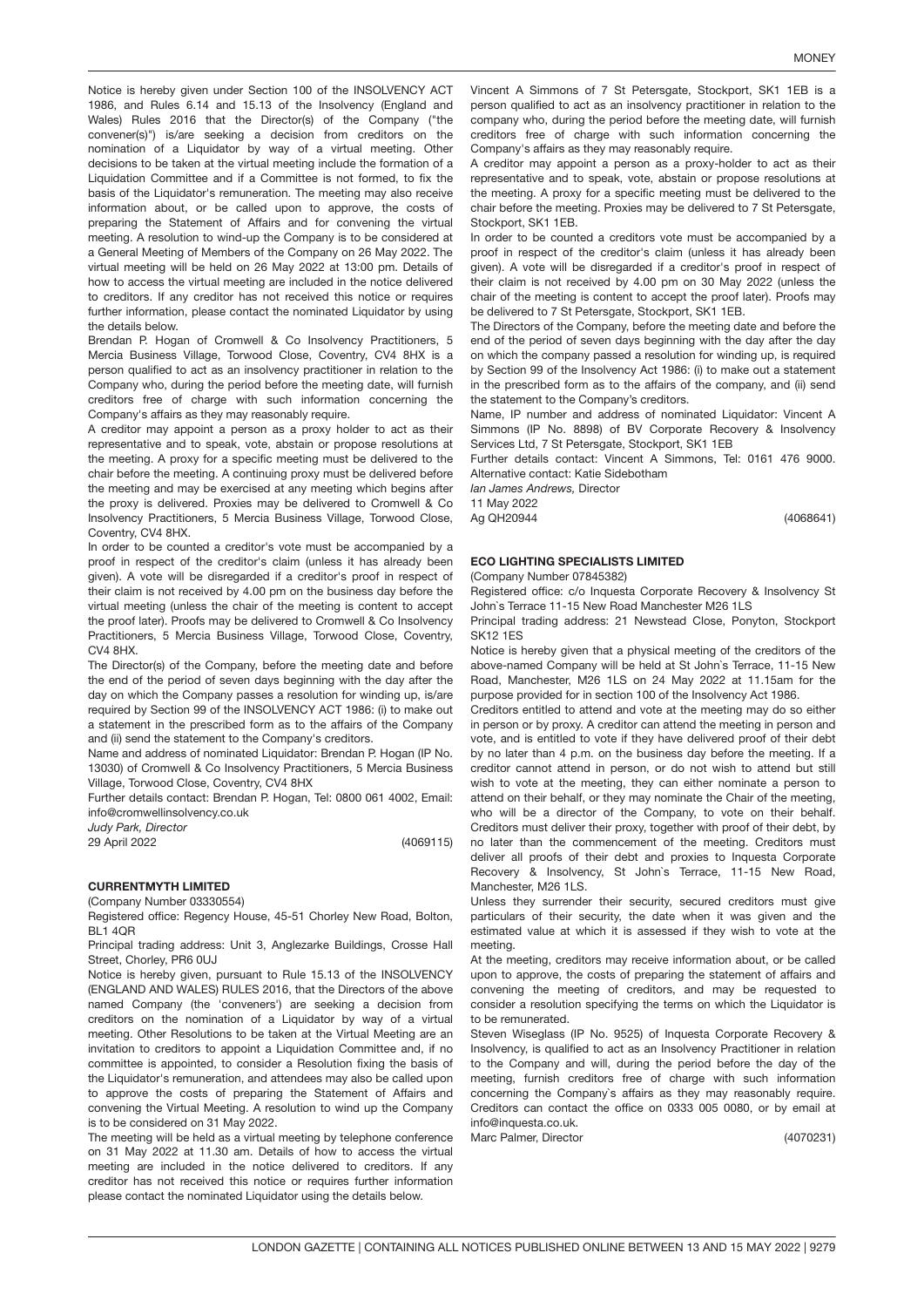Notice is hereby given under Section 100 of the INSOLVENCY ACT 1986, and Rules 6.14 and 15.13 of the Insolvency (England and Wales) Rules 2016 that the Director(s) of the Company ("the convener(s)") is/are seeking a decision from creditors on the nomination of a Liquidator by way of a virtual meeting. Other decisions to be taken at the virtual meeting include the formation of a Liquidation Committee and if a Committee is not formed, to fix the basis of the Liquidator's remuneration. The meeting may also receive information about, or be called upon to approve, the costs of preparing the Statement of Affairs and for convening the virtual meeting. A resolution to wind-up the Company is to be considered at a General Meeting of Members of the Company on 26 May 2022. The virtual meeting will be held on 26 May 2022 at 13:00 pm. Details of how to access the virtual meeting are included in the notice delivered to creditors. If any creditor has not received this notice or requires further information, please contact the nominated Liquidator by using the details below.

Brendan P. Hogan of Cromwell & Co Insolvency Practitioners, 5 Mercia Business Village, Torwood Close, Coventry, CV4 8HX is a person qualified to act as an insolvency practitioner in relation to the Company who, during the period before the meeting date, will furnish creditors free of charge with such information concerning the Company's affairs as they may reasonably require.

A creditor may appoint a person as a proxy holder to act as their representative and to speak, vote, abstain or propose resolutions at the meeting. A proxy for a specific meeting must be delivered to the chair before the meeting. A continuing proxy must be delivered before the meeting and may be exercised at any meeting which begins after the proxy is delivered. Proxies may be delivered to Cromwell & Co Insolvency Practitioners, 5 Mercia Business Village, Torwood Close, Coventry, CV4 8HX.

In order to be counted a creditor's vote must be accompanied by a proof in respect of the creditor's claim (unless it has already been given). A vote will be disregarded if a creditor's proof in respect of their claim is not received by 4.00 pm on the business day before the virtual meeting (unless the chair of the meeting is content to accept the proof later). Proofs may be delivered to Cromwell & Co Insolvency Practitioners, 5 Mercia Business Village, Torwood Close, Coventry, CV4 8HX.

The Director(s) of the Company, before the meeting date and before the end of the period of seven days beginning with the day after the day on which the Company passes a resolution for winding up, is/are required by Section 99 of the INSOLVENCY ACT 1986: (i) to make out a statement in the prescribed form as to the affairs of the Company and (ii) send the statement to the Company's creditors.

Name and address of nominated Liquidator: Brendan P. Hogan (IP No. 13030) of Cromwell & Co Insolvency Practitioners, 5 Mercia Business Village, Torwood Close, Coventry, CV4 8HX

Further details contact: Brendan P. Hogan, Tel: 0800 061 4002, Email: info@cromwellinsolvency.co.uk

*Judy Park, Director*

29 April 2022

(4069115)

### CURRENTMYTH LIMITED

(Company Number 03330554)

Registered office: Regency House, 45-51 Chorley New Road, Bolton, BL1 4QR

Principal trading address: Unit 3, Anglezarke Buildings, Crosse Hall Street, Chorley, PR6 0UJ

Notice is hereby given, pursuant to Rule 15.13 of the INSOLVENCY (ENGLAND AND WALES) RULES 2016, that the Directors of the above named Company (the 'conveners') are seeking a decision from creditors on the nomination of a Liquidator by way of a virtual meeting. Other Resolutions to be taken at the Virtual Meeting are an invitation to creditors to appoint a Liquidation Committee and, if no committee is appointed, to consider a Resolution fixing the basis of the Liquidator's remuneration, and attendees may also be called upon to approve the costs of preparing the Statement of Affairs and convening the Virtual Meeting. A resolution to wind up the Company is to be considered on 31 May 2022.

The meeting will be held as a virtual meeting by telephone conference on 31 May 2022 at 11.30 am. Details of how to access the virtual meeting are included in the notice delivered to creditors. If any creditor has not received this notice or requires further information please contact the nominated Liquidator using the details below.

Vincent A Simmons of 7 St Petersgate, Stockport, SK1 1EB is a person qualified to act as an insolvency practitioner in relation to the company who, during the period before the meeting date, will furnish creditors free of charge with such information concerning the Company's affairs as they may reasonably require.

A creditor may appoint a person as a proxy-holder to act as their representative and to speak, vote, abstain or propose resolutions at the meeting. A proxy for a specific meeting must be delivered to the chair before the meeting. Proxies may be delivered to 7 St Petersgate, Stockport, SK1 1EB.

In order to be counted a creditors vote must be accompanied by a proof in respect of the creditor's claim (unless it has already been given). A vote will be disregarded if a creditor's proof in respect of their claim is not received by 4.00 pm on 30 May 2022 (unless the chair of the meeting is content to accept the proof later). Proofs may be delivered to 7 St Petersgate, Stockport, SK1 1EB.

The Directors of the Company, before the meeting date and before the end of the period of seven days beginning with the day after the day on which the company passed a resolution for winding up, is required by Section 99 of the Insolvency Act 1986: (i) to make out a statement in the prescribed form as to the affairs of the company, and (ii) send the statement to the Company's creditors.

Name, IP number and address of nominated Liquidator: Vincent A Simmons (IP No. 8898) of BV Corporate Recovery & Insolvency Services Ltd, 7 St Petersgate, Stockport, SK1 1EB

Further details contact: Vincent A Simmons, Tel: 0161 476 9000. Alternative contact: Katie Sidebotham

*Ian James Andrews,* Director

11 May 2022

Ag QH20944

(4068641)

### ECO LIGHTING SPECIALISTS LIMITED

(Company Number 07845382)

Registered office: c/o Inquesta Corporate Recovery & Insolvency St John`s Terrace 11-15 New Road Manchester M26 1LS

Principal trading address: 21 Newstead Close, Ponyton, Stockport SK12 1ES

Notice is hereby given that a physical meeting of the creditors of the above-named Company will be held at St John`s Terrace, 11-15 New Road, Manchester, M26 1LS on 24 May 2022 at 11.15am for the purpose provided for in section 100 of the Insolvency Act 1986.

Creditors entitled to attend and vote at the meeting may do so either in person or by proxy. A creditor can attend the meeting in person and vote, and is entitled to vote if they have delivered proof of their debt by no later than 4 p.m. on the business day before the meeting. If a creditor cannot attend in person, or do not wish to attend but still wish to vote at the meeting, they can either nominate a person to attend on their behalf, or they may nominate the Chair of the meeting, who will be a director of the Company, to vote on their behalf. Creditors must deliver their proxy, together with proof of their debt, by no later than the commencement of the meeting. Creditors must deliver all proofs of their debt and proxies to Inquesta Corporate Recovery & Insolvency, St John`s Terrace, 11-15 New Road, Manchester, M26 1LS.

Unless they surrender their security, secured creditors must give particulars of their security, the date when it was given and the estimated value at which it is assessed if they wish to vote at the meeting.

At the meeting, creditors may receive information about, or be called upon to approve, the costs of preparing the statement of affairs and convening the meeting of creditors, and may be requested to consider a resolution specifying the terms on which the Liquidator is to be remunerated.

Steven Wiseglass (IP No. 9525) of Inquesta Corporate Recovery & Insolvency, is qualified to act as an Insolvency Practitioner in relation to the Company and will, during the period before the day of the meeting, furnish creditors free of charge with such information concerning the Company`s affairs as they may reasonably require. Creditors can contact the office on 0333 005 0080, or by email at info@inquesta.co.uk.

Marc Palmer, Director

(4070231)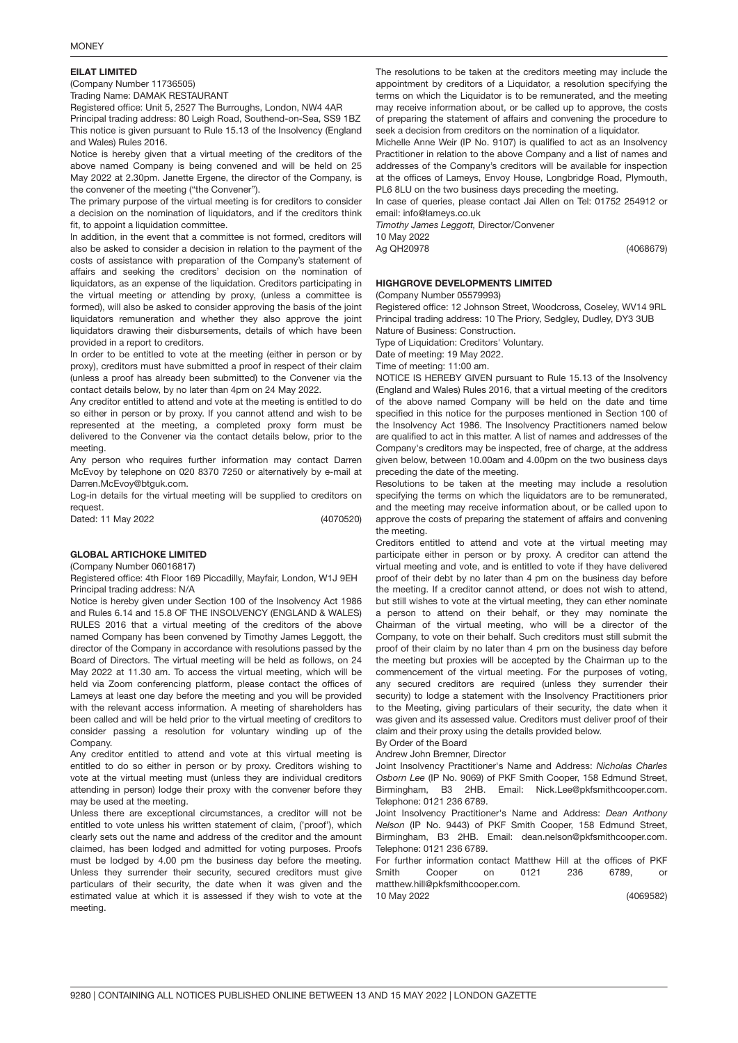### EILAT LIMITED

(Company Number 11736505)

Trading Name: DAMAK RESTAURANT

Registered office: Unit 5, 2527 The Burroughs, London, NW4 4AR

Principal trading address: 80 Leigh Road, Southend-on-Sea, SS9 1BZ

This notice is given pursuant to Rule 15.13 of the Insolvency (England and Wales) Rules 2016.

Notice is hereby given that a virtual meeting of the creditors of the above named Company is being convened and will be held on 25 May 2022 at 2.30pm. Janette Ergene, the director of the Company, is the convener of the meeting ("the Convener").

The primary purpose of the virtual meeting is for creditors to consider a decision on the nomination of liquidators, and if the creditors think fit, to appoint a liquidation committee.

In addition, in the event that a committee is not formed, creditors will also be asked to consider a decision in relation to the payment of the costs of assistance with preparation of the Company's statement of affairs and seeking the creditors' decision on the nomination of liquidators, as an expense of the liquidation. Creditors participating in the virtual meeting or attending by proxy, (unless a committee is formed), will also be asked to consider approving the basis of the joint liquidators remuneration and whether they also approve the joint liquidators drawing their disbursements, details of which have been provided in a report to creditors.

In order to be entitled to vote at the meeting (either in person or by proxy), creditors must have submitted a proof in respect of their claim (unless a proof has already been submitted) to the Convener via the contact details below, by no later than 4pm on 24 May 2022.

Any creditor entitled to attend and vote at the meeting is entitled to do so either in person or by proxy. If you cannot attend and wish to be represented at the meeting, a completed proxy form must be delivered to the Convener via the contact details below, prior to the meeting.

Any person who requires further information may contact Darren McEvoy by telephone on 020 8370 7250 or alternatively by e-mail at Darren.McEvoy@btguk.com.

Log-in details for the virtual meeting will be supplied to creditors on request.

Dated: 11 May 2022

(4070520)

### GLOBAL ARTICHOKE LIMITED

(Company Number 06016817)

Registered office: 4th Floor 169 Piccadilly, Mayfair, London, W1J 9EH

Principal trading address: N/A

Notice is hereby given under Section 100 of the Insolvency Act 1986 and Rules 6.14 and 15.8 OF THE INSOLVENCY (ENGLAND & WALES) RULES 2016 that a virtual meeting of the creditors of the above named Company has been convened by Timothy James Leggott, the director of the Company in accordance with resolutions passed by the Board of Directors. The virtual meeting will be held as follows, on 24 May 2022 at 11.30 am. To access the virtual meeting, which will be held via Zoom conferencing platform, please contact the offices of Lameys at least one day before the meeting and you will be provided with the relevant access information. A meeting of shareholders has been called and will be held prior to the virtual meeting of creditors to consider passing a resolution for voluntary winding up of the Company.

Any creditor entitled to attend and vote at this virtual meeting is entitled to do so either in person or by proxy. Creditors wishing to vote at the virtual meeting must (unless they are individual creditors attending in person) lodge their proxy with the convener before they may be used at the meeting.

Unless there are exceptional circumstances, a creditor will not be entitled to vote unless his written statement of claim, ('proof'), which clearly sets out the name and address of the creditor and the amount claimed, has been lodged and admitted for voting purposes. Proofs must be lodged by 4.00 pm the business day before the meeting. Unless they surrender their security, secured creditors must give particulars of their security, the date when it was given and the estimated value at which it is assessed if they wish to vote at the meeting.

The resolutions to be taken at the creditors meeting may include the appointment by creditors of a Liquidator, a resolution specifying the terms on which the Liquidator is to be remunerated, and the meeting may receive information about, or be called up to approve, the costs of preparing the statement of affairs and convening the procedure to seek a decision from creditors on the nomination of a liquidator.

Michelle Anne Weir (IP No. 9107) is qualified to act as an Insolvency Practitioner in relation to the above Company and a list of names and addresses of the Company's creditors will be available for inspection at the offices of Lameys, Envoy House, Longbridge Road, Plymouth, PL6 8LU on the two business days preceding the meeting.

In case of queries, please contact Jai Allen on Tel: 01752 254912 or email: info@lameys.co.uk

*Timothy James Leggott,* Director/Convener

10 May 2022

Ag QH20978

(4068679)

### HIGHGROVE DEVELOPMENTS LIMITED

(Company Number 05579993)

Registered office: 12 Johnson Street, Woodcross, Coseley, WV14 9RL

Principal trading address: 10 The Priory, Sedgley, Dudley, DY3 3UB

Nature of Business: Construction.

Type of Liquidation: Creditors' Voluntary.

Date of meeting: 19 May 2022.

Time of meeting: 11:00 am.

NOTICE IS HEREBY GIVEN pursuant to Rule 15.13 of the Insolvency (England and Wales) Rules 2016, that a virtual meeting of the creditors of the above named Company will be held on the date and time specified in this notice for the purposes mentioned in Section 100 of the Insolvency Act 1986. The Insolvency Practitioners named below are qualified to act in this matter. A list of names and addresses of the Company's creditors may be inspected, free of charge, at the address given below, between 10.00am and 4.00pm on the two business days preceding the date of the meeting.

Resolutions to be taken at the meeting may include a resolution specifying the terms on which the liquidators are to be remunerated, and the meeting may receive information about, or be called upon to approve the costs of preparing the statement of affairs and convening the meeting.

Creditors entitled to attend and vote at the virtual meeting may participate either in person or by proxy. A creditor can attend the virtual meeting and vote, and is entitled to vote if they have delivered proof of their debt by no later than 4 pm on the business day before the meeting. If a creditor cannot attend, or does not wish to attend, but still wishes to vote at the virtual meeting, they can ether nominate a person to attend on their behalf, or they may nominate the Chairman of the virtual meeting, who will be a director of the Company, to vote on their behalf. Such creditors must still submit the proof of their claim by no later than 4 pm on the business day before the meeting but proxies will be accepted by the Chairman up to the commencement of the virtual meeting. For the purposes of voting, any secured creditors are required (unless they surrender their security) to lodge a statement with the Insolvency Practitioners prior to the Meeting, giving particulars of their security, the date when it was given and its assessed value. Creditors must deliver proof of their claim and their proxy using the details provided below.

By Order of the Board

Andrew John Bremner, Director

Joint Insolvency Practitioner's Name and Address: *Nicholas Charles Osborn Lee* (IP No. 9069) of PKF Smith Cooper, 158 Edmund Street, Birmingham, B3 2HB. Email: Nick.Lee@pkfsmithcooper.com. Telephone: 0121 236 6789.

Joint Insolvency Practitioner's Name and Address: *Dean Anthony Nelson* (IP No. 9443) of PKF Smith Cooper, 158 Edmund Street, Birmingham, B3 2HB. Email: dean.nelson@pkfsmithcooper.com. Telephone: 0121 236 6789.

For further information contact Matthew Hill at the offices of PKF Smith Cooper on 0121 236 6789, or matthew.hill@pkfsmithcooper.com.

10 May 2022

(4069582)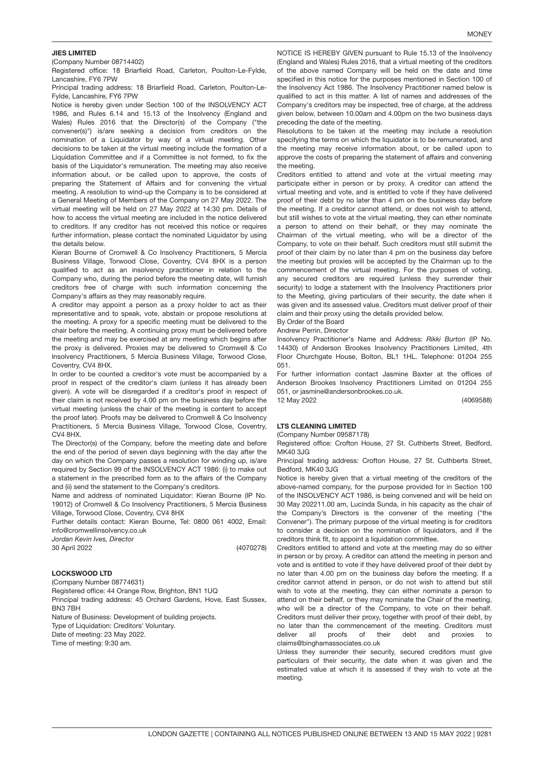### JIES LIMITED

(Company Number 08714402)

Registered office: 18 Briarfield Road, Carleton, Poulton-Le-Fylde, Lancashire, FY6 7PW

Principal trading address: 18 Briarfield Road, Carleton, Poulton-Le-Fylde, Lancashire, FY6 7PW

Notice is hereby given under Section 100 of the INSOLVENCY ACT 1986, and Rules 6.14 and 15.13 of the Insolvency (England and Wales) Rules 2016 that the Director(s) of the Company ("the convener(s)") is/are seeking a decision from creditors on the nomination of a Liquidator by way of a virtual meeting. Other decisions to be taken at the virtual meeting include the formation of a Liquidation Committee and if a Committee is not formed, to fix the basis of the Liquidator's remuneration. The meeting may also receive information about, or be called upon to approve, the costs of preparing the Statement of Affairs and for convening the virtual meeting. A resolution to wind-up the Company is to be considered at a General Meeting of Members of the Company on 27 May 2022. The virtual meeting will be held on 27 May 2022 at 14:30 pm. Details of how to access the virtual meeting are included in the notice delivered to creditors. If any creditor has not received this notice or requires further information, please contact the nominated Liquidator by using the details below.

Kieran Bourne of Cromwell & Co Insolvency Practitioners, 5 Mercia Business Village, Torwood Close, Coventry, CV4 8HX is a person qualified to act as an insolvency practitioner in relation to the Company who, during the period before the meeting date, will furnish creditors free of charge with such information concerning the Company's affairs as they may reasonably require.

A creditor may appoint a person as a proxy holder to act as their representative and to speak, vote, abstain or propose resolutions at the meeting. A proxy for a specific meeting must be delivered to the chair before the meeting. A continuing proxy must be delivered before the meeting and may be exercised at any meeting which begins after the proxy is delivered. Proxies may be delivered to Cromwell & Co Insolvency Practitioners, 5 Mercia Business Village, Torwood Close, Coventry, CV4 8HX.

In order to be counted a creditor's vote must be accompanied by a proof in respect of the creditor's claim (unless it has already been given). A vote will be disregarded if a creditor's proof in respect of their claim is not received by 4.00 pm on the business day before the virtual meeting (unless the chair of the meeting is content to accept the proof later). Proofs may be delivered to Cromwell & Co Insolvency Practitioners, 5 Mercia Business Village, Torwood Close, Coventry, CV4 8HX.

The Director(s) of the Company, before the meeting date and before the end of the period of seven days beginning with the day after the day on which the Company passes a resolution for winding up, is/are required by Section 99 of the INSOLVENCY ACT 1986: (i) to make out a statement in the prescribed form as to the affairs of the Company and (ii) send the statement to the Company's creditors.

Name and address of nominated Liquidator: Kieran Bourne (IP No. 19012) of Cromwell & Co Insolvency Practitioners, 5 Mercia Business Village, Torwood Close, Coventry, CV4 8HX

Further details contact: Kieran Bourne, Tel: 0800 061 4002, Email: info@cromwellinsolvency.co.uk

*Jordan Kevin Ives, Director*

30 April 2022 (4070278)

### LOCKSWOOD LTD

(Company Number 08774631)

Registered office: 44 Orange Row, Brighton, BN1 1UQ

Principal trading address: 45 Orchard Gardens, Hove, East Sussex, BN3 7BH

Nature of Business: Development of building projects.

Type of Liquidation: Creditors' Voluntary.

Date of meeting: 23 May 2022.

Time of meeting: 9:30 am.

NOTICE IS HEREBY GIVEN pursuant to Rule 15.13 of the Insolvency (England and Wales) Rules 2016, that a virtual meeting of the creditors of the above named Company will be held on the date and time specified in this notice for the purposes mentioned in Section 100 of the Insolvency Act 1986. The Insolvency Practitioner named below is qualified to act in this matter. A list of names and addresses of the Company's creditors may be inspected, free of charge, at the address given below, between 10.00am and 4.00pm on the two business days preceding the date of the meeting.

Resolutions to be taken at the meeting may include a resolution specifying the terms on which the liquidator is to be remunerated, and the meeting may receive information about, or be called upon to approve the costs of preparing the statement of affairs and convening the meeting.

Creditors entitled to attend and vote at the virtual meeting may participate either in person or by proxy. A creditor can attend the virtual meeting and vote, and is entitled to vote if they have delivered proof of their debt by no later than 4 pm on the business day before the meeting. If a creditor cannot attend, or does not wish to attend, but still wishes to vote at the virtual meeting, they can ether nominate a person to attend on their behalf, or they may nominate the Chairman of the virtual meeting, who will be a director of the Company, to vote on their behalf. Such creditors must still submit the proof of their claim by no later than 4 pm on the business day before the meeting but proxies will be accepted by the Chairman up to the commencement of the virtual meeting. For the purposes of voting, any secured creditors are required (unless they surrender their security) to lodge a statement with the Insolvency Practitioners prior to the Meeting, giving particulars of their security, the date when it was given and its assessed value. Creditors must deliver proof of their claim and their proxy using the details provided below.

By Order of the Board

Andrew Perrin, Director

Insolvency Practitioner's Name and Address: *Rikki Burton* (IP No. 14430) of Anderson Brookes Insolvency Practitioners Limited, 4th Floor Churchgate House, Bolton, BL1 1HL. Telephone: 01204 255 051.

For further information contact Jasmine Baxter at the offices of Anderson Brookes Insolvency Practitioners Limited on 01204 255 051, or jasmine@andersonbrookes.co.uk.

12 May 2022 (4069588)

### LTS CLEANING LIMITED

(Company Number 09587178)

Registered office: Crofton House, 27 St. Cuthberts Street, Bedford, MK40 3JG

Principal trading address: Crofton House, 27 St. Cuthberts Street, Bedford, MK40 3JG

Notice is hereby given that a virtual meeting of the creditors of the above-named company, for the purpose provided for in Section 100 of the INSOLVENCY ACT 1986, is being convened and will be held on 30 May 202211.00 am, Lucinda Sunda, in his capacity as the chair of the Company's Directors is the convener of the meeting ("the Convener"). The primary purpose of the virtual meeting is for creditors to consider a decision on the nomination of liquidators, and if the creditors think fit, to appoint a liquidation committee.

Creditors entitled to attend and vote at the meeting may do so either in person or by proxy. A creditor can attend the meeting in person and vote and is entitled to vote if they have delivered proof of their debt by no later than 4.00 pm on the business day before the meeting. If a creditor cannot attend in person, or do not wish to attend but still wish to vote at the meeting, they can either nominate a person to attend on their behalf, or they may nominate the Chair of the meeting, who will be a director of the Company, to vote on their behalf. Creditors must deliver their proxy, together with proof of their debt, by no later than the commencement of the meeting. Creditors must deliver all proofs of their debt and proxies to claims@binghamassociates.co.uk

Unless they surrender their security, secured creditors must give particulars of their security, the date when it was given and the estimated value at which it is assessed if they wish to vote at the meeting.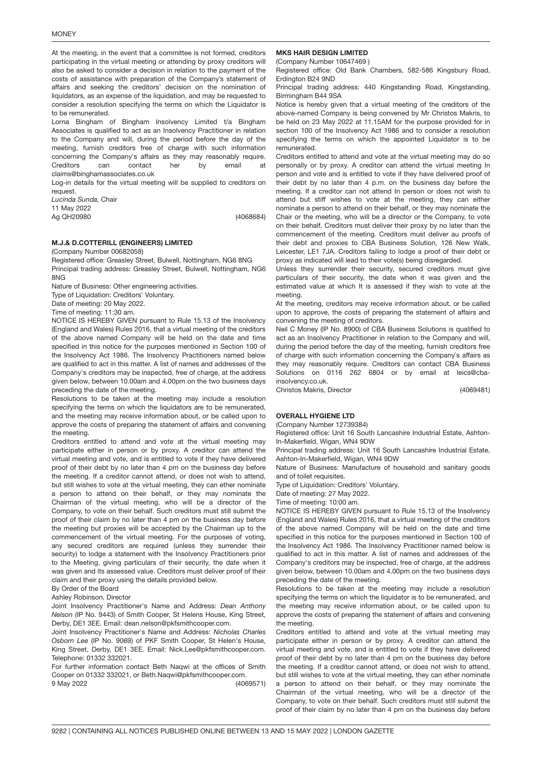At the meeting, in the event that a committee is not formed, creditors participating in the virtual meeting or attending by proxy creditors will also be asked to consider a decision in relation to the payment of the costs of assistance with preparation of the Company's statement of affairs and seeking the creditors' decision on the nomination of liquidators, as an expense of the liquidation, and may be requested to consider a resolution specifying the terms on which the Liquidator is to be remunerated.

Lorna Bingham of Bingham Insolvency Limited t/a Bingham Associates is qualified to act as an Insolvency Practitioner in relation to the Company and will, during the period before the day of the meeting, furnish creditors free of charge with such information concerning the Company's affairs as they may reasonably require. Creditors can contact her by email at claims@binghamassociates.co.uk

Log-in details for the virtual meeting will be supplied to creditors on request.

*Lucinda Sunda,* Chair
11 May 2022
Ag QH20980 (4068684)

### M.J.& D.COTTERILL (ENGINEERS) LIMITED

(Company Number 00682058)

Registered office: Greasley Street, Bulwell, Nottingham, NG6 8NG

Principal trading address: Greasley Street, Bulwell, Nottingham, NG6 8NG

Nature of Business: Other engineering activities.

Type of Liquidation: Creditors' Voluntary.

Date of meeting: 20 May 2022.

Time of meeting: 11:30 am.

NOTICE IS HEREBY GIVEN pursuant to Rule 15.13 of the Insolvency (England and Wales) Rules 2016, that a virtual meeting of the creditors of the above named Company will be held on the date and time specified in this notice for the purposes mentioned in Section 100 of the Insolvency Act 1986. The Insolvency Practitioners named below are qualified to act in this matter. A list of names and addresses of the Company's creditors may be inspected, free of charge, at the address given below, between 10.00am and 4.00pm on the two business days preceding the date of the meeting.

Resolutions to be taken at the meeting may include a resolution specifying the terms on which the liquidators are to be remunerated, and the meeting may receive information about, or be called upon to approve the costs of preparing the statement of affairs and convening the meeting.

Creditors entitled to attend and vote at the virtual meeting may participate either in person or by proxy. A creditor can attend the virtual meeting and vote, and is entitled to vote if they have delivered proof of their debt by no later than 4 pm on the business day before the meeting. If a creditor cannot attend, or does not wish to attend, but still wishes to vote at the virtual meeting, they can ether nominate a person to attend on their behalf, or they may nominate the Chairman of the virtual meeting, who will be a director of the Company, to vote on their behalf. Such creditors must still submit the proof of their claim by no later than 4 pm on the business day before the meeting but proxies will be accepted by the Chairman up to the commencement of the virtual meeting. For the purposes of voting, any secured creditors are required (unless they surrender their security) to lodge a statement with the Insolvency Practitioners prior to the Meeting, giving particulars of their security, the date when it was given and its assessed value. Creditors must deliver proof of their claim and their proxy using the details provided below.

By Order of the Board

Ashley Robinson, Director

Joint Insolvency Practitioner's Name and Address: *Dean Anthony Nelson* (IP No. 9443) of Smith Cooper, St Helens House, King Street, Derby, DE1 3EE. Email: dean.nelson@pkfsmithcooper.com.

Joint Insolvency Practitioner's Name and Address: *Nicholas Charles Osborn Lee* (IP No. 9069) of PKF Smith Cooper, St Helen's House, King Street, Derby, DE1 3EE. Email: Nick.Lee@pkfsmithcooper.com. Telephone: 01332 332021.

For further information contact Beth Naqwi at the offices of Smith Cooper on 01332 332021, or Beth.Naqwi@pkfsmithcooper.com.

9 May 2022 (4069571)

### MKS HAIR DESIGN LIMITED

(Company Number 10647469 )

Registered office: Old Bank Chambers, 582-586 Kingsbury Road, Erdington B24 9ND

Principal trading address: 440 Kingstanding Road, Kingstanding, Birmingham B44 9SA

Notice is hereby given that a virtual meeting of the creditors of the above-named Company is being convened by Mr Christos Makris, to be held on 23 May 2022 at 11.15AM for the purpose provided for in section 100 of the Insolvency Act 1986 and to consider a resolution specifying the terms on which the appointed Liquidator is to be remunerated.

Creditors entitled to attend and vote at the virtual meeting may do so personally or by proxy. A creditor can attend the virtual meeting In person and vote and is entitled to vote if they have delivered proof of their debt by no later than 4 p.m. on the business day before the meeting. If a creditor can not attend In person or does not wish to attend but stiff wishes to vote at the meeting, they can either nominate a person to attend on their behalf, or they may nominate the Chair or the meeting, who will be a director or the Company, to vote on their behalf. Creditors must deliver their proxy by no later than the commencement of the meeting. Creditors must deliver au proofs of their debt and proxies to CBA Business Solution, 126 New Walk, Leicester, LE1 7JA. Creditors failing to lodge a proof of their debt or proxy as indicated will lead to their vote(s) being disregarded.

Unless they surrender their security, secured creditors must give particulars of their security, the date when it was given and the estimated value at which It is assessed if they wish to vote at the meeting.

At the meeting, creditors may receive information about, or be called upon to approve, the costs of preparing the statement of affairs and convening the meeting of creditors.

Neil C Money (IP No. 8900) of CBA Business Solutions is qualified to act as an Insolvency Practitioner in relation to the Company and will, during the period before the day of the meeting, furnish creditors free of charge with such information concerning the Company`s affairs as they may reasonably require. Creditors can contact CBA Business Solutions on 0116 262 6804 or by email at leics@cba-insolvency.co.uk.

Christos Makris, Director (4069481)

### OVERALL HYGIENE LTD

(Company Number 12739384)

Registered office: Unit 16 South Lancashire Industrial Estate, Ashton-In-Makerfield, Wigan, WN4 9DW

Principal trading address: Unit 16 South Lancashire Industrial Estate, Ashton-In-Makerfield, Wigan, WN4 9DW

Nature of Business: Manufacture of household and sanitary goods and of toilet requisites.

Type of Liquidation: Creditors' Voluntary.

Date of meeting: 27 May 2022.

Time of meeting: 10:00 am.

NOTICE IS HEREBY GIVEN pursuant to Rule 15.13 of the Insolvency (England and Wales) Rules 2016, that a virtual meeting of the creditors of the above named Company will be held on the date and time specified in this notice for the purposes mentioned in Section 100 of the Insolvency Act 1986. The Insolvency Practitioner named below is qualified to act in this matter. A list of names and addresses of the Company's creditors may be inspected, free of charge, at the address given below, between 10.00am and 4.00pm on the two business days preceding the date of the meeting.

Resolutions to be taken at the meeting may include a resolution specifying the terms on which the liquidator is to be remunerated, and the meeting may receive information about, or be called upon to approve the costs of preparing the statement of affairs and convening the meeting.

Creditors entitled to attend and vote at the virtual meeting may participate either in person or by proxy. A creditor can attend the virtual meeting and vote, and is entitled to vote if they have delivered proof of their debt by no later than 4 pm on the business day before the meeting. If a creditor cannot attend, or does not wish to attend, but still wishes to vote at the virtual meeting, they can ether nominate a person to attend on their behalf, or they may nominate the Chairman of the virtual meeting, who will be a director of the Company, to vote on their behalf. Such creditors must still submit the proof of their claim by no later than 4 pm on the business day before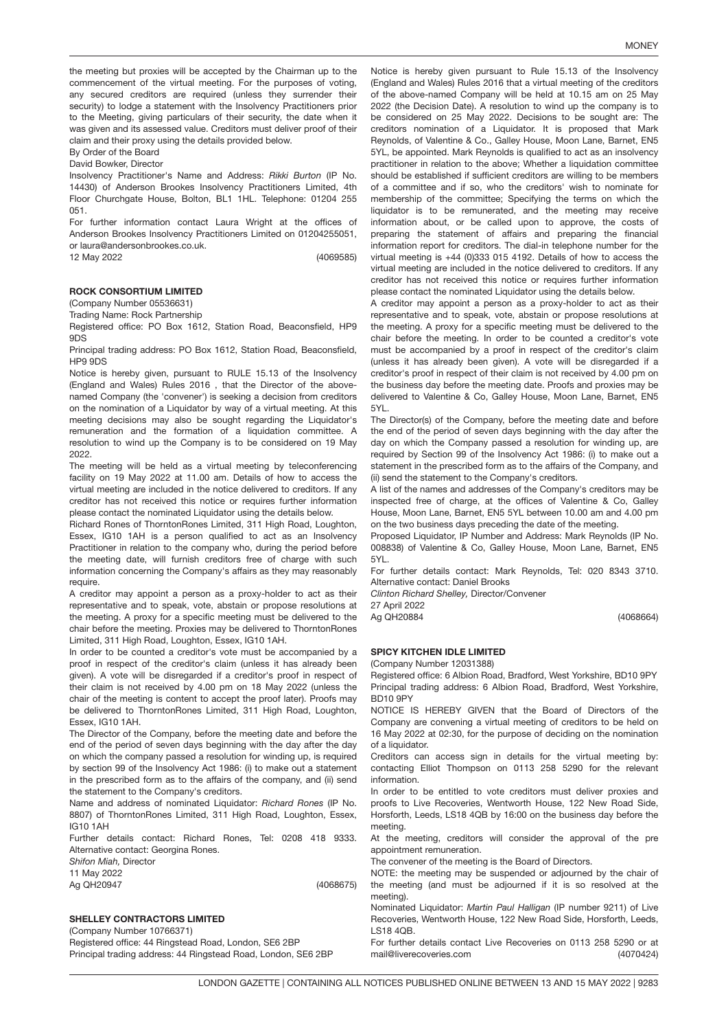the meeting but proxies will be accepted by the Chairman up to the commencement of the virtual meeting. For the purposes of voting, any secured creditors are required (unless they surrender their security) to lodge a statement with the Insolvency Practitioners prior to the Meeting, giving particulars of their security, the date when it was given and its assessed value. Creditors must deliver proof of their claim and their proxy using the details provided below.

By Order of the Board

David Bowker, Director

Insolvency Practitioner's Name and Address: *Rikki Burton* (IP No. 14430) of Anderson Brookes Insolvency Practitioners Limited, 4th Floor Churchgate House, Bolton, BL1 1HL. Telephone: 01204 255 051.

For further information contact Laura Wright at the offices of Anderson Brookes Insolvency Practitioners Limited on 01204255051, or laura@andersonbrookes.co.uk.

12 May 2022 (4069585)

### ROCK CONSORTIUM LIMITED

(Company Number 05536631)

Trading Name: Rock Partnership

Registered office: PO Box 1612, Station Road, Beaconsfield, HP9 9DS

Principal trading address: PO Box 1612, Station Road, Beaconsfield, HP9 9DS

Notice is hereby given, pursuant to RULE 15.13 of the Insolvency (England and Wales) Rules 2016 , that the Director of the above-named Company (the 'convener') is seeking a decision from creditors on the nomination of a Liquidator by way of a virtual meeting. At this meeting decisions may also be sought regarding the Liquidator's remuneration and the formation of a liquidation committee. A resolution to wind up the Company is to be considered on 19 May 2022.

The meeting will be held as a virtual meeting by teleconferencing facility on 19 May 2022 at 11.00 am. Details of how to access the virtual meeting are included in the notice delivered to creditors. If any creditor has not received this notice or requires further information please contact the nominated Liquidator using the details below.

Richard Rones of ThorntonRones Limited, 311 High Road, Loughton, Essex, IG10 1AH is a person qualified to act as an Insolvency Practitioner in relation to the company who, during the period before the meeting date, will furnish creditors free of charge with such information concerning the Company's affairs as they may reasonably require.

A creditor may appoint a person as a proxy-holder to act as their representative and to speak, vote, abstain or propose resolutions at the meeting. A proxy for a specific meeting must be delivered to the chair before the meeting. Proxies may be delivered to ThorntonRones Limited, 311 High Road, Loughton, Essex, IG10 1AH.

In order to be counted a creditor's vote must be accompanied by a proof in respect of the creditor's claim (unless it has already been given). A vote will be disregarded if a creditor's proof in respect of their claim is not received by 4.00 pm on 18 May 2022 (unless the chair of the meeting is content to accept the proof later). Proofs may be delivered to ThorntonRones Limited, 311 High Road, Loughton, Essex, IG10 1AH.

The Director of the Company, before the meeting date and before the end of the period of seven days beginning with the day after the day on which the company passed a resolution for winding up, is required by section 99 of the Insolvency Act 1986: (i) to make out a statement in the prescribed form as to the affairs of the company, and (ii) send the statement to the Company's creditors.

Name and address of nominated Liquidator: *Richard Rones* (IP No. 8807) of ThorntonRones Limited, 311 High Road, Loughton, Essex, IG10 1AH

Further details contact: Richard Rones, Tel: 0208 418 9333. Alternative contact: Georgina Rones.

*Shifon Miah,* Director

11 May 2022

Ag QH20947 (4068675)

### SHELLEY CONTRACTORS LIMITED

(Company Number 10766371)

Registered office: 44 Ringstead Road, London, SE6 2BP

Principal trading address: 44 Ringstead Road, London, SE6 2BP

Notice is hereby given pursuant to Rule 15.13 of the Insolvency (England and Wales) Rules 2016 that a virtual meeting of the creditors of the above-named Company will be held at 10.15 am on 25 May 2022 (the Decision Date). A resolution to wind up the company is to be considered on 25 May 2022. Decisions to be sought are: The creditors nomination of a Liquidator. It is proposed that Mark Reynolds, of Valentine & Co., Galley House, Moon Lane, Barnet, EN5 5YL, be appointed. Mark Reynolds is qualified to act as an insolvency practitioner in relation to the above; Whether a liquidation committee should be established if sufficient creditors are willing to be members of a committee and if so, who the creditors' wish to nominate for membership of the committee; Specifying the terms on which the liquidator is to be remunerated, and the meeting may receive information about, or be called upon to approve, the costs of preparing the statement of affairs and preparing the financial information report for creditors. The dial-in telephone number for the virtual meeting is +44 (0)333 015 4192. Details of how to access the virtual meeting are included in the notice delivered to creditors. If any creditor has not received this notice or requires further information please contact the nominated Liquidator using the details below.

A creditor may appoint a person as a proxy-holder to act as their representative and to speak, vote, abstain or propose resolutions at the meeting. A proxy for a specific meeting must be delivered to the chair before the meeting. In order to be counted a creditor's vote must be accompanied by a proof in respect of the creditor's claim (unless it has already been given). A vote will be disregarded if a creditor's proof in respect of their claim is not received by 4.00 pm on the business day before the meeting date. Proofs and proxies may be delivered to Valentine & Co, Galley House, Moon Lane, Barnet, EN5 5YL.

The Director(s) of the Company, before the meeting date and before the end of the period of seven days beginning with the day after the day on which the Company passed a resolution for winding up, are required by Section 99 of the Insolvency Act 1986: (i) to make out a statement in the prescribed form as to the affairs of the Company, and (ii) send the statement to the Company's creditors.

A list of the names and addresses of the Company's creditors may be inspected free of charge, at the offices of Valentine & Co, Galley House, Moon Lane, Barnet, EN5 5YL between 10.00 am and 4.00 pm on the two business days preceding the date of the meeting.

Proposed Liquidator, IP Number and Address: Mark Reynolds (IP No. 008838) of Valentine & Co, Galley House, Moon Lane, Barnet, EN5 5YL.

For further details contact: Mark Reynolds, Tel: 020 8343 3710. Alternative contact: Daniel Brooks

*Clinton Richard Shelley,* Director/Convener

27 April 2022

Ag QH20884 (4068664)

### SPICY KITCHEN IDLE LIMITED

(Company Number 12031388)

Registered office: 6 Albion Road, Bradford, West Yorkshire, BD10 9PY

Principal trading address: 6 Albion Road, Bradford, West Yorkshire, BD10 9PY

NOTICE IS HEREBY GIVEN that the Board of Directors of the Company are convening a virtual meeting of creditors to be held on 16 May 2022 at 02:30, for the purpose of deciding on the nomination of a liquidator.

Creditors can access sign in details for the virtual meeting by: contacting Elliot Thompson on 0113 258 5290 for the relevant information.

In order to be entitled to vote creditors must deliver proxies and proofs to Live Recoveries, Wentworth House, 122 New Road Side, Horsforth, Leeds, LS18 4QB by 16:00 on the business day before the meeting.

At the meeting, creditors will consider the approval of the pre appointment remuneration.

The convener of the meeting is the Board of Directors.

NOTE: the meeting may be suspended or adjourned by the chair of the meeting (and must be adjourned if it is so resolved at the meeting).

Nominated Liquidator: *Martin Paul Halligan* (IP number 9211) of Live Recoveries, Wentworth House, 122 New Road Side, Horsforth, Leeds, LS18 4QB.

For further details contact Live Recoveries on 0113 258 5290 or at mail@liverecoveries.com (4070424)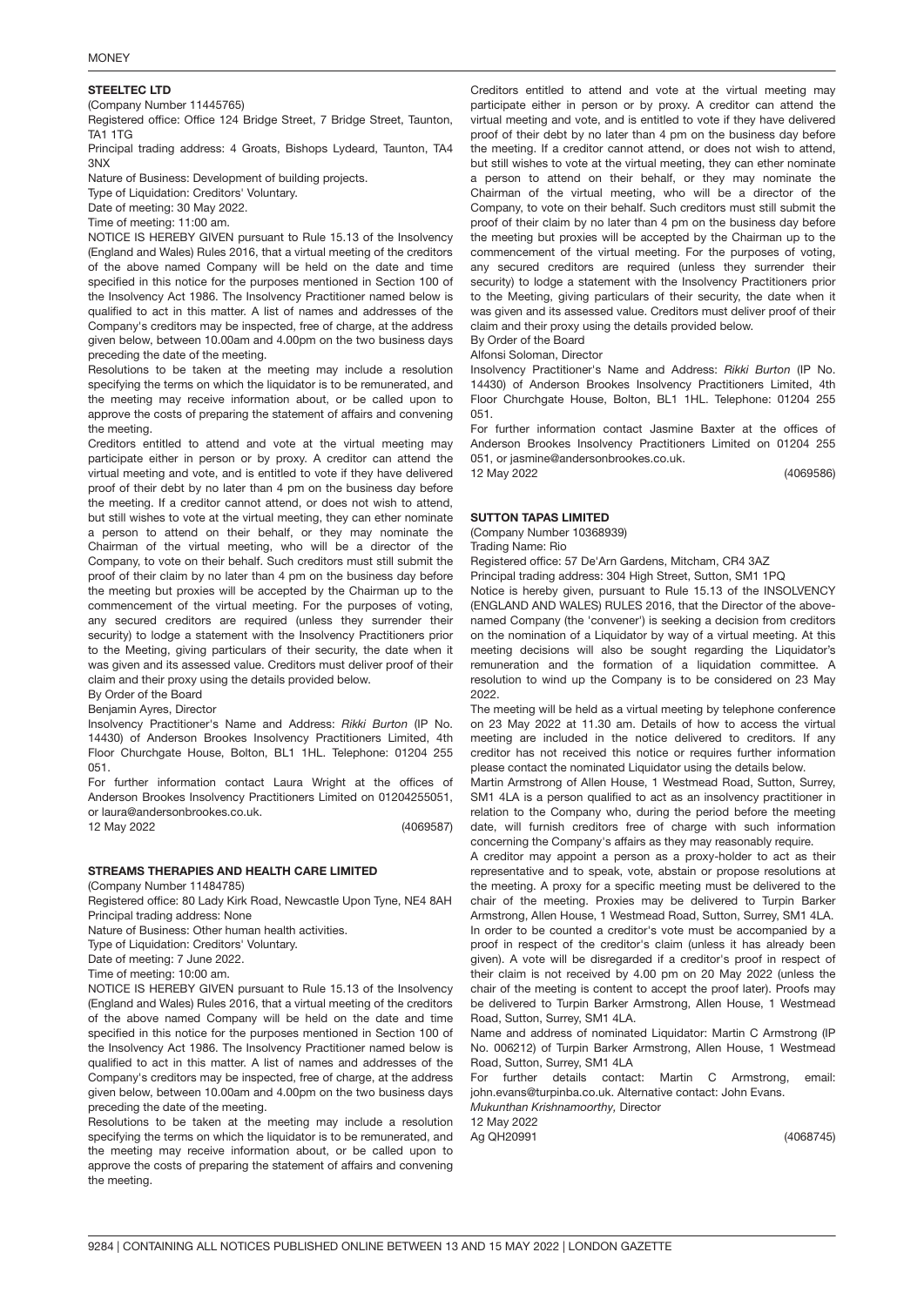### STEELTEC LTD

(Company Number 11445765)

Registered office: Office 124 Bridge Street, 7 Bridge Street, Taunton, TA1 1TG

Principal trading address: 4 Groats, Bishops Lydeard, Taunton, TA4 3NX

Nature of Business: Development of building projects.

Type of Liquidation: Creditors' Voluntary.

Date of meeting: 30 May 2022.

Time of meeting: 11:00 am.

NOTICE IS HEREBY GIVEN pursuant to Rule 15.13 of the Insolvency (England and Wales) Rules 2016, that a virtual meeting of the creditors of the above named Company will be held on the date and time specified in this notice for the purposes mentioned in Section 100 of the Insolvency Act 1986. The Insolvency Practitioner named below is qualified to act in this matter. A list of names and addresses of the Company's creditors may be inspected, free of charge, at the address given below, between 10.00am and 4.00pm on the two business days preceding the date of the meeting.

Resolutions to be taken at the meeting may include a resolution specifying the terms on which the liquidator is to be remunerated, and the meeting may receive information about, or be called upon to approve the costs of preparing the statement of affairs and convening the meeting.

Creditors entitled to attend and vote at the virtual meeting may participate either in person or by proxy. A creditor can attend the virtual meeting and vote, and is entitled to vote if they have delivered proof of their debt by no later than 4 pm on the business day before the meeting. If a creditor cannot attend, or does not wish to attend, but still wishes to vote at the virtual meeting, they can ether nominate a person to attend on their behalf, or they may nominate the Chairman of the virtual meeting, who will be a director of the Company, to vote on their behalf. Such creditors must still submit the proof of their claim by no later than 4 pm on the business day before the meeting but proxies will be accepted by the Chairman up to the commencement of the virtual meeting. For the purposes of voting, any secured creditors are required (unless they surrender their security) to lodge a statement with the Insolvency Practitioners prior to the Meeting, giving particulars of their security, the date when it was given and its assessed value. Creditors must deliver proof of their claim and their proxy using the details provided below.

By Order of the Board

Benjamin Ayres, Director

Insolvency Practitioner's Name and Address: *Rikki Burton* (IP No. 14430) of Anderson Brookes Insolvency Practitioners Limited, 4th Floor Churchgate House, Bolton, BL1 1HL. Telephone: 01204 255 051.

For further information contact Laura Wright at the offices of Anderson Brookes Insolvency Practitioners Limited on 01204255051, or laura@andersonbrookes.co.uk.

12 May 2022 (4069587)

### STREAMS THERAPIES AND HEALTH CARE LIMITED

(Company Number 11484785)

Registered office: 80 Lady Kirk Road, Newcastle Upon Tyne, NE4 8AH

Principal trading address: None

Nature of Business: Other human health activities.

Type of Liquidation: Creditors' Voluntary.

Date of meeting: 7 June 2022.

Time of meeting: 10:00 am.

NOTICE IS HEREBY GIVEN pursuant to Rule 15.13 of the Insolvency (England and Wales) Rules 2016, that a virtual meeting of the creditors of the above named Company will be held on the date and time specified in this notice for the purposes mentioned in Section 100 of the Insolvency Act 1986. The Insolvency Practitioner named below is qualified to act in this matter. A list of names and addresses of the Company's creditors may be inspected, free of charge, at the address given below, between 10.00am and 4.00pm on the two business days preceding the date of the meeting.

Resolutions to be taken at the meeting may include a resolution specifying the terms on which the liquidator is to be remunerated, and the meeting may receive information about, or be called upon to approve the costs of preparing the statement of affairs and convening the meeting.

Creditors entitled to attend and vote at the virtual meeting may participate either in person or by proxy. A creditor can attend the virtual meeting and vote, and is entitled to vote if they have delivered proof of their debt by no later than 4 pm on the business day before the meeting. If a creditor cannot attend, or does not wish to attend, but still wishes to vote at the virtual meeting, they can ether nominate a person to attend on their behalf, or they may nominate the Chairman of the virtual meeting, who will be a director of the Company, to vote on their behalf. Such creditors must still submit the proof of their claim by no later than 4 pm on the business day before the meeting but proxies will be accepted by the Chairman up to the commencement of the virtual meeting. For the purposes of voting, any secured creditors are required (unless they surrender their security) to lodge a statement with the Insolvency Practitioners prior to the Meeting, giving particulars of their security, the date when it was given and its assessed value. Creditors must deliver proof of their claim and their proxy using the details provided below.

By Order of the Board

Alfonsi Soloman, Director

Insolvency Practitioner's Name and Address: *Rikki Burton* (IP No. 14430) of Anderson Brookes Insolvency Practitioners Limited, 4th Floor Churchgate House, Bolton, BL1 1HL. Telephone: 01204 255 051.

For further information contact Jasmine Baxter at the offices of Anderson Brookes Insolvency Practitioners Limited on 01204 255 051, or jasmine@andersonbrookes.co.uk.

12 May 2022 (4069586)

### SUTTON TAPAS LIMITED

(Company Number 10368939)

Trading Name: Rio

Registered office: 57 De'Arn Gardens, Mitcham, CR4 3AZ

Principal trading address: 304 High Street, Sutton, SM1 1PQ

Notice is hereby given, pursuant to Rule 15.13 of the INSOLVENCY (ENGLAND AND WALES) RULES 2016, that the Director of the above-named Company (the 'convener') is seeking a decision from creditors on the nomination of a Liquidator by way of a virtual meeting. At this meeting decisions will also be sought regarding the Liquidator's remuneration and the formation of a liquidation committee. A resolution to wind up the Company is to be considered on 23 May 2022.

The meeting will be held as a virtual meeting by telephone conference on 23 May 2022 at 11.30 am. Details of how to access the virtual meeting are included in the notice delivered to creditors. If any creditor has not received this notice or requires further information please contact the nominated Liquidator using the details below.

Martin Armstrong of Allen House, 1 Westmead Road, Sutton, Surrey, SM1 4LA is a person qualified to act as an insolvency practitioner in relation to the Company who, during the period before the meeting date, will furnish creditors free of charge with such information concerning the Company's affairs as they may reasonably require.

A creditor may appoint a person as a proxy-holder to act as their representative and to speak, vote, abstain or propose resolutions at the meeting. A proxy for a specific meeting must be delivered to the chair of the meeting. Proxies may be delivered to Turpin Barker Armstrong, Allen House, 1 Westmead Road, Sutton, Surrey, SM1 4LA.

In order to be counted a creditor's vote must be accompanied by a proof in respect of the creditor's claim (unless it has already been given). A vote will be disregarded if a creditor's proof in respect of their claim is not received by 4.00 pm on 20 May 2022 (unless the chair of the meeting is content to accept the proof later). Proofs may be delivered to Turpin Barker Armstrong, Allen House, 1 Westmead Road, Sutton, Surrey, SM1 4LA.

Name and address of nominated Liquidator: Martin C Armstrong (IP No. 006212) of Turpin Barker Armstrong, Allen House, 1 Westmead Road, Sutton, Surrey, SM1 4LA

For further details contact: Martin C Armstrong, email: john.evans@turpinba.co.uk. Alternative contact: John Evans.

*Mukunthan Krishnamoorthy,* Director

12 May 2022

Ag QH20991 (4068745)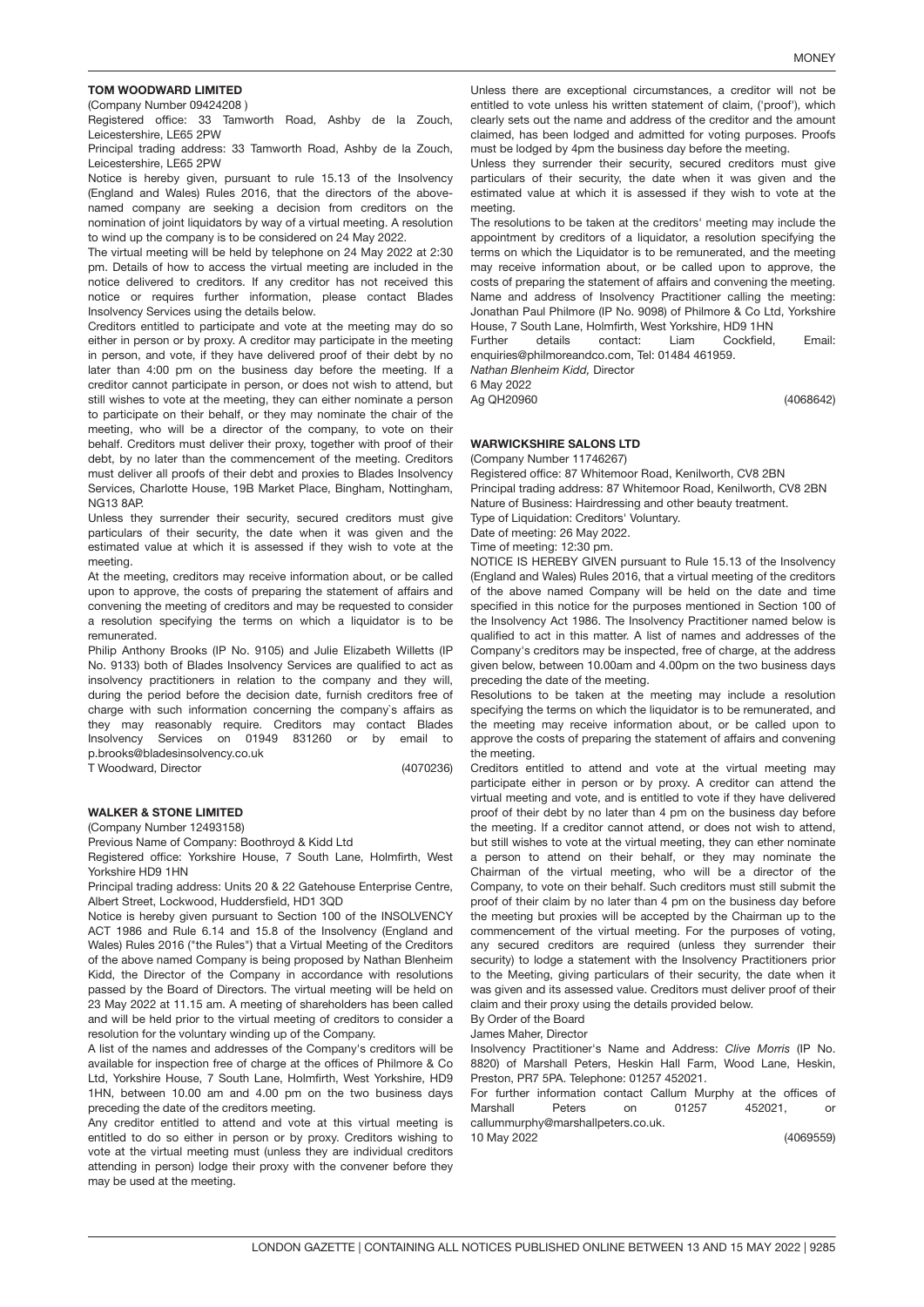### TOM WOODWARD LIMITED

(Company Number 09424208 )

Registered office: 33 Tamworth Road, Ashby de la Zouch, Leicestershire, LE65 2PW

Principal trading address: 33 Tamworth Road, Ashby de la Zouch, Leicestershire, LE65 2PW

Notice is hereby given, pursuant to rule 15.13 of the Insolvency (England and Wales) Rules 2016, that the directors of the above-named company are seeking a decision from creditors on the nomination of joint liquidators by way of a virtual meeting. A resolution to wind up the company is to be considered on 24 May 2022.

The virtual meeting will be held by telephone on 24 May 2022 at 2:30 pm. Details of how to access the virtual meeting are included in the notice delivered to creditors. If any creditor has not received this notice or requires further information, please contact Blades Insolvency Services using the details below.

Creditors entitled to participate and vote at the meeting may do so either in person or by proxy. A creditor may participate in the meeting in person, and vote, if they have delivered proof of their debt by no later than 4:00 pm on the business day before the meeting. If a creditor cannot participate in person, or does not wish to attend, but still wishes to vote at the meeting, they can either nominate a person to participate on their behalf, or they may nominate the chair of the meeting, who will be a director of the company, to vote on their behalf. Creditors must deliver their proxy, together with proof of their debt, by no later than the commencement of the meeting. Creditors must deliver all proofs of their debt and proxies to Blades Insolvency Services, Charlotte House, 19B Market Place, Bingham, Nottingham, NG13 8AP.

Unless they surrender their security, secured creditors must give particulars of their security, the date when it was given and the estimated value at which it is assessed if they wish to vote at the meeting.

At the meeting, creditors may receive information about, or be called upon to approve, the costs of preparing the statement of affairs and convening the meeting of creditors and may be requested to consider a resolution specifying the terms on which a liquidator is to be remunerated.

Philip Anthony Brooks (IP No. 9105) and Julie Elizabeth Willetts (IP No. 9133) both of Blades Insolvency Services are qualified to act as insolvency practitioners in relation to the company and they will, during the period before the decision date, furnish creditors free of charge with such information concerning the company`s affairs as they may reasonably require. Creditors may contact Blades Insolvency Services on 01949 831260 or by email to p.brooks@bladesinsolvency.co.uk

T Woodward, Director (4070236)

### WALKER & STONE LIMITED

(Company Number 12493158)

Previous Name of Company: Boothroyd & Kidd Ltd

Registered office: Yorkshire House, 7 South Lane, Holmfirth, West Yorkshire HD9 1HN

Principal trading address: Units 20 & 22 Gatehouse Enterprise Centre, Albert Street, Lockwood, Huddersfield, HD1 3QD

Notice is hereby given pursuant to Section 100 of the INSOLVENCY ACT 1986 and Rule 6.14 and 15.8 of the Insolvency (England and Wales) Rules 2016 ("the Rules") that a Virtual Meeting of the Creditors of the above named Company is being proposed by Nathan Blenheim Kidd, the Director of the Company in accordance with resolutions passed by the Board of Directors. The virtual meeting will be held on 23 May 2022 at 11.15 am. A meeting of shareholders has been called and will be held prior to the virtual meeting of creditors to consider a resolution for the voluntary winding up of the Company.

A list of the names and addresses of the Company's creditors will be available for inspection free of charge at the offices of Philmore & Co Ltd, Yorkshire House, 7 South Lane, Holmfirth, West Yorkshire, HD9 1HN, between 10.00 am and 4.00 pm on the two business days preceding the date of the creditors meeting.

Any creditor entitled to attend and vote at this virtual meeting is entitled to do so either in person or by proxy. Creditors wishing to vote at the virtual meeting must (unless they are individual creditors attending in person) lodge their proxy with the convener before they may be used at the meeting.

Unless there are exceptional circumstances, a creditor will not be entitled to vote unless his written statement of claim, ('proof'), which clearly sets out the name and address of the creditor and the amount claimed, has been lodged and admitted for voting purposes. Proofs must be lodged by 4pm the business day before the meeting.

Unless they surrender their security, secured creditors must give particulars of their security, the date when it was given and the estimated value at which it is assessed if they wish to vote at the meeting.

The resolutions to be taken at the creditors' meeting may include the appointment by creditors of a liquidator, a resolution specifying the terms on which the Liquidator is to be remunerated, and the meeting may receive information about, or be called upon to approve, the costs of preparing the statement of affairs and convening the meeting. Name and address of Insolvency Practitioner calling the meeting: Jonathan Paul Philmore (IP No. 9098) of Philmore & Co Ltd, Yorkshire House, 7 South Lane, Holmfirth, West Yorkshire, HD9 1HN

Further details contact: Liam Cockfield, Email: enquiries@philmoreandco.com, Tel: 01484 461959.

*Nathan Blenheim Kidd,* Director

6 May 2022

Ag QH20960 (4068642)

### WARWICKSHIRE SALONS LTD

(Company Number 11746267)

Registered office: 87 Whitemoor Road, Kenilworth, CV8 2BN

Principal trading address: 87 Whitemoor Road, Kenilworth, CV8 2BN

Nature of Business: Hairdressing and other beauty treatment.

Type of Liquidation: Creditors' Voluntary.

Date of meeting: 26 May 2022.

Time of meeting: 12:30 pm.

NOTICE IS HEREBY GIVEN pursuant to Rule 15.13 of the Insolvency (England and Wales) Rules 2016, that a virtual meeting of the creditors of the above named Company will be held on the date and time specified in this notice for the purposes mentioned in Section 100 of the Insolvency Act 1986. The Insolvency Practitioner named below is qualified to act in this matter. A list of names and addresses of the Company's creditors may be inspected, free of charge, at the address given below, between 10.00am and 4.00pm on the two business days preceding the date of the meeting.

Resolutions to be taken at the meeting may include a resolution specifying the terms on which the liquidator is to be remunerated, and the meeting may receive information about, or be called upon to approve the costs of preparing the statement of affairs and convening the meeting.

Creditors entitled to attend and vote at the virtual meeting may participate either in person or by proxy. A creditor can attend the virtual meeting and vote, and is entitled to vote if they have delivered proof of their debt by no later than 4 pm on the business day before the meeting. If a creditor cannot attend, or does not wish to attend, but still wishes to vote at the virtual meeting, they can ether nominate a person to attend on their behalf, or they may nominate the Chairman of the virtual meeting, who will be a director of the Company, to vote on their behalf. Such creditors must still submit the proof of their claim by no later than 4 pm on the business day before the meeting but proxies will be accepted by the Chairman up to the commencement of the virtual meeting. For the purposes of voting, any secured creditors are required (unless they surrender their security) to lodge a statement with the Insolvency Practitioners prior to the Meeting, giving particulars of their security, the date when it was given and its assessed value. Creditors must deliver proof of their claim and their proxy using the details provided below.

By Order of the Board

James Maher, Director

Insolvency Practitioner's Name and Address: *Clive Morris* (IP No. 8820) of Marshall Peters, Heskin Hall Farm, Wood Lane, Heskin, Preston, PR7 5PA. Telephone: 01257 452021.

For further information contact Callum Murphy at the offices of Marshall Peters on 01257 452021, or callummurphy@marshallpeters.co.uk.

10 May 2022 (4069559)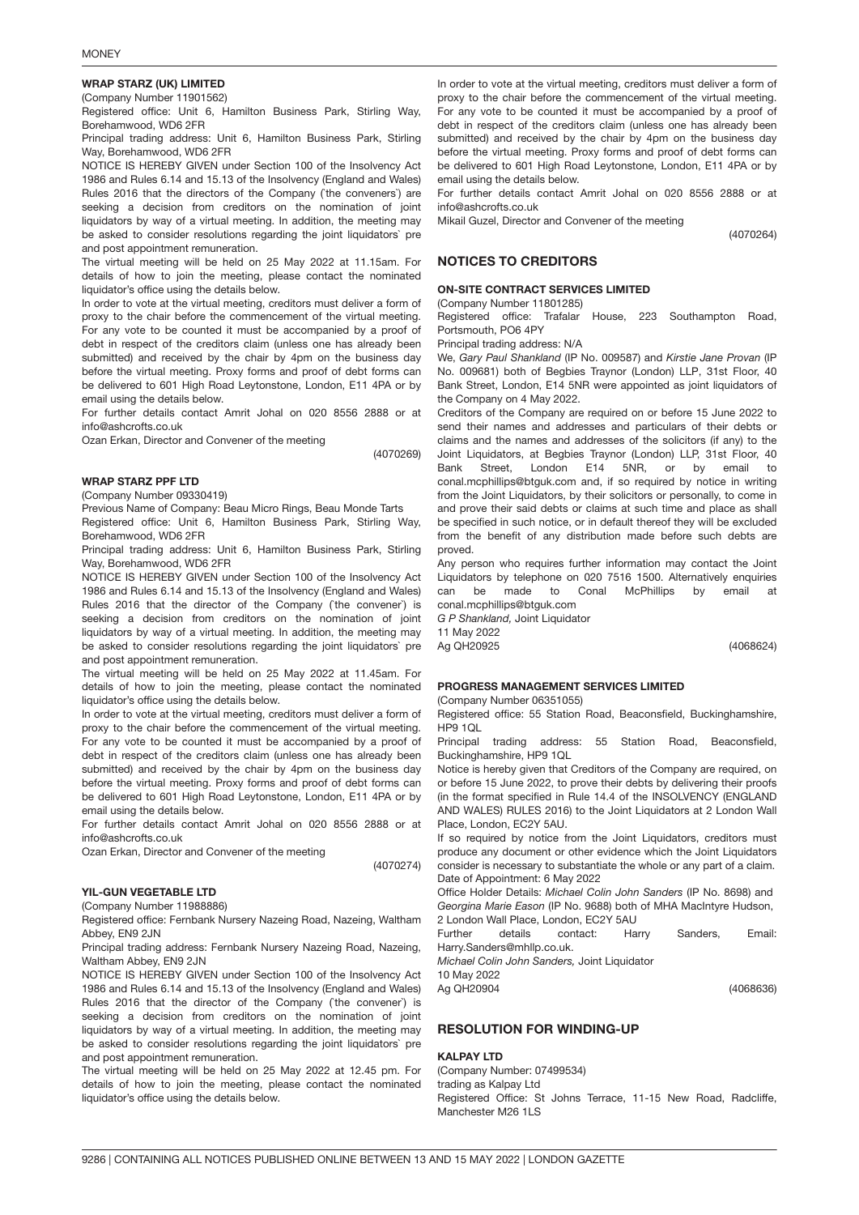### WRAP STARZ (UK) LIMITED

(Company Number 11901562)

Registered office: Unit 6, Hamilton Business Park, Stirling Way, Borehamwood, WD6 2FR

Principal trading address: Unit 6, Hamilton Business Park, Stirling Way, Borehamwood, WD6 2FR

NOTICE IS HEREBY GIVEN under Section 100 of the Insolvency Act 1986 and Rules 6.14 and 15.13 of the Insolvency (England and Wales) Rules 2016 that the directors of the Company (`the conveners`) are seeking a decision from creditors on the nomination of joint liquidators by way of a virtual meeting. In addition, the meeting may be asked to consider resolutions regarding the joint liquidators` pre and post appointment remuneration.

The virtual meeting will be held on 25 May 2022 at 11.15am. For details of how to join the meeting, please contact the nominated liquidator's office using the details below.

In order to vote at the virtual meeting, creditors must deliver a form of proxy to the chair before the commencement of the virtual meeting. For any vote to be counted it must be accompanied by a proof of debt in respect of the creditors claim (unless one has already been submitted) and received by the chair by 4pm on the business day before the virtual meeting. Proxy forms and proof of debt forms can be delivered to 601 High Road Leytonstone, London, E11 4PA or by email using the details below.

For further details contact Amrit Johal on 020 8556 2888 or at info@ashcrofts.co.uk

Ozan Erkan, Director and Convener of the meeting

(4070269)

### WRAP STARZ PPF LTD

(Company Number 09330419)

Previous Name of Company: Beau Micro Rings, Beau Monde Tarts

Registered office: Unit 6, Hamilton Business Park, Stirling Way, Borehamwood, WD6 2FR

Principal trading address: Unit 6, Hamilton Business Park, Stirling Way, Borehamwood, WD6 2FR

NOTICE IS HEREBY GIVEN under Section 100 of the Insolvency Act 1986 and Rules 6.14 and 15.13 of the Insolvency (England and Wales) Rules 2016 that the director of the Company (`the convener`) is seeking a decision from creditors on the nomination of joint liquidators by way of a virtual meeting. In addition, the meeting may be asked to consider resolutions regarding the joint liquidators` pre and post appointment remuneration.

The virtual meeting will be held on 25 May 2022 at 11.45am. For details of how to join the meeting, please contact the nominated liquidator's office using the details below.

In order to vote at the virtual meeting, creditors must deliver a form of proxy to the chair before the commencement of the virtual meeting. For any vote to be counted it must be accompanied by a proof of debt in respect of the creditors claim (unless one has already been submitted) and received by the chair by 4pm on the business day before the virtual meeting. Proxy forms and proof of debt forms can be delivered to 601 High Road Leytonstone, London, E11 4PA or by email using the details below.

For further details contact Amrit Johal on 020 8556 2888 or at info@ashcrofts.co.uk

Ozan Erkan, Director and Convener of the meeting

(4070274)

### YIL-GUN VEGETABLE LTD

(Company Number 11988886)

Registered office: Fernbank Nursery Nazeing Road, Nazeing, Waltham Abbey, EN9 2JN

Principal trading address: Fernbank Nursery Nazeing Road, Nazeing, Waltham Abbey, EN9 2JN

NOTICE IS HEREBY GIVEN under Section 100 of the Insolvency Act 1986 and Rules 6.14 and 15.13 of the Insolvency (England and Wales) Rules 2016 that the director of the Company (`the convener`) is seeking a decision from creditors on the nomination of joint liquidators by way of a virtual meeting. In addition, the meeting may be asked to consider resolutions regarding the joint liquidators` pre and post appointment remuneration.

The virtual meeting will be held on 25 May 2022 at 12.45 pm. For details of how to join the meeting, please contact the nominated liquidator's office using the details below.

In order to vote at the virtual meeting, creditors must deliver a form of proxy to the chair before the commencement of the virtual meeting. For any vote to be counted it must be accompanied by a proof of debt in respect of the creditors claim (unless one has already been submitted) and received by the chair by 4pm on the business day before the virtual meeting. Proxy forms and proof of debt forms can be delivered to 601 High Road Leytonstone, London, E11 4PA or by email using the details below.

For further details contact Amrit Johal on 020 8556 2888 or at info@ashcrofts.co.uk

Mikail Guzel, Director and Convener of the meeting

(4070264)

## NOTICES TO CREDITORS

### ON-SITE CONTRACT SERVICES LIMITED

(Company Number 11801285)

Registered office: Trafalar House, 223 Southampton Road, Portsmouth, PO6 4PY

Principal trading address: N/A

We, *Gary Paul Shankland* (IP No. 009587) and *Kirstie Jane Provan* (IP No. 009681) both of Begbies Traynor (London) LLP, 31st Floor, 40 Bank Street, London, E14 5NR were appointed as joint liquidators of the Company on 4 May 2022.

Creditors of the Company are required on or before 15 June 2022 to send their names and addresses and particulars of their debts or claims and the names and addresses of the solicitors (if any) to the Joint Liquidators, at Begbies Traynor (London) LLP, 31st Floor, 40 Bank Street, London E14 5NR, or by email to conal.mcphillips@btguk.com and, if so required by notice in writing from the Joint Liquidators, by their solicitors or personally, to come in and prove their said debts or claims at such time and place as shall be specified in such notice, or in default thereof they will be excluded from the benefit of any distribution made before such debts are proved.

Any person who requires further information may contact the Joint Liquidators by telephone on 020 7516 1500. Alternatively enquiries can be made to Conal McPhillips by email at conal.mcphillips@btguk.com

*G P Shankland,* Joint Liquidator

11 May 2022

Ag QH20925

(4068624)

### PROGRESS MANAGEMENT SERVICES LIMITED

(Company Number 06351055)

Registered office: 55 Station Road, Beaconsfield, Buckinghamshire, HP9 1QL

Principal trading address: 55 Station Road, Beaconsfield, Buckinghamshire, HP9 1QL

Notice is hereby given that Creditors of the Company are required, on or before 15 June 2022, to prove their debts by delivering their proofs (in the format specified in Rule 14.4 of the INSOLVENCY (ENGLAND AND WALES) RULES 2016) to the Joint Liquidators at 2 London Wall Place, London, EC2Y 5AU.

If so required by notice from the Joint Liquidators, creditors must produce any document or other evidence which the Joint Liquidators consider is necessary to substantiate the whole or any part of a claim.

Date of Appointment: 6 May 2022

Office Holder Details: *Michael Colin John Sanders* (IP No. 8698) and *Georgina Marie Eason* (IP No. 9688) both of MHA MacIntyre Hudson, 2 London Wall Place, London, EC2Y 5AU

Further details contact: Harry Sanders, Email: Harry.Sanders@mhllp.co.uk.

*Michael Colin John Sanders,* Joint Liquidator

10 May 2022

Ag QH20904

(4068636)

## RESOLUTION FOR WINDING-UP

### KALPAY LTD

(Company Number: 07499534)

trading as Kalpay Ltd

Registered Office: St Johns Terrace, 11-15 New Road, Radcliffe, Manchester M26 1LS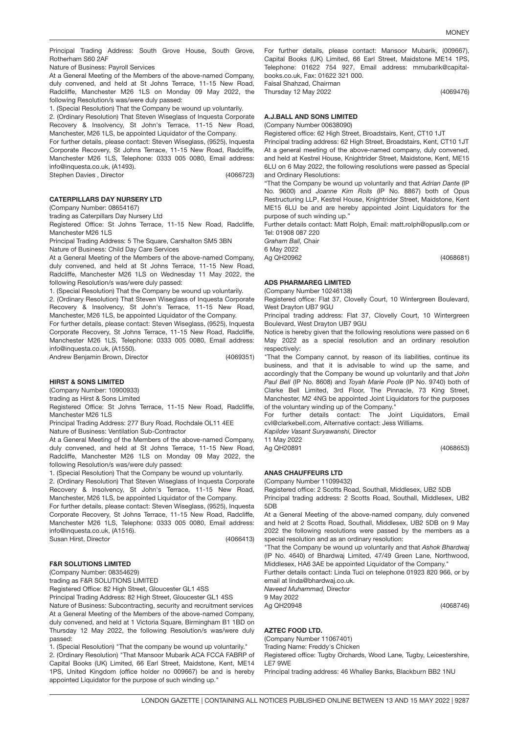Principal Trading Address: South Grove House, South Grove, Rotherham S60 2AF

Nature of Business: Payroll Services

At a General Meeting of the Members of the above-named Company, duly convened, and held at St Johns Terrace, 11-15 New Road, Radcliffe, Manchester M26 1LS on Monday 09 May 2022, the following Resolution/s was/were duly passed:

1. (Special Resolution) That the Company be wound up voluntarily.
2. (Ordinary Resolution) That Steven Wiseglass of Inquesta Corporate Recovery & Insolvency, St John's Terrace, 11-15 New Road, Manchester, M26 1LS, be appointed Liquidator of the Company.

For further details, please contact: Steven Wiseglass, (9525), Inquesta Corporate Recovery, St Johns Terrace, 11-15 New Road, Radcliffe, Manchester M26 1LS, Telephone: 0333 005 0080, Email address: info@inquesta.co.uk, (A1493).

Stephen Davies , Director (4066723)

### CATERPILLARS DAY NURSERY LTD

(Company Number: 08654167)

trading as Caterpillars Day Nursery Ltd

Registered Office: St Johns Terrace, 11-15 New Road, Radcliffe, Manchester M26 1LS

Principal Trading Address: 5 The Square, Carshalton SM5 3BN

Nature of Business: Child Day Care Services

At a General Meeting of the Members of the above-named Company, duly convened, and held at St Johns Terrace, 11-15 New Road, Radcliffe, Manchester M26 1LS on Wednesday 11 May 2022, the following Resolution/s was/were duly passed:

1. (Special Resolution) That the Company be wound up voluntarily.
2. (Ordinary Resolution) That Steven Wiseglass of Inquesta Corporate Recovery & Insolvency, St John's Terrace, 11-15 New Road, Manchester, M26 1LS, be appointed Liquidator of the Company.

For further details, please contact: Steven Wiseglass, (9525), Inquesta Corporate Recovery, St Johns Terrace, 11-15 New Road, Radcliffe, Manchester M26 1LS, Telephone: 0333 005 0080, Email address: info@inquesta.co.uk, (A1550).

Andrew Benjamin Brown, Director (4069351)

### HIRST & SONS LIMITED

(Company Number: 10900933)

trading as Hirst & Sons Limited

Registered Office: St Johns Terrace, 11-15 New Road, Radcliffe, Manchester M26 1LS

Principal Trading Address: 277 Bury Road, Rochdale OL11 4EE

Nature of Business: Ventilation Sub-Contractor

At a General Meeting of the Members of the above-named Company, duly convened, and held at St Johns Terrace, 11-15 New Road, Radcliffe, Manchester M26 1LS on Monday 09 May 2022, the following Resolution/s was/were duly passed:

1. (Special Resolution) That the Company be wound up voluntarily.
2. (Ordinary Resolution) That Steven Wiseglass of Inquesta Corporate Recovery & Insolvency, St John's Terrace, 11-15 New Road, Manchester, M26 1LS, be appointed Liquidator of the Company.

For further details, please contact: Steven Wiseglass, (9525), Inquesta Corporate Recovery, St Johns Terrace, 11-15 New Road, Radcliffe, Manchester M26 1LS, Telephone: 0333 005 0080, Email address: info@inquesta.co.uk, (A1516).

Susan Hirst, Director (4066413)

### F&R SOLUTIONS LIMITED

(Company Number: 08354629)

trading as F&R SOLUTIONS LIMITED

Registered Office: 82 High Street, Gloucester GL1 4SS

Principal Trading Address: 82 High Street, Gloucester GL1 4SS

Nature of Business: Subcontracting, security and recruitment services

At a General Meeting of the Members of the above-named Company, duly convened, and held at 1 Victoria Square, Birmingham B1 1BD on Thursday 12 May 2022, the following Resolution/s was/were duly passed:

1. (Special Resolution) "That the company be wound up voluntarily."
2. (Ordinary Resolution) "That Mansoor Mubarik ACA FCCA FABRP of Capital Books (UK) Limited, 66 Earl Street, Maidstone, Kent, ME14 1PS, United Kingdom (office holder no 009667) be and is hereby appointed Liquidator for the purpose of such winding up."

For further details, please contact: Mansoor Mubarik, (009667), Capital Books (UK) Limited, 66 Earl Street, Maidstone ME14 1PS, Telephone: 01622 754 927, Email address: mmubarik@capital-books.co.uk, Fax: 01622 321 000.

Faisal Shahzad, Chairman

Thursday 12 May 2022 (4069476)

### A.J.BALL AND SONS LIMITED

(Company Number 00638090)

Registered office: 62 High Street, Broadstairs, Kent, CT10 1JT

Principal trading address: 62 High Street, Broadstairs, Kent, CT10 1JT

At a general meeting of the above-named company, duly convened, and held at Kestrel House, Knightrider Street, Maidstone, Kent, ME15 6LU on 6 May 2022, the following resolutions were passed as Special and Ordinary Resolutions:

"That the Company be wound up voluntarily and that *Adrian Dante* (IP No. 9600) and *Joanne Kim Rolls* (IP No. 8867) both of Opus Restructuring LLP, Kestrel House, Knightrider Street, Maidstone, Kent ME15 6LU be and are hereby appointed Joint Liquidators for the purpose of such winding up."

Further details contact: Matt Rolph, Email: matt.rolph@opusllp.com or Tel: 01908 087 220

*Graham Ball,* Chair

6 May 2022

Ag QH20962 (4068681)

### ADS PHARMAREG LIMITED

(Company Number 10246138)

Registered office: Flat 37, Clovelly Court, 10 Wintergreen Boulevard, West Drayton UB7 9GU

Principal trading address: Flat 37, Clovelly Court, 10 Wintergreen Boulevard, West Drayton UB7 9GU

Notice is hereby given that the following resolutions were passed on 6 May 2022 as a special resolution and an ordinary resolution respectively:

"That the Company cannot, by reason of its liabilities, continue its business, and that it is advisable to wind up the same, and accordingly that the Company be wound up voluntarily and that *John Paul Bell* (IP No. 8608) and *Toyah Marie Poole* (IP No. 9740) both of Clarke Bell Limited, 3rd Floor, The Pinnacle, 73 King Street, Manchester, M2 4NG be appointed Joint Liquidators for the purposes of the voluntary winding up of the Company."

For further details contact: The Joint Liquidators, Email cvl@clarkebell.com, Alternative contact: Jess Williams.

*Kapildev Vasant Suryawanshi,* Director

11 May 2022

Ag QH20891 (4068653)

### ANAS CHAUFFEURS LTD

(Company Number 11099432)

Registered office: 2 Scotts Road, Southall, Middlesex, UB2 5DB

Principal trading address: 2 Scotts Road, Southall, Middlesex, UB2 5DB

At a General Meeting of the above-named company, duly convened and held at 2 Scotts Road, Southall, Middlesex, UB2 5DB on 9 May 2022 the following resolutions were passed by the members as a special resolution and as an ordinary resolution:

"That the Company be wound up voluntarily and that *Ashok Bhardwaj* (IP No. 4640) of Bhardwaj Limited, 47/49 Green Lane, Northwood, Middlesex, HA6 3AE be appointed Liquidator of the Company."

Further details contact: Linda Tuci on telephone 01923 820 966, or by email at linda@bhardwaj.co.uk.

*Naveed Muhammad,* Director

9 May 2022

Ag QH20948 (4068746)

### AZTEC FOOD LTD.

(Company Number 11067401)

Trading Name: Freddy's Chicken

Registered office: Tugby Orchards, Wood Lane, Tugby, Leicestershire, LE7 9WE

Principal trading address: 46 Whalley Banks, Blackburn BB2 1NU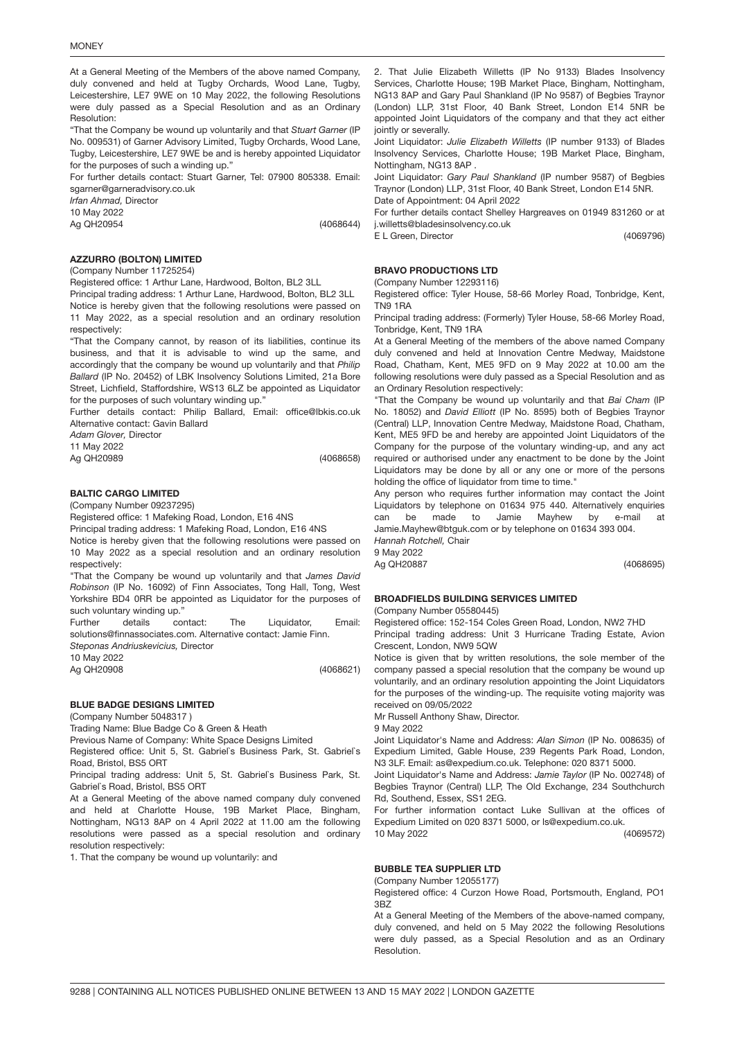At a General Meeting of the Members of the above named Company, duly convened and held at Tugby Orchards, Wood Lane, Tugby, Leicestershire, LE7 9WE on 10 May 2022, the following Resolutions were duly passed as a Special Resolution and as an Ordinary Resolution:

"That the Company be wound up voluntarily and that *Stuart Garner* (IP No. 009531) of Garner Advisory Limited, Tugby Orchards, Wood Lane, Tugby, Leicestershire, LE7 9WE be and is hereby appointed Liquidator for the purposes of such a winding up."

For further details contact: Stuart Garner, Tel: 07900 805338. Email: sgarner@garneradvisory.co.uk

*Irfan Ahmad,* Director

10 May 2022

Ag QH20954 (4068644)

**AZZURRO (BOLTON) LIMITED**

(Company Number 11725254)

Registered office: 1 Arthur Lane, Hardwood, Bolton, BL2 3LL

Principal trading address: 1 Arthur Lane, Hardwood, Bolton, BL2 3LL

Notice is hereby given that the following resolutions were passed on 11 May 2022, as a special resolution and an ordinary resolution respectively:

"That the Company cannot, by reason of its liabilities, continue its business, and that it is advisable to wind up the same, and accordingly that the company be wound up voluntarily and that *Philip Ballard* (IP No. 20452) of LBK Insolvency Solutions Limited, 21a Bore Street, Lichfield, Staffordshire, WS13 6LZ be appointed as Liquidator for the purposes of such voluntary winding up."

Further details contact: Philip Ballard, Email: office@lbkis.co.uk Alternative contact: Gavin Ballard

*Adam Glover,* Director

11 May 2022

Ag QH20989 (4068658)

**BALTIC CARGO LIMITED**

(Company Number 09237295)

Registered office: 1 Mafeking Road, London, E16 4NS

Principal trading address: 1 Mafeking Road, London, E16 4NS

Notice is hereby given that the following resolutions were passed on 10 May 2022 as a special resolution and an ordinary resolution respectively:

"That the Company be wound up voluntarily and that *James David Robinson* (IP No. 16092) of Finn Associates, Tong Hall, Tong, West Yorkshire BD4 0RR be appointed as Liquidator for the purposes of such voluntary winding up."

Further details contact: The Liquidator, Email: solutions@finnassociates.com. Alternative contact: Jamie Finn.

*Steponas Andriuskevicius,* Director

10 May 2022

Ag QH20908 (4068621)

**BLUE BADGE DESIGNS LIMITED**

(Company Number 5048317 )

Trading Name: Blue Badge Co & Green & Heath

Previous Name of Company: White Space Designs Limited

Registered office: Unit 5, St. Gabriel`s Business Park, St. Gabriel`s Road, Bristol, BS5 ORT

Principal trading address: Unit 5, St. Gabriel`s Business Park, St. Gabriel`s Road, Bristol, BS5 ORT

At a General Meeting of the above named company duly convened and held at Charlotte House, 19B Market Place, Bingham, Nottingham, NG13 8AP on 4 April 2022 at 11.00 am the following resolutions were passed as a special resolution and ordinary resolution respectively:

1. That the company be wound up voluntarily: and

2. That Julie Elizabeth Willetts (IP No 9133) Blades Insolvency Services, Charlotte House; 19B Market Place, Bingham, Nottingham, NG13 8AP and Gary Paul Shankland (IP No 9587) of Begbies Traynor (London) LLP, 31st Floor, 40 Bank Street, London E14 5NR be appointed Joint Liquidators of the company and that they act either jointly or severally.

Joint Liquidator: *Julie Elizabeth Willetts* (IP number 9133) of Blades Insolvency Services, Charlotte House; 19B Market Place, Bingham, Nottingham, NG13 8AP .

Joint Liquidator: *Gary Paul Shankland* (IP number 9587) of Begbies Traynor (London) LLP, 31st Floor, 40 Bank Street, London E14 5NR.

Date of Appointment: 04 April 2022

For further details contact Shelley Hargreaves on 01949 831260 or at j.willetts@bladesinsolvency.co.uk

E L Green, Director (4069796)

**BRAVO PRODUCTIONS LTD**

(Company Number 12293116)

Registered office: Tyler House, 58-66 Morley Road, Tonbridge, Kent, TN9 1RA

Principal trading address: (Formerly) Tyler House, 58-66 Morley Road, Tonbridge, Kent, TN9 1RA

At a General Meeting of the members of the above named Company duly convened and held at Innovation Centre Medway, Maidstone Road, Chatham, Kent, ME5 9FD on 9 May 2022 at 10.00 am the following resolutions were duly passed as a Special Resolution and as an Ordinary Resolution respectively:

"That the Company be wound up voluntarily and that *Bai Cham* (IP No. 18052) and *David Elliott* (IP No. 8595) both of Begbies Traynor (Central) LLP, Innovation Centre Medway, Maidstone Road, Chatham, Kent, ME5 9FD be and hereby are appointed Joint Liquidators of the Company for the purpose of the voluntary winding-up, and any act required or authorised under any enactment to be done by the Joint Liquidators may be done by all or any one or more of the persons holding the office of liquidator from time to time."

Any person who requires further information may contact the Joint Liquidators by telephone on 01634 975 440. Alternatively enquiries can be made to Jamie Mayhew by e-mail at Jamie.Mayhew@btguk.com or by telephone on 01634 393 004.

*Hannah Rotchell,* Chair

9 May 2022

Ag QH20887 (4068695)

**BROADFIELDS BUILDING SERVICES LIMITED**

(Company Number 05580445)

Registered office: 152-154 Coles Green Road, London, NW2 7HD

Principal trading address: Unit 3 Hurricane Trading Estate, Avion Crescent, London, NW9 5QW

Notice is given that by written resolutions, the sole member of the company passed a special resolution that the company be wound up voluntarily, and an ordinary resolution appointing the Joint Liquidators for the purposes of the winding-up. The requisite voting majority was received on 09/05/2022

Mr Russell Anthony Shaw, Director.

9 May 2022

Joint Liquidator's Name and Address: *Alan Simon* (IP No. 008635) of Expedium Limited, Gable House, 239 Regents Park Road, London, N3 3LF. Email: as@expedium.co.uk. Telephone: 020 8371 5000.

Joint Liquidator's Name and Address: *Jamie Taylor* (IP No. 002748) of Begbies Traynor (Central) LLP, The Old Exchange, 234 Southchurch Rd, Southend, Essex, SS1 2EG.

For further information contact Luke Sullivan at the offices of Expedium Limited on 020 8371 5000, or ls@expedium.co.uk.

10 May 2022 (4069572)

**BUBBLE TEA SUPPLIER LTD**

(Company Number 12055177)

Registered office: 4 Curzon Howe Road, Portsmouth, England, PO1 3BZ

At a General Meeting of the Members of the above-named company, duly convened, and held on 5 May 2022 the following Resolutions were duly passed, as a Special Resolution and as an Ordinary Resolution.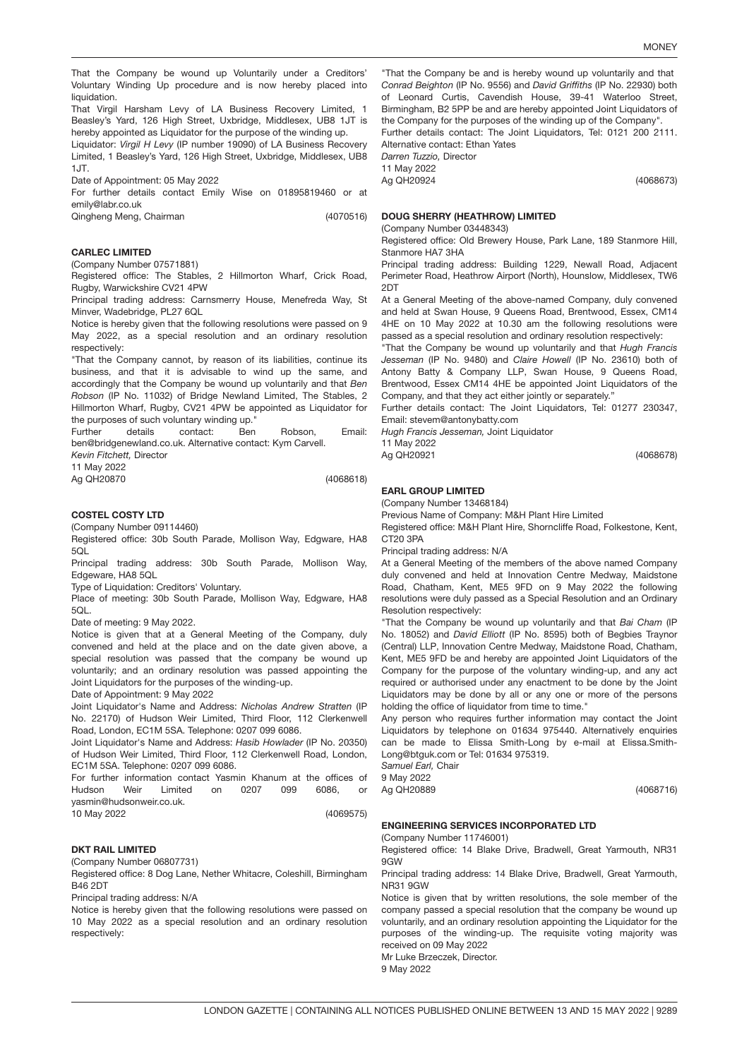That the Company be wound up Voluntarily under a Creditors' Voluntary Winding Up procedure and is now hereby placed into liquidation.

That Virgil Harsham Levy of LA Business Recovery Limited, 1 Beasley's Yard, 126 High Street, Uxbridge, Middlesex, UB8 1JT is hereby appointed as Liquidator for the purpose of the winding up.

Liquidator: *Virgil H Levy* (IP number 19090) of LA Business Recovery Limited, 1 Beasley's Yard, 126 High Street, Uxbridge, Middlesex, UB8 1JT.

Date of Appointment: 05 May 2022

For further details contact Emily Wise on 01895819460 or at emily@labr.co.uk

Qingheng Meng, Chairman

(4070516)

**CARLEC LIMITED**

(Company Number 07571881)

Registered office: The Stables, 2 Hillmorton Wharf, Crick Road, Rugby, Warwickshire CV21 4PW

Principal trading address: Carnsmerry House, Menefreda Way, St Minver, Wadebridge, PL27 6QL

Notice is hereby given that the following resolutions were passed on 9 May 2022, as a special resolution and an ordinary resolution respectively:

"That the Company cannot, by reason of its liabilities, continue its business, and that it is advisable to wind up the same, and accordingly that the Company be wound up voluntarily and that *Ben Robson* (IP No. 11032) of Bridge Newland Limited, The Stables, 2 Hillmorton Wharf, Rugby, CV21 4PW be appointed as Liquidator for the purposes of such voluntary winding up."

Further details contact: Ben Robson, Email: ben@bridgenewland.co.uk. Alternative contact: Kym Carvell.

*Kevin Fitchett,* Director

11 May 2022

Ag QH20870

(4068618)

**COSTEL COSTY LTD**

(Company Number 09114460)

Registered office: 30b South Parade, Mollison Way, Edgware, HA8 5QL

Principal trading address: 30b South Parade, Mollison Way, Edgeware, HA8 5QL

Type of Liquidation: Creditors' Voluntary.

Place of meeting: 30b South Parade, Mollison Way, Edgware, HA8 5QL.

Date of meeting: 9 May 2022.

Notice is given that at a General Meeting of the Company, duly convened and held at the place and on the date given above, a special resolution was passed that the company be wound up voluntarily; and an ordinary resolution was passed appointing the Joint Liquidators for the purposes of the winding-up.

Date of Appointment: 9 May 2022

Joint Liquidator's Name and Address: *Nicholas Andrew Stratten* (IP No. 22170) of Hudson Weir Limited, Third Floor, 112 Clerkenwell Road, London, EC1M 5SA. Telephone: 0207 099 6086.

Joint Liquidator's Name and Address: *Hasib Howlader* (IP No. 20350) of Hudson Weir Limited, Third Floor, 112 Clerkenwell Road, London, EC1M 5SA. Telephone: 0207 099 6086.

For further information contact Yasmin Khanum at the offices of Hudson Weir Limited on 0207 099 6086, or yasmin@hudsonweir.co.uk.

10 May 2022

(4069575)

**DKT RAIL LIMITED**

(Company Number 06807731)

Registered office: 8 Dog Lane, Nether Whitacre, Coleshill, Birmingham B46 2DT

Principal trading address: N/A

Notice is hereby given that the following resolutions were passed on 10 May 2022 as a special resolution and an ordinary resolution respectively:

"That the Company be and is hereby wound up voluntarily and that *Conrad Beighton* (IP No. 9556) and *David Griffiths* (IP No. 22930) both of Leonard Curtis, Cavendish House, 39-41 Waterloo Street, Birmingham, B2 5PP be and are hereby appointed Joint Liquidators of the Company for the purposes of the winding up of the Company".

Further details contact: The Joint Liquidators, Tel: 0121 200 2111. Alternative contact: Ethan Yates

*Darren Tuzzio,* Director

11 May 2022

Ag QH20924

(4068673)

**DOUG SHERRY (HEATHROW) LIMITED**

(Company Number 03448343)

Registered office: Old Brewery House, Park Lane, 189 Stanmore Hill, Stanmore HA7 3HA

Principal trading address: Building 1229, Newall Road, Adjacent Perimeter Road, Heathrow Airport (North), Hounslow, Middlesex, TW6 2DT

At a General Meeting of the above-named Company, duly convened and held at Swan House, 9 Queens Road, Brentwood, Essex, CM14 4HE on 10 May 2022 at 10.30 am the following resolutions were passed as a special resolution and ordinary resolution respectively:

"That the Company be wound up voluntarily and that *Hugh Francis Jesseman* (IP No. 9480) and *Claire Howell* (IP No. 23610) both of Antony Batty & Company LLP, Swan House, 9 Queens Road, Brentwood, Essex CM14 4HE be appointed Joint Liquidators of the Company, and that they act either jointly or separately."

Further details contact: The Joint Liquidators, Tel: 01277 230347, Email: stevem@antonybatty.com

*Hugh Francis Jesseman,* Joint Liquidator

11 May 2022

Ag QH20921

(4068678)

**EARL GROUP LIMITED**

(Company Number 13468184)

Previous Name of Company: M&H Plant Hire Limited

Registered office: M&H Plant Hire, Shorncliffe Road, Folkestone, Kent, CT20 3PA

Principal trading address: N/A

At a General Meeting of the members of the above named Company duly convened and held at Innovation Centre Medway, Maidstone Road, Chatham, Kent, ME5 9FD on 9 May 2022 the following resolutions were duly passed as a Special Resolution and an Ordinary Resolution respectively:

"That the Company be wound up voluntarily and that *Bai Cham* (IP No. 18052) and *David Elliott* (IP No. 8595) both of Begbies Traynor (Central) LLP, Innovation Centre Medway, Maidstone Road, Chatham, Kent, ME5 9FD be and hereby are appointed Joint Liquidators of the Company for the purpose of the voluntary winding-up, and any act required or authorised under any enactment to be done by the Joint Liquidators may be done by all or any one or more of the persons holding the office of liquidator from time to time."

Any person who requires further information may contact the Joint Liquidators by telephone on 01634 975440. Alternatively enquiries can be made to Elissa Smith-Long by e-mail at Elissa.Smith-Long@btguk.com or Tel: 01634 975319.

*Samuel Earl,* Chair

9 May 2022

Ag QH20889

(4068716)

**ENGINEERING SERVICES INCORPORATED LTD**

(Company Number 11746001)

Registered office: 14 Blake Drive, Bradwell, Great Yarmouth, NR31 9GW

Principal trading address: 14 Blake Drive, Bradwell, Great Yarmouth, NR31 9GW

Notice is given that by written resolutions, the sole member of the company passed a special resolution that the company be wound up voluntarily, and an ordinary resolution appointing the Liquidator for the purposes of the winding-up. The requisite voting majority was received on 09 May 2022

Mr Luke Brzeczek, Director.

9 May 2022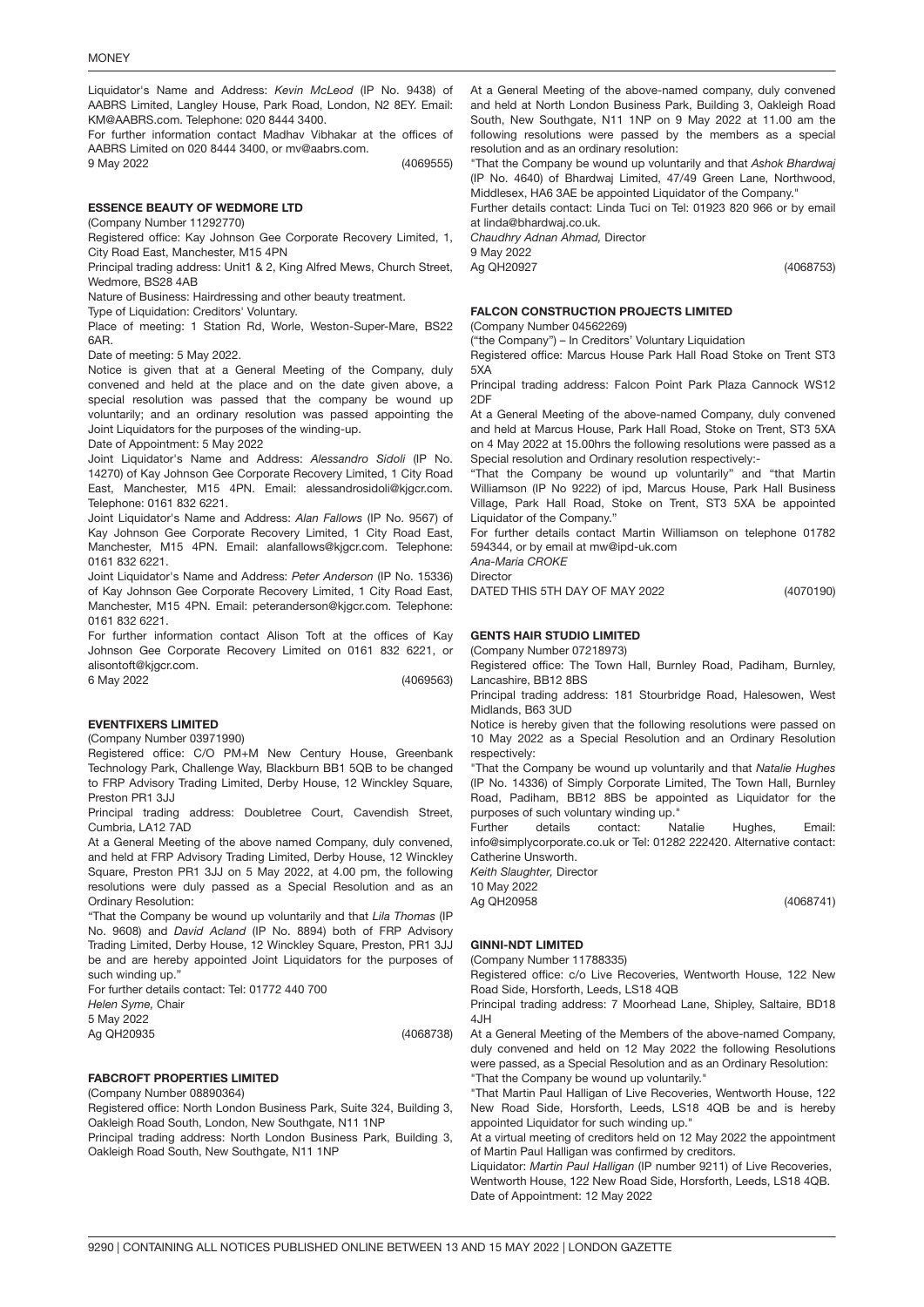Liquidator's Name and Address: *Kevin McLeod* (IP No. 9438) of AABRS Limited, Langley House, Park Road, London, N2 8EY. Email: KM@AABRS.com. Telephone: 020 8444 3400.

For further information contact Madhav Vibhakar at the offices of AABRS Limited on 020 8444 3400, or mv@aabrs.com.

9 May 2022 (4069555)

**ESSENCE BEAUTY OF WEDMORE LTD**

(Company Number 11292770)

Registered office: Kay Johnson Gee Corporate Recovery Limited, 1, City Road East, Manchester, M15 4PN

Principal trading address: Unit1 & 2, King Alfred Mews, Church Street, Wedmore, BS28 4AB

Nature of Business: Hairdressing and other beauty treatment.

Type of Liquidation: Creditors' Voluntary.

Place of meeting: 1 Station Rd, Worle, Weston-Super-Mare, BS22 6AR.

Date of meeting: 5 May 2022.

Notice is given that at a General Meeting of the Company, duly convened and held at the place and on the date given above, a special resolution was passed that the company be wound up voluntarily; and an ordinary resolution was passed appointing the Joint Liquidators for the purposes of the winding-up.

Date of Appointment: 5 May 2022

Joint Liquidator's Name and Address: *Alessandro Sidoli* (IP No. 14270) of Kay Johnson Gee Corporate Recovery Limited, 1 City Road East, Manchester, M15 4PN. Email: alessandrosidoli@kjgcr.com. Telephone: 0161 832 6221.

Joint Liquidator's Name and Address: *Alan Fallows* (IP No. 9567) of Kay Johnson Gee Corporate Recovery Limited, 1 City Road East, Manchester, M15 4PN. Email: alanfallows@kjgcr.com. Telephone: 0161 832 6221.

Joint Liquidator's Name and Address: *Peter Anderson* (IP No. 15336) of Kay Johnson Gee Corporate Recovery Limited, 1 City Road East, Manchester, M15 4PN. Email: peteranderson@kjgcr.com. Telephone: 0161 832 6221.

For further information contact Alison Toft at the offices of Kay Johnson Gee Corporate Recovery Limited on 0161 832 6221, or alisontoft@kjgcr.com.

6 May 2022 (4069563)

**EVENTFIXERS LIMITED**

(Company Number 03971990)

Registered office: C/O PM+M New Century House, Greenbank Technology Park, Challenge Way, Blackburn BB1 5QB to be changed to FRP Advisory Trading Limited, Derby House, 12 Winckley Square, Preston PR1 3JJ

Principal trading address: Doubletree Court, Cavendish Street, Cumbria, LA12 7AD

At a General Meeting of the above named Company, duly convened, and held at FRP Advisory Trading Limited, Derby House, 12 Winckley Square, Preston PR1 3JJ on 5 May 2022, at 4.00 pm, the following resolutions were duly passed as a Special Resolution and as an Ordinary Resolution:

"That the Company be wound up voluntarily and that *Lila Thomas* (IP No. 9608) and *David Acland* (IP No. 8894) both of FRP Advisory Trading Limited, Derby House, 12 Winckley Square, Preston, PR1 3JJ be and are hereby appointed Joint Liquidators for the purposes of such winding up."

For further details contact: Tel: 01772 440 700

*Helen Syme,* Chair

5 May 2022

Ag QH20935 (4068738)

**FABCROFT PROPERTIES LIMITED**

(Company Number 08890364)

Registered office: North London Business Park, Suite 324, Building 3, Oakleigh Road South, London, New Southgate, N11 1NP

Principal trading address: North London Business Park, Building 3, Oakleigh Road South, New Southgate, N11 1NP

At a General Meeting of the above-named company, duly convened and held at North London Business Park, Building 3, Oakleigh Road South, New Southgate, N11 1NP on 9 May 2022 at 11.00 am the following resolutions were passed by the members as a special resolution and as an ordinary resolution:

"That the Company be wound up voluntarily and that *Ashok Bhardwaj* (IP No. 4640) of Bhardwaj Limited, 47/49 Green Lane, Northwood, Middlesex, HA6 3AE be appointed Liquidator of the Company."

Further details contact: Linda Tuci on Tel: 01923 820 966 or by email at linda@bhardwaj.co.uk.

*Chaudhry Adnan Ahmad,* Director

9 May 2022

Ag QH20927 (4068753)

**FALCON CONSTRUCTION PROJECTS LIMITED**

(Company Number 04562269)

("the Company") – In Creditors' Voluntary Liquidation

Registered office: Marcus House Park Hall Road Stoke on Trent ST3 5XA

Principal trading address: Falcon Point Park Plaza Cannock WS12 2DF

At a General Meeting of the above-named Company, duly convened and held at Marcus House, Park Hall Road, Stoke on Trent, ST3 5XA on 4 May 2022 at 15.00hrs the following resolutions were passed as a Special resolution and Ordinary resolution respectively:-

"That the Company be wound up voluntarily" and "that Martin Williamson (IP No 9222) of ipd, Marcus House, Park Hall Business Village, Park Hall Road, Stoke on Trent, ST3 5XA be appointed Liquidator of the Company."

For further details contact Martin Williamson on telephone 01782 594344, or by email at mw@ipd-uk.com

*Ana-Maria CROKE*

Director

DATED THIS 5TH DAY OF MAY 2022 (4070190)

**GENTS HAIR STUDIO LIMITED**

(Company Number 07218973)

Registered office: The Town Hall, Burnley Road, Padiham, Burnley, Lancashire, BB12 8BS

Principal trading address: 181 Stourbridge Road, Halesowen, West Midlands, B63 3UD

Notice is hereby given that the following resolutions were passed on 10 May 2022 as a Special Resolution and an Ordinary Resolution respectively:

"That the Company be wound up voluntarily and that *Natalie Hughes* (IP No. 14336) of Simply Corporate Limited, The Town Hall, Burnley Road, Padiham, BB12 8BS be appointed as Liquidator for the purposes of such voluntary winding up."

Further details contact: Natalie Hughes, Email: info@simplycorporate.co.uk or Tel: 01282 222420. Alternative contact: Catherine Unsworth.

*Keith Slaughter,* Director

10 May 2022

Ag QH20958 (4068741)

**GINNI-NDT LIMITED**

(Company Number 11788335)

Registered office: c/o Live Recoveries, Wentworth House, 122 New Road Side, Horsforth, Leeds, LS18 4QB

Principal trading address: 7 Moorhead Lane, Shipley, Saltaire, BD18 4JH

At a General Meeting of the Members of the above-named Company, duly convened and held on 12 May 2022 the following Resolutions were passed, as a Special Resolution and as an Ordinary Resolution:

"That the Company be wound up voluntarily."

"That Martin Paul Halligan of Live Recoveries, Wentworth House, 122 New Road Side, Horsforth, Leeds, LS18 4QB be and is hereby appointed Liquidator for such winding up."

At a virtual meeting of creditors held on 12 May 2022 the appointment of Martin Paul Halligan was confirmed by creditors.

Liquidator: *Martin Paul Halligan* (IP number 9211) of Live Recoveries, Wentworth House, 122 New Road Side, Horsforth, Leeds, LS18 4QB.

Date of Appointment: 12 May 2022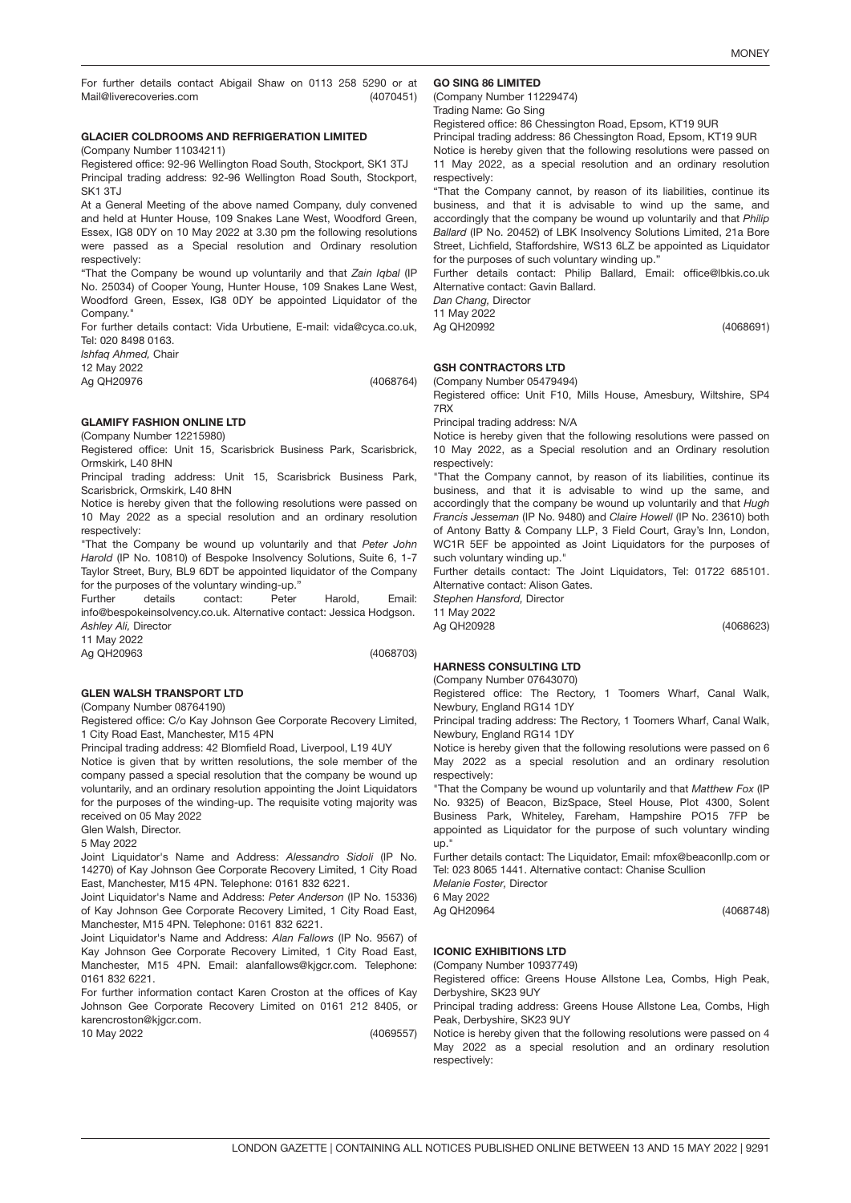For further details contact Abigail Shaw on 0113 258 5290 or at Mail@liverecoveries.com (4070451)

### GLACIER COLDROOMS AND REFRIGERATION LIMITED

(Company Number 11034211)

Registered office: 92-96 Wellington Road South, Stockport, SK1 3TJ

Principal trading address: 92-96 Wellington Road South, Stockport, SK1 3TJ

At a General Meeting of the above named Company, duly convened and held at Hunter House, 109 Snakes Lane West, Woodford Green, Essex, IG8 0DY on 10 May 2022 at 3.30 pm the following resolutions were passed as a Special resolution and Ordinary resolution respectively:

"That the Company be wound up voluntarily and that *Zain Iqbal* (IP No. 25034) of Cooper Young, Hunter House, 109 Snakes Lane West, Woodford Green, Essex, IG8 0DY be appointed Liquidator of the Company."

For further details contact: Vida Urbutiene, E-mail: vida@cyca.co.uk, Tel: 020 8498 0163.

*Ishfaq Ahmed,* Chair

12 May 2022

Ag QH20976 (4068764)

### GLAMIFY FASHION ONLINE LTD

(Company Number 12215980)

Registered office: Unit 15, Scarisbrick Business Park, Scarisbrick, Ormskirk, L40 8HN

Principal trading address: Unit 15, Scarisbrick Business Park, Scarisbrick, Ormskirk, L40 8HN

Notice is hereby given that the following resolutions were passed on 10 May 2022 as a special resolution and an ordinary resolution respectively:

"That the Company be wound up voluntarily and that *Peter John Harold* (IP No. 10810) of Bespoke Insolvency Solutions, Suite 6, 1-7 Taylor Street, Bury, BL9 6DT be appointed liquidator of the Company for the purposes of the voluntary winding-up."

Further details contact: Peter Harold, Email: info@bespokeinsolvency.co.uk. Alternative contact: Jessica Hodgson.

*Ashley Ali,* Director

11 May 2022

Ag QH20963 (4068703)

### GLEN WALSH TRANSPORT LTD

(Company Number 08764190)

Registered office: C/o Kay Johnson Gee Corporate Recovery Limited, 1 City Road East, Manchester, M15 4PN

Principal trading address: 42 Blomfield Road, Liverpool, L19 4UY

Notice is given that by written resolutions, the sole member of the company passed a special resolution that the company be wound up voluntarily, and an ordinary resolution appointing the Joint Liquidators for the purposes of the winding-up. The requisite voting majority was received on 05 May 2022

Glen Walsh, Director.

5 May 2022

Joint Liquidator's Name and Address: *Alessandro Sidoli* (IP No. 14270) of Kay Johnson Gee Corporate Recovery Limited, 1 City Road East, Manchester, M15 4PN. Telephone: 0161 832 6221.

Joint Liquidator's Name and Address: *Peter Anderson* (IP No. 15336) of Kay Johnson Gee Corporate Recovery Limited, 1 City Road East, Manchester, M15 4PN. Telephone: 0161 832 6221.

Joint Liquidator's Name and Address: *Alan Fallows* (IP No. 9567) of Kay Johnson Gee Corporate Recovery Limited, 1 City Road East, Manchester, M15 4PN. Email: alanfallows@kjgcr.com. Telephone: 0161 832 6221.

For further information contact Karen Croston at the offices of Kay Johnson Gee Corporate Recovery Limited on 0161 212 8405, or karencroston@kjgcr.com.

10 May 2022 (4069557)

### GO SING 86 LIMITED

(Company Number 11229474)

Trading Name: Go Sing

Registered office: 86 Chessington Road, Epsom, KT19 9UR

Principal trading address: 86 Chessington Road, Epsom, KT19 9UR

Notice is hereby given that the following resolutions were passed on 11 May 2022, as a special resolution and an ordinary resolution respectively:

"That the Company cannot, by reason of its liabilities, continue its business, and that it is advisable to wind up the same, and accordingly that the company be wound up voluntarily and that *Philip Ballard* (IP No. 20452) of LBK Insolvency Solutions Limited, 21a Bore Street, Lichfield, Staffordshire, WS13 6LZ be appointed as Liquidator for the purposes of such voluntary winding up."

Further details contact: Philip Ballard, Email: office@lbkis.co.uk Alternative contact: Gavin Ballard.

*Dan Chang,* Director

11 May 2022

Ag QH20992 (4068691)

### GSH CONTRACTORS LTD

(Company Number 05479494)

Registered office: Unit F10, Mills House, Amesbury, Wiltshire, SP4 7RX

Principal trading address: N/A

Notice is hereby given that the following resolutions were passed on 10 May 2022, as a Special resolution and an Ordinary resolution respectively:

"That the Company cannot, by reason of its liabilities, continue its business, and that it is advisable to wind up the same, and accordingly that the company be wound up voluntarily and that *Hugh Francis Jesseman* (IP No. 9480) and *Claire Howell* (IP No. 23610) both of Antony Batty & Company LLP, 3 Field Court, Gray's Inn, London, WC1R 5EF be appointed as Joint Liquidators for the purposes of such voluntary winding up."

Further details contact: The Joint Liquidators, Tel: 01722 685101. Alternative contact: Alison Gates.

*Stephen Hansford,* Director

11 May 2022

Ag QH20928 (4068623)

### HARNESS CONSULTING LTD

(Company Number 07643070)

Registered office: The Rectory, 1 Toomers Wharf, Canal Walk, Newbury, England RG14 1DY

Principal trading address: The Rectory, 1 Toomers Wharf, Canal Walk, Newbury, England RG14 1DY

Notice is hereby given that the following resolutions were passed on 6 May 2022 as a special resolution and an ordinary resolution respectively:

"That the Company be wound up voluntarily and that *Matthew Fox* (IP No. 9325) of Beacon, BizSpace, Steel House, Plot 4300, Solent Business Park, Whiteley, Fareham, Hampshire PO15 7FP be appointed as Liquidator for the purpose of such voluntary winding up."

Further details contact: The Liquidator, Email: mfox@beaconllp.com or Tel: 023 8065 1441. Alternative contact: Chanise Scullion

*Melanie Foster,* Director

6 May 2022

Ag QH20964 (4068748)

### ICONIC EXHIBITIONS LTD

(Company Number 10937749)

Registered office: Greens House Allstone Lea, Combs, High Peak, Derbyshire, SK23 9UY

Principal trading address: Greens House Allstone Lea, Combs, High Peak, Derbyshire, SK23 9UY

Notice is hereby given that the following resolutions were passed on 4 May 2022 as a special resolution and an ordinary resolution respectively: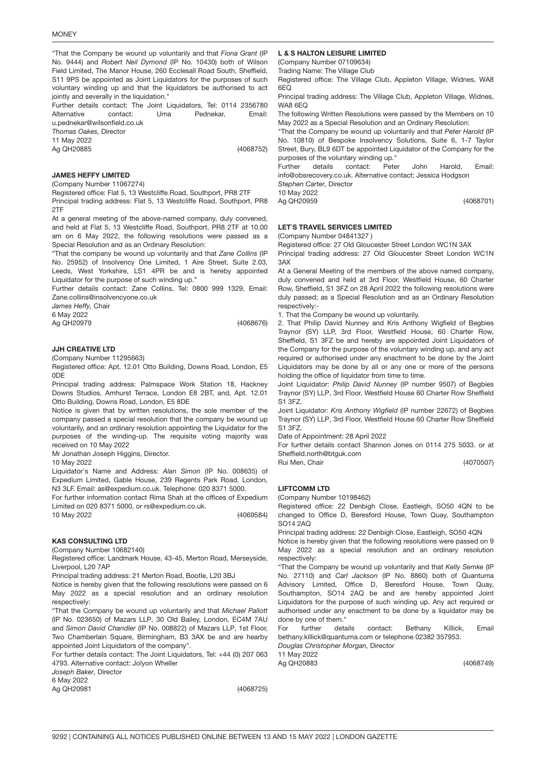"That the Company be wound up voluntarily and that *Fiona Grant* (IP No. 9444) and *Robert Neil Dymond* (IP No. 10430) both of Wilson Field Limited, The Manor House, 260 Ecclesall Road South, Sheffield, S11 9PS be appointed as Joint Liquidators for the purposes of such voluntary winding up and that the liquidators be authorised to act jointly and severally in the liquidation."

Further details contact: The Joint Liquidators, Tel: 0114 2356780 Alternative contact: Uma Pednekar, Email: u.pednekar@wilsonfield.co.uk

*Thomas Oakes,* Director

11 May 2022

Ag QH20885 (4068752)

### JAMES HEFFY LIMITED

(Company Number 11067274)

Registered office: Flat 5, 13 Westcliffe Road, Southport, PR8 2TF

Principal trading address: Flat 5, 13 Westcliffe Road, Southport, PR8 2TF

At a general meeting of the above-named company, duly convened, and held at Flat 5, 13 Westcliffe Road, Southport, PR8 2TF at 10.00 am on 6 May 2022, the following resolutions were passed as a Special Resolution and as an Ordinary Resolution:

"That the company be wound up voluntarily and that *Zane Collins* (IP No. 25952) of Insolvency One Limited, 1 Aire Street, Suite 2.03, Leeds, West Yorkshire, LS1 4PR be and is hereby appointed Liquidator for the purpose of such winding up."

Further details contact: Zane Collins, Tel: 0800 999 1329, Email: Zane.collins@insolvencyone.co.uk

*James Heffy,* Chair

6 May 2022

Ag QH20979 (4068676)

### JJH CREATIVE LTD

(Company Number 11295663)

Registered office: Apt. 12.01 Otto Building, Downs Road, London, E5 0DE

Principal trading address: Palmspace Work Station 18, Hackney Downs Studios, Amhurst Terrace, London E8 2BT, and, Apt. 12.01 Otto Building, Downs Road, London, E5 8DE

Notice is given that by written resolutions, the sole member of the company passed a special resolution that the company be wound up voluntarily, and an ordinary resolution appointing the Liquidator for the purposes of the winding-up. The requisite voting majority was received on 10 May 2022

Mr Jonathan Joseph Higgins, Director.

10 May 2022

Liquidator's Name and Address: *Alan Simon* (IP No. 008635) of Expedium Limited, Gable House, 239 Regents Park Road, London, N3 3LF. Email: as@expedium.co.uk. Telephone: 020 8371 5000.

For further information contact Rima Shah at the offices of Expedium Limited on 020 8371 5000, or rs@expedium.co.uk.

10 May 2022 (4069584)

### KAS CONSULTING LTD

(Company Number 10682140)

Registered office: Landmark House, 43-45, Merton Road, Merseyside, Liverpool, L20 7AP

Principal trading address: 21 Merton Road, Bootle, L20 3BJ

Notice is hereby given that the following resolutions were passed on 6 May 2022 as a special resolution and an ordinary resolution respectively:

"That the Company be wound up voluntarily and that *Michael Pallott* (IP No. 023650) of Mazars LLP, 30 Old Bailey, London, EC4M 7AU and *Simon David Chandler* (IP No. 008822) of Mazars LLP, 1st Floor, Two Chamberlain Square, Birmingham, B3 3AX be and are hearby appointed Joint Liquidators of the company".

For further details contact: The Joint Liquidators, Tel: +44 (0) 207 063 4793. Alternative contact: Jolyon Wheller

*Joseph Baker,* Director

6 May 2022

Ag QH20981 (4068725)

### L & S HALTON LEISURE LIMITED

(Company Number 07109634)

Trading Name: The Village Club

Registered office: The Village Club, Appleton Village, Widnes, WA8 6EQ

Principal trading address: The Village Club, Appleton Village, Widnes, WA8 6EQ

The following Written Resolutions were passed by the Members on 10 May 2022 as a Special Resolution and an Ordinary Resolution:

"That the Company be wound up voluntarily and that *Peter Harold* (IP No. 10810) of Bespoke Insolvency Solutions, Suite 6, 1-7 Taylor Street, Bury, BL9 6DT be appointed Liquidator of the Company for the purposes of the voluntary winding up."

Further details contact: Peter John Harold, Email: info@obsrecovery.co.uk. Alternative contact: Jessica Hodgson

*Stephen Carter,* Director

10 May 2022

Ag QH20959 (4068701)

### LET`S TRAVEL SERVICES LIMITED

(Company Number 04841327 )

Registered office: 27 Old Gloucester Street London WC1N 3AX

Principal trading address: 27 Old Gloucester Street London WC1N 3AX

At a General Meeting of the members of the above named company, duly convened and held at 3rd Floor, Westfield House, 60 Charter Row, Sheffield, S1 3FZ on 28 April 2022 the following resolutions were duly passed; as a Special Resolution and as an Ordinary Resolution respectively:-

1. That the Company be wound up voluntarily.

2. That Philip David Nunney and Kris Anthony Wigfield of Begbies Traynor (SY) LLP, 3rd Floor, Westfield House, 60 Charter Row, Sheffield, S1 3FZ be and hereby are appointed Joint Liquidators of the Company for the purpose of the voluntary winding up, and any act required or authorised under any enactment to be done by the Joint Liquidators may be done by all or any one or more of the persons holding the office of liquidator from time to time.

Joint Liquidator: *Philip David Nunney* (IP number 9507) of Begbies Traynor (SY) LLP, 3rd Floor, Westfield House 60 Charter Row Sheffield S1 3FZ.

Joint Liquidator: *Kris Anthony Wigfield* (IP number 22672) of Begbies Traynor (SY) LLP, 3rd Floor, Westfield House 60 Charter Row Sheffield S1 3FZ.

Date of Appointment: 28 April 2022

For further details contact Shannon Jones on 0114 275 5033. or at Sheffield.north@btguk.com

Rui Men, Chair (4070507)

### LIFTCOMM LTD

(Company Number 10198462)

Registered office: 22 Denbigh Close, Eastleigh, SO50 4QN to be changed to Office D, Beresford House, Town Quay, Southampton SO14 2AQ

Principal trading address: 22 Denbigh Close, Eastleigh, SO50 4QN

Notice is hereby given that the following resolutions were passed on 9 May 2022 as a special resolution and an ordinary resolution respectively:

"That the Company be wound up voluntarily and that *Kelly Semke* (IP No. 27110) and *Carl Jackson* (IP No. 8860) both of Quantuma Advisory Limited, Office D, Beresford House, Town Quay, Southampton, SO14 2AQ be and are hereby appointed Joint Liquidators for the purpose of such winding up. Any act required or authorised under any enactment to be done by a liquidator may be done by one of them."

For further details contact: Bethany Killick, Email bethany.killick@quantuma.com or telephone 02382 357953.

*Douglas Christopher Morgan,* Director

11 May 2022

Ag QH20883 (4068749)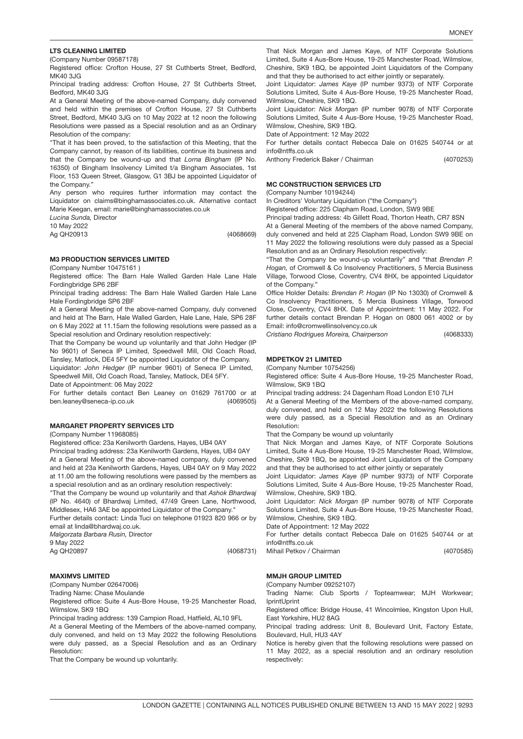### LTS CLEANING LIMITED

(Company Number 09587178)

Registered office: Crofton House, 27 St Cuthberts Street, Bedford, MK40 3JG

Principal trading address: Crofton House, 27 St Cuthberts Street, Bedford, MK40 3JG

At a General Meeting of the above-named Company, duly convened and held within the premises of Crofton House, 27 St Cuthberts Street, Bedford, MK40 3JG on 10 May 2022 at 12 noon the following Resolutions were passed as a Special resolution and as an Ordinary Resolution of the company:

"That it has been proved, to the satisfaction of this Meeting, that the Company cannot, by reason of its liabilities, continue its business and that the Company be wound-up and that *Lorna Bingham* (IP No. 16350) of Bingham Insolvency Limited t/a Bingham Associates, 1st Floor, 153 Queen Street, Glasgow, G1 3BJ be appointed Liquidator of the Company."

Any person who requires further information may contact the Liquidator on claims@binghamassociates.co.uk. Alternative contact Marie Keegan, email: marie@binghamassociates.co.uk

*Lucina Sunda,* Director

10 May 2022

Ag QH20913 (4068669)

### M3 PRODUCTION SERVICES LIMITED

(Company Number 10475161 )

Registered office: The Barn Hale Walled Garden Hale Lane Hale Fordingbridge SP6 2BF

Principal trading address: The Barn Hale Walled Garden Hale Lane Hale Fordingbridge SP6 2BF

At a General Meeting of the above-named Company, duly convened and held at The Barn, Hale Walled Garden, Hale Lane, Hale, SP6 28F on 6 May 2022 at 11.15am the following resolutions were passed as a Special resolution and Ordinary resolution respectively:

That the Company be wound up voluntarily and that John Hedger (IP No 9601) of Seneca IP Limited, Speedwell Mill, Old Coach Road, Tansley, Matlock, DE4 5FY be appointed Liquidator of the Company.

Liquidator: *John Hedger* (IP number 9601) of Seneca IP Limited, Speedwell Mill, Old Coach Road, Tansley, Matlock, DE4 5FY.

Date of Appointment: 06 May 2022

For further details contact Ben Leaney on 01629 761700 or at ben.leaney@seneca-ip.co.uk (4069505)

### MARGARET PROPERTY SERVICES LTD

(Company Number 11968085)

Registered office: 23a Kenilworth Gardens, Hayes, UB4 0AY

Principal trading address: 23a Kenilworth Gardens, Hayes, UB4 0AY

At a General Meeting of the above-named Company, duly convened and held at 23a Kenilworth Gardens, Hayes, UB4 0AY on 9 May 2022 at 11.00 am the following resolutions were passed by the members as a special resolution and as an ordinary resolution respectively:

"That the Company be wound up voluntarily and that *Ashok Bhardwaj* (IP No. 4640) of Bhardwaj Limited, 47/49 Green Lane, Northwood, Middlesex, HA6 3AE be appointed Liquidator of the Company."

Further details contact: Linda Tuci on telephone 01923 820 966 or by email at linda@bhardwaj.co.uk.

*Malgorzata Barbara Rusin,* Director

9 May 2022

Ag QH20897 (4068731)

### MAXIMVS LIMITED

(Company Number 02647006)

Trading Name: Chase Moulande

Registered office: Suite 4 Aus-Bore House, 19-25 Manchester Road, Wilmslow, SK9 1BQ

Principal trading address: 139 Campion Road, Hatfield, AL10 9FL

At a General Meeting of the Members of the above-named company, duly convened, and held on 13 May 2022 the following Resolutions were duly passed, as a Special Resolution and as an Ordinary Resolution:

That the Company be wound up voluntarily.

That Nick Morgan and James Kaye, of NTF Corporate Solutions Limited, Suite 4 Aus-Bore House, 19-25 Manchester Road, Wilmslow, Cheshire, SK9 1BQ, be appointed Joint Liquidators of the Company and that they be authorised to act either jointly or separately.

Joint Liquidator: *James Kaye* (IP number 9373) of NTF Corporate Solutions Limited, Suite 4 Aus-Bore House, 19-25 Manchester Road, Wilmslow, Cheshire, SK9 1BQ.

Joint Liquidator: *Nick Morgan* (IP number 9078) of NTF Corporate Solutions Limited, Suite 4 Aus-Bore House, 19-25 Manchester Road, Wilmslow, Cheshire, SK9 1BQ.

Date of Appointment: 12 May 2022

For further details contact Rebecca Dale on 01625 540744 or at info@ntffs.co.uk

Anthony Frederick Baker / Chairman (4070253)

### MC CONSTRUCTION SERVICES LTD

(Company Number 10194244)

In Creditors' Voluntary Liquidation ("the Company")

Registered office: 225 Clapham Road, London, SW9 9BE

Principal trading address: 4b Gillett Road, Thorton Heath, CR7 8SN

At a General Meeting of the members of the above named Company, duly convened and held at 225 Clapham Road, London SW9 9BE on 11 May 2022 the following resolutions were duly passed as a Special Resolution and as an Ordinary Resolution respectively:

"That the Company be wound-up voluntarily" and "that *Brendan P. Hogan,* of Cromwell & Co Insolvency Practitioners, 5 Mercia Business Village, Torwood Close, Coventry, CV4 8HX, be appointed Liquidator of the Company."

Office Holder Details: *Brendan P. Hogan* (IP No 13030) of Cromwell & Co Insolvency Practitioners, 5 Mercia Business Village, Torwood Close, Coventry, CV4 8HX. Date of Appointment: 11 May 2022. For further details contact Brendan P. Hogan on 0800 061 4002 or by Email: info@cromwellinsolvency.co.uk

*Cristiano Rodrigues Moreira, Chairperson* (4068333)

### MDPETKOV 21 LIMITED

(Company Number 10754256)

Registered office: Suite 4 Aus-Bore House, 19-25 Manchester Road, Wilmslow, SK9 1BQ

Principal trading address: 24 Dagenham Road London E10 7LH

At a General Meeting of the Members of the above-named company, duly convened, and held on 12 May 2022 the following Resolutions were duly passed, as a Special Resolution and as an Ordinary Resolution:

That the Company be wound up voluntarily

That Nick Morgan and James Kaye, of NTF Corporate Solutions Limited, Suite 4 Aus-Bore House, 19-25 Manchester Road, Wilmslow, Cheshire, SK9 1BQ, be appointed Joint Liquidators of the Company and that they be authorised to act either jointly or separately

Joint Liquidator: *James Kaye* (IP number 9373) of NTF Corporate Solutions Limited, Suite 4 Aus-Bore House, 19-25 Manchester Road, Wilmslow, Cheshire, SK9 1BQ.

Joint Liquidator: *Nick Morgan* (IP number 9078) of NTF Corporate Solutions Limited, Suite 4 Aus-Bore House, 19-25 Manchester Road, Wilmslow, Cheshire, SK9 1BQ.

Date of Appointment: 12 May 2022

For further details contact Rebecca Dale on 01625 540744 or at info@ntffs.co.uk

Mihail Petkov / Chairman (4070585)

### MMJH GROUP LIMITED

(Company Number 09252107)

Trading Name: Club Sports / Topteamwear; MJH Workwear; IprintUprint

Registered office: Bridge House, 41 Wincolmlee, Kingston Upon Hull, East Yorkshire, HU2 8AG

Principal trading address: Unit 8, Boulevard Unit, Factory Estate, Boulevard, Hull, HU3 4AY

Notice is hereby given that the following resolutions were passed on 11 May 2022, as a special resolution and an ordinary resolution respectively: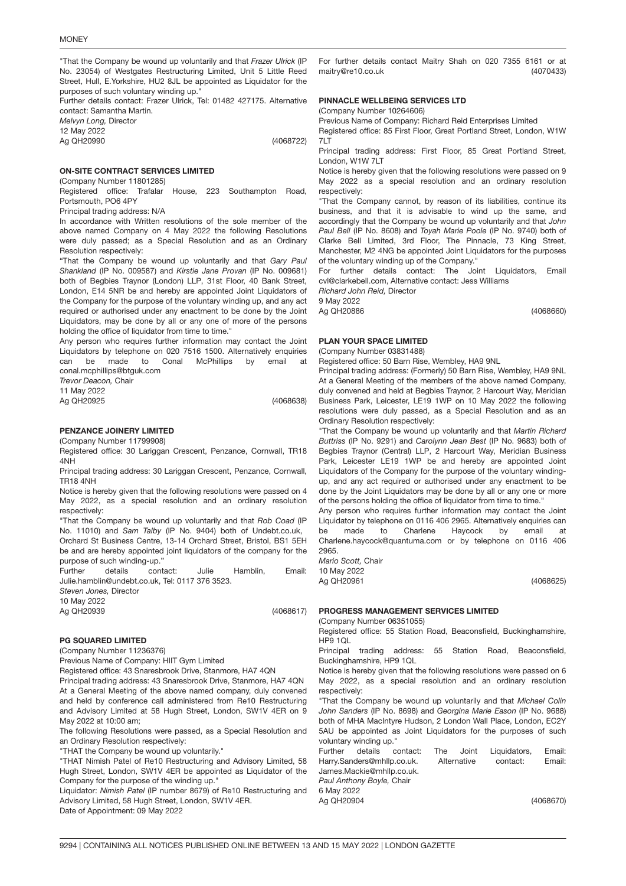"That the Company be wound up voluntarily and that *Frazer Ulrick* (IP No. 23054) of Westgates Restructuring Limited, Unit 5 Little Reed Street, Hull, E.Yorkshire, HU2 8JL be appointed as Liquidator for the purposes of such voluntary winding up."

Further details contact: Frazer Ulrick, Tel: 01482 427175. Alternative contact: Samantha Martin.

*Melvyn Long,* Director

12 May 2022

Ag QH20990 (4068722)

### ON-SITE CONTRACT SERVICES LIMITED

(Company Number 11801285)

Registered office: Trafalar House, 223 Southampton Road, Portsmouth, PO6 4PY

Principal trading address: N/A

In accordance with Written resolutions of the sole member of the above named Company on 4 May 2022 the following Resolutions were duly passed; as a Special Resolution and as an Ordinary Resolution respectively:

"That the Company be wound up voluntarily and that *Gary Paul Shankland* (IP No. 009587) and *Kirstie Jane Provan* (IP No. 009681) both of Begbies Traynor (London) LLP, 31st Floor, 40 Bank Street, London, E14 5NR be and hereby are appointed Joint Liquidators of the Company for the purpose of the voluntary winding up, and any act required or authorised under any enactment to be done by the Joint Liquidators, may be done by all or any one of more of the persons holding the office of liquidator from time to time."

Any person who requires further information may contact the Joint Liquidators by telephone on 020 7516 1500. Alternatively enquiries can be made to Conal McPhillips by email at conal.mcphillips@btguk.com

*Trevor Deacon,* Chair

11 May 2022

Ag QH20925 (4068638)

### PENZANCE JOINERY LIMITED

(Company Number 11799908)

Registered office: 30 Lariggan Crescent, Penzance, Cornwall, TR18 4NH

Principal trading address: 30 Lariggan Crescent, Penzance, Cornwall, TR18 4NH

Notice is hereby given that the following resolutions were passed on 4 May 2022, as a special resolution and an ordinary resolution respectively:

"That the Company be wound up voluntarily and that *Rob Coad* (IP No. 11010) and *Sam Talby* (IP No. 9404) both of Undebt.co.uk, Orchard St Business Centre, 13-14 Orchard Street, Bristol, BS1 5EH be and are hereby appointed joint liquidators of the company for the purpose of such winding-up."

Further details contact: Julie Hamblin, Email: Julie.hamblin@undebt.co.uk, Tel: 0117 376 3523.

*Steven Jones,* Director

10 May 2022

Ag QH20939 (4068617)

### PG SQUARED LIMITED

(Company Number 11236376)

Previous Name of Company: HIIT Gym Limited

Registered office: 43 Snaresbrook Drive, Stanmore, HA7 4QN

Principal trading address: 43 Snaresbrook Drive, Stanmore, HA7 4QN

At a General Meeting of the above named company, duly convened and held by conference call administered from Re10 Restructuring and Advisory Limited at 58 Hugh Street, London, SW1V 4ER on 9 May 2022 at 10:00 am;

The following Resolutions were passed, as a Special Resolution and an Ordinary Resolution respectively:

"THAT the Company be wound up voluntarily."

"THAT Nimish Patel of Re10 Restructuring and Advisory Limited, 58 Hugh Street, London, SW1V 4ER be appointed as Liquidator of the Company for the purpose of the winding up."

Liquidator: *Nimish Patel* (IP number 8679) of Re10 Restructuring and Advisory Limited, 58 Hugh Street, London, SW1V 4ER.

Date of Appointment: 09 May 2022

For further details contact Maitry Shah on 020 7355 6161 or at maitry@re10.co.uk (4070433)

### PINNACLE WELLBEING SERVICES LTD

(Company Number 10264606)

Previous Name of Company: Richard Reid Enterprises Limited

Registered office: 85 First Floor, Great Portland Street, London, W1W 7LT

Principal trading address: First Floor, 85 Great Portland Street, London, W1W 7LT

Notice is hereby given that the following resolutions were passed on 9 May 2022 as a special resolution and an ordinary resolution respectively:

"That the Company cannot, by reason of its liabilities, continue its business, and that it is advisable to wind up the same, and accordingly that the Company be wound up voluntarily and that *John Paul Bell* (IP No. 8608) and *Toyah Marie Poole* (IP No. 9740) both of Clarke Bell Limited, 3rd Floor, The Pinnacle, 73 King Street, Manchester, M2 4NG be appointed Joint Liquidators for the purposes of the voluntary winding up of the Company."

For further details contact: The Joint Liquidators, Email cvl@clarkebell.com, Alternative contact: Jess Williams

*Richard John Reid,* Director

9 May 2022

Ag QH20886 (4068660)

### PLAN YOUR SPACE LIMITED

(Company Number 03831488)

Registered office: 50 Barn Rise, Wembley, HA9 9NL

Principal trading address: (Formerly) 50 Barn Rise, Wembley, HA9 9NL

At a General Meeting of the members of the above named Company, duly convened and held at Begbies Traynor, 2 Harcourt Way, Meridian Business Park, Leicester, LE19 1WP on 10 May 2022 the following resolutions were duly passed, as a Special Resolution and as an Ordinary Resolution respectively:

"That the Company be wound up voluntarily and that *Martin Richard Buttriss* (IP No. 9291) and *Carolynn Jean Best* (IP No. 9683) both of Begbies Traynor (Central) LLP, 2 Harcourt Way, Meridian Business Park, Leicester LE19 1WP be and hereby are appointed Joint Liquidators of the Company for the purpose of the voluntary winding-up, and any act required or authorised under any enactment to be done by the Joint Liquidators may be done by all or any one or more of the persons holding the office of liquidator from time to time."

Any person who requires further information may contact the Joint Liquidator by telephone on 0116 406 2965. Alternatively enquiries can be made to Charlene Haycock by email at Charlene.haycock@quantuma.com or by telephone on 0116 406 2965.

*Mario Scott,* Chair

10 May 2022

Ag QH20961 (4068625)

### PROGRESS MANAGEMENT SERVICES LIMITED

(Company Number 06351055)

Registered office: 55 Station Road, Beaconsfield, Buckinghamshire, HP9 1QL

Principal trading address: 55 Station Road, Beaconsfield, Buckinghamshire, HP9 1QL

Notice is hereby given that the following resolutions were passed on 6 May 2022, as a special resolution and an ordinary resolution respectively:

"That the Company be wound up voluntarily and that *Michael Colin John Sanders* (IP No. 8698) and *Georgina Marie Eason* (IP No. 9688) both of MHA MacIntyre Hudson, 2 London Wall Place, London, EC2Y 5AU be appointed as Joint Liquidators for the purposes of such voluntary winding up."

Further details contact: The Joint Liquidators, Email: Harry.Sanders@mhllp.co.uk. Alternative contact: Email: James.Mackie@mhllp.co.uk.

*Paul Anthony Boyle,* Chair

6 May 2022

Ag QH20904 (4068670)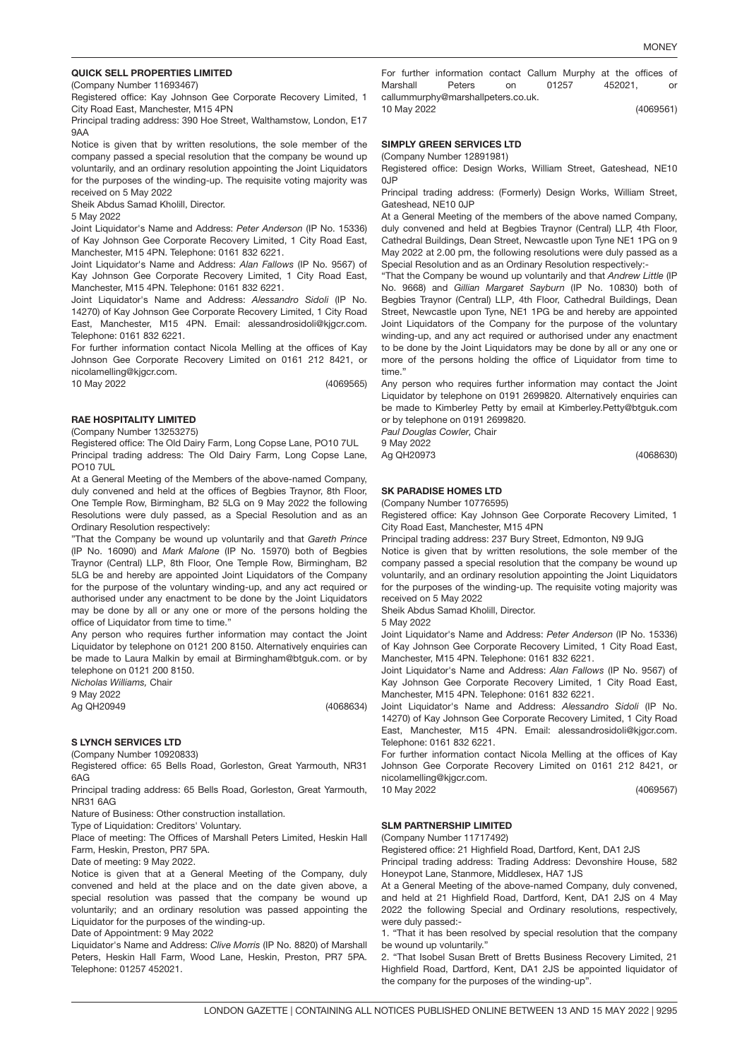**QUICK SELL PROPERTIES LIMITED**

(Company Number 11693467)

Registered office: Kay Johnson Gee Corporate Recovery Limited, 1 City Road East, Manchester, M15 4PN

Principal trading address: 390 Hoe Street, Walthamstow, London, E17 9AA

Notice is given that by written resolutions, the sole member of the company passed a special resolution that the company be wound up voluntarily, and an ordinary resolution appointing the Joint Liquidators for the purposes of the winding-up. The requisite voting majority was received on 5 May 2022

Sheik Abdus Samad Kholill, Director.

5 May 2022

Joint Liquidator's Name and Address: *Peter Anderson* (IP No. 15336) of Kay Johnson Gee Corporate Recovery Limited, 1 City Road East, Manchester, M15 4PN. Telephone: 0161 832 6221.

Joint Liquidator's Name and Address: *Alan Fallows* (IP No. 9567) of Kay Johnson Gee Corporate Recovery Limited, 1 City Road East, Manchester, M15 4PN. Telephone: 0161 832 6221.

Joint Liquidator's Name and Address: *Alessandro Sidoli* (IP No. 14270) of Kay Johnson Gee Corporate Recovery Limited, 1 City Road East, Manchester, M15 4PN. Email: alessandrosidoli@kjgcr.com. Telephone: 0161 832 6221.

For further information contact Nicola Melling at the offices of Kay Johnson Gee Corporate Recovery Limited on 0161 212 8421, or nicolamelling@kjgcr.com.

10 May 2022 (4069565)

**RAE HOSPITALITY LIMITED**

(Company Number 13253275)

Registered office: The Old Dairy Farm, Long Copse Lane, PO10 7UL

Principal trading address: The Old Dairy Farm, Long Copse Lane, PO10 7UL

At a General Meeting of the Members of the above-named Company, duly convened and held at the offices of Begbies Traynor, 8th Floor, One Temple Row, Birmingham, B2 5LG on 9 May 2022 the following Resolutions were duly passed, as a Special Resolution and as an Ordinary Resolution respectively:

"That the Company be wound up voluntarily and that *Gareth Prince* (IP No. 16090) and *Mark Malone* (IP No. 15970) both of Begbies Traynor (Central) LLP, 8th Floor, One Temple Row, Birmingham, B2 5LG be and hereby are appointed Joint Liquidators of the Company for the purpose of the voluntary winding-up, and any act required or authorised under any enactment to be done by the Joint Liquidators may be done by all or any one or more of the persons holding the office of Liquidator from time to time."

Any person who requires further information may contact the Joint Liquidator by telephone on 0121 200 8150. Alternatively enquiries can be made to Laura Malkin by email at Birmingham@btguk.com. or by telephone on 0121 200 8150.

*Nicholas Williams,* Chair

9 May 2022

Ag QH20949 (4068634)

**S LYNCH SERVICES LTD**

(Company Number 10920833)

Registered office: 65 Bells Road, Gorleston, Great Yarmouth, NR31 6AG

Principal trading address: 65 Bells Road, Gorleston, Great Yarmouth, NR31 6AG

Nature of Business: Other construction installation.

Type of Liquidation: Creditors' Voluntary.

Place of meeting: The Offices of Marshall Peters Limited, Heskin Hall Farm, Heskin, Preston, PR7 5PA.

Date of meeting: 9 May 2022.

Notice is given that at a General Meeting of the Company, duly convened and held at the place and on the date given above, a special resolution was passed that the company be wound up voluntarily; and an ordinary resolution was passed appointing the Liquidator for the purposes of the winding-up.

Date of Appointment: 9 May 2022

Liquidator's Name and Address: *Clive Morris* (IP No. 8820) of Marshall Peters, Heskin Hall Farm, Wood Lane, Heskin, Preston, PR7 5PA. Telephone: 01257 452021.

For further information contact Callum Murphy at the offices of Marshall Peters on 01257 452021, or callummurphy@marshallpeters.co.uk.

10 May 2022 (4069561)

**SIMPLY GREEN SERVICES LTD**

(Company Number 12891981)

Registered office: Design Works, William Street, Gateshead, NE10 0JP

Principal trading address: (Formerly) Design Works, William Street, Gateshead, NE10 0JP

At a General Meeting of the members of the above named Company, duly convened and held at Begbies Traynor (Central) LLP, 4th Floor, Cathedral Buildings, Dean Street, Newcastle upon Tyne NE1 1PG on 9 May 2022 at 2.00 pm, the following resolutions were duly passed as a Special Resolution and as an Ordinary Resolution respectively:-

"That the Company be wound up voluntarily and that *Andrew Little* (IP No. 9668) and *Gillian Margaret Sayburn* (IP No. 10830) both of Begbies Traynor (Central) LLP, 4th Floor, Cathedral Buildings, Dean Street, Newcastle upon Tyne, NE1 1PG be and hereby are appointed Joint Liquidators of the Company for the purpose of the voluntary winding-up, and any act required or authorised under any enactment to be done by the Joint Liquidators may be done by all or any one or more of the persons holding the office of Liquidator from time to time."

Any person who requires further information may contact the Joint Liquidator by telephone on 0191 2699820. Alternatively enquiries can be made to Kimberley Petty by email at Kimberley.Petty@btguk.com or by telephone on 0191 2699820.

*Paul Douglas Cowler,* Chair

9 May 2022

Ag QH20973 (4068630)

**SK PARADISE HOMES LTD**

(Company Number 10776595)

Registered office: Kay Johnson Gee Corporate Recovery Limited, 1 City Road East, Manchester, M15 4PN

Principal trading address: 237 Bury Street, Edmonton, N9 9JG

Notice is given that by written resolutions, the sole member of the company passed a special resolution that the company be wound up voluntarily, and an ordinary resolution appointing the Joint Liquidators for the purposes of the winding-up. The requisite voting majority was received on 5 May 2022

Sheik Abdus Samad Kholill, Director.

5 May 2022

Joint Liquidator's Name and Address: *Peter Anderson* (IP No. 15336) of Kay Johnson Gee Corporate Recovery Limited, 1 City Road East, Manchester, M15 4PN. Telephone: 0161 832 6221.

Joint Liquidator's Name and Address: *Alan Fallows* (IP No. 9567) of Kay Johnson Gee Corporate Recovery Limited, 1 City Road East, Manchester, M15 4PN. Telephone: 0161 832 6221.

Joint Liquidator's Name and Address: *Alessandro Sidoli* (IP No. 14270) of Kay Johnson Gee Corporate Recovery Limited, 1 City Road East, Manchester, M15 4PN. Email: alessandrosidoli@kjgcr.com. Telephone: 0161 832 6221.

For further information contact Nicola Melling at the offices of Kay Johnson Gee Corporate Recovery Limited on 0161 212 8421, or nicolamelling@kjgcr.com.

10 May 2022 (4069567)

**SLM PARTNERSHIP LIMITED**

(Company Number 11717492)

Registered office: 21 Highfield Road, Dartford, Kent, DA1 2JS

Principal trading address: Trading Address: Devonshire House, 582 Honeypot Lane, Stanmore, Middlesex, HA7 1JS

At a General Meeting of the above-named Company, duly convened, and held at 21 Highfield Road, Dartford, Kent, DA1 2JS on 4 May 2022 the following Special and Ordinary resolutions, respectively, were duly passed:-

1. "That it has been resolved by special resolution that the company be wound up voluntarily."

2. "That Isobel Susan Brett of Bretts Business Recovery Limited, 21 Highfield Road, Dartford, Kent, DA1 2JS be appointed liquidator of the company for the purposes of the winding-up".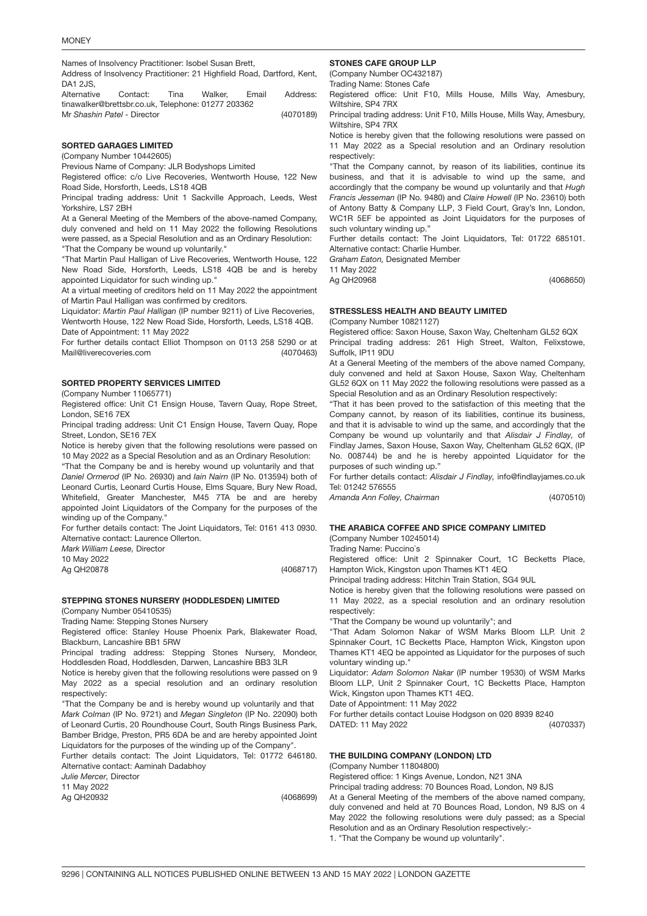Names of Insolvency Practitioner: Isobel Susan Brett,

Address of Insolvency Practitioner: 21 Highfield Road, Dartford, Kent, DA1 2JS,

Alternative Contact: Tina Walker, Email Address: tinawalker@brettsbr.co.uk, Telephone: 01277 203362

Mr *Shashin Patel* - Director (4070189)

### SORTED GARAGES LIMITED

(Company Number 10442605)

Previous Name of Company: JLR Bodyshops Limited

Registered office: c/o Live Recoveries, Wentworth House, 122 New Road Side, Horsforth, Leeds, LS18 4QB

Principal trading address: Unit 1 Sackville Approach, Leeds, West Yorkshire, LS7 2BH

At a General Meeting of the Members of the above-named Company, duly convened and held on 11 May 2022 the following Resolutions were passed, as a Special Resolution and as an Ordinary Resolution:

"That the Company be wound up voluntarily."

"That Martin Paul Halligan of Live Recoveries, Wentworth House, 122 New Road Side, Horsforth, Leeds, LS18 4QB be and is hereby appointed Liquidator for such winding up."

At a virtual meeting of creditors held on 11 May 2022 the appointment of Martin Paul Halligan was confirmed by creditors.

Liquidator: *Martin Paul Halligan* (IP number 9211) of Live Recoveries, Wentworth House, 122 New Road Side, Horsforth, Leeds, LS18 4QB.

Date of Appointment: 11 May 2022

For further details contact Elliot Thompson on 0113 258 5290 or at Mail@liverecoveries.com (4070463)

### SORTED PROPERTY SERVICES LIMITED

(Company Number 11065771)

Registered office: Unit C1 Ensign House, Tavern Quay, Rope Street, London, SE16 7EX

Principal trading address: Unit C1 Ensign House, Tavern Quay, Rope Street, London, SE16 7EX

Notice is hereby given that the following resolutions were passed on 10 May 2022 as a Special Resolution and as an Ordinary Resolution:

"That the Company be and is hereby wound up voluntarily and that *Daniel Ormerod* (IP No. 26930) and *Iain Nairn* (IP No. 013594) both of Leonard Curtis, Leonard Curtis House, Elms Square, Bury New Road, Whitefield, Greater Manchester, M45 7TA be and are hereby appointed Joint Liquidators of the Company for the purposes of the winding up of the Company."

For further details contact: The Joint Liquidators, Tel: 0161 413 0930. Alternative contact: Laurence Ollerton.

*Mark William Leese,* Director

10 May 2022

Ag QH20878 (4068717)

### STEPPING STONES NURSERY (HODDLESDEN) LIMITED

(Company Number 05410535)

Trading Name: Stepping Stones Nursery

Registered office: Stanley House Phoenix Park, Blakewater Road, Blackburn, Lancashire BB1 5RW

Principal trading address: Stepping Stones Nursery, Mondeor, Hoddlesden Road, Hoddlesden, Darwen, Lancashire BB3 3LR

Notice is hereby given that the following resolutions were passed on 9 May 2022 as a special resolution and an ordinary resolution respectively:

"That the Company be and is hereby wound up voluntarily and that *Mark Colman* (IP No. 9721) and *Megan Singleton* (IP No. 22090) both of Leonard Curtis, 20 Roundhouse Court, South Rings Business Park, Bamber Bridge, Preston, PR5 6DA be and are hereby appointed Joint Liquidators for the purposes of the winding up of the Company".

Further details contact: The Joint Liquidators, Tel: 01772 646180. Alternative contact: Aaminah Dadabhoy

*Julie Mercer,* Director

11 May 2022

Ag QH20932 (4068699)

### STONES CAFE GROUP LLP

(Company Number OC432187)

Trading Name: Stones Cafe

Registered office: Unit F10, Mills House, Mills Way, Amesbury, Wiltshire, SP4 7RX

Principal trading address: Unit F10, Mills House, Mills Way, Amesbury, Wiltshire, SP4 7RX

Notice is hereby given that the following resolutions were passed on 11 May 2022 as a Special resolution and an Ordinary resolution respectively:

"That the Company cannot, by reason of its liabilities, continue its business, and that it is advisable to wind up the same, and accordingly that the company be wound up voluntarily and that *Hugh Francis Jesseman* (IP No. 9480) and *Claire Howell* (IP No. 23610) both of Antony Batty & Company LLP, 3 Field Court, Gray's Inn, London, WC1R 5EF be appointed as Joint Liquidators for the purposes of such voluntary winding up."

Further details contact: The Joint Liquidators, Tel: 01722 685101. Alternative contact: Charlie Humber.

*Graham Eaton,* Designated Member

11 May 2022

Ag QH20968 (4068650)

### STRESSLESS HEALTH AND BEAUTY LIMITED

(Company Number 10821127)

Registered office: Saxon House, Saxon Way, Cheltenham GL52 6QX

Principal trading address: 261 High Street, Walton, Felixstowe, Suffolk, IP11 9DU

At a General Meeting of the members of the above named Company, duly convened and held at Saxon House, Saxon Way, Cheltenham GL52 6QX on 11 May 2022 the following resolutions were passed as a Special Resolution and as an Ordinary Resolution respectively:

"That it has been proved to the satisfaction of this meeting that the Company cannot, by reason of its liabilities, continue its business, and that it is advisable to wind up the same, and accordingly that the Company be wound up voluntarily and that *Alisdair J Findlay,* of Findlay James, Saxon House, Saxon Way, Cheltenham GL52 6QX, (IP No. 008744) be and he is hereby appointed Liquidator for the purposes of such winding up."

For further details contact: *Alisdair J Findlay,* info@findlayjames.co.uk Tel: 01242 576555

*Amanda Ann Folley, Chairman* (4070510)

### THE ARABICA COFFEE AND SPICE COMPANY LIMITED

(Company Number 10245014)

Trading Name: Puccino`s

Registered office: Unit 2 Spinnaker Court, 1C Becketts Place, Hampton Wick, Kingston upon Thames KT1 4EQ

Principal trading address: Hitchin Train Station, SG4 9UL

Notice is hereby given that the following resolutions were passed on 11 May 2022, as a special resolution and an ordinary resolution respectively:

"That the Company be wound up voluntarily"; and

"That Adam Solomon Nakar of WSM Marks Bloom LLP. Unit 2 Spinnaker Court, 1C Becketts Place, Hampton Wick, Kingston upon Thames KT1 4EQ be appointed as Liquidator for the purposes of such voluntary winding up."

Liquidator: *Adam Solomon Nakar* (IP number 19530) of WSM Marks Bloom LLP, Unit 2 Spinnaker Court, 1C Becketts Place, Hampton Wick, Kingston upon Thames KT1 4EQ.

Date of Appointment: 11 May 2022

For further details contact Louise Hodgson on 020 8939 8240

DATED: 11 May 2022 (4070337)

### THE BUILDING COMPANY (LONDON) LTD

(Company Number 11804800)

Registered office: 1 Kings Avenue, London, N21 3NA

Principal trading address: 70 Bounces Road, London, N9 8JS

At a General Meeting of the members of the above named company, duly convened and held at 70 Bounces Road, London, N9 8JS on 4 May 2022 the following resolutions were duly passed; as a Special Resolution and as an Ordinary Resolution respectively:-

1. "That the Company be wound up voluntarily".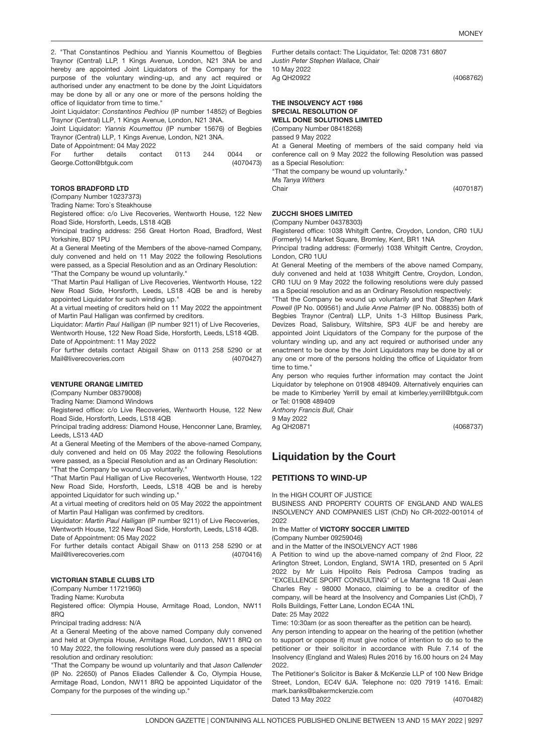2. "That Constantinos Pedhiou and Yiannis Koumettou of Begbies Traynor (Central) LLP, 1 Kings Avenue, London, N21 3NA be and hereby are appointed Joint Liquidators of the Company for the purpose of the voluntary winding-up, and any act required or authorised under any enactment to be done by the Joint Liquidators may be done by all or any one or more of the persons holding the office of liquidator from time to time."

Joint Liquidator: *Constantinos Pedhiou* (IP number 14852) of Begbies Traynor (Central) LLP, 1 Kings Avenue, London, N21 3NA.

Joint Liquidator: *Yiannis Koumettou* (IP number 15676) of Begbies Traynor (Central) LLP, 1 Kings Avenue, London, N21 3NA.

Date of Appointment: 04 May 2022

For further details contact 0113 244 0044 or George.Cotton@btguk.com (4070473)

**TOROS BRADFORD LTD**

(Company Number 10237373)

Trading Name: Toro`s Steakhouse

Registered office: c/o Live Recoveries, Wentworth House, 122 New Road Side, Horsforth, Leeds, LS18 4QB

Principal trading address: 256 Great Horton Road, Bradford, West Yorkshire, BD7 1PU

At a General Meeting of the Members of the above-named Company, duly convened and held on 11 May 2022 the following Resolutions were passed, as a Special Resolution and as an Ordinary Resolution:

"That the Company be wound up voluntarily."

"That Martin Paul Halligan of Live Recoveries, Wentworth House, 122 New Road Side, Horsforth, Leeds, LS18 4QB be and is hereby appointed Liquidator for such winding up."

At a virtual meeting of creditors held on 11 May 2022 the appointment of Martin Paul Halligan was confirmed by creditors.

Liquidator: *Martin Paul Halligan* (IP number 9211) of Live Recoveries, Wentworth House, 122 New Road Side, Horsforth, Leeds, LS18 4QB.

Date of Appointment: 11 May 2022

For further details contact Abigail Shaw on 0113 258 5290 or at Mail@liverecoveries.com (4070427)

**VENTURE ORANGE LIMITED**

(Company Number 08379008)

Trading Name: Diamond Windows

Registered office: c/o Live Recoveries, Wentworth House, 122 New Road Side, Horsforth, Leeds, LS18 4QB

Principal trading address: Diamond House, Henconner Lane, Bramley, Leeds, LS13 4AD

At a General Meeting of the Members of the above-named Company, duly convened and held on 05 May 2022 the following Resolutions were passed, as a Special Resolution and as an Ordinary Resolution:

"That the Company be wound up voluntarily."

"That Martin Paul Halligan of Live Recoveries, Wentworth House, 122 New Road Side, Horsforth, Leeds, LS18 4QB be and is hereby appointed Liquidator for such winding up."

At a virtual meeting of creditors held on 05 May 2022 the appointment of Martin Paul Halligan was confirmed by creditors.

Liquidator: *Martin Paul Halligan* (IP number 9211) of Live Recoveries, Wentworth House, 122 New Road Side, Horsforth, Leeds, LS18 4QB.

Date of Appointment: 05 May 2022

For further details contact Abigail Shaw on 0113 258 5290 or at Mail@liverecoveries.com (4070416)

**VICTORIAN STABLE CLUBS LTD**

(Company Number 11721960)

Trading Name: Kurobuta

Registered office: Olympia House, Armitage Road, London, NW11 8RQ

Principal trading address: N/A

At a General Meeting of the above named Company duly convened and held at Olympia House, Armitage Road, London, NW11 8RQ on 10 May 2022, the following resolutions were duly passed as a special resolution and ordinary resolution:

"That the Company be wound up voluntarily and that *Jason Callender* (IP No. 22650) of Panos Eliades Callender & Co, Olympia House, Armitage Road, London, NW11 8RQ be appointed Liquidator of the Company for the purposes of the winding up."

Further details contact: The Liquidator, Tel: 0208 731 6807

*Justin Peter Stephen Wallace,* Chair

10 May 2022

Ag QH20922 (4068762)

**THE INSOLVENCY ACT 1986**
**SPECIAL RESOLUTION OF**
**WELL DONE SOLUTIONS LIMITED**

(Company Number 08418268)

passed 9 May 2022

At a General Meeting of members of the said company held via conference call on 9 May 2022 the following Resolution was passed as a Special Resolution:

"That the company be wound up voluntarily."

Ms *Tanya Withers*

Chair (4070187)

**ZUCCHI SHOES LIMITED**

(Company Number 04378303)

Registered office: 1038 Whitgift Centre, Croydon, London, CR0 1UU (Formerly) 14 Market Square, Bromley, Kent, BR1 1NA

Principal trading address: (Formerly) 1038 Whitgift Centre, Croydon, London, CR0 1UU

At General Meeting of the members of the above named Company, duly convened and held at 1038 Whitgift Centre, Croydon, London, CR0 1UU on 9 May 2022 the following resolutions were duly passed as a Special resolution and as an Ordinary Resolution respectively:

"That the Company be wound up voluntarily and that *Stephen Mark Powell* (IP No. 009561) and *Julie Anne Palmer* (IP No. 008835) both of Begbies Traynor (Central) LLP, Units 1-3 Hilltop Business Park, Devizes Road, Salisbury, Wiltshire, SP3 4UF be and hereby are appointed Joint Liquidators of the Company for the purpose of the voluntary winding up, and any act required or authorised under any enactment to be done by the Joint Liquidators may be done by all or any one or more of the persons holding the office of Liquidator from time to time."

Any person who requies further information may contact the Joint Liquidator by telephone on 01908 489409. Alternatively enquiries can be made to Kimberley Yerrill by email at kimberley.yerrill@btguk.com or Tel: 01908 489409

*Anthony Francis Bull,* Chair

9 May 2022

Ag QH20871 (4068737)

## Liquidation by the Court

### PETITIONS TO WIND-UP

In the HIGH COURT OF JUSTICE

BUSINESS AND PROPERTY COURTS OF ENGLAND AND WALES INSOLVENCY AND COMPANIES LIST (ChD) No CR-2022-001014 of 2022

In the Matter of **VICTORY SOCCER LIMITED**

(Company Number 09259046)

and in the Matter of the INSOLVENCY ACT 1986

A Petition to wind up the above-named company of 2nd Floor, 22 Arlington Street, London, England, SW1A 1RD, presented on 5 April 2022 by Mr Luis Hipolito Reis Pedrosa Campos trading as "EXCELLENCE SPORT CONSULTING" of Le Mantegna 18 Quai Jean Charles Rey - 98000 Monaco, claiming to be a creditor of the company, will be heard at the Insolvency and Companies List (ChD), 7 Rolls Buildings, Fetter Lane, London EC4A 1NL

Date: 25 May 2022

Time: 10:30am (or as soon thereafter as the petition can be heard).

Any person intending to appear on the hearing of the petition (whether to support or oppose it) must give notice of intention to do so to the petitioner or their solicitor in accordance with Rule 7.14 of the Insolvency (England and Wales) Rules 2016 by 16.00 hours on 24 May 2022.

The Petitioner's Solicitor is Baker & McKenzie LLP of 100 New Bridge Street, London, EC4V 6JA. Telephone no: 020 7919 1416. Email: mark.banks@bakermckenzie.com

Dated 13 May 2022 (4070482)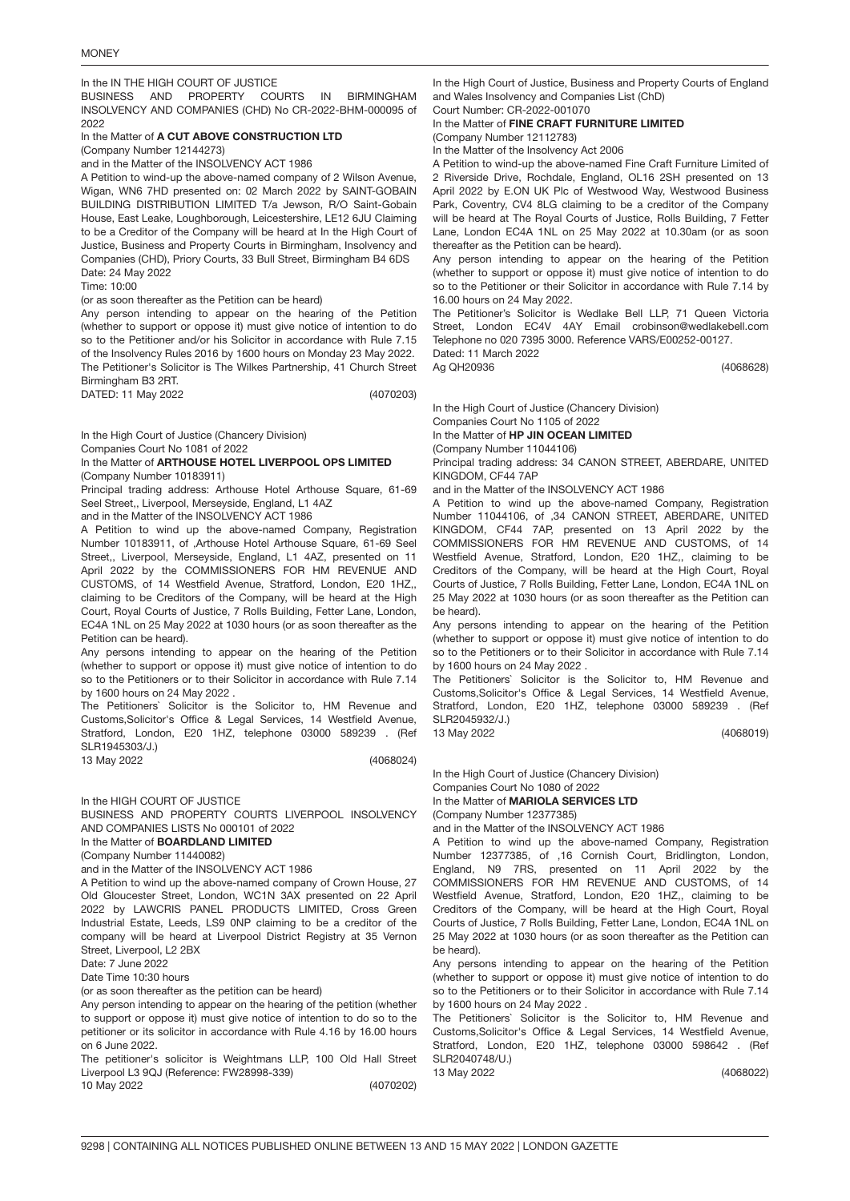In the IN THE HIGH COURT OF JUSTICE
BUSINESS AND PROPERTY COURTS IN BIRMINGHAM INSOLVENCY AND COMPANIES (CHD) No CR-2022-BHM-000095 of 2022

In the Matter of **A CUT ABOVE CONSTRUCTION LTD**

(Company Number 12144273)

and in the Matter of the INSOLVENCY ACT 1986

A Petition to wind-up the above-named company of 2 Wilson Avenue, Wigan, WN6 7HD presented on: 02 March 2022 by SAINT-GOBAIN BUILDING DISTRIBUTION LIMITED T/a Jewson, R/O Saint-Gobain House, East Leake, Loughborough, Leicestershire, LE12 6JU Claiming to be a Creditor of the Company will be heard at In the High Court of Justice, Business and Property Courts in Birmingham, Insolvency and Companies (CHD), Priory Courts, 33 Bull Street, Birmingham B4 6DS

Date: 24 May 2022

Time: 10:00

(or as soon thereafter as the Petition can be heard)

Any person intending to appear on the hearing of the Petition (whether to support or oppose it) must give notice of intention to do so to the Petitioner and/or his Solicitor in accordance with Rule 7.15 of the Insolvency Rules 2016 by 1600 hours on Monday 23 May 2022.

The Petitioner's Solicitor is The Wilkes Partnership, 41 Church Street Birmingham B3 2RT.

DATED: 11 May 2022

(4070203)

In the High Court of Justice (Chancery Division)

Companies Court No 1081 of 2022

In the Matter of **ARTHOUSE HOTEL LIVERPOOL OPS LIMITED**

(Company Number 10183911)

Principal trading address: Arthouse Hotel Arthouse Square, 61-69 Seel Street,, Liverpool, Merseyside, England, L1 4AZ

and in the Matter of the INSOLVENCY ACT 1986

A Petition to wind up the above-named Company, Registration Number 10183911, of ,Arthouse Hotel Arthouse Square, 61-69 Seel Street,, Liverpool, Merseyside, England, L1 4AZ, presented on 11 April 2022 by the COMMISSIONERS FOR HM REVENUE AND CUSTOMS, of 14 Westfield Avenue, Stratford, London, E20 1HZ,, claiming to be Creditors of the Company, will be heard at the High Court, Royal Courts of Justice, 7 Rolls Building, Fetter Lane, London, EC4A 1NL on 25 May 2022 at 1030 hours (or as soon thereafter as the Petition can be heard).

Any persons intending to appear on the hearing of the Petition (whether to support or oppose it) must give notice of intention to do so to the Petitioners or to their Solicitor in accordance with Rule 7.14 by 1600 hours on 24 May 2022 .

The Petitioners` Solicitor is the Solicitor to, HM Revenue and Customs,Solicitor's Office & Legal Services, 14 Westfield Avenue, Stratford, London, E20 1HZ, telephone 03000 589239 . (Ref SLR1945303/J.)

13 May 2022

(4068024)

In the HIGH COURT OF JUSTICE

BUSINESS AND PROPERTY COURTS LIVERPOOL INSOLVENCY AND COMPANIES LISTS No 000101 of 2022

In the Matter of **BOARDLAND LIMITED**

(Company Number 11440082)

and in the Matter of the INSOLVENCY ACT 1986

A Petition to wind up the above-named company of Crown House, 27 Old Gloucester Street, London, WC1N 3AX presented on 22 April 2022 by LAWCRIS PANEL PRODUCTS LIMITED, Cross Green Industrial Estate, Leeds, LS9 0NP claiming to be a creditor of the company will be heard at Liverpool District Registry at 35 Vernon Street, Liverpool, L2 2BX

Date: 7 June 2022

Date Time 10:30 hours

(or as soon thereafter as the petition can be heard)

Any person intending to appear on the hearing of the petition (whether to support or oppose it) must give notice of intention to do so to the petitioner or its solicitor in accordance with Rule 4.16 by 16.00 hours on 6 June 2022.

The petitioner's solicitor is Weightmans LLP, 100 Old Hall Street Liverpool L3 9QJ (Reference: FW28998-339)

10 May 2022

(4070202)

In the High Court of Justice, Business and Property Courts of England and Wales Insolvency and Companies List (ChD)

Court Number: CR-2022-001070

In the Matter of **FINE CRAFT FURNITURE LIMITED**

(Company Number 12112783)

In the Matter of the Insolvency Act 2006

A Petition to wind-up the above-named Fine Craft Furniture Limited of 2 Riverside Drive, Rochdale, England, OL16 2SH presented on 13 April 2022 by E.ON UK Plc of Westwood Way, Westwood Business Park, Coventry, CV4 8LG claiming to be a creditor of the Company will be heard at The Royal Courts of Justice, Rolls Building, 7 Fetter Lane, London EC4A 1NL on 25 May 2022 at 10.30am (or as soon thereafter as the Petition can be heard).

Any person intending to appear on the hearing of the Petition (whether to support or oppose it) must give notice of intention to do so to the Petitioner or their Solicitor in accordance with Rule 7.14 by 16.00 hours on 24 May 2022.

The Petitioner's Solicitor is Wedlake Bell LLP, 71 Queen Victoria Street, London EC4V 4AY Email crobinson@wedlakebell.com Telephone no 020 7395 3000. Reference VARS/E00252-00127.

Dated: 11 March 2022

Ag QH20936

(4068628)

In the High Court of Justice (Chancery Division)

Companies Court No 1105 of 2022

In the Matter of **HP JIN OCEAN LIMITED**

(Company Number 11044106)

Principal trading address: 34 CANON STREET, ABERDARE, UNITED KINGDOM, CF44 7AP

and in the Matter of the INSOLVENCY ACT 1986

A Petition to wind up the above-named Company, Registration Number 11044106, of ,34 CANON STREET, ABERDARE, UNITED KINGDOM, CF44 7AP, presented on 13 April 2022 by the COMMISSIONERS FOR HM REVENUE AND CUSTOMS, of 14 Westfield Avenue, Stratford, London, E20 1HZ,, claiming to be Creditors of the Company, will be heard at the High Court, Royal Courts of Justice, 7 Rolls Building, Fetter Lane, London, EC4A 1NL on 25 May 2022 at 1030 hours (or as soon thereafter as the Petition can be heard).

Any persons intending to appear on the hearing of the Petition (whether to support or oppose it) must give notice of intention to do so to the Petitioners or to their Solicitor in accordance with Rule 7.14 by 1600 hours on 24 May 2022 .

The Petitioners` Solicitor is the Solicitor to, HM Revenue and Customs,Solicitor's Office & Legal Services, 14 Westfield Avenue, Stratford, London, E20 1HZ, telephone 03000 589239 . (Ref SLR2045932/J.)

13 May 2022

(4068019)

In the High Court of Justice (Chancery Division)

Companies Court No 1080 of 2022

In the Matter of **MARIOLA SERVICES LTD**

(Company Number 12377385)

and in the Matter of the INSOLVENCY ACT 1986

A Petition to wind up the above-named Company, Registration Number 12377385, of ,16 Cornish Court, Bridlington, London, England, N9 7RS, presented on 11 April 2022 by the COMMISSIONERS FOR HM REVENUE AND CUSTOMS, of 14 Westfield Avenue, Stratford, London, E20 1HZ,, claiming to be Creditors of the Company, will be heard at the High Court, Royal Courts of Justice, 7 Rolls Building, Fetter Lane, London, EC4A 1NL on 25 May 2022 at 1030 hours (or as soon thereafter as the Petition can be heard).

Any persons intending to appear on the hearing of the Petition (whether to support or oppose it) must give notice of intention to do so to the Petitioners or to their Solicitor in accordance with Rule 7.14 by 1600 hours on 24 May 2022 .

The Petitioners` Solicitor is the Solicitor to, HM Revenue and Customs,Solicitor's Office & Legal Services, 14 Westfield Avenue, Stratford, London, E20 1HZ, telephone 03000 598642 . (Ref SLR2040748/U.)

13 May 2022

(4068022)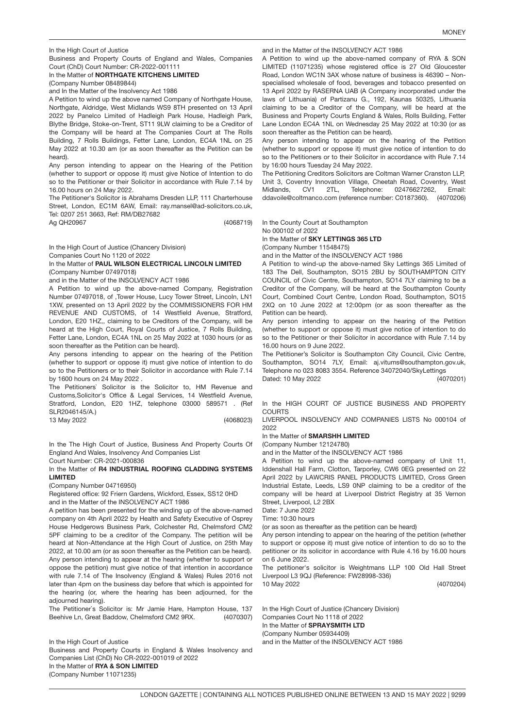In the High Court of Justice

Business and Property Courts of England and Wales, Companies Court (ChD) Court Number: CR-2022-001111

In the Matter of **NORTHGATE KITCHENS LIMITED**

(Company Number 08489844)

and In the Matter of the Insolvency Act 1986

A Petition to wind up the above named Company of Northgate House, Northgate, Aldridge, West Midlands WS9 8TH presented on 13 April 2022 by Panelco Limited of Hadleigh Park House, Hadleigh Park, Blythe Bridge, Stoke-on-Trent, ST11 9LW claiming to be a Creditor of the Company will be heard at The Companies Court at The Rolls Building, 7 Rolls Buildings, Fetter Lane, London, EC4A 1NL on 25 May 2022 at 10.30 am (or as soon thereafter as the Petition can be heard).

Any person intending to appear on the Hearing of the Petition (whether to support or oppose it) must give Notice of Intention to do so to the Petitioner or their Solicitor in accordance with Rule 7.14 by 16.00 hours on 24 May 2022.

The Petitioner's Solicitor is Abrahams Dresden LLP, 111 Charterhouse Street, London, EC1M 6AW, Email: ray.mansel@ad-solicitors.co.uk, Tel: 0207 251 3663, Ref: RM/DB27682

Ag QH20967 (4068719)

In the High Court of Justice (Chancery Division)

Companies Court No 1120 of 2022

In the Matter of **PAUL WILSON ELECTRICAL LINCOLN LIMITED**

(Company Number 07497018)

and in the Matter of the INSOLVENCY ACT 1986

A Petition to wind up the above-named Company, Registration Number 07497018, of ,Tower House, Lucy Tower Street, Lincoln, LN1 1XW, presented on 13 April 2022 by the COMMISSIONERS FOR HM REVENUE AND CUSTOMS, of 14 Westfield Avenue, Stratford, London, E20 1HZ,, claiming to be Creditors of the Company, will be heard at the High Court, Royal Courts of Justice, 7 Rolls Building, Fetter Lane, London, EC4A 1NL on 25 May 2022 at 1030 hours (or as soon thereafter as the Petition can be heard).

Any persons intending to appear on the hearing of the Petition (whether to support or oppose it) must give notice of intention to do so to the Petitioners or to their Solicitor in accordance with Rule 7.14 by 1600 hours on 24 May 2022 .

The Petitioners` Solicitor is the Solicitor to, HM Revenue and Customs,Solicitor's Office & Legal Services, 14 Westfield Avenue, Stratford, London, E20 1HZ, telephone 03000 589571 . (Ref SLR2046145/A.)

13 May 2022 (4068023)

In the The High Court of Justice, Business And Property Courts Of England And Wales, Insolvency And Companies List

Court Number: CR-2021-000836

In the Matter of **R4 INDUSTRIAL ROOFING CLADDING SYSTEMS LIMITED**

(Company Number 04716950)

Registered office: 92 Friern Gardens, Wickford, Essex, SS12 0HD

and in the Matter of the INSOLVENCY ACT 1986

A petition has been presented for the winding up of the above-named company on 4th April 2022 by Health and Safety Executive of Osprey House Hedgerows Business Park, Colchester Rd, Chelmsford CM2 5PF claiming to be a creditor of the Company. The petition will be heard at Non-Attendance at the High Court of Justice, on 25th May 2022, at 10.00 am (or as soon thereafter as the Petition can be heard).

Any person intending to appear at the hearing (whether to support or oppose the petition) must give notice of that intention in accordance with rule 7.14 of The Insolvency (England & Wales) Rules 2016 not later than 4pm on the business day before that which is appointed for the hearing (or, where the hearing has been adjourned, for the adjourned hearing).

The Petitioner`s Solicitor is: Mr Jamie Hare, Hampton House, 137 Beehive Ln, Great Baddow, Chelmsford CM2 9RX. (4070307)

In the High Court of Justice

Business and Property Courts in England & Wales Insolvency and Companies List (ChD) No CR-2022-001019 of 2022

In the Matter of **RYA & SON LIMITED**

(Company Number 11071235)

and in the Matter of the INSOLVENCY ACT 1986

A Petition to wind up the above-named company of RYA & SON LIMITED (11071235) whose registered office is 27 Old Gloucester Road, London WC1N 3AX whose nature of business is 46390 – Non-specialised wholesale of food, beverages and tobacco presented on 13 April 2022 by RASERNA UAB (A Company incorporated under the laws of Lithuania) of Partizanu G., 192, Kaunas 50325, Lithuania claiming to be a Creditor of the Company, will be heard at the Business and Property Courts England & Wales, Rolls Building, Fetter Lane London EC4A 1NL on Wednesday 25 May 2022 at 10:30 (or as soon thereafter as the Petition can be heard).

Any person intending to appear on the hearing of the Petition (whether to support or oppose it) must give notice of intention to do so to the Petitioners or to their Solicitor in accordance with Rule 7.14 by 16:00 hours Tuesday 24 May 2022.

The Petitioning Creditors Solicitors are Coltman Warner Cranston LLP, Unit 3, Coventry Innovation Village, Cheetah Road, Coventry, West Midlands, CV1 2TL, Telephone: 02476627262, Email: ddavoile@coltmanco.com (reference number: C0187360). (4070206)

In the County Court at Southampton

No 000102 of 2022

In the Matter of **SKY LETTINGS 365 LTD**

(Company Number 11548475)

and in the Matter of the INSOLVENCY ACT 1986

A Petition to wind-up the above-named Sky Lettings 365 Limited of 183 The Dell, Southampton, SO15 2BU by SOUTHAMPTON CITY COUNCIL of Civic Centre, Southampton, SO14 7LY claiming to be a Creditor of the Company, will be heard at the Southampton County Court, Combined Court Centre, London Road, Southampton, SO15 2XQ on 10 June 2022 at 12:00pm (or as soon thereafter as the Petition can be heard).

Any person intending to appear on the hearing of the Petition (whether to support or oppose it) must give notice of intention to do so to the Petitioner or their Solicitor in accordance with Rule 7.14 by 16.00 hours on 9 June 2022.

The Petitioner's Solicitor is Southampton City Council, Civic Centre, Southampton, SO14 7LY, Email: aj.vitums@southampton.gov.uk, Telephone no 023 8083 3554. Reference 34072040/SkyLettings

Dated: 10 May 2022 (4070201)

In the HIGH COURT OF JUSTICE BUSINESS AND PROPERTY COURTS

LIVERPOOL INSOLVENCY AND COMPANIES LISTS No 000104 of 2022

In the Matter of **SMARSHH LIMITED**

(Company Number 12124780)

and in the Matter of the INSOLVENCY ACT 1986

A Petition to wind up the above-named company of Unit 11, Iddenshall Hall Farm, Clotton, Tarporley, CW6 0EG presented on 22 April 2022 by LAWCRIS PANEL PRODUCTS LIMITED, Cross Green Industrial Estate, Leeds, LS9 0NP claiming to be a creditor of the company will be heard at Liverpool District Registry at 35 Vernon Street, Liverpool, L2 2BX

Date: 7 June 2022

Time: 10:30 hours

(or as soon as thereafter as the petition can be heard)

Any person intending to appear on the hearing of the petition (whether to support or oppose it) must give notice of intention to do so to the petitioner or its solicitor in accordance with Rule 4.16 by 16.00 hours on 6 June 2022.

The petitioner's solicitor is Weightmans LLP 100 Old Hall Street Liverpool L3 9QJ (Reference: FW28998-336)

10 May 2022 (4070204)

In the High Court of Justice (Chancery Division)

Companies Court No 1118 of 2022

In the Matter of **SPRAYSMITH LTD**

(Company Number 05934409)

and in the Matter of the INSOLVENCY ACT 1986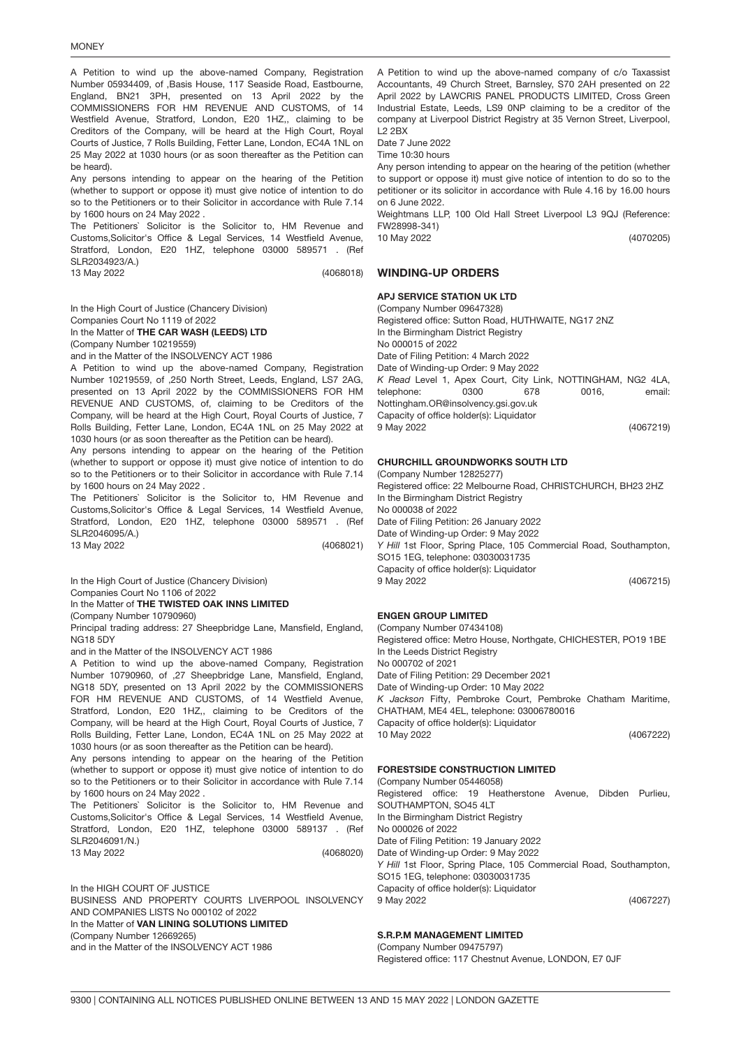A Petition to wind up the above-named Company, Registration Number 05934409, of ,Basis House, 117 Seaside Road, Eastbourne, England, BN21 3PH, presented on 13 April 2022 by the COMMISSIONERS FOR HM REVENUE AND CUSTOMS, of 14 Westfield Avenue, Stratford, London, E20 1HZ,, claiming to be Creditors of the Company, will be heard at the High Court, Royal Courts of Justice, 7 Rolls Building, Fetter Lane, London, EC4A 1NL on 25 May 2022 at 1030 hours (or as soon thereafter as the Petition can be heard).

Any persons intending to appear on the hearing of the Petition (whether to support or oppose it) must give notice of intention to do so to the Petitioners or to their Solicitor in accordance with Rule 7.14 by 1600 hours on 24 May 2022 .

The Petitioners` Solicitor is the Solicitor to, HM Revenue and Customs,Solicitor's Office & Legal Services, 14 Westfield Avenue, Stratford, London, E20 1HZ, telephone 03000 589571 . (Ref SLR2034923/A.)

13 May 2022 (4068018)

In the High Court of Justice (Chancery Division)
Companies Court No 1119 of 2022
In the Matter of **THE CAR WASH (LEEDS) LTD**
(Company Number 10219559)
and in the Matter of the INSOLVENCY ACT 1986

A Petition to wind up the above-named Company, Registration Number 10219559, of ,250 North Street, Leeds, England, LS7 2AG, presented on 13 April 2022 by the COMMISSIONERS FOR HM REVENUE AND CUSTOMS, of, claiming to be Creditors of the Company, will be heard at the High Court, Royal Courts of Justice, 7 Rolls Building, Fetter Lane, London, EC4A 1NL on 25 May 2022 at 1030 hours (or as soon thereafter as the Petition can be heard).

Any persons intending to appear on the hearing of the Petition (whether to support or oppose it) must give notice of intention to do so to the Petitioners or to their Solicitor in accordance with Rule 7.14 by 1600 hours on 24 May 2022 .

The Petitioners` Solicitor is the Solicitor to, HM Revenue and Customs,Solicitor's Office & Legal Services, 14 Westfield Avenue, Stratford, London, E20 1HZ, telephone 03000 589571 . (Ref SLR2046095/A.)

13 May 2022 (4068021)

In the High Court of Justice (Chancery Division)
Companies Court No 1106 of 2022
In the Matter of **THE TWISTED OAK INNS LIMITED**
(Company Number 10790960)
Principal trading address: 27 Sheepbridge Lane, Mansfield, England, NG18 5DY
and in the Matter of the INSOLVENCY ACT 1986

A Petition to wind up the above-named Company, Registration Number 10790960, of ,27 Sheepbridge Lane, Mansfield, England, NG18 5DY, presented on 13 April 2022 by the COMMISSIONERS FOR HM REVENUE AND CUSTOMS, of 14 Westfield Avenue, Stratford, London, E20 1HZ,, claiming to be Creditors of the Company, will be heard at the High Court, Royal Courts of Justice, 7 Rolls Building, Fetter Lane, London, EC4A 1NL on 25 May 2022 at 1030 hours (or as soon thereafter as the Petition can be heard).

Any persons intending to appear on the hearing of the Petition (whether to support or oppose it) must give notice of intention to do so to the Petitioners or to their Solicitor in accordance with Rule 7.14 by 1600 hours on 24 May 2022 .

The Petitioners` Solicitor is the Solicitor to, HM Revenue and Customs,Solicitor's Office & Legal Services, 14 Westfield Avenue, Stratford, London, E20 1HZ, telephone 03000 589137 . (Ref SLR2046091/N.)

13 May 2022 (4068020)

In the HIGH COURT OF JUSTICE
BUSINESS AND PROPERTY COURTS LIVERPOOL INSOLVENCY AND COMPANIES LISTS No 000102 of 2022
In the Matter of **VAN LINING SOLUTIONS LIMITED**
(Company Number 12669265)
and in the Matter of the INSOLVENCY ACT 1986

A Petition to wind up the above-named company of c/o Taxassist Accountants, 49 Church Street, Barnsley, S70 2AH presented on 22 April 2022 by LAWCRIS PANEL PRODUCTS LIMITED, Cross Green Industrial Estate, Leeds, LS9 0NP claiming to be a creditor of the company at Liverpool District Registry at 35 Vernon Street, Liverpool, L2 2BX

Date 7 June 2022

Time 10:30 hours

Any person intending to appear on the hearing of the petition (whether to support or oppose it) must give notice of intention to do so to the petitioner or its solicitor in accordance with Rule 4.16 by 16.00 hours on 6 June 2022.

Weightmans LLP, 100 Old Hall Street Liverpool L3 9QJ (Reference: FW28998-341)

10 May 2022 (4070205)

## WINDING-UP ORDERS

### APJ SERVICE STATION UK LTD

(Company Number 09647328)
Registered office: Sutton Road, HUTHWAITE, NG17 2NZ
In the Birmingham District Registry
No 000015 of 2022
Date of Filing Petition: 4 March 2022
Date of Winding-up Order: 9 May 2022
*K Read* Level 1, Apex Court, City Link, NOTTINGHAM, NG2 4LA, telephone: 0300 678 0016, email: Nottingham.OR@insolvency.gsi.gov.uk
Capacity of office holder(s): Liquidator
9 May 2022 (4067219)

### CHURCHILL GROUNDWORKS SOUTH LTD

(Company Number 12825277)
Registered office: 22 Melbourne Road, CHRISTCHURCH, BH23 2HZ
In the Birmingham District Registry
No 000038 of 2022
Date of Filing Petition: 26 January 2022
Date of Winding-up Order: 9 May 2022
*Y Hill* 1st Floor, Spring Place, 105 Commercial Road, Southampton, SO15 1EG, telephone: 03030031735
Capacity of office holder(s): Liquidator
9 May 2022 (4067215)

### ENGEN GROUP LIMITED

(Company Number 07434108)
Registered office: Metro House, Northgate, CHICHESTER, PO19 1BE
In the Leeds District Registry
No 000702 of 2021
Date of Filing Petition: 29 December 2021
Date of Winding-up Order: 10 May 2022
*K Jackson* Fifty, Pembroke Court, Pembroke Chatham Maritime, CHATHAM, ME4 4EL, telephone: 03006780016
Capacity of office holder(s): Liquidator
10 May 2022 (4067222)

### FORESTSIDE CONSTRUCTION LIMITED

(Company Number 05446058)
Registered office: 19 Heatherstone Avenue, Dibden Purlieu, SOUTHAMPTON, SO45 4LT
In the Birmingham District Registry
No 000026 of 2022
Date of Filing Petition: 19 January 2022
Date of Winding-up Order: 9 May 2022
*Y Hill* 1st Floor, Spring Place, 105 Commercial Road, Southampton, SO15 1EG, telephone: 03030031735
Capacity of office holder(s): Liquidator
9 May 2022 (4067227)

### S.R.P.M MANAGEMENT LIMITED

(Company Number 09475797)
Registered office: 117 Chestnut Avenue, LONDON, E7 0JF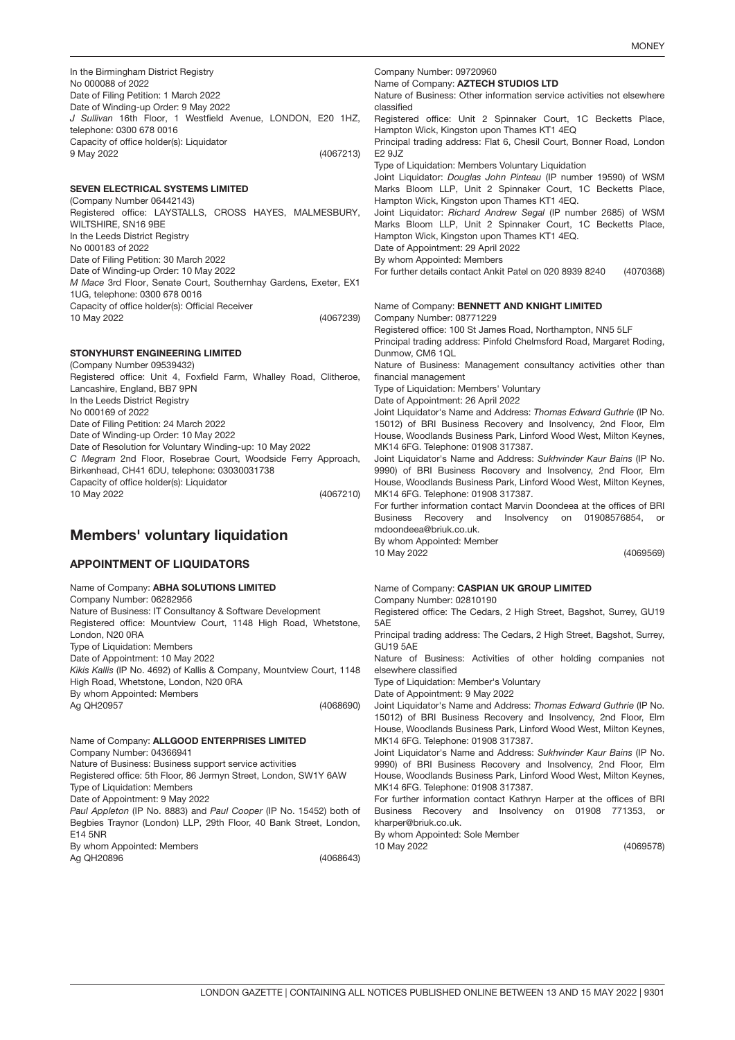In the Birmingham District Registry
No 000088 of 2022
Date of Filing Petition: 1 March 2022
Date of Winding-up Order: 9 May 2022
*J Sullivan* 16th Floor, 1 Westfield Avenue, LONDON, E20 1HZ, telephone: 0300 678 0016
Capacity of office holder(s): Liquidator
9 May 2022 (4067213)

**SEVEN ELECTRICAL SYSTEMS LIMITED**
(Company Number 06442143)
Registered office: LAYSTALLS, CROSS HAYES, MALMESBURY, WILTSHIRE, SN16 9BE
In the Leeds District Registry
No 000183 of 2022
Date of Filing Petition: 30 March 2022
Date of Winding-up Order: 10 May 2022
*M Mace* 3rd Floor, Senate Court, Southernhay Gardens, Exeter, EX1 1UG, telephone: 0300 678 0016
Capacity of office holder(s): Official Receiver
10 May 2022 (4067239)

**STONYHURST ENGINEERING LIMITED**
(Company Number 09539432)
Registered office: Unit 4, Foxfield Farm, Whalley Road, Clitheroe, Lancashire, England, BB7 9PN
In the Leeds District Registry
No 000169 of 2022
Date of Filing Petition: 24 March 2022
Date of Winding-up Order: 10 May 2022
Date of Resolution for Voluntary Winding-up: 10 May 2022
*C Megram* 2nd Floor, Rosebrae Court, Woodside Ferry Approach, Birkenhead, CH41 6DU, telephone: 03030031738
Capacity of office holder(s): Liquidator
10 May 2022 (4067210)

## Members' voluntary liquidation

### APPOINTMENT OF LIQUIDATORS

Name of Company: **ABHA SOLUTIONS LIMITED**
Company Number: 06282956
Nature of Business: IT Consultancy & Software Development
Registered office: Mountview Court, 1148 High Road, Whetstone, London, N20 0RA
Type of Liquidation: Members
Date of Appointment: 10 May 2022
*Kikis Kallis* (IP No. 4692) of Kallis & Company, Mountview Court, 1148 High Road, Whetstone, London, N20 0RA
By whom Appointed: Members
Ag QH20957 (4068690)

Name of Company: **ALLGOOD ENTERPRISES LIMITED**
Company Number: 04366941
Nature of Business: Business support service activities
Registered office: 5th Floor, 86 Jermyn Street, London, SW1Y 6AW
Type of Liquidation: Members
Date of Appointment: 9 May 2022
*Paul Appleton* (IP No. 8883) and *Paul Cooper* (IP No. 15452) both of Begbies Traynor (London) LLP, 29th Floor, 40 Bank Street, London, E14 5NR
By whom Appointed: Members
Ag QH20896 (4068643)

Company Number: 09720960
Name of Company: **AZTECH STUDIOS LTD**
Nature of Business: Other information service activities not elsewhere classified
Registered office: Unit 2 Spinnaker Court, 1C Becketts Place, Hampton Wick, Kingston upon Thames KT1 4EQ
Principal trading address: Flat 6, Chesil Court, Bonner Road, London E2 9JZ
Type of Liquidation: Members Voluntary Liquidation
Joint Liquidator: *Douglas John Pinteau* (IP number 19590) of WSM Marks Bloom LLP, Unit 2 Spinnaker Court, 1C Becketts Place, Hampton Wick, Kingston upon Thames KT1 4EQ.
Joint Liquidator: *Richard Andrew Segal* (IP number 2685) of WSM Marks Bloom LLP, Unit 2 Spinnaker Court, 1C Becketts Place, Hampton Wick, Kingston upon Thames KT1 4EQ.
Date of Appointment: 29 April 2022
By whom Appointed: Members
For further details contact Ankit Patel on 020 8939 8240 (4070368)

Name of Company: **BENNETT AND KNIGHT LIMITED**
Company Number: 08771229
Registered office: 100 St James Road, Northampton, NN5 5LF
Principal trading address: Pinfold Chelmsford Road, Margaret Roding, Dunmow, CM6 1QL
Nature of Business: Management consultancy activities other than financial management
Type of Liquidation: Members' Voluntary
Date of Appointment: 26 April 2022
Joint Liquidator's Name and Address: *Thomas Edward Guthrie* (IP No. 15012) of BRI Business Recovery and Insolvency, 2nd Floor, Elm House, Woodlands Business Park, Linford Wood West, Milton Keynes, MK14 6FG. Telephone: 01908 317387.
Joint Liquidator's Name and Address: *Sukhvinder Kaur Bains* (IP No. 9990) of BRI Business Recovery and Insolvency, 2nd Floor, Elm House, Woodlands Business Park, Linford Wood West, Milton Keynes, MK14 6FG. Telephone: 01908 317387.
For further information contact Marvin Doondeea at the offices of BRI Business Recovery and Insolvency on 01908576854, or mdoondeea@briuk.co.uk.
By whom Appointed: Member
10 May 2022 (4069569)

Name of Company: **CASPIAN UK GROUP LIMITED**
Company Number: 02810190
Registered office: The Cedars, 2 High Street, Bagshot, Surrey, GU19 5AE
Principal trading address: The Cedars, 2 High Street, Bagshot, Surrey, GU19 5AE
Nature of Business: Activities of other holding companies not elsewhere classified
Type of Liquidation: Member's Voluntary
Date of Appointment: 9 May 2022
Joint Liquidator's Name and Address: *Thomas Edward Guthrie* (IP No. 15012) of BRI Business Recovery and Insolvency, 2nd Floor, Elm House, Woodlands Business Park, Linford Wood West, Milton Keynes, MK14 6FG. Telephone: 01908 317387.
Joint Liquidator's Name and Address: *Sukhvinder Kaur Bains* (IP No. 9990) of BRI Business Recovery and Insolvency, 2nd Floor, Elm House, Woodlands Business Park, Linford Wood West, Milton Keynes, MK14 6FG. Telephone: 01908 317387.
For further information contact Kathryn Harper at the offices of BRI Business Recovery and Insolvency on 01908 771353, or kharper@briuk.co.uk.
By whom Appointed: Sole Member
10 May 2022 (4069578)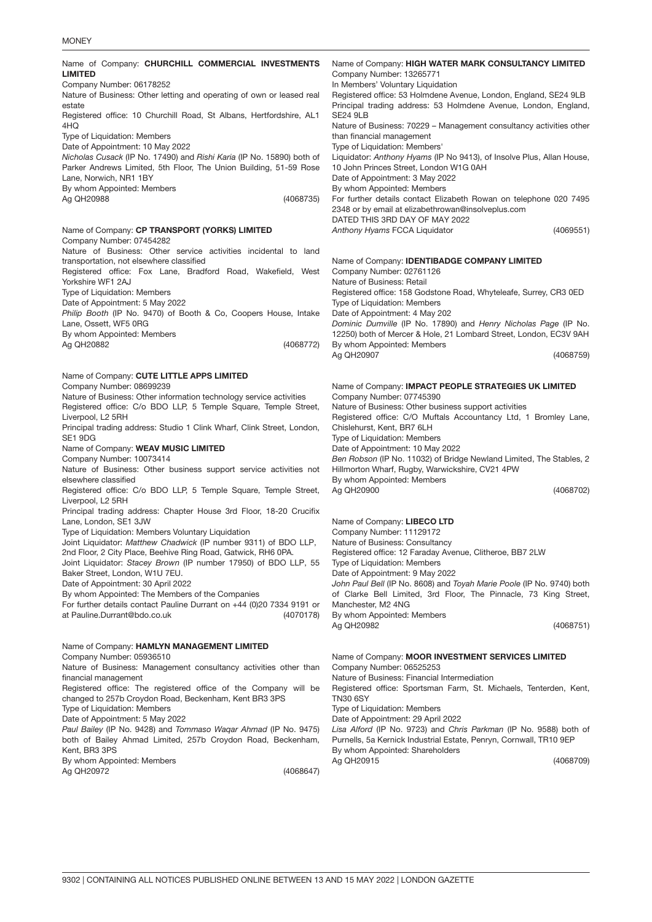Name of Company: **CHURCHILL COMMERCIAL INVESTMENTS LIMITED**
Company Number: 06178252
Nature of Business: Other letting and operating of own or leased real estate
Registered office: 10 Churchill Road, St Albans, Hertfordshire, AL1 4HQ
Type of Liquidation: Members
Date of Appointment: 10 May 2022
*Nicholas Cusack* (IP No. 17490) and *Rishi Karia* (IP No. 15890) both of Parker Andrews Limited, 5th Floor, The Union Building, 51-59 Rose Lane, Norwich, NR1 1BY
By whom Appointed: Members
Ag QH20988 (4068735)

Name of Company: **CP TRANSPORT (YORKS) LIMITED**
Company Number: 07454282
Nature of Business: Other service activities incidental to land transportation, not elsewhere classified
Registered office: Fox Lane, Bradford Road, Wakefield, West Yorkshire WF1 2AJ
Type of Liquidation: Members
Date of Appointment: 5 May 2022
*Philip Booth* (IP No. 9470) of Booth & Co, Coopers House, Intake Lane, Ossett, WF5 0RG
By whom Appointed: Members
Ag QH20882 (4068772)

Name of Company: **CUTE LITTLE APPS LIMITED**
Company Number: 08699239
Nature of Business: Other information technology service activities
Registered office: C/o BDO LLP, 5 Temple Square, Temple Street, Liverpool, L2 5RH
Principal trading address: Studio 1 Clink Wharf, Clink Street, London, SE1 9DG
Name of Company: **WEAV MUSIC LIMITED**
Company Number: 10073414
Nature of Business: Other business support service activities not elsewhere classified
Registered office: C/o BDO LLP, 5 Temple Square, Temple Street, Liverpool, L2 5RH
Principal trading address: Chapter House 3rd Floor, 18-20 Crucifix Lane, London, SE1 3JW
Type of Liquidation: Members Voluntary Liquidation
Joint Liquidator: *Matthew Chadwick* (IP number 9311) of BDO LLP, 2nd Floor, 2 City Place, Beehive Ring Road, Gatwick, RH6 0PA.
Joint Liquidator: *Stacey Brown* (IP number 17950) of BDO LLP, 55 Baker Street, London, W1U 7EU.
Date of Appointment: 30 April 2022
By whom Appointed: The Members of the Companies
For further details contact Pauline Durrant on +44 (0)20 7334 9191 or at Pauline.Durrant@bdo.co.uk (4070178)

Name of Company: **HAMLYN MANAGEMENT LIMITED**
Company Number: 05936510
Nature of Business: Management consultancy activities other than financial management
Registered office: The registered office of the Company will be changed to 257b Croydon Road, Beckenham, Kent BR3 3PS
Type of Liquidation: Members
Date of Appointment: 5 May 2022
*Paul Bailey* (IP No. 9428) and *Tommaso Waqar Ahmad* (IP No. 9475) both of Bailey Ahmad Limited, 257b Croydon Road, Beckenham, Kent, BR3 3PS
By whom Appointed: Members
Ag QH20972 (4068647)

Name of Company: **HIGH WATER MARK CONSULTANCY LIMITED**
Company Number: 13265771
In Members' Voluntary Liquidation
Registered office: 53 Holmdene Avenue, London, England, SE24 9LB
Principal trading address: 53 Holmdene Avenue, London, England, SE24 9LB
Nature of Business: 70229 – Management consultancy activities other than financial management
Type of Liquidation: Members'
Liquidator: *Anthony Hyams* (IP No 9413), of Insolve Plus, Allan House, 10 John Princes Street, London W1G 0AH
Date of Appointment: 3 May 2022
By whom Appointed: Members
For further details contact Elizabeth Rowan on telephone 020 7495 2348 or by email at elizabethrowan@insolveplus.com
DATED THIS 3RD DAY OF MAY 2022
*Anthony Hyams* FCCA Liquidator (4069551)

Name of Company: **IDENTIBADGE COMPANY LIMITED**
Company Number: 02761126
Nature of Business: Retail
Registered office: 158 Godstone Road, Whyteleafe, Surrey, CR3 0ED
Type of Liquidation: Members
Date of Appointment: 4 May 202
*Dominic Dumville* (IP No. 17890) and *Henry Nicholas Page* (IP No. 12250) both of Mercer & Hole, 21 Lombard Street, London, EC3V 9AH
By whom Appointed: Members
Ag QH20907 (4068759)

Name of Company: **IMPACT PEOPLE STRATEGIES UK LIMITED**
Company Number: 07745390
Nature of Business: Other business support activities
Registered office: C/O Muftals Accountancy Ltd, 1 Bromley Lane, Chislehurst, Kent, BR7 6LH
Type of Liquidation: Members
Date of Appointment: 10 May 2022
*Ben Robson* (IP No. 11032) of Bridge Newland Limited, The Stables, 2 Hillmorton Wharf, Rugby, Warwickshire, CV21 4PW
By whom Appointed: Members
Ag QH20900 (4068702)

Name of Company: **LIBECO LTD**
Company Number: 11129172
Nature of Business: Consultancy
Registered office: 12 Faraday Avenue, Clitheroe, BB7 2LW
Type of Liquidation: Members
Date of Appointment: 9 May 2022
*John Paul Bell* (IP No. 8608) and *Toyah Marie Poole* (IP No. 9740) both of Clarke Bell Limited, 3rd Floor, The Pinnacle, 73 King Street, Manchester, M2 4NG
By whom Appointed: Members
Ag QH20982 (4068751)

Name of Company: **MOOR INVESTMENT SERVICES LIMITED**
Company Number: 06525253
Nature of Business: Financial Intermediation
Registered office: Sportsman Farm, St. Michaels, Tenterden, Kent, TN30 6SY
Type of Liquidation: Members
Date of Appointment: 29 April 2022
*Lisa Alford* (IP No. 9723) and *Chris Parkman* (IP No. 9588) both of Purnells, 5a Kernick Industrial Estate, Penryn, Cornwall, TR10 9EP
By whom Appointed: Shareholders
Ag QH20915 (4068709)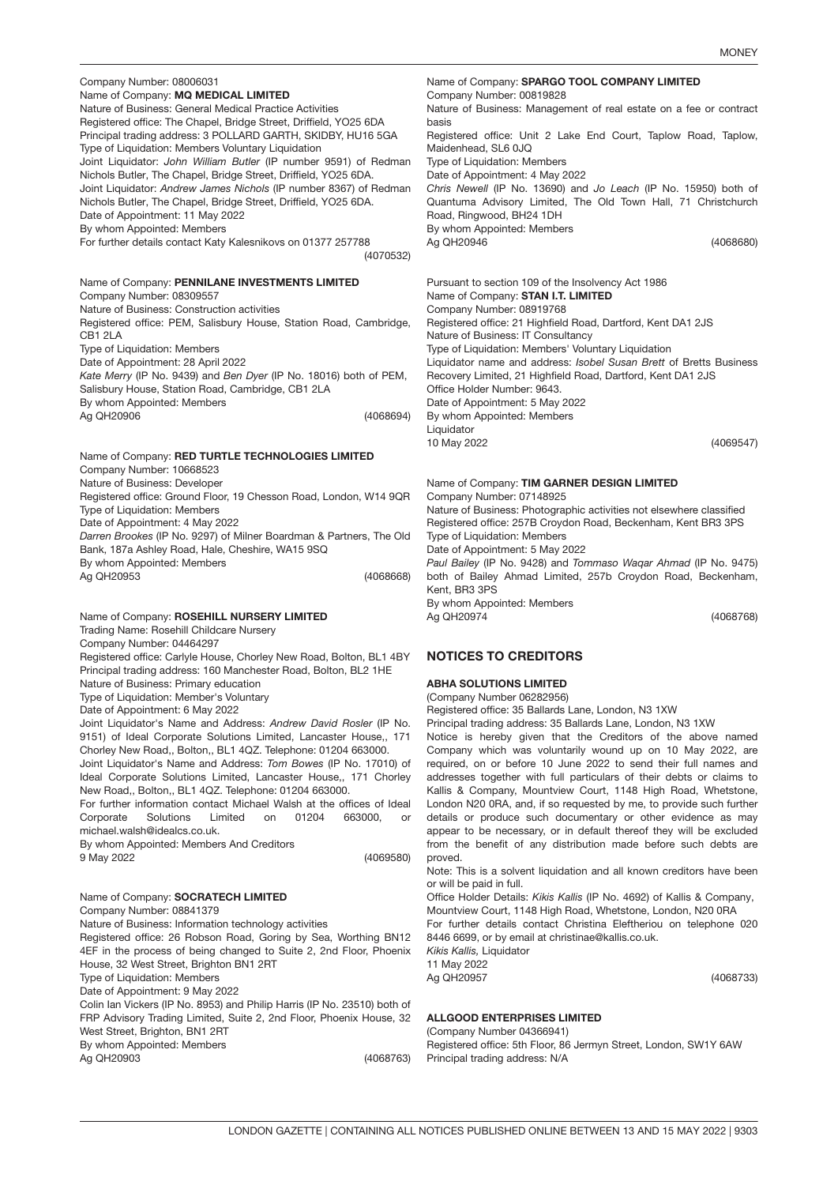Company Number: 08006031
Name of Company: **MQ MEDICAL LIMITED**
Nature of Business: General Medical Practice Activities
Registered office: The Chapel, Bridge Street, Driffield, YO25 6DA
Principal trading address: 3 POLLARD GARTH, SKIDBY, HU16 5GA
Type of Liquidation: Members Voluntary Liquidation
Joint Liquidator: *John William Butler* (IP number 9591) of Redman Nichols Butler, The Chapel, Bridge Street, Driffield, YO25 6DA.
Joint Liquidator: *Andrew James Nichols* (IP number 8367) of Redman Nichols Butler, The Chapel, Bridge Street, Driffield, YO25 6DA.
Date of Appointment: 11 May 2022
By whom Appointed: Members
For further details contact Katy Kalesnikovs on 01377 257788
(4070532)

Name of Company: **PENNILANE INVESTMENTS LIMITED**
Company Number: 08309557
Nature of Business: Construction activities
Registered office: PEM, Salisbury House, Station Road, Cambridge, CB1 2LA
Type of Liquidation: Members
Date of Appointment: 28 April 2022
*Kate Merry* (IP No. 9439) and *Ben Dyer* (IP No. 18016) both of PEM, Salisbury House, Station Road, Cambridge, CB1 2LA
By whom Appointed: Members
Ag QH20906
(4068694)

Name of Company: **RED TURTLE TECHNOLOGIES LIMITED**
Company Number: 10668523
Nature of Business: Developer
Registered office: Ground Floor, 19 Chesson Road, London, W14 9QR
Type of Liquidation: Members
Date of Appointment: 4 May 2022
*Darren Brookes* (IP No. 9297) of Milner Boardman & Partners, The Old Bank, 187a Ashley Road, Hale, Cheshire, WA15 9SQ
By whom Appointed: Members
Ag QH20953
(4068668)

Name of Company: **ROSEHILL NURSERY LIMITED**
Trading Name: Rosehill Childcare Nursery
Company Number: 04464297
Registered office: Carlyle House, Chorley New Road, Bolton, BL1 4BY
Principal trading address: 160 Manchester Road, Bolton, BL2 1HE
Nature of Business: Primary education
Type of Liquidation: Member's Voluntary
Date of Appointment: 6 May 2022
Joint Liquidator's Name and Address: *Andrew David Rosler* (IP No. 9151) of Ideal Corporate Solutions Limited, Lancaster House,, 171 Chorley New Road,, Bolton,, BL1 4QZ. Telephone: 01204 663000.
Joint Liquidator's Name and Address: *Tom Bowes* (IP No. 17010) of Ideal Corporate Solutions Limited, Lancaster House,, 171 Chorley New Road,, Bolton,, BL1 4QZ. Telephone: 01204 663000.
For further information contact Michael Walsh at the offices of Ideal Corporate Solutions Limited on 01204 663000, or michael.walsh@idealcs.co.uk.
By whom Appointed: Members And Creditors
9 May 2022
(4069580)

Name of Company: **SOCRATECH LIMITED**
Company Number: 08841379
Nature of Business: Information technology activities
Registered office: 26 Robson Road, Goring by Sea, Worthing BN12 4EF in the process of being changed to Suite 2, 2nd Floor, Phoenix House, 32 West Street, Brighton BN1 2RT
Type of Liquidation: Members
Date of Appointment: 9 May 2022
Colin Ian Vickers (IP No. 8953) and Philip Harris (IP No. 23510) both of FRP Advisory Trading Limited, Suite 2, 2nd Floor, Phoenix House, 32 West Street, Brighton, BN1 2RT
By whom Appointed: Members
Ag QH20903
(4068763)

Name of Company: **SPARGO TOOL COMPANY LIMITED**
Company Number: 00819828
Nature of Business: Management of real estate on a fee or contract basis
Registered office: Unit 2 Lake End Court, Taplow Road, Taplow, Maidenhead, SL6 0JQ
Type of Liquidation: Members
Date of Appointment: 4 May 2022
*Chris Newell* (IP No. 13690) and *Jo Leach* (IP No. 15950) both of Quantuma Advisory Limited, The Old Town Hall, 71 Christchurch Road, Ringwood, BH24 1DH
By whom Appointed: Members
Ag QH20946
(4068680)

Pursuant to section 109 of the Insolvency Act 1986
Name of Company: **STAN I.T. LIMITED**
Company Number: 08919768
Registered office: 21 Highfield Road, Dartford, Kent DA1 2JS
Nature of Business: IT Consultancy
Type of Liquidation: Members' Voluntary Liquidation
Liquidator name and address: *Isobel Susan Brett* of Bretts Business Recovery Limited, 21 Highfield Road, Dartford, Kent DA1 2JS
Office Holder Number: 9643.
Date of Appointment: 5 May 2022
By whom Appointed: Members
Liquidator
10 May 2022
(4069547)

Name of Company: **TIM GARNER DESIGN LIMITED**
Company Number: 07148925
Nature of Business: Photographic activities not elsewhere classified
Registered office: 257B Croydon Road, Beckenham, Kent BR3 3PS
Type of Liquidation: Members
Date of Appointment: 5 May 2022
*Paul Bailey* (IP No. 9428) and *Tommaso Waqar Ahmad* (IP No. 9475) both of Bailey Ahmad Limited, 257b Croydon Road, Beckenham, Kent, BR3 3PS
By whom Appointed: Members
Ag QH20974
(4068768)

## NOTICES TO CREDITORS

**ABHA SOLUTIONS LIMITED**
(Company Number 06282956)
Registered office: 35 Ballards Lane, London, N3 1XW
Principal trading address: 35 Ballards Lane, London, N3 1XW
Notice is hereby given that the Creditors of the above named Company which was voluntarily wound up on 10 May 2022, are required, on or before 10 June 2022 to send their full names and addresses together with full particulars of their debts or claims to Kallis & Company, Mountview Court, 1148 High Road, Whetstone, London N20 0RA, and, if so requested by me, to provide such further details or produce such documentary or other evidence as may appear to be necessary, or in default thereof they will be excluded from the benefit of any distribution made before such debts are proved.
Note: This is a solvent liquidation and all known creditors have been or will be paid in full.
Office Holder Details: *Kikis Kallis* (IP No. 4692) of Kallis & Company, Mountview Court, 1148 High Road, Whetstone, London, N20 0RA
For further details contact Christina Eleftheriou on telephone 020 8446 6699, or by email at christinae@kallis.co.uk.
*Kikis Kallis,* Liquidator
11 May 2022
Ag QH20957
(4068733)

**ALLGOOD ENTERPRISES LIMITED**
(Company Number 04366941)
Registered office: 5th Floor, 86 Jermyn Street, London, SW1Y 6AW
Principal trading address: N/A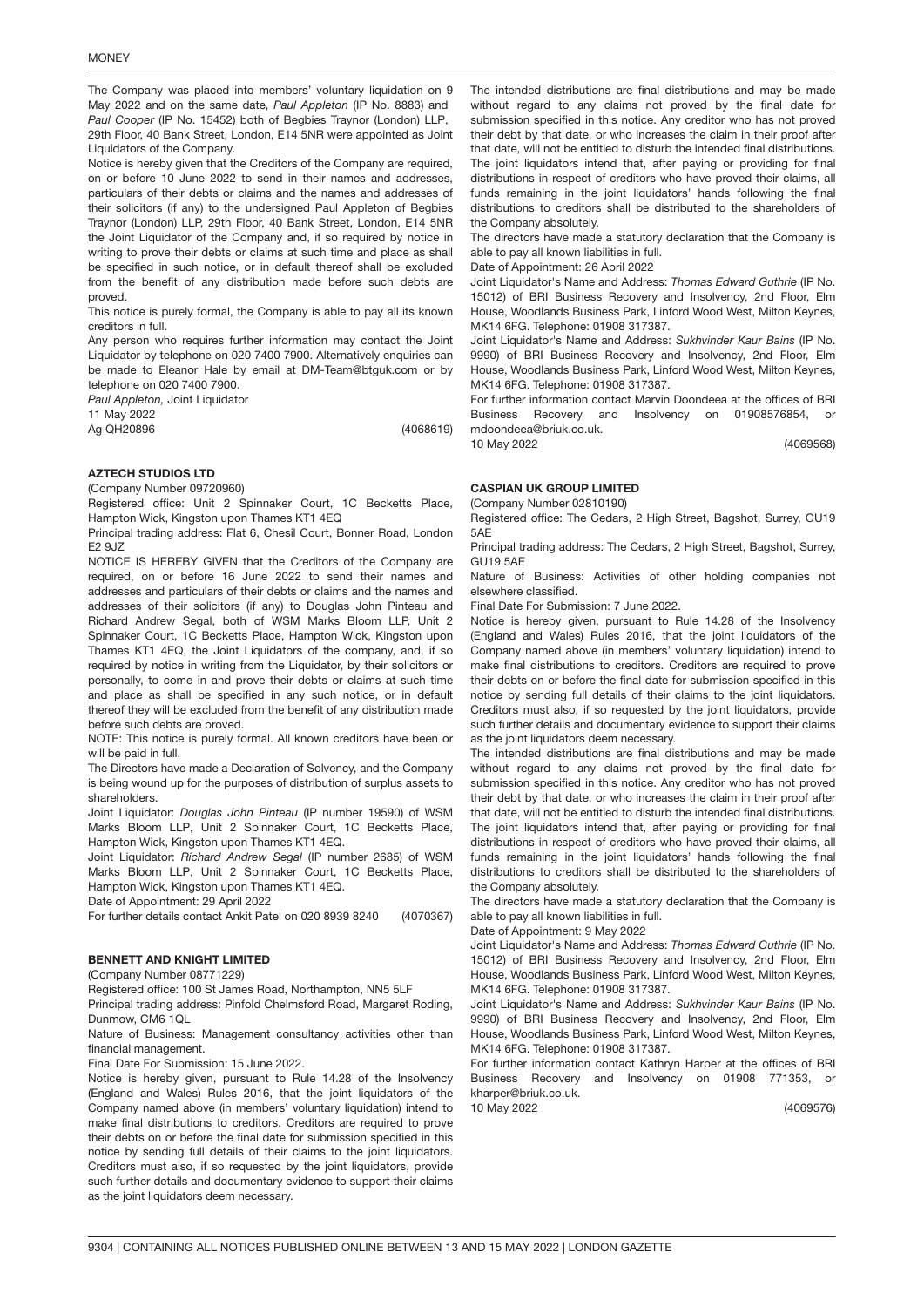The Company was placed into members' voluntary liquidation on 9 May 2022 and on the same date, *Paul Appleton* (IP No. 8883) and *Paul Cooper* (IP No. 15452) both of Begbies Traynor (London) LLP, 29th Floor, 40 Bank Street, London, E14 5NR were appointed as Joint Liquidators of the Company.

Notice is hereby given that the Creditors of the Company are required, on or before 10 June 2022 to send in their names and addresses, particulars of their debts or claims and the names and addresses of their solicitors (if any) to the undersigned Paul Appleton of Begbies Traynor (London) LLP, 29th Floor, 40 Bank Street, London, E14 5NR the Joint Liquidator of the Company and, if so required by notice in writing to prove their debts or claims at such time and place as shall be specified in such notice, or in default thereof shall be excluded from the benefit of any distribution made before such debts are proved.

This notice is purely formal, the Company is able to pay all its known creditors in full.

Any person who requires further information may contact the Joint Liquidator by telephone on 020 7400 7900. Alternatively enquiries can be made to Eleanor Hale by email at DM-Team@btguk.com or by telephone on 020 7400 7900.

*Paul Appleton,* Joint Liquidator

11 May 2022

Ag QH20896 (4068619)

### AZTECH STUDIOS LTD

(Company Number 09720960)

Registered office: Unit 2 Spinnaker Court, 1C Becketts Place, Hampton Wick, Kingston upon Thames KT1 4EQ

Principal trading address: Flat 6, Chesil Court, Bonner Road, London E2 9JZ

NOTICE IS HEREBY GIVEN that the Creditors of the Company are required, on or before 16 June 2022 to send their names and addresses and particulars of their debts or claims and the names and addresses of their solicitors (if any) to Douglas John Pinteau and Richard Andrew Segal, both of WSM Marks Bloom LLP, Unit 2 Spinnaker Court, 1C Becketts Place, Hampton Wick, Kingston upon Thames KT1 4EQ, the Joint Liquidators of the company, and, if so required by notice in writing from the Liquidator, by their solicitors or personally, to come in and prove their debts or claims at such time and place as shall be specified in any such notice, or in default thereof they will be excluded from the benefit of any distribution made before such debts are proved.

NOTE: This notice is purely formal. All known creditors have been or will be paid in full.

The Directors have made a Declaration of Solvency, and the Company is being wound up for the purposes of distribution of surplus assets to shareholders.

Joint Liquidator: *Douglas John Pinteau* (IP number 19590) of WSM Marks Bloom LLP, Unit 2 Spinnaker Court, 1C Becketts Place, Hampton Wick, Kingston upon Thames KT1 4EQ.

Joint Liquidator: *Richard Andrew Segal* (IP number 2685) of WSM Marks Bloom LLP, Unit 2 Spinnaker Court, 1C Becketts Place, Hampton Wick, Kingston upon Thames KT1 4EQ.

Date of Appointment: 29 April 2022

For further details contact Ankit Patel on 020 8939 8240 (4070367)

### BENNETT AND KNIGHT LIMITED

(Company Number 08771229)

Registered office: 100 St James Road, Northampton, NN5 5LF

Principal trading address: Pinfold Chelmsford Road, Margaret Roding, Dunmow, CM6 1QL

Nature of Business: Management consultancy activities other than financial management.

Final Date For Submission: 15 June 2022.

Notice is hereby given, pursuant to Rule 14.28 of the Insolvency (England and Wales) Rules 2016, that the joint liquidators of the Company named above (in members' voluntary liquidation) intend to make final distributions to creditors. Creditors are required to prove their debts on or before the final date for submission specified in this notice by sending full details of their claims to the joint liquidators. Creditors must also, if so requested by the joint liquidators, provide such further details and documentary evidence to support their claims as the joint liquidators deem necessary.

The intended distributions are final distributions and may be made without regard to any claims not proved by the final date for submission specified in this notice. Any creditor who has not proved their debt by that date, or who increases the claim in their proof after that date, will not be entitled to disturb the intended final distributions. The joint liquidators intend that, after paying or providing for final distributions in respect of creditors who have proved their claims, all funds remaining in the joint liquidators' hands following the final distributions to creditors shall be distributed to the shareholders of the Company absolutely.

The directors have made a statutory declaration that the Company is able to pay all known liabilities in full.

Date of Appointment: 26 April 2022

Joint Liquidator's Name and Address: *Thomas Edward Guthrie* (IP No. 15012) of BRI Business Recovery and Insolvency, 2nd Floor, Elm House, Woodlands Business Park, Linford Wood West, Milton Keynes, MK14 6FG. Telephone: 01908 317387.

Joint Liquidator's Name and Address: *Sukhvinder Kaur Bains* (IP No. 9990) of BRI Business Recovery and Insolvency, 2nd Floor, Elm House, Woodlands Business Park, Linford Wood West, Milton Keynes, MK14 6FG. Telephone: 01908 317387.

For further information contact Marvin Doondeea at the offices of BRI Business Recovery and Insolvency on 01908576854, or mdoondeea@briuk.co.uk.

10 May 2022 (4069568)

### CASPIAN UK GROUP LIMITED

(Company Number 02810190)

Registered office: The Cedars, 2 High Street, Bagshot, Surrey, GU19 5AE

Principal trading address: The Cedars, 2 High Street, Bagshot, Surrey, GU19 5AE

Nature of Business: Activities of other holding companies not elsewhere classified.

Final Date For Submission: 7 June 2022.

Notice is hereby given, pursuant to Rule 14.28 of the Insolvency (England and Wales) Rules 2016, that the joint liquidators of the Company named above (in members' voluntary liquidation) intend to make final distributions to creditors. Creditors are required to prove their debts on or before the final date for submission specified in this notice by sending full details of their claims to the joint liquidators. Creditors must also, if so requested by the joint liquidators, provide such further details and documentary evidence to support their claims as the joint liquidators deem necessary.

The intended distributions are final distributions and may be made without regard to any claims not proved by the final date for submission specified in this notice. Any creditor who has not proved their debt by that date, or who increases the claim in their proof after that date, will not be entitled to disturb the intended final distributions. The joint liquidators intend that, after paying or providing for final distributions in respect of creditors who have proved their claims, all funds remaining in the joint liquidators' hands following the final distributions to creditors shall be distributed to the shareholders of the Company absolutely.

The directors have made a statutory declaration that the Company is able to pay all known liabilities in full.

Date of Appointment: 9 May 2022

Joint Liquidator's Name and Address: *Thomas Edward Guthrie* (IP No. 15012) of BRI Business Recovery and Insolvency, 2nd Floor, Elm House, Woodlands Business Park, Linford Wood West, Milton Keynes, MK14 6FG. Telephone: 01908 317387.

Joint Liquidator's Name and Address: *Sukhvinder Kaur Bains* (IP No. 9990) of BRI Business Recovery and Insolvency, 2nd Floor, Elm House, Woodlands Business Park, Linford Wood West, Milton Keynes, MK14 6FG. Telephone: 01908 317387.

For further information contact Kathryn Harper at the offices of BRI Business Recovery and Insolvency on 01908 771353, or kharper@briuk.co.uk.

10 May 2022 (4069576)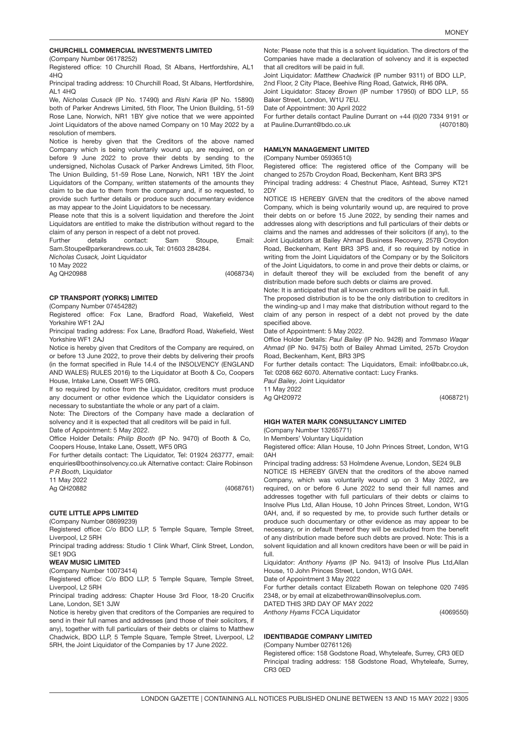### CHURCHILL COMMERCIAL INVESTMENTS LIMITED

(Company Number 06178252)

Registered office: 10 Churchill Road, St Albans, Hertfordshire, AL1 4HQ

Principal trading address: 10 Churchill Road, St Albans, Hertfordshire, AL1 4HQ

We, *Nicholas Cusack* (IP No. 17490) and *Rishi Karia* (IP No. 15890) both of Parker Andrews Limited, 5th Floor, The Union Building, 51-59 Rose Lane, Norwich, NR1 1BY give notice that we were appointed Joint Liquidators of the above named Company on 10 May 2022 by a resolution of members.

Notice is hereby given that the Creditors of the above named Company which is being voluntarily wound up, are required, on or before 9 June 2022 to prove their debts by sending to the undersigned, Nicholas Cusack of Parker Andrews Limited, 5th Floor, The Union Building, 51-59 Rose Lane, Norwich, NR1 1BY the Joint Liquidators of the Company, written statements of the amounts they claim to be due to them from the company and, if so requested, to provide such further details or produce such documentary evidence as may appear to the Joint Liquidators to be necessary.

Please note that this is a solvent liquidation and therefore the Joint Liquidators are entitled to make the distribution without regard to the claim of any person in respect of a debt not proved.

Further details contact: Sam Stoupe, Email: Sam.Stoupe@parkerandrews.co.uk, Tel: 01603 284284.

*Nicholas Cusack,* Joint Liquidator

10 May 2022

Ag QH20988 (4068734)

### CP TRANSPORT (YORKS) LIMITED

(Company Number 07454282)

Registered office: Fox Lane, Bradford Road, Wakefield, West Yorkshire WF1 2AJ

Principal trading address: Fox Lane, Bradford Road, Wakefield, West Yorkshire WF1 2AJ

Notice is hereby given that Creditors of the Company are required, on or before 13 June 2022, to prove their debts by delivering their proofs (in the format specified in Rule 14.4 of the INSOLVENCY (ENGLAND AND WALES) RULES 2016) to the Liquidator at Booth & Co, Coopers House, Intake Lane, Ossett WF5 0RG.

If so required by notice from the Liquidator, creditors must produce any document or other evidence which the Liquidator considers is necessary to substantiate the whole or any part of a claim.

Note: The Directors of the Company have made a declaration of solvency and it is expected that all creditors will be paid in full.

Date of Appointment: 5 May 2022.

Office Holder Details: *Philip Booth* (IP No. 9470) of Booth & Co, Coopers House, Intake Lane, Ossett, WF5 0RG

For further details contact: The Liquidator, Tel: 01924 263777, email: enquiries@boothinsolvency.co.uk Alternative contact: Claire Robinson

*P R Booth,* Liquidator

11 May 2022

Ag QH20882 (4068761)

### CUTE LITTLE APPS LIMITED

(Company Number 08699239)

Registered office: C/o BDO LLP, 5 Temple Square, Temple Street, Liverpool, L2 5RH

Principal trading address: Studio 1 Clink Wharf, Clink Street, London, SE1 9DG

### WEAV MUSIC LIMITED

(Company Number 10073414)

Registered office: C/o BDO LLP, 5 Temple Square, Temple Street, Liverpool, L2 5RH

Principal trading address: Chapter House 3rd Floor, 18-20 Crucifix Lane, London, SE1 3JW

Notice is hereby given that creditors of the Companies are required to send in their full names and addresses (and those of their solicitors, if any), together with full particulars of their debts or claims to Matthew Chadwick, BDO LLP, 5 Temple Square, Temple Street, Liverpool, L2 5RH, the Joint Liquidator of the Companies by 17 June 2022.

Note: Please note that this is a solvent liquidation. The directors of the Companies have made a declaration of solvency and it is expected that all creditors will be paid in full.

Joint Liquidator: *Matthew Chadwick* (IP number 9311) of BDO LLP, 2nd Floor, 2 City Place, Beehive Ring Road, Gatwick, RH6 0PA.

Joint Liquidator: *Stacey Brown* (IP number 17950) of BDO LLP, 55 Baker Street, London, W1U 7EU.

Date of Appointment: 30 April 2022

For further details contact Pauline Durrant on +44 (0)20 7334 9191 or at Pauline.Durrant@bdo.co.uk (4070180)

### HAMLYN MANAGEMENT LIMITED

(Company Number 05936510)

Registered office: The registered office of the Company will be changed to 257b Croydon Road, Beckenham, Kent BR3 3PS

Principal trading address: 4 Chestnut Place, Ashtead, Surrey KT21 2DY

NOTICE IS HEREBY GIVEN that the creditors of the above named Company, which is being voluntarily wound up, are required to prove their debts on or before 15 June 2022, by sending their names and addresses along with descriptions and full particulars of their debts or claims and the names and addresses of their solicitors (if any), to the Joint Liquidators at Bailey Ahmad Business Recovery, 257B Croydon Road, Beckenham, Kent BR3 3PS and, if so required by notice in writing from the Joint Liquidators of the Company or by the Solicitors of the Joint Liquidators, to come in and prove their debts or claims, or in default thereof they will be excluded from the benefit of any distribution made before such debts or claims are proved.

Note: It is anticipated that all known creditors will be paid in full.

The proposed distribution is to be the only distribution to creditors in the winding-up and I may make that distribution without regard to the claim of any person in respect of a debt not proved by the date specified above.

Date of Appointment: 5 May 2022.

Office Holder Details: *Paul Bailey* (IP No. 9428) and *Tommaso Waqar Ahmad* (IP No. 9475) both of Bailey Ahmad Limited, 257b Croydon Road, Beckenham, Kent, BR3 3PS

For further details contact: The Liquidators, Email: info@babr.co.uk, Tel: 0208 662 6070. Alternative contact: Lucy Franks.

*Paul Bailey,* Joint Liquidator

11 May 2022

Ag QH20972 (4068721)

### HIGH WATER MARK CONSULTANCY LIMITED

(Company Number 13265771)

In Members' Voluntary Liquidation

Registered office: Allan House, 10 John Princes Street, London, W1G 0AH

Principal trading address: 53 Holmdene Avenue, London, SE24 9LB

NOTICE IS HEREBY GIVEN that the creditors of the above named Company, which was voluntarily wound up on 3 May 2022, are required, on or before 6 June 2022 to send their full names and addresses together with full particulars of their debts or claims to Insolve Plus Ltd, Allan House, 10 John Princes Street, London, W1G 0AH, and, if so requested by me, to provide such further details or produce such documentary or other evidence as may appear to be necessary, or in default thereof they will be excluded from the benefit of any distribution made before such debts are proved. Note: This is a solvent liquidation and all known creditors have been or will be paid in full.

Liquidator: *Anthony Hyams* (IP No. 9413) of Insolve Plus Ltd,Allan House, 10 John Princes Street, London, W1G 0AH.

Date of Appointment 3 May 2022

For further details contact Elizabeth Rowan on telephone 020 7495 2348, or by email at elizabethrowan@insolveplus.com.

DATED THIS 3RD DAY OF MAY 2022

*Anthony Hyams* FCCA Liquidator (4069550)

### IDENTIBADGE COMPANY LIMITED

(Company Number 02761126)

Registered office: 158 Godstone Road, Whyteleafe, Surrey, CR3 0ED

Principal trading address: 158 Godstone Road, Whyteleafe, Surrey, CR3 0ED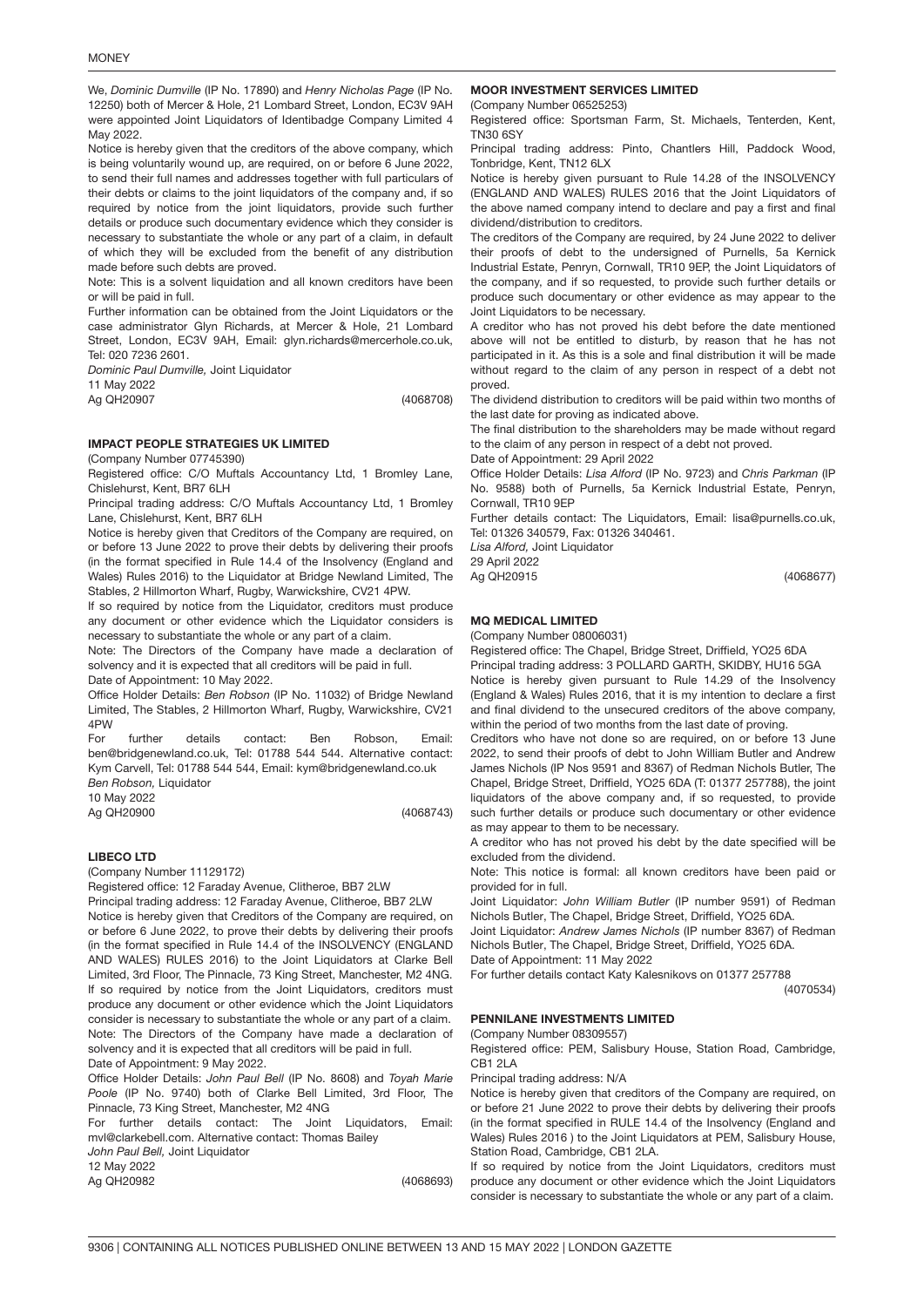We, *Dominic Dumville* (IP No. 17890) and *Henry Nicholas Page* (IP No. 12250) both of Mercer & Hole, 21 Lombard Street, London, EC3V 9AH were appointed Joint Liquidators of Identibadge Company Limited 4 May 2022.

Notice is hereby given that the creditors of the above company, which is being voluntarily wound up, are required, on or before 6 June 2022, to send their full names and addresses together with full particulars of their debts or claims to the joint liquidators of the company and, if so required by notice from the joint liquidators, provide such further details or produce such documentary evidence which they consider is necessary to substantiate the whole or any part of a claim, in default of which they will be excluded from the benefit of any distribution made before such debts are proved.

Note: This is a solvent liquidation and all known creditors have been or will be paid in full.

Further information can be obtained from the Joint Liquidators or the case administrator Glyn Richards, at Mercer & Hole, 21 Lombard Street, London, EC3V 9AH, Email: glyn.richards@mercerhole.co.uk, Tel: 020 7236 2601.

*Dominic Paul Dumville,* Joint Liquidator

11 May 2022

Ag QH20907 (4068708)

### IMPACT PEOPLE STRATEGIES UK LIMITED

(Company Number 07745390)

Registered office: C/O Muftals Accountancy Ltd, 1 Bromley Lane, Chislehurst, Kent, BR7 6LH

Principal trading address: C/O Muftals Accountancy Ltd, 1 Bromley Lane, Chislehurst, Kent, BR7 6LH

Notice is hereby given that Creditors of the Company are required, on or before 13 June 2022 to prove their debts by delivering their proofs (in the format specified in Rule 14.4 of the Insolvency (England and Wales) Rules 2016) to the Liquidator at Bridge Newland Limited, The Stables, 2 Hillmorton Wharf, Rugby, Warwickshire, CV21 4PW.

If so required by notice from the Liquidator, creditors must produce any document or other evidence which the Liquidator considers is necessary to substantiate the whole or any part of a claim.

Note: The Directors of the Company have made a declaration of solvency and it is expected that all creditors will be paid in full.

Date of Appointment: 10 May 2022.

Office Holder Details: *Ben Robson* (IP No. 11032) of Bridge Newland Limited, The Stables, 2 Hillmorton Wharf, Rugby, Warwickshire, CV21 4PW

For further details contact: Ben Robson, Email: ben@bridgenewland.co.uk, Tel: 01788 544 544. Alternative contact: Kym Carvell, Tel: 01788 544 544, Email: kym@bridgenewland.co.uk

*Ben Robson,* Liquidator

10 May 2022

Ag QH20900 (4068743)

### LIBECO LTD

(Company Number 11129172)

Registered office: 12 Faraday Avenue, Clitheroe, BB7 2LW

Principal trading address: 12 Faraday Avenue, Clitheroe, BB7 2LW

Notice is hereby given that Creditors of the Company are required, on or before 6 June 2022, to prove their debts by delivering their proofs (in the format specified in Rule 14.4 of the INSOLVENCY (ENGLAND AND WALES) RULES 2016) to the Joint Liquidators at Clarke Bell Limited, 3rd Floor, The Pinnacle, 73 King Street, Manchester, M2 4NG. If so required by notice from the Joint Liquidators, creditors must produce any document or other evidence which the Joint Liquidators consider is necessary to substantiate the whole or any part of a claim.

Note: The Directors of the Company have made a declaration of solvency and it is expected that all creditors will be paid in full.

Date of Appointment: 9 May 2022.

Office Holder Details: *John Paul Bell* (IP No. 8608) and *Toyah Marie Poole* (IP No. 9740) both of Clarke Bell Limited, 3rd Floor, The Pinnacle, 73 King Street, Manchester, M2 4NG

For further details contact: The Joint Liquidators, Email: mvl@clarkebell.com. Alternative contact: Thomas Bailey

*John Paul Bell,* Joint Liquidator

12 May 2022

Ag QH20982 (4068693)

### MOOR INVESTMENT SERVICES LIMITED

(Company Number 06525253)

Registered office: Sportsman Farm, St. Michaels, Tenterden, Kent, TN30 6SY

Principal trading address: Pinto, Chantlers Hill, Paddock Wood, Tonbridge, Kent, TN12 6LX

Notice is hereby given pursuant to Rule 14.28 of the INSOLVENCY (ENGLAND AND WALES) RULES 2016 that the Joint Liquidators of the above named company intend to declare and pay a first and final dividend/distribution to creditors.

The creditors of the Company are required, by 24 June 2022 to deliver their proofs of debt to the undersigned of Purnells, 5a Kernick Industrial Estate, Penryn, Cornwall, TR10 9EP, the Joint Liquidators of the company, and if so requested, to provide such further details or produce such documentary or other evidence as may appear to the Joint Liquidators to be necessary.

A creditor who has not proved his debt before the date mentioned above will not be entitled to disturb, by reason that he has not participated in it. As this is a sole and final distribution it will be made without regard to the claim of any person in respect of a debt not proved.

The dividend distribution to creditors will be paid within two months of the last date for proving as indicated above.

The final distribution to the shareholders may be made without regard to the claim of any person in respect of a debt not proved.

Date of Appointment: 29 April 2022

Office Holder Details: *Lisa Alford* (IP No. 9723) and *Chris Parkman* (IP No. 9588) both of Purnells, 5a Kernick Industrial Estate, Penryn, Cornwall, TR10 9EP

Further details contact: The Liquidators, Email: lisa@purnells.co.uk, Tel: 01326 340579, Fax: 01326 340461.

*Lisa Alford,* Joint Liquidator

29 April 2022

Ag QH20915 (4068677)

### MQ MEDICAL LIMITED

(Company Number 08006031)

Registered office: The Chapel, Bridge Street, Driffield, YO25 6DA

Principal trading address: 3 POLLARD GARTH, SKIDBY, HU16 5GA

Notice is hereby given pursuant to Rule 14.29 of the Insolvency (England & Wales) Rules 2016, that it is my intention to declare a first and final dividend to the unsecured creditors of the above company, within the period of two months from the last date of proving.

Creditors who have not done so are required, on or before 13 June 2022, to send their proofs of debt to John William Butler and Andrew James Nichols (IP Nos 9591 and 8367) of Redman Nichols Butler, The Chapel, Bridge Street, Driffield, YO25 6DA (T: 01377 257788), the joint liquidators of the above company and, if so requested, to provide such further details or produce such documentary or other evidence as may appear to them to be necessary.

A creditor who has not proved his debt by the date specified will be excluded from the dividend.

Note: This notice is formal: all known creditors have been paid or provided for in full.

Joint Liquidator: *John William Butler* (IP number 9591) of Redman Nichols Butler, The Chapel, Bridge Street, Driffield, YO25 6DA.

Joint Liquidator: *Andrew James Nichols* (IP number 8367) of Redman Nichols Butler, The Chapel, Bridge Street, Driffield, YO25 6DA.

Date of Appointment: 11 May 2022

For further details contact Katy Kalesnikovs on 01377 257788

(4070534)

### PENNILANE INVESTMENTS LIMITED

(Company Number 08309557)

Registered office: PEM, Salisbury House, Station Road, Cambridge, CB1 2LA

Principal trading address: N/A

Notice is hereby given that creditors of the Company are required, on or before 21 June 2022 to prove their debts by delivering their proofs (in the format specified in RULE 14.4 of the Insolvency (England and Wales) Rules 2016 ) to the Joint Liquidators at PEM, Salisbury House, Station Road, Cambridge, CB1 2LA.

If so required by notice from the Joint Liquidators, creditors must produce any document or other evidence which the Joint Liquidators consider is necessary to substantiate the whole or any part of a claim.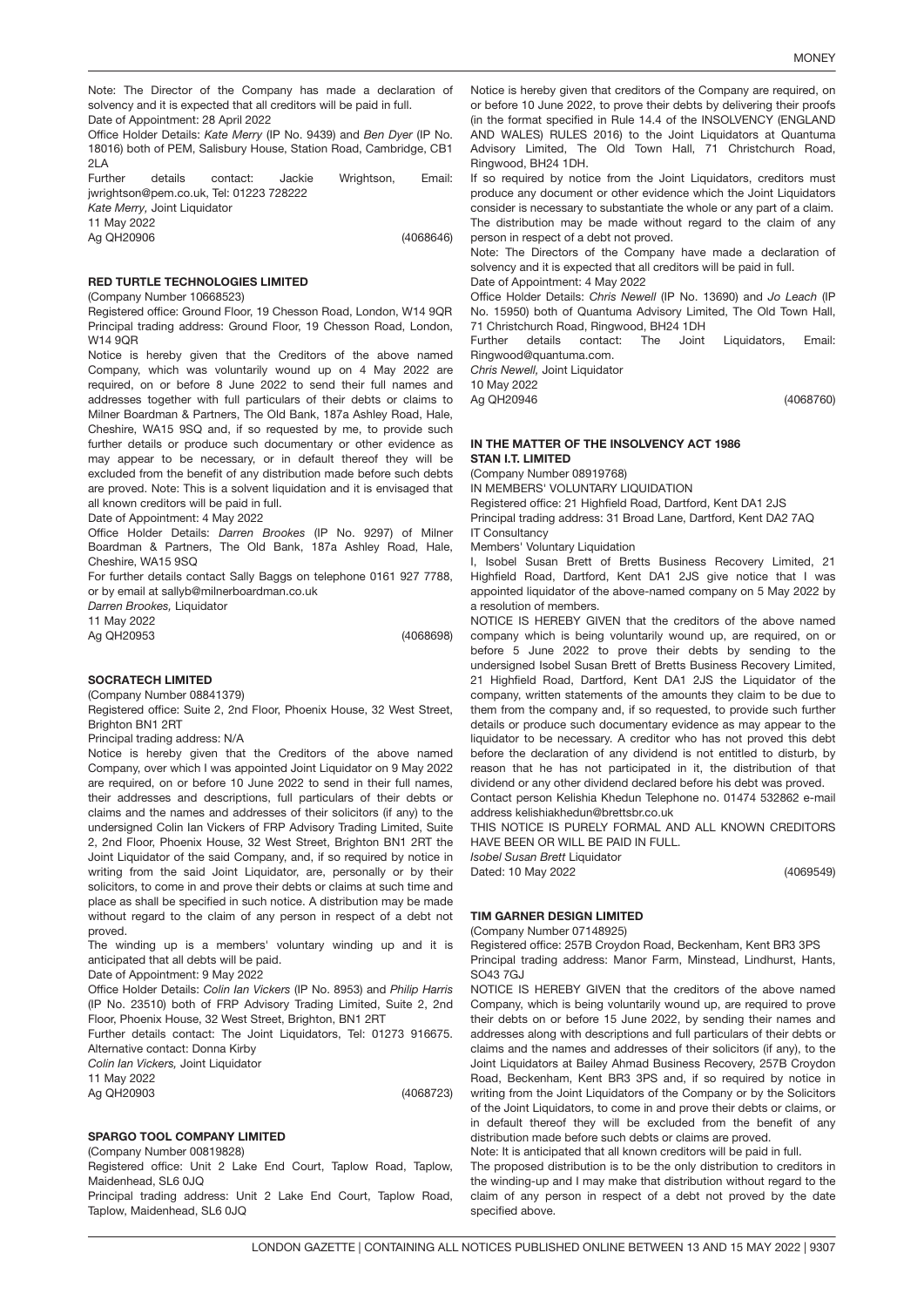Note: The Director of the Company has made a declaration of solvency and it is expected that all creditors will be paid in full.

Date of Appointment: 28 April 2022

Office Holder Details: *Kate Merry* (IP No. 9439) and *Ben Dyer* (IP No. 18016) both of PEM, Salisbury House, Station Road, Cambridge, CB1 2LA

Further details contact: Jackie Wrightson, Email: jwrightson@pem.co.uk, Tel: 01223 728222

*Kate Merry,* Joint Liquidator

11 May 2022

Ag QH20906 (4068646)

**RED TURTLE TECHNOLOGIES LIMITED**

(Company Number 10668523)

Registered office: Ground Floor, 19 Chesson Road, London, W14 9QR

Principal trading address: Ground Floor, 19 Chesson Road, London, W14 9QR

Notice is hereby given that the Creditors of the above named Company, which was voluntarily wound up on 4 May 2022 are required, on or before 8 June 2022 to send their full names and addresses together with full particulars of their debts or claims to Milner Boardman & Partners, The Old Bank, 187a Ashley Road, Hale, Cheshire, WA15 9SQ and, if so requested by me, to provide such further details or produce such documentary or other evidence as may appear to be necessary, or in default thereof they will be excluded from the benefit of any distribution made before such debts are proved. Note: This is a solvent liquidation and it is envisaged that all known creditors will be paid in full.

Date of Appointment: 4 May 2022

Office Holder Details: *Darren Brookes* (IP No. 9297) of Milner Boardman & Partners, The Old Bank, 187a Ashley Road, Hale, Cheshire, WA15 9SQ

For further details contact Sally Baggs on telephone 0161 927 7788, or by email at sallyb@milnerboardman.co.uk

*Darren Brookes,* Liquidator

11 May 2022

Ag QH20953 (4068698)

**SOCRATECH LIMITED**

(Company Number 08841379)

Registered office: Suite 2, 2nd Floor, Phoenix House, 32 West Street, Brighton BN1 2RT

Principal trading address: N/A

Notice is hereby given that the Creditors of the above named Company, over which I was appointed Joint Liquidator on 9 May 2022 are required, on or before 10 June 2022 to send in their full names, their addresses and descriptions, full particulars of their debts or claims and the names and addresses of their solicitors (if any) to the undersigned Colin Ian Vickers of FRP Advisory Trading Limited, Suite 2, 2nd Floor, Phoenix House, 32 West Street, Brighton BN1 2RT the Joint Liquidator of the said Company, and, if so required by notice in writing from the said Joint Liquidator, are, personally or by their solicitors, to come in and prove their debts or claims at such time and place as shall be specified in such notice. A distribution may be made without regard to the claim of any person in respect of a debt not proved.

The winding up is a members' voluntary winding up and it is anticipated that all debts will be paid.

Date of Appointment: 9 May 2022

Office Holder Details: *Colin Ian Vickers* (IP No. 8953) and *Philip Harris* (IP No. 23510) both of FRP Advisory Trading Limited, Suite 2, 2nd Floor, Phoenix House, 32 West Street, Brighton, BN1 2RT

Further details contact: The Joint Liquidators, Tel: 01273 916675. Alternative contact: Donna Kirby

*Colin Ian Vickers,* Joint Liquidator

11 May 2022

Ag QH20903 (4068723)

**SPARGO TOOL COMPANY LIMITED**

(Company Number 00819828)

Registered office: Unit 2 Lake End Court, Taplow Road, Taplow, Maidenhead, SL6 0JQ

Principal trading address: Unit 2 Lake End Court, Taplow Road, Taplow, Maidenhead, SL6 0JQ

Notice is hereby given that creditors of the Company are required, on or before 10 June 2022, to prove their debts by delivering their proofs (in the format specified in Rule 14.4 of the INSOLVENCY (ENGLAND AND WALES) RULES 2016) to the Joint Liquidators at Quantuma Advisory Limited, The Old Town Hall, 71 Christchurch Road, Ringwood, BH24 1DH.

If so required by notice from the Joint Liquidators, creditors must produce any document or other evidence which the Joint Liquidators consider is necessary to substantiate the whole or any part of a claim. The distribution may be made without regard to the claim of any person in respect of a debt not proved.

Note: The Directors of the Company have made a declaration of solvency and it is expected that all creditors will be paid in full.

Date of Appointment: 4 May 2022

Office Holder Details: *Chris Newell* (IP No. 13690) and *Jo Leach* (IP No. 15950) both of Quantuma Advisory Limited, The Old Town Hall, 71 Christchurch Road, Ringwood, BH24 1DH

Further details contact: The Joint Liquidators, Email: Ringwood@quantuma.com.

*Chris Newell,* Joint Liquidator

10 May 2022

Ag QH20946 (4068760)

**IN THE MATTER OF THE INSOLVENCY ACT 1986**
**STAN I.T. LIMITED**

(Company Number 08919768)

IN MEMBERS' VOLUNTARY LIQUIDATION

Registered office: 21 Highfield Road, Dartford, Kent DA1 2JS

Principal trading address: 31 Broad Lane, Dartford, Kent DA2 7AQ

IT Consultancy

Members' Voluntary Liquidation

I, Isobel Susan Brett of Bretts Business Recovery Limited, 21 Highfield Road, Dartford, Kent DA1 2JS give notice that I was appointed liquidator of the above-named company on 5 May 2022 by a resolution of members.

NOTICE IS HEREBY GIVEN that the creditors of the above named company which is being voluntarily wound up, are required, on or before 5 June 2022 to prove their debts by sending to the undersigned Isobel Susan Brett of Bretts Business Recovery Limited, 21 Highfield Road, Dartford, Kent DA1 2JS the Liquidator of the company, written statements of the amounts they claim to be due to them from the company and, if so requested, to provide such further details or produce such documentary evidence as may appear to the liquidator to be necessary. A creditor who has not proved this debt before the declaration of any dividend is not entitled to disturb, by reason that he has not participated in it, the distribution of that dividend or any other dividend declared before his debt was proved.

Contact person Kelishia Khedun Telephone no. 01474 532862 e-mail address kelishiakhedun@brettsbr.co.uk

THIS NOTICE IS PURELY FORMAL AND ALL KNOWN CREDITORS HAVE BEEN OR WILL BE PAID IN FULL.

*Isobel Susan Brett* Liquidator

Dated: 10 May 2022 (4069549)

**TIM GARNER DESIGN LIMITED**

(Company Number 07148925)

Registered office: 257B Croydon Road, Beckenham, Kent BR3 3PS

Principal trading address: Manor Farm, Minstead, Lindhurst, Hants, SO43 7GJ

NOTICE IS HEREBY GIVEN that the creditors of the above named Company, which is being voluntarily wound up, are required to prove their debts on or before 15 June 2022, by sending their names and addresses along with descriptions and full particulars of their debts or claims and the names and addresses of their solicitors (if any), to the Joint Liquidators at Bailey Ahmad Business Recovery, 257B Croydon Road, Beckenham, Kent BR3 3PS and, if so required by notice in writing from the Joint Liquidators of the Company or by the Solicitors of the Joint Liquidators, to come in and prove their debts or claims, or in default thereof they will be excluded from the benefit of any distribution made before such debts or claims are proved.

Note: It is anticipated that all known creditors will be paid in full.

The proposed distribution is to be the only distribution to creditors in the winding-up and I may make that distribution without regard to the claim of any person in respect of a debt not proved by the date specified above.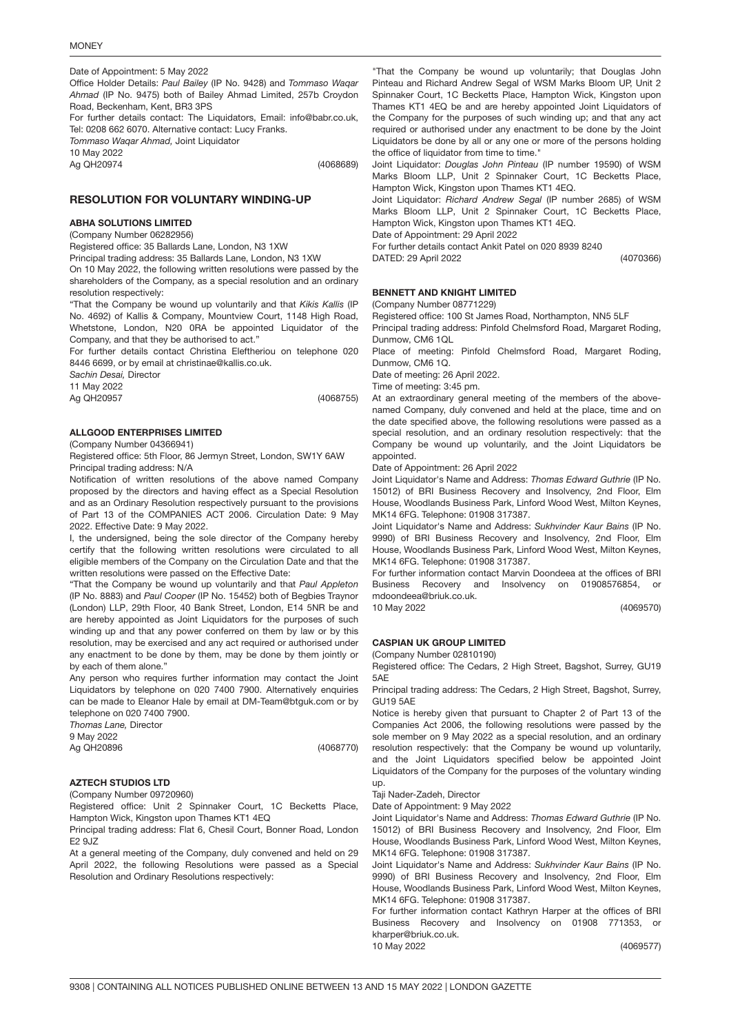Date of Appointment: 5 May 2022

Office Holder Details: *Paul Bailey* (IP No. 9428) and *Tommaso Waqar Ahmad* (IP No. 9475) both of Bailey Ahmad Limited, 257b Croydon Road, Beckenham, Kent, BR3 3PS

For further details contact: The Liquidators, Email: info@babr.co.uk, Tel: 0208 662 6070. Alternative contact: Lucy Franks.

*Tommaso Waqar Ahmad,* Joint Liquidator

10 May 2022

Ag QH20974 (4068689)

## RESOLUTION FOR VOLUNTARY WINDING-UP

### ABHA SOLUTIONS LIMITED

(Company Number 06282956)

Registered office: 35 Ballards Lane, London, N3 1XW

Principal trading address: 35 Ballards Lane, London, N3 1XW

On 10 May 2022, the following written resolutions were passed by the shareholders of the Company, as a special resolution and an ordinary resolution respectively:

"That the Company be wound up voluntarily and that *Kikis Kallis* (IP No. 4692) of Kallis & Company, Mountview Court, 1148 High Road, Whetstone, London, N20 0RA be appointed Liquidator of the Company, and that they be authorised to act."

For further details contact Christina Eleftheriou on telephone 020 8446 6699, or by email at christinae@kallis.co.uk.

*Sachin Desai,* Director

11 May 2022

Ag QH20957 (4068755)

### ALLGOOD ENTERPRISES LIMITED

(Company Number 04366941)

Registered office: 5th Floor, 86 Jermyn Street, London, SW1Y 6AW

Principal trading address: N/A

Notification of written resolutions of the above named Company proposed by the directors and having effect as a Special Resolution and as an Ordinary Resolution respectively pursuant to the provisions of Part 13 of the COMPANIES ACT 2006. Circulation Date: 9 May 2022. Effective Date: 9 May 2022.

I, the undersigned, being the sole director of the Company hereby certify that the following written resolutions were circulated to all eligible members of the Company on the Circulation Date and that the written resolutions were passed on the Effective Date:

"That the Company be wound up voluntarily and that *Paul Appleton* (IP No. 8883) and *Paul Cooper* (IP No. 15452) both of Begbies Traynor (London) LLP, 29th Floor, 40 Bank Street, London, E14 5NR be and are hereby appointed as Joint Liquidators for the purposes of such winding up and that any power conferred on them by law or by this resolution, may be exercised and any act required or authorised under any enactment to be done by them, may be done by them jointly or by each of them alone."

Any person who requires further information may contact the Joint Liquidators by telephone on 020 7400 7900. Alternatively enquiries can be made to Eleanor Hale by email at DM-Team@btguk.com or by telephone on 020 7400 7900.

*Thomas Lane,* Director

9 May 2022

Ag QH20896 (4068770)

### AZTECH STUDIOS LTD

(Company Number 09720960)

Registered office: Unit 2 Spinnaker Court, 1C Becketts Place, Hampton Wick, Kingston upon Thames KT1 4EQ

Principal trading address: Flat 6, Chesil Court, Bonner Road, London E2 9JZ

At a general meeting of the Company, duly convened and held on 29 April 2022, the following Resolutions were passed as a Special Resolution and Ordinary Resolutions respectively:

"That the Company be wound up voluntarily; that Douglas John Pinteau and Richard Andrew Segal of WSM Marks Bloom UP, Unit 2 Spinnaker Court, 1C Becketts Place, Hampton Wick, Kingston upon Thames KT1 4EQ be and are hereby appointed Joint Liquidators of the Company for the purposes of such winding up; and that any act required or authorised under any enactment to be done by the Joint Liquidators be done by all or any one or more of the persons holding the office of liquidator from time to time."

Joint Liquidator: *Douglas John Pinteau* (IP number 19590) of WSM Marks Bloom LLP, Unit 2 Spinnaker Court, 1C Becketts Place, Hampton Wick, Kingston upon Thames KT1 4EQ.

Joint Liquidator: *Richard Andrew Segal* (IP number 2685) of WSM Marks Bloom LLP, Unit 2 Spinnaker Court, 1C Becketts Place, Hampton Wick, Kingston upon Thames KT1 4EQ.

Date of Appointment: 29 April 2022

For further details contact Ankit Patel on 020 8939 8240

DATED: 29 April 2022 (4070366)

### BENNETT AND KNIGHT LIMITED

(Company Number 08771229)

Registered office: 100 St James Road, Northampton, NN5 5LF

Principal trading address: Pinfold Chelmsford Road, Margaret Roding, Dunmow, CM6 1QL

Place of meeting: Pinfold Chelmsford Road, Margaret Roding, Dunmow, CM6 1Q.

Date of meeting: 26 April 2022.

Time of meeting: 3:45 pm.

At an extraordinary general meeting of the members of the above-named Company, duly convened and held at the place, time and on the date specified above, the following resolutions were passed as a special resolution, and an ordinary resolution respectively: that the Company be wound up voluntarily, and the Joint Liquidators be appointed.

Date of Appointment: 26 April 2022

Joint Liquidator's Name and Address: *Thomas Edward Guthrie* (IP No. 15012) of BRI Business Recovery and Insolvency, 2nd Floor, Elm House, Woodlands Business Park, Linford Wood West, Milton Keynes, MK14 6FG. Telephone: 01908 317387.

Joint Liquidator's Name and Address: *Sukhvinder Kaur Bains* (IP No. 9990) of BRI Business Recovery and Insolvency, 2nd Floor, Elm House, Woodlands Business Park, Linford Wood West, Milton Keynes, MK14 6FG. Telephone: 01908 317387.

For further information contact Marvin Doondeea at the offices of BRI Business Recovery and Insolvency on 01908576854, or mdoondeea@briuk.co.uk.

10 May 2022 (4069570)

### CASPIAN UK GROUP LIMITED

(Company Number 02810190)

Registered office: The Cedars, 2 High Street, Bagshot, Surrey, GU19 5AE

Principal trading address: The Cedars, 2 High Street, Bagshot, Surrey, GU19 5AE

Notice is hereby given that pursuant to Chapter 2 of Part 13 of the Companies Act 2006, the following resolutions were passed by the sole member on 9 May 2022 as a special resolution, and an ordinary resolution respectively: that the Company be wound up voluntarily, and the Joint Liquidators specified below be appointed Joint Liquidators of the Company for the purposes of the voluntary winding up.

Taji Nader-Zadeh, Director

Date of Appointment: 9 May 2022

Joint Liquidator's Name and Address: *Thomas Edward Guthrie* (IP No. 15012) of BRI Business Recovery and Insolvency, 2nd Floor, Elm House, Woodlands Business Park, Linford Wood West, Milton Keynes, MK14 6FG. Telephone: 01908 317387.

Joint Liquidator's Name and Address: *Sukhvinder Kaur Bains* (IP No. 9990) of BRI Business Recovery and Insolvency, 2nd Floor, Elm House, Woodlands Business Park, Linford Wood West, Milton Keynes, MK14 6FG. Telephone: 01908 317387.

For further information contact Kathryn Harper at the offices of BRI Business Recovery and Insolvency on 01908 771353, or kharper@briuk.co.uk.

10 May 2022 (4069577)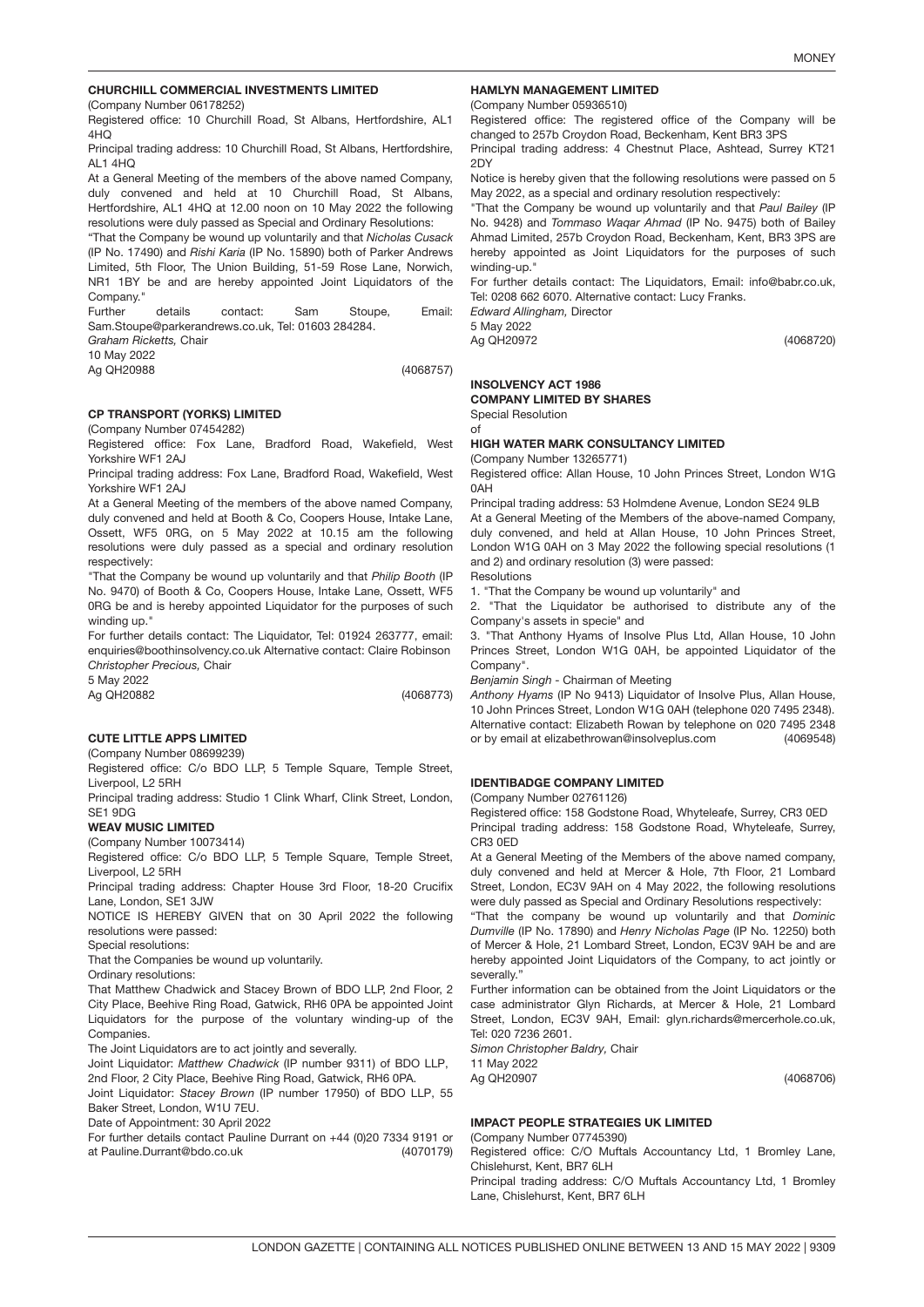### CHURCHILL COMMERCIAL INVESTMENTS LIMITED

(Company Number 06178252)

Registered office: 10 Churchill Road, St Albans, Hertfordshire, AL1 4HQ

Principal trading address: 10 Churchill Road, St Albans, Hertfordshire, AL1 4HQ

At a General Meeting of the members of the above named Company, duly convened and held at 10 Churchill Road, St Albans, Hertfordshire, AL1 4HQ at 12.00 noon on 10 May 2022 the following resolutions were duly passed as Special and Ordinary Resolutions:

"That the Company be wound up voluntarily and that *Nicholas Cusack* (IP No. 17490) and *Rishi Karia* (IP No. 15890) both of Parker Andrews Limited, 5th Floor, The Union Building, 51-59 Rose Lane, Norwich, NR1 1BY be and are hereby appointed Joint Liquidators of the Company."

Further details contact: Sam Stoupe, Email: Sam.Stoupe@parkerandrews.co.uk, Tel: 01603 284284.

*Graham Ricketts,* Chair

10 May 2022

Ag QH20988 (4068757)

### CP TRANSPORT (YORKS) LIMITED

(Company Number 07454282)

Registered office: Fox Lane, Bradford Road, Wakefield, West Yorkshire WF1 2AJ

Principal trading address: Fox Lane, Bradford Road, Wakefield, West Yorkshire WF1 2AJ

At a General Meeting of the members of the above named Company, duly convened and held at Booth & Co, Coopers House, Intake Lane, Ossett, WF5 0RG, on 5 May 2022 at 10.15 am the following resolutions were duly passed as a special and ordinary resolution respectively:

"That the Company be wound up voluntarily and that *Philip Booth* (IP No. 9470) of Booth & Co, Coopers House, Intake Lane, Ossett, WF5 0RG be and is hereby appointed Liquidator for the purposes of such winding up."

For further details contact: The Liquidator, Tel: 01924 263777, email: enquiries@boothinsolvency.co.uk Alternative contact: Claire Robinson

*Christopher Precious,* Chair

5 May 2022

Ag QH20882 (4068773)

### CUTE LITTLE APPS LIMITED

(Company Number 08699239)

Registered office: C/o BDO LLP, 5 Temple Square, Temple Street, Liverpool, L2 5RH

Principal trading address: Studio 1 Clink Wharf, Clink Street, London, SE1 9DG

### WEAV MUSIC LIMITED

(Company Number 10073414)

Registered office: C/o BDO LLP, 5 Temple Square, Temple Street, Liverpool, L2 5RH

Principal trading address: Chapter House 3rd Floor, 18-20 Crucifix Lane, London, SE1 3JW

NOTICE IS HEREBY GIVEN that on 30 April 2022 the following resolutions were passed:

Special resolutions:

That the Companies be wound up voluntarily.

Ordinary resolutions:

That Matthew Chadwick and Stacey Brown of BDO LLP, 2nd Floor, 2 City Place, Beehive Ring Road, Gatwick, RH6 0PA be appointed Joint Liquidators for the purpose of the voluntary winding-up of the Companies.

The Joint Liquidators are to act jointly and severally.

Joint Liquidator: *Matthew Chadwick* (IP number 9311) of BDO LLP, 2nd Floor, 2 City Place, Beehive Ring Road, Gatwick, RH6 0PA.

Joint Liquidator: *Stacey Brown* (IP number 17950) of BDO LLP, 55 Baker Street, London, W1U 7EU.

Date of Appointment: 30 April 2022

For further details contact Pauline Durrant on +44 (0)20 7334 9191 or at Pauline.Durrant@bdo.co.uk (4070179)

### HAMLYN MANAGEMENT LIMITED

(Company Number 05936510)

Registered office: The registered office of the Company will be changed to 257b Croydon Road, Beckenham, Kent BR3 3PS

Principal trading address: 4 Chestnut Place, Ashtead, Surrey KT21 2DY

Notice is hereby given that the following resolutions were passed on 5 May 2022, as a special and ordinary resolution respectively:

"That the Company be wound up voluntarily and that *Paul Bailey* (IP No. 9428) and *Tommaso Waqar Ahmad* (IP No. 9475) both of Bailey Ahmad Limited, 257b Croydon Road, Beckenham, Kent, BR3 3PS are hereby appointed as Joint Liquidators for the purposes of such winding-up."

For further details contact: The Liquidators, Email: info@babr.co.uk, Tel: 0208 662 6070. Alternative contact: Lucy Franks.

*Edward Allingham,* Director

5 May 2022

Ag QH20972 (4068720)

### INSOLVENCY ACT 1986
### COMPANY LIMITED BY SHARES

Special Resolution

of

### HIGH WATER MARK CONSULTANCY LIMITED

(Company Number 13265771)

Registered office: Allan House, 10 John Princes Street, London W1G 0AH

Principal trading address: 53 Holmdene Avenue, London SE24 9LB

At a General Meeting of the Members of the above-named Company, duly convened, and held at Allan House, 10 John Princes Street, London W1G 0AH on 3 May 2022 the following special resolutions (1 and 2) and ordinary resolution (3) were passed:

Resolutions

1. "That the Company be wound up voluntarily" and
2. "That the Liquidator be authorised to distribute any of the Company's assets in specie" and
3. "That Anthony Hyams of Insolve Plus Ltd, Allan House, 10 John Princes Street, London W1G 0AH, be appointed Liquidator of the Company".

*Benjamin Singh* - Chairman of Meeting

*Anthony Hyams* (IP No 9413) Liquidator of Insolve Plus, Allan House, 10 John Princes Street, London W1G 0AH (telephone 020 7495 2348). Alternative contact: Elizabeth Rowan by telephone on 020 7495 2348 or by email at elizabethrowan@insolveplus.com (4069548)

### IDENTIBADGE COMPANY LIMITED

(Company Number 02761126)

Registered office: 158 Godstone Road, Whyteleafe, Surrey, CR3 0ED

Principal trading address: 158 Godstone Road, Whyteleafe, Surrey, CR3 0ED

At a General Meeting of the Members of the above named company, duly convened and held at Mercer & Hole, 7th Floor, 21 Lombard Street, London, EC3V 9AH on 4 May 2022, the following resolutions were duly passed as Special and Ordinary Resolutions respectively:

"That the company be wound up voluntarily and that *Dominic Dumville* (IP No. 17890) and *Henry Nicholas Page* (IP No. 12250) both of Mercer & Hole, 21 Lombard Street, London, EC3V 9AH be and are hereby appointed Joint Liquidators of the Company, to act jointly or severally."

Further information can be obtained from the Joint Liquidators or the case administrator Glyn Richards, at Mercer & Hole, 21 Lombard Street, London, EC3V 9AH, Email: glyn.richards@mercerhole.co.uk, Tel: 020 7236 2601.

*Simon Christopher Baldry,* Chair

11 May 2022

Ag QH20907 (4068706)

### IMPACT PEOPLE STRATEGIES UK LIMITED

(Company Number 07745390)

Registered office: C/O Muftals Accountancy Ltd, 1 Bromley Lane, Chislehurst, Kent, BR7 6LH

Principal trading address: C/O Muftals Accountancy Ltd, 1 Bromley Lane, Chislehurst, Kent, BR7 6LH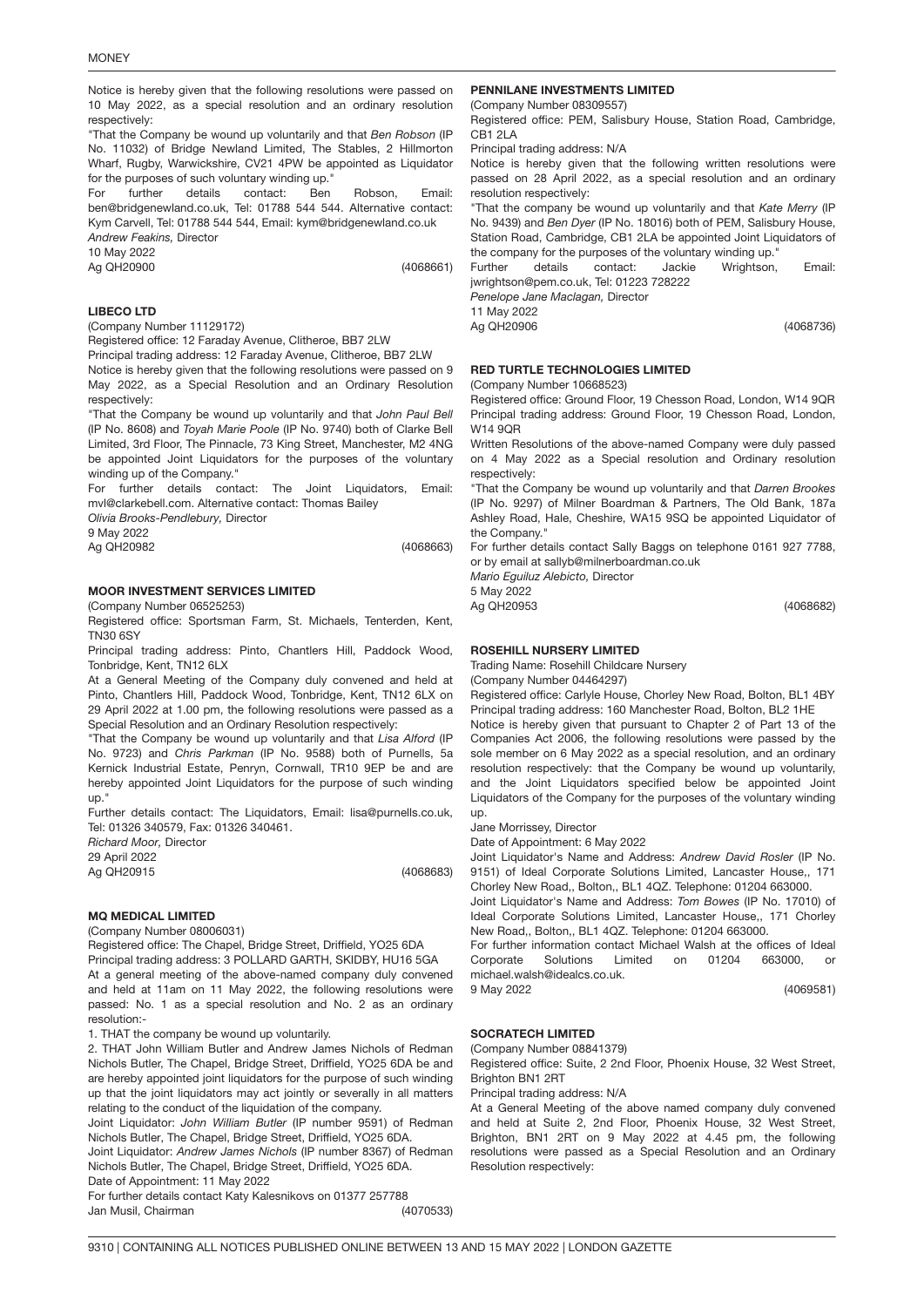Notice is hereby given that the following resolutions were passed on 10 May 2022, as a special resolution and an ordinary resolution respectively:

"That the Company be wound up voluntarily and that *Ben Robson* (IP No. 11032) of Bridge Newland Limited, The Stables, 2 Hillmorton Wharf, Rugby, Warwickshire, CV21 4PW be appointed as Liquidator for the purposes of such voluntary winding up."

For further details contact: Ben Robson, Email: ben@bridgenewland.co.uk, Tel: 01788 544 544. Alternative contact: Kym Carvell, Tel: 01788 544 544, Email: kym@bridgenewland.co.uk

*Andrew Feakins,* Director

10 May 2022

Ag QH20900 (4068661)

### LIBECO LTD

(Company Number 11129172)

Registered office: 12 Faraday Avenue, Clitheroe, BB7 2LW

Principal trading address: 12 Faraday Avenue, Clitheroe, BB7 2LW

Notice is hereby given that the following resolutions were passed on 9 May 2022, as a Special Resolution and an Ordinary Resolution respectively:

"That the Company be wound up voluntarily and that *John Paul Bell* (IP No. 8608) and *Toyah Marie Poole* (IP No. 9740) both of Clarke Bell Limited, 3rd Floor, The Pinnacle, 73 King Street, Manchester, M2 4NG be appointed Joint Liquidators for the purposes of the voluntary winding up of the Company."

For further details contact: The Joint Liquidators, Email: mvl@clarkebell.com. Alternative contact: Thomas Bailey

*Olivia Brooks-Pendlebury,* Director

9 May 2022

Ag QH20982 (4068663)

### MOOR INVESTMENT SERVICES LIMITED

(Company Number 06525253)

Registered office: Sportsman Farm, St. Michaels, Tenterden, Kent, TN30 6SY

Principal trading address: Pinto, Chantlers Hill, Paddock Wood, Tonbridge, Kent, TN12 6LX

At a General Meeting of the Company duly convened and held at Pinto, Chantlers Hill, Paddock Wood, Tonbridge, Kent, TN12 6LX on 29 April 2022 at 1.00 pm, the following resolutions were passed as a Special Resolution and an Ordinary Resolution respectively:

"That the Company be wound up voluntarily and that *Lisa Alford* (IP No. 9723) and *Chris Parkman* (IP No. 9588) both of Purnells, 5a Kernick Industrial Estate, Penryn, Cornwall, TR10 9EP be and are hereby appointed Joint Liquidators for the purpose of such winding up."

Further details contact: The Liquidators, Email: lisa@purnells.co.uk, Tel: 01326 340579, Fax: 01326 340461.

*Richard Moor,* Director

29 April 2022

Ag QH20915 (4068683)

### MQ MEDICAL LIMITED

(Company Number 08006031)

Registered office: The Chapel, Bridge Street, Driffield, YO25 6DA

Principal trading address: 3 POLLARD GARTH, SKIDBY, HU16 5GA

At a general meeting of the above-named company duly convened and held at 11am on 11 May 2022, the following resolutions were passed: No. 1 as a special resolution and No. 2 as an ordinary resolution:-

1. THAT the company be wound up voluntarily.

2. THAT John William Butler and Andrew James Nichols of Redman Nichols Butler, The Chapel, Bridge Street, Driffield, YO25 6DA be and are hereby appointed joint liquidators for the purpose of such winding up that the joint liquidators may act jointly or severally in all matters relating to the conduct of the liquidation of the company.

Joint Liquidator: *John William Butler* (IP number 9591) of Redman Nichols Butler, The Chapel, Bridge Street, Driffield, YO25 6DA.

Joint Liquidator: *Andrew James Nichols* (IP number 8367) of Redman Nichols Butler, The Chapel, Bridge Street, Driffield, YO25 6DA.

Date of Appointment: 11 May 2022

For further details contact Katy Kalesnikovs on 01377 257788

Jan Musil, Chairman (4070533)

### PENNILANE INVESTMENTS LIMITED

(Company Number 08309557)

Registered office: PEM, Salisbury House, Station Road, Cambridge, CB1 2LA

Principal trading address: N/A

Notice is hereby given that the following written resolutions were passed on 28 April 2022, as a special resolution and an ordinary resolution respectively:

"That the company be wound up voluntarily and that *Kate Merry* (IP No. 9439) and *Ben Dyer* (IP No. 18016) both of PEM, Salisbury House, Station Road, Cambridge, CB1 2LA be appointed Joint Liquidators of the company for the purposes of the voluntary winding up."

Further details contact: Jackie Wrightson, Email: jwrightson@pem.co.uk, Tel: 01223 728222

*Penelope Jane Maclagan,* Director

11 May 2022

Ag QH20906 (4068736)

### RED TURTLE TECHNOLOGIES LIMITED

(Company Number 10668523)

Registered office: Ground Floor, 19 Chesson Road, London, W14 9QR

Principal trading address: Ground Floor, 19 Chesson Road, London, W14 9QR

Written Resolutions of the above-named Company were duly passed on 4 May 2022 as a Special resolution and Ordinary resolution respectively:

"That the Company be wound up voluntarily and that *Darren Brookes* (IP No. 9297) of Milner Boardman & Partners, The Old Bank, 187a Ashley Road, Hale, Cheshire, WA15 9SQ be appointed Liquidator of the Company."

For further details contact Sally Baggs on telephone 0161 927 7788, or by email at sallyb@milnerboardman.co.uk

*Mario Eguiluz Alebicto,* Director

5 May 2022

Ag QH20953 (4068682)

### ROSEHILL NURSERY LIMITED

Trading Name: Rosehill Childcare Nursery

(Company Number 04464297)

Registered office: Carlyle House, Chorley New Road, Bolton, BL1 4BY

Principal trading address: 160 Manchester Road, Bolton, BL2 1HE

Notice is hereby given that pursuant to Chapter 2 of Part 13 of the Companies Act 2006, the following resolutions were passed by the sole member on 6 May 2022 as a special resolution, and an ordinary resolution respectively: that the Company be wound up voluntarily, and the Joint Liquidators specified below be appointed Joint Liquidators of the Company for the purposes of the voluntary winding up.

Jane Morrissey, Director

Date of Appointment: 6 May 2022

Joint Liquidator's Name and Address: *Andrew David Rosler* (IP No. 9151) of Ideal Corporate Solutions Limited, Lancaster House,, 171 Chorley New Road,, Bolton,, BL1 4QZ. Telephone: 01204 663000.

Joint Liquidator's Name and Address: *Tom Bowes* (IP No. 17010) of Ideal Corporate Solutions Limited, Lancaster House,, 171 Chorley New Road,, Bolton,, BL1 4QZ. Telephone: 01204 663000.

For further information contact Michael Walsh at the offices of Ideal Corporate Solutions Limited on 01204 663000, or michael.walsh@idealcs.co.uk.

9 May 2022 (4069581)

### SOCRATECH LIMITED

(Company Number 08841379)

Registered office: Suite, 2 2nd Floor, Phoenix House, 32 West Street, Brighton BN1 2RT

Principal trading address: N/A

At a General Meeting of the above named company duly convened and held at Suite 2, 2nd Floor, Phoenix House, 32 West Street, Brighton, BN1 2RT on 9 May 2022 at 4.45 pm, the following resolutions were passed as a Special Resolution and an Ordinary Resolution respectively: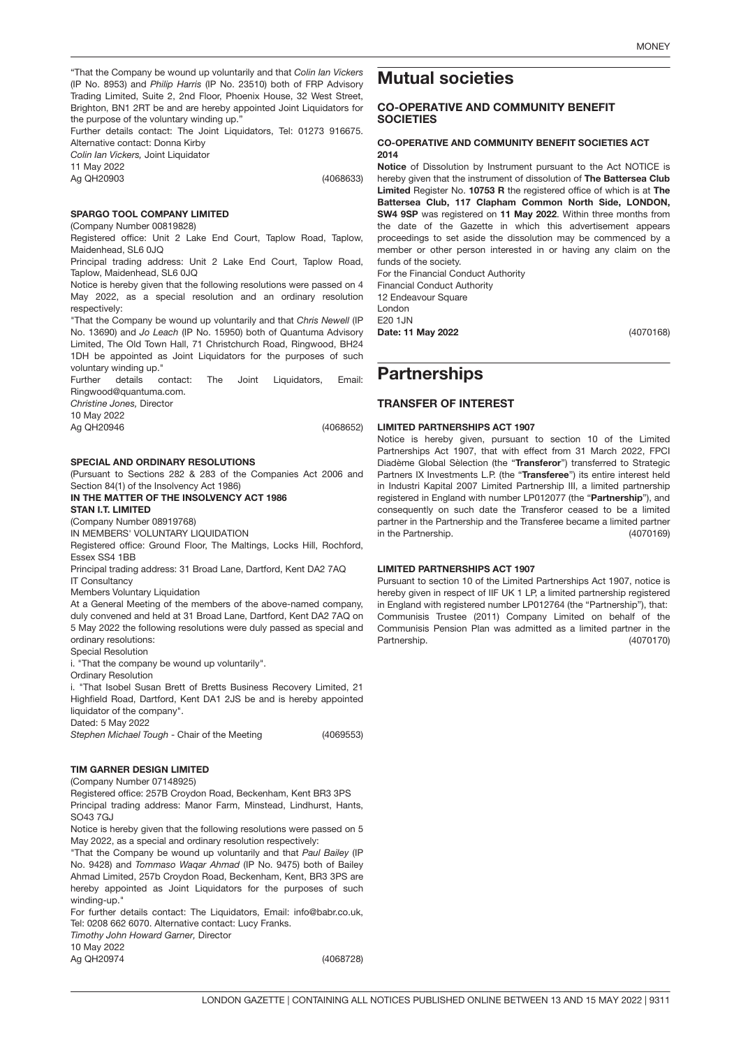"That the Company be wound up voluntarily and that *Colin Ian Vickers* (IP No. 8953) and *Philip Harris* (IP No. 23510) both of FRP Advisory Trading Limited, Suite 2, 2nd Floor, Phoenix House, 32 West Street, Brighton, BN1 2RT be and are hereby appointed Joint Liquidators for the purpose of the voluntary winding up."

Further details contact: The Joint Liquidators, Tel: 01273 916675. Alternative contact: Donna Kirby

*Colin Ian Vickers,* Joint Liquidator

11 May 2022

Ag QH20903 (4068633)

**SPARGO TOOL COMPANY LIMITED**

(Company Number 00819828)

Registered office: Unit 2 Lake End Court, Taplow Road, Taplow, Maidenhead, SL6 0JQ

Principal trading address: Unit 2 Lake End Court, Taplow Road, Taplow, Maidenhead, SL6 0JQ

Notice is hereby given that the following resolutions were passed on 4 May 2022, as a special resolution and an ordinary resolution respectively:

"That the Company be wound up voluntarily and that *Chris Newell* (IP No. 13690) and *Jo Leach* (IP No. 15950) both of Quantuma Advisory Limited, The Old Town Hall, 71 Christchurch Road, Ringwood, BH24 1DH be appointed as Joint Liquidators for the purposes of such voluntary winding up."

Further details contact: The Joint Liquidators, Email: Ringwood@quantuma.com.

*Christine Jones,* Director

10 May 2022

Ag QH20946 (4068652)

**SPECIAL AND ORDINARY RESOLUTIONS**

(Pursuant to Sections 282 & 283 of the Companies Act 2006 and Section 84(1) of the Insolvency Act 1986)

**IN THE MATTER OF THE INSOLVENCY ACT 1986**

**STAN I.T. LIMITED**

(Company Number 08919768)

IN MEMBERS' VOLUNTARY LIQUIDATION

Registered office: Ground Floor, The Maltings, Locks Hill, Rochford, Essex SS4 1BB

Principal trading address: 31 Broad Lane, Dartford, Kent DA2 7AQ

IT Consultancy

Members Voluntary Liquidation

At a General Meeting of the members of the above-named company, duly convened and held at 31 Broad Lane, Dartford, Kent DA2 7AQ on 5 May 2022 the following resolutions were duly passed as special and ordinary resolutions:

Special Resolution

i. "That the company be wound up voluntarily".

Ordinary Resolution

i. "That Isobel Susan Brett of Bretts Business Recovery Limited, 21 Highfield Road, Dartford, Kent DA1 2JS be and is hereby appointed liquidator of the company".

Dated: 5 May 2022

*Stephen Michael Tough* - Chair of the Meeting (4069553)

**TIM GARNER DESIGN LIMITED**

(Company Number 07148925)

Registered office: 257B Croydon Road, Beckenham, Kent BR3 3PS

Principal trading address: Manor Farm, Minstead, Lindhurst, Hants, SO43 7GJ

Notice is hereby given that the following resolutions were passed on 5 May 2022, as a special and ordinary resolution respectively:

"That the Company be wound up voluntarily and that *Paul Bailey* (IP No. 9428) and *Tommaso Waqar Ahmad* (IP No. 9475) both of Bailey Ahmad Limited, 257b Croydon Road, Beckenham, Kent, BR3 3PS are hereby appointed as Joint Liquidators for the purposes of such winding-up."

For further details contact: The Liquidators, Email: info@babr.co.uk, Tel: 0208 662 6070. Alternative contact: Lucy Franks.

*Timothy John Howard Garner,* Director

10 May 2022

Ag QH20974 (4068728)

# Mutual societies

## CO-OPERATIVE AND COMMUNITY BENEFIT SOCIETIES

### CO-OPERATIVE AND COMMUNITY BENEFIT SOCIETIES ACT 2014

**Notice** of Dissolution by Instrument pursuant to the Act NOTICE is hereby given that the instrument of dissolution of **The Battersea Club Limited** Register No. **10753 R** the registered office of which is at **The Battersea Club, 117 Clapham Common North Side, LONDON, SW4 9SP** was registered on **11 May 2022**. Within three months from the date of the Gazette in which this advertisement appears proceedings to set aside the dissolution may be commenced by a member or other person interested in or having any claim on the funds of the society.

For the Financial Conduct Authority

Financial Conduct Authority

12 Endeavour Square

London

E20 1JN

**Date: 11 May 2022** (4070168)

# Partnerships

## TRANSFER OF INTEREST

### LIMITED PARTNERSHIPS ACT 1907

Notice is hereby given, pursuant to section 10 of the Limited Partnerships Act 1907, that with effect from 31 March 2022, FPCI Diadème Global Sèlection (the "**Transferor**") transferred to Strategic Partners IX Investments L.P. (the "**Transferee**") its entire interest held in Industri Kapital 2007 Limited Partnership III, a limited partnership registered in England with number LP012077 (the "**Partnership**"), and consequently on such date the Transferor ceased to be a limited partner in the Partnership and the Transferee became a limited partner in the Partnership. (4070169)

### LIMITED PARTNERSHIPS ACT 1907

Pursuant to section 10 of the Limited Partnerships Act 1907, notice is hereby given in respect of IIF UK 1 LP, a limited partnership registered in England with registered number LP012764 (the "Partnership"), that: Communisis Trustee (2011) Company Limited on behalf of the Communisis Pension Plan was admitted as a limited partner in the Partnership. (4070170)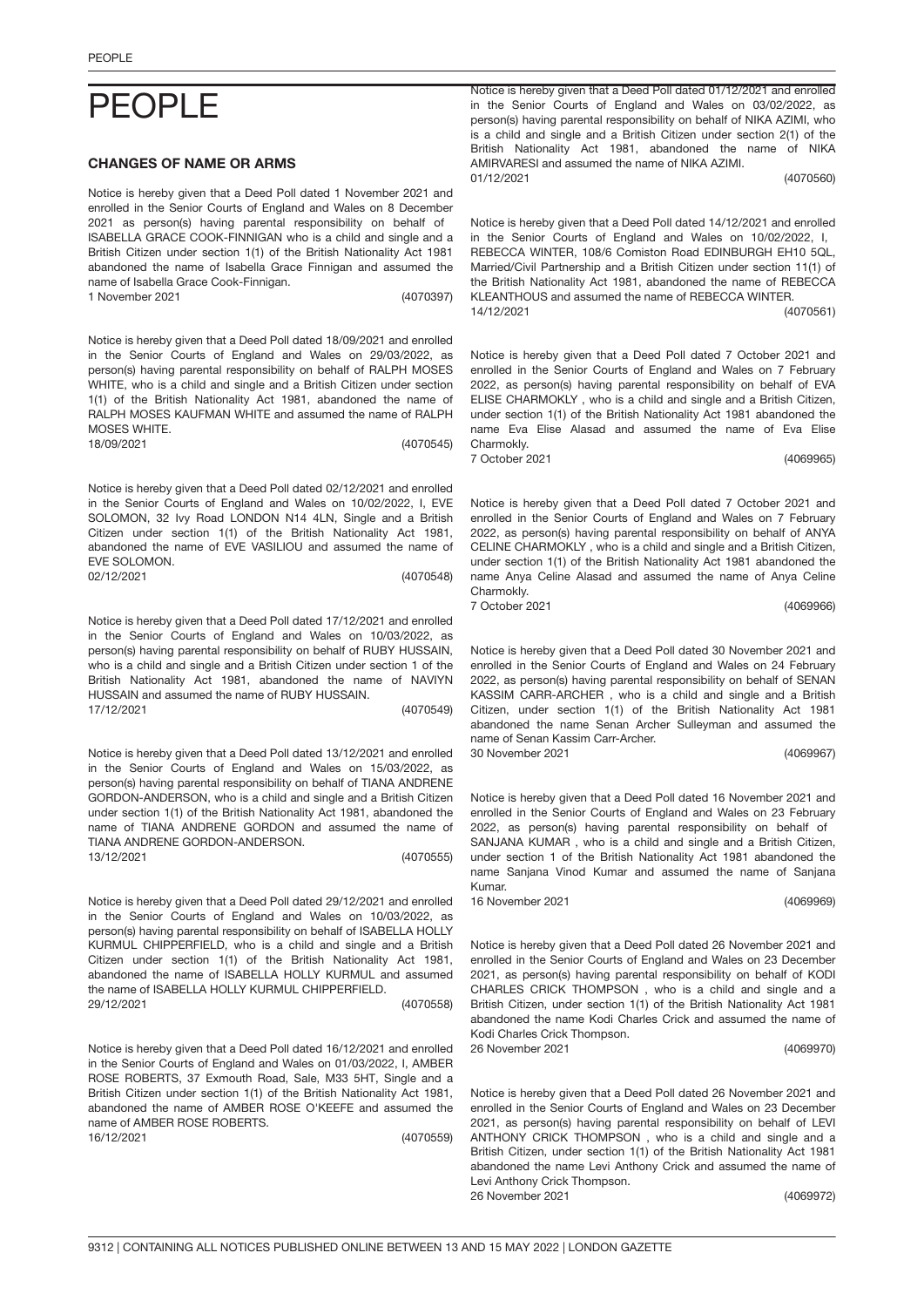# PEOPLE

### CHANGES OF NAME OR ARMS

Notice is hereby given that a Deed Poll dated 1 November 2021 and enrolled in the Senior Courts of England and Wales on 8 December 2021 as person(s) having parental responsibility on behalf of ISABELLA GRACE COOK-FINNIGAN who is a child and single and a British Citizen under section 1(1) of the British Nationality Act 1981 abandoned the name of Isabella Grace Finnigan and assumed the name of Isabella Grace Cook-Finnigan.
1 November 2021 (4070397)

Notice is hereby given that a Deed Poll dated 18/09/2021 and enrolled in the Senior Courts of England and Wales on 29/03/2022, as person(s) having parental responsibility on behalf of RALPH MOSES WHITE, who is a child and single and a British Citizen under section 1(1) of the British Nationality Act 1981, abandoned the name of RALPH MOSES KAUFMAN WHITE and assumed the name of RALPH MOSES WHITE.
18/09/2021 (4070545)

Notice is hereby given that a Deed Poll dated 02/12/2021 and enrolled in the Senior Courts of England and Wales on 10/02/2022, I, EVE SOLOMON, 32 Ivy Road LONDON N14 4LN, Single and a British Citizen under section 1(1) of the British Nationality Act 1981, abandoned the name of EVE VASILIOU and assumed the name of EVE SOLOMON.
02/12/2021 (4070548)

Notice is hereby given that a Deed Poll dated 17/12/2021 and enrolled in the Senior Courts of England and Wales on 10/03/2022, as person(s) having parental responsibility on behalf of RUBY HUSSAIN, who is a child and single and a British Citizen under section 1 of the British Nationality Act 1981, abandoned the name of NAVIYN HUSSAIN and assumed the name of RUBY HUSSAIN.
17/12/2021 (4070549)

Notice is hereby given that a Deed Poll dated 13/12/2021 and enrolled in the Senior Courts of England and Wales on 15/03/2022, as person(s) having parental responsibility on behalf of TIANA ANDRENE GORDON-ANDERSON, who is a child and single and a British Citizen under section 1(1) of the British Nationality Act 1981, abandoned the name of TIANA ANDRENE GORDON and assumed the name of TIANA ANDRENE GORDON-ANDERSON.
13/12/2021 (4070555)

Notice is hereby given that a Deed Poll dated 29/12/2021 and enrolled in the Senior Courts of England and Wales on 10/03/2022, as person(s) having parental responsibility on behalf of ISABELLA HOLLY KURMUL CHIPPERFIELD, who is a child and single and a British Citizen under section 1(1) of the British Nationality Act 1981, abandoned the name of ISABELLA HOLLY KURMUL and assumed the name of ISABELLA HOLLY KURMUL CHIPPERFIELD.
29/12/2021 (4070558)

Notice is hereby given that a Deed Poll dated 16/12/2021 and enrolled in the Senior Courts of England and Wales on 01/03/2022, I, AMBER ROSE ROBERTS, 37 Exmouth Road, Sale, M33 5HT, Single and a British Citizen under section 1(1) of the British Nationality Act 1981, abandoned the name of AMBER ROSE O'KEEFE and assumed the name of AMBER ROSE ROBERTS.
16/12/2021 (4070559)

Notice is hereby given that a Deed Poll dated 01/12/2021 and enrolled in the Senior Courts of England and Wales on 03/02/2022, as person(s) having parental responsibility on behalf of NIKA AZIMI, who is a child and single and a British Citizen under section 2(1) of the British Nationality Act 1981, abandoned the name of NIKA AMIRVARESI and assumed the name of NIKA AZIMI.
01/12/2021 (4070560)

Notice is hereby given that a Deed Poll dated 14/12/2021 and enrolled in the Senior Courts of England and Wales on 10/02/2022, I, REBECCA WINTER, 108/6 Comiston Road EDINBURGH EH10 5QL, Married/Civil Partnership and a British Citizen under section 11(1) of the British Nationality Act 1981, abandoned the name of REBECCA KLEANTHOUS and assumed the name of REBECCA WINTER.
14/12/2021 (4070561)

Notice is hereby given that a Deed Poll dated 7 October 2021 and enrolled in the Senior Courts of England and Wales on 7 February 2022, as person(s) having parental responsibility on behalf of EVA ELISE CHARMOKLY , who is a child and single and a British Citizen, under section 1(1) of the British Nationality Act 1981 abandoned the name Eva Elise Alasad and assumed the name of Eva Elise Charmokly.
7 October 2021 (4069965)

Notice is hereby given that a Deed Poll dated 7 October 2021 and enrolled in the Senior Courts of England and Wales on 7 February 2022, as person(s) having parental responsibility on behalf of ANYA CELINE CHARMOKLY , who is a child and single and a British Citizen, under section 1(1) of the British Nationality Act 1981 abandoned the name Anya Celine Alasad and assumed the name of Anya Celine Charmokly.
7 October 2021 (4069966)

Notice is hereby given that a Deed Poll dated 30 November 2021 and enrolled in the Senior Courts of England and Wales on 24 February 2022, as person(s) having parental responsibility on behalf of SENAN KASSIM CARR-ARCHER , who is a child and single and a British Citizen, under section 1(1) of the British Nationality Act 1981 abandoned the name Senan Archer Sulleyman and assumed the name of Senan Kassim Carr-Archer.
30 November 2021 (4069967)

Notice is hereby given that a Deed Poll dated 16 November 2021 and enrolled in the Senior Courts of England and Wales on 23 February 2022, as person(s) having parental responsibility on behalf of SANJANA KUMAR , who is a child and single and a British Citizen, under section 1 of the British Nationality Act 1981 abandoned the name Sanjana Vinod Kumar and assumed the name of Sanjana Kumar.
16 November 2021 (4069969)

Notice is hereby given that a Deed Poll dated 26 November 2021 and enrolled in the Senior Courts of England and Wales on 23 December 2021, as person(s) having parental responsibility on behalf of KODI CHARLES CRICK THOMPSON , who is a child and single and a British Citizen, under section 1(1) of the British Nationality Act 1981 abandoned the name Kodi Charles Crick and assumed the name of Kodi Charles Crick Thompson.
26 November 2021 (4069970)

Notice is hereby given that a Deed Poll dated 26 November 2021 and enrolled in the Senior Courts of England and Wales on 23 December 2021, as person(s) having parental responsibility on behalf of LEVI ANTHONY CRICK THOMPSON , who is a child and single and a British Citizen, under section 1(1) of the British Nationality Act 1981 abandoned the name Levi Anthony Crick and assumed the name of Levi Anthony Crick Thompson.
26 November 2021 (4069972)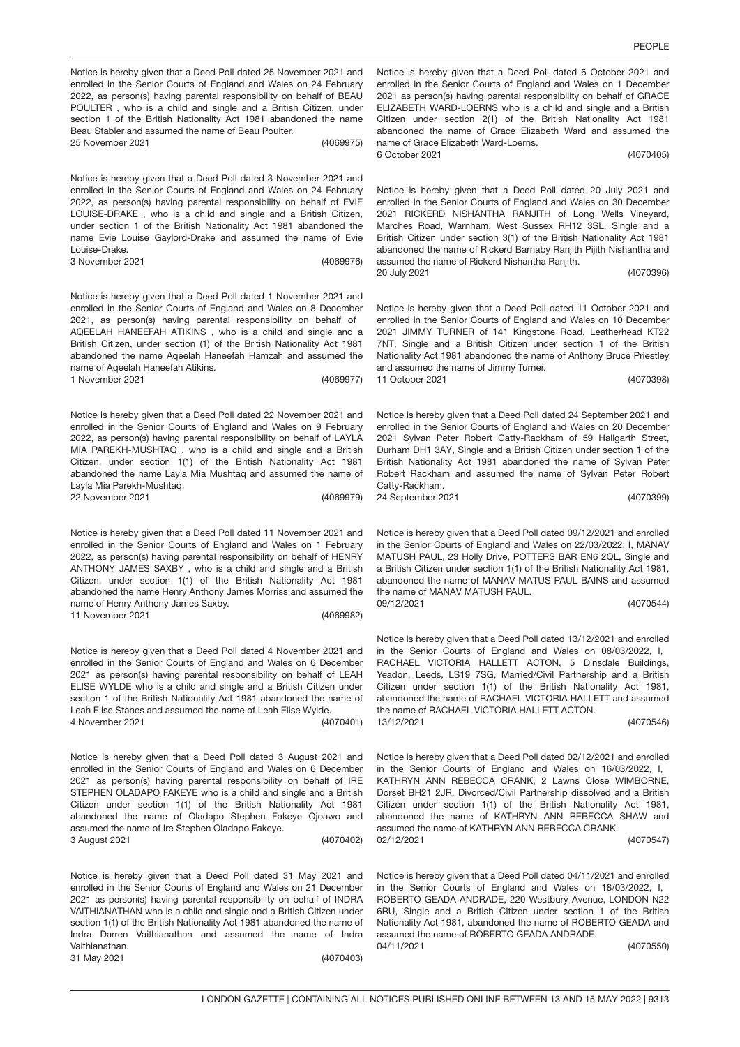Notice is hereby given that a Deed Poll dated 25 November 2021 and enrolled in the Senior Courts of England and Wales on 24 February 2022, as person(s) having parental responsibility on behalf of BEAU POULTER , who is a child and single and a British Citizen, under section 1 of the British Nationality Act 1981 abandoned the name Beau Stabler and assumed the name of Beau Poulter.
25 November 2021 (4069975)

Notice is hereby given that a Deed Poll dated 3 November 2021 and enrolled in the Senior Courts of England and Wales on 24 February 2022, as person(s) having parental responsibility on behalf of EVIE LOUISE-DRAKE , who is a child and single and a British Citizen, under section 1 of the British Nationality Act 1981 abandoned the name Evie Louise Gaylord-Drake and assumed the name of Evie Louise-Drake.
3 November 2021 (4069976)

Notice is hereby given that a Deed Poll dated 1 November 2021 and enrolled in the Senior Courts of England and Wales on 8 December 2021, as person(s) having parental responsibility on behalf of AQEELAH HANEEFAH ATIKINS , who is a child and single and a British Citizen, under section (1) of the British Nationality Act 1981 abandoned the name Aqeelah Haneefah Hamzah and assumed the name of Aqeelah Haneefah Atikins.
1 November 2021 (4069977)

Notice is hereby given that a Deed Poll dated 22 November 2021 and enrolled in the Senior Courts of England and Wales on 9 February 2022, as person(s) having parental responsibility on behalf of LAYLA MIA PAREKH-MUSHTAQ , who is a child and single and a British Citizen, under section 1(1) of the British Nationality Act 1981 abandoned the name Layla Mia Mushtaq and assumed the name of Layla Mia Parekh-Mushtaq.
22 November 2021 (4069979)

Notice is hereby given that a Deed Poll dated 11 November 2021 and enrolled in the Senior Courts of England and Wales on 1 February 2022, as person(s) having parental responsibility on behalf of HENRY ANTHONY JAMES SAXBY , who is a child and single and a British Citizen, under section 1(1) of the British Nationality Act 1981 abandoned the name Henry Anthony James Morriss and assumed the name of Henry Anthony James Saxby.
11 November 2021 (4069982)

Notice is hereby given that a Deed Poll dated 4 November 2021 and enrolled in the Senior Courts of England and Wales on 6 December 2021 as person(s) having parental responsibility on behalf of LEAH ELISE WYLDE who is a child and single and a British Citizen under section 1 of the British Nationality Act 1981 abandoned the name of Leah Elise Stanes and assumed the name of Leah Elise Wylde.
4 November 2021 (4070401)

Notice is hereby given that a Deed Poll dated 3 August 2021 and enrolled in the Senior Courts of England and Wales on 6 December 2021 as person(s) having parental responsibility on behalf of IRE STEPHEN OLADAPO FAKEYE who is a child and single and a British Citizen under section 1(1) of the British Nationality Act 1981 abandoned the name of Oladapo Stephen Fakeye Ojoawo and assumed the name of Ire Stephen Oladapo Fakeye.
3 August 2021 (4070402)

Notice is hereby given that a Deed Poll dated 31 May 2021 and enrolled in the Senior Courts of England and Wales on 21 December 2021 as person(s) having parental responsibility on behalf of INDRA VAITHIANATHAN who is a child and single and a British Citizen under section 1(1) of the British Nationality Act 1981 abandoned the name of Indra Darren Vaithianathan and assumed the name of Indra Vaithianathan.
31 May 2021 (4070403)

Notice is hereby given that a Deed Poll dated 6 October 2021 and enrolled in the Senior Courts of England and Wales on 1 December 2021 as person(s) having parental responsibility on behalf of GRACE ELIZABETH WARD-LOERNS who is a child and single and a British Citizen under section 2(1) of the British Nationality Act 1981 abandoned the name of Grace Elizabeth Ward and assumed the name of Grace Elizabeth Ward-Loerns.
6 October 2021 (4070405)

Notice is hereby given that a Deed Poll dated 20 July 2021 and enrolled in the Senior Courts of England and Wales on 30 December 2021 RICKERD NISHANTHA RANJITH of Long Wells Vineyard, Marches Road, Warnham, West Sussex RH12 3SL, Single and a British Citizen under section 3(1) of the British Nationality Act 1981 abandoned the name of Rickerd Barnaby Ranjith Pijith Nishantha and assumed the name of Rickerd Nishantha Ranjith.
20 July 2021 (4070396)

Notice is hereby given that a Deed Poll dated 11 October 2021 and enrolled in the Senior Courts of England and Wales on 10 December 2021 JIMMY TURNER of 141 Kingstone Road, Leatherhead KT22 7NT, Single and a British Citizen under section 1 of the British Nationality Act 1981 abandoned the name of Anthony Bruce Priestley and assumed the name of Jimmy Turner.
11 October 2021 (4070398)

Notice is hereby given that a Deed Poll dated 24 September 2021 and enrolled in the Senior Courts of England and Wales on 20 December 2021 Sylvan Peter Robert Catty-Rackham of 59 Hallgarth Street, Durham DH1 3AY, Single and a British Citizen under section 1 of the British Nationality Act 1981 abandoned the name of Sylvan Peter Robert Rackham and assumed the name of Sylvan Peter Robert Catty-Rackham.
24 September 2021 (4070399)

Notice is hereby given that a Deed Poll dated 09/12/2021 and enrolled in the Senior Courts of England and Wales on 22/03/2022, I, MANAV MATUSH PAUL, 23 Holly Drive, POTTERS BAR EN6 2QL, Single and a British Citizen under section 1(1) of the British Nationality Act 1981, abandoned the name of MANAV MATUS PAUL BAINS and assumed the name of MANAV MATUSH PAUL.
09/12/2021 (4070544)

Notice is hereby given that a Deed Poll dated 13/12/2021 and enrolled in the Senior Courts of England and Wales on 08/03/2022, I, RACHAEL VICTORIA HALLETT ACTON, 5 Dinsdale Buildings, Yeadon, Leeds, LS19 7SG, Married/Civil Partnership and a British Citizen under section 1(1) of the British Nationality Act 1981, abandoned the name of RACHAEL VICTORIA HALLETT and assumed the name of RACHAEL VICTORIA HALLETT ACTON.
13/12/2021 (4070546)

Notice is hereby given that a Deed Poll dated 02/12/2021 and enrolled in the Senior Courts of England and Wales on 16/03/2022, I, KATHRYN ANN REBECCA CRANK, 2 Lawns Close WIMBORNE, Dorset BH21 2JR, Divorced/Civil Partnership dissolved and a British Citizen under section 1(1) of the British Nationality Act 1981, abandoned the name of KATHRYN ANN REBECCA SHAW and assumed the name of KATHRYN ANN REBECCA CRANK.
02/12/2021 (4070547)

Notice is hereby given that a Deed Poll dated 04/11/2021 and enrolled in the Senior Courts of England and Wales on 18/03/2022, I, ROBERTO GEADA ANDRADE, 220 Westbury Avenue, LONDON N22 6RU, Single and a British Citizen under section 1 of the British Nationality Act 1981, abandoned the name of ROBERTO GEADA and assumed the name of ROBERTO GEADA ANDRADE.
04/11/2021 (4070550)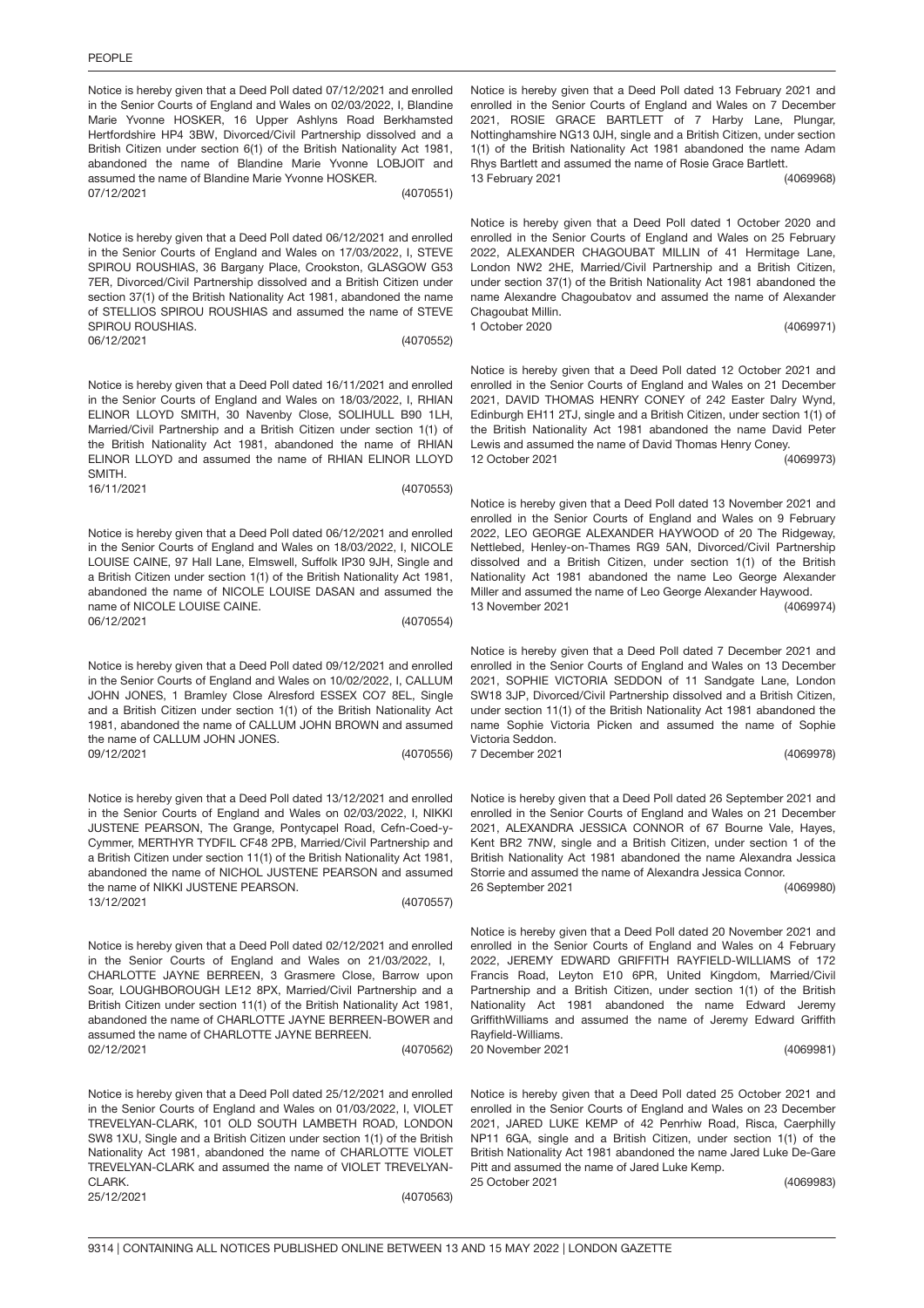Notice is hereby given that a Deed Poll dated 07/12/2021 and enrolled in the Senior Courts of England and Wales on 02/03/2022, I, Blandine Marie Yvonne HOSKER, 16 Upper Ashlyns Road Berkhamsted Hertfordshire HP4 3BW, Divorced/Civil Partnership dissolved and a British Citizen under section 6(1) of the British Nationality Act 1981, abandoned the name of Blandine Marie Yvonne LOBJOIT and assumed the name of Blandine Marie Yvonne HOSKER.
07/12/2021 (4070551)

Notice is hereby given that a Deed Poll dated 06/12/2021 and enrolled in the Senior Courts of England and Wales on 17/03/2022, I, STEVE SPIROU ROUSHIAS, 36 Bargany Place, Crookston, GLASGOW G53 7ER, Divorced/Civil Partnership dissolved and a British Citizen under section 37(1) of the British Nationality Act 1981, abandoned the name of STELLIOS SPIROU ROUSHIAS and assumed the name of STEVE SPIROU ROUSHIAS.
06/12/2021 (4070552)

Notice is hereby given that a Deed Poll dated 16/11/2021 and enrolled in the Senior Courts of England and Wales on 18/03/2022, I, RHIAN ELINOR LLOYD SMITH, 30 Navenby Close, SOLIHULL B90 1LH, Married/Civil Partnership and a British Citizen under section 1(1) of the British Nationality Act 1981, abandoned the name of RHIAN ELINOR LLOYD and assumed the name of RHIAN ELINOR LLOYD SMITH.
16/11/2021 (4070553)

Notice is hereby given that a Deed Poll dated 06/12/2021 and enrolled in the Senior Courts of England and Wales on 18/03/2022, I, NICOLE LOUISE CAINE, 97 Hall Lane, Elmswell, Suffolk IP30 9JH, Single and a British Citizen under section 1(1) of the British Nationality Act 1981, abandoned the name of NICOLE LOUISE DASAN and assumed the name of NICOLE LOUISE CAINE.
06/12/2021 (4070554)

Notice is hereby given that a Deed Poll dated 09/12/2021 and enrolled in the Senior Courts of England and Wales on 10/02/2022, I, CALLUM JOHN JONES, 1 Bramley Close Alresford ESSEX CO7 8EL, Single and a British Citizen under section 1(1) of the British Nationality Act 1981, abandoned the name of CALLUM JOHN BROWN and assumed the name of CALLUM JOHN JONES.
09/12/2021 (4070556)

Notice is hereby given that a Deed Poll dated 13/12/2021 and enrolled in the Senior Courts of England and Wales on 02/03/2022, I, NIKKI JUSTENE PEARSON, The Grange, Pontycapel Road, Cefn-Coed-y-Cymmer, MERTHYR TYDFIL CF48 2PB, Married/Civil Partnership and a British Citizen under section 11(1) of the British Nationality Act 1981, abandoned the name of NICHOL JUSTENE PEARSON and assumed the name of NIKKI JUSTENE PEARSON.
13/12/2021 (4070557)

Notice is hereby given that a Deed Poll dated 02/12/2021 and enrolled in the Senior Courts of England and Wales on 21/03/2022, I, CHARLOTTE JAYNE BERREEN, 3 Grasmere Close, Barrow upon Soar, LOUGHBOROUGH LE12 8PX, Married/Civil Partnership and a British Citizen under section 11(1) of the British Nationality Act 1981, abandoned the name of CHARLOTTE JAYNE BERREEN-BOWER and assumed the name of CHARLOTTE JAYNE BERREEN.
02/12/2021 (4070562)

Notice is hereby given that a Deed Poll dated 25/12/2021 and enrolled in the Senior Courts of England and Wales on 01/03/2022, I, VIOLET TREVELYAN-CLARK, 101 OLD SOUTH LAMBETH ROAD, LONDON SW8 1XU, Single and a British Citizen under section 1(1) of the British Nationality Act 1981, abandoned the name of CHARLOTTE VIOLET TREVELYAN-CLARK and assumed the name of VIOLET TREVELYAN-CLARK.
25/12/2021 (4070563)

Notice is hereby given that a Deed Poll dated 13 February 2021 and enrolled in the Senior Courts of England and Wales on 7 December 2021, ROSIE GRACE BARTLETT of 7 Harby Lane, Plungar, Nottinghamshire NG13 0JH, single and a British Citizen, under section 1(1) of the British Nationality Act 1981 abandoned the name Adam Rhys Bartlett and assumed the name of Rosie Grace Bartlett.
13 February 2021 (4069968)

Notice is hereby given that a Deed Poll dated 1 October 2020 and enrolled in the Senior Courts of England and Wales on 25 February 2022, ALEXANDER CHAGOUBAT MILLIN of 41 Hermitage Lane, London NW2 2HE, Married/Civil Partnership and a British Citizen, under section 37(1) of the British Nationality Act 1981 abandoned the name Alexandre Chagoubatov and assumed the name of Alexander Chagoubat Millin.
1 October 2020 (4069971)

Notice is hereby given that a Deed Poll dated 12 October 2021 and enrolled in the Senior Courts of England and Wales on 21 December 2021, DAVID THOMAS HENRY CONEY of 242 Easter Dalry Wynd, Edinburgh EH11 2TJ, single and a British Citizen, under section 1(1) of the British Nationality Act 1981 abandoned the name David Peter Lewis and assumed the name of David Thomas Henry Coney.
12 October 2021 (4069973)

Notice is hereby given that a Deed Poll dated 13 November 2021 and enrolled in the Senior Courts of England and Wales on 9 February 2022, LEO GEORGE ALEXANDER HAYWOOD of 20 The Ridgeway, Nettlebed, Henley-on-Thames RG9 5AN, Divorced/Civil Partnership dissolved and a British Citizen, under section 1(1) of the British Nationality Act 1981 abandoned the name Leo George Alexander Miller and assumed the name of Leo George Alexander Haywood.
13 November 2021 (4069974)

Notice is hereby given that a Deed Poll dated 7 December 2021 and enrolled in the Senior Courts of England and Wales on 13 December 2021, SOPHIE VICTORIA SEDDON of 11 Sandgate Lane, London SW18 3JP, Divorced/Civil Partnership dissolved and a British Citizen, under section 11(1) of the British Nationality Act 1981 abandoned the name Sophie Victoria Picken and assumed the name of Sophie Victoria Seddon.
7 December 2021 (4069978)

Notice is hereby given that a Deed Poll dated 26 September 2021 and enrolled in the Senior Courts of England and Wales on 21 December 2021, ALEXANDRA JESSICA CONNOR of 67 Bourne Vale, Hayes, Kent BR2 7NW, single and a British Citizen, under section 1 of the British Nationality Act 1981 abandoned the name Alexandra Jessica Storrie and assumed the name of Alexandra Jessica Connor.
26 September 2021 (4069980)

Notice is hereby given that a Deed Poll dated 20 November 2021 and enrolled in the Senior Courts of England and Wales on 4 February 2022, JEREMY EDWARD GRIFFITH RAYFIELD-WILLIAMS of 172 Francis Road, Leyton E10 6PR, United Kingdom, Married/Civil Partnership and a British Citizen, under section 1(1) of the British Nationality Act 1981 abandoned the name Edward Jeremy GriffithWilliams and assumed the name of Jeremy Edward Griffith Rayfield-Williams.
20 November 2021 (4069981)

Notice is hereby given that a Deed Poll dated 25 October 2021 and enrolled in the Senior Courts of England and Wales on 23 December 2021, JARED LUKE KEMP of 42 Penrhiw Road, Risca, Caerphilly NP11 6GA, single and a British Citizen, under section 1(1) of the British Nationality Act 1981 abandoned the name Jared Luke De-Gare Pitt and assumed the name of Jared Luke Kemp.
25 October 2021 (4069983)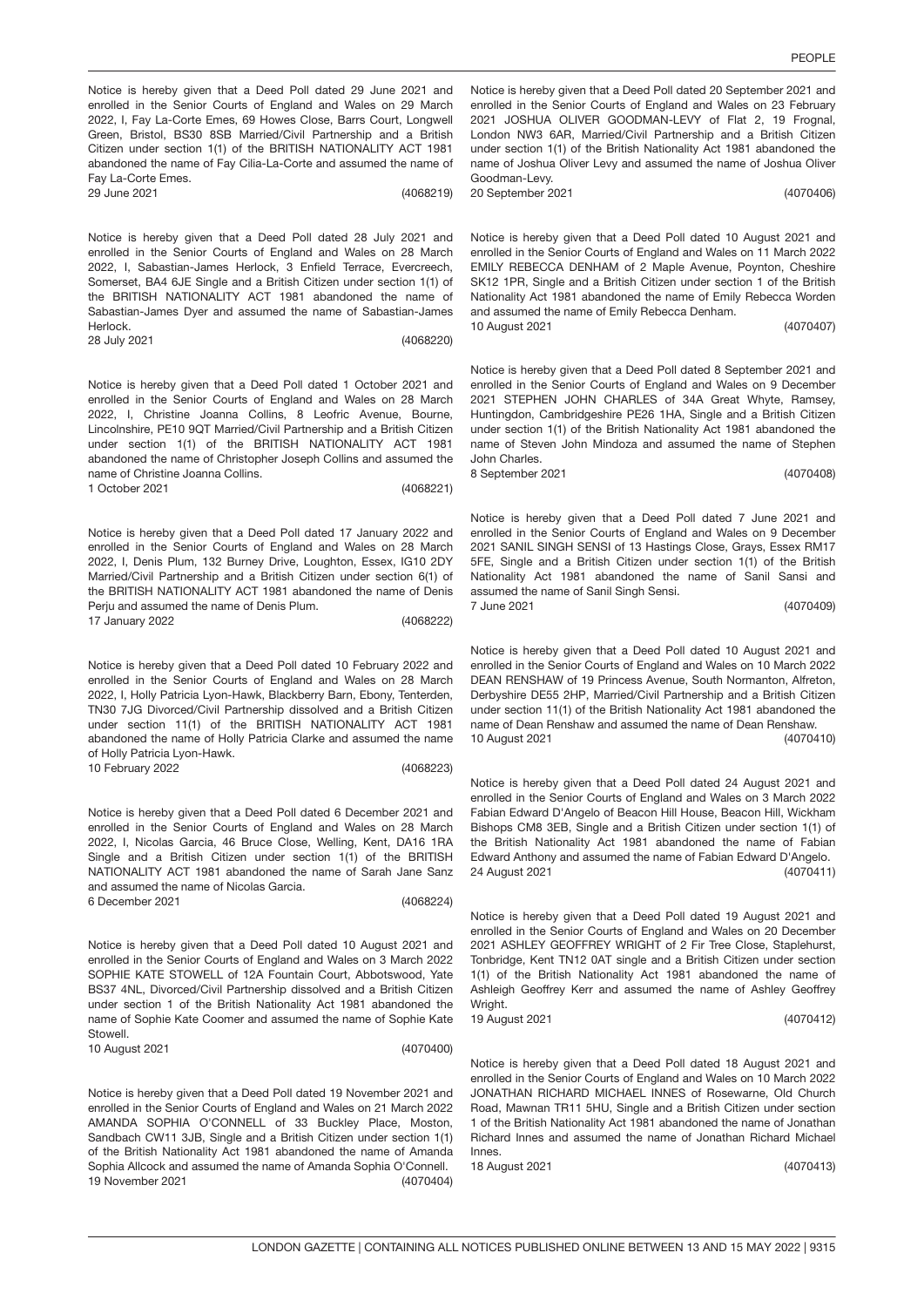Notice is hereby given that a Deed Poll dated 29 June 2021 and enrolled in the Senior Courts of England and Wales on 29 March 2022, I, Fay La-Corte Emes, 69 Howes Close, Barrs Court, Longwell Green, Bristol, BS30 8SB Married/Civil Partnership and a British Citizen under section 1(1) of the BRITISH NATIONALITY ACT 1981 abandoned the name of Fay Cilia-La-Corte and assumed the name of Fay La-Corte Emes.

29 June 2021 (4068219)

Notice is hereby given that a Deed Poll dated 28 July 2021 and enrolled in the Senior Courts of England and Wales on 28 March 2022, I, Sabastian-James Herlock, 3 Enfield Terrace, Evercreech, Somerset, BA4 6JE Single and a British Citizen under section 1(1) of the BRITISH NATIONALITY ACT 1981 abandoned the name of Sabastian-James Dyer and assumed the name of Sabastian-James Herlock.

28 July 2021 (4068220)

Notice is hereby given that a Deed Poll dated 1 October 2021 and enrolled in the Senior Courts of England and Wales on 28 March 2022, I, Christine Joanna Collins, 8 Leofric Avenue, Bourne, Lincolnshire, PE10 9QT Married/Civil Partnership and a British Citizen under section 1(1) of the BRITISH NATIONALITY ACT 1981 abandoned the name of Christopher Joseph Collins and assumed the name of Christine Joanna Collins.

1 October 2021 (4068221)

Notice is hereby given that a Deed Poll dated 17 January 2022 and enrolled in the Senior Courts of England and Wales on 28 March 2022, I, Denis Plum, 132 Burney Drive, Loughton, Essex, IG10 2DY Married/Civil Partnership and a British Citizen under section 6(1) of the BRITISH NATIONALITY ACT 1981 abandoned the name of Denis Perju and assumed the name of Denis Plum.

17 January 2022 (4068222)

Notice is hereby given that a Deed Poll dated 10 February 2022 and enrolled in the Senior Courts of England and Wales on 28 March 2022, I, Holly Patricia Lyon-Hawk, Blackberry Barn, Ebony, Tenterden, TN30 7JG Divorced/Civil Partnership dissolved and a British Citizen under section 11(1) of the BRITISH NATIONALITY ACT 1981 abandoned the name of Holly Patricia Clarke and assumed the name of Holly Patricia Lyon-Hawk.

10 February 2022 (4068223)

Notice is hereby given that a Deed Poll dated 6 December 2021 and enrolled in the Senior Courts of England and Wales on 28 March 2022, I, Nicolas Garcia, 46 Bruce Close, Welling, Kent, DA16 1RA Single and a British Citizen under section 1(1) of the BRITISH NATIONALITY ACT 1981 abandoned the name of Sarah Jane Sanz and assumed the name of Nicolas Garcia.

6 December 2021 (4068224)

Notice is hereby given that a Deed Poll dated 10 August 2021 and enrolled in the Senior Courts of England and Wales on 3 March 2022 SOPHIE KATE STOWELL of 12A Fountain Court, Abbotswood, Yate BS37 4NL, Divorced/Civil Partnership dissolved and a British Citizen under section 1 of the British Nationality Act 1981 abandoned the name of Sophie Kate Coomer and assumed the name of Sophie Kate Stowell.

10 August 2021 (4070400)

Notice is hereby given that a Deed Poll dated 19 November 2021 and enrolled in the Senior Courts of England and Wales on 21 March 2022 AMANDA SOPHIA O'CONNELL of 33 Buckley Place, Moston, Sandbach CW11 3JB, Single and a British Citizen under section 1(1) of the British Nationality Act 1981 abandoned the name of Amanda Sophia Allcock and assumed the name of Amanda Sophia O'Connell.

19 November 2021 (4070404)

Notice is hereby given that a Deed Poll dated 20 September 2021 and enrolled in the Senior Courts of England and Wales on 23 February 2021 JOSHUA OLIVER GOODMAN-LEVY of Flat 2, 19 Frognal, London NW3 6AR, Married/Civil Partnership and a British Citizen under section 1(1) of the British Nationality Act 1981 abandoned the name of Joshua Oliver Levy and assumed the name of Joshua Oliver Goodman-Levy.

20 September 2021 (4070406)

Notice is hereby given that a Deed Poll dated 10 August 2021 and enrolled in the Senior Courts of England and Wales on 11 March 2022 EMILY REBECCA DENHAM of 2 Maple Avenue, Poynton, Cheshire SK12 1PR, Single and a British Citizen under section 1 of the British Nationality Act 1981 abandoned the name of Emily Rebecca Worden and assumed the name of Emily Rebecca Denham.

10 August 2021 (4070407)

Notice is hereby given that a Deed Poll dated 8 September 2021 and enrolled in the Senior Courts of England and Wales on 9 December 2021 STEPHEN JOHN CHARLES of 34A Great Whyte, Ramsey, Huntingdon, Cambridgeshire PE26 1HA, Single and a British Citizen under section 1(1) of the British Nationality Act 1981 abandoned the name of Steven John Mindoza and assumed the name of Stephen John Charles.

8 September 2021 (4070408)

Notice is hereby given that a Deed Poll dated 7 June 2021 and enrolled in the Senior Courts of England and Wales on 9 December 2021 SANIL SINGH SENSI of 13 Hastings Close, Grays, Essex RM17 5FE, Single and a British Citizen under section 1(1) of the British Nationality Act 1981 abandoned the name of Sanil Sansi and assumed the name of Sanil Singh Sensi.

7 June 2021 (4070409)

Notice is hereby given that a Deed Poll dated 10 August 2021 and enrolled in the Senior Courts of England and Wales on 10 March 2022 DEAN RENSHAW of 19 Princess Avenue, South Normanton, Alfreton, Derbyshire DE55 2HP, Married/Civil Partnership and a British Citizen under section 11(1) of the British Nationality Act 1981 abandoned the name of Dean Renshaw and assumed the name of Dean Renshaw.

10 August 2021 (4070410)

Notice is hereby given that a Deed Poll dated 24 August 2021 and enrolled in the Senior Courts of England and Wales on 3 March 2022 Fabian Edward D'Angelo of Beacon Hill House, Beacon Hill, Wickham Bishops CM8 3EB, Single and a British Citizen under section 1(1) of the British Nationality Act 1981 abandoned the name of Fabian Edward Anthony and assumed the name of Fabian Edward D'Angelo.

24 August 2021 (4070411)

Notice is hereby given that a Deed Poll dated 19 August 2021 and enrolled in the Senior Courts of England and Wales on 20 December 2021 ASHLEY GEOFFREY WRIGHT of 2 Fir Tree Close, Staplehurst, Tonbridge, Kent TN12 0AT single and a British Citizen under section 1(1) of the British Nationality Act 1981 abandoned the name of Ashleigh Geoffrey Kerr and assumed the name of Ashley Geoffrey Wright.

19 August 2021 (4070412)

Notice is hereby given that a Deed Poll dated 18 August 2021 and enrolled in the Senior Courts of England and Wales on 10 March 2022 JONATHAN RICHARD MICHAEL INNES of Rosewarne, Old Church Road, Mawnan TR11 5HU, Single and a British Citizen under section 1 of the British Nationality Act 1981 abandoned the name of Jonathan Richard Innes and assumed the name of Jonathan Richard Michael Innes.

18 August 2021 (4070413)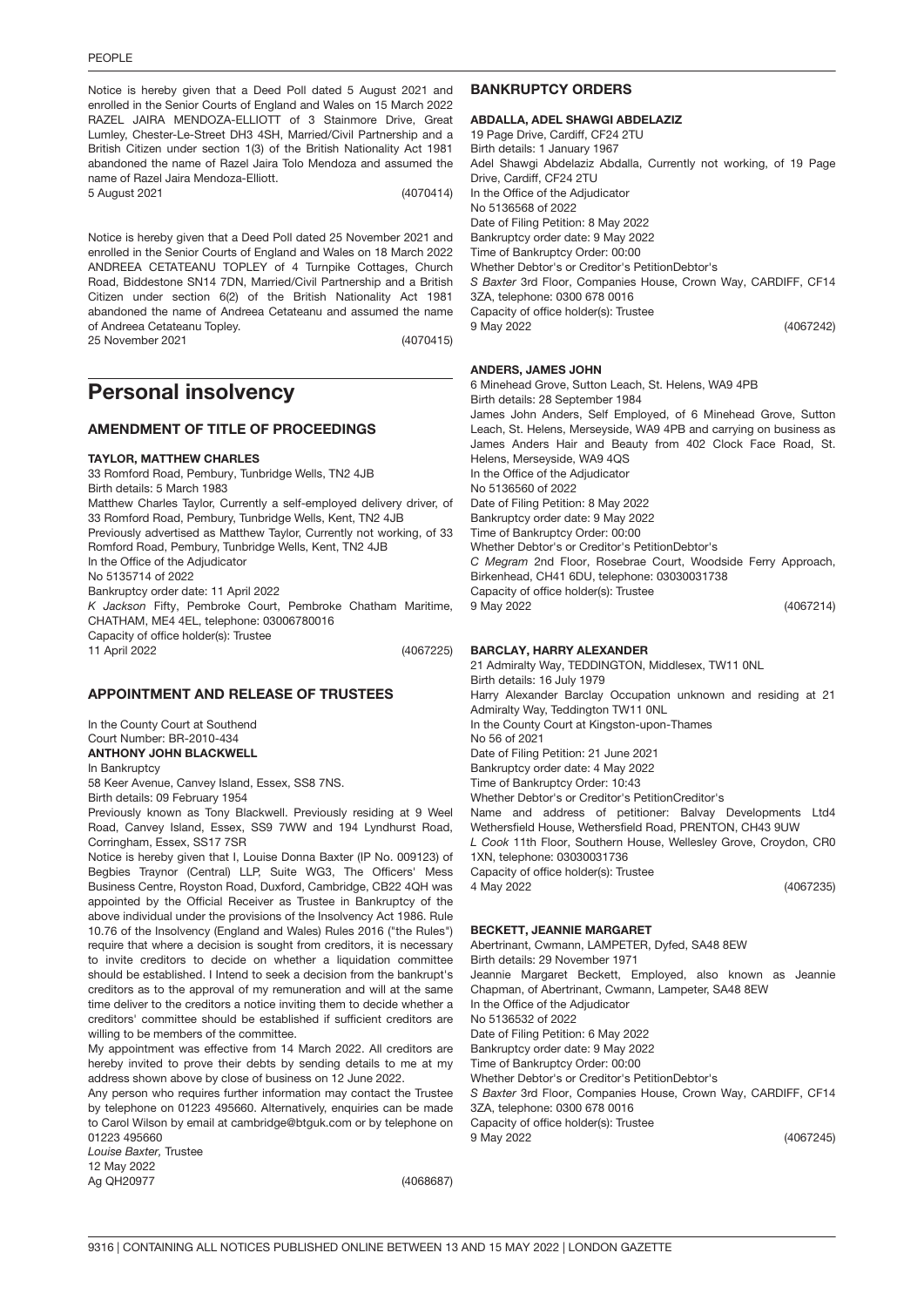Notice is hereby given that a Deed Poll dated 5 August 2021 and enrolled in the Senior Courts of England and Wales on 15 March 2022 RAZEL JAIRA MENDOZA-ELLIOTT of 3 Stainmore Drive, Great Lumley, Chester-Le-Street DH3 4SH, Married/Civil Partnership and a British Citizen under section 1(3) of the British Nationality Act 1981 abandoned the name of Razel Jaira Tolo Mendoza and assumed the name of Razel Jaira Mendoza-Elliott.
5 August 2021 (4070414)

Notice is hereby given that a Deed Poll dated 25 November 2021 and enrolled in the Senior Courts of England and Wales on 18 March 2022 ANDREEA CETATEANU TOPLEY of 4 Turnpike Cottages, Church Road, Biddestone SN14 7DN, Married/Civil Partnership and a British Citizen under section 6(2) of the British Nationality Act 1981 abandoned the name of Andreea Cetateanu and assumed the name of Andreea Cetateanu Topley.
25 November 2021 (4070415)

# Personal insolvency

## AMENDMENT OF TITLE OF PROCEEDINGS

### TAYLOR, MATTHEW CHARLES

33 Romford Road, Pembury, Tunbridge Wells, TN2 4JB
Birth details: 5 March 1983
Matthew Charles Taylor, Currently a self-employed delivery driver, of 33 Romford Road, Pembury, Tunbridge Wells, Kent, TN2 4JB
Previously advertised as Matthew Taylor, Currently not working, of 33 Romford Road, Pembury, Tunbridge Wells, Kent, TN2 4JB
In the Office of the Adjudicator
No 5135714 of 2022
Bankruptcy order date: 11 April 2022
*K Jackson* Fifty, Pembroke Court, Pembroke Chatham Maritime, CHATHAM, ME4 4EL, telephone: 03006780016
Capacity of office holder(s): Trustee
11 April 2022 (4067225)

## APPOINTMENT AND RELEASE OF TRUSTEES

In the County Court at Southend
Court Number: BR-2010-434

**ANTHONY JOHN BLACKWELL**

In Bankruptcy
58 Keer Avenue, Canvey Island, Essex, SS8 7NS.
Birth details: 09 February 1954
Previously known as Tony Blackwell. Previously residing at 9 Weel Road, Canvey Island, Essex, SS9 7WW and 194 Lyndhurst Road, Corringham, Essex, SS17 7SR
Notice is hereby given that I, Louise Donna Baxter (IP No. 009123) of Begbies Traynor (Central) LLP, Suite WG3, The Officers' Mess Business Centre, Royston Road, Duxford, Cambridge, CB22 4QH was appointed by the Official Receiver as Trustee in Bankruptcy of the above individual under the provisions of the Insolvency Act 1986. Rule 10.76 of the Insolvency (England and Wales) Rules 2016 ("the Rules") require that where a decision is sought from creditors, it is necessary to invite creditors to decide on whether a liquidation committee should be established. I Intend to seek a decision from the bankrupt's creditors as to the approval of my remuneration and will at the same time deliver to the creditors a notice inviting them to decide whether a creditors' committee should be established if sufficient creditors are willing to be members of the committee.
My appointment was effective from 14 March 2022. All creditors are hereby invited to prove their debts by sending details to me at my address shown above by close of business on 12 June 2022.
Any person who requires further information may contact the Trustee by telephone on 01223 495660. Alternatively, enquiries can be made to Carol Wilson by email at cambridge@btguk.com or by telephone on 01223 495660
*Louise Baxter,* Trustee
12 May 2022
Ag QH20977 (4068687)

## BANKRUPTCY ORDERS

### ABDALLA, ADEL SHAWGI ABDELAZIZ

19 Page Drive, Cardiff, CF24 2TU
Birth details: 1 January 1967
Adel Shawgi Abdelaziz Abdalla, Currently not working, of 19 Page Drive, Cardiff, CF24 2TU
In the Office of the Adjudicator
No 5136568 of 2022
Date of Filing Petition: 8 May 2022
Bankruptcy order date: 9 May 2022
Time of Bankruptcy Order: 00:00
Whether Debtor's or Creditor's PetitionDebtor's
*S Baxter* 3rd Floor, Companies House, Crown Way, CARDIFF, CF14 3ZA, telephone: 0300 678 0016
Capacity of office holder(s): Trustee
9 May 2022 (4067242)

### ANDERS, JAMES JOHN

6 Minehead Grove, Sutton Leach, St. Helens, WA9 4PB
Birth details: 28 September 1984
James John Anders, Self Employed, of 6 Minehead Grove, Sutton Leach, St. Helens, Merseyside, WA9 4PB and carrying on business as James Anders Hair and Beauty from 402 Clock Face Road, St. Helens, Merseyside, WA9 4QS
In the Office of the Adjudicator
No 5136560 of 2022
Date of Filing Petition: 8 May 2022
Bankruptcy order date: 9 May 2022
Time of Bankruptcy Order: 00:00
Whether Debtor's or Creditor's PetitionDebtor's
*C Megram* 2nd Floor, Rosebrae Court, Woodside Ferry Approach, Birkenhead, CH41 6DU, telephone: 03030031738
Capacity of office holder(s): Trustee
9 May 2022 (4067214)

### BARCLAY, HARRY ALEXANDER

21 Admiralty Way, TEDDINGTON, Middlesex, TW11 0NL
Birth details: 16 July 1979
Harry Alexander Barclay Occupation unknown and residing at 21 Admiralty Way, Teddington TW11 0NL
In the County Court at Kingston-upon-Thames
No 56 of 2021
Date of Filing Petition: 21 June 2021
Bankruptcy order date: 4 May 2022
Time of Bankruptcy Order: 10:43
Whether Debtor's or Creditor's PetitionCreditor's
Name and address of petitioner: Balvay Developments Ltd4 Wethersfield House, Wethersfield Road, PRENTON, CH43 9UW
*L Cook* 11th Floor, Southern House, Wellesley Grove, Croydon, CR0 1XN, telephone: 03030031736
Capacity of office holder(s): Trustee
4 May 2022 (4067235)

### BECKETT, JEANNIE MARGARET

Abertrinant, Cwmann, LAMPETER, Dyfed, SA48 8EW
Birth details: 29 November 1971
Jeannie Margaret Beckett, Employed, also known as Jeannie Chapman, of Abertrinant, Cwmann, Lampeter, SA48 8EW
In the Office of the Adjudicator
No 5136532 of 2022
Date of Filing Petition: 6 May 2022
Bankruptcy order date: 9 May 2022
Time of Bankruptcy Order: 00:00
Whether Debtor's or Creditor's PetitionDebtor's
*S Baxter* 3rd Floor, Companies House, Crown Way, CARDIFF, CF14 3ZA, telephone: 0300 678 0016
Capacity of office holder(s): Trustee
9 May 2022 (4067245)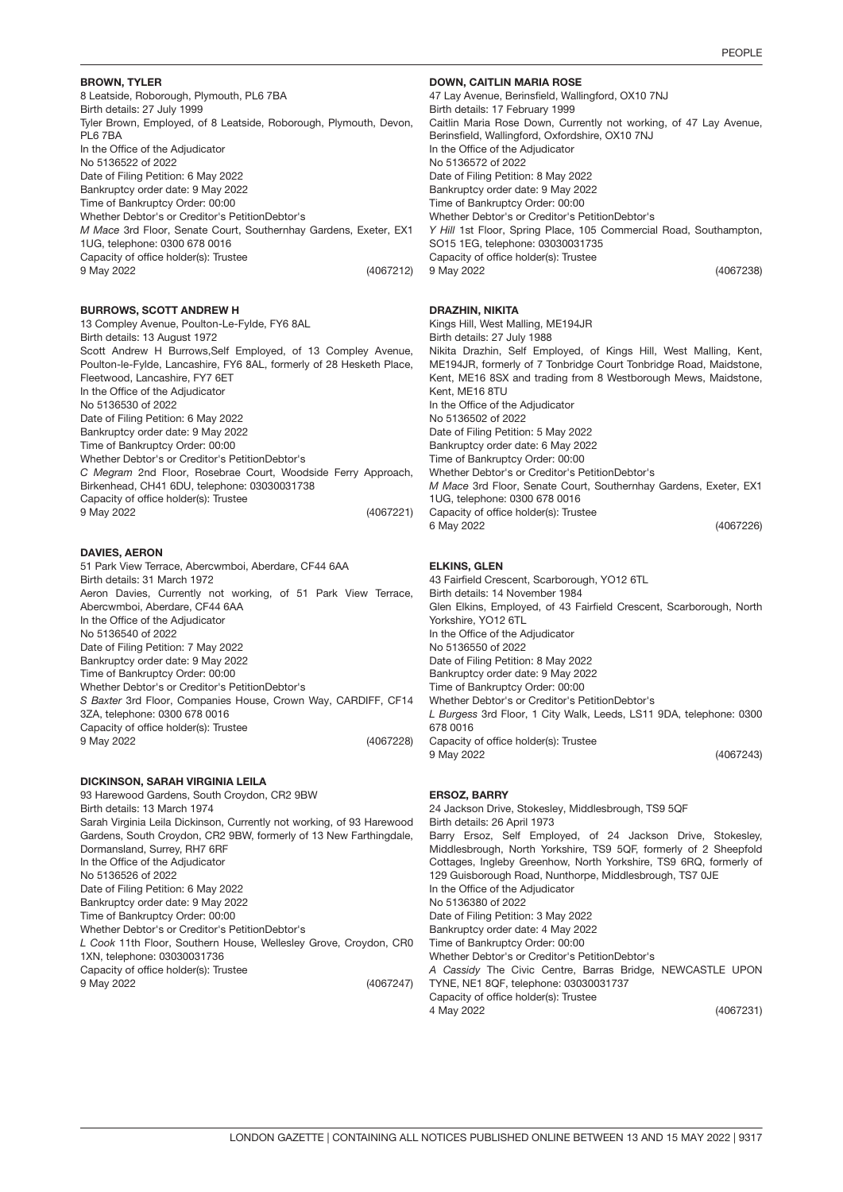### BROWN, TYLER

8 Leatside, Roborough, Plymouth, PL6 7BA
Birth details: 27 July 1999
Tyler Brown, Employed, of 8 Leatside, Roborough, Plymouth, Devon, PL6 7BA
In the Office of the Adjudicator
No 5136522 of 2022
Date of Filing Petition: 6 May 2022
Bankruptcy order date: 9 May 2022
Time of Bankruptcy Order: 00:00
Whether Debtor's or Creditor's PetitionDebtor's
*M Mace* 3rd Floor, Senate Court, Southernhay Gardens, Exeter, EX1 1UG, telephone: 0300 678 0016
Capacity of office holder(s): Trustee
9 May 2022 (4067212)

### BURROWS, SCOTT ANDREW H

13 Compley Avenue, Poulton-Le-Fylde, FY6 8AL
Birth details: 13 August 1972
Scott Andrew H Burrows,Self Employed, of 13 Compley Avenue, Poulton-le-Fylde, Lancashire, FY6 8AL, formerly of 28 Hesketh Place, Fleetwood, Lancashire, FY7 6ET
In the Office of the Adjudicator
No 5136530 of 2022
Date of Filing Petition: 6 May 2022
Bankruptcy order date: 9 May 2022
Time of Bankruptcy Order: 00:00
Whether Debtor's or Creditor's PetitionDebtor's
*C Megram* 2nd Floor, Rosebrae Court, Woodside Ferry Approach, Birkenhead, CH41 6DU, telephone: 03030031738
Capacity of office holder(s): Trustee
9 May 2022 (4067221)

### DAVIES, AERON

51 Park View Terrace, Abercwmboi, Aberdare, CF44 6AA
Birth details: 31 March 1972
Aeron Davies, Currently not working, of 51 Park View Terrace, Abercwmboi, Aberdare, CF44 6AA
In the Office of the Adjudicator
No 5136540 of 2022
Date of Filing Petition: 7 May 2022
Bankruptcy order date: 9 May 2022
Time of Bankruptcy Order: 00:00
Whether Debtor's or Creditor's PetitionDebtor's
*S Baxter* 3rd Floor, Companies House, Crown Way, CARDIFF, CF14 3ZA, telephone: 0300 678 0016
Capacity of office holder(s): Trustee
9 May 2022 (4067228)

### DICKINSON, SARAH VIRGINIA LEILA

93 Harewood Gardens, South Croydon, CR2 9BW
Birth details: 13 March 1974
Sarah Virginia Leila Dickinson, Currently not working, of 93 Harewood Gardens, South Croydon, CR2 9BW, formerly of 13 New Farthingdale, Dormansland, Surrey, RH7 6RF
In the Office of the Adjudicator
No 5136526 of 2022
Date of Filing Petition: 6 May 2022
Bankruptcy order date: 9 May 2022
Time of Bankruptcy Order: 00:00
Whether Debtor's or Creditor's PetitionDebtor's
*L Cook* 11th Floor, Southern House, Wellesley Grove, Croydon, CR0 1XN, telephone: 03030031736
Capacity of office holder(s): Trustee
9 May 2022 (4067247)

### DOWN, CAITLIN MARIA ROSE

47 Lay Avenue, Berinsfield, Wallingford, OX10 7NJ
Birth details: 17 February 1999
Caitlin Maria Rose Down, Currently not working, of 47 Lay Avenue, Berinsfield, Wallingford, Oxfordshire, OX10 7NJ
In the Office of the Adjudicator
No 5136572 of 2022
Date of Filing Petition: 8 May 2022
Bankruptcy order date: 9 May 2022
Time of Bankruptcy Order: 00:00
Whether Debtor's or Creditor's PetitionDebtor's
*Y Hill* 1st Floor, Spring Place, 105 Commercial Road, Southampton, SO15 1EG, telephone: 03030031735
Capacity of office holder(s): Trustee
9 May 2022 (4067238)

### DRAZHIN, NIKITA

Kings Hill, West Malling, ME194JR
Birth details: 27 July 1988
Nikita Drazhin, Self Employed, of Kings Hill, West Malling, Kent, ME194JR, formerly of 7 Tonbridge Court Tonbridge Road, Maidstone, Kent, ME16 8SX and trading from 8 Westborough Mews, Maidstone, Kent, ME16 8TU
In the Office of the Adjudicator
No 5136502 of 2022
Date of Filing Petition: 5 May 2022
Bankruptcy order date: 6 May 2022
Time of Bankruptcy Order: 00:00
Whether Debtor's or Creditor's PetitionDebtor's
*M Mace* 3rd Floor, Senate Court, Southernhay Gardens, Exeter, EX1 1UG, telephone: 0300 678 0016
Capacity of office holder(s): Trustee
6 May 2022 (4067226)

### ELKINS, GLEN

43 Fairfield Crescent, Scarborough, YO12 6TL
Birth details: 14 November 1984
Glen Elkins, Employed, of 43 Fairfield Crescent, Scarborough, North Yorkshire, YO12 6TL
In the Office of the Adjudicator
No 5136550 of 2022
Date of Filing Petition: 8 May 2022
Bankruptcy order date: 9 May 2022
Time of Bankruptcy Order: 00:00
Whether Debtor's or Creditor's PetitionDebtor's
*L Burgess* 3rd Floor, 1 City Walk, Leeds, LS11 9DA, telephone: 0300 678 0016
Capacity of office holder(s): Trustee
9 May 2022 (4067243)

### ERSOZ, BARRY

24 Jackson Drive, Stokesley, Middlesbrough, TS9 5QF
Birth details: 26 April 1973
Barry Ersoz, Self Employed, of 24 Jackson Drive, Stokesley, Middlesbrough, North Yorkshire, TS9 5QF, formerly of 2 Sheepfold Cottages, Ingleby Greenhow, North Yorkshire, TS9 6RQ, formerly of 129 Guisborough Road, Nunthorpe, Middlesbrough, TS7 0JE
In the Office of the Adjudicator
No 5136380 of 2022
Date of Filing Petition: 3 May 2022
Bankruptcy order date: 4 May 2022
Time of Bankruptcy Order: 00:00
Whether Debtor's or Creditor's PetitionDebtor's
*A Cassidy* The Civic Centre, Barras Bridge, NEWCASTLE UPON TYNE, NE1 8QF, telephone: 03030031737
Capacity of office holder(s): Trustee
4 May 2022 (4067231)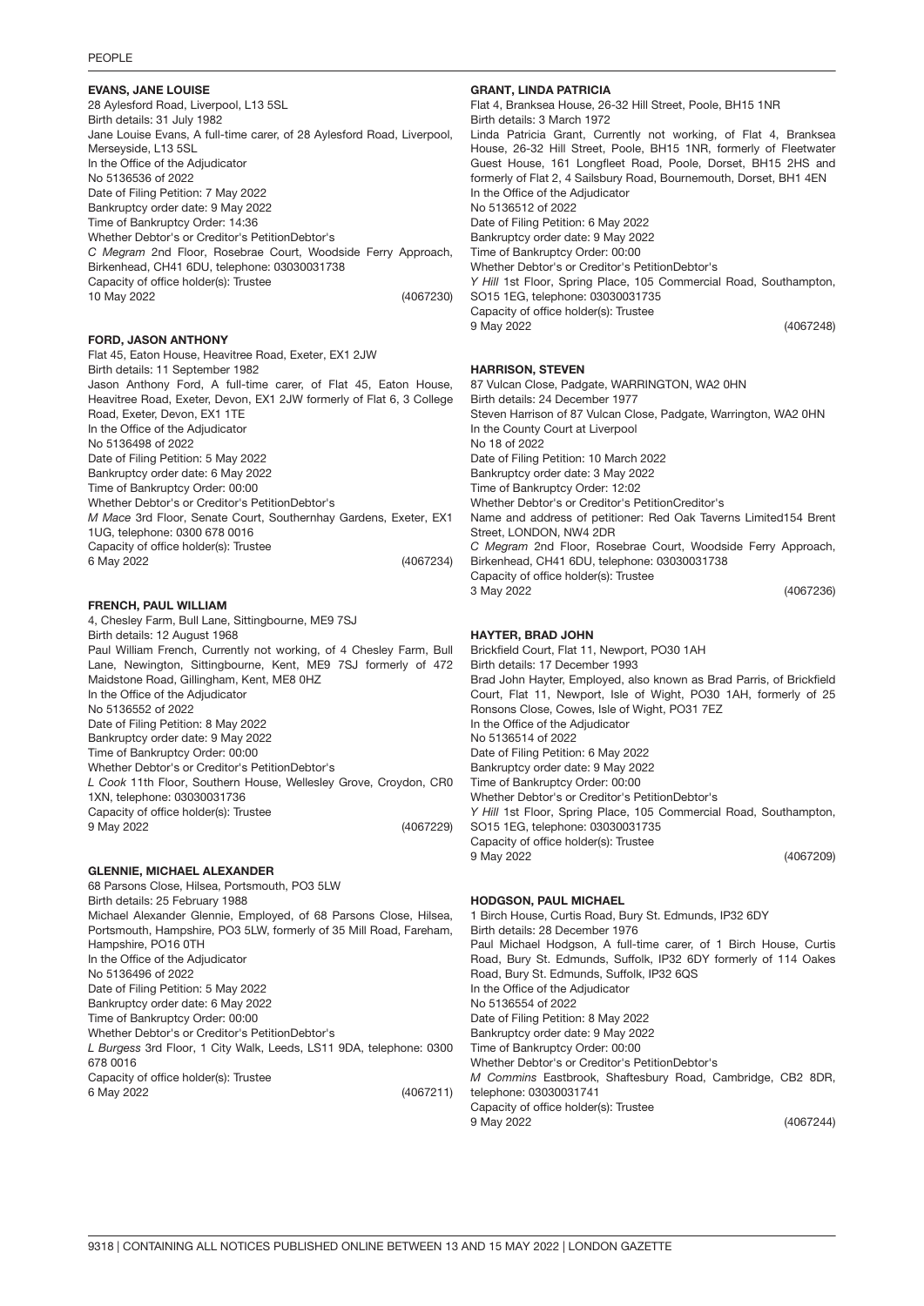## EVANS, JANE LOUISE

28 Aylesford Road, Liverpool, L13 5SL
Birth details: 31 July 1982
Jane Louise Evans, A full-time carer, of 28 Aylesford Road, Liverpool, Merseyside, L13 5SL
In the Office of the Adjudicator
No 5136536 of 2022
Date of Filing Petition: 7 May 2022
Bankruptcy order date: 9 May 2022
Time of Bankruptcy Order: 14:36
Whether Debtor's or Creditor's PetitionDebtor's
*C Megram* 2nd Floor, Rosebrae Court, Woodside Ferry Approach, Birkenhead, CH41 6DU, telephone: 03030031738
Capacity of office holder(s): Trustee
10 May 2022 (4067230)

## FORD, JASON ANTHONY

Flat 45, Eaton House, Heavitree Road, Exeter, EX1 2JW
Birth details: 11 September 1982
Jason Anthony Ford, A full-time carer, of Flat 45, Eaton House, Heavitree Road, Exeter, Devon, EX1 2JW formerly of Flat 6, 3 College Road, Exeter, Devon, EX1 1TE
In the Office of the Adjudicator
No 5136498 of 2022
Date of Filing Petition: 5 May 2022
Bankruptcy order date: 6 May 2022
Time of Bankruptcy Order: 00:00
Whether Debtor's or Creditor's PetitionDebtor's
*M Mace* 3rd Floor, Senate Court, Southernhay Gardens, Exeter, EX1 1UG, telephone: 0300 678 0016
Capacity of office holder(s): Trustee
6 May 2022 (4067234)

## FRENCH, PAUL WILLIAM

4, Chesley Farm, Bull Lane, Sittingbourne, ME9 7SJ
Birth details: 12 August 1968
Paul William French, Currently not working, of 4 Chesley Farm, Bull Lane, Newington, Sittingbourne, Kent, ME9 7SJ formerly of 472 Maidstone Road, Gillingham, Kent, ME8 0HZ
In the Office of the Adjudicator
No 5136552 of 2022
Date of Filing Petition: 8 May 2022
Bankruptcy order date: 9 May 2022
Time of Bankruptcy Order: 00:00
Whether Debtor's or Creditor's PetitionDebtor's
*L Cook* 11th Floor, Southern House, Wellesley Grove, Croydon, CR0 1XN, telephone: 03030031736
Capacity of office holder(s): Trustee
9 May 2022 (4067229)

## GLENNIE, MICHAEL ALEXANDER

68 Parsons Close, Hilsea, Portsmouth, PO3 5LW
Birth details: 25 February 1988
Michael Alexander Glennie, Employed, of 68 Parsons Close, Hilsea, Portsmouth, Hampshire, PO3 5LW, formerly of 35 Mill Road, Fareham, Hampshire, PO16 0TH
In the Office of the Adjudicator
No 5136496 of 2022
Date of Filing Petition: 5 May 2022
Bankruptcy order date: 6 May 2022
Time of Bankruptcy Order: 00:00
Whether Debtor's or Creditor's PetitionDebtor's
*L Burgess* 3rd Floor, 1 City Walk, Leeds, LS11 9DA, telephone: 0300 678 0016
Capacity of office holder(s): Trustee
6 May 2022 (4067211)

## GRANT, LINDA PATRICIA

Flat 4, Branksea House, 26-32 Hill Street, Poole, BH15 1NR
Birth details: 3 March 1972
Linda Patricia Grant, Currently not working, of Flat 4, Branksea House, 26-32 Hill Street, Poole, BH15 1NR, formerly of Fleetwater Guest House, 161 Longfleet Road, Poole, Dorset, BH15 2HS and formerly of Flat 2, 4 Sailsbury Road, Bournemouth, Dorset, BH1 4EN
In the Office of the Adjudicator
No 5136512 of 2022
Date of Filing Petition: 6 May 2022
Bankruptcy order date: 9 May 2022
Time of Bankruptcy Order: 00:00
Whether Debtor's or Creditor's PetitionDebtor's
*Y Hill* 1st Floor, Spring Place, 105 Commercial Road, Southampton, SO15 1EG, telephone: 03030031735
Capacity of office holder(s): Trustee
9 May 2022 (4067248)

## HARRISON, STEVEN

87 Vulcan Close, Padgate, WARRINGTON, WA2 0HN
Birth details: 24 December 1977
Steven Harrison of 87 Vulcan Close, Padgate, Warrington, WA2 0HN
In the County Court at Liverpool
No 18 of 2022
Date of Filing Petition: 10 March 2022
Bankruptcy order date: 3 May 2022
Time of Bankruptcy Order: 12:02
Whether Debtor's or Creditor's PetitionCreditor's
Name and address of petitioner: Red Oak Taverns Limited154 Brent Street, LONDON, NW4 2DR
*C Megram* 2nd Floor, Rosebrae Court, Woodside Ferry Approach, Birkenhead, CH41 6DU, telephone: 03030031738
Capacity of office holder(s): Trustee
3 May 2022 (4067236)

## HAYTER, BRAD JOHN

Brickfield Court, Flat 11, Newport, PO30 1AH
Birth details: 17 December 1993
Brad John Hayter, Employed, also known as Brad Parris, of Brickfield Court, Flat 11, Newport, Isle of Wight, PO30 1AH, formerly of 25 Ronsons Close, Cowes, Isle of Wight, PO31 7EZ
In the Office of the Adjudicator
No 5136514 of 2022
Date of Filing Petition: 6 May 2022
Bankruptcy order date: 9 May 2022
Time of Bankruptcy Order: 00:00
Whether Debtor's or Creditor's PetitionDebtor's
*Y Hill* 1st Floor, Spring Place, 105 Commercial Road, Southampton, SO15 1EG, telephone: 03030031735
Capacity of office holder(s): Trustee
9 May 2022 (4067209)

## HODGSON, PAUL MICHAEL

1 Birch House, Curtis Road, Bury St. Edmunds, IP32 6DY
Birth details: 28 December 1976
Paul Michael Hodgson, A full-time carer, of 1 Birch House, Curtis Road, Bury St. Edmunds, Suffolk, IP32 6DY formerly of 114 Oakes Road, Bury St. Edmunds, Suffolk, IP32 6QS
In the Office of the Adjudicator
No 5136554 of 2022
Date of Filing Petition: 8 May 2022
Bankruptcy order date: 9 May 2022
Time of Bankruptcy Order: 00:00
Whether Debtor's or Creditor's PetitionDebtor's
*M Commins* Eastbrook, Shaftesbury Road, Cambridge, CB2 8DR, telephone: 03030031741
Capacity of office holder(s): Trustee
9 May 2022 (4067244)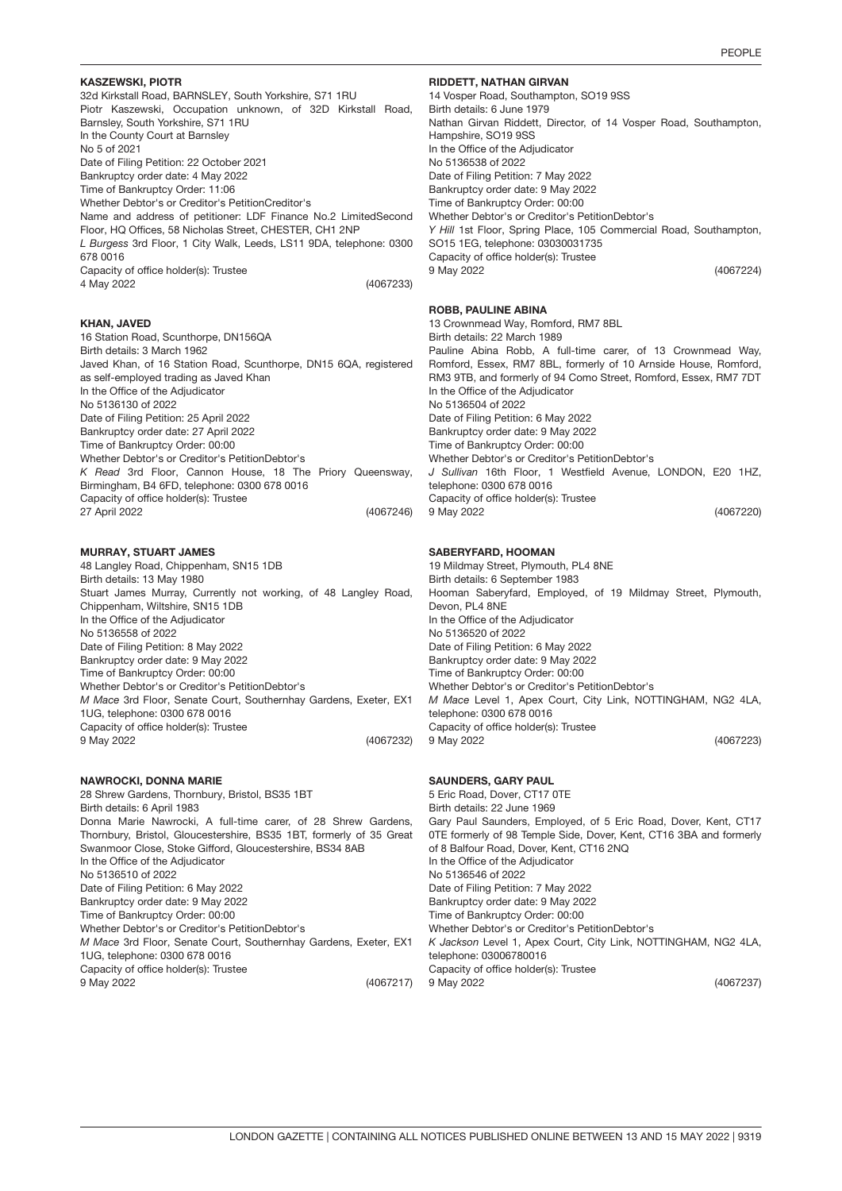### KASZEWSKI, PIOTR

32d Kirkstall Road, BARNSLEY, South Yorkshire, S71 1RU
Piotr Kaszewski, Occupation unknown, of 32D Kirkstall Road, Barnsley, South Yorkshire, S71 1RU
In the County Court at Barnsley
No 5 of 2021
Date of Filing Petition: 22 October 2021
Bankruptcy order date: 4 May 2022
Time of Bankruptcy Order: 11:06
Whether Debtor's or Creditor's PetitionCreditor's
Name and address of petitioner: LDF Finance No.2 LimitedSecond Floor, HQ Offices, 58 Nicholas Street, CHESTER, CH1 2NP
*L Burgess* 3rd Floor, 1 City Walk, Leeds, LS11 9DA, telephone: 0300 678 0016
Capacity of office holder(s): Trustee
4 May 2022 (4067233)

### KHAN, JAVED

16 Station Road, Scunthorpe, DN156QA
Birth details: 3 March 1962
Javed Khan, of 16 Station Road, Scunthorpe, DN15 6QA, registered as self-employed trading as Javed Khan
In the Office of the Adjudicator
No 5136130 of 2022
Date of Filing Petition: 25 April 2022
Bankruptcy order date: 27 April 2022
Time of Bankruptcy Order: 00:00
Whether Debtor's or Creditor's PetitionDebtor's
*K Read* 3rd Floor, Cannon House, 18 The Priory Queensway, Birmingham, B4 6FD, telephone: 0300 678 0016
Capacity of office holder(s): Trustee
27 April 2022 (4067246)

### MURRAY, STUART JAMES

48 Langley Road, Chippenham, SN15 1DB
Birth details: 13 May 1980
Stuart James Murray, Currently not working, of 48 Langley Road, Chippenham, Wiltshire, SN15 1DB
In the Office of the Adjudicator
No 5136558 of 2022
Date of Filing Petition: 8 May 2022
Bankruptcy order date: 9 May 2022
Time of Bankruptcy Order: 00:00
Whether Debtor's or Creditor's PetitionDebtor's
*M Mace* 3rd Floor, Senate Court, Southernhay Gardens, Exeter, EX1 1UG, telephone: 0300 678 0016
Capacity of office holder(s): Trustee
9 May 2022 (4067232)

### NAWROCKI, DONNA MARIE

28 Shrew Gardens, Thornbury, Bristol, BS35 1BT
Birth details: 6 April 1983
Donna Marie Nawrocki, A full-time carer, of 28 Shrew Gardens, Thornbury, Bristol, Gloucestershire, BS35 1BT, formerly of 35 Great Swanmoor Close, Stoke Gifford, Gloucestershire, BS34 8AB
In the Office of the Adjudicator
No 5136510 of 2022
Date of Filing Petition: 6 May 2022
Bankruptcy order date: 9 May 2022
Time of Bankruptcy Order: 00:00
Whether Debtor's or Creditor's PetitionDebtor's
*M Mace* 3rd Floor, Senate Court, Southernhay Gardens, Exeter, EX1 1UG, telephone: 0300 678 0016
Capacity of office holder(s): Trustee
9 May 2022 (4067217)

### RIDDETT, NATHAN GIRVAN

14 Vosper Road, Southampton, SO19 9SS
Birth details: 6 June 1979
Nathan Girvan Riddett, Director, of 14 Vosper Road, Southampton, Hampshire, SO19 9SS
In the Office of the Adjudicator
No 5136538 of 2022
Date of Filing Petition: 7 May 2022
Bankruptcy order date: 9 May 2022
Time of Bankruptcy Order: 00:00
Whether Debtor's or Creditor's PetitionDebtor's
*Y Hill* 1st Floor, Spring Place, 105 Commercial Road, Southampton, SO15 1EG, telephone: 03030031735
Capacity of office holder(s): Trustee
9 May 2022 (4067224)

### ROBB, PAULINE ABINA

13 Crownmead Way, Romford, RM7 8BL
Birth details: 22 March 1989
Pauline Abina Robb, A full-time carer, of 13 Crownmead Way, Romford, Essex, RM7 8BL, formerly of 10 Arnside House, Romford, RM3 9TB, and formerly of 94 Como Street, Romford, Essex, RM7 7DT
In the Office of the Adjudicator
No 5136504 of 2022
Date of Filing Petition: 6 May 2022
Bankruptcy order date: 9 May 2022
Time of Bankruptcy Order: 00:00
Whether Debtor's or Creditor's PetitionDebtor's
*J Sullivan* 16th Floor, 1 Westfield Avenue, LONDON, E20 1HZ, telephone: 0300 678 0016
Capacity of office holder(s): Trustee
9 May 2022 (4067220)

### SABERYFARD, HOOMAN

19 Mildmay Street, Plymouth, PL4 8NE
Birth details: 6 September 1983
Hooman Saberyfard, Employed, of 19 Mildmay Street, Plymouth, Devon, PL4 8NE
In the Office of the Adjudicator
No 5136520 of 2022
Date of Filing Petition: 6 May 2022
Bankruptcy order date: 9 May 2022
Time of Bankruptcy Order: 00:00
Whether Debtor's or Creditor's PetitionDebtor's
*M Mace* Level 1, Apex Court, City Link, NOTTINGHAM, NG2 4LA, telephone: 0300 678 0016
Capacity of office holder(s): Trustee
9 May 2022 (4067223)

### SAUNDERS, GARY PAUL

5 Eric Road, Dover, CT17 0TE
Birth details: 22 June 1969
Gary Paul Saunders, Employed, of 5 Eric Road, Dover, Kent, CT17 0TE formerly of 98 Temple Side, Dover, Kent, CT16 3BA and formerly of 8 Balfour Road, Dover, Kent, CT16 2NQ
In the Office of the Adjudicator
No 5136546 of 2022
Date of Filing Petition: 7 May 2022
Bankruptcy order date: 9 May 2022
Time of Bankruptcy Order: 00:00
Whether Debtor's or Creditor's PetitionDebtor's
*K Jackson* Level 1, Apex Court, City Link, NOTTINGHAM, NG2 4LA, telephone: 03006780016
Capacity of office holder(s): Trustee
9 May 2022 (4067237)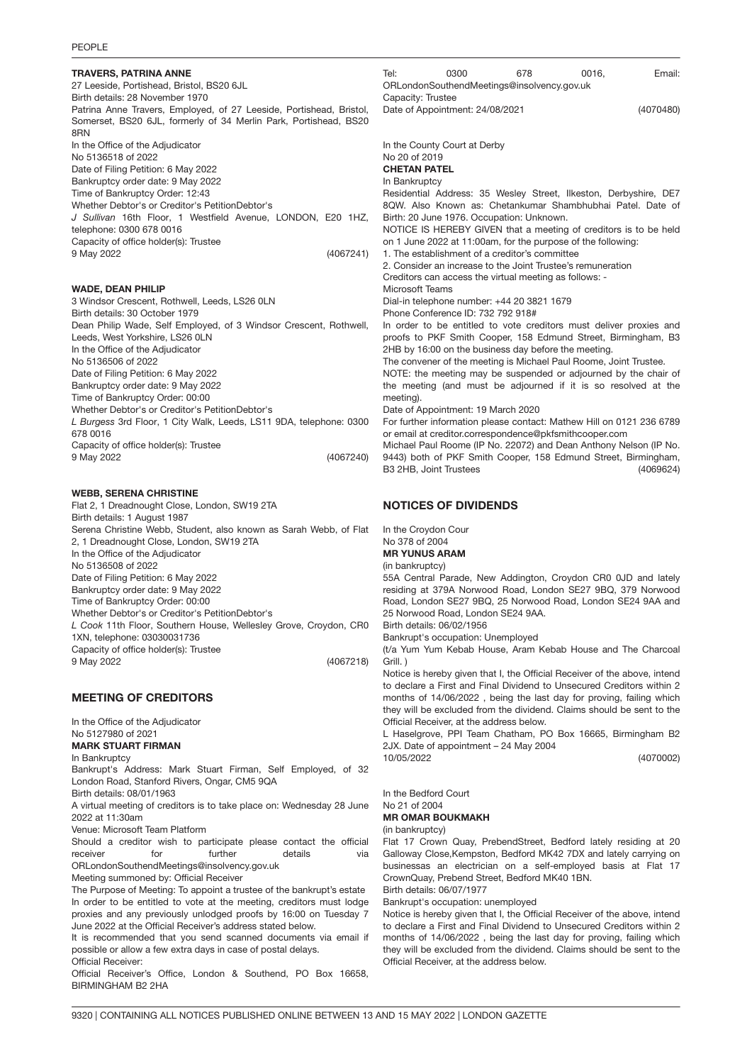**TRAVERS, PATRINA ANNE**

27 Leeside, Portishead, Bristol, BS20 6JL

Birth details: 28 November 1970

Patrina Anne Travers, Employed, of 27 Leeside, Portishead, Bristol, Somerset, BS20 6JL, formerly of 34 Merlin Park, Portishead, BS20 8RN

In the Office of the Adjudicator

No 5136518 of 2022

Date of Filing Petition: 6 May 2022

Bankruptcy order date: 9 May 2022

Time of Bankruptcy Order: 12:43

Whether Debtor's or Creditor's PetitionDebtor's

*J Sullivan* 16th Floor, 1 Westfield Avenue, LONDON, E20 1HZ, telephone: 0300 678 0016

Capacity of office holder(s): Trustee

9 May 2022 (4067241)

**WADE, DEAN PHILIP**

3 Windsor Crescent, Rothwell, Leeds, LS26 0LN

Birth details: 30 October 1979

Dean Philip Wade, Self Employed, of 3 Windsor Crescent, Rothwell, Leeds, West Yorkshire, LS26 0LN

In the Office of the Adjudicator

No 5136506 of 2022

Date of Filing Petition: 6 May 2022

Bankruptcy order date: 9 May 2022

Time of Bankruptcy Order: 00:00

Whether Debtor's or Creditor's PetitionDebtor's

*L Burgess* 3rd Floor, 1 City Walk, Leeds, LS11 9DA, telephone: 0300 678 0016

Capacity of office holder(s): Trustee

9 May 2022 (4067240)

**WEBB, SERENA CHRISTINE**

Flat 2, 1 Dreadnought Close, London, SW19 2TA

Birth details: 1 August 1987

Serena Christine Webb, Student, also known as Sarah Webb, of Flat 2, 1 Dreadnought Close, London, SW19 2TA

In the Office of the Adjudicator

No 5136508 of 2022

Date of Filing Petition: 6 May 2022

Bankruptcy order date: 9 May 2022

Time of Bankruptcy Order: 00:00

Whether Debtor's or Creditor's PetitionDebtor's

*L Cook* 11th Floor, Southern House, Wellesley Grove, Croydon, CR0 1XN, telephone: 03030031736

Capacity of office holder(s): Trustee

9 May 2022 (4067218)

## MEETING OF CREDITORS

In the Office of the Adjudicator

No 5127980 of 2021

**MARK STUART FIRMAN**

In Bankruptcy

Bankrupt's Address: Mark Stuart Firman, Self Employed, of 32 London Road, Stanford Rivers, Ongar, CM5 9QA

Birth details: 08/01/1963

A virtual meeting of creditors is to take place on: Wednesday 28 June 2022 at 11:30am

Venue: Microsoft Team Platform

Should a creditor wish to participate please contact the official receiver for further details via ORLondonSouthendMeetings@insolvency.gov.uk

Meeting summoned by: Official Receiver

The Purpose of Meeting: To appoint a trustee of the bankrupt's estate

In order to be entitled to vote at the meeting, creditors must lodge proxies and any previously unlodged proofs by 16:00 on Tuesday 7 June 2022 at the Official Receiver's address stated below.

It is recommended that you send scanned documents via email if possible or allow a few extra days in case of postal delays.

Official Receiver:

Official Receiver's Office, London & Southend, PO Box 16658, BIRMINGHAM B2 2HA

Tel: 0300 678 0016, Email: ORLondonSouthendMeetings@insolvency.gov.uk

Capacity: Trustee

Date of Appointment: 24/08/2021 (4070480)

In the County Court at Derby

No 20 of 2019

**CHETAN PATEL**

In Bankruptcy

Residential Address: 35 Wesley Street, Ilkeston, Derbyshire, DE7 8QW. Also Known as: Chetankumar Shambhubhai Patel. Date of Birth: 20 June 1976. Occupation: Unknown.

NOTICE IS HEREBY GIVEN that a meeting of creditors is to be held on 1 June 2022 at 11:00am, for the purpose of the following:

1. The establishment of a creditor's committee
2. Consider an increase to the Joint Trustee's remuneration

Creditors can access the virtual meeting as follows: -

Microsoft Teams

Dial-in telephone number: +44 20 3821 1679

Phone Conference ID: 732 792 918#

In order to be entitled to vote creditors must deliver proxies and proofs to PKF Smith Cooper, 158 Edmund Street, Birmingham, B3 2HB by 16:00 on the business day before the meeting.

The convener of the meeting is Michael Paul Roome, Joint Trustee.

NOTE: the meeting may be suspended or adjourned by the chair of the meeting (and must be adjourned if it is so resolved at the meeting).

Date of Appointment: 19 March 2020

For further information please contact: Mathew Hill on 0121 236 6789 or email at creditor.correspondence@pkfsmithcooper.com

Michael Paul Roome (IP No. 22072) and Dean Anthony Nelson (IP No. 9443) both of PKF Smith Cooper, 158 Edmund Street, Birmingham, B3 2HB, Joint Trustees (4069624)

## NOTICES OF DIVIDENDS

In the Croydon Cour

No 378 of 2004

**MR YUNUS ARAM**

(in bankruptcy)

55A Central Parade, New Addington, Croydon CR0 0JD and lately residing at 379A Norwood Road, London SE27 9BQ, 379 Norwood Road, London SE27 9BQ, 25 Norwood Road, London SE24 9AA and 25 Norwood Road, London SE24 9AA.

Birth details: 06/02/1956

Bankrupt's occupation: Unemployed

(t/a Yum Yum Kebab House, Aram Kebab House and The Charcoal Grill. )

Notice is hereby given that I, the Official Receiver of the above, intend to declare a First and Final Dividend to Unsecured Creditors within 2 months of 14/06/2022 , being the last day for proving, failing which they will be excluded from the dividend. Claims should be sent to the Official Receiver, at the address below.

L Haselgrove, PPI Team Chatham, PO Box 16665, Birmingham B2 2JX. Date of appointment – 24 May 2004

10/05/2022 (4070002)

In the Bedford Court

No 21 of 2004

**MR OMAR BOUKMAKH**

(in bankruptcy)

Flat 17 Crown Quay, PrebendStreet, Bedford lately residing at 20 Galloway Close,Kempston, Bedford MK42 7DX and lately carrying on businessas an electrician on a self-employed basis at Flat 17 CrownQuay, Prebend Street, Bedford MK40 1BN.

Birth details: 06/07/1977

Bankrupt's occupation: unemployed

Notice is hereby given that I, the Official Receiver of the above, intend to declare a First and Final Dividend to Unsecured Creditors within 2 months of 14/06/2022 , being the last day for proving, failing which they will be excluded from the dividend. Claims should be sent to the Official Receiver, at the address below.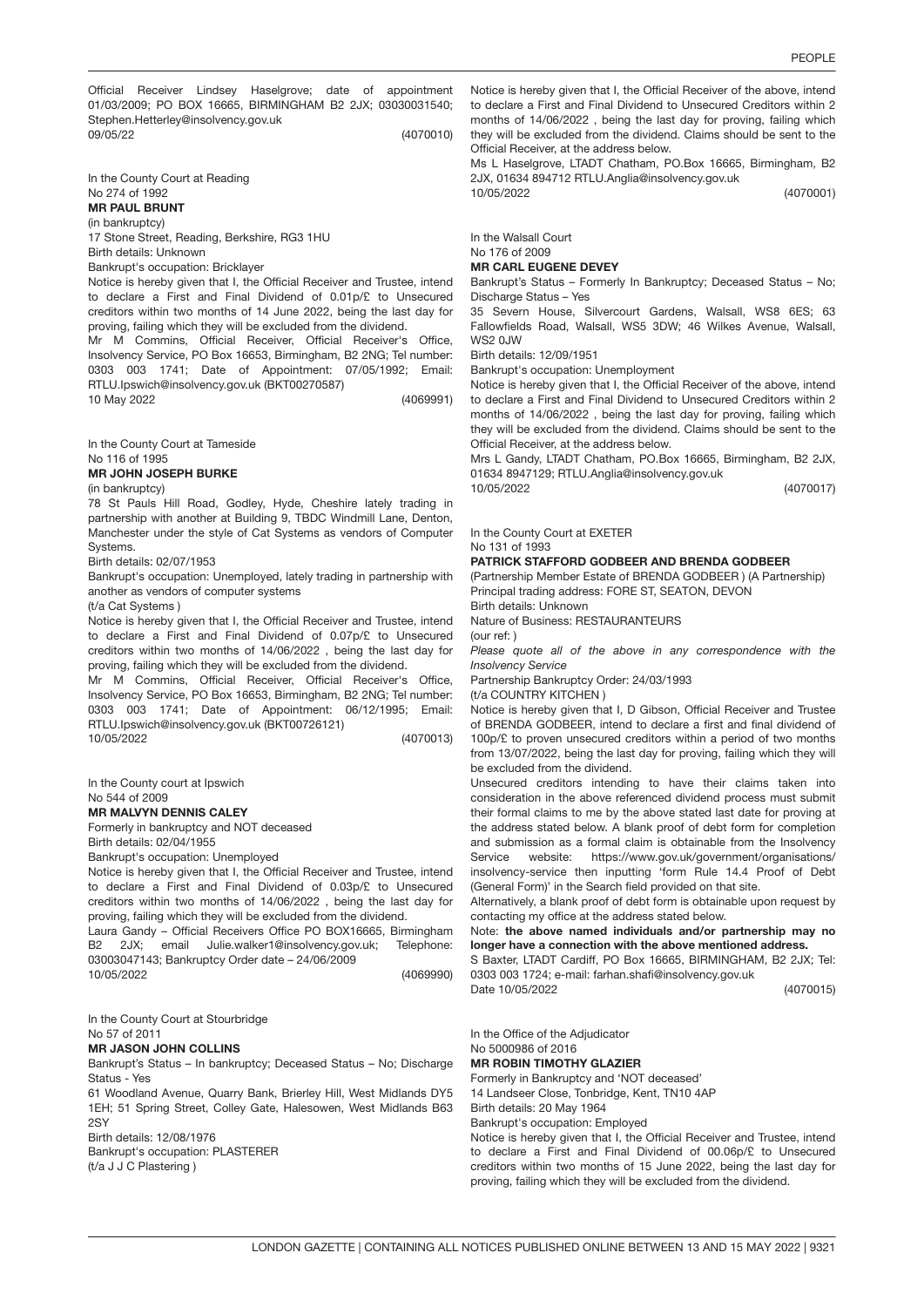Official Receiver Lindsey Haselgrove; date of appointment 01/03/2009; PO BOX 16665, BIRMINGHAM B2 2JX; 03030031540; Stephen.Hetterley@insolvency.gov.uk

09/05/22 (4070010)

In the County Court at Reading

No 274 of 1992

**MR PAUL BRUNT**

(in bankruptcy)

17 Stone Street, Reading, Berkshire, RG3 1HU

Birth details: Unknown

Bankrupt's occupation: Bricklayer

Notice is hereby given that I, the Official Receiver and Trustee, intend to declare a First and Final Dividend of 0.01p/£ to Unsecured creditors within two months of 14 June 2022, being the last day for proving, failing which they will be excluded from the dividend.

Mr M Commins, Official Receiver, Official Receiver's Office, Insolvency Service, PO Box 16653, Birmingham, B2 2NG; Tel number: 0303 003 1741; Date of Appointment: 07/05/1992; Email: RTLU.Ipswich@insolvency.gov.uk (BKT00270587)

10 May 2022 (4069991)

In the County Court at Tameside

No 116 of 1995

**MR JOHN JOSEPH BURKE**

(in bankruptcy)

78 St Pauls Hill Road, Godley, Hyde, Cheshire lately trading in partnership with another at Building 9, TBDC Windmill Lane, Denton, Manchester under the style of Cat Systems as vendors of Computer Systems.

Birth details: 02/07/1953

Bankrupt's occupation: Unemployed, lately trading in partnership with another as vendors of computer systems

(t/a Cat Systems )

Notice is hereby given that I, the Official Receiver and Trustee, intend to declare a First and Final Dividend of 0.07p/£ to Unsecured creditors within two months of 14/06/2022 , being the last day for proving, failing which they will be excluded from the dividend.

Mr M Commins, Official Receiver, Official Receiver's Office, Insolvency Service, PO Box 16653, Birmingham, B2 2NG; Tel number: 0303 003 1741; Date of Appointment: 06/12/1995; Email: RTLU.Ipswich@insolvency.gov.uk (BKT00726121)

10/05/2022 (4070013)

In the County court at Ipswich

No 544 of 2009

**MR MALVYN DENNIS CALEY**

Formerly in bankruptcy and NOT deceased

Birth details: 02/04/1955

Bankrupt's occupation: Unemployed

Notice is hereby given that I, the Official Receiver and Trustee, intend to declare a First and Final Dividend of 0.03p/£ to Unsecured creditors within two months of 14/06/2022 , being the last day for proving, failing which they will be excluded from the dividend.

Laura Gandy – Official Receivers Office PO BOX16665, Birmingham B2 2JX; email Julie.walker1@insolvency.gov.uk; Telephone: 03003047143; Bankruptcy Order date – 24/06/2009

10/05/2022 (4069990)

In the County Court at Stourbridge

No 57 of 2011

**MR JASON JOHN COLLINS**

Bankrupt's Status – In bankruptcy; Deceased Status – No; Discharge Status - Yes

61 Woodland Avenue, Quarry Bank, Brierley Hill, West Midlands DY5 1EH; 51 Spring Street, Colley Gate, Halesowen, West Midlands B63 2SY

Birth details: 12/08/1976

Bankrupt's occupation: PLASTERER

(t/a J J C Plastering )

Notice is hereby given that I, the Official Receiver of the above, intend to declare a First and Final Dividend to Unsecured Creditors within 2 months of 14/06/2022 , being the last day for proving, failing which they will be excluded from the dividend. Claims should be sent to the Official Receiver, at the address below.

Ms L Haselgrove, LTADT Chatham, PO.Box 16665, Birmingham, B2 2JX, 01634 894712 RTLU.Anglia@insolvency.gov.uk

10/05/2022 (4070001)

In the Walsall Court

No 176 of 2009

**MR CARL EUGENE DEVEY**

Bankrupt's Status – Formerly In Bankruptcy; Deceased Status – No; Discharge Status – Yes

35 Severn House, Silvercourt Gardens, Walsall, WS8 6ES; 63 Fallowfields Road, Walsall, WS5 3DW; 46 Wilkes Avenue, Walsall, WS2 0JW

Birth details: 12/09/1951

Bankrupt's occupation: Unemployment

Notice is hereby given that I, the Official Receiver of the above, intend to declare a First and Final Dividend to Unsecured Creditors within 2 months of 14/06/2022 , being the last day for proving, failing which they will be excluded from the dividend. Claims should be sent to the Official Receiver, at the address below.

Mrs L Gandy, LTADT Chatham, PO.Box 16665, Birmingham, B2 2JX, 01634 8947129; RTLU.Anglia@insolvency.gov.uk

10/05/2022 (4070017)

In the County Court at EXETER

No 131 of 1993

**PATRICK STAFFORD GODBEER AND BRENDA GODBEER**

(Partnership Member Estate of BRENDA GODBEER ) (A Partnership)

Principal trading address: FORE ST, SEATON, DEVON

Birth details: Unknown

Nature of Business: RESTAURANTEURS

(our ref: )

*Please quote all of the above in any correspondence with the Insolvency Service*

Partnership Bankruptcy Order: 24/03/1993

(t/a COUNTRY KITCHEN )

Notice is hereby given that I, D Gibson, Official Receiver and Trustee of BRENDA GODBEER, intend to declare a first and final dividend of 100p/£ to proven unsecured creditors within a period of two months from 13/07/2022, being the last day for proving, failing which they will be excluded from the dividend.

Unsecured creditors intending to have their claims taken into consideration in the above referenced dividend process must submit their formal claims to me by the above stated last date for proving at the address stated below. A blank proof of debt form for completion and submission as a formal claim is obtainable from the Insolvency Service website: https://www.gov.uk/government/organisations/insolvency-service then inputting 'form Rule 14.4 Proof of Debt (General Form)' in the Search field provided on that site.

Alternatively, a blank proof of debt form is obtainable upon request by contacting my office at the address stated below.

Note: **the above named individuals and/or partnership may no longer have a connection with the above mentioned address.**

S Baxter, LTADT Cardiff, PO Box 16665, BIRMINGHAM, B2 2JX; Tel: 0303 003 1724; e-mail: farhan.shafi@insolvency.gov.uk

Date 10/05/2022 (4070015)

In the Office of the Adjudicator

No 5000986 of 2016

**MR ROBIN TIMOTHY GLAZIER**

Formerly in Bankruptcy and 'NOT deceased'

14 Landseer Close, Tonbridge, Kent, TN10 4AP

Birth details: 20 May 1964

Bankrupt's occupation: Employed

Notice is hereby given that I, the Official Receiver and Trustee, intend to declare a First and Final Dividend of 00.06p/£ to Unsecured creditors within two months of 15 June 2022, being the last day for proving, failing which they will be excluded from the dividend.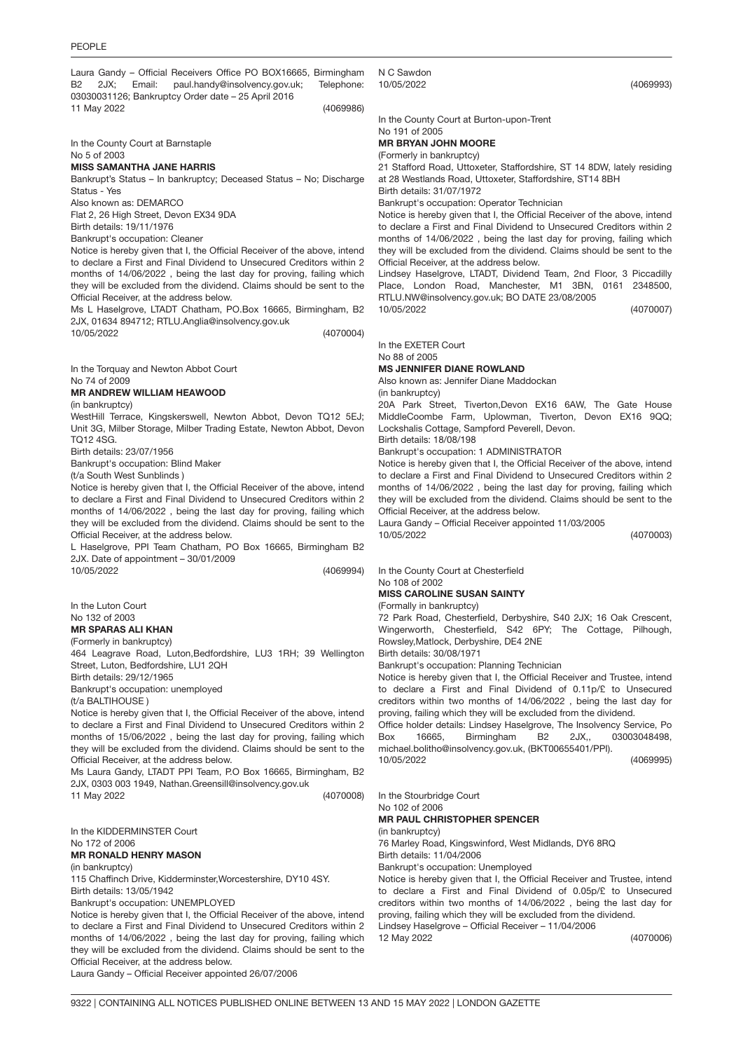Laura Gandy – Official Receivers Office PO BOX16665, Birmingham B2 2JX; Email: paul.handy@insolvency.gov.uk; Telephone: 03030031126; Bankruptcy Order date – 25 April 2016
11 May 2022 (4069986)

In the County Court at Barnstaple
No 5 of 2003
**MISS SAMANTHA JANE HARRIS**
Bankrupt's Status – In bankruptcy; Deceased Status – No; Discharge Status - Yes
Also known as: DEMARCO
Flat 2, 26 High Street, Devon EX34 9DA
Birth details: 19/11/1976
Bankrupt's occupation: Cleaner
Notice is hereby given that I, the Official Receiver of the above, intend to declare a First and Final Dividend to Unsecured Creditors within 2 months of 14/06/2022 , being the last day for proving, failing which they will be excluded from the dividend. Claims should be sent to the Official Receiver, at the address below.
Ms L Haselgrove, LTADT Chatham, PO.Box 16665, Birmingham, B2 2JX, 01634 894712; RTLU.Anglia@insolvency.gov.uk
10/05/2022 (4070004)

In the Torquay and Newton Abbot Court
No 74 of 2009
**MR ANDREW WILLIAM HEAWOOD**
(in bankruptcy)
WestHill Terrace, Kingskerswell, Newton Abbot, Devon TQ12 5EJ; Unit 3G, Milber Storage, Milber Trading Estate, Newton Abbot, Devon TQ12 4SG.
Birth details: 23/07/1956
Bankrupt's occupation: Blind Maker
(t/a South West Sunblinds )
Notice is hereby given that I, the Official Receiver of the above, intend to declare a First and Final Dividend to Unsecured Creditors within 2 months of 14/06/2022 , being the last day for proving, failing which they will be excluded from the dividend. Claims should be sent to the Official Receiver, at the address below.
L Haselgrove, PPI Team Chatham, PO Box 16665, Birmingham B2 2JX. Date of appointment – 30/01/2009
10/05/2022 (4069994)

In the Luton Court
No 132 of 2003
**MR SPARAS ALI KHAN**
(Formerly in bankruptcy)
464 Leagrave Road, Luton,Bedfordshire, LU3 1RH; 39 Wellington Street, Luton, Bedfordshire, LU1 2QH
Birth details: 29/12/1965
Bankrupt's occupation: unemployed
(t/a BALTIHOUSE )
Notice is hereby given that I, the Official Receiver of the above, intend to declare a First and Final Dividend to Unsecured Creditors within 2 months of 15/06/2022 , being the last day for proving, failing which they will be excluded from the dividend. Claims should be sent to the Official Receiver, at the address below.
Ms Laura Gandy, LTADT PPI Team, P.O Box 16665, Birmingham, B2 2JX, 0303 003 1949, Nathan.Greensill@insolvency.gov.uk
11 May 2022 (4070008)

In the KIDDERMINSTER Court
No 172 of 2006
**MR RONALD HENRY MASON**
(in bankruptcy)
115 Chaffinch Drive, Kidderminster,Worcestershire, DY10 4SY.
Birth details: 13/05/1942
Bankrupt's occupation: UNEMPLOYED
Notice is hereby given that I, the Official Receiver of the above, intend to declare a First and Final Dividend to Unsecured Creditors within 2 months of 14/06/2022 , being the last day for proving, failing which they will be excluded from the dividend. Claims should be sent to the Official Receiver, at the address below.
Laura Gandy – Official Receiver appointed 26/07/2006
N C Sawdon
10/05/2022 (4069993)

In the County Court at Burton-upon-Trent
No 191 of 2005
**MR BRYAN JOHN MOORE**
(Formerly in bankruptcy)
21 Stafford Road, Uttoxeter, Staffordshire, ST 14 8DW, lately residing at 28 Westlands Road, Uttoxeter, Staffordshire, ST14 8BH
Birth details: 31/07/1972
Bankrupt's occupation: Operator Technician
Notice is hereby given that I, the Official Receiver of the above, intend to declare a First and Final Dividend to Unsecured Creditors within 2 months of 14/06/2022 , being the last day for proving, failing which they will be excluded from the dividend. Claims should be sent to the Official Receiver, at the address below.
Lindsey Haselgrove, LTADT, Dividend Team, 2nd Floor, 3 Piccadilly Place, London Road, Manchester, M1 3BN, 0161 2348500, RTLU.NW@insolvency.gov.uk; BO DATE 23/08/2005
10/05/2022 (4070007)

In the EXETER Court
No 88 of 2005
**MS JENNIFER DIANE ROWLAND**
Also known as: Jennifer Diane Maddockan
(in bankruptcy)
20A Park Street, Tiverton,Devon EX16 6AW, The Gate House MiddleCoombe Farm, Uplowman, Tiverton, Devon EX16 9QQ; Lockshalis Cottage, Sampford Peverell, Devon.
Birth details: 18/08/198
Bankrupt's occupation: 1 ADMINISTRATOR
Notice is hereby given that I, the Official Receiver of the above, intend to declare a First and Final Dividend to Unsecured Creditors within 2 months of 14/06/2022 , being the last day for proving, failing which they will be excluded from the dividend. Claims should be sent to the Official Receiver, at the address below.
Laura Gandy – Official Receiver appointed 11/03/2005
10/05/2022 (4070003)

In the County Court at Chesterfield
No 108 of 2002
**MISS CAROLINE SUSAN SAINTY**
(Formally in bankruptcy)
72 Park Road, Chesterfield, Derbyshire, S40 2JX; 16 Oak Crescent, Wingerworth, Chesterfield, S42 6PY; The Cottage, Pilhough, Rowsley,Matlock, Derbyshire, DE4 2NE
Birth details: 30/08/1971
Bankrupt's occupation: Planning Technician
Notice is hereby given that I, the Official Receiver and Trustee, intend to declare a First and Final Dividend of 0.11p/£ to Unsecured creditors within two months of 14/06/2022 , being the last day for proving, failing which they will be excluded from the dividend.
Office holder details: Lindsey Haselgrove, The Insolvency Service, Po Box 16665, Birmingham B2 2JX,, 03003048498, michael.bolitho@insolvency.gov.uk, (BKT00655401/PPI).
10/05/2022 (4069995)

In the Stourbridge Court
No 102 of 2006
**MR PAUL CHRISTOPHER SPENCER**
(in bankruptcy)
76 Marley Road, Kingswinford, West Midlands, DY6 8RQ
Birth details: 11/04/2006
Bankrupt's occupation: Unemployed
Notice is hereby given that I, the Official Receiver and Trustee, intend to declare a First and Final Dividend of 0.05p/£ to Unsecured creditors within two months of 14/06/2022 , being the last day for proving, failing which they will be excluded from the dividend.
Lindsey Haselgrove – Official Receiver – 11/04/2006
12 May 2022 (4070006)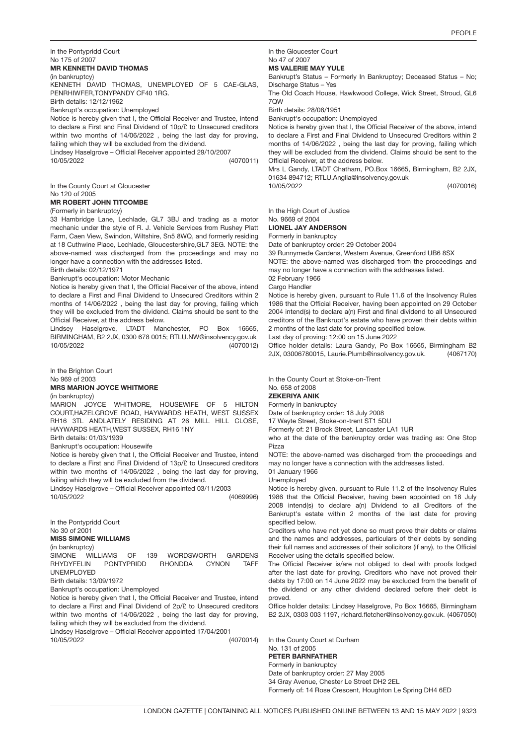In the Pontypridd Court
No 175 of 2007

**MR KENNETH DAVID THOMAS**

(in bankruptcy)

KENNETH DAVID THOMAS, UNEMPLOYED OF 5 CAE-GLAS, PENRHIWFER,TONYPANDY CF40 1RG.

Birth details: 12/12/1962

Bankrupt's occupation: Unemployed

Notice is hereby given that I, the Official Receiver and Trustee, intend to declare a First and Final Dividend of 10p/£ to Unsecured creditors within two months of 14/06/2022 , being the last day for proving, failing which they will be excluded from the dividend.

Lindsey Haselgrove – Official Receiver appointed 29/10/2007

10/05/2022 (4070011)

In the County Court at Gloucester
No 120 of 2005

**MR ROBERT JOHN TITCOMBE**

(Formerly in bankruptcy)

33 Hambridge Lane, Lechlade, GL7 3BJ and trading as a motor mechanic under the style of R. J. Vehicle Services from Rushey Platt Farm, Caen View, Swindon, Wiltshire, Sn5 8WQ, and formerly residing at 18 Cuthwine Place, Lechlade, Gloucestershire,GL7 3EG. NOTE: the above-named was discharged from the proceedings and may no longer have a connection with the addresses listed.

Birth details: 02/12/1971

Bankrupt's occupation: Motor Mechanic

Notice is hereby given that I, the Official Receiver of the above, intend to declare a First and Final Dividend to Unsecured Creditors within 2 months of 14/06/2022 , being the last day for proving, failing which they will be excluded from the dividend. Claims should be sent to the Official Receiver, at the address below.

Lindsey Haselgrove, LTADT Manchester, PO Box 16665, BIRMINGHAM, B2 2JX, 0300 678 0015; RTLU.NW@insolvency.gov.uk

10/05/2022 (4070012)

In the Brighton Court
No 969 of 2003

**MRS MARION JOYCE WHITMORE**

(in bankruptcy)

MARION JOYCE WHITMORE, HOUSEWIFE OF 5 HILTON COURT,HAZELGROVE ROAD, HAYWARDS HEATH, WEST SUSSEX RH16 3TL ANDLATELY RESIDING AT 26 MILL HILL CLOSE, HAYWARDS HEATH,WEST SUSSEX, RH16 1NY

Birth details: 01/03/1939

Bankrupt's occupation: Housewife

Notice is hereby given that I, the Official Receiver and Trustee, intend to declare a First and Final Dividend of 13p/£ to Unsecured creditors within two months of 14/06/2022 , being the last day for proving, failing which they will be excluded from the dividend.

Lindsey Haselgrove – Official Receiver appointed 03/11/2003

10/05/2022 (4069996)

In the Pontypridd Court
No 30 of 2001

**MISS SIMONE WILLIAMS**

(in bankruptcy)

SIMONE WILLIAMS OF 139 WORDSWORTH GARDENS RHYDYFELIN PONTYPRIDD RHONDDA CYNON TAFF UNEMPLOYED

Birth details: 13/09/1972

Bankrupt's occupation: Unemployed

Notice is hereby given that I, the Official Receiver and Trustee, intend to declare a First and Final Dividend of 2p/£ to Unsecured creditors within two months of 14/06/2022 , being the last day for proving, failing which they will be excluded from the dividend.

Lindsey Haselgrove – Official Receiver appointed 17/04/2001

10/05/2022 (4070014)

In the Gloucester Court
No 47 of 2007

**MS VALERIE MAY YULE**

Bankrupt's Status – Formerly In Bankruptcy; Deceased Status – No; Discharge Status – Yes

The Old Coach House, Hawkwood College, Wick Street, Stroud, GL6 7QW

Birth details: 28/08/1951

Bankrupt's occupation: Unemployed

Notice is hereby given that I, the Official Receiver of the above, intend to declare a First and Final Dividend to Unsecured Creditors within 2 months of 14/06/2022 , being the last day for proving, failing which they will be excluded from the dividend. Claims should be sent to the Official Receiver, at the address below.

Mrs L Gandy, LTADT Chatham, PO.Box 16665, Birmingham, B2 2JX, 01634 894712; RTLU.Anglia@insolvency.gov.uk

10/05/2022 (4070016)

In the High Court of Justice
No. 9669 of 2004

**LIONEL JAY ANDERSON**

Formerly in bankruptcy

Date of bankruptcy order: 29 October 2004

39 Runnymede Gardens, Western Avenue, Greenford UB6 8SX

NOTE: the above-named was discharged from the proceedings and may no longer have a connection with the addresses listed.

02 February 1966

Cargo Handler

Notice is hereby given, pursuant to Rule 11.6 of the Insolvency Rules 1986 that the Official Receiver, having been appointed on 29 October 2004 intend(s) to declare a(n) First and final dividend to all Unsecured creditors of the Bankrupt's estate who have proven their debts within 2 months of the last date for proving specified below.

Last day of proving: 12:00 on 15 June 2022

Office holder details: Laura Gandy, Po Box 16665, Birmingham B2 2JX, 03006780015, Laurie.Plumb@insolvency.gov.uk. (4067170)

In the County Court at Stoke-on-Trent
No. 658 of 2008

**ZEKERIYA ANIK**

Formerly in bankruptcy

Date of bankruptcy order: 18 July 2008

17 Wayte Street, Stoke-on-trent ST1 5DU

Formerly of: 21 Brock Street, Lancaster LA1 1UR

who at the date of the bankruptcy order was trading as: One Stop Pizza

NOTE: the above-named was discharged from the proceedings and may no longer have a connection with the addresses listed.

01 January 1966

Unemployed

Notice is hereby given, pursuant to Rule 11.2 of the Insolvency Rules 1986 that the Official Receiver, having been appointed on 18 July 2008 intend(s) to declare a(n) Dividend to all Creditors of the Bankrupt's estate within 2 months of the last date for proving specified below.

Creditors who have not yet done so must prove their debts or claims and the names and addresses, particulars of their debts by sending their full names and addresses of their solicitors (if any), to the Official Receiver using the details specified below.

The Official Receiver is/are not obliged to deal with proofs lodged after the last date for proving. Creditors who have not proved their debts by 17:00 on 14 June 2022 may be excluded from the benefit of the dividend or any other dividend declared before their debt is proved.

Office holder details: Lindsey Haselgrove, Po Box 16665, Birmingham B2 2JX, 0303 003 1197, richard.fletcher@insolvency.gov.uk. (4067050)

In the County Court at Durham
No. 131 of 2005

**PETER BARNFATHER**

Formerly in bankruptcy

Date of bankruptcy order: 27 May 2005

34 Gray Avenue, Chester Le Street DH2 2EL

Formerly of: 14 Rose Crescent, Houghton Le Spring DH4 6ED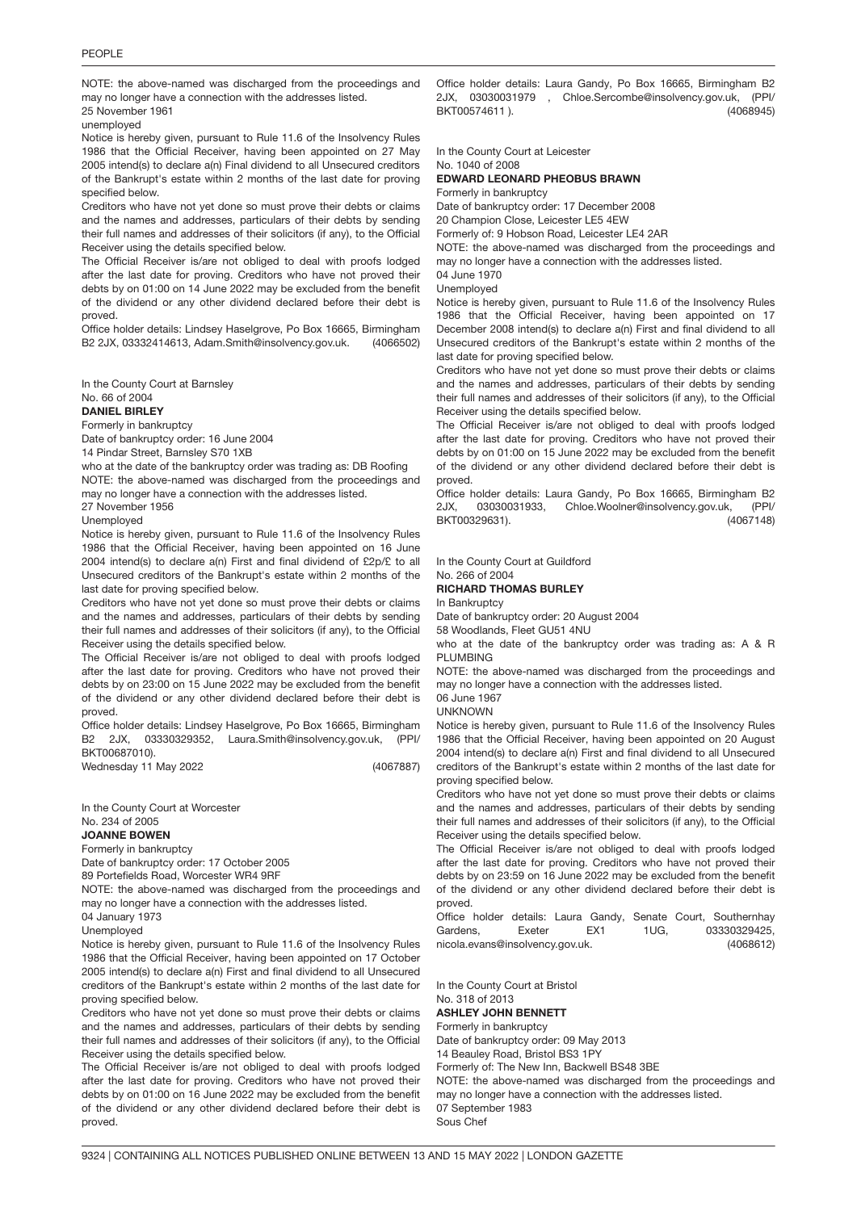NOTE: the above-named was discharged from the proceedings and may no longer have a connection with the addresses listed.

25 November 1961

unemployed

Notice is hereby given, pursuant to Rule 11.6 of the Insolvency Rules 1986 that the Official Receiver, having been appointed on 27 May 2005 intend(s) to declare a(n) Final dividend to all Unsecured creditors of the Bankrupt's estate within 2 months of the last date for proving specified below.

Creditors who have not yet done so must prove their debts or claims and the names and addresses, particulars of their debts by sending their full names and addresses of their solicitors (if any), to the Official Receiver using the details specified below.

The Official Receiver is/are not obliged to deal with proofs lodged after the last date for proving. Creditors who have not proved their debts by on 01:00 on 14 June 2022 may be excluded from the benefit of the dividend or any other dividend declared before their debt is proved.

Office holder details: Lindsey Haselgrove, Po Box 16665, Birmingham B2 2JX, 03332414613, Adam.Smith@insolvency.gov.uk. (4066502)

In the County Court at Barnsley

No. 66 of 2004

**DANIEL BIRLEY**

Formerly in bankruptcy

Date of bankruptcy order: 16 June 2004

14 Pindar Street, Barnsley S70 1XB

who at the date of the bankruptcy order was trading as: DB Roofing

NOTE: the above-named was discharged from the proceedings and may no longer have a connection with the addresses listed.

27 November 1956

Unemployed

Notice is hereby given, pursuant to Rule 11.6 of the Insolvency Rules 1986 that the Official Receiver, having been appointed on 16 June 2004 intend(s) to declare a(n) First and final dividend of £2p/£ to all Unsecured creditors of the Bankrupt's estate within 2 months of the last date for proving specified below.

Creditors who have not yet done so must prove their debts or claims and the names and addresses, particulars of their debts by sending their full names and addresses of their solicitors (if any), to the Official Receiver using the details specified below.

The Official Receiver is/are not obliged to deal with proofs lodged after the last date for proving. Creditors who have not proved their debts by on 23:00 on 15 June 2022 may be excluded from the benefit of the dividend or any other dividend declared before their debt is proved.

Office holder details: Lindsey Haselgrove, Po Box 16665, Birmingham B2 2JX, 03330329352, Laura.Smith@insolvency.gov.uk, (PPI/BKT00687010).

Wednesday 11 May 2022 (4067887)

In the County Court at Worcester

No. 234 of 2005

**JOANNE BOWEN**

Formerly in bankruptcy

Date of bankruptcy order: 17 October 2005

89 Portefields Road, Worcester WR4 9RF

NOTE: the above-named was discharged from the proceedings and may no longer have a connection with the addresses listed.

04 January 1973

Unemployed

Notice is hereby given, pursuant to Rule 11.6 of the Insolvency Rules 1986 that the Official Receiver, having been appointed on 17 October 2005 intend(s) to declare a(n) First and final dividend to all Unsecured creditors of the Bankrupt's estate within 2 months of the last date for proving specified below.

Creditors who have not yet done so must prove their debts or claims and the names and addresses, particulars of their debts by sending their full names and addresses of their solicitors (if any), to the Official Receiver using the details specified below.

The Official Receiver is/are not obliged to deal with proofs lodged after the last date for proving. Creditors who have not proved their debts by on 01:00 on 16 June 2022 may be excluded from the benefit of the dividend or any other dividend declared before their debt is proved.

Office holder details: Laura Gandy, Po Box 16665, Birmingham B2 2JX, 03030031979 , Chloe.Sercombe@insolvency.gov.uk, (PPI/BKT00574611 ). (4068945)

In the County Court at Leicester

No. 1040 of 2008

**EDWARD LEONARD PHEOBUS BRAWN**

Formerly in bankruptcy

Date of bankruptcy order: 17 December 2008

20 Champion Close, Leicester LE5 4EW

Formerly of: 9 Hobson Road, Leicester LE4 2AR

NOTE: the above-named was discharged from the proceedings and may no longer have a connection with the addresses listed.

04 June 1970

Unemployed

Notice is hereby given, pursuant to Rule 11.6 of the Insolvency Rules 1986 that the Official Receiver, having been appointed on 17 December 2008 intend(s) to declare a(n) First and final dividend to all Unsecured creditors of the Bankrupt's estate within 2 months of the last date for proving specified below.

Creditors who have not yet done so must prove their debts or claims and the names and addresses, particulars of their debts by sending their full names and addresses of their solicitors (if any), to the Official Receiver using the details specified below.

The Official Receiver is/are not obliged to deal with proofs lodged after the last date for proving. Creditors who have not proved their debts by on 01:00 on 15 June 2022 may be excluded from the benefit of the dividend or any other dividend declared before their debt is proved.

Office holder details: Laura Gandy, Po Box 16665, Birmingham B2 2JX, 03030031933, Chloe.Woolner@insolvency.gov.uk, (PPI/BKT00329631). (4067148)

In the County Court at Guildford

No. 266 of 2004

**RICHARD THOMAS BURLEY**

In Bankruptcy

Date of bankruptcy order: 20 August 2004

58 Woodlands, Fleet GU51 4NU

who at the date of the bankruptcy order was trading as: A & R PLUMBING

NOTE: the above-named was discharged from the proceedings and may no longer have a connection with the addresses listed.

06 June 1967

UNKNOWN

Notice is hereby given, pursuant to Rule 11.6 of the Insolvency Rules 1986 that the Official Receiver, having been appointed on 20 August 2004 intend(s) to declare a(n) First and final dividend to all Unsecured creditors of the Bankrupt's estate within 2 months of the last date for proving specified below.

Creditors who have not yet done so must prove their debts or claims and the names and addresses, particulars of their debts by sending their full names and addresses of their solicitors (if any), to the Official Receiver using the details specified below.

The Official Receiver is/are not obliged to deal with proofs lodged after the last date for proving. Creditors who have not proved their debts by on 23:59 on 16 June 2022 may be excluded from the benefit of the dividend or any other dividend declared before their debt is proved.

Office holder details: Laura Gandy, Senate Court, Southernhay Gardens, Exeter EX1 1UG, 03330329425, nicola.evans@insolvency.gov.uk. (4068612)

In the County Court at Bristol

No. 318 of 2013

**ASHLEY JOHN BENNETT**

Formerly in bankruptcy

Date of bankruptcy order: 09 May 2013

14 Beauley Road, Bristol BS3 1PY

Formerly of: The New Inn, Backwell BS48 3BE

NOTE: the above-named was discharged from the proceedings and may no longer have a connection with the addresses listed.

07 September 1983

Sous Chef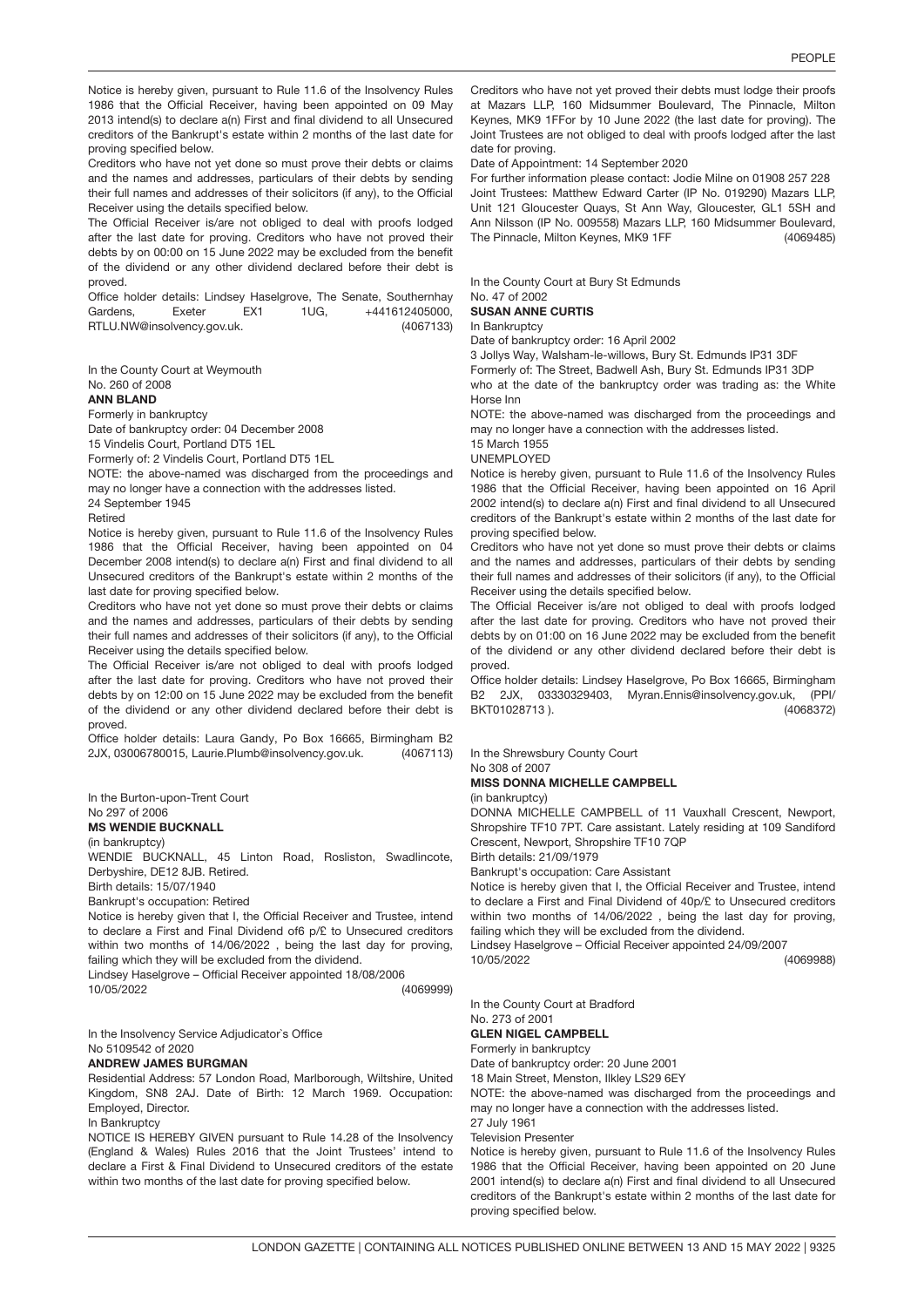Notice is hereby given, pursuant to Rule 11.6 of the Insolvency Rules 1986 that the Official Receiver, having been appointed on 09 May 2013 intend(s) to declare a(n) First and final dividend to all Unsecured creditors of the Bankrupt's estate within 2 months of the last date for proving specified below.

Creditors who have not yet done so must prove their debts or claims and the names and addresses, particulars of their debts by sending their full names and addresses of their solicitors (if any), to the Official Receiver using the details specified below.

The Official Receiver is/are not obliged to deal with proofs lodged after the last date for proving. Creditors who have not proved their debts by on 00:00 on 15 June 2022 may be excluded from the benefit of the dividend or any other dividend declared before their debt is proved.

Office holder details: Lindsey Haselgrove, The Senate, Southernhay Gardens, Exeter EX1 1UG, +441612405000, RTLU.NW@insolvency.gov.uk. (4067133)

In the County Court at Weymouth
No. 260 of 2008

**ANN BLAND**

Formerly in bankruptcy

Date of bankruptcy order: 04 December 2008

15 Vindelis Court, Portland DT5 1EL

Formerly of: 2 Vindelis Court, Portland DT5 1EL

NOTE: the above-named was discharged from the proceedings and may no longer have a connection with the addresses listed.

24 September 1945

Retired

Notice is hereby given, pursuant to Rule 11.6 of the Insolvency Rules 1986 that the Official Receiver, having been appointed on 04 December 2008 intend(s) to declare a(n) First and final dividend to all Unsecured creditors of the Bankrupt's estate within 2 months of the last date for proving specified below.

Creditors who have not yet done so must prove their debts or claims and the names and addresses, particulars of their debts by sending their full names and addresses of their solicitors (if any), to the Official Receiver using the details specified below.

The Official Receiver is/are not obliged to deal with proofs lodged after the last date for proving. Creditors who have not proved their debts by on 12:00 on 15 June 2022 may be excluded from the benefit of the dividend or any other dividend declared before their debt is proved.

Office holder details: Laura Gandy, Po Box 16665, Birmingham B2 2JX, 03006780015, Laurie.Plumb@insolvency.gov.uk. (4067113)

In the Burton-upon-Trent Court
No 297 of 2006

**MS WENDIE BUCKNALL**

(in bankruptcy)

WENDIE BUCKNALL, 45 Linton Road, Rosliston, Swadlincote, Derbyshire, DE12 8JB. Retired.

Birth details: 15/07/1940

Bankrupt's occupation: Retired

Notice is hereby given that I, the Official Receiver and Trustee, intend to declare a First and Final Dividend of6 p/£ to Unsecured creditors within two months of 14/06/2022 , being the last day for proving, failing which they will be excluded from the dividend.

Lindsey Haselgrove – Official Receiver appointed 18/08/2006

10/05/2022 (4069999)

In the Insolvency Service Adjudicator`s Office
No 5109542 of 2020

**ANDREW JAMES BURGMAN**

Residential Address: 57 London Road, Marlborough, Wiltshire, United Kingdom, SN8 2AJ. Date of Birth: 12 March 1969. Occupation: Employed, Director.

In Bankruptcy

NOTICE IS HEREBY GIVEN pursuant to Rule 14.28 of the Insolvency (England & Wales) Rules 2016 that the Joint Trustees' intend to declare a First & Final Dividend to Unsecured creditors of the estate within two months of the last date for proving specified below.

Creditors who have not yet proved their debts must lodge their proofs at Mazars LLP, 160 Midsummer Boulevard, The Pinnacle, Milton Keynes, MK9 1FFor by 10 June 2022 (the last date for proving). The Joint Trustees are not obliged to deal with proofs lodged after the last date for proving.

Date of Appointment: 14 September 2020

For further information please contact: Jodie Milne on 01908 257 228

Joint Trustees: Matthew Edward Carter (IP No. 019290) Mazars LLP, Unit 121 Gloucester Quays, St Ann Way, Gloucester, GL1 5SH and Ann Nilsson (IP No. 009558) Mazars LLP, 160 Midsummer Boulevard, The Pinnacle, Milton Keynes, MK9 1FF (4069485)

In the County Court at Bury St Edmunds
No. 47 of 2002

**SUSAN ANNE CURTIS**

In Bankruptcy

Date of bankruptcy order: 16 April 2002

3 Jollys Way, Walsham-le-willows, Bury St. Edmunds IP31 3DF

Formerly of: The Street, Badwell Ash, Bury St. Edmunds IP31 3DP

who at the date of the bankruptcy order was trading as: the White Horse Inn

NOTE: the above-named was discharged from the proceedings and may no longer have a connection with the addresses listed.

15 March 1955

UNEMPLOYED

Notice is hereby given, pursuant to Rule 11.6 of the Insolvency Rules 1986 that the Official Receiver, having been appointed on 16 April 2002 intend(s) to declare a(n) First and final dividend to all Unsecured creditors of the Bankrupt's estate within 2 months of the last date for proving specified below.

Creditors who have not yet done so must prove their debts or claims and the names and addresses, particulars of their debts by sending their full names and addresses of their solicitors (if any), to the Official Receiver using the details specified below.

The Official Receiver is/are not obliged to deal with proofs lodged after the last date for proving. Creditors who have not proved their debts by on 01:00 on 16 June 2022 may be excluded from the benefit of the dividend or any other dividend declared before their debt is proved.

Office holder details: Lindsey Haselgrove, Po Box 16665, Birmingham B2 2JX, 03330329403, Myran.Ennis@insolvency.gov.uk, (PPI/BKT01028713 ). (4068372)

In the Shrewsbury County Court
No 308 of 2007

**MISS DONNA MICHELLE CAMPBELL**

(in bankruptcy)

DONNA MICHELLE CAMPBELL of 11 Vauxhall Crescent, Newport, Shropshire TF10 7PT. Care assistant. Lately residing at 109 Sandiford Crescent, Newport, Shropshire TF10 7QP

Birth details: 21/09/1979

Bankrupt's occupation: Care Assistant

Notice is hereby given that I, the Official Receiver and Trustee, intend to declare a First and Final Dividend of 40p/£ to Unsecured creditors within two months of 14/06/2022 , being the last day for proving, failing which they will be excluded from the dividend.

Lindsey Haselgrove – Official Receiver appointed 24/09/2007

10/05/2022 (4069988)

In the County Court at Bradford
No. 273 of 2001

**GLEN NIGEL CAMPBELL**

Formerly in bankruptcy

Date of bankruptcy order: 20 June 2001

18 Main Street, Menston, Ilkley LS29 6EY

NOTE: the above-named was discharged from the proceedings and may no longer have a connection with the addresses listed.

27 July 1961

Television Presenter

Notice is hereby given, pursuant to Rule 11.6 of the Insolvency Rules 1986 that the Official Receiver, having been appointed on 20 June 2001 intend(s) to declare a(n) First and final dividend to all Unsecured creditors of the Bankrupt's estate within 2 months of the last date for proving specified below.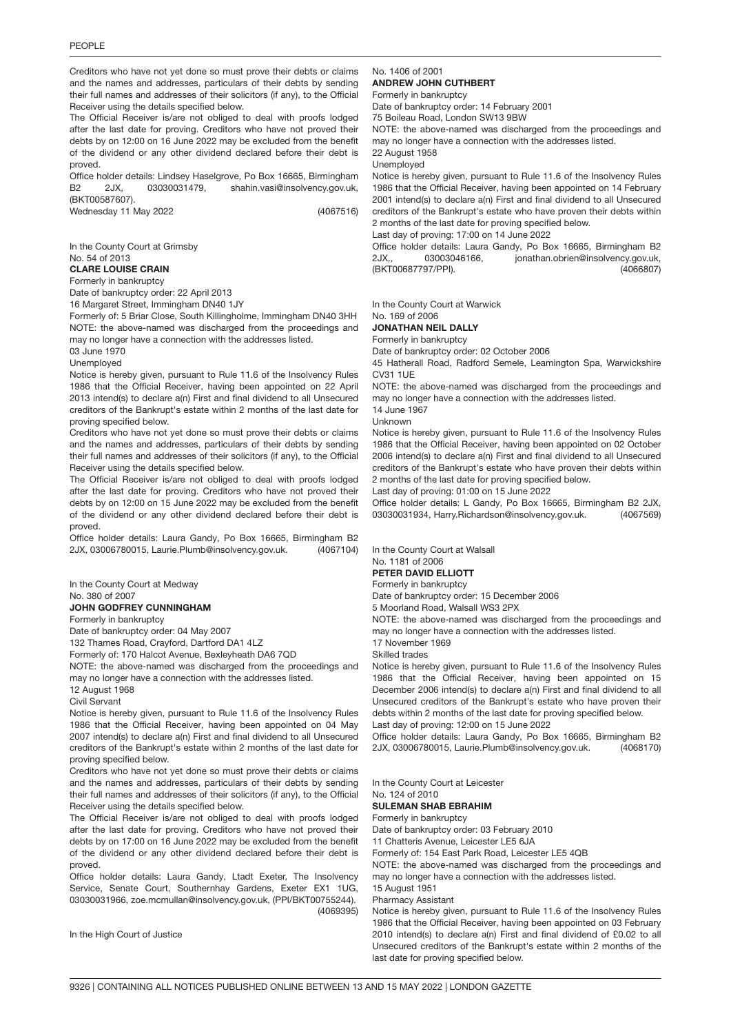Creditors who have not yet done so must prove their debts or claims and the names and addresses, particulars of their debts by sending their full names and addresses of their solicitors (if any), to the Official Receiver using the details specified below.

The Official Receiver is/are not obliged to deal with proofs lodged after the last date for proving. Creditors who have not proved their debts by on 12:00 on 16 June 2022 may be excluded from the benefit of the dividend or any other dividend declared before their debt is proved.

Office holder details: Lindsey Haselgrove, Po Box 16665, Birmingham B2 2JX, 03030031479, shahin.vasi@insolvency.gov.uk, (BKT00587607).

Wednesday 11 May 2022 (4067516)

In the County Court at Grimsby

No. 54 of 2013

**CLARE LOUISE CRAIN**

Formerly in bankruptcy

Date of bankruptcy order: 22 April 2013

16 Margaret Street, Immingham DN40 1JY

Formerly of: 5 Briar Close, South Killingholme, Immingham DN40 3HH

NOTE: the above-named was discharged from the proceedings and may no longer have a connection with the addresses listed.

03 June 1970

Unemployed

Notice is hereby given, pursuant to Rule 11.6 of the Insolvency Rules 1986 that the Official Receiver, having been appointed on 22 April 2013 intend(s) to declare a(n) First and final dividend to all Unsecured creditors of the Bankrupt's estate within 2 months of the last date for proving specified below.

Creditors who have not yet done so must prove their debts or claims and the names and addresses, particulars of their debts by sending their full names and addresses of their solicitors (if any), to the Official Receiver using the details specified below.

The Official Receiver is/are not obliged to deal with proofs lodged after the last date for proving. Creditors who have not proved their debts by on 12:00 on 15 June 2022 may be excluded from the benefit of the dividend or any other dividend declared before their debt is proved.

Office holder details: Laura Gandy, Po Box 16665, Birmingham B2 2JX, 03006780015, Laurie.Plumb@insolvency.gov.uk. (4067104)

In the County Court at Medway

No. 380 of 2007

**JOHN GODFREY CUNNINGHAM**

Formerly in bankruptcy

Date of bankruptcy order: 04 May 2007

132 Thames Road, Crayford, Dartford DA1 4LZ

Formerly of: 170 Halcot Avenue, Bexleyheath DA6 7QD

NOTE: the above-named was discharged from the proceedings and may no longer have a connection with the addresses listed.

12 August 1968

Civil Servant

Notice is hereby given, pursuant to Rule 11.6 of the Insolvency Rules 1986 that the Official Receiver, having been appointed on 04 May 2007 intend(s) to declare a(n) First and final dividend to all Unsecured creditors of the Bankrupt's estate within 2 months of the last date for proving specified below.

Creditors who have not yet done so must prove their debts or claims and the names and addresses, particulars of their debts by sending their full names and addresses of their solicitors (if any), to the Official Receiver using the details specified below.

The Official Receiver is/are not obliged to deal with proofs lodged after the last date for proving. Creditors who have not proved their debts by on 17:00 on 16 June 2022 may be excluded from the benefit of the dividend or any other dividend declared before their debt is proved.

Office holder details: Laura Gandy, Ltadt Exeter, The Insolvency Service, Senate Court, Southernhay Gardens, Exeter EX1 1UG, 03030031966, zoe.mcmullan@insolvency.gov.uk, (PPI/BKT00755244). (4069395)

In the High Court of Justice

No. 1406 of 2001

**ANDREW JOHN CUTHBERT**

Formerly in bankruptcy

Date of bankruptcy order: 14 February 2001

75 Boileau Road, London SW13 9BW

NOTE: the above-named was discharged from the proceedings and may no longer have a connection with the addresses listed.

22 August 1958

Unemployed

Notice is hereby given, pursuant to Rule 11.6 of the Insolvency Rules 1986 that the Official Receiver, having been appointed on 14 February 2001 intend(s) to declare a(n) First and final dividend to all Unsecured creditors of the Bankrupt's estate who have proven their debts within 2 months of the last date for proving specified below.

Last day of proving: 17:00 on 14 June 2022

Office holder details: Laura Gandy, Po Box 16665, Birmingham B2 2JX,, 03003046166, jonathan.obrien@insolvency.gov.uk, (BKT00687797/PPI). (4066807)

In the County Court at Warwick

No. 169 of 2006

**JONATHAN NEIL DALLY**

Formerly in bankruptcy

Date of bankruptcy order: 02 October 2006

45 Hatherall Road, Radford Semele, Leamington Spa, Warwickshire CV31 1UE

NOTE: the above-named was discharged from the proceedings and may no longer have a connection with the addresses listed.

14 June 1967

Unknown

Notice is hereby given, pursuant to Rule 11.6 of the Insolvency Rules 1986 that the Official Receiver, having been appointed on 02 October 2006 intend(s) to declare a(n) First and final dividend to all Unsecured creditors of the Bankrupt's estate who have proven their debts within 2 months of the last date for proving specified below.

Last day of proving: 01:00 on 15 June 2022

Office holder details: L Gandy, Po Box 16665, Birmingham B2 2JX, 03030031934, Harry.Richardson@insolvency.gov.uk. (4067569)

In the County Court at Walsall

No. 1181 of 2006

**PETER DAVID ELLIOTT**

Formerly in bankruptcy

Date of bankruptcy order: 15 December 2006

5 Moorland Road, Walsall WS3 2PX

NOTE: the above-named was discharged from the proceedings and may no longer have a connection with the addresses listed.

17 November 1969

Skilled trades

Notice is hereby given, pursuant to Rule 11.6 of the Insolvency Rules 1986 that the Official Receiver, having been appointed on 15 December 2006 intend(s) to declare a(n) First and final dividend to all Unsecured creditors of the Bankrupt's estate who have proven their debts within 2 months of the last date for proving specified below.

Last day of proving: 12:00 on 15 June 2022

Office holder details: Laura Gandy, Po Box 16665, Birmingham B2 2JX, 03006780015, Laurie.Plumb@insolvency.gov.uk. (4068170)

In the County Court at Leicester

No. 124 of 2010

**SULEMAN SHAB EBRAHIM**

Formerly in bankruptcy

Date of bankruptcy order: 03 February 2010

11 Chatteris Avenue, Leicester LE5 6JA

Formerly of: 154 East Park Road, Leicester LE5 4QB

NOTE: the above-named was discharged from the proceedings and may no longer have a connection with the addresses listed.

15 August 1951

Pharmacy Assistant

Notice is hereby given, pursuant to Rule 11.6 of the Insolvency Rules 1986 that the Official Receiver, having been appointed on 03 February 2010 intend(s) to declare a(n) First and final dividend of £0.02 to all Unsecured creditors of the Bankrupt's estate within 2 months of the last date for proving specified below.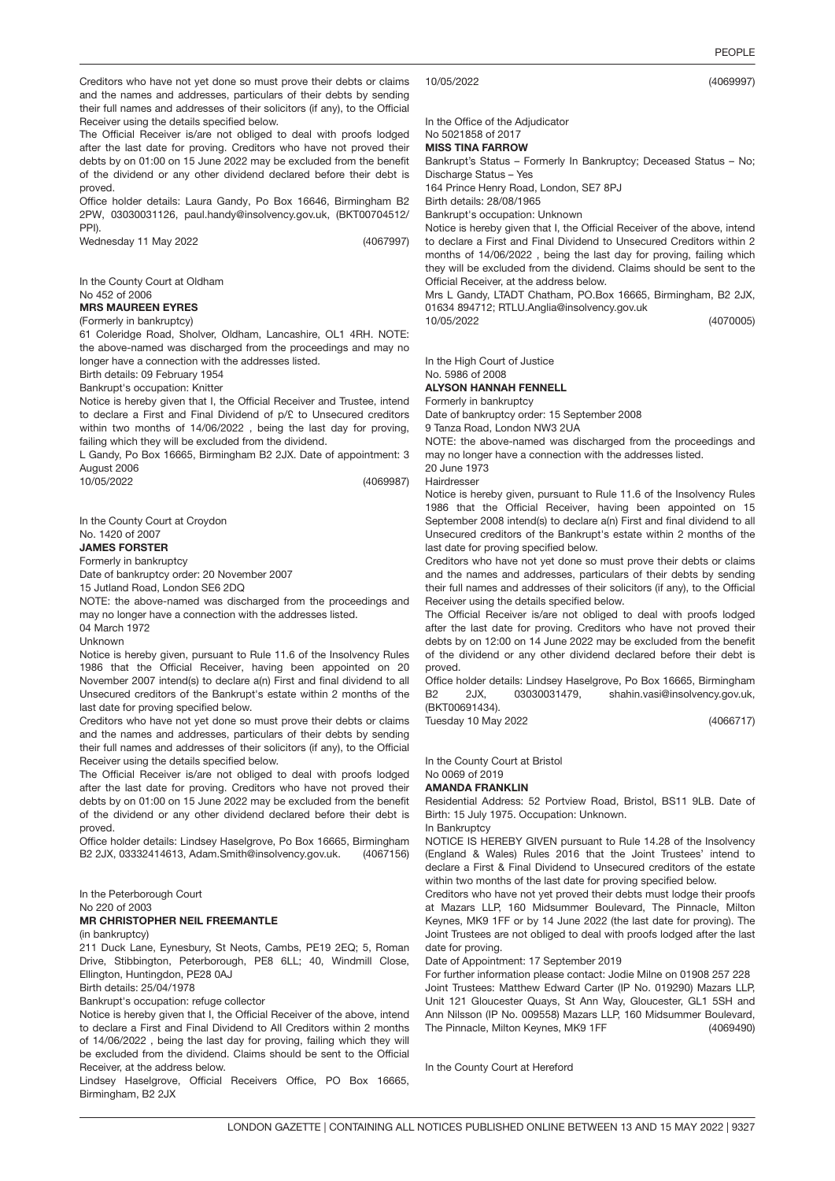Creditors who have not yet done so must prove their debts or claims and the names and addresses, particulars of their debts by sending their full names and addresses of their solicitors (if any), to the Official Receiver using the details specified below.

The Official Receiver is/are not obliged to deal with proofs lodged after the last date for proving. Creditors who have not proved their debts by on 01:00 on 15 June 2022 may be excluded from the benefit of the dividend or any other dividend declared before their debt is proved.

Office holder details: Laura Gandy, Po Box 16646, Birmingham B2 2PW, 03030031126, paul.handy@insolvency.gov.uk, (BKT00704512/PPI).

Wednesday 11 May 2022 (4067997)

In the County Court at Oldham
No 452 of 2006

**MRS MAUREEN EYRES**

(Formerly in bankruptcy)

61 Coleridge Road, Sholver, Oldham, Lancashire, OL1 4RH. NOTE: the above-named was discharged from the proceedings and may no longer have a connection with the addresses listed.

Birth details: 09 February 1954

Bankrupt's occupation: Knitter

Notice is hereby given that I, the Official Receiver and Trustee, intend to declare a First and Final Dividend of p/£ to Unsecured creditors within two months of 14/06/2022 , being the last day for proving, failing which they will be excluded from the dividend.

L Gandy, Po Box 16665, Birmingham B2 2JX. Date of appointment: 3 August 2006

10/05/2022 (4069987)

In the County Court at Croydon
No. 1420 of 2007

**JAMES FORSTER**

Formerly in bankruptcy

Date of bankruptcy order: 20 November 2007

15 Jutland Road, London SE6 2DQ

NOTE: the above-named was discharged from the proceedings and may no longer have a connection with the addresses listed.

04 March 1972

Unknown

Notice is hereby given, pursuant to Rule 11.6 of the Insolvency Rules 1986 that the Official Receiver, having been appointed on 20 November 2007 intend(s) to declare a(n) First and final dividend to all Unsecured creditors of the Bankrupt's estate within 2 months of the last date for proving specified below.

Creditors who have not yet done so must prove their debts or claims and the names and addresses, particulars of their debts by sending their full names and addresses of their solicitors (if any), to the Official Receiver using the details specified below.

The Official Receiver is/are not obliged to deal with proofs lodged after the last date for proving. Creditors who have not proved their debts by on 01:00 on 15 June 2022 may be excluded from the benefit of the dividend or any other dividend declared before their debt is proved.

Office holder details: Lindsey Haselgrove, Po Box 16665, Birmingham B2 2JX, 03332414613, Adam.Smith@insolvency.gov.uk. (4067156)

In the Peterborough Court
No 220 of 2003

**MR CHRISTOPHER NEIL FREEMANTLE**

(in bankruptcy)

211 Duck Lane, Eynesbury, St Neots, Cambs, PE19 2EQ; 5, Roman Drive, Stibbington, Peterborough, PE8 6LL; 40, Windmill Close, Ellington, Huntingdon, PE28 0AJ

Birth details: 25/04/1978

Bankrupt's occupation: refuge collector

Notice is hereby given that I, the Official Receiver of the above, intend to declare a First and Final Dividend to All Creditors within 2 months of 14/06/2022 , being the last day for proving, failing which they will be excluded from the dividend. Claims should be sent to the Official Receiver, at the address below.

Lindsey Haselgrove, Official Receivers Office, PO Box 16665, Birmingham, B2 2JX

10/05/2022 (4069997)

In the Office of the Adjudicator
No 5021858 of 2017

**MISS TINA FARROW**

Bankrupt's Status – Formerly In Bankruptcy; Deceased Status – No; Discharge Status – Yes

164 Prince Henry Road, London, SE7 8PJ

Birth details: 28/08/1965

Bankrupt's occupation: Unknown

Notice is hereby given that I, the Official Receiver of the above, intend to declare a First and Final Dividend to Unsecured Creditors within 2 months of 14/06/2022 , being the last day for proving, failing which they will be excluded from the dividend. Claims should be sent to the Official Receiver, at the address below.

Mrs L Gandy, LTADT Chatham, PO.Box 16665, Birmingham, B2 2JX, 01634 894712; RTLU.Anglia@insolvency.gov.uk

10/05/2022 (4070005)

In the High Court of Justice
No. 5986 of 2008

**ALYSON HANNAH FENNELL**

Formerly in bankruptcy

Date of bankruptcy order: 15 September 2008

9 Tanza Road, London NW3 2UA

NOTE: the above-named was discharged from the proceedings and may no longer have a connection with the addresses listed.

20 June 1973

Hairdresser

Notice is hereby given, pursuant to Rule 11.6 of the Insolvency Rules 1986 that the Official Receiver, having been appointed on 15 September 2008 intend(s) to declare a(n) First and final dividend to all Unsecured creditors of the Bankrupt's estate within 2 months of the last date for proving specified below.

Creditors who have not yet done so must prove their debts or claims and the names and addresses, particulars of their debts by sending their full names and addresses of their solicitors (if any), to the Official Receiver using the details specified below.

The Official Receiver is/are not obliged to deal with proofs lodged after the last date for proving. Creditors who have not proved their debts by on 12:00 on 14 June 2022 may be excluded from the benefit of the dividend or any other dividend declared before their debt is proved.

Office holder details: Lindsey Haselgrove, Po Box 16665, Birmingham B2 2JX, 03030031479, shahin.vasi@insolvency.gov.uk, (BKT00691434).

Tuesday 10 May 2022 (4066717)

In the County Court at Bristol
No 0069 of 2019

**AMANDA FRANKLIN**

Residential Address: 52 Portview Road, Bristol, BS11 9LB. Date of Birth: 15 July 1975. Occupation: Unknown.

In Bankruptcy

NOTICE IS HEREBY GIVEN pursuant to Rule 14.28 of the Insolvency (England & Wales) Rules 2016 that the Joint Trustees' intend to declare a First & Final Dividend to Unsecured creditors of the estate within two months of the last date for proving specified below.

Creditors who have not yet proved their debts must lodge their proofs at Mazars LLP, 160 Midsummer Boulevard, The Pinnacle, Milton Keynes, MK9 1FF or by 14 June 2022 (the last date for proving). The Joint Trustees are not obliged to deal with proofs lodged after the last date for proving.

Date of Appointment: 17 September 2019

For further information please contact: Jodie Milne on 01908 257 228

Joint Trustees: Matthew Edward Carter (IP No. 019290) Mazars LLP, Unit 121 Gloucester Quays, St Ann Way, Gloucester, GL1 5SH and Ann Nilsson (IP No. 009558) Mazars LLP, 160 Midsummer Boulevard, The Pinnacle, Milton Keynes, MK9 1FF (4069490)

In the County Court at Hereford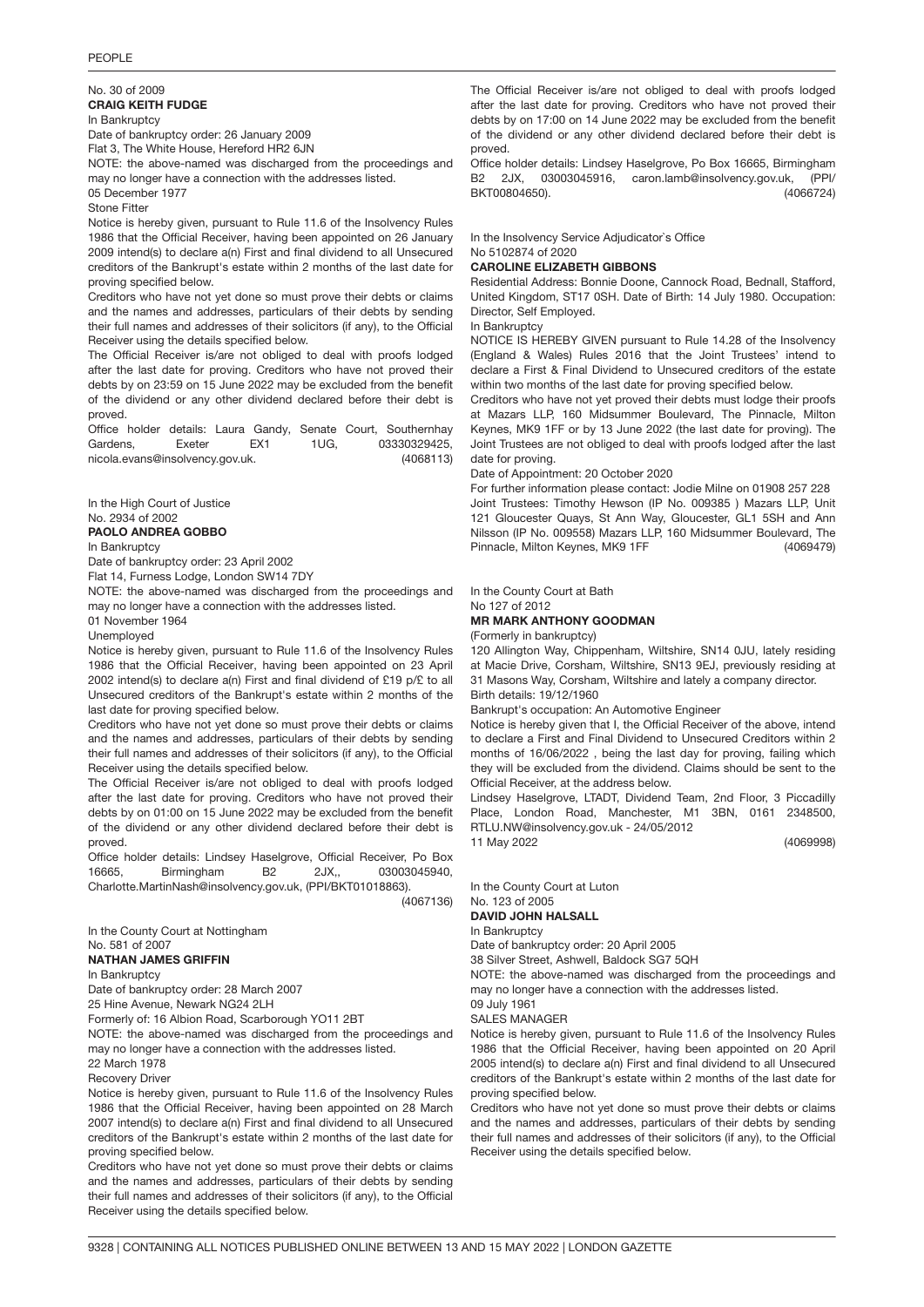No. 30 of 2009

**CRAIG KEITH FUDGE**

In Bankruptcy

Date of bankruptcy order: 26 January 2009

Flat 3, The White House, Hereford HR2 6JN

NOTE: the above-named was discharged from the proceedings and may no longer have a connection with the addresses listed.

05 December 1977

Stone Fitter

Notice is hereby given, pursuant to Rule 11.6 of the Insolvency Rules 1986 that the Official Receiver, having been appointed on 26 January 2009 intend(s) to declare a(n) First and final dividend to all Unsecured creditors of the Bankrupt's estate within 2 months of the last date for proving specified below.

Creditors who have not yet done so must prove their debts or claims and the names and addresses, particulars of their debts by sending their full names and addresses of their solicitors (if any), to the Official Receiver using the details specified below.

The Official Receiver is/are not obliged to deal with proofs lodged after the last date for proving. Creditors who have not proved their debts by on 23:59 on 15 June 2022 may be excluded from the benefit of the dividend or any other dividend declared before their debt is proved.

Office holder details: Laura Gandy, Senate Court, Southernhay Gardens, Exeter EX1 1UG, 03330329425, nicola.evans@insolvency.gov.uk. (4068113)

In the High Court of Justice

No. 2934 of 2002

**PAOLO ANDREA GOBBO**

In Bankruptcy

Date of bankruptcy order: 23 April 2002

Flat 14, Furness Lodge, London SW14 7DY

NOTE: the above-named was discharged from the proceedings and may no longer have a connection with the addresses listed.

01 November 1964

Unemployed

Notice is hereby given, pursuant to Rule 11.6 of the Insolvency Rules 1986 that the Official Receiver, having been appointed on 23 April 2002 intend(s) to declare a(n) First and final dividend of £19 p/£ to all Unsecured creditors of the Bankrupt's estate within 2 months of the last date for proving specified below.

Creditors who have not yet done so must prove their debts or claims and the names and addresses, particulars of their debts by sending their full names and addresses of their solicitors (if any), to the Official Receiver using the details specified below.

The Official Receiver is/are not obliged to deal with proofs lodged after the last date for proving. Creditors who have not proved their debts by on 01:00 on 15 June 2022 may be excluded from the benefit of the dividend or any other dividend declared before their debt is proved.

Office holder details: Lindsey Haselgrove, Official Receiver, Po Box 16665, Birmingham B2 2JX,, 03003045940, Charlotte.MartinNash@insolvency.gov.uk, (PPI/BKT01018863). (4067136)

In the County Court at Nottingham

No. 581 of 2007

**NATHAN JAMES GRIFFIN**

In Bankruptcy

Date of bankruptcy order: 28 March 2007

25 Hine Avenue, Newark NG24 2LH

Formerly of: 16 Albion Road, Scarborough YO11 2BT

NOTE: the above-named was discharged from the proceedings and may no longer have a connection with the addresses listed.

22 March 1978

Recovery Driver

Notice is hereby given, pursuant to Rule 11.6 of the Insolvency Rules 1986 that the Official Receiver, having been appointed on 28 March 2007 intend(s) to declare a(n) First and final dividend to all Unsecured creditors of the Bankrupt's estate within 2 months of the last date for proving specified below.

Creditors who have not yet done so must prove their debts or claims and the names and addresses, particulars of their debts by sending their full names and addresses of their solicitors (if any), to the Official Receiver using the details specified below.

The Official Receiver is/are not obliged to deal with proofs lodged after the last date for proving. Creditors who have not proved their debts by on 17:00 on 14 June 2022 may be excluded from the benefit of the dividend or any other dividend declared before their debt is proved.

Office holder details: Lindsey Haselgrove, Po Box 16665, Birmingham B2 2JX, 03003045916, caron.lamb@insolvency.gov.uk, (PPI/BKT00804650). (4066724)

In the Insolvency Service Adjudicator`s Office

No 5102874 of 2020

**CAROLINE ELIZABETH GIBBONS**

Residential Address: Bonnie Doone, Cannock Road, Bednall, Stafford, United Kingdom, ST17 0SH. Date of Birth: 14 July 1980. Occupation: Director, Self Employed.

In Bankruptcy

NOTICE IS HEREBY GIVEN pursuant to Rule 14.28 of the Insolvency (England & Wales) Rules 2016 that the Joint Trustees' intend to declare a First & Final Dividend to Unsecured creditors of the estate within two months of the last date for proving specified below.

Creditors who have not yet proved their debts must lodge their proofs at Mazars LLP, 160 Midsummer Boulevard, The Pinnacle, Milton Keynes, MK9 1FF or by 13 June 2022 (the last date for proving). The Joint Trustees are not obliged to deal with proofs lodged after the last date for proving.

Date of Appointment: 20 October 2020

For further information please contact: Jodie Milne on 01908 257 228

Joint Trustees: Timothy Hewson (IP No. 009385 ) Mazars LLP, Unit 121 Gloucester Quays, St Ann Way, Gloucester, GL1 5SH and Ann Nilsson (IP No. 009558) Mazars LLP, 160 Midsummer Boulevard, The Pinnacle, Milton Keynes, MK9 1FF (4069479)

In the County Court at Bath

No 127 of 2012

**MR MARK ANTHONY GOODMAN**

(Formerly in bankruptcy)

120 Allington Way, Chippenham, Wiltshire, SN14 0JU, lately residing at Macie Drive, Corsham, Wiltshire, SN13 9EJ, previously residing at 31 Masons Way, Corsham, Wiltshire and lately a company director.

Birth details: 19/12/1960

Bankrupt's occupation: An Automotive Engineer

Notice is hereby given that I, the Official Receiver of the above, intend to declare a First and Final Dividend to Unsecured Creditors within 2 months of 16/06/2022 , being the last day for proving, failing which they will be excluded from the dividend. Claims should be sent to the Official Receiver, at the address below.

Lindsey Haselgrove, LTADT, Dividend Team, 2nd Floor, 3 Piccadilly Place, London Road, Manchester, M1 3BN, 0161 2348500, RTLU.NW@insolvency.gov.uk - 24/05/2012

11 May 2022 (4069998)

In the County Court at Luton

No. 123 of 2005

**DAVID JOHN HALSALL**

In Bankruptcy

Date of bankruptcy order: 20 April 2005

38 Silver Street, Ashwell, Baldock SG7 5QH

NOTE: the above-named was discharged from the proceedings and may no longer have a connection with the addresses listed.

09 July 1961

SALES MANAGER

Notice is hereby given, pursuant to Rule 11.6 of the Insolvency Rules 1986 that the Official Receiver, having been appointed on 20 April 2005 intend(s) to declare a(n) First and final dividend to all Unsecured creditors of the Bankrupt's estate within 2 months of the last date for proving specified below.

Creditors who have not yet done so must prove their debts or claims and the names and addresses, particulars of their debts by sending their full names and addresses of their solicitors (if any), to the Official Receiver using the details specified below.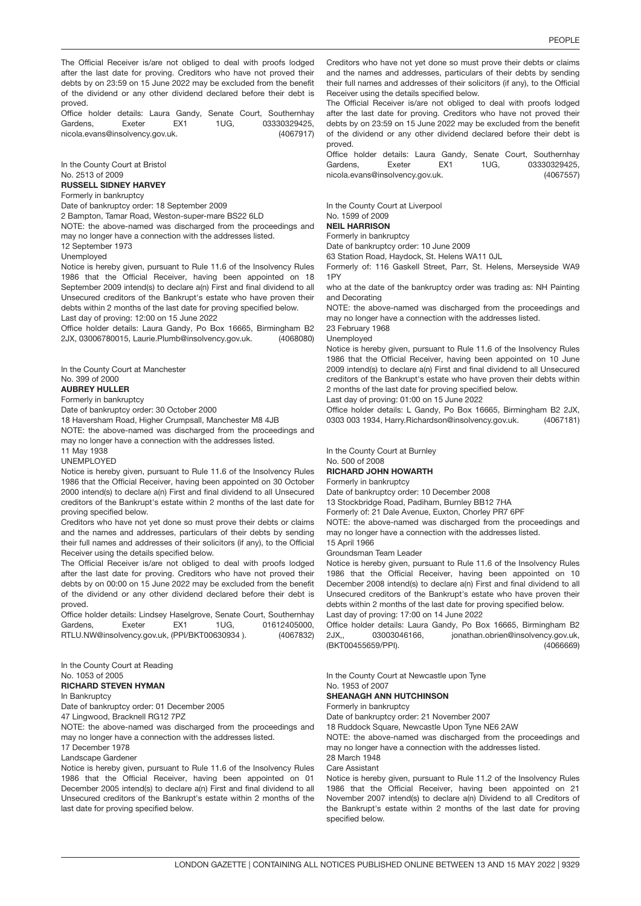The Official Receiver is/are not obliged to deal with proofs lodged after the last date for proving. Creditors who have not proved their debts by on 23:59 on 15 June 2022 may be excluded from the benefit of the dividend or any other dividend declared before their debt is proved.

Office holder details: Laura Gandy, Senate Court, Southernhay Gardens, Exeter EX1 1UG, 03330329425, nicola.evans@insolvency.gov.uk. (4067917)

In the County Court at Bristol
No. 2513 of 2009

**RUSSELL SIDNEY HARVEY**

Formerly in bankruptcy

Date of bankruptcy order: 18 September 2009

2 Bampton, Tamar Road, Weston-super-mare BS22 6LD

NOTE: the above-named was discharged from the proceedings and may no longer have a connection with the addresses listed.

12 September 1973

Unemployed

Notice is hereby given, pursuant to Rule 11.6 of the Insolvency Rules 1986 that the Official Receiver, having been appointed on 18 September 2009 intend(s) to declare a(n) First and final dividend to all Unsecured creditors of the Bankrupt's estate who have proven their debts within 2 months of the last date for proving specified below.

Last day of proving: 12:00 on 15 June 2022

Office holder details: Laura Gandy, Po Box 16665, Birmingham B2 2JX, 03006780015, Laurie.Plumb@insolvency.gov.uk. (4068080)

In the County Court at Manchester
No. 399 of 2000

**AUBREY HULLER**

Formerly in bankruptcy

Date of bankruptcy order: 30 October 2000

18 Haversham Road, Higher Crumpsall, Manchester M8 4JB

NOTE: the above-named was discharged from the proceedings and may no longer have a connection with the addresses listed.

11 May 1938

UNEMPLOYED

Notice is hereby given, pursuant to Rule 11.6 of the Insolvency Rules 1986 that the Official Receiver, having been appointed on 30 October 2000 intend(s) to declare a(n) First and final dividend to all Unsecured creditors of the Bankrupt's estate within 2 months of the last date for proving specified below.

Creditors who have not yet done so must prove their debts or claims and the names and addresses, particulars of their debts by sending their full names and addresses of their solicitors (if any), to the Official Receiver using the details specified below.

The Official Receiver is/are not obliged to deal with proofs lodged after the last date for proving. Creditors who have not proved their debts by on 00:00 on 15 June 2022 may be excluded from the benefit of the dividend or any other dividend declared before their debt is proved.

Office holder details: Lindsey Haselgrove, Senate Court, Southernhay Gardens, Exeter EX1 1UG, 01612405000, RTLU.NW@insolvency.gov.uk, (PPI/BKT00630934 ). (4067832)

In the County Court at Reading
No. 1053 of 2005

**RICHARD STEVEN HYMAN**

In Bankruptcy

Date of bankruptcy order: 01 December 2005

47 Lingwood, Bracknell RG12 7PZ

NOTE: the above-named was discharged from the proceedings and may no longer have a connection with the addresses listed.

17 December 1978

Landscape Gardener

Notice is hereby given, pursuant to Rule 11.6 of the Insolvency Rules 1986 that the Official Receiver, having been appointed on 01 December 2005 intend(s) to declare a(n) First and final dividend to all Unsecured creditors of the Bankrupt's estate within 2 months of the last date for proving specified below.

Creditors who have not yet done so must prove their debts or claims and the names and addresses, particulars of their debts by sending their full names and addresses of their solicitors (if any), to the Official Receiver using the details specified below.

The Official Receiver is/are not obliged to deal with proofs lodged after the last date for proving. Creditors who have not proved their debts by on 23:59 on 15 June 2022 may be excluded from the benefit of the dividend or any other dividend declared before their debt is proved.

Office holder details: Laura Gandy, Senate Court, Southernhay Gardens, Exeter EX1 1UG, 03330329425, nicola.evans@insolvency.gov.uk. (4067557)

In the County Court at Liverpool
No. 1599 of 2009

**NEIL HARRISON**

Formerly in bankruptcy

Date of bankruptcy order: 10 June 2009

63 Station Road, Haydock, St. Helens WA11 0JL

Formerly of: 116 Gaskell Street, Parr, St. Helens, Merseyside WA9 1PY

who at the date of the bankruptcy order was trading as: NH Painting and Decorating

NOTE: the above-named was discharged from the proceedings and may no longer have a connection with the addresses listed.

23 February 1968

Unemployed

Notice is hereby given, pursuant to Rule 11.6 of the Insolvency Rules 1986 that the Official Receiver, having been appointed on 10 June 2009 intend(s) to declare a(n) First and final dividend to all Unsecured creditors of the Bankrupt's estate who have proven their debts within 2 months of the last date for proving specified below.

Last day of proving: 01:00 on 15 June 2022

Office holder details: Laura Gandy, Po Box 16665, Birmingham B2 2JX, 0303 003 1934, Harry.Richardson@insolvency.gov.uk. (4067181)

In the County Court at Burnley
No. 500 of 2008

**RICHARD JOHN HOWARTH**

Formerly in bankruptcy

Date of bankruptcy order: 10 December 2008

13 Stockbridge Road, Padiham, Burnley BB12 7HA

Formerly of: 21 Dale Avenue, Euxton, Chorley PR7 6PF

NOTE: the above-named was discharged from the proceedings and may no longer have a connection with the addresses listed.

15 April 1966

Groundsman Team Leader

Notice is hereby given, pursuant to Rule 11.6 of the Insolvency Rules 1986 that the Official Receiver, having been appointed on 10 December 2008 intend(s) to declare a(n) First and final dividend to all Unsecured creditors of the Bankrupt's estate who have proven their debts within 2 months of the last date for proving specified below.

Last day of proving: 17:00 on 14 June 2022

Office holder details: L Gandy, Po Box 16665, Birmingham B2 2JX,, 03003046166, jonathan.obrien@insolvency.gov.uk, (BKT00455659/PPI). (4066669)

In the County Court at Newcastle upon Tyne
No. 1953 of 2007

**SHEANAGH ANN HUTCHINSON**

Formerly in bankruptcy

Date of bankruptcy order: 21 November 2007

18 Ruddock Square, Newcastle Upon Tyne NE6 2AW

NOTE: the above-named was discharged from the proceedings and may no longer have a connection with the addresses listed.

28 March 1948

Care Assistant

Notice is hereby given, pursuant to Rule 11.2 of the Insolvency Rules 1986 that the Official Receiver, having been appointed on 21 November 2007 intend(s) to declare a(n) Dividend to all Creditors of the Bankrupt's estate within 2 months of the last date for proving specified below.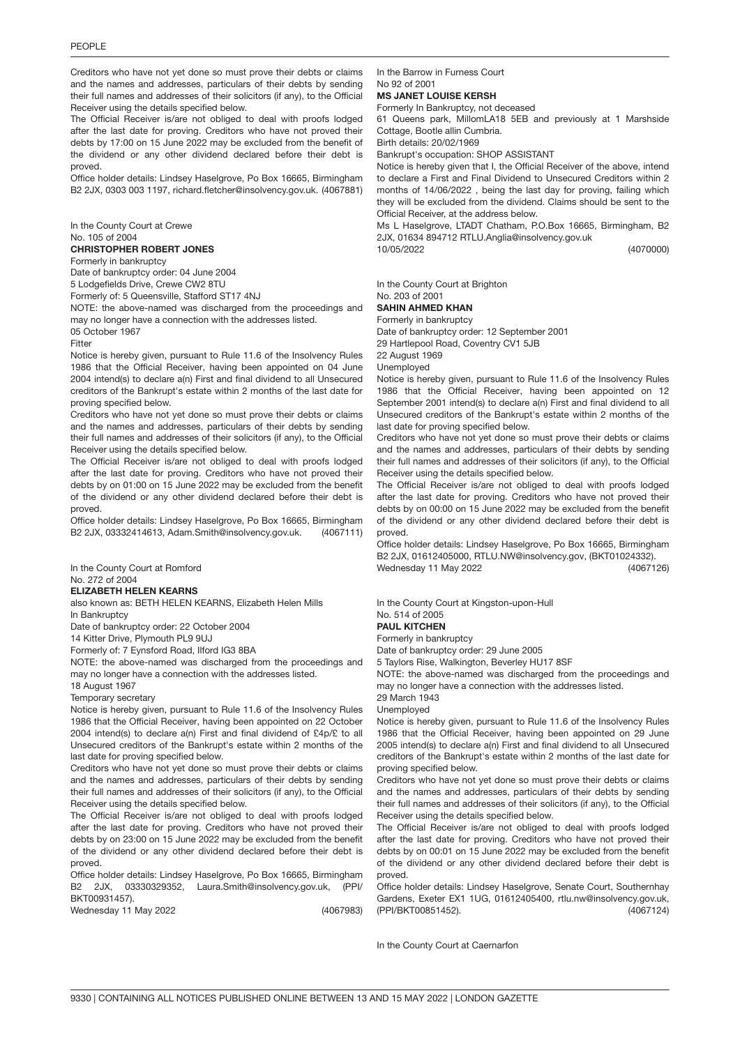Creditors who have not yet done so must prove their debts or claims and the names and addresses, particulars of their debts by sending their full names and addresses of their solicitors (if any), to the Official Receiver using the details specified below.

The Official Receiver is/are not obliged to deal with proofs lodged after the last date for proving. Creditors who have not proved their debts by 17:00 on 15 June 2022 may be excluded from the benefit of the dividend or any other dividend declared before their debt is proved.

Office holder details: Lindsey Haselgrove, Po Box 16665, Birmingham B2 2JX, 0303 003 1197, richard.fletcher@insolvency.gov.uk. (4067881)

In the County Court at Crewe
No. 105 of 2004

**CHRISTOPHER ROBERT JONES**

Formerly in bankruptcy
Date of bankruptcy order: 04 June 2004
5 Lodgefields Drive, Crewe CW2 8TU
Formerly of: 5 Queensville, Stafford ST17 4NJ
NOTE: the above-named was discharged from the proceedings and may no longer have a connection with the addresses listed.
05 October 1967
Fitter

Notice is hereby given, pursuant to Rule 11.6 of the Insolvency Rules 1986 that the Official Receiver, having been appointed on 04 June 2004 intend(s) to declare a(n) First and final dividend to all Unsecured creditors of the Bankrupt's estate within 2 months of the last date for proving specified below.

Creditors who have not yet done so must prove their debts or claims and the names and addresses, particulars of their debts by sending their full names and addresses of their solicitors (if any), to the Official Receiver using the details specified below.

The Official Receiver is/are not obliged to deal with proofs lodged after the last date for proving. Creditors who have not proved their debts by on 01:00 on 15 June 2022 may be excluded from the benefit of the dividend or any other dividend declared before their debt is proved.

Office holder details: Lindsey Haselgrove, Po Box 16665, Birmingham B2 2JX, 03332414613, Adam.Smith@insolvency.gov.uk. (4067111)

In the County Court at Romford
No. 272 of 2004

**ELIZABETH HELEN KEARNS**

also known as: BETH HELEN KEARNS, Elizabeth Helen Mills
In Bankruptcy
Date of bankruptcy order: 22 October 2004
14 Kitter Drive, Plymouth PL9 9UJ
Formerly of: 7 Eynsford Road, Ilford IG3 8BA
NOTE: the above-named was discharged from the proceedings and may no longer have a connection with the addresses listed.
18 August 1967
Temporary secretary

Notice is hereby given, pursuant to Rule 11.6 of the Insolvency Rules 1986 that the Official Receiver, having been appointed on 22 October 2004 intend(s) to declare a(n) First and final dividend of £4p/£ to all Unsecured creditors of the Bankrupt's estate within 2 months of the last date for proving specified below.

Creditors who have not yet done so must prove their debts or claims and the names and addresses, particulars of their debts by sending their full names and addresses of their solicitors (if any), to the Official Receiver using the details specified below.

The Official Receiver is/are not obliged to deal with proofs lodged after the last date for proving. Creditors who have not proved their debts by on 23:00 on 15 June 2022 may be excluded from the benefit of the dividend or any other dividend declared before their debt is proved.

Office holder details: Lindsey Haselgrove, Po Box 16665, Birmingham B2 2JX, 03330329352, Laura.Smith@insolvency.gov.uk, (PPI/BKT00931457).
Wednesday 11 May 2022 (4067983)

In the Barrow in Furness Court
No 92 of 2001

**MS JANET LOUISE KERSH**

Formerly In Bankruptcy, not deceased
61 Queens park, MillomLA18 5EB and previously at 1 Marshside Cottage, Bootle allin Cumbria.
Birth details: 20/02/1969
Bankrupt's occupation: SHOP ASSISTANT

Notice is hereby given that I, the Official Receiver of the above, intend to declare a First and Final Dividend to Unsecured Creditors within 2 months of 14/06/2022 , being the last day for proving, failing which they will be excluded from the dividend. Claims should be sent to the Official Receiver, at the address below.

Ms L Haselgrove, LTADT Chatham, P.O.Box 16665, Birmingham, B2 2JX, 01634 894712 RTLU.Anglia@insolvency.gov.uk
10/05/2022 (4070000)

In the County Court at Brighton
No. 203 of 2001

**SAHIN AHMED KHAN**

Formerly in bankruptcy
Date of bankruptcy order: 12 September 2001
29 Hartlepool Road, Coventry CV1 5JB
22 August 1969
Unemployed

Notice is hereby given, pursuant to Rule 11.6 of the Insolvency Rules 1986 that the Official Receiver, having been appointed on 12 September 2001 intend(s) to declare a(n) First and final dividend to all Unsecured creditors of the Bankrupt's estate within 2 months of the last date for proving specified below.

Creditors who have not yet done so must prove their debts or claims and the names and addresses, particulars of their debts by sending their full names and addresses of their solicitors (if any), to the Official Receiver using the details specified below.

The Official Receiver is/are not obliged to deal with proofs lodged after the last date for proving. Creditors who have not proved their debts by on 00:00 on 15 June 2022 may be excluded from the benefit of the dividend or any other dividend declared before their debt is proved.

Office holder details: Lindsey Haselgrove, Po Box 16665, Birmingham B2 2JX, 01612405000, RTLU.NW@insolvency.gov, (BKT01024332).
Wednesday 11 May 2022 (4067126)

In the County Court at Kingston-upon-Hull
No. 514 of 2005

**PAUL KITCHEN**

Formerly in bankruptcy
Date of bankruptcy order: 29 June 2005
5 Taylors Rise, Walkington, Beverley HU17 8SF
NOTE: the above-named was discharged from the proceedings and may no longer have a connection with the addresses listed.
29 March 1943
Unemployed

Notice is hereby given, pursuant to Rule 11.6 of the Insolvency Rules 1986 that the Official Receiver, having been appointed on 29 June 2005 intend(s) to declare a(n) First and final dividend to all Unsecured creditors of the Bankrupt's estate within 2 months of the last date for proving specified below.

Creditors who have not yet done so must prove their debts or claims and the names and addresses, particulars of their debts by sending their full names and addresses of their solicitors (if any), to the Official Receiver using the details specified below.

The Official Receiver is/are not obliged to deal with proofs lodged after the last date for proving. Creditors who have not proved their debts by on 00:01 on 15 June 2022 may be excluded from the benefit of the dividend or any other dividend declared before their debt is proved.

Office holder details: Lindsey Haselgrove, Senate Court, Southernhay Gardens, Exeter EX1 1UG, 01612405400, rtlu.nw@insolvency.gov.uk, (PPI/BKT00851452). (4067124)

In the County Court at Caernarfon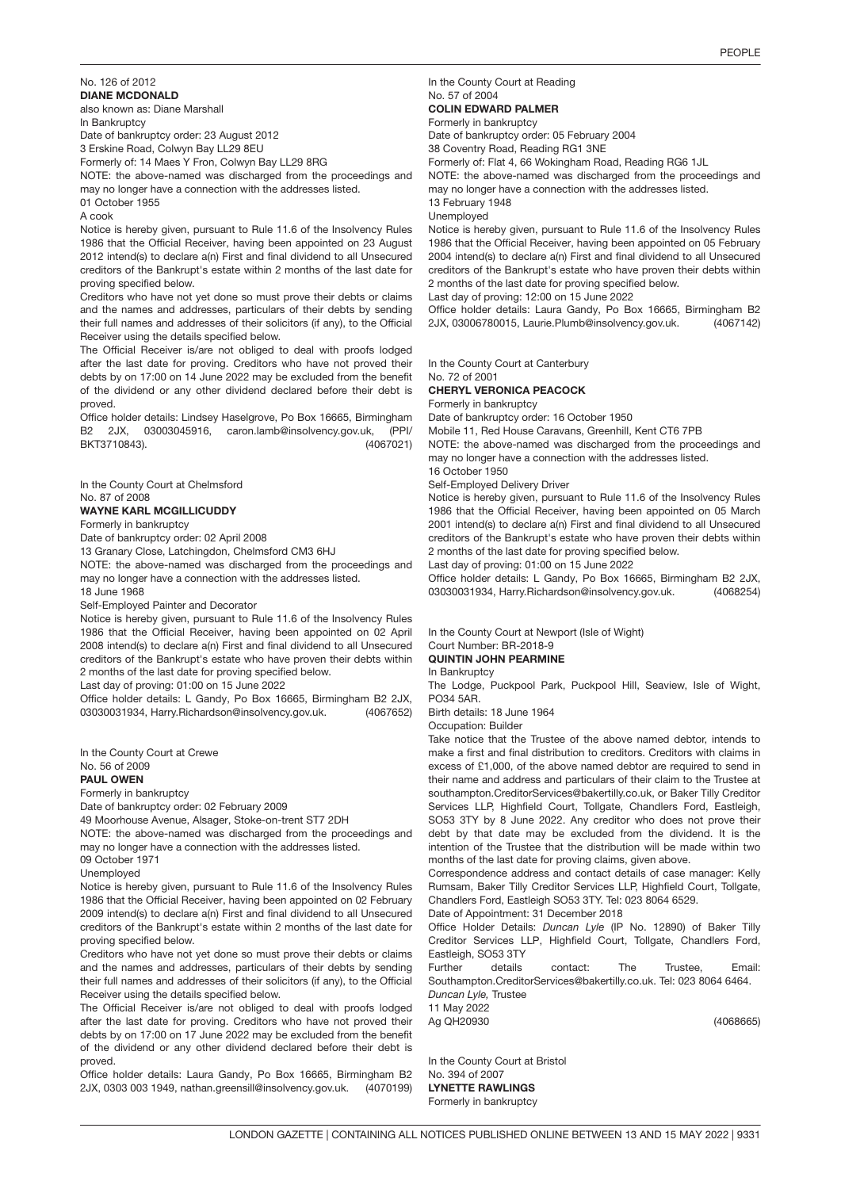No. 126 of 2012

**DIANE MCDONALD**

also known as: Diane Marshall

In Bankruptcy

Date of bankruptcy order: 23 August 2012

3 Erskine Road, Colwyn Bay LL29 8EU

Formerly of: 14 Maes Y Fron, Colwyn Bay LL29 8RG

NOTE: the above-named was discharged from the proceedings and may no longer have a connection with the addresses listed.

01 October 1955

A cook

Notice is hereby given, pursuant to Rule 11.6 of the Insolvency Rules 1986 that the Official Receiver, having been appointed on 23 August 2012 intend(s) to declare a(n) First and final dividend to all Unsecured creditors of the Bankrupt's estate within 2 months of the last date for proving specified below.

Creditors who have not yet done so must prove their debts or claims and the names and addresses, particulars of their debts by sending their full names and addresses of their solicitors (if any), to the Official Receiver using the details specified below.

The Official Receiver is/are not obliged to deal with proofs lodged after the last date for proving. Creditors who have not proved their debts by on 17:00 on 14 June 2022 may be excluded from the benefit of the dividend or any other dividend declared before their debt is proved.

Office holder details: Lindsey Haselgrove, Po Box 16665, Birmingham B2 2JX, 03003045916, caron.lamb@insolvency.gov.uk, (PPI/BKT3710843). (4067021)

In the County Court at Chelmsford

No. 87 of 2008

**WAYNE KARL MCGILLICUDDY**

Formerly in bankruptcy

Date of bankruptcy order: 02 April 2008

13 Granary Close, Latchingdon, Chelmsford CM3 6HJ

NOTE: the above-named was discharged from the proceedings and may no longer have a connection with the addresses listed.

18 June 1968

Self-Employed Painter and Decorator

Notice is hereby given, pursuant to Rule 11.6 of the Insolvency Rules 1986 that the Official Receiver, having been appointed on 02 April 2008 intend(s) to declare a(n) First and final dividend to all Unsecured creditors of the Bankrupt's estate who have proven their debts within 2 months of the last date for proving specified below.

Last day of proving: 01:00 on 15 June 2022

Office holder details: L Gandy, Po Box 16665, Birmingham B2 2JX, 03030031934, Harry.Richardson@insolvency.gov.uk. (4067652)

In the County Court at Crewe

No. 56 of 2009

**PAUL OWEN**

Formerly in bankruptcy

Date of bankruptcy order: 02 February 2009

49 Moorhouse Avenue, Alsager, Stoke-on-trent ST7 2DH

NOTE: the above-named was discharged from the proceedings and may no longer have a connection with the addresses listed.

09 October 1971

Unemployed

Notice is hereby given, pursuant to Rule 11.6 of the Insolvency Rules 1986 that the Official Receiver, having been appointed on 02 February 2009 intend(s) to declare a(n) First and final dividend to all Unsecured creditors of the Bankrupt's estate within 2 months of the last date for proving specified below.

Creditors who have not yet done so must prove their debts or claims and the names and addresses, particulars of their debts by sending their full names and addresses of their solicitors (if any), to the Official Receiver using the details specified below.

The Official Receiver is/are not obliged to deal with proofs lodged after the last date for proving. Creditors who have not proved their debts by on 17:00 on 17 June 2022 may be excluded from the benefit of the dividend or any other dividend declared before their debt is proved.

Office holder details: Laura Gandy, Po Box 16665, Birmingham B2 2JX, 0303 003 1949, nathan.greensill@insolvency.gov.uk. (4070199)

In the County Court at Reading

No. 57 of 2004

**COLIN EDWARD PALMER**

Formerly in bankruptcy

Date of bankruptcy order: 05 February 2004

38 Coventry Road, Reading RG1 3NE

Formerly of: Flat 4, 66 Wokingham Road, Reading RG6 1JL

NOTE: the above-named was discharged from the proceedings and may no longer have a connection with the addresses listed.

13 February 1948

Unemployed

Notice is hereby given, pursuant to Rule 11.6 of the Insolvency Rules 1986 that the Official Receiver, having been appointed on 05 February 2004 intend(s) to declare a(n) First and final dividend to all Unsecured creditors of the Bankrupt's estate who have proven their debts within 2 months of the last date for proving specified below.

Last day of proving: 12:00 on 15 June 2022

Office holder details: Laura Gandy, Po Box 16665, Birmingham B2 2JX, 03006780015, Laurie.Plumb@insolvency.gov.uk. (4067142)

In the County Court at Canterbury

No. 72 of 2001

**CHERYL VERONICA PEACOCK**

Formerly in bankruptcy

Date of bankruptcy order: 16 October 1950

Mobile 11, Red House Caravans, Greenhill, Kent CT6 7PB

NOTE: the above-named was discharged from the proceedings and may no longer have a connection with the addresses listed.

16 October 1950

Self-Employed Delivery Driver

Notice is hereby given, pursuant to Rule 11.6 of the Insolvency Rules 1986 that the Official Receiver, having been appointed on 05 March 2001 intend(s) to declare a(n) First and final dividend to all Unsecured creditors of the Bankrupt's estate who have proven their debts within 2 months of the last date for proving specified below.

Last day of proving: 01:00 on 15 June 2022

Office holder details: L Gandy, Po Box 16665, Birmingham B2 2JX, 03030031934, Harry.Richardson@insolvency.gov.uk. (4068254)

In the County Court at Newport (Isle of Wight)

Court Number: BR-2018-9

**QUINTIN JOHN PEARMINE**

In Bankruptcy

The Lodge, Puckpool Park, Puckpool Hill, Seaview, Isle of Wight, PO34 5AR.

Birth details: 18 June 1964

Occupation: Builder

Take notice that the Trustee of the above named debtor, intends to make a first and final distribution to creditors. Creditors with claims in excess of £1,000, of the above named debtor are required to send in their name and address and particulars of their claim to the Trustee at southampton.CreditorServices@bakertilly.co.uk, or Baker Tilly Creditor Services LLP, Highfield Court, Tollgate, Chandlers Ford, Eastleigh, SO53 3TY by 8 June 2022. Any creditor who does not prove their debt by that date may be excluded from the dividend. It is the intention of the Trustee that the distribution will be made within two months of the last date for proving claims, given above.

Correspondence address and contact details of case manager: Kelly Rumsam, Baker Tilly Creditor Services LLP, Highfield Court, Tollgate, Chandlers Ford, Eastleigh SO53 3TY. Tel: 023 8064 6529.

Date of Appointment: 31 December 2018

Office Holder Details: *Duncan Lyle* (IP No. 12890) of Baker Tilly Creditor Services LLP, Highfield Court, Tollgate, Chandlers Ford, Eastleigh, SO53 3TY

Further details contact: The Trustee, Email: Southampton.CreditorServices@bakertilly.co.uk. Tel: 023 8064 6464.

*Duncan Lyle,* Trustee

11 May 2022

Ag QH20930 (4068665)

In the County Court at Bristol

No. 394 of 2007

**LYNETTE RAWLINGS**

Formerly in bankruptcy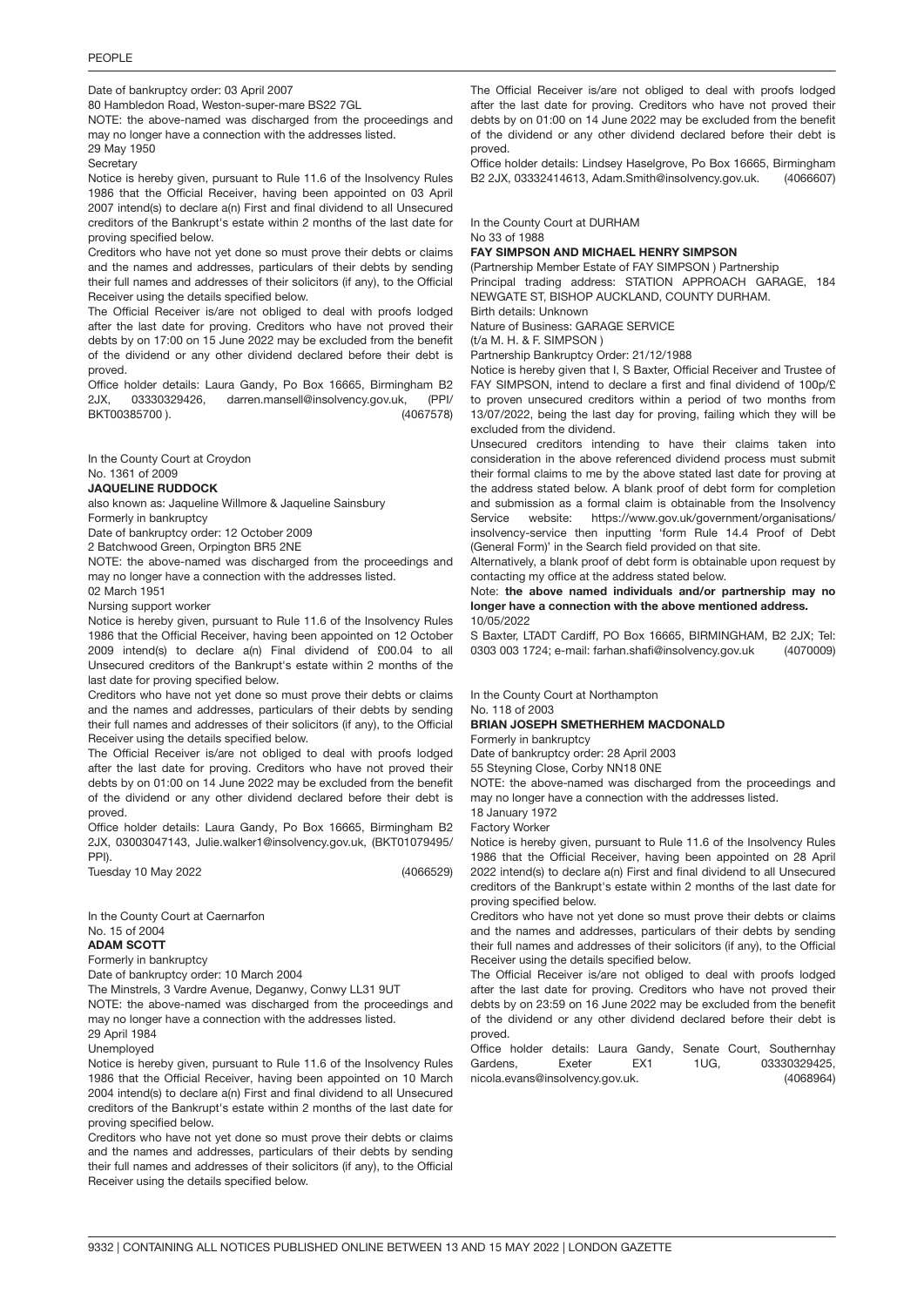Date of bankruptcy order: 03 April 2007

80 Hambledon Road, Weston-super-mare BS22 7GL

NOTE: the above-named was discharged from the proceedings and may no longer have a connection with the addresses listed.

29 May 1950

Secretary

Notice is hereby given, pursuant to Rule 11.6 of the Insolvency Rules 1986 that the Official Receiver, having been appointed on 03 April 2007 intend(s) to declare a(n) First and final dividend to all Unsecured creditors of the Bankrupt's estate within 2 months of the last date for proving specified below.

Creditors who have not yet done so must prove their debts or claims and the names and addresses, particulars of their debts by sending their full names and addresses of their solicitors (if any), to the Official Receiver using the details specified below.

The Official Receiver is/are not obliged to deal with proofs lodged after the last date for proving. Creditors who have not proved their debts by on 17:00 on 15 June 2022 may be excluded from the benefit of the dividend or any other dividend declared before their debt is proved.

Office holder details: Laura Gandy, Po Box 16665, Birmingham B2 2JX, 03330329426, darren.mansell@insolvency.gov.uk, (PPI/ BKT00385700 ). (4067578)

In the County Court at Croydon

No. 1361 of 2009

**JAQUELINE RUDDOCK**

also known as: Jaqueline Willmore & Jaqueline Sainsbury

Formerly in bankruptcy

Date of bankruptcy order: 12 October 2009

2 Batchwood Green, Orpington BR5 2NE

NOTE: the above-named was discharged from the proceedings and may no longer have a connection with the addresses listed.

02 March 1951

Nursing support worker

Notice is hereby given, pursuant to Rule 11.6 of the Insolvency Rules 1986 that the Official Receiver, having been appointed on 12 October 2009 intend(s) to declare a(n) Final dividend of £00.04 to all Unsecured creditors of the Bankrupt's estate within 2 months of the last date for proving specified below.

Creditors who have not yet done so must prove their debts or claims and the names and addresses, particulars of their debts by sending their full names and addresses of their solicitors (if any), to the Official Receiver using the details specified below.

The Official Receiver is/are not obliged to deal with proofs lodged after the last date for proving. Creditors who have not proved their debts by on 01:00 on 14 June 2022 may be excluded from the benefit of the dividend or any other dividend declared before their debt is proved.

Office holder details: Laura Gandy, Po Box 16665, Birmingham B2 2JX, 03003047143, Julie.walker1@insolvency.gov.uk, (BKT01079495/ PPI).

Tuesday 10 May 2022 (4066529)

In the County Court at Caernarfon

No. 15 of 2004

**ADAM SCOTT**

Formerly in bankruptcy

Date of bankruptcy order: 10 March 2004

The Minstrels, 3 Vardre Avenue, Deganwy, Conwy LL31 9UT

NOTE: the above-named was discharged from the proceedings and may no longer have a connection with the addresses listed.

29 April 1984

Unemployed

Notice is hereby given, pursuant to Rule 11.6 of the Insolvency Rules 1986 that the Official Receiver, having been appointed on 10 March 2004 intend(s) to declare a(n) First and final dividend to all Unsecured creditors of the Bankrupt's estate within 2 months of the last date for proving specified below.

Creditors who have not yet done so must prove their debts or claims and the names and addresses, particulars of their debts by sending their full names and addresses of their solicitors (if any), to the Official Receiver using the details specified below.

The Official Receiver is/are not obliged to deal with proofs lodged after the last date for proving. Creditors who have not proved their debts by on 01:00 on 14 June 2022 may be excluded from the benefit of the dividend or any other dividend declared before their debt is proved.

Office holder details: Lindsey Haselgrove, Po Box 16665, Birmingham B2 2JX, 03332414613, Adam.Smith@insolvency.gov.uk. (4066607)

In the County Court at DURHAM

No 33 of 1988

**FAY SIMPSON AND MICHAEL HENRY SIMPSON**

(Partnership Member Estate of FAY SIMPSON ) Partnership

Principal trading address: STATION APPROACH GARAGE, 184 NEWGATE ST, BISHOP AUCKLAND, COUNTY DURHAM.

Birth details: Unknown

Nature of Business: GARAGE SERVICE

(t/a M. H. & F. SIMPSON )

Partnership Bankruptcy Order: 21/12/1988

Notice is hereby given that I, S Baxter, Official Receiver and Trustee of FAY SIMPSON, intend to declare a first and final dividend of 100p/£ to proven unsecured creditors within a period of two months from 13/07/2022, being the last day for proving, failing which they will be excluded from the dividend.

Unsecured creditors intending to have their claims taken into consideration in the above referenced dividend process must submit their formal claims to me by the above stated last date for proving at the address stated below. A blank proof of debt form for completion and submission as a formal claim is obtainable from the Insolvency Service website: https://www.gov.uk/government/organisations/insolvency-service then inputting 'form Rule 14.4 Proof of Debt (General Form)' in the Search field provided on that site.

Alternatively, a blank proof of debt form is obtainable upon request by contacting my office at the address stated below.

Note: **the above named individuals and/or partnership may no longer have a connection with the above mentioned address.**

10/05/2022

S Baxter, LTADT Cardiff, PO Box 16665, BIRMINGHAM, B2 2JX; Tel: 0303 003 1724; e-mail: farhan.shafi@insolvency.gov.uk (4070009)

In the County Court at Northampton

No. 118 of 2003

**BRIAN JOSEPH SMETHERHEM MACDONALD**

Formerly in bankruptcy

Date of bankruptcy order: 28 April 2003

55 Steyning Close, Corby NN18 0NE

NOTE: the above-named was discharged from the proceedings and may no longer have a connection with the addresses listed.

18 January 1972

Factory Worker

Notice is hereby given, pursuant to Rule 11.6 of the Insolvency Rules 1986 that the Official Receiver, having been appointed on 28 April 2022 intend(s) to declare a(n) First and final dividend to all Unsecured creditors of the Bankrupt's estate within 2 months of the last date for proving specified below.

Creditors who have not yet done so must prove their debts or claims and the names and addresses, particulars of their debts by sending their full names and addresses of their solicitors (if any), to the Official Receiver using the details specified below.

The Official Receiver is/are not obliged to deal with proofs lodged after the last date for proving. Creditors who have not proved their debts by on 23:59 on 16 June 2022 may be excluded from the benefit of the dividend or any other dividend declared before their debt is proved.

Office holder details: Laura Gandy, Senate Court, Southernhay Gardens, Exeter EX1 1UG, 03330329425, nicola.evans@insolvency.gov.uk. (4068964)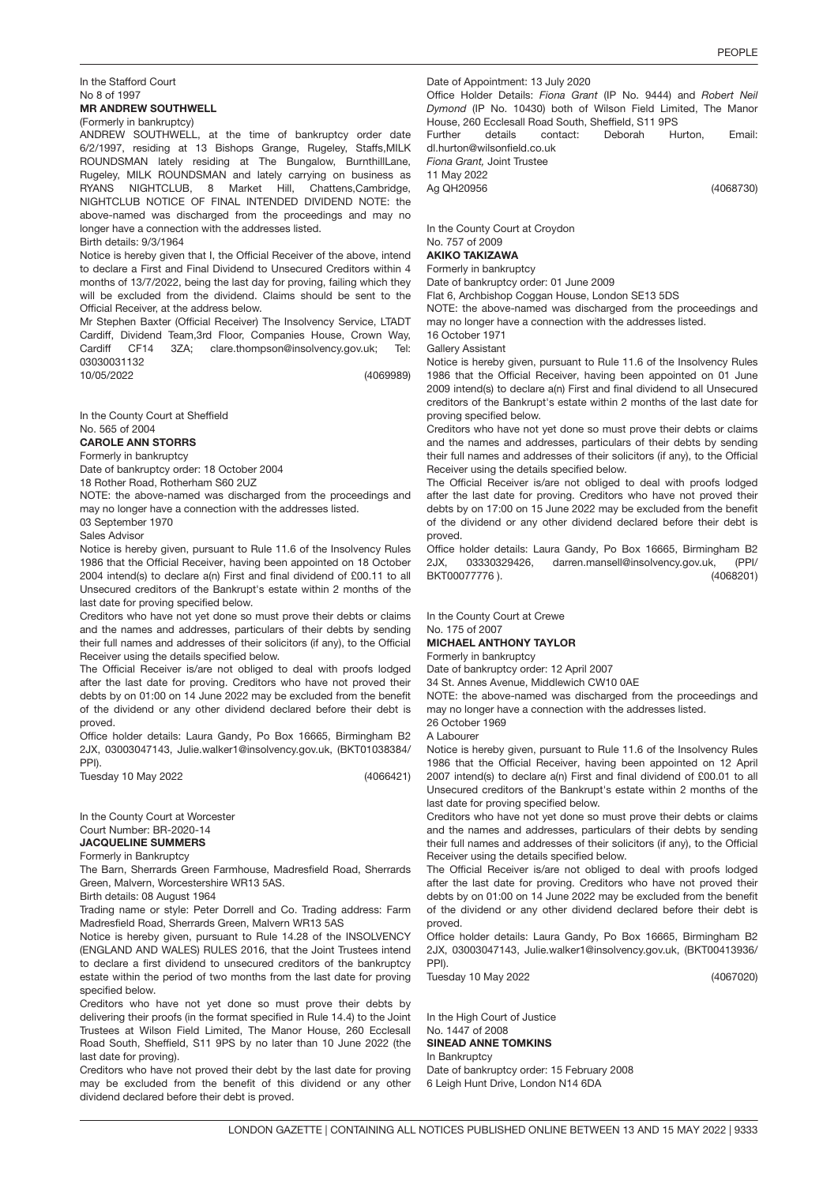In the Stafford Court
No 8 of 1997

**MR ANDREW SOUTHWELL**

(Formerly in bankruptcy)

ANDREW SOUTHWELL, at the time of bankruptcy order date 6/2/1997, residing at 13 Bishops Grange, Rugeley, Staffs,MILK ROUNDSMAN lately residing at The Bungalow, BurnthillLane, Rugeley, MILK ROUNDSMAN and lately carrying on business as RYANS NIGHTCLUB, 8 Market Hill, Chattens,Cambridge, NIGHTCLUB NOTICE OF FINAL INTENDED DIVIDEND NOTE: the above-named was discharged from the proceedings and may no longer have a connection with the addresses listed.

Birth details: 9/3/1964

Notice is hereby given that I, the Official Receiver of the above, intend to declare a First and Final Dividend to Unsecured Creditors within 4 months of 13/7/2022, being the last day for proving, failing which they will be excluded from the dividend. Claims should be sent to the Official Receiver, at the address below.

Mr Stephen Baxter (Official Receiver) The Insolvency Service, LTADT Cardiff, Dividend Team,3rd Floor, Companies House, Crown Way, Cardiff CF14 3ZA; clare.thompson@insolvency.gov.uk; Tel: 03030031132

10/05/2022 (4069989)

In the County Court at Sheffield
No. 565 of 2004

**CAROLE ANN STORRS**

Formerly in bankruptcy

Date of bankruptcy order: 18 October 2004

18 Rother Road, Rotherham S60 2UZ

NOTE: the above-named was discharged from the proceedings and may no longer have a connection with the addresses listed.

03 September 1970

Sales Advisor

Notice is hereby given, pursuant to Rule 11.6 of the Insolvency Rules 1986 that the Official Receiver, having been appointed on 18 October 2004 intend(s) to declare a(n) First and final dividend of £00.11 to all Unsecured creditors of the Bankrupt's estate within 2 months of the last date for proving specified below.

Creditors who have not yet done so must prove their debts or claims and the names and addresses, particulars of their debts by sending their full names and addresses of their solicitors (if any), to the Official Receiver using the details specified below.

The Official Receiver is/are not obliged to deal with proofs lodged after the last date for proving. Creditors who have not proved their debts by on 01:00 on 14 June 2022 may be excluded from the benefit of the dividend or any other dividend declared before their debt is proved.

Office holder details: Laura Gandy, Po Box 16665, Birmingham B2 2JX, 03003047143, Julie.walker1@insolvency.gov.uk, (BKT01038384/ PPI).

Tuesday 10 May 2022 (4066421)

In the County Court at Worcester
Court Number: BR-2020-14

**JACQUELINE SUMMERS**

Formerly in Bankruptcy

The Barn, Sherrards Green Farmhouse, Madresfield Road, Sherrards Green, Malvern, Worcestershire WR13 5AS.

Birth details: 08 August 1964

Trading name or style: Peter Dorrell and Co. Trading address: Farm Madresfield Road, Sherrards Green, Malvern WR13 5AS

Notice is hereby given, pursuant to Rule 14.28 of the INSOLVENCY (ENGLAND AND WALES) RULES 2016, that the Joint Trustees intend to declare a first dividend to unsecured creditors of the bankruptcy estate within the period of two months from the last date for proving specified below.

Creditors who have not yet done so must prove their debts by delivering their proofs (in the format specified in Rule 14.4) to the Joint Trustees at Wilson Field Limited, The Manor House, 260 Ecclesall Road South, Sheffield, S11 9PS by no later than 10 June 2022 (the last date for proving).

Creditors who have not proved their debt by the last date for proving may be excluded from the benefit of this dividend or any other dividend declared before their debt is proved.

Date of Appointment: 13 July 2020

Office Holder Details: *Fiona Grant* (IP No. 9444) and *Robert Neil Dymond* (IP No. 10430) both of Wilson Field Limited, The Manor House, 260 Ecclesall Road South, Sheffield, S11 9PS

Further details contact: Deborah Hurton, Email: dl.hurton@wilsonfield.co.uk

*Fiona Grant,* Joint Trustee

11 May 2022

Ag QH20956 (4068730)

In the County Court at Croydon
No. 757 of 2009

**AKIKO TAKIZAWA**

Formerly in bankruptcy

Date of bankruptcy order: 01 June 2009

Flat 6, Archbishop Coggan House, London SE13 5DS

NOTE: the above-named was discharged from the proceedings and may no longer have a connection with the addresses listed.

16 October 1971

Gallery Assistant

Notice is hereby given, pursuant to Rule 11.6 of the Insolvency Rules 1986 that the Official Receiver, having been appointed on 01 June 2009 intend(s) to declare a(n) First and final dividend to all Unsecured creditors of the Bankrupt's estate within 2 months of the last date for proving specified below.

Creditors who have not yet done so must prove their debts or claims and the names and addresses, particulars of their debts by sending their full names and addresses of their solicitors (if any), to the Official Receiver using the details specified below.

The Official Receiver is/are not obliged to deal with proofs lodged after the last date for proving. Creditors who have not proved their debts by on 17:00 on 15 June 2022 may be excluded from the benefit of the dividend or any other dividend declared before their debt is proved.

Office holder details: Laura Gandy, Po Box 16665, Birmingham B2 2JX, 03330329426, darren.mansell@insolvency.gov.uk, (PPI/ BKT00077776 ). (4068201)

In the County Court at Crewe
No. 175 of 2007

**MICHAEL ANTHONY TAYLOR**

Formerly in bankruptcy

Date of bankruptcy order: 12 April 2007

34 St. Annes Avenue, Middlewich CW10 0AE

NOTE: the above-named was discharged from the proceedings and may no longer have a connection with the addresses listed.

26 October 1969

A Labourer

Notice is hereby given, pursuant to Rule 11.6 of the Insolvency Rules 1986 that the Official Receiver, having been appointed on 12 April 2007 intend(s) to declare a(n) First and final dividend of £00.01 to all Unsecured creditors of the Bankrupt's estate within 2 months of the last date for proving specified below.

Creditors who have not yet done so must prove their debts or claims and the names and addresses, particulars of their debts by sending their full names and addresses of their solicitors (if any), to the Official Receiver using the details specified below.

The Official Receiver is/are not obliged to deal with proofs lodged after the last date for proving. Creditors who have not proved their debts by on 01:00 on 14 June 2022 may be excluded from the benefit of the dividend or any other dividend declared before their debt is proved.

Office holder details: Laura Gandy, Po Box 16665, Birmingham B2 2JX, 03003047143, Julie.walker1@insolvency.gov.uk, (BKT00413936/ PPI).

Tuesday 10 May 2022 (4067020)

In the High Court of Justice
No. 1447 of 2008

**SINEAD ANNE TOMKINS**

In Bankruptcy

Date of bankruptcy order: 15 February 2008

6 Leigh Hunt Drive, London N14 6DA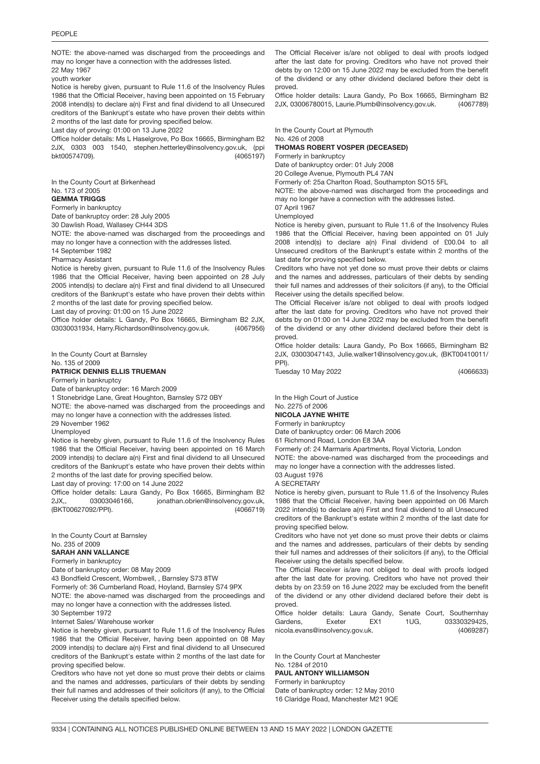NOTE: the above-named was discharged from the proceedings and may no longer have a connection with the addresses listed.

22 May 1967

youth worker

Notice is hereby given, pursuant to Rule 11.6 of the Insolvency Rules 1986 that the Official Receiver, having been appointed on 15 February 2008 intend(s) to declare a(n) First and final dividend to all Unsecured creditors of the Bankrupt's estate who have proven their debts within 2 months of the last date for proving specified below.

Last day of proving: 01:00 on 13 June 2022

Office holder details: Ms L Haselgrove, Po Box 16665, Birmingham B2 2JX, 0303 003 1540, stephen.hetterley@insolvency.gov.uk, (ppi bkt00574709). (4065197)

In the County Court at Birkenhead

No. 173 of 2005

**GEMMA TRIGGS**

Formerly in bankruptcy

Date of bankruptcy order: 28 July 2005

30 Dawlish Road, Wallasey CH44 3DS

NOTE: the above-named was discharged from the proceedings and may no longer have a connection with the addresses listed.

14 September 1982

Pharmacy Assistant

Notice is hereby given, pursuant to Rule 11.6 of the Insolvency Rules 1986 that the Official Receiver, having been appointed on 28 July 2005 intend(s) to declare a(n) First and final dividend to all Unsecured creditors of the Bankrupt's estate who have proven their debts within 2 months of the last date for proving specified below.

Last day of proving: 01:00 on 15 June 2022

Office holder details: L Gandy, Po Box 16665, Birmingham B2 2JX, 03030031934, Harry.Richardson@insolvency.gov.uk. (4067956)

In the County Court at Barnsley

No. 135 of 2009

**PATRICK DENNIS ELLIS TRUEMAN**

Formerly in bankruptcy

Date of bankruptcy order: 16 March 2009

1 Stonebridge Lane, Great Houghton, Barnsley S72 0BY

NOTE: the above-named was discharged from the proceedings and may no longer have a connection with the addresses listed.

29 November 1962

Unemployed

Notice is hereby given, pursuant to Rule 11.6 of the Insolvency Rules 1986 that the Official Receiver, having been appointed on 16 March 2009 intend(s) to declare a(n) First and final dividend to all Unsecured creditors of the Bankrupt's estate who have proven their debts within 2 months of the last date for proving specified below.

Last day of proving: 17:00 on 14 June 2022

Office holder details: Laura Gandy, Po Box 16665, Birmingham B2 2JX,, 03003046166, jonathan.obrien@insolvency.gov.uk, (BKT00627092/PPI). (4066719)

In the County Court at Barnsley

No. 235 of 2009

**SARAH ANN VALLANCE**

Formerly in bankruptcy

Date of bankruptcy order: 08 May 2009

43 Bondfield Crescent, Wombwell, , Barnsley S73 8TW

Formerly of: 36 Cumberland Road, Hoyland, Barnsley S74 9PX

NOTE: the above-named was discharged from the proceedings and may no longer have a connection with the addresses listed.

30 September 1972

Internet Sales/ Warehouse worker

Notice is hereby given, pursuant to Rule 11.6 of the Insolvency Rules 1986 that the Official Receiver, having been appointed on 08 May 2009 intend(s) to declare a(n) First and final dividend to all Unsecured creditors of the Bankrupt's estate within 2 months of the last date for proving specified below.

Creditors who have not yet done so must prove their debts or claims and the names and addresses, particulars of their debts by sending their full names and addresses of their solicitors (if any), to the Official Receiver using the details specified below.

The Official Receiver is/are not obliged to deal with proofs lodged after the last date for proving. Creditors who have not proved their debts by on 12:00 on 15 June 2022 may be excluded from the benefit of the dividend or any other dividend declared before their debt is proved.

Office holder details: Laura Gandy, Po Box 16665, Birmingham B2 2JX, 03006780015, Laurie.Plumb@insolvency.gov.uk. (4067789)

In the County Court at Plymouth

No. 426 of 2008

**THOMAS ROBERT VOSPER (DECEASED)**

Formerly in bankruptcy

Date of bankruptcy order: 01 July 2008

20 College Avenue, Plymouth PL4 7AN

Formerly of: 25a Charlton Road, Southampton SO15 5FL

NOTE: the above-named was discharged from the proceedings and may no longer have a connection with the addresses listed.

07 April 1967

Unemployed

Notice is hereby given, pursuant to Rule 11.6 of the Insolvency Rules 1986 that the Official Receiver, having been appointed on 01 July 2008 intend(s) to declare a(n) Final dividend of £00.04 to all Unsecured creditors of the Bankrupt's estate within 2 months of the last date for proving specified below.

Creditors who have not yet done so must prove their debts or claims and the names and addresses, particulars of their debts by sending their full names and addresses of their solicitors (if any), to the Official Receiver using the details specified below.

The Official Receiver is/are not obliged to deal with proofs lodged after the last date for proving. Creditors who have not proved their debts by on 01:00 on 14 June 2022 may be excluded from the benefit of the dividend or any other dividend declared before their debt is proved.

Office holder details: Laura Gandy, Po Box 16665, Birmingham B2 2JX, 03003047143, Julie.walker1@insolvency.gov.uk, (BKT00410011/PPI).

Tuesday 10 May 2022 (4066633)

In the High Court of Justice

No. 2275 of 2006

**NICOLA JAYNE WHITE**

Formerly in bankruptcy

Date of bankruptcy order: 06 March 2006

61 Richmond Road, London E8 3AA

Formerly of: 24 Marmaris Apartments, Royal Victoria, London

NOTE: the above-named was discharged from the proceedings and may no longer have a connection with the addresses listed.

03 August 1976

A SECRETARY

Notice is hereby given, pursuant to Rule 11.6 of the Insolvency Rules 1986 that the Official Receiver, having been appointed on 06 March 2022 intend(s) to declare a(n) First and final dividend to all Unsecured creditors of the Bankrupt's estate within 2 months of the last date for proving specified below.

Creditors who have not yet done so must prove their debts or claims and the names and addresses, particulars of their debts by sending their full names and addresses of their solicitors (if any), to the Official Receiver using the details specified below.

The Official Receiver is/are not obliged to deal with proofs lodged after the last date for proving. Creditors who have not proved their debts by on 23:59 on 16 June 2022 may be excluded from the benefit of the dividend or any other dividend declared before their debt is proved.

Office holder details: Laura Gandy, Senate Court, Southernhay Gardens, Exeter EX1 1UG, 03330329425, nicola.evans@insolvency.gov.uk. (4069287)

In the County Court at Manchester

No. 1284 of 2010

**PAUL ANTONY WILLIAMSON**

Formerly in bankruptcy

Date of bankruptcy order: 12 May 2010

16 Claridge Road, Manchester M21 9QE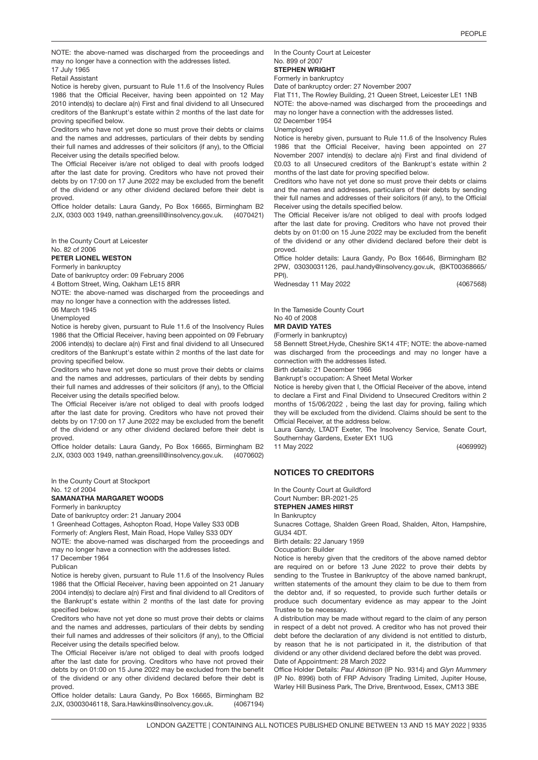NOTE: the above-named was discharged from the proceedings and may no longer have a connection with the addresses listed.
17 July 1965
Retail Assistant
Notice is hereby given, pursuant to Rule 11.6 of the Insolvency Rules 1986 that the Official Receiver, having been appointed on 12 May 2010 intend(s) to declare a(n) First and final dividend to all Unsecured creditors of the Bankrupt's estate within 2 months of the last date for proving specified below.
Creditors who have not yet done so must prove their debts or claims and the names and addresses, particulars of their debts by sending their full names and addresses of their solicitors (if any), to the Official Receiver using the details specified below.
The Official Receiver is/are not obliged to deal with proofs lodged after the last date for proving. Creditors who have not proved their debts by on 17:00 on 17 June 2022 may be excluded from the benefit of the dividend or any other dividend declared before their debt is proved.
Office holder details: Laura Gandy, Po Box 16665, Birmingham B2 2JX, 0303 003 1949, nathan.greensill@insolvency.gov.uk. (4070421)

In the County Court at Leicester
No. 82 of 2006
**PETER LIONEL WESTON**
Formerly in bankruptcy
Date of bankruptcy order: 09 February 2006
4 Bottom Street, Wing, Oakham LE15 8RR
NOTE: the above-named was discharged from the proceedings and may no longer have a connection with the addresses listed.
06 March 1945
Unemployed
Notice is hereby given, pursuant to Rule 11.6 of the Insolvency Rules 1986 that the Official Receiver, having been appointed on 09 February 2006 intend(s) to declare a(n) First and final dividend to all Unsecured creditors of the Bankrupt's estate within 2 months of the last date for proving specified below.
Creditors who have not yet done so must prove their debts or claims and the names and addresses, particulars of their debts by sending their full names and addresses of their solicitors (if any), to the Official Receiver using the details specified below.
The Official Receiver is/are not obliged to deal with proofs lodged after the last date for proving. Creditors who have not proved their debts by on 17:00 on 17 June 2022 may be excluded from the benefit of the dividend or any other dividend declared before their debt is proved.
Office holder details: Laura Gandy, Po Box 16665, Birmingham B2 2JX, 0303 003 1949, nathan.greensill@insolvency.gov.uk. (4070602)

In the County Court at Stockport
No. 12 of 2004
**SAMANATHA MARGARET WOODS**
Formerly in bankruptcy
Date of bankruptcy order: 21 January 2004
1 Greenhead Cottages, Ashopton Road, Hope Valley S33 0DB
Formerly of: Anglers Rest, Main Road, Hope Valley S33 0DY
NOTE: the above-named was discharged from the proceedings and may no longer have a connection with the addresses listed.
17 December 1964
Publican
Notice is hereby given, pursuant to Rule 11.6 of the Insolvency Rules 1986 that the Official Receiver, having been appointed on 21 January 2004 intend(s) to declare a(n) First and final dividend to all Creditors of the Bankrupt's estate within 2 months of the last date for proving specified below.
Creditors who have not yet done so must prove their debts or claims and the names and addresses, particulars of their debts by sending their full names and addresses of their solicitors (if any), to the Official Receiver using the details specified below.
The Official Receiver is/are not obliged to deal with proofs lodged after the last date for proving. Creditors who have not proved their debts by on 01:00 on 15 June 2022 may be excluded from the benefit of the dividend or any other dividend declared before their debt is proved.
Office holder details: Laura Gandy, Po Box 16665, Birmingham B2 2JX, 03003046118, Sara.Hawkins@insolvency.gov.uk. (4067194)

In the County Court at Leicester
No. 899 of 2007
**STEPHEN WRIGHT**
Formerly in bankruptcy
Date of bankruptcy order: 27 November 2007
Flat T11, The Rowley Building, 21 Queen Street, Leicester LE1 1NB
NOTE: the above-named was discharged from the proceedings and may no longer have a connection with the addresses listed.
02 December 1954
Unemployed
Notice is hereby given, pursuant to Rule 11.6 of the Insolvency Rules 1986 that the Official Receiver, having been appointed on 27 November 2007 intend(s) to declare a(n) First and final dividend of £0.03 to all Unsecured creditors of the Bankrupt's estate within 2 months of the last date for proving specified below.
Creditors who have not yet done so must prove their debts or claims and the names and addresses, particulars of their debts by sending their full names and addresses of their solicitors (if any), to the Official Receiver using the details specified below.
The Official Receiver is/are not obliged to deal with proofs lodged after the last date for proving. Creditors who have not proved their debts by on 01:00 on 15 June 2022 may be excluded from the benefit of the dividend or any other dividend declared before their debt is proved.
Office holder details: Laura Gandy, Po Box 16646, Birmingham B2 2PW, 03030031126, paul.handy@insolvency.gov.uk, (BKT00368665/PPI).
Wednesday 11 May 2022 (4067568)

In the Tameside County Court
No 40 of 2008
**MR DAVID YATES**
(Formerly in bankruptcy)
58 Bennett Street,Hyde, Cheshire SK14 4TF; NOTE: the above-named was discharged from the proceedings and may no longer have a connection with the addresses listed.
Birth details: 21 December 1966
Bankrupt's occupation: A Sheet Metal Worker
Notice is hereby given that I, the Official Receiver of the above, intend to declare a First and Final Dividend to Unsecured Creditors within 2 months of 15/06/2022 , being the last day for proving, failing which they will be excluded from the dividend. Claims should be sent to the Official Receiver, at the address below.
Laura Gandy, LTADT Exeter, The Insolvency Service, Senate Court, Southernhay Gardens, Exeter EX1 1UG
11 May 2022 (4069992)

## NOTICES TO CREDITORS

In the County Court at Guildford
Court Number: BR-2021-25
**STEPHEN JAMES HIRST**
In Bankruptcy
Sunacres Cottage, Shalden Green Road, Shalden, Alton, Hampshire, GU34 4DT.
Birth details: 22 January 1959
Occupation: Builder
Notice is hereby given that the creditors of the above named debtor are required on or before 13 June 2022 to prove their debts by sending to the Trustee in Bankruptcy of the above named bankrupt, written statements of the amount they claim to be due to them from the debtor and, if so requested, to provide such further details or produce such documentary evidence as may appear to the Joint Trustee to be necessary.
A distribution may be made without regard to the claim of any person in respect of a debt not proved. A creditor who has not proved their debt before the declaration of any dividend is not entitled to disturb, by reason that he is not participated in it, the distribution of that dividend or any other dividend declared before the debt was proved.
Date of Appointment: 28 March 2022
Office Holder Details: *Paul Atkinson* (IP No. 9314) and *Glyn Mummery* (IP No. 8996) both of FRP Advisory Trading Limited, Jupiter House, Warley Hill Business Park, The Drive, Brentwood, Essex, CM13 3BE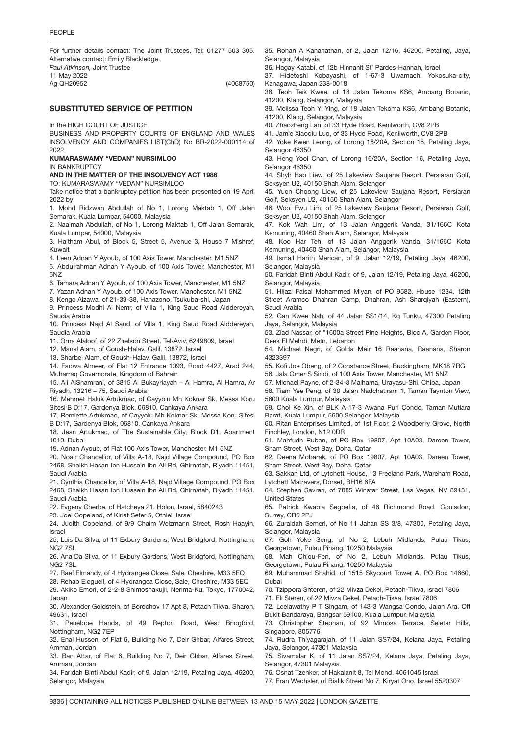For further details contact: The Joint Trustees, Tel: 01277 503 305. Alternative contact: Emily Blackledge
*Paul Atkinson,* Joint Trustee
11 May 2022
Ag QH20952 (4068750)

## SUBSTITUTED SERVICE OF PETITION

In the HIGH COURT OF JUSTICE
BUSINESS AND PROPERTY COURTS OF ENGLAND AND WALES INSOLVENCY AND COMPANIES LIST(ChD) No BR-2022-000114 of 2022

**KUMARASWAMY "VEDAN" NURSIMLOO**
IN BANKRUPTCY
**AND IN THE MATTER OF THE INSOLVENCY ACT 1986**
TO: KUMARASWAMY "VEDAN" NURSIMLOO
Take notice that a bankruptcy petition has been presented on 19 April 2022 by:

1. Mohd Ridzwan Abdullah of No 1, Lorong Maktab 1, Off Jalan Semarak, Kuala Lumpar, 54000, Malaysia
2. Naaimah Abdullah, of No 1, Lorong Maktab 1, Off Jalan Semarak, Kuala Lumpar, 54000, Malaysia
3. Haitham Abul, of Block 5, Street 5, Avenue 3, House 7 Mishref, Kuwait
4. Leen Adnan Y Ayoub, of 100 Axis Tower, Manchester, M1 5NZ
5. Abdulrahman Adnan Y Ayoub, of 100 Axis Tower, Manchester, M1 5NZ
6. Tamara Adnan Y Ayoub, of 100 Axis Tower, Manchester, M1 5NZ
7. Yazan Adnan Y Ayoub, of 100 Axis Tower, Manchester, M1 5NZ
8. Kengo Aizawa, of 21-39-38, Hanazono, Tsukuba-shi, Japan
9. Princess Modhi Al Nemr, of Villa 1, King Saud Road Alddereyah, Saudia Arabia
10. Princess Najd Al Saud, of Villa 1, King Saud Road Alddereyah, Saudia Arabia
11. Orna Alaloof, of 22 Zirelson Street, Tel-Aviv, 6249809, Israel
12. Manal Alam, of Goush-Halav, Galil, 13872, Israel
13. Sharbel Alam, of Goush-Halav, Galil, 13872, Israel
14. Fadwa Almeer, of Flat 12 Entrance 1093, Road 4427, Arad 244, Muharraq Governorate, Kingdom of Bahrain
15. Ali AlShamrani, of 3815 Al Bukayriayah – Al Hamra, Al Hamra, Ar Riyadh, 13216 – 75, Saudi Arabia
16. Mehmet Haluk Artukmac, of Cayyolu Mh Koknar Sk, Messa Koru Sitesi B D:17, Gardenya Blok, 06810, Cankaya Ankara
17. Remiette Artukmac, of Cayyolu Mh Koknar Sk, Messa Koru Sitesi B D:17, Gardenya Blok, 06810, Cankaya Ankara
18. Jean Artukmac, of The Sustainable City, Block D1, Apartment 1010, Dubai
19. Adnan Ayoub, of Flat 100 Axis Tower, Manchester, M1 5NZ
20. Noah Chancellor, of Villa A-18, Najd Village Compound, PO Box 2468, Shaikh Hasan Ibn Hussain Ibn Ali Rd, Ghirnatah, Riyadh 11451, Saudi Arabia
21. Cynthia Chancellor, of Villa A-18, Najd Village Compound, PO Box 2468, Shaikh Hasan Ibn Hussain Ibn Ali Rd, Ghirnatah, Riyadh 11451, Saudi Arabia
22. Evgeny Cherbe, of Hatcheya 21, Holon, Israel, 5840243
23. Joel Copeland, of Kiriat Sefer 5, Otniel, Israel
24. Judith Copeland, of 9/9 Chaim Weizmann Street, Rosh Haayin, Israel
25. Luis Da Silva, of 11 Exbury Gardens, West Bridgford, Nottingham, NG2 7SL
26. Ana Da Silva, of 11 Exbury Gardens, West Bridgford, Nottingham, NG2 7SL
27. Raef Elmahdy, of 4 Hydrangea Close, Sale, Cheshire, M33 5EQ
28. Rehab Elogueil, of 4 Hydrangea Close, Sale, Cheshire, M33 5EQ
29. Akiko Emori, of 2-2-8 Shimoshakujii, Nerima-Ku, Tokyo, 1770042, Japan
30. Alexander Goldstein, of Borochov 17 Apt 8, Petach Tikva, Sharon, 49631, Israel
31. Penelope Hands, of 49 Repton Road, West Bridgford, Nottingham, NG2 7EP
32. Enal Hussen, of Flat 6, Building No 7, Deir Ghbar, Alfares Street, Amman, Jordan
33. Ban Attar, of Flat 6, Building No 7, Deir Ghbar, Alfares Street, Amman, Jordan
34. Faridah Binti Abdul Kadir, of 9, Jalan 12/19, Petaling Jaya, 46200, Selangor, Malaysia
35. Rohan A Kananathan, of 2, Jalan 12/16, 46200, Petaling, Jaya, Selangor, Malaysia
36. Hagay Katabi, of 12b Hinnanit St' Pardes-Hannah, Israel
37. Hidetoshi Kobayashi, of 1-67-3 Uwamachi Yokosuka-city, Kanagawa, Japan 238-0018
38. Teoh Teik Kwee, of 18 Jalan Tekoma KS6, Ambang Botanic, 41200, Klang, Selangor, Malaysia
39. Melissa Teoh Yi Ying, of 18 Jalan Tekoma KS6, Ambang Botanic, 41200, Klang, Selangor, Malaysia
40. Zhaozheng Lan, of 33 Hyde Road, Kenilworth, CV8 2PB
41. Jamie Xiaoqiu Luo, of 33 Hyde Road, Kenilworth, CV8 2PB
42. Yoke Kwen Leong, of Lorong 16/20A, Section 16, Petaling Jaya, Selangor 46350
43. Heng Yooi Chan, of Lorong 16/20A, Section 16, Petaling Jaya, Selangor 46350
44. Shyh Hao Liew, of 25 Lakeview Saujana Resort, Persiaran Golf, Seksyen U2, 40150 Shah Alam, Selangor
45. Yuen Choong Liew, of 25 Lakeview Saujana Resort, Persiaran Golf, Seksyen U2, 40150 Shah Alam, Selangor
46. Wooi Fwu Lim, of 25 Lakeview Saujana Resort, Persiaran Golf, Seksyen U2, 40150 Shah Alam, Selangor
47. Kok Wah Lim, of 13 Jalan Anggerik Vanda, 31/166C Kota Kemuning, 40460 Shah Alam, Selangor, Malaysia
48. Koo Har Teh, of 13 Jalan Anggerik Vanda, 31/166C Kota Kemuning, 40460 Shah Alam, Selangor, Malaysia
49. Ismail Harith Merican, of 9, Jalan 12/19, Petaling Jaya, 46200, Selangor, Malaysia
50. Faridah Binti Abdul Kadir, of 9, Jalan 12/19, Petaling Jaya, 46200, Selangor, Malaysia
51. Hijazi Faisal Mohammed Miyan, of PO 9582, House 1234, 12th Street Aramco Dhahran Camp, Dhahran, Ash Sharqiyah (Eastern), Saudi Arabia
52. Gan Kwee Nah, of 44 Jalan SS1/14, Kg Tunku, 47300 Petaling Jaya, Selangor, Malaysia
53. Ziad Nassar, of "1600a Street Pine Heights, Bloc A, Garden Floor, Deek El Mehdi, Metn, Lebanon
54. Michael Negri, of Golda Meir 16 Raanana, Raanana, Sharon 4323397
55. Kofi Joe Obeng, of 2 Constance Street, Buckingham, MK18 7RG
56. Jala Omer S Sindi, of 100 Axis Tower, Manchester, M1 5NZ
57. Michael Payne, of 2-34-8 Maihama, Urayasu-Shi, Chiba, Japan
58. Tiam Yee Peng, of 30 Jalan Nadchatiram 1, Taman Taynton View, 5600 Kuala Lumpur, Malaysia
59. Choi Ke Xin, of BLK A-17-3 Awana Puri Condo, Taman Mutiara Barat, Kuala Lumpur, 5600 Selangor, Malaysia
60. Ritan Enterprises Limited, of 1st Floor, 2 Woodberry Grove, North Finchley, London, N12 0DR
61. Mahfudh Ruban, of PO Box 19807, Apt 10A03, Dareen Tower, Sham Street, West Bay, Doha, Qatar
62. Deena Mobarak, of PO Box 19807, Apt 10A03, Dareen Tower, Sham Street, West Bay, Doha, Qatar
63. Sakkan Ltd, of Lytchett House, 13 Freeland Park, Wareham Road, Lytchett Matravers, Dorset, BH16 6FA
64. Stephen Savran, of 7085 Winstar Street, Las Vegas, NV 89131, United States
65. Patrick Kwabla Segbefia, of 46 Richmond Road, Coulsdon, Surrey, CR5 2PJ
66. Zuraidah Semeri, of No 11 Jahan SS 3/8, 47300, Petaling Jaya, Selangor, Malaysia
67. Goh Yoke Seng, of No 2, Lebuh Midlands, Pulau Tikus, Georgetown, Pulau Pinang, 10250 Malaysia
68. Mah Chiou-Fen, of No 2, Lebuh Midlands, Pulau Tikus, Georgetown, Pulau Pinang, 10250 Malaysia
69. Muhammad Shahid, of 1515 Skycourt Tower A, PO Box 14660, Dubai
70. Tzippora Shteren, of 22 Mivza Dekel, Petach-Tikva, Israel 7806
71. Eli Steren, of 22 Mivza Dekel, Petach-Tikva, Israel 7806
72. Leelawathy P T Singam, of 143-3 Wangsa Condo, Jalan Ara, Off Bukit Bandaraya, Bangsar 59100, Kuala Lumpur, Malaysia
73. Christopher Stephan, of 92 Mimosa Terrace, Seletar Hills, Singapore, 805776
74. Rudra Thiyagarajah, of 11 Jalan SS7/24, Kelana Jaya, Petaling Jaya, Selangor, 47301 Malaysia
75. Sivamalar K, of 11 Jalan SS7/24, Kelana Jaya, Petaling Jaya, Selangor, 47301 Malaysia
76. Osnat Tzenker, of Hakalanit 8, Tel Mond, 4061045 Israel
77. Eran Wechsler, of Bialik Street No 7, Kiryat Ono, Israel 5520307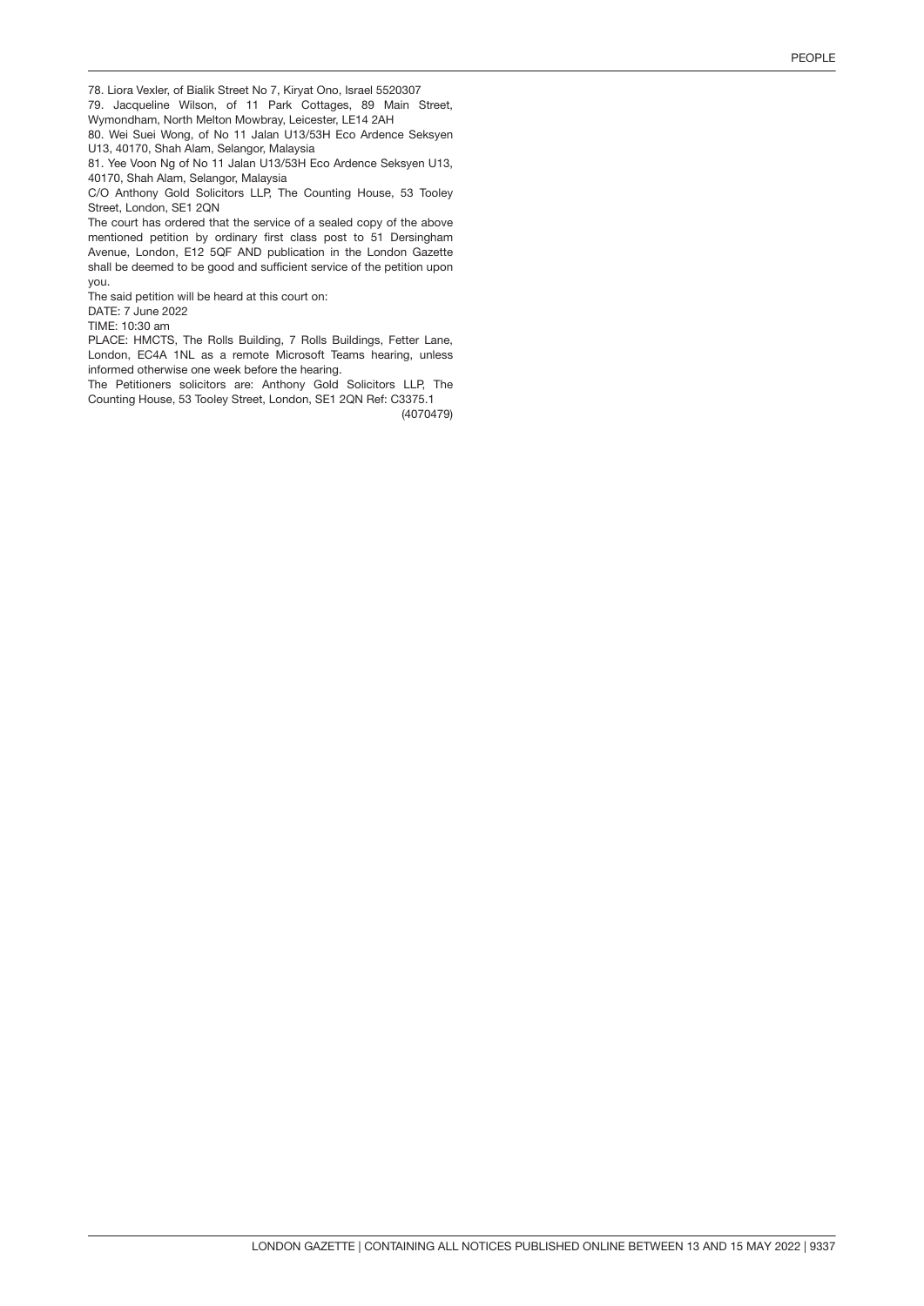78. Liora Vexler, of Bialik Street No 7, Kiryat Ono, Israel 5520307

79. Jacqueline Wilson, of 11 Park Cottages, 89 Main Street, Wymondham, North Melton Mowbray, Leicester, LE14 2AH

80. Wei Suei Wong, of No 11 Jalan U13/53H Eco Ardence Seksyen U13, 40170, Shah Alam, Selangor, Malaysia

81. Yee Voon Ng of No 11 Jalan U13/53H Eco Ardence Seksyen U13, 40170, Shah Alam, Selangor, Malaysia

C/O Anthony Gold Solicitors LLP, The Counting House, 53 Tooley Street, London, SE1 2QN

The court has ordered that the service of a sealed copy of the above mentioned petition by ordinary first class post to 51 Dersingham Avenue, London, E12 5QF AND publication in the London Gazette shall be deemed to be good and sufficient service of the petition upon you.

The said petition will be heard at this court on:

DATE: 7 June 2022

TIME: 10:30 am

PLACE: HMCTS, The Rolls Building, 7 Rolls Buildings, Fetter Lane, London, EC4A 1NL as a remote Microsoft Teams hearing, unless informed otherwise one week before the hearing.

The Petitioners solicitors are: Anthony Gold Solicitors LLP, The Counting House, 53 Tooley Street, London, SE1 2QN Ref: C3375.1

(4070479)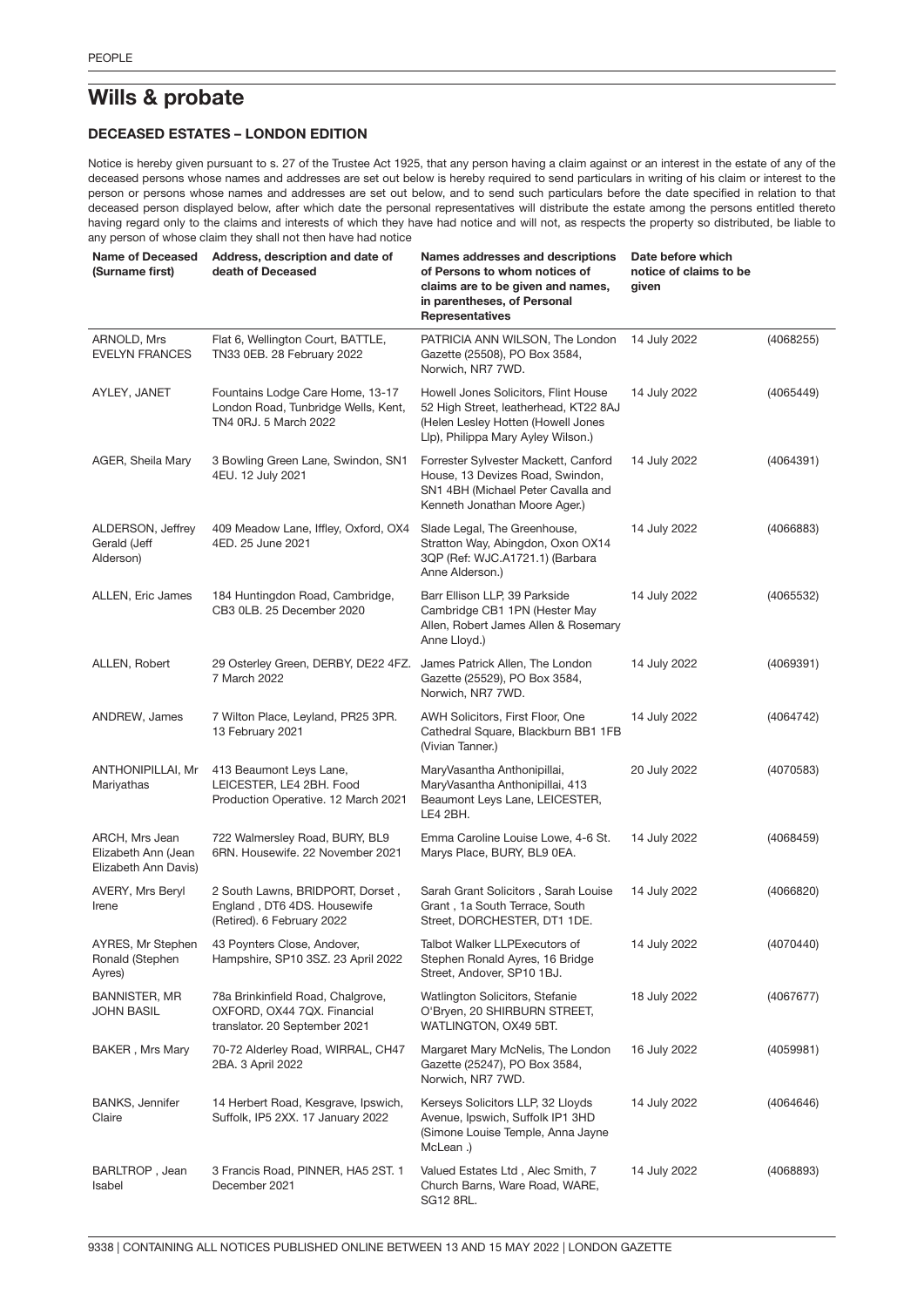# Wills & probate

### DECEASED ESTATES – LONDON EDITION

Notice is hereby given pursuant to s. 27 of the Trustee Act 1925, that any person having a claim against or an interest in the estate of any of the deceased persons whose names and addresses are set out below is hereby required to send particulars in writing of his claim or interest to the person or persons whose names and addresses are set out below, and to send such particulars before the date specified in relation to that deceased person displayed below, after which date the personal representatives will distribute the estate among the persons entitled thereto having regard only to the claims and interests of which they have had notice and will not, as respects the property so distributed, be liable to any person of whose claim they shall not then have had notice

| Name of Deceased (Surname first) | Address, description and date of death of Deceased | Names addresses and descriptions of Persons to whom notices of claims are to be given and names, in parentheses, of Personal Representatives | Date before which notice of claims to be given | |
|---|---|---|---|---|
| ARNOLD, Mrs EVELYN FRANCES | Flat 6, Wellington Court, BATTLE, TN33 0EB. 28 February 2022 | PATRICIA ANN WILSON, The London Gazette (25508), PO Box 3584, Norwich, NR7 7WD. | 14 July 2022 | (4068255) |
| AYLEY, JANET | Fountains Lodge Care Home, 13-17 London Road, Tunbridge Wells, Kent, TN4 0RJ. 5 March 2022 | Howell Jones Solicitors, Flint House 52 High Street, leatherhead, KT22 8AJ (Helen Lesley Hotten (Howell Jones Llp), Philippa Mary Ayley Wilson.) | 14 July 2022 | (4065449) |
| AGER, Sheila Mary | 3 Bowling Green Lane, Swindon, SN1 4EU. 12 July 2021 | Forrester Sylvester Mackett, Canford House, 13 Devizes Road, Swindon, SN1 4BH (Michael Peter Cavalla and Kenneth Jonathan Moore Ager.) | 14 July 2022 | (4064391) |
| ALDERSON, Jeffrey Gerald (Jeff Alderson) | 409 Meadow Lane, Iffley, Oxford, OX4 4ED. 25 June 2021 | Slade Legal, The Greenhouse, Stratton Way, Abingdon, Oxon OX14 3QP (Ref: WJC.A1721.1) (Barbara Anne Alderson.) | 14 July 2022 | (4066883) |
| ALLEN, Eric James | 184 Huntingdon Road, Cambridge, CB3 0LB. 25 December 2020 | Barr Ellison LLP, 39 Parkside Cambridge CB1 1PN (Hester May Allen, Robert James Allen & Rosemary Anne Lloyd.) | 14 July 2022 | (4065532) |
| ALLEN, Robert | 29 Osterley Green, DERBY, DE22 4FZ. 7 March 2022 | James Patrick Allen, The London Gazette (25529), PO Box 3584, Norwich, NR7 7WD. | 14 July 2022 | (4069391) |
| ANDREW, James | 7 Wilton Place, Leyland, PR25 3PR. 13 February 2021 | AWH Solicitors, First Floor, One Cathedral Square, Blackburn BB1 1FB (Vivian Tanner.) | 14 July 2022 | (4064742) |
| ANTHONIPILLAI, Mr Mariyathas | 413 Beaumont Leys Lane, LEICESTER, LE4 2BH. Food Production Operative. 12 March 2021 | MaryVasantha Anthonipillai, MaryVasantha Anthonipillai, 413 Beaumont Leys Lane, LEICESTER, LE4 2BH. | 20 July 2022 | (4070583) |
| ARCH, Mrs Jean Elizabeth Ann (Jean Elizabeth Ann Davis) | 722 Walmersley Road, BURY, BL9 6RN. Housewife. 22 November 2021 | Emma Caroline Louise Lowe, 4-6 St. Marys Place, BURY, BL9 0EA. | 14 July 2022 | (4068459) |
| AVERY, Mrs Beryl Irene | 2 South Lawns, BRIDPORT, Dorset , England , DT6 4DS. Housewife (Retired). 6 February 2022 | Sarah Grant Solicitors , Sarah Louise Grant , 1a South Terrace, South Street, DORCHESTER, DT1 1DE. | 14 July 2022 | (4066820) |
| AYRES, Mr Stephen Ronald (Stephen Ayres) | 43 Poynters Close, Andover, Hampshire, SP10 3SZ. 23 April 2022 | Talbot Walker LLPExecutors of Stephen Ronald Ayres, 16 Bridge Street, Andover, SP10 1BJ. | 14 July 2022 | (4070440) |
| BANNISTER, MR JOHN BASIL | 78a Brinkinfield Road, Chalgrove, OXFORD, OX44 7QX. Financial translator. 20 September 2021 | Watlington Solicitors, Stefanie O'Bryen, 20 SHIRBURN STREET, WATLINGTON, OX49 5BT. | 18 July 2022 | (4067677) |
| BAKER , Mrs Mary | 70-72 Alderley Road, WIRRAL, CH47 2BA. 3 April 2022 | Margaret Mary McNelis, The London Gazette (25247), PO Box 3584, Norwich, NR7 7WD. | 16 July 2022 | (4059981) |
| BANKS, Jennifer Claire | 14 Herbert Road, Kesgrave, Ipswich, Suffolk, IP5 2XX. 17 January 2022 | Kerseys Solicitors LLP, 32 Lloyds Avenue, Ipswich, Suffolk IP1 3HD (Simone Louise Temple, Anna Jayne McLean .) | 14 July 2022 | (4064646) |
| BARLTROP , Jean Isabel | 3 Francis Road, PINNER, HA5 2ST. 1 December 2021 | Valued Estates Ltd , Alec Smith, 7 Church Barns, Ware Road, WARE, SG12 8RL. | 14 July 2022 | (4068893) |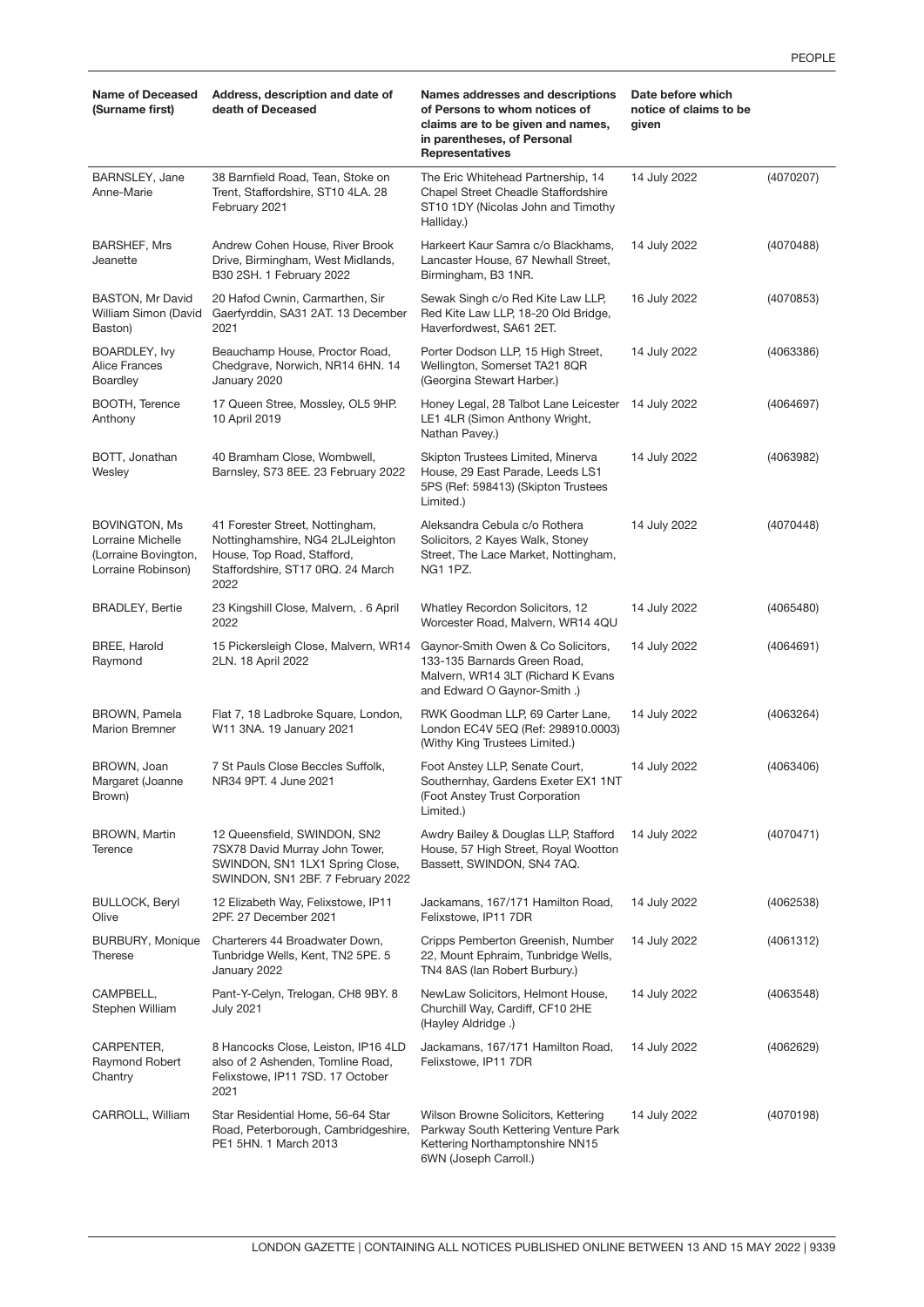| Name of Deceased (Surname first) | Address, description and date of death of Deceased | Names addresses and descriptions of Persons to whom notices of claims are to be given and names, in parentheses, of Personal Representatives | Date before which notice of claims to be given | |
|---|---|---|---|---|
| BARNSLEY, Jane Anne-Marie | 38 Barnfield Road, Tean, Stoke on Trent, Staffordshire, ST10 4LA. 28 February 2021 | The Eric Whitehead Partnership, 14 Chapel Street Cheadle Staffordshire ST10 1DY (Nicolas John and Timothy Halliday.) | 14 July 2022 | (4070207) |
| BARSHEF, Mrs Jeanette | Andrew Cohen House, River Brook Drive, Birmingham, West Midlands, B30 2SH. 1 February 2022 | Harkeert Kaur Samra c/o Blackhams, Lancaster House, 67 Newhall Street, Birmingham, B3 1NR. | 14 July 2022 | (4070488) |
| BASTON, Mr David William Simon (David Baston) | 20 Hafod Cwnin, Carmarthen, Sir Gaerfyrddin, SA31 2AT. 13 December 2021 | Sewak Singh c/o Red Kite Law LLP, Red Kite Law LLP, 18-20 Old Bridge, Haverfordwest, SA61 2ET. | 16 July 2022 | (4070853) |
| BOARDLEY, Ivy Alice Frances Boardley | Beauchamp House, Proctor Road, Chedgrave, Norwich, NR14 6HN. 14 January 2020 | Porter Dodson LLP, 15 High Street, Wellington, Somerset TA21 8QR (Georgina Stewart Harber.) | 14 July 2022 | (4063386) |
| BOOTH, Terence Anthony | 17 Queen Stree, Mossley, OL5 9HP. 10 April 2019 | Honey Legal, 28 Talbot Lane Leicester LE1 4LR (Simon Anthony Wright, Nathan Pavey.) | 14 July 2022 | (4064697) |
| BOTT, Jonathan Wesley | 40 Bramham Close, Wombwell, Barnsley, S73 8EE. 23 February 2022 | Skipton Trustees Limited, Minerva House, 29 East Parade, Leeds LS1 5PS (Ref: 598413) (Skipton Trustees Limited.) | 14 July 2022 | (4063982) |
| BOVINGTON, Ms Lorraine Michelle (Lorraine Bovington, Lorraine Robinson) | 41 Forester Street, Nottingham, Nottinghamshire, NG4 2LJLeighton House, Top Road, Stafford, Staffordshire, ST17 0RQ. 24 March 2022 | Aleksandra Cebula c/o Rothera Solicitors, 2 Kayes Walk, Stoney Street, The Lace Market, Nottingham, NG1 1PZ. | 14 July 2022 | (4070448) |
| BRADLEY, Bertie | 23 Kingshill Close, Malvern, . 6 April 2022 | Whatley Recordon Solicitors, 12 Worcester Road, Malvern, WR14 4QU | 14 July 2022 | (4065480) |
| BREE, Harold Raymond | 15 Pickersleigh Close, Malvern, WR14 2LN. 18 April 2022 | Gaynor-Smith Owen & Co Solicitors, 133-135 Barnards Green Road, Malvern, WR14 3LT (Richard K Evans and Edward O Gaynor-Smith .) | 14 July 2022 | (4064691) |
| BROWN, Pamela Marion Bremner | Flat 7, 18 Ladbroke Square, London, W11 3NA. 19 January 2021 | RWK Goodman LLP, 69 Carter Lane, London EC4V 5EQ (Ref: 298910.0003) (Withy King Trustees Limited.) | 14 July 2022 | (4063264) |
| BROWN, Joan Margaret (Joanne Brown) | 7 St Pauls Close Beccles Suffolk, NR34 9PT. 4 June 2021 | Foot Anstey LLP, Senate Court, Southernhay, Gardens Exeter EX1 1NT (Foot Anstey Trust Corporation Limited.) | 14 July 2022 | (4063406) |
| BROWN, Martin Terence | 12 Queensfield, SWINDON, SN2 7SX78 David Murray John Tower, SWINDON, SN1 1LX1 Spring Close, SWINDON, SN1 2BF. 7 February 2022 | Awdry Bailey & Douglas LLP, Stafford House, 57 High Street, Royal Wootton Bassett, SWINDON, SN4 7AQ. | 14 July 2022 | (4070471) |
| BULLOCK, Beryl Olive | 12 Elizabeth Way, Felixstowe, IP11 2PF. 27 December 2021 | Jackamans, 167/171 Hamilton Road, Felixstowe, IP11 7DR | 14 July 2022 | (4062538) |
| BURBURY, Monique Therese | Charterers 44 Broadwater Down, Tunbridge Wells, Kent, TN2 5PE. 5 January 2022 | Cripps Pemberton Greenish, Number 22, Mount Ephraim, Tunbridge Wells, TN4 8AS (Ian Robert Burbury.) | 14 July 2022 | (4061312) |
| CAMPBELL, Stephen William | Pant-Y-Celyn, Trelogan, CH8 9BY. 8 July 2021 | NewLaw Solicitors, Helmont House, Churchill Way, Cardiff, CF10 2HE (Hayley Aldridge .) | 14 July 2022 | (4063548) |
| CARPENTER, Raymond Robert Chantry | 8 Hancocks Close, Leiston, IP16 4LD also of 2 Ashenden, Tomline Road, Felixstowe, IP11 7SD. 17 October 2021 | Jackamans, 167/171 Hamilton Road, Felixstowe, IP11 7DR | 14 July 2022 | (4062629) |
| CARROLL, William | Star Residential Home, 56-64 Star Road, Peterborough, Cambridgeshire, PE1 5HN. 1 March 2013 | Wilson Browne Solicitors, Kettering Parkway South Kettering Venture Park Kettering Northamptonshire NN15 6WN (Joseph Carroll.) | 14 July 2022 | (4070198) |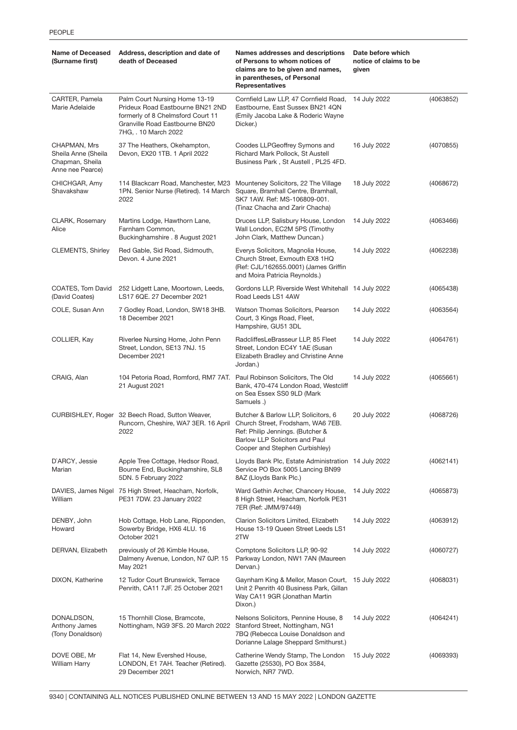| Name of Deceased (Surname first) | Address, description and date of death of Deceased | Names addresses and descriptions of Persons to whom notices of claims are to be given and names, in parentheses, of Personal Representatives | Date before which notice of claims to be given | |
|---|---|---|---|---|
| CARTER, Pamela Marie Adelaide | Palm Court Nursing Home 13-19 Prideux Road Eastbourne BN21 2ND formerly of 8 Chelmsford Court 11 Granville Road Eastbourne BN20 7HG, . 10 March 2022 | Cornfield Law LLP, 47 Cornfield Road, Eastbourne, East Sussex BN21 4QN (Emily Jacoba Lake & Roderic Wayne Dicker.) | 14 July 2022 | (4063852) |
| CHAPMAN, Mrs Sheila Anne (Sheila Chapman, Sheila Anne nee Pearce) | 37 The Heathers, Okehampton, Devon, EX20 1TB. 1 April 2022 | Coodes LLPGeoffrey Symons and Richard Mark Pollock, St Austell Business Park , St Austell , PL25 4FD. | 16 July 2022 | (4070855) |
| CHICHGAR, Amy Shavakshaw | 114 Blackcarr Road, Manchester, M23 1PN. Senior Nurse (Retired). 14 March 2022 | Mounteney Solicitors, 22 The Village Square, Bramhall Centre, Bramhall, SK7 1AW. Ref: MS-106809-001. (Tinaz Chacha and Zarir Chacha) | 18 July 2022 | (4068672) |
| CLARK, Rosemary Alice | Martins Lodge, Hawthorn Lane, Farnham Common, Buckinghamshire . 8 August 2021 | Druces LLP, Salisbury House, London Wall London, EC2M 5PS (Timothy John Clark, Matthew Duncan.) | 14 July 2022 | (4063466) |
| CLEMENTS, Shirley | Red Gable, Sid Road, Sidmouth, Devon. 4 June 2021 | Everys Solicitors, Magnolia House, Church Street, Exmouth EX8 1HQ (Ref: CJL/162655.0001) (James Griffin and Moira Patricia Reynolds.) | 14 July 2022 | (4062238) |
| COATES, Tom David (David Coates) | 252 Lidgett Lane, Moortown, Leeds, LS17 6QE. 27 December 2021 | Gordons LLP, Riverside West Whitehall Road Leeds LS1 4AW | 14 July 2022 | (4065438) |
| COLE, Susan Ann | 7 Godley Road, London, SW18 3HB. 18 December 2021 | Watson Thomas Solicitors, Pearson Court, 3 Kings Road, Fleet, Hampshire, GU51 3DL | 14 July 2022 | (4063564) |
| COLLIER, Kay | Riverlee Nursing Home, John Penn Street, London, SE13 7NJ. 15 December 2021 | RadcliffesLeBrasseur LLP, 85 Fleet Street, London EC4Y 1AE (Susan Elizabeth Bradley and Christine Anne Jordan.) | 14 July 2022 | (4064761) |
| CRAIG, Alan | 104 Petoria Road, Romford, RM7 7AT. 21 August 2021 | Paul Robinson Solicitors, The Old Bank, 470-474 London Road, Westcliff on Sea Essex SS0 9LD (Mark Samuels .) | 14 July 2022 | (4065661) |
| CURBISHLEY, Roger | 32 Beech Road, Sutton Weaver, Runcorn, Cheshire, WA7 3ER. 16 April 2022 | Butcher & Barlow LLP, Solicitors, 6 Church Street, Frodsham, WA6 7EB. Ref: Philip Jennings. (Butcher & Barlow LLP Solicitors and Paul Cooper and Stephen Curbishley) | 20 July 2022 | (4068726) |
| D'ARCY, Jessie Marian | Apple Tree Cottage, Hedsor Road, Bourne End, Buckinghamshire, SL8 5DN. 5 February 2022 | Lloyds Bank Plc, Estate Administration Service PO Box 5005 Lancing BN99 8AZ (Lloyds Bank Plc.) | 14 July 2022 | (4062141) |
| DAVIES, James Nigel William | 75 High Street, Heacham, Norfolk, PE31 7DW. 23 January 2022 | Ward Gethin Archer, Chancery House, 8 High Street, Heacham, Norfolk PE31 7ER (Ref: JMM/97449) | 14 July 2022 | (4065873) |
| DENBY, John Howard | Hob Cottage, Hob Lane, Ripponden, Sowerby Bridge, HX6 4LU. 16 October 2021 | Clarion Solicitors Limited, Elizabeth House 13-19 Queen Street Leeds LS1 2TW | 14 July 2022 | (4063912) |
| DERVAN, Elizabeth | previously of 26 Kimble House, Dalmeny Avenue, London, N7 0JP. 15 May 2021 | Comptons Solicitors LLP, 90-92 Parkway London, NW1 7AN (Maureen Dervan.) | 14 July 2022 | (4060727) |
| DIXON, Katherine | 12 Tudor Court Brunswick, Terrace Penrith, CA11 7JF. 25 October 2021 | Gaynham King & Mellor, Mason Court, Unit 2 Penrith 40 Business Park, Gillan Way CA11 9GR (Jonathan Martin Dixon.) | 15 July 2022 | (4068031) |
| DONALDSON, Anthony James (Tony Donaldson) | 15 Thornhill Close, Bramcote, Nottingham, NG9 3FS. 20 March 2022 | Nelsons Solicitors, Pennine House, 8 Stanford Street, Nottingham, NG1 7BQ (Rebecca Louise Donaldson and Dorianne Lalage Sheppard Smithurst.) | 14 July 2022 | (4064241) |
| DOVE OBE, Mr William Harry | Flat 14, New Evershed House, LONDON, E1 7AH. Teacher (Retired). 29 December 2021 | Catherine Wendy Stamp, The London Gazette (25530), PO Box 3584, Norwich, NR7 7WD. | 15 July 2022 | (4069393) |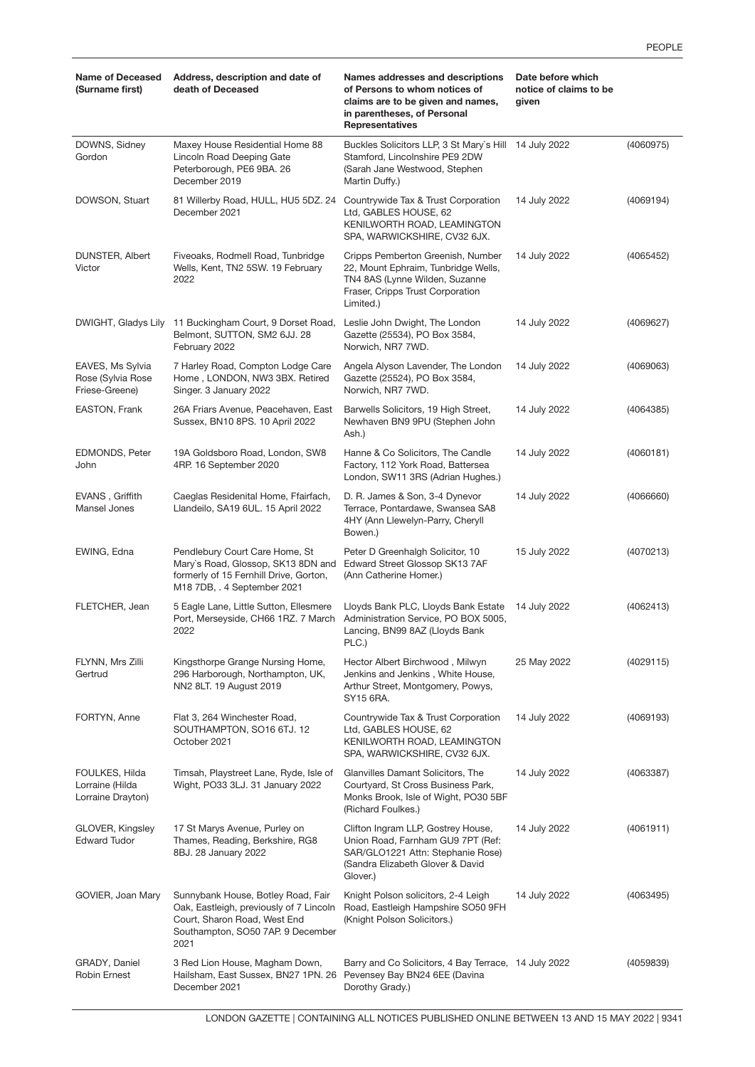| Name of Deceased (Surname first) | Address, description and date of death of Deceased | Names addresses and descriptions of Persons to whom notices of claims are to be given and names, in parentheses, of Personal Representatives | Date before which notice of claims to be given | |
|---|---|---|---|---|
| DOWNS, Sidney Gordon | Maxey House Residential Home 88 Lincoln Road Deeping Gate Peterborough, PE6 9BA. 26 December 2019 | Buckles Solicitors LLP, 3 St Mary`s Hill Stamford, Lincolnshire PE9 2DW (Sarah Jane Westwood, Stephen Martin Duffy.) | 14 July 2022 | (4060975) |
| DOWSON, Stuart | 81 Willerby Road, HULL, HU5 5DZ. 24 December 2021 | Countrywide Tax & Trust Corporation Ltd, GABLES HOUSE, 62 KENILWORTH ROAD, LEAMINGTON SPA, WARWICKSHIRE, CV32 6JX. | 14 July 2022 | (4069194) |
| DUNSTER, Albert Victor | Fiveoaks, Rodmell Road, Tunbridge Wells, Kent, TN2 5SW. 19 February 2022 | Cripps Pemberton Greenish, Number 22, Mount Ephraim, Tunbridge Wells, TN4 8AS (Lynne Wilden, Suzanne Fraser, Cripps Trust Corporation Limited.) | 14 July 2022 | (4065452) |
| DWIGHT, Gladys Lily | 11 Buckingham Court, 9 Dorset Road, Belmont, SUTTON, SM2 6JJ. 28 February 2022 | Leslie John Dwight, The London Gazette (25534), PO Box 3584, Norwich, NR7 7WD. | 14 July 2022 | (4069627) |
| EAVES, Ms Sylvia Rose (Sylvia Rose Friese-Greene) | 7 Harley Road, Compton Lodge Care Home , LONDON, NW3 3BX. Retired Singer. 3 January 2022 | Angela Alyson Lavender, The London Gazette (25524), PO Box 3584, Norwich, NR7 7WD. | 14 July 2022 | (4069063) |
| EASTON, Frank | 26A Friars Avenue, Peacehaven, East Sussex, BN10 8PS. 10 April 2022 | Barwells Solicitors, 19 High Street, Newhaven BN9 9PU (Stephen John Ash.) | 14 July 2022 | (4064385) |
| EDMONDS, Peter John | 19A Goldsboro Road, London, SW8 4RP. 16 September 2020 | Hanne & Co Solicitors, The Candle Factory, 112 York Road, Battersea London, SW11 3RS (Adrian Hughes.) | 14 July 2022 | (4060181) |
| EVANS , Griffith Mansel Jones | Caeglas Residenital Home, Ffairfach, Llandeilo, SA19 6UL. 15 April 2022 | D. R. James & Son, 3-4 Dynevor Terrace, Pontardawe, Swansea SA8 4HY (Ann Llewelyn-Parry, Cheryll Bowen.) | 14 July 2022 | (4066660) |
| EWING, Edna | Pendlebury Court Care Home, St Mary`s Road, Glossop, SK13 8DN and formerly of 15 Fernhill Drive, Gorton, M18 7DB, . 4 September 2021 | Peter D Greenhalgh Solicitor, 10 Edward Street Glossop SK13 7AF (Ann Catherine Homer.) | 15 July 2022 | (4070213) |
| FLETCHER, Jean | 5 Eagle Lane, Little Sutton, Ellesmere Port, Merseyside, CH66 1RZ. 7 March 2022 | Lloyds Bank PLC, Lloyds Bank Estate Administration Service, PO BOX 5005, Lancing, BN99 8AZ (Lloyds Bank PLC.) | 14 July 2022 | (4062413) |
| FLYNN, Mrs Zilli Gertrud | Kingsthorpe Grange Nursing Home, 296 Harborough, Northampton, UK, NN2 8LT. 19 August 2019 | Hector Albert Birchwood , Milwyn Jenkins and Jenkins , White House, Arthur Street, Montgomery, Powys, SY15 6RA. | 25 May 2022 | (4029115) |
| FORTYN, Anne | Flat 3, 264 Winchester Road, SOUTHAMPTON, SO16 6TJ. 12 October 2021 | Countrywide Tax & Trust Corporation Ltd, GABLES HOUSE, 62 KENILWORTH ROAD, LEAMINGTON SPA, WARWICKSHIRE, CV32 6JX. | 14 July 2022 | (4069193) |
| FOULKES, Hilda Lorraine (Hilda Lorraine Drayton) | Timsah, Playstreet Lane, Ryde, Isle of Wight, PO33 3LJ. 31 January 2022 | Glanvilles Damant Solicitors, The Courtyard, St Cross Business Park, Monks Brook, Isle of Wight, PO30 5BF (Richard Foulkes.) | 14 July 2022 | (4063387) |
| GLOVER, Kingsley Edward Tudor | 17 St Marys Avenue, Purley on Thames, Reading, Berkshire, RG8 8BJ. 28 January 2022 | Clifton Ingram LLP, Gostrey House, Union Road, Farnham GU9 7PT (Ref: SAR/GLO1221 Attn: Stephanie Rose) (Sandra Elizabeth Glover & David Glover.) | 14 July 2022 | (4061911) |
| GOVIER, Joan Mary | Sunnybank House, Botley Road, Fair Oak, Eastleigh, previously of 7 Lincoln Court, Sharon Road, West End Southampton, SO50 7AP. 9 December 2021 | Knight Polson solicitors, 2-4 Leigh Road, Eastleigh Hampshire SO50 9FH (Knight Polson Solicitors.) | 14 July 2022 | (4063495) |
| GRADY, Daniel Robin Ernest | 3 Red Lion House, Magham Down, Hailsham, East Sussex, BN27 1PN. 26 December 2021 | Barry and Co Solicitors, 4 Bay Terrace, Pevensey Bay BN24 6EE (Davina Dorothy Grady.) | 14 July 2022 | (4059839) |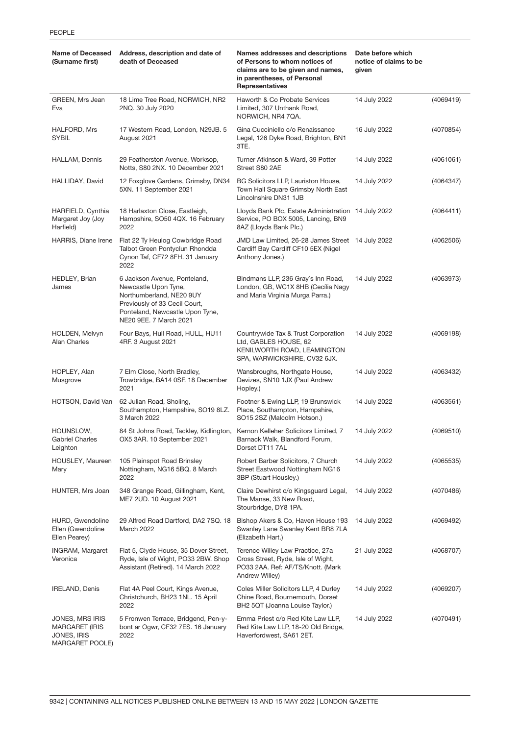| Name of Deceased (Surname first) | Address, description and date of death of Deceased | Names addresses and descriptions of Persons to whom notices of claims are to be given and names, in parentheses, of Personal Representatives | Date before which notice of claims to be given | |
|---|---|---|---|---|
| GREEN, Mrs Jean Eva | 18 Lime Tree Road, NORWICH, NR2 2NQ. 30 July 2020 | Haworth & Co Probate Services Limited, 307 Unthank Road, NORWICH, NR4 7QA. | 14 July 2022 | (4069419) |
| HALFORD, Mrs SYBIL | 17 Western Road, London, N29JB. 5 August 2021 | Gina Cucciniello c/o Renaissance Legal, 126 Dyke Road, Brighton, BN1 3TE. | 16 July 2022 | (4070854) |
| HALLAM, Dennis | 29 Featherston Avenue, Worksop, Notts, S80 2NX. 10 December 2021 | Turner Atkinson & Ward, 39 Potter Street S80 2AE | 14 July 2022 | (4061061) |
| HALLIDAY, David | 12 Foxglove Gardens, Grimsby, DN34 5XN. 11 September 2021 | BG Solicitors LLP, Lauriston House, Town Hall Square Grimsby North East Lincolnshire DN31 1JB | 14 July 2022 | (4064347) |
| HARFIELD, Cynthia Margaret Joy (Joy Harfield) | 18 Harlaxton Close, Eastleigh, Hampshire, SO50 4QX. 16 February 2022 | Lloyds Bank Plc, Estate Administration Service, PO BOX 5005, Lancing, BN9 8AZ (Lloyds Bank Plc.) | 14 July 2022 | (4064411) |
| HARRIS, Diane Irene | Flat 22 Ty Heulog Cowbridge Road Talbot Green Pontyclun Rhondda Cynon Taf, CF72 8FH. 31 January 2022 | JMD Law Limited, 26-28 James Street Cardiff Bay Cardiff CF10 5EX (Nigel Anthony Jones.) | 14 July 2022 | (4062506) |
| HEDLEY, Brian James | 6 Jackson Avenue, Ponteland, Newcastle Upon Tyne, Northumberland, NE20 9UY Previously of 33 Cecil Court, Ponteland, Newcastle Upon Tyne, NE20 9EE. 7 March 2021 | Bindmans LLP, 236 Gray`s Inn Road, London, GB, WC1X 8HB (Cecilia Nagy and Maria Virginia Murga Parra.) | 14 July 2022 | (4063973) |
| HOLDEN, Melvyn Alan Charles | Four Bays, Hull Road, HULL, HU11 4RF. 3 August 2021 | Countrywide Tax & Trust Corporation Ltd, GABLES HOUSE, 62 KENILWORTH ROAD, LEAMINGTON SPA, WARWICKSHIRE, CV32 6JX. | 14 July 2022 | (4069198) |
| HOPLEY, Alan Musgrove | 7 Elm Close, North Bradley, Trowbridge, BA14 0SF. 18 December 2021 | Wansbroughs, Northgate House, Devizes, SN10 1JX (Paul Andrew Hopley.) | 14 July 2022 | (4063432) |
| HOTSON, David Van | 62 Julian Road, Sholing, Southampton, Hampshire, SO19 8LZ. 3 March 2022 | Footner & Ewing LLP, 19 Brunswick Place, Southampton, Hampshire, SO15 2SZ (Malcolm Hotson.) | 14 July 2022 | (4063561) |
| HOUNSLOW, Gabriel Charles Leighton | 84 St Johns Road, Tackley, Kidlington, OX5 3AR. 10 September 2021 | Kernon Kelleher Solicitors Limited, 7 Barnack Walk, Blandford Forum, Dorset DT11 7AL | 14 July 2022 | (4069510) |
| HOUSLEY, Maureen Mary | 105 Plainspot Road Brinsley Nottingham, NG16 5BQ. 8 March 2022 | Robert Barber Solicitors, 7 Church Street Eastwood Nottingham NG16 3BP (Stuart Housley.) | 14 July 2022 | (4065535) |
| HUNTER, Mrs Joan | 348 Grange Road, Gillingham, Kent, ME7 2UD. 10 August 2021 | Claire Dewhirst c/o Kingsguard Legal, The Manse, 33 New Road, Stourbridge, DY8 1PA. | 14 July 2022 | (4070486) |
| HURD, Gwendoline Ellen (Gwendoline Ellen Pearey) | 29 Alfred Road Dartford, DA2 7SQ. 18 March 2022 | Bishop Akers & Co, Haven House 193 Swanley Lane Swanley Kent BR8 7LA (Elizabeth Hart.) | 14 July 2022 | (4069492) |
| INGRAM, Margaret Veronica | Flat 5, Clyde House, 35 Dover Street, Ryde, Isle of Wight, PO33 2BW. Shop Assistant (Retired). 14 March 2022 | Terence Willey Law Practice, 27a Cross Street, Ryde, Isle of Wight, PO33 2AA. Ref: AF/TS/Knott. (Mark Andrew Willey) | 21 July 2022 | (4068707) |
| IRELAND, Denis | Flat 4A Peel Court, Kings Avenue, Christchurch, BH23 1NL. 15 April 2022 | Coles Miller Solicitors LLP, 4 Durley Chine Road, Bournemouth, Dorset BH2 5QT (Joanna Louise Taylor.) | 14 July 2022 | (4069207) |
| JONES, MRS IRIS MARGARET (IRIS JONES, IRIS MARGARET POOLE) | 5 Fronwen Terrace, Bridgend, Pen-y-bont ar Ogwr, CF32 7ES. 16 January 2022 | Emma Priest c/o Red Kite Law LLP, Red Kite Law LLP, 18-20 Old Bridge, Haverfordwest, SA61 2ET. | 14 July 2022 | (4070491) |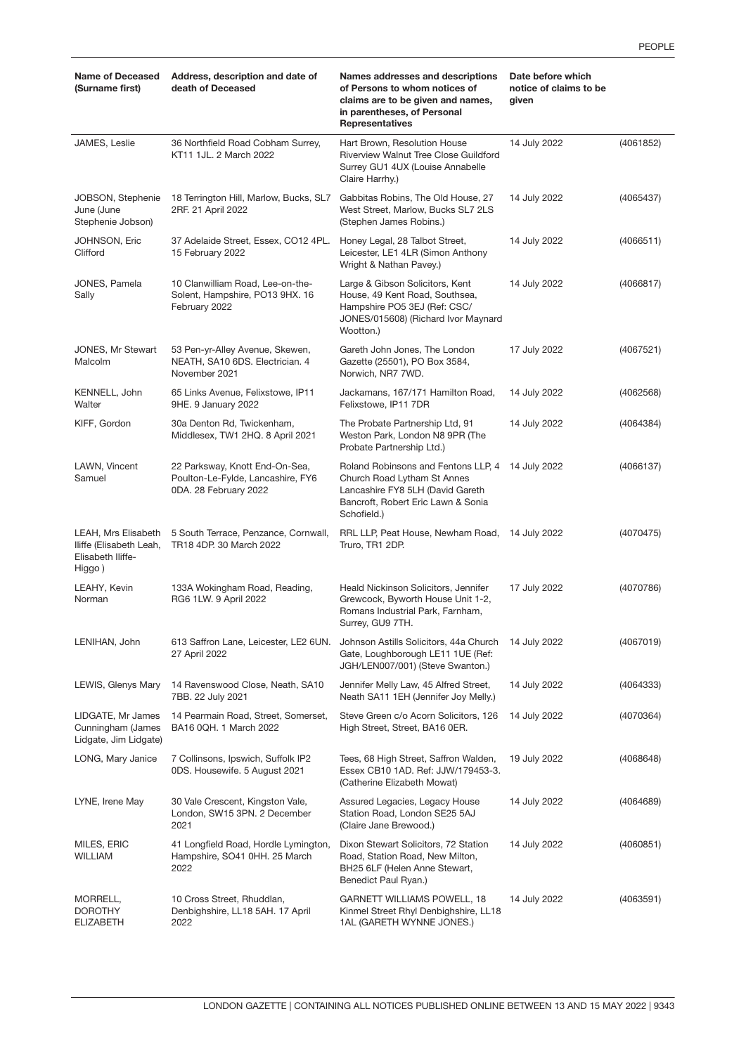| Name of Deceased (Surname first) | Address, description and date of death of Deceased | Names addresses and descriptions of Persons to whom notices of claims are to be given and names, in parentheses, of Personal Representatives | Date before which notice of claims to be given | |
|---|---|---|---|---|
| JAMES, Leslie | 36 Northfield Road Cobham Surrey, KT11 1JL. 2 March 2022 | Hart Brown, Resolution House Riverview Walnut Tree Close Guildford Surrey GU1 4UX (Louise Annabelle Claire Harrhy.) | 14 July 2022 | (4061852) |
| JOBSON, Stephenie June (June Stephenie Jobson) | 18 Terrington Hill, Marlow, Bucks, SL7 2RF. 21 April 2022 | Gabbitas Robins, The Old House, 27 West Street, Marlow, Bucks SL7 2LS (Stephen James Robins.) | 14 July 2022 | (4065437) |
| JOHNSON, Eric Clifford | 37 Adelaide Street, Essex, CO12 4PL. 15 February 2022 | Honey Legal, 28 Talbot Street, Leicester, LE1 4LR (Simon Anthony Wright & Nathan Pavey.) | 14 July 2022 | (4066511) |
| JONES, Pamela Sally | 10 Clanwilliam Road, Lee-on-the-Solent, Hampshire, PO13 9HX. 16 February 2022 | Large & Gibson Solicitors, Kent House, 49 Kent Road, Southsea, Hampshire PO5 3EJ (Ref: CSC/JONES/015608) (Richard Ivor Maynard Wootton.) | 14 July 2022 | (4066817) |
| JONES, Mr Stewart Malcolm | 53 Pen-yr-Alley Avenue, Skewen, NEATH, SA10 6DS. Electrician. 4 November 2021 | Gareth John Jones, The London Gazette (25501), PO Box 3584, Norwich, NR7 7WD. | 17 July 2022 | (4067521) |
| KENNELL, John Walter | 65 Links Avenue, Felixstowe, IP11 9HE. 9 January 2022 | Jackamans, 167/171 Hamilton Road, Felixstowe, IP11 7DR | 14 July 2022 | (4062568) |
| KIFF, Gordon | 30a Denton Rd, Twickenham, Middlesex, TW1 2HQ. 8 April 2021 | The Probate Partnership Ltd, 91 Weston Park, London N8 9PR (The Probate Partnership Ltd.) | 14 July 2022 | (4064384) |
| LAWN, Vincent Samuel | 22 Parksway, Knott End-On-Sea, Poulton-Le-Fylde, Lancashire, FY6 0DA. 28 February 2022 | Roland Robinsons and Fentons LLP, 4 Church Road Lytham St Annes Lancashire FY8 5LH (David Gareth Bancroft, Robert Eric Lawn & Sonia Schofield.) | 14 July 2022 | (4066137) |
| LEAH, Mrs Elisabeth Iliffe (Elisabeth Leah, Elisabeth Iliffe-Higgo ) | 5 South Terrace, Penzance, Cornwall, TR18 4DP. 30 March 2022 | RRL LLP, Peat House, Newham Road, Truro, TR1 2DP. | 14 July 2022 | (4070475) |
| LEAHY, Kevin Norman | 133A Wokingham Road, Reading, RG6 1LW. 9 April 2022 | Heald Nickinson Solicitors, Jennifer Grewcock, Byworth House Unit 1-2, Romans Industrial Park, Farnham, Surrey, GU9 7TH. | 17 July 2022 | (4070786) |
| LENIHAN, John | 613 Saffron Lane, Leicester, LE2 6UN. 27 April 2022 | Johnson Astills Solicitors, 44a Church Gate, Loughborough LE11 1UE (Ref: JGH/LEN007/001) (Steve Swanton.) | 14 July 2022 | (4067019) |
| LEWIS, Glenys Mary | 14 Ravenswood Close, Neath, SA10 7BB. 22 July 2021 | Jennifer Melly Law, 45 Alfred Street, Neath SA11 1EH (Jennifer Joy Melly.) | 14 July 2022 | (4064333) |
| LIDGATE, Mr James Cunningham (James Lidgate, Jim Lidgate) | 14 Pearmain Road, Street, Somerset, BA16 0QH. 1 March 2022 | Steve Green c/o Acorn Solicitors, 126 High Street, Street, BA16 0ER. | 14 July 2022 | (4070364) |
| LONG, Mary Janice | 7 Collinsons, Ipswich, Suffolk IP2 0DS. Housewife. 5 August 2021 | Tees, 68 High Street, Saffron Walden, Essex CB10 1AD. Ref: JJW/179453-3. (Catherine Elizabeth Mowat) | 19 July 2022 | (4068648) |
| LYNE, Irene May | 30 Vale Crescent, Kingston Vale, London, SW15 3PN. 2 December 2021 | Assured Legacies, Legacy House Station Road, London SE25 5AJ (Claire Jane Brewood.) | 14 July 2022 | (4064689) |
| MILES, ERIC WILLIAM | 41 Longfield Road, Hordle Lymington, Hampshire, SO41 0HH. 25 March 2022 | Dixon Stewart Solicitors, 72 Station Road, Station Road, New Milton, BH25 6LF (Helen Anne Stewart, Benedict Paul Ryan.) | 14 July 2022 | (4060851) |
| MORRELL, DOROTHY ELIZABETH | 10 Cross Street, Rhuddlan, Denbighshire, LL18 5AH. 17 April 2022 | GARNETT WILLIAMS POWELL, 18 Kinmel Street Rhyl Denbighshire, LL18 1AL (GARETH WYNNE JONES.) | 14 July 2022 | (4063591) |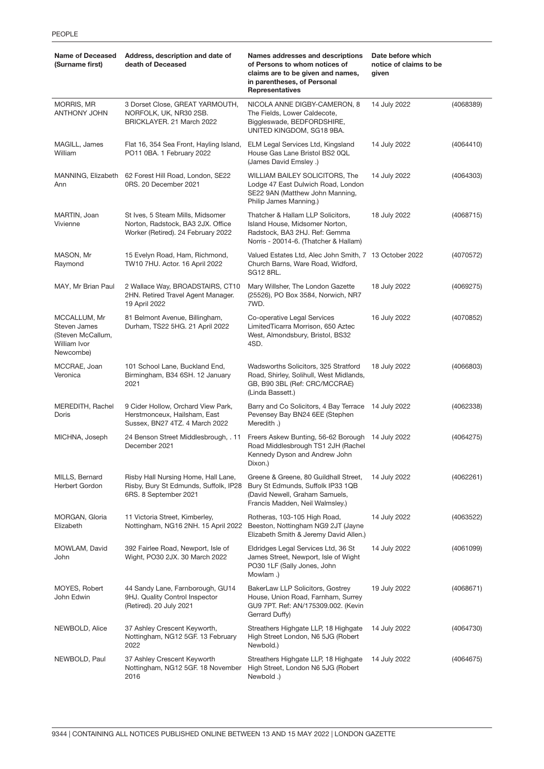| Name of Deceased (Surname first) | Address, description and date of death of Deceased | Names addresses and descriptions of Persons to whom notices of claims are to be given and names, in parentheses, of Personal Representatives | Date before which notice of claims to be given | |
|---|---|---|---|---|
| MORRIS, MR ANTHONY JOHN | 3 Dorset Close, GREAT YARMOUTH, NORFOLK, UK, NR30 2SB. BRICKLAYER. 21 March 2022 | NICOLA ANNE DIGBY-CAMERON, 8 The Fields, Lower Caldecote, Biggleswade, BEDFORDSHIRE, UNITED KINGDOM, SG18 9BA. | 14 July 2022 | (4068389) |
| MAGILL, James William | Flat 16, 354 Sea Front, Hayling Island, PO11 0BA. 1 February 2022 | ELM Legal Services Ltd, Kingsland House Gas Lane Bristol BS2 0QL (James David Emsley .) | 14 July 2022 | (4064410) |
| MANNING, Elizabeth Ann | 62 Forest Hill Road, London, SE22 0RS. 20 December 2021 | WILLIAM BAILEY SOLICITORS, The Lodge 47 East Dulwich Road, London SE22 9AN (Matthew John Manning, Philip James Manning.) | 14 July 2022 | (4064303) |
| MARTIN, Joan Vivienne | St Ives, 5 Steam Mills, Midsomer Norton, Radstock, BA3 2JX. Office Worker (Retired). 24 February 2022 | Thatcher & Hallam LLP Solicitors, Island House, Midsomer Norton, Radstock, BA3 2HJ. Ref: Gemma Norris - 20014-6. (Thatcher & Hallam) | 18 July 2022 | (4068715) |
| MASON, Mr Raymond | 15 Evelyn Road, Ham, Richmond, TW10 7HU. Actor. 16 April 2022 | Valued Estates Ltd, Alec John Smith, 7 Church Barns, Ware Road, Widford, SG12 8RL. | 13 October 2022 | (4070572) |
| MAY, Mr Brian Paul | 2 Wallace Way, BROADSTAIRS, CT10 2HN. Retired Travel Agent Manager. 19 April 2022 | Mary Willsher, The London Gazette (25526), PO Box 3584, Norwich, NR7 7WD. | 18 July 2022 | (4069275) |
| MCCALLUM, Mr Steven James (Steven McCallum, William Ivor Newcombe) | 81 Belmont Avenue, Billingham, Durham, TS22 5HG. 21 April 2022 | Co-operative Legal Services LimitedTicarra Morrison, 650 Aztec West, Almondsbury, Bristol, BS32 4SD. | 16 July 2022 | (4070852) |
| MCCRAE, Joan Veronica | 101 School Lane, Buckland End, Birmingham, B34 6SH. 12 January 2021 | Wadsworths Solicitors, 325 Stratford Road, Shirley, Solihull, West Midlands, GB, B90 3BL (Ref: CRC/MCCRAE) (Linda Bassett.) | 18 July 2022 | (4066803) |
| MEREDITH, Rachel Doris | 9 Cider Hollow, Orchard View Park, Herstmonceux, Hailsham, East Sussex, BN27 4TZ. 4 March 2022 | Barry and Co Solicitors, 4 Bay Terrace Pevensey Bay BN24 6EE (Stephen Meredith .) | 14 July 2022 | (4062338) |
| MICHNA, Joseph | 24 Benson Street Middlesbrough, . 11 December 2021 | Freers Askew Bunting, 56-62 Borough Road Middlesbrough TS1 2JH (Rachel Kennedy Dyson and Andrew John Dixon.) | 14 July 2022 | (4064275) |
| MILLS, Bernard Herbert Gordon | Risby Hall Nursing Home, Hall Lane, Risby, Bury St Edmunds, Suffolk, IP28 6RS. 8 September 2021 | Greene & Greene, 80 Guildhall Street, Bury St Edmunds, Suffolk IP33 1QB (David Newell, Graham Samuels, Francis Madden, Neil Walmsley.) | 14 July 2022 | (4062261) |
| MORGAN, Gloria Elizabeth | 11 Victoria Street, Kimberley, Nottingham, NG16 2NH. 15 April 2022 | Rotheras, 103-105 High Road, Beeston, Nottingham NG9 2JT (Jayne Elizabeth Smith & Jeremy David Allen.) | 14 July 2022 | (4063522) |
| MOWLAM, David John | 392 Fairlee Road, Newport, Isle of Wight, PO30 2JX. 30 March 2022 | Eldridges Legal Services Ltd, 36 St James Street, Newport, Isle of Wight PO30 1LF (Sally Jones, John Mowlam .) | 14 July 2022 | (4061099) |
| MOYES, Robert John Edwin | 44 Sandy Lane, Farnborough, GU14 9HJ. Quality Control Inspector (Retired). 20 July 2021 | BakerLaw LLP Solicitors, Gostrey House, Union Road, Farnham, Surrey GU9 7PT. Ref: AN/175309.002. (Kevin Gerrard Duffy) | 19 July 2022 | (4068671) |
| NEWBOLD, Alice | 37 Ashley Crescent Keyworth, Nottingham, NG12 5GF. 13 February 2022 | Streathers Highgate LLP, 18 Highgate High Street London, N6 5JG (Robert Newbold.) | 14 July 2022 | (4064730) |
| NEWBOLD, Paul | 37 Ashley Crescent Keyworth Nottingham, NG12 5GF. 18 November 2016 | Streathers Highgate LLP, 18 Highgate High Street, London N6 5JG (Robert Newbold .) | 14 July 2022 | (4064675) |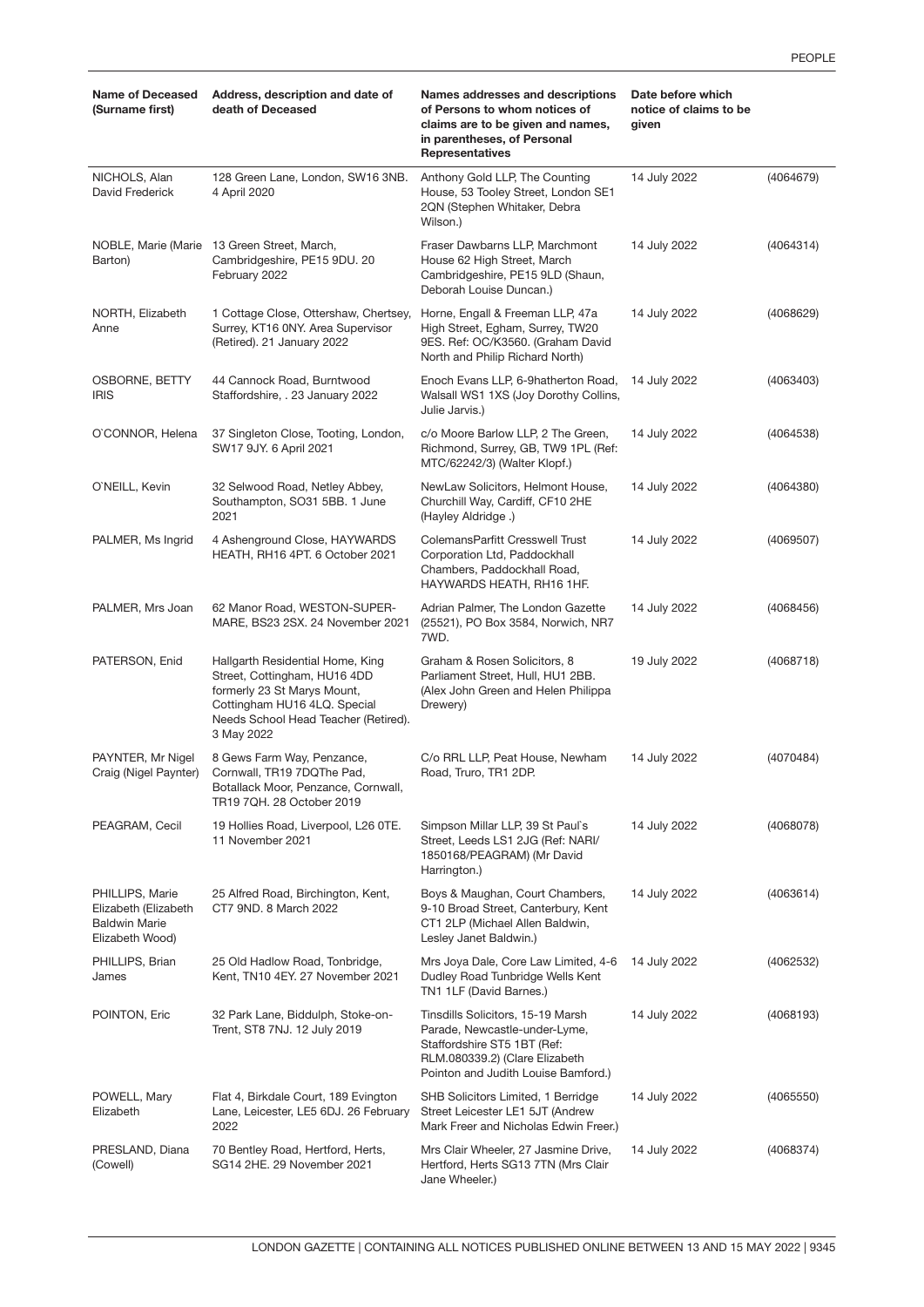| Name of Deceased (Surname first) | Address, description and date of death of Deceased | Names addresses and descriptions of Persons to whom notices of claims are to be given and names, in parentheses, of Personal Representatives | Date before which notice of claims to be given | |
|---|---|---|---|---|
| NICHOLS, Alan David Frederick | 128 Green Lane, London, SW16 3NB. 4 April 2020 | Anthony Gold LLP, The Counting House, 53 Tooley Street, London SE1 2QN (Stephen Whitaker, Debra Wilson.) | 14 July 2022 | (4064679) |
| NOBLE, Marie (Marie Barton) | 13 Green Street, March, Cambridgeshire, PE15 9DU. 20 February 2022 | Fraser Dawbarns LLP, Marchmont House 62 High Street, March Cambridgeshire, PE15 9LD (Shaun, Deborah Louise Duncan.) | 14 July 2022 | (4064314) |
| NORTH, Elizabeth Anne | 1 Cottage Close, Ottershaw, Chertsey, Surrey, KT16 0NY. Area Supervisor (Retired). 21 January 2022 | Horne, Engall & Freeman LLP, 47a High Street, Egham, Surrey, TW20 9ES. Ref: OC/K3560. (Graham David North and Philip Richard North) | 14 July 2022 | (4068629) |
| OSBORNE, BETTY IRIS | 44 Cannock Road, Burntwood Staffordshire, . 23 January 2022 | Enoch Evans LLP, 6-9hatherton Road, Walsall WS1 1XS (Joy Dorothy Collins, Julie Jarvis.) | 14 July 2022 | (4063403) |
| O`CONNOR, Helena | 37 Singleton Close, Tooting, London, SW17 9JY. 6 April 2021 | c/o Moore Barlow LLP, 2 The Green, Richmond, Surrey, GB, TW9 1PL (Ref: MTC/62242/3) (Walter Klopf.) | 14 July 2022 | (4064538) |
| O`NEILL, Kevin | 32 Selwood Road, Netley Abbey, Southampton, SO31 5BB. 1 June 2021 | NewLaw Solicitors, Helmont House, Churchill Way, Cardiff, CF10 2HE (Hayley Aldridge .) | 14 July 2022 | (4064380) |
| PALMER, Ms Ingrid | 4 Ashenground Close, HAYWARDS HEATH, RH16 4PT. 6 October 2021 | ColemansParfitt Cresswell Trust Corporation Ltd, Paddockhall Chambers, Paddockhall Road, HAYWARDS HEATH, RH16 1HF. | 14 July 2022 | (4069507) |
| PALMER, Mrs Joan | 62 Manor Road, WESTON-SUPER-MARE, BS23 2SX. 24 November 2021 | Adrian Palmer, The London Gazette (25521), PO Box 3584, Norwich, NR7 7WD. | 14 July 2022 | (4068456) |
| PATERSON, Enid | Hallgarth Residential Home, King Street, Cottingham, HU16 4DD formerly 23 St Marys Mount, Cottingham HU16 4LQ. Special Needs School Head Teacher (Retired). 3 May 2022 | Graham & Rosen Solicitors, 8 Parliament Street, Hull, HU1 2BB. (Alex John Green and Helen Philippa Drewery) | 19 July 2022 | (4068718) |
| PAYNTER, Mr Nigel Craig (Nigel Paynter) | 8 Gews Farm Way, Penzance, Cornwall, TR19 7DQThe Pad, Botallack Moor, Penzance, Cornwall, TR19 7QH. 28 October 2019 | C/o RRL LLP, Peat House, Newham Road, Truro, TR1 2DP. | 14 July 2022 | (4070484) |
| PEAGRAM, Cecil | 19 Hollies Road, Liverpool, L26 0TE. 11 November 2021 | Simpson Millar LLP, 39 St Paul`s Street, Leeds LS1 2JG (Ref: NARI/ 1850168/PEAGRAM) (Mr David Harrington.) | 14 July 2022 | (4068078) |
| PHILLIPS, Marie Elizabeth (Elizabeth Baldwin Marie Elizabeth Wood) | 25 Alfred Road, Birchington, Kent, CT7 9ND. 8 March 2022 | Boys & Maughan, Court Chambers, 9-10 Broad Street, Canterbury, Kent CT1 2LP (Michael Allen Baldwin, Lesley Janet Baldwin.) | 14 July 2022 | (4063614) |
| PHILLIPS, Brian James | 25 Old Hadlow Road, Tonbridge, Kent, TN10 4EY. 27 November 2021 | Mrs Joya Dale, Core Law Limited, 4-6 Dudley Road Tunbridge Wells Kent TN1 1LF (David Barnes.) | 14 July 2022 | (4062532) |
| POINTON, Eric | 32 Park Lane, Biddulph, Stoke-on-Trent, ST8 7NJ. 12 July 2019 | Tinsdills Solicitors, 15-19 Marsh Parade, Newcastle-under-Lyme, Staffordshire ST5 1BT (Ref: RLM.080339.2) (Clare Elizabeth Pointon and Judith Louise Bamford.) | 14 July 2022 | (4068193) |
| POWELL, Mary Elizabeth | Flat 4, Birkdale Court, 189 Evington Lane, Leicester, LE5 6DJ. 26 February 2022 | SHB Solicitors Limited, 1 Berridge Street Leicester LE1 5JT (Andrew Mark Freer and Nicholas Edwin Freer.) | 14 July 2022 | (4065550) |
| PRESLAND, Diana (Cowell) | 70 Bentley Road, Hertford, Herts, SG14 2HE. 29 November 2021 | Mrs Clair Wheeler, 27 Jasmine Drive, Hertford, Herts SG13 7TN (Mrs Clair Jane Wheeler.) | 14 July 2022 | (4068374) |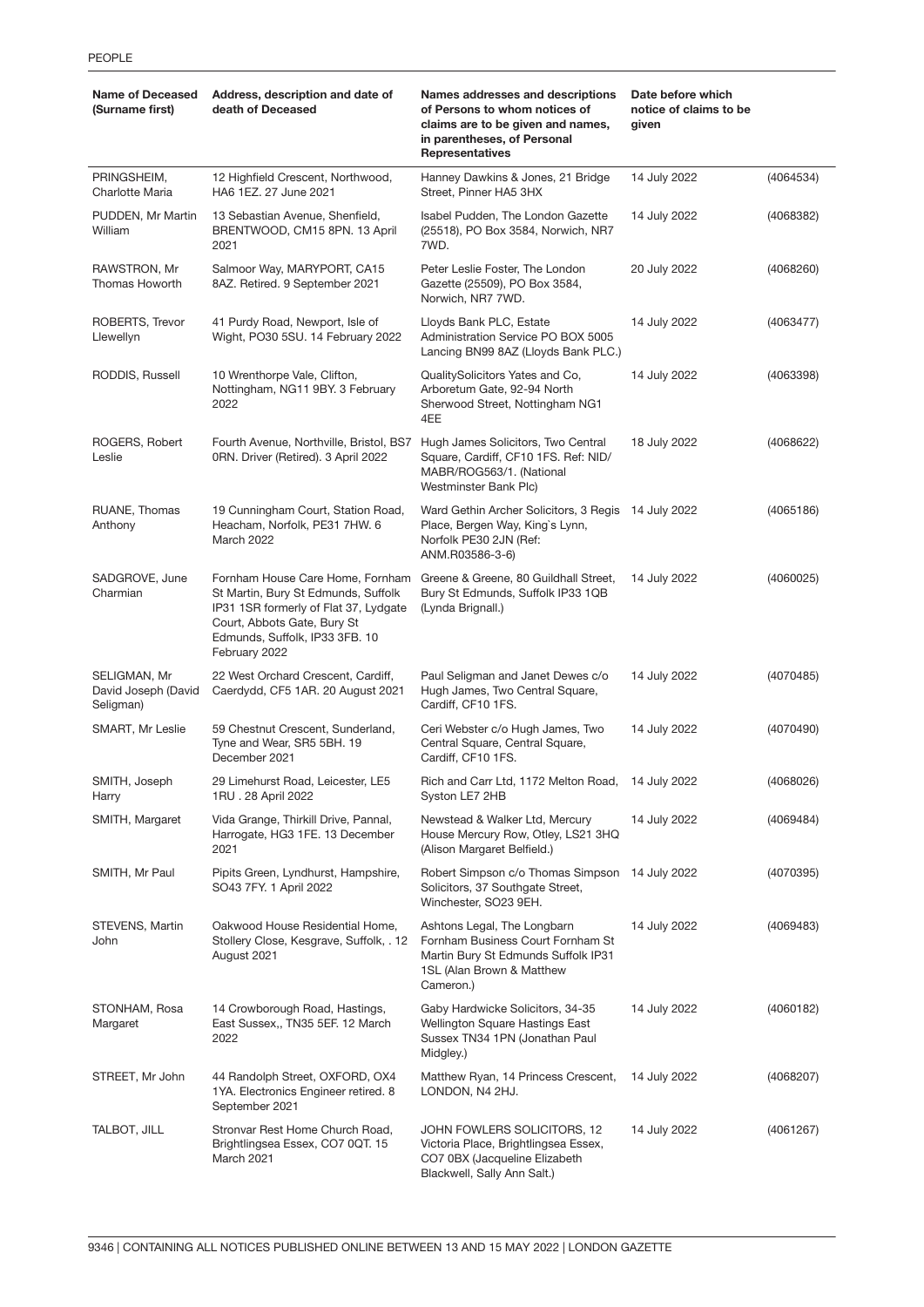| Name of Deceased (Surname first) | Address, description and date of death of Deceased | Names addresses and descriptions of Persons to whom notices of claims are to be given and names, in parentheses, of Personal Representatives | Date before which notice of claims to be given | |
|---|---|---|---|---|
| PRINGSHEIM, Charlotte Maria | 12 Highfield Crescent, Northwood, HA6 1EZ. 27 June 2021 | Hanney Dawkins & Jones, 21 Bridge Street, Pinner HA5 3HX | 14 July 2022 | (4064534) |
| PUDDEN, Mr Martin William | 13 Sebastian Avenue, Shenfield, BRENTWOOD, CM15 8PN. 13 April 2021 | Isabel Pudden, The London Gazette (25518), PO Box 3584, Norwich, NR7 7WD. | 14 July 2022 | (4068382) |
| RAWSTRON, Mr Thomas Howorth | Salmoor Way, MARYPORT, CA15 8AZ. Retired. 9 September 2021 | Peter Leslie Foster, The London Gazette (25509), PO Box 3584, Norwich, NR7 7WD. | 20 July 2022 | (4068260) |
| ROBERTS, Trevor Llewellyn | 41 Purdy Road, Newport, Isle of Wight, PO30 5SU. 14 February 2022 | Lloyds Bank PLC, Estate Administration Service PO BOX 5005 Lancing BN99 8AZ (Lloyds Bank PLC.) | 14 July 2022 | (4063477) |
| RODDIS, Russell | 10 Wrenthorpe Vale, Clifton, Nottingham, NG11 9BY. 3 February 2022 | QualitySolicitors Yates and Co, Arboretum Gate, 92-94 North Sherwood Street, Nottingham NG1 4EE | 14 July 2022 | (4063398) |
| ROGERS, Robert Leslie | Fourth Avenue, Northville, Bristol, BS7 0RN. Driver (Retired). 3 April 2022 | Hugh James Solicitors, Two Central Square, Cardiff, CF10 1FS. Ref: NID/MABR/ROG563/1. (National Westminster Bank Plc) | 18 July 2022 | (4068622) |
| RUANE, Thomas Anthony | 19 Cunningham Court, Station Road, Heacham, Norfolk, PE31 7HW. 6 March 2022 | Ward Gethin Archer Solicitors, 3 Regis Place, Bergen Way, King`s Lynn, Norfolk PE30 2JN (Ref: ANM.R03586-3-6) | 14 July 2022 | (4065186) |
| SADGROVE, June Charmian | Fornham House Care Home, Fornham St Martin, Bury St Edmunds, Suffolk IP31 1SR formerly of Flat 37, Lydgate Court, Abbots Gate, Bury St Edmunds, Suffolk, IP33 3FB. 10 February 2022 | Greene & Greene, 80 Guildhall Street, Bury St Edmunds, Suffolk IP33 1QB (Lynda Brignall.) | 14 July 2022 | (4060025) |
| SELIGMAN, Mr David Joseph (David Seligman) | 22 West Orchard Crescent, Cardiff, Caerdydd, CF5 1AR. 20 August 2021 | Paul Seligman and Janet Dewes c/o Hugh James, Two Central Square, Cardiff, CF10 1FS. | 14 July 2022 | (4070485) |
| SMART, Mr Leslie | 59 Chestnut Crescent, Sunderland, Tyne and Wear, SR5 5BH. 19 December 2021 | Ceri Webster c/o Hugh James, Two Central Square, Central Square, Cardiff, CF10 1FS. | 14 July 2022 | (4070490) |
| SMITH, Joseph Harry | 29 Limehurst Road, Leicester, LE5 1RU . 28 April 2022 | Rich and Carr Ltd, 1172 Melton Road, Syston LE7 2HB | 14 July 2022 | (4068026) |
| SMITH, Margaret | Vida Grange, Thirkill Drive, Pannal, Harrogate, HG3 1FE. 13 December 2021 | Newstead & Walker Ltd, Mercury House Mercury Row, Otley, LS21 3HQ (Alison Margaret Belfield.) | 14 July 2022 | (4069484) |
| SMITH, Mr Paul | Pipits Green, Lyndhurst, Hampshire, SO43 7FY. 1 April 2022 | Robert Simpson c/o Thomas Simpson Solicitors, 37 Southgate Street, Winchester, SO23 9EH. | 14 July 2022 | (4070395) |
| STEVENS, Martin John | Oakwood House Residential Home, Stollery Close, Kesgrave, Suffolk, . 12 August 2021 | Ashtons Legal, The Longbarn Fornham Business Court Fornham St Martin Bury St Edmunds Suffolk IP31 1SL (Alan Brown & Matthew Cameron.) | 14 July 2022 | (4069483) |
| STONHAM, Rosa Margaret | 14 Crowborough Road, Hastings, East Sussex,, TN35 5EF. 12 March 2022 | Gaby Hardwicke Solicitors, 34-35 Wellington Square Hastings East Sussex TN34 1PN (Jonathan Paul Midgley.) | 14 July 2022 | (4060182) |
| STREET, Mr John | 44 Randolph Street, OXFORD, OX4 1YA. Electronics Engineer retired. 8 September 2021 | Matthew Ryan, 14 Princess Crescent, LONDON, N4 2HJ. | 14 July 2022 | (4068207) |
| TALBOT, JILL | Stronvar Rest Home Church Road, Brightlingsea Essex, CO7 0QT. 15 March 2021 | JOHN FOWLERS SOLICITORS, 12 Victoria Place, Brightlingsea Essex, CO7 0BX (Jacqueline Elizabeth Blackwell, Sally Ann Salt.) | 14 July 2022 | (4061267) |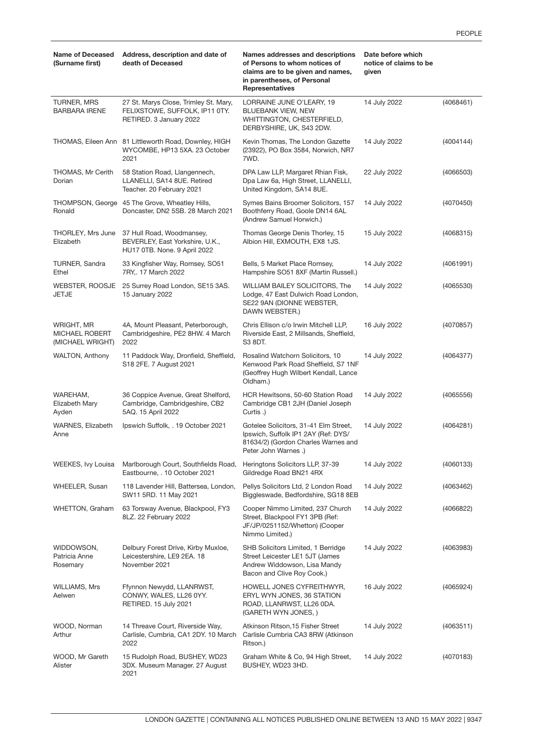| Name of Deceased (Surname first) | Address, description and date of death of Deceased | Names addresses and descriptions of Persons to whom notices of claims are to be given and names, in parentheses, of Personal Representatives | Date before which notice of claims to be given | |
|---|---|---|---|---|
| TURNER, MRS BARBARA IRENE | 27 St. Marys Close, Trimley St. Mary, FELIXSTOWE, SUFFOLK, IP11 0TY. RETIRED. 3 January 2022 | LORRAINE JUNE O'LEARY, 19 BLUEBANK VIEW, NEW WHITTINGTON, CHESTERFIELD, DERBYSHIRE, UK, S43 2DW. | 14 July 2022 | (4068461) |
| THOMAS, Eileen Ann | 81 Littleworth Road, Downley, HIGH WYCOMBE, HP13 5XA. 23 October 2021 | Kevin Thomas, The London Gazette (23922), PO Box 3584, Norwich, NR7 7WD. | 14 July 2022 | (4004144) |
| THOMAS, Mr Cerith Dorian | 58 Station Road, Llangennech, LLANELLI, SA14 8UE. Retired Teacher. 20 February 2021 | DPA Law LLP, Margaret Rhian Fisk, Dpa Law 6a, High Street, LLANELLI, United Kingdom, SA14 8UE. | 22 July 2022 | (4066503) |
| THOMPSON, George Ronald | 45 The Grove, Wheatley Hills, Doncaster, DN2 5SB. 28 March 2021 | Symes Bains Broomer Solicitors, 157 Boothferry Road, Goole DN14 6AL (Andrew Samuel Horwich.) | 14 July 2022 | (4070450) |
| THORLEY, Mrs June Elizabeth | 37 Hull Road, Woodmansey, BEVERLEY, East Yorkshire, U.K., HU17 0TB. None. 9 April 2022 | Thomas George Denis Thorley, 15 Albion Hill, EXMOUTH, EX8 1JS. | 15 July 2022 | (4068315) |
| TURNER, Sandra Ethel | 33 Kingfisher Way, Romsey, SO51 7RY,. 17 March 2022 | Bells, 5 Market Place Romsey, Hampshire SO51 8XF (Martin Russell.) | 14 July 2022 | (4061991) |
| WEBSTER, ROOSJE JETJE | 25 Surrey Road London, SE15 3AS. 15 January 2022 | WILLIAM BAILEY SOLICITORS, The Lodge, 47 East Dulwich Road London, SE22 9AN (DIONNE WEBSTER, DAWN WEBSTER.) | 14 July 2022 | (4065530) |
| WRIGHT, MR MICHAEL ROBERT (MICHAEL WRIGHT) | 4A, Mount Pleasant, Peterborough, Cambridgeshire, PE2 8HW. 4 March 2022 | Chris Ellison c/o Irwin Mitchell LLP, Riverside East, 2 Millsands, Sheffield, S3 8DT. | 16 July 2022 | (4070857) |
| WALTON, Anthony | 11 Paddock Way, Dronfield, Sheffield, S18 2FE. 7 August 2021 | Rosalind Watchorn Solicitors, 10 Kenwood Park Road Sheffield, S7 1NF (Geoffrey Hugh Wilbert Kendall, Lance Oldham.) | 14 July 2022 | (4064377) |
| WAREHAM, Elizabeth Mary Ayden | 36 Coppice Avenue, Great Shelford, Cambridge, Cambridgeshire, CB2 5AQ. 15 April 2022 | HCR Hewitsons, 50-60 Station Road Cambridge CB1 2JH (Daniel Joseph Curtis .) | 14 July 2022 | (4065556) |
| WARNES, Elizabeth Anne | Ipswich Suffolk, . 19 October 2021 | Gotelee Solicitors, 31-41 Elm Street, Ipswich, Suffolk IP1 2AY (Ref: DYS/ 81634/2) (Gordon Charles Warnes and Peter John Warnes .) | 14 July 2022 | (4064281) |
| WEEKES, Ivy Louisa | Marlborough Court, Southfields Road, Eastbourne, . 10 October 2021 | Heringtons Solicitors LLP, 37-39 Gildredge Road BN21 4RX | 14 July 2022 | (4060133) |
| WHEELER, Susan | 118 Lavender Hill, Battersea, London, SW11 5RD. 11 May 2021 | Pellys Solicitors Ltd, 2 London Road Biggleswade, Bedfordshire, SG18 8EB | 14 July 2022 | (4063462) |
| WHETTON, Graham | 63 Torsway Avenue, Blackpool, FY3 8LZ. 22 February 2022 | Cooper Nimmo Limited, 237 Church Street, Blackpool FY1 3PB (Ref: JF/JP/0251152/Whetton) (Cooper Nimmo Limited.) | 14 July 2022 | (4066822) |
| WIDDOWSON, Patricia Anne Rosemary | Delbury Forest Drive, Kirby Muxloe, Leicestershire, LE9 2EA. 18 November 2021 | SHB Solicitors Limited, 1 Berridge Street Leicester LE1 5JT (James Andrew Widdowson, Lisa Mandy Bacon and Clive Roy Cook.) | 14 July 2022 | (4063983) |
| WILLIAMS, Mrs Aelwen | Ffynnon Newydd, LLANRWST, CONWY, WALES, LL26 0YY. RETIRED. 15 July 2021 | HOWELL JONES CYFREITHWYR, ERYL WYN JONES, 36 STATION ROAD, LLANRWST, LL26 0DA. (GARETH WYN JONES, ) | 16 July 2022 | (4065924) |
| WOOD, Norman Arthur | 14 Threave Court, Riverside Way, Carlisle, Cumbria, CA1 2DY. 10 March 2022 | Atkinson Ritson,15 Fisher Street Carlisle Cumbria CA3 8RW (Atkinson Ritson.) | 14 July 2022 | (4063511) |
| WOOD, Mr Gareth Alister | 15 Rudolph Road, BUSHEY, WD23 3DX. Museum Manager. 27 August 2021 | Graham White & Co, 94 High Street, BUSHEY, WD23 3HD. | 14 July 2022 | (4070183) |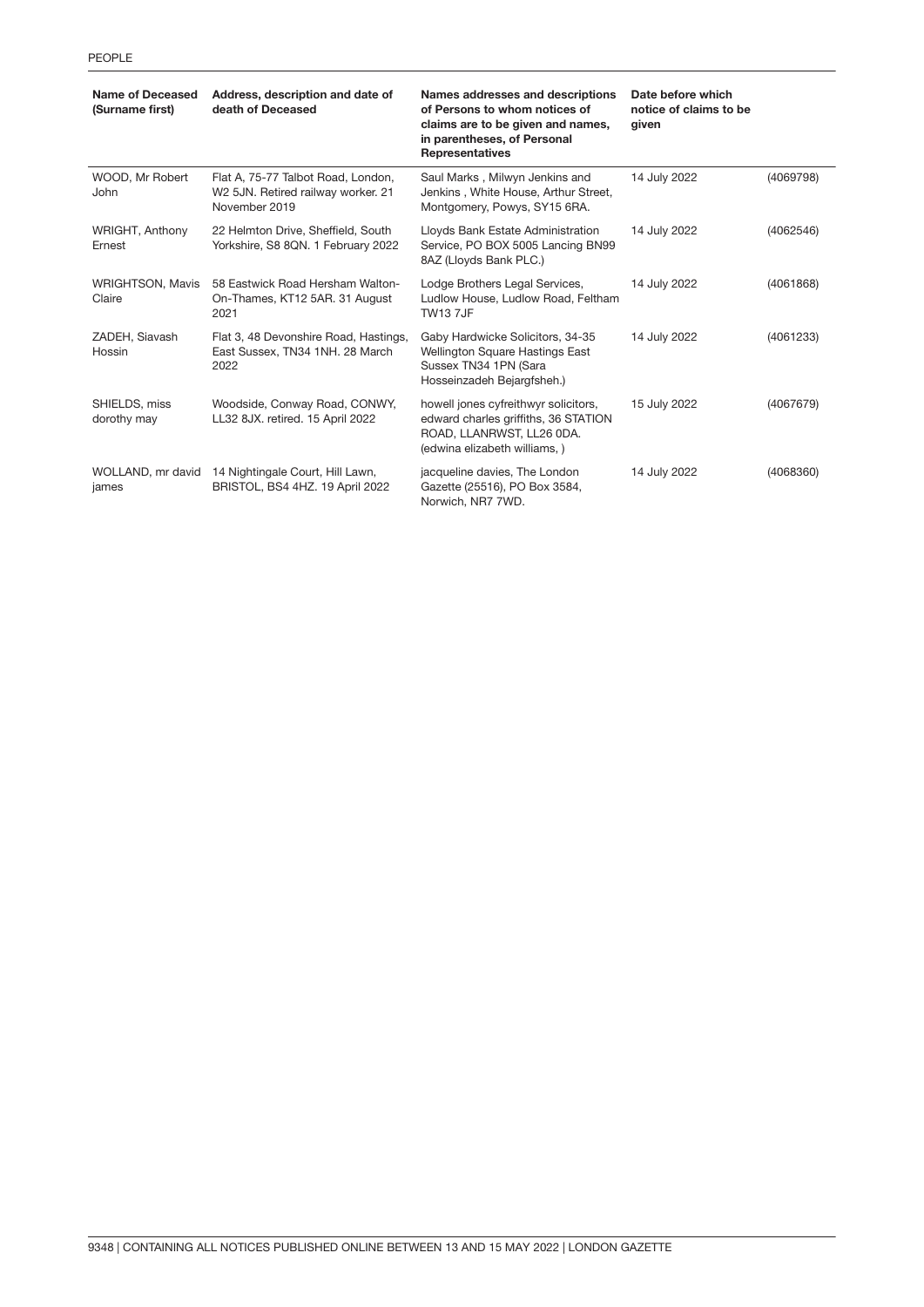| Name of Deceased (Surname first) | Address, description and date of death of Deceased | Names addresses and descriptions of Persons to whom notices of claims are to be given and names, in parentheses, of Personal Representatives | Date before which notice of claims to be given | |
|---|---|---|---|---|
| WOOD, Mr Robert John | Flat A, 75-77 Talbot Road, London, W2 5JN. Retired railway worker. 21 November 2019 | Saul Marks , Milwyn Jenkins and Jenkins , White House, Arthur Street, Montgomery, Powys, SY15 6RA. | 14 July 2022 | (4069798) |
| WRIGHT, Anthony Ernest | 22 Helmton Drive, Sheffield, South Yorkshire, S8 8QN. 1 February 2022 | Lloyds Bank Estate Administration Service, PO BOX 5005 Lancing BN99 8AZ (Lloyds Bank PLC.) | 14 July 2022 | (4062546) |
| WRIGHTSON, Mavis Claire | 58 Eastwick Road Hersham Walton-On-Thames, KT12 5AR. 31 August 2021 | Lodge Brothers Legal Services, Ludlow House, Ludlow Road, Feltham TW13 7JF | 14 July 2022 | (4061868) |
| ZADEH, Siavash Hossin | Flat 3, 48 Devonshire Road, Hastings, East Sussex, TN34 1NH. 28 March 2022 | Gaby Hardwicke Solicitors, 34-35 Wellington Square Hastings East Sussex TN34 1PN (Sara Hosseinzadeh Bejargfsheh.) | 14 July 2022 | (4061233) |
| SHIELDS, miss dorothy may | Woodside, Conway Road, CONWY, LL32 8JX. retired. 15 April 2022 | howell jones cyfreithwyr solicitors, edward charles griffiths, 36 STATION ROAD, LLANRWST, LL26 0DA. (edwina elizabeth williams, ) | 15 July 2022 | (4067679) |
| WOLLAND, mr david james | 14 Nightingale Court, Hill Lawn, BRISTOL, BS4 4HZ. 19 April 2022 | jacqueline davies, The London Gazette (25516), PO Box 3584, Norwich, NR7 7WD. | 14 July 2022 | (4068360) |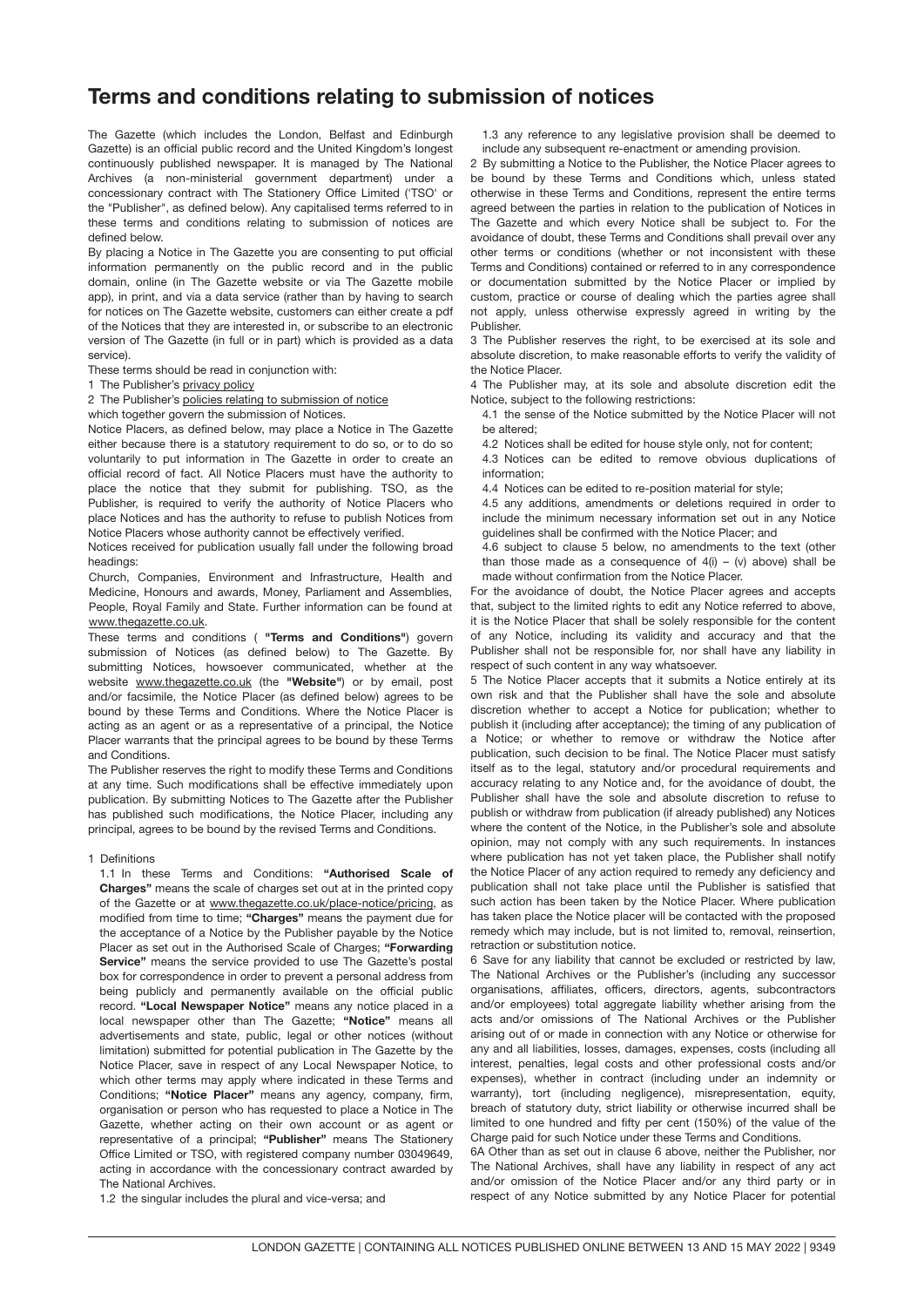# Terms and conditions relating to submission of notices

The Gazette (which includes the London, Belfast and Edinburgh Gazette) is an official public record and the United Kingdom's longest continuously published newspaper. It is managed by The National Archives (a non-ministerial government department) under a concessionary contract with The Stationery Office Limited ('TSO' or the "Publisher", as defined below). Any capitalised terms referred to in these terms and conditions relating to submission of notices are defined below.

By placing a Notice in The Gazette you are consenting to put official information permanently on the public record and in the public domain, online (in The Gazette website or via The Gazette mobile app), in print, and via a data service (rather than by having to search for notices on The Gazette website, customers can either create a pdf of the Notices that they are interested in, or subscribe to an electronic version of The Gazette (in full or in part) which is provided as a data service).

These terms should be read in conjunction with:

1 The Publisher's privacy policy

2 The Publisher's policies relating to submission of notice

which together govern the submission of Notices.

Notice Placers, as defined below, may place a Notice in The Gazette either because there is a statutory requirement to do so, or to do so voluntarily to put information in The Gazette in order to create an official record of fact. All Notice Placers must have the authority to place the notice that they submit for publishing. TSO, as the Publisher, is required to verify the authority of Notice Placers who place Notices and has the authority to refuse to publish Notices from Notice Placers whose authority cannot be effectively verified.

Notices received for publication usually fall under the following broad headings:

Church, Companies, Environment and Infrastructure, Health and Medicine, Honours and awards, Money, Parliament and Assemblies, People, Royal Family and State. Further information can be found at www.thegazette.co.uk.

These terms and conditions ( **"Terms and Conditions"**) govern submission of Notices (as defined below) to The Gazette. By submitting Notices, howsoever communicated, whether at the website www.thegazette.co.uk (the **"Website"**) or by email, post and/or facsimile, the Notice Placer (as defined below) agrees to be bound by these Terms and Conditions. Where the Notice Placer is acting as an agent or as a representative of a principal, the Notice Placer warrants that the principal agrees to be bound by these Terms and Conditions.

The Publisher reserves the right to modify these Terms and Conditions at any time. Such modifications shall be effective immediately upon publication. By submitting Notices to The Gazette after the Publisher has published such modifications, the Notice Placer, including any principal, agrees to be bound by the revised Terms and Conditions.

1 Definitions

1.1 In these Terms and Conditions: **"Authorised Scale of Charges"** means the scale of charges set out at in the printed copy of the Gazette or at www.thegazette.co.uk/place-notice/pricing, as modified from time to time; **"Charges"** means the payment due for the acceptance of a Notice by the Publisher payable by the Notice Placer as set out in the Authorised Scale of Charges; **"Forwarding Service"** means the service provided to use The Gazette's postal box for correspondence in order to prevent a personal address from being publicly and permanently available on the official public record. **"Local Newspaper Notice"** means any notice placed in a local newspaper other than The Gazette; **"Notice"** means all advertisements and state, public, legal or other notices (without limitation) submitted for potential publication in The Gazette by the Notice Placer, save in respect of any Local Newspaper Notice, to which other terms may apply where indicated in these Terms and Conditions; **"Notice Placer"** means any agency, company, firm, organisation or person who has requested to place a Notice in The Gazette, whether acting on their own account or as agent or representative of a principal; **"Publisher"** means The Stationery Office Limited or TSO, with registered company number 03049649, acting in accordance with the concessionary contract awarded by The National Archives.

1.2 the singular includes the plural and vice-versa; and

1.3 any reference to any legislative provision shall be deemed to include any subsequent re-enactment or amending provision.

2 By submitting a Notice to the Publisher, the Notice Placer agrees to be bound by these Terms and Conditions which, unless stated otherwise in these Terms and Conditions, represent the entire terms agreed between the parties in relation to the publication of Notices in The Gazette and which every Notice shall be subject to. For the avoidance of doubt, these Terms and Conditions shall prevail over any other terms or conditions (whether or not inconsistent with these Terms and Conditions) contained or referred to in any correspondence or documentation submitted by the Notice Placer or implied by custom, practice or course of dealing which the parties agree shall not apply, unless otherwise expressly agreed in writing by the Publisher.

3 The Publisher reserves the right, to be exercised at its sole and absolute discretion, to make reasonable efforts to verify the validity of the Notice Placer.

4 The Publisher may, at its sole and absolute discretion edit the Notice, subject to the following restrictions:

4.1 the sense of the Notice submitted by the Notice Placer will not be altered;

4.2 Notices shall be edited for house style only, not for content;

4.3 Notices can be edited to remove obvious duplications of information;

4.4 Notices can be edited to re-position material for style;

4.5 any additions, amendments or deletions required in order to include the minimum necessary information set out in any Notice guidelines shall be confirmed with the Notice Placer; and

4.6 subject to clause 5 below, no amendments to the text (other than those made as a consequence of 4(i) – (v) above) shall be made without confirmation from the Notice Placer.

For the avoidance of doubt, the Notice Placer agrees and accepts that, subject to the limited rights to edit any Notice referred to above, it is the Notice Placer that shall be solely responsible for the content of any Notice, including its validity and accuracy and that the Publisher shall not be responsible for, nor shall have any liability in respect of such content in any way whatsoever.

5 The Notice Placer accepts that it submits a Notice entirely at its own risk and that the Publisher shall have the sole and absolute discretion whether to accept a Notice for publication; whether to publish it (including after acceptance); the timing of any publication of a Notice; or whether to remove or withdraw the Notice after publication, such decision to be final. The Notice Placer must satisfy itself as to the legal, statutory and/or procedural requirements and accuracy relating to any Notice and, for the avoidance of doubt, the Publisher shall have the sole and absolute discretion to refuse to publish or withdraw from publication (if already published) any Notices where the content of the Notice, in the Publisher's sole and absolute opinion, may not comply with any such requirements. In instances where publication has not yet taken place, the Publisher shall notify the Notice Placer of any action required to remedy any deficiency and publication shall not take place until the Publisher is satisfied that such action has been taken by the Notice Placer. Where publication has taken place the Notice placer will be contacted with the proposed remedy which may include, but is not limited to, removal, reinsertion, retraction or substitution notice.

6 Save for any liability that cannot be excluded or restricted by law, The National Archives or the Publisher's (including any successor organisations, affiliates, officers, directors, agents, subcontractors and/or employees) total aggregate liability whether arising from the acts and/or omissions of The National Archives or the Publisher arising out of or made in connection with any Notice or otherwise for any and all liabilities, losses, damages, expenses, costs (including all interest, penalties, legal costs and other professional costs and/or expenses), whether in contract (including under an indemnity or warranty), tort (including negligence), misrepresentation, equity, breach of statutory duty, strict liability or otherwise incurred shall be limited to one hundred and fifty per cent (150%) of the value of the Charge paid for such Notice under these Terms and Conditions.

6A Other than as set out in clause 6 above, neither the Publisher, nor The National Archives, shall have any liability in respect of any act and/or omission of the Notice Placer and/or any third party or in respect of any Notice submitted by any Notice Placer for potential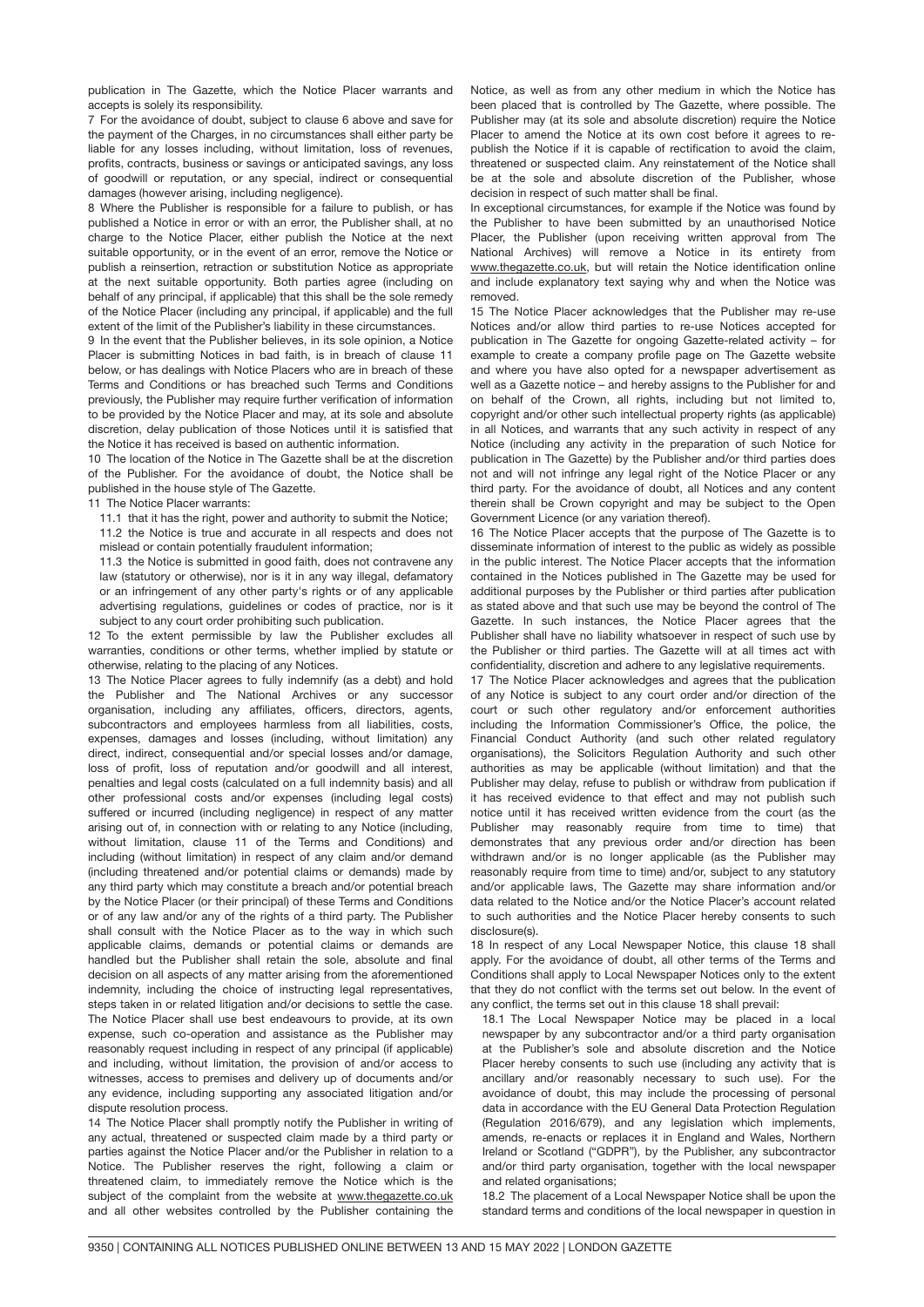publication in The Gazette, which the Notice Placer warrants and accepts is solely its responsibility.

7 For the avoidance of doubt, subject to clause 6 above and save for the payment of the Charges, in no circumstances shall either party be liable for any losses including, without limitation, loss of revenues, profits, contracts, business or savings or anticipated savings, any loss of goodwill or reputation, or any special, indirect or consequential damages (however arising, including negligence).

8 Where the Publisher is responsible for a failure to publish, or has published a Notice in error or with an error, the Publisher shall, at no charge to the Notice Placer, either publish the Notice at the next suitable opportunity, or in the event of an error, remove the Notice or publish a reinsertion, retraction or substitution Notice as appropriate at the next suitable opportunity. Both parties agree (including on behalf of any principal, if applicable) that this shall be the sole remedy of the Notice Placer (including any principal, if applicable) and the full extent of the limit of the Publisher's liability in these circumstances.

9 In the event that the Publisher believes, in its sole opinion, a Notice Placer is submitting Notices in bad faith, is in breach of clause 11 below, or has dealings with Notice Placers who are in breach of these Terms and Conditions or has breached such Terms and Conditions previously, the Publisher may require further verification of information to be provided by the Notice Placer and may, at its sole and absolute discretion, delay publication of those Notices until it is satisfied that the Notice it has received is based on authentic information.

10 The location of the Notice in The Gazette shall be at the discretion of the Publisher. For the avoidance of doubt, the Notice shall be published in the house style of The Gazette.

11 The Notice Placer warrants:

11.1 that it has the right, power and authority to submit the Notice;

11.2 the Notice is true and accurate in all respects and does not mislead or contain potentially fraudulent information;

11.3 the Notice is submitted in good faith, does not contravene any law (statutory or otherwise), nor is it in any way illegal, defamatory or an infringement of any other party's rights or of any applicable advertising regulations, guidelines or codes of practice, nor is it subject to any court order prohibiting such publication.

12 To the extent permissible by law the Publisher excludes all warranties, conditions or other terms, whether implied by statute or otherwise, relating to the placing of any Notices.

13 The Notice Placer agrees to fully indemnify (as a debt) and hold the Publisher and The National Archives or any successor organisation, including any affiliates, officers, directors, agents, subcontractors and employees harmless from all liabilities, costs, expenses, damages and losses (including, without limitation) any direct, indirect, consequential and/or special losses and/or damage, loss of profit, loss of reputation and/or goodwill and all interest, penalties and legal costs (calculated on a full indemnity basis) and all other professional costs and/or expenses (including legal costs) suffered or incurred (including negligence) in respect of any matter arising out of, in connection with or relating to any Notice (including, without limitation, clause 11 of the Terms and Conditions) and including (without limitation) in respect of any claim and/or demand (including threatened and/or potential claims or demands) made by any third party which may constitute a breach and/or potential breach by the Notice Placer (or their principal) of these Terms and Conditions or of any law and/or any of the rights of a third party. The Publisher shall consult with the Notice Placer as to the way in which such applicable claims, demands or potential claims or demands are handled but the Publisher shall retain the sole, absolute and final decision on all aspects of any matter arising from the aforementioned indemnity, including the choice of instructing legal representatives, steps taken in or related litigation and/or decisions to settle the case. The Notice Placer shall use best endeavours to provide, at its own expense, such co-operation and assistance as the Publisher may reasonably request including in respect of any principal (if applicable) and including, without limitation, the provision of and/or access to witnesses, access to premises and delivery up of documents and/or any evidence, including supporting any associated litigation and/or dispute resolution process.

14 The Notice Placer shall promptly notify the Publisher in writing of any actual, threatened or suspected claim made by a third party or parties against the Notice Placer and/or the Publisher in relation to a Notice. The Publisher reserves the right, following a claim or threatened claim, to immediately remove the Notice which is the subject of the complaint from the website at www.thegazette.co.uk and all other websites controlled by the Publisher containing the Notice, as well as from any other medium in which the Notice has been placed that is controlled by The Gazette, where possible. The Publisher may (at its sole and absolute discretion) require the Notice Placer to amend the Notice at its own cost before it agrees to re-publish the Notice if it is capable of rectification to avoid the claim, threatened or suspected claim. Any reinstatement of the Notice shall be at the sole and absolute discretion of the Publisher, whose decision in respect of such matter shall be final.

In exceptional circumstances, for example if the Notice was found by the Publisher to have been submitted by an unauthorised Notice Placer, the Publisher (upon receiving written approval from The National Archives) will remove a Notice in its entirety from www.thegazette.co.uk, but will retain the Notice identification online and include explanatory text saying why and when the Notice was removed.

15 The Notice Placer acknowledges that the Publisher may re-use Notices and/or allow third parties to re-use Notices accepted for publication in The Gazette for ongoing Gazette-related activity – for example to create a company profile page on The Gazette website and where you have also opted for a newspaper advertisement as well as a Gazette notice – and hereby assigns to the Publisher for and on behalf of the Crown, all rights, including but not limited to, copyright and/or other such intellectual property rights (as applicable) in all Notices, and warrants that any such activity in respect of any Notice (including any activity in the preparation of such Notice for publication in The Gazette) by the Publisher and/or third parties does not and will not infringe any legal right of the Notice Placer or any third party. For the avoidance of doubt, all Notices and any content therein shall be Crown copyright and may be subject to the Open Government Licence (or any variation thereof).

16 The Notice Placer accepts that the purpose of The Gazette is to disseminate information of interest to the public as widely as possible in the public interest. The Notice Placer accepts that the information contained in the Notices published in The Gazette may be used for additional purposes by the Publisher or third parties after publication as stated above and that such use may be beyond the control of The Gazette. In such instances, the Notice Placer agrees that the Publisher shall have no liability whatsoever in respect of such use by the Publisher or third parties. The Gazette will at all times act with confidentiality, discretion and adhere to any legislative requirements.

17 The Notice Placer acknowledges and agrees that the publication of any Notice is subject to any court order and/or direction of the court or such other regulatory and/or enforcement authorities including the Information Commissioner's Office, the police, the Financial Conduct Authority (and such other related regulatory organisations), the Solicitors Regulation Authority and such other authorities as may be applicable (without limitation) and that the Publisher may delay, refuse to publish or withdraw from publication if it has received evidence to that effect and may not publish such notice until it has received written evidence from the court (as the Publisher may reasonably require from time to time) that demonstrates that any previous order and/or direction has been withdrawn and/or is no longer applicable (as the Publisher may reasonably require from time to time) and/or, subject to any statutory and/or applicable laws, The Gazette may share information and/or data related to the Notice and/or the Notice Placer's account related to such authorities and the Notice Placer hereby consents to such disclosure(s).

18 In respect of any Local Newspaper Notice, this clause 18 shall apply. For the avoidance of doubt, all other terms of the Terms and Conditions shall apply to Local Newspaper Notices only to the extent that they do not conflict with the terms set out below. In the event of any conflict, the terms set out in this clause 18 shall prevail:

18.1 The Local Newspaper Notice may be placed in a local newspaper by any subcontractor and/or a third party organisation at the Publisher's sole and absolute discretion and the Notice Placer hereby consents to such use (including any activity that is ancillary and/or reasonably necessary to such use). For the avoidance of doubt, this may include the processing of personal data in accordance with the EU General Data Protection Regulation (Regulation 2016/679), and any legislation which implements, amends, re-enacts or replaces it in England and Wales, Northern Ireland or Scotland ("GDPR"), by the Publisher, any subcontractor and/or third party organisation, together with the local newspaper and related organisations;

18.2 The placement of a Local Newspaper Notice shall be upon the standard terms and conditions of the local newspaper in question in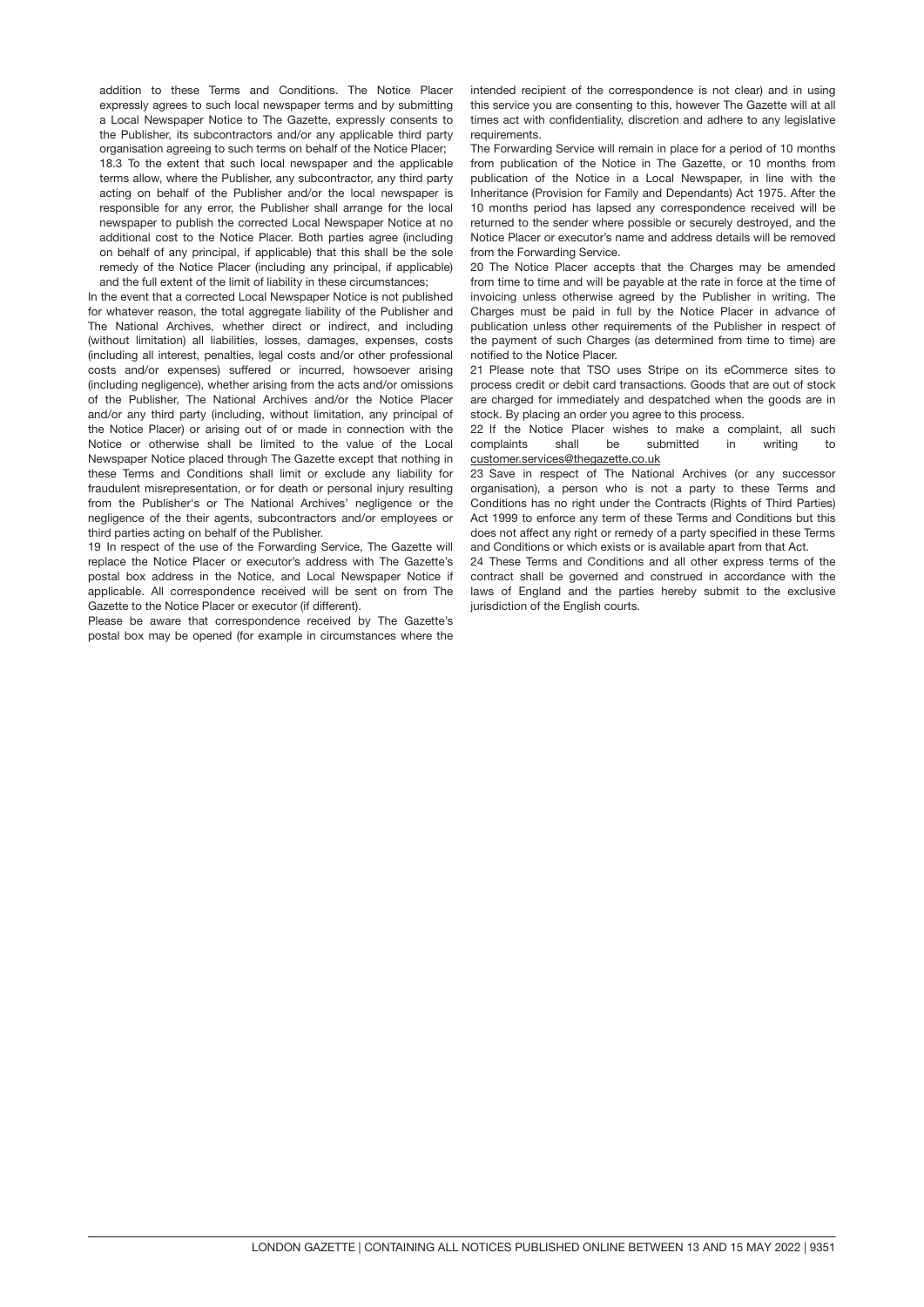addition to these Terms and Conditions. The Notice Placer expressly agrees to such local newspaper terms and by submitting a Local Newspaper Notice to The Gazette, expressly consents to the Publisher, its subcontractors and/or any applicable third party organisation agreeing to such terms on behalf of the Notice Placer;

18.3 To the extent that such local newspaper and the applicable terms allow, where the Publisher, any subcontractor, any third party acting on behalf of the Publisher and/or the local newspaper is responsible for any error, the Publisher shall arrange for the local newspaper to publish the corrected Local Newspaper Notice at no additional cost to the Notice Placer. Both parties agree (including on behalf of any principal, if applicable) that this shall be the sole remedy of the Notice Placer (including any principal, if applicable) and the full extent of the limit of liability in these circumstances;

In the event that a corrected Local Newspaper Notice is not published for whatever reason, the total aggregate liability of the Publisher and The National Archives, whether direct or indirect, and including (without limitation) all liabilities, losses, damages, expenses, costs (including all interest, penalties, legal costs and/or other professional costs and/or expenses) suffered or incurred, howsoever arising (including negligence), whether arising from the acts and/or omissions of the Publisher, The National Archives and/or the Notice Placer and/or any third party (including, without limitation, any principal of the Notice Placer) or arising out of or made in connection with the Notice or otherwise shall be limited to the value of the Local Newspaper Notice placed through The Gazette except that nothing in these Terms and Conditions shall limit or exclude any liability for fraudulent misrepresentation, or for death or personal injury resulting from the Publisher's or The National Archives' negligence or the negligence of the their agents, subcontractors and/or employees or third parties acting on behalf of the Publisher.

19 In respect of the use of the Forwarding Service, The Gazette will replace the Notice Placer or executor's address with The Gazette's postal box address in the Notice, and Local Newspaper Notice if applicable. All correspondence received will be sent on from The Gazette to the Notice Placer or executor (if different).

Please be aware that correspondence received by The Gazette's postal box may be opened (for example in circumstances where the intended recipient of the correspondence is not clear) and in using this service you are consenting to this, however The Gazette will at all times act with confidentiality, discretion and adhere to any legislative requirements.

The Forwarding Service will remain in place for a period of 10 months from publication of the Notice in The Gazette, or 10 months from publication of the Notice in a Local Newspaper, in line with the Inheritance (Provision for Family and Dependants) Act 1975. After the 10 months period has lapsed any correspondence received will be returned to the sender where possible or securely destroyed, and the Notice Placer or executor's name and address details will be removed from the Forwarding Service.

20 The Notice Placer accepts that the Charges may be amended from time to time and will be payable at the rate in force at the time of invoicing unless otherwise agreed by the Publisher in writing. The Charges must be paid in full by the Notice Placer in advance of publication unless other requirements of the Publisher in respect of the payment of such Charges (as determined from time to time) are notified to the Notice Placer.

21 Please note that TSO uses Stripe on its eCommerce sites to process credit or debit card transactions. Goods that are out of stock are charged for immediately and despatched when the goods are in stock. By placing an order you agree to this process.

22 If the Notice Placer wishes to make a complaint, all such complaints shall be submitted in writing to customer.services@thegazette.co.uk

23 Save in respect of The National Archives (or any successor organisation), a person who is not a party to these Terms and Conditions has no right under the Contracts (Rights of Third Parties) Act 1999 to enforce any term of these Terms and Conditions but this does not affect any right or remedy of a party specified in these Terms and Conditions or which exists or is available apart from that Act.

24 These Terms and Conditions and all other express terms of the contract shall be governed and construed in accordance with the laws of England and the parties hereby submit to the exclusive jurisdiction of the English courts.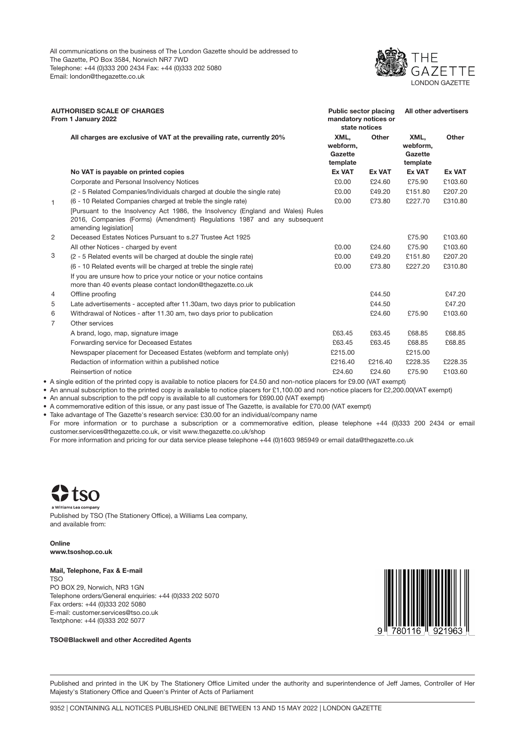All communications on the business of The London Gazette should be addressed to The Gazette, PO Box 3584, Norwich NR7 7WD
Telephone: +44 (0)333 200 2434 Fax: +44 (0)333 202 5080
Email: london@thegazette.co.uk

THE GAZETTE
LONDON GAZETTE

| | AUTHORISED SCALE OF CHARGES From 1 January 2022 | Public sector placing mandatory notices or state notices | | All other advertisers | |
|---|---|---|---|---|---|
| | All charges are exclusive of VAT at the prevailing rate, currently 20% | XML, webform, Gazette template | Other | XML, webform, Gazette template | Other |
| | No VAT is payable on printed copies | Ex VAT | Ex VAT | Ex VAT | Ex VAT |
| 1 | Corporate and Personal Insolvency Notices | £0.00 | £24.60 | £75.90 | £103.60 |
| | (2 - 5 Related Companies/Individuals charged at double the single rate) | £0.00 | £49.20 | £151.80 | £207.20 |
| | (6 - 10 Related Companies charged at treble the single rate) | £0.00 | £73.80 | £227.70 | £310.80 |
| | [Pursuant to the Insolvency Act 1986, the Insolvency (England and Wales) Rules 2016, Companies (Forms) (Amendment) Regulations 1987 and any subsequent amending legislation] | | | | |
| 2 | Deceased Estates Notices Pursuant to s.27 Trustee Act 1925 | | | £75.90 | £103.60 |
| 3 | All other Notices - charged by event | £0.00 | £24.60 | £75.90 | £103.60 |
| | (2 - 5 Related events will be charged at double the single rate) | £0.00 | £49.20 | £151.80 | £207.20 |
| | (6 - 10 Related events will be charged at treble the single rate) | £0.00 | £73.80 | £227.20 | £310.80 |
| | If you are unsure how to price your notice or your notice contains more than 40 events please contact london@thegazette.co.uk | | | | |
| 4 | Offline proofing | | £44.50 | | £47.20 |
| 5 | Late advertisements - accepted after 11.30am, two days prior to publication | | £44.50 | | £47.20 |
| 6 | Withdrawal of Notices - after 11.30 am, two days prior to publication | | £24.60 | £75.90 | £103.60 |
| 7 | Other services | | | | |
| | A brand, logo, map, signature image | £63.45 | £63.45 | £68.85 | £68.85 |
| | Forwarding service for Deceased Estates | £63.45 | £63.45 | £68.85 | £68.85 |
| | Newspaper placement for Deceased Estates (webform and template only) | £215.00 | | £215.00 | |
| | Redaction of information within a published notice | £216.40 | £216.40 | £228.35 | £228.35 |
| | Reinsertion of notice | £24.60 | £24.60 | £75.90 | £103.60 |

- A single edition of the printed copy is available to notice placers for £4.50 and non-notice placers for £9.00 (VAT exempt)
- An annual subscription to the printed copy is available to notice placers for £1,100.00 and non-notice placers for £2,200.00(VAT exempt)
- An annual subscription to the pdf copy is available to all customers for £690.00 (VAT exempt)
- A commemorative edition of this issue, or any past issue of The Gazette, is available for £70.00 (VAT exempt)
- Take advantage of The Gazette's research service: £30.00 for an individual/company name

For more information or to purchase a subscription or a commemorative edition, please telephone +44 (0)333 200 2434 or email customer.services@thegazette.co.uk, or visit www.thegazette.co.uk/shop

For more information and pricing for our data service please telephone +44 (0)1603 985949 or email data@thegazette.co.uk

tso
a Williams Lea company

Published by TSO (The Stationery Office), a Williams Lea company, and available from:

**Online**
**www.tsoshop.co.uk**

**Mail, Telephone, Fax & E-mail**
TSO
PO BOX 29, Norwich, NR3 1GN
Telephone orders/General enquiries: +44 (0)333 202 5070
Fax orders: +44 (0)333 202 5080
E-mail: customer.services@tso.co.uk
Textphone: +44 (0)333 202 5077

**TSO@Blackwell and other Accredited Agents**

9 780116 921963

Published and printed in the UK by The Stationery Office Limited under the authority and superintendence of Jeff James, Controller of Her Majesty's Stationery Office and Queen's Printer of Acts of Parliament